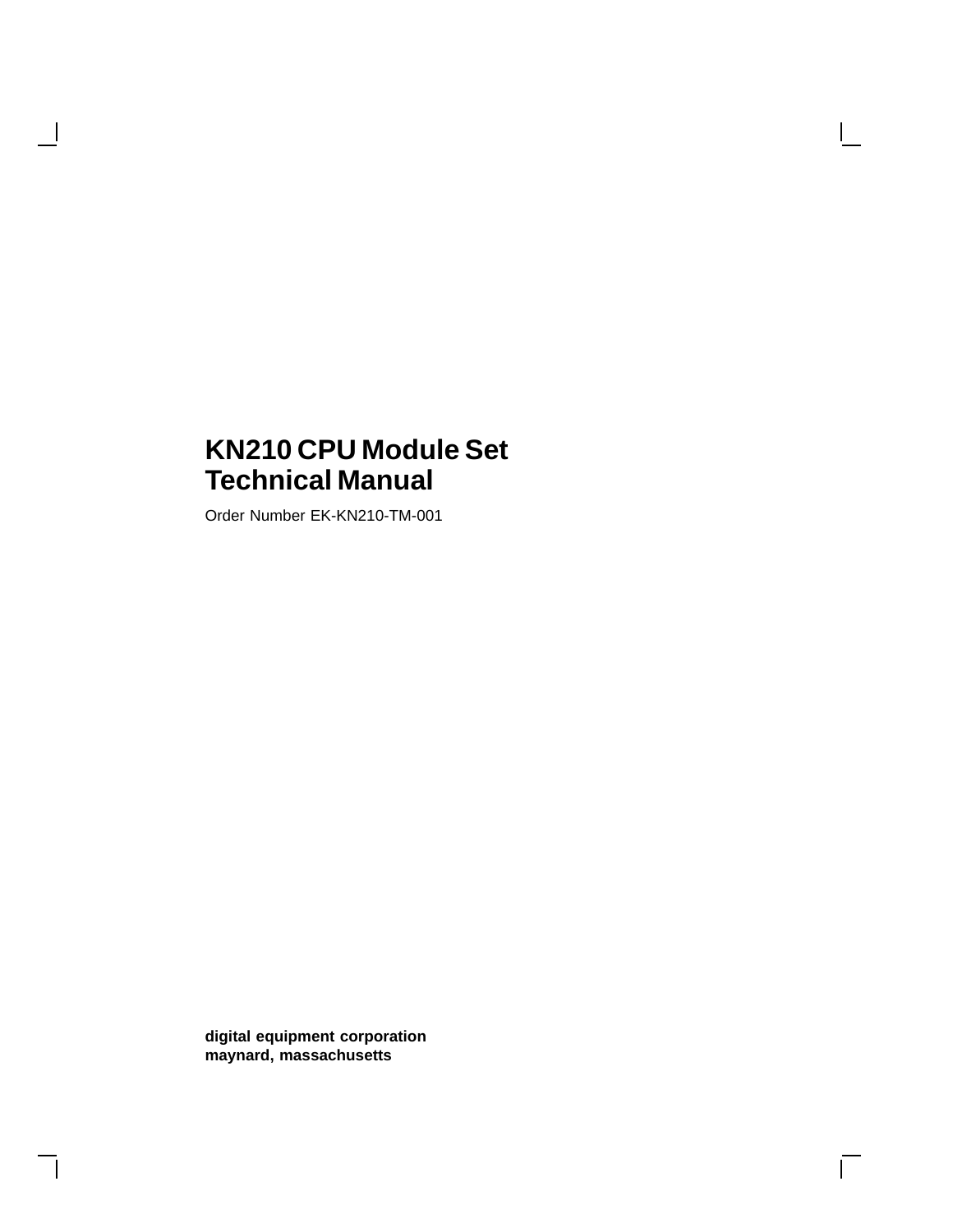# KN210 CPU Module Set Technical Manual

Order Number EK-KN210-TM-001

**digital equipment corporation**
**maynard, massachusetts**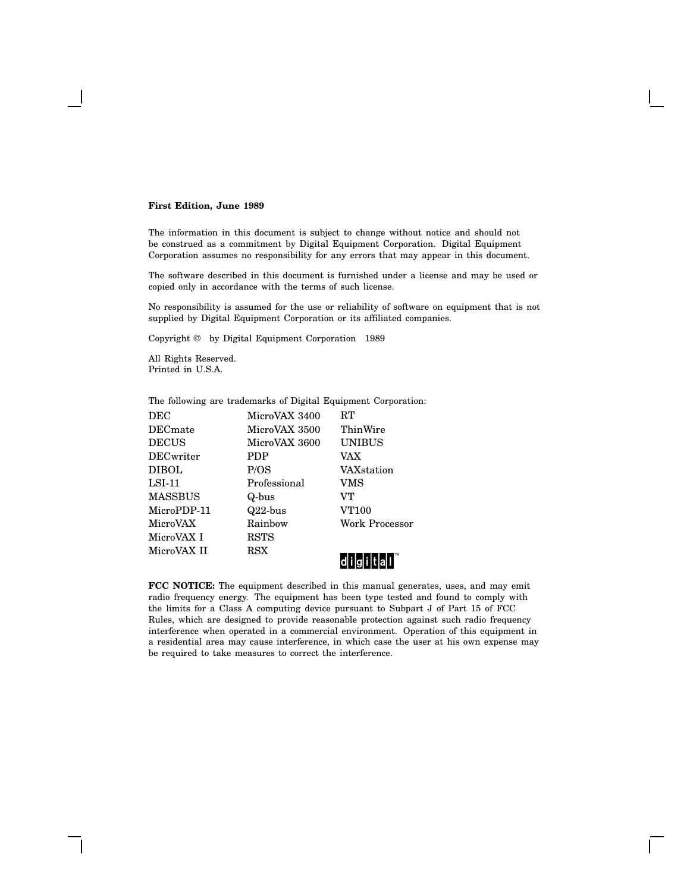**First Edition, June 1989**

The information in this document is subject to change without notice and should not be construed as a commitment by Digital Equipment Corporation. Digital Equipment Corporation assumes no responsibility for any errors that may appear in this document.

The software described in this document is furnished under a license and may be used or copied only in accordance with the terms of such license.

No responsibility is assumed for the use or reliability of software on equipment that is not supplied by Digital Equipment Corporation or its affiliated companies.

Copyright © by Digital Equipment Corporation 1989

All Rights Reserved.
Printed in U.S.A.

The following are trademarks of Digital Equipment Corporation:

| | | |
|---|---|---|
| DEC | MicroVAX 3400 | RT |
| DECmate | MicroVAX 3500 | ThinWire |
| DECUS | MicroVAX 3600 | UNIBUS |
| DECwriter | PDP | VAX |
| DIBOL | P/OS | VAXstation |
| LSI-11 | Professional | VMS |
| MASSBUS | Q-bus | VT |
| MicroPDP-11 | Q22-bus | VT100 |
| MicroVAX | Rainbow | Work Processor |
| MicroVAX I | RSTS | |
| MicroVAX II | RSX | digital™ |

**FCC NOTICE:** The equipment described in this manual generates, uses, and may emit radio frequency energy. The equipment has been type tested and found to comply with the limits for a Class A computing device pursuant to Subpart J of Part 15 of FCC Rules, which are designed to provide reasonable protection against such radio frequency interference when operated in a commercial environment. Operation of this equipment in a residential area may cause interference, in which case the user at his own expense may be required to take measures to correct the interference.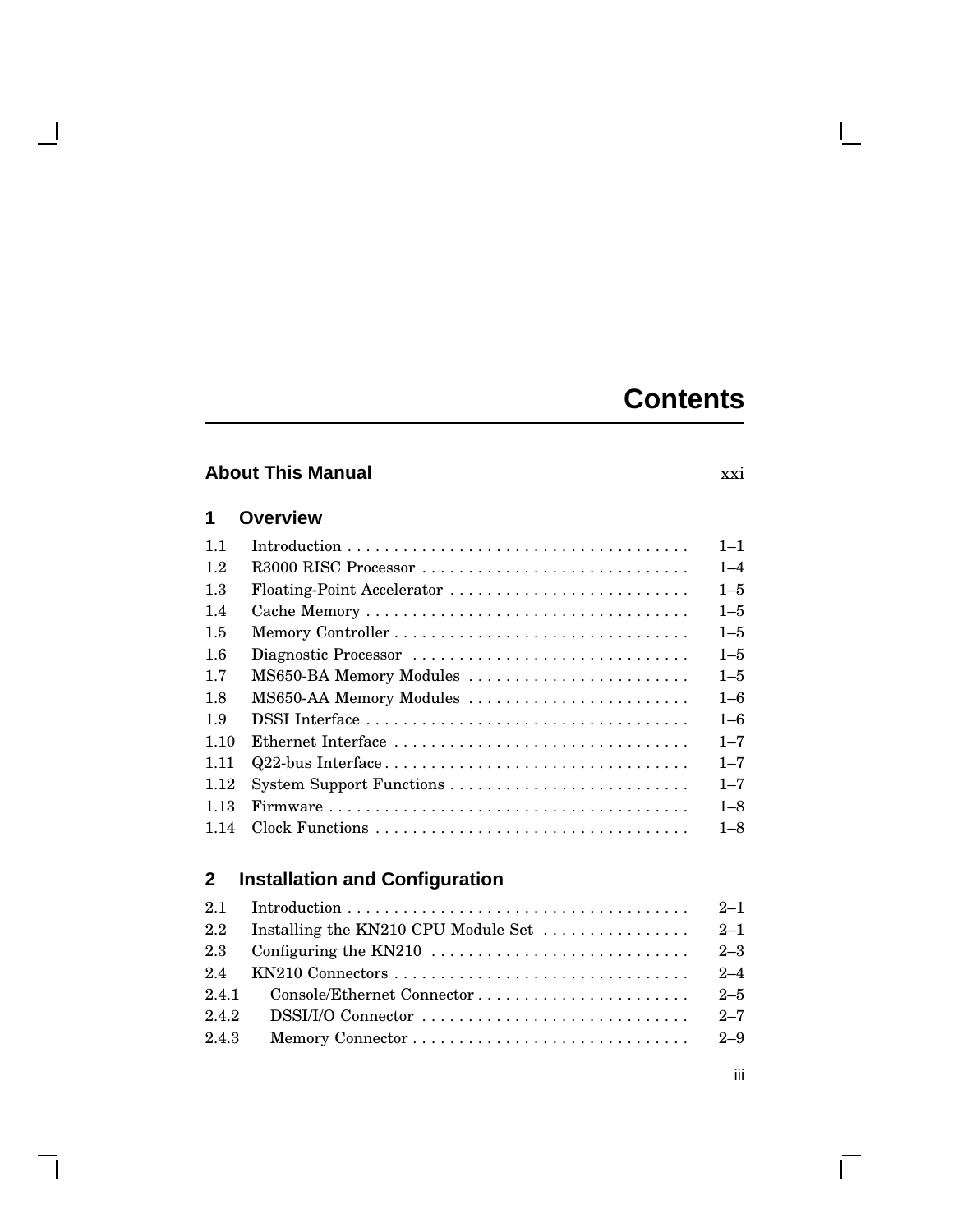# Contents

**About This Manual** xxi

## 1 Overview

| | | |
|---|---|---|
| 1.1 | Introduction | 1–1 |
| 1.2 | R3000 RISC Processor | 1–4 |
| 1.3 | Floating-Point Accelerator | 1–5 |
| 1.4 | Cache Memory | 1–5 |
| 1.5 | Memory Controller | 1–5 |
| 1.6 | Diagnostic Processor | 1–5 |
| 1.7 | MS650-BA Memory Modules | 1–5 |
| 1.8 | MS650-AA Memory Modules | 1–6 |
| 1.9 | DSSI Interface | 1–6 |
| 1.10 | Ethernet Interface | 1–7 |
| 1.11 | Q22-bus Interface | 1–7 |
| 1.12 | System Support Functions | 1–7 |
| 1.13 | Firmware | 1–8 |
| 1.14 | Clock Functions | 1–8 |

## 2 Installation and Configuration

| | | |
|---|---|---|
| 2.1 | Introduction | 2–1 |
| 2.2 | Installing the KN210 CPU Module Set | 2–1 |
| 2.3 | Configuring the KN210 | 2–3 |
| 2.4 | KN210 Connectors | 2–4 |
| 2.4.1 | Console/Ethernet Connector | 2–5 |
| 2.4.2 | DSSI/I/O Connector | 2–7 |
| 2.4.3 | Memory Connector | 2–9 |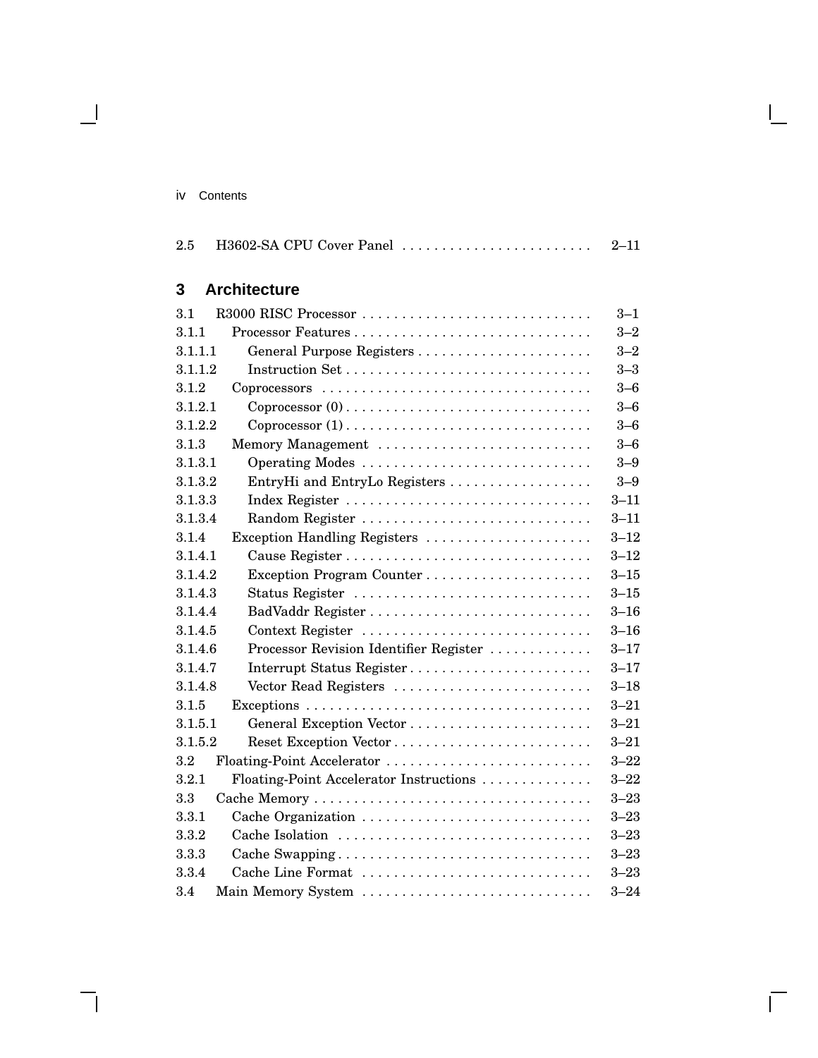| | | |
|---|---|---|
| 2.5 | H3602-SA CPU Cover Panel | 2–11 |

## 3 Architecture

| | | |
|---|---|---|
| 3.1 | R3000 RISC Processor | 3–1 |
| 3.1.1 | Processor Features | 3–2 |
| 3.1.1.1 | General Purpose Registers | 3–2 |
| 3.1.1.2 | Instruction Set | 3–3 |
| 3.1.2 | Coprocessors | 3–6 |
| 3.1.2.1 | Coprocessor (0) | 3–6 |
| 3.1.2.2 | Coprocessor (1) | 3–6 |
| 3.1.3 | Memory Management | 3–6 |
| 3.1.3.1 | Operating Modes | 3–9 |
| 3.1.3.2 | EntryHi and EntryLo Registers | 3–9 |
| 3.1.3.3 | Index Register | 3–11 |
| 3.1.3.4 | Random Register | 3–11 |
| 3.1.4 | Exception Handling Registers | 3–12 |
| 3.1.4.1 | Cause Register | 3–12 |
| 3.1.4.2 | Exception Program Counter | 3–15 |
| 3.1.4.3 | Status Register | 3–15 |
| 3.1.4.4 | BadVaddr Register | 3–16 |
| 3.1.4.5 | Context Register | 3–16 |
| 3.1.4.6 | Processor Revision Identifier Register | 3–17 |
| 3.1.4.7 | Interrupt Status Register | 3–17 |
| 3.1.4.8 | Vector Read Registers | 3–18 |
| 3.1.5 | Exceptions | 3–21 |
| 3.1.5.1 | General Exception Vector | 3–21 |
| 3.1.5.2 | Reset Exception Vector | 3–21 |
| 3.2 | Floating-Point Accelerator | 3–22 |
| 3.2.1 | Floating-Point Accelerator Instructions | 3–22 |
| 3.3 | Cache Memory | 3–23 |
| 3.3.1 | Cache Organization | 3–23 |
| 3.3.2 | Cache Isolation | 3–23 |
| 3.3.3 | Cache Swapping | 3–23 |
| 3.3.4 | Cache Line Format | 3–23 |
| 3.4 | Main Memory System | 3–24 |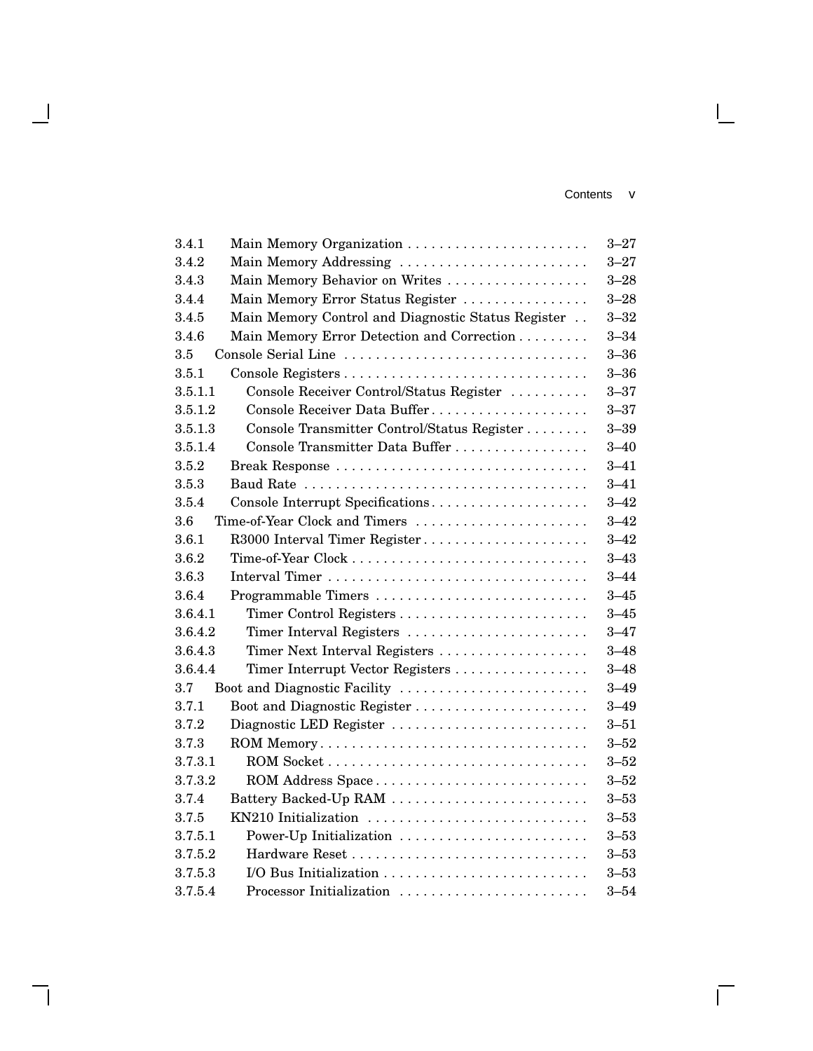| | | |
|---|---|---|
| 3.4.1 | Main Memory Organization | 3–27 |
| 3.4.2 | Main Memory Addressing | 3–27 |
| 3.4.3 | Main Memory Behavior on Writes | 3–28 |
| 3.4.4 | Main Memory Error Status Register | 3–28 |
| 3.4.5 | Main Memory Control and Diagnostic Status Register | 3–32 |
| 3.4.6 | Main Memory Error Detection and Correction | 3–34 |
| 3.5 | Console Serial Line | 3–36 |
| 3.5.1 | Console Registers | 3–36 |
| 3.5.1.1 | Console Receiver Control/Status Register | 3–37 |
| 3.5.1.2 | Console Receiver Data Buffer | 3–37 |
| 3.5.1.3 | Console Transmitter Control/Status Register | 3–39 |
| 3.5.1.4 | Console Transmitter Data Buffer | 3–40 |
| 3.5.2 | Break Response | 3–41 |
| 3.5.3 | Baud Rate | 3–41 |
| 3.5.4 | Console Interrupt Specifications | 3–42 |
| 3.6 | Time-of-Year Clock and Timers | 3–42 |
| 3.6.1 | R3000 Interval Timer Register | 3–42 |
| 3.6.2 | Time-of-Year Clock | 3–43 |
| 3.6.3 | Interval Timer | 3–44 |
| 3.6.4 | Programmable Timers | 3–45 |
| 3.6.4.1 | Timer Control Registers | 3–45 |
| 3.6.4.2 | Timer Interval Registers | 3–47 |
| 3.6.4.3 | Timer Next Interval Registers | 3–48 |
| 3.6.4.4 | Timer Interrupt Vector Registers | 3–48 |
| 3.7 | Boot and Diagnostic Facility | 3–49 |
| 3.7.1 | Boot and Diagnostic Register | 3–49 |
| 3.7.2 | Diagnostic LED Register | 3–51 |
| 3.7.3 | ROM Memory | 3–52 |
| 3.7.3.1 | ROM Socket | 3–52 |
| 3.7.3.2 | ROM Address Space | 3–52 |
| 3.7.4 | Battery Backed-Up RAM | 3–53 |
| 3.7.5 | KN210 Initialization | 3–53 |
| 3.7.5.1 | Power-Up Initialization | 3–53 |
| 3.7.5.2 | Hardware Reset | 3–53 |
| 3.7.5.3 | I/O Bus Initialization | 3–53 |
| 3.7.5.4 | Processor Initialization | 3–54 |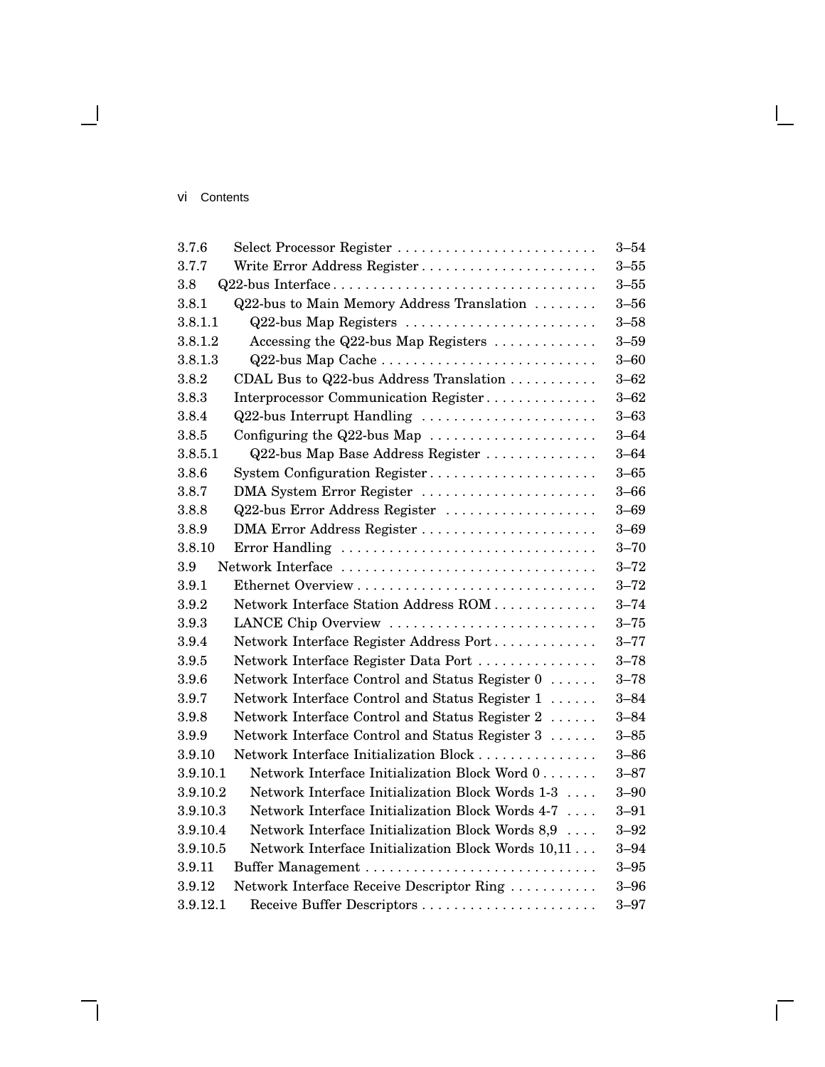| | | |
|---|---|---|
| 3.7.6 | Select Processor Register | 3–54 |
| 3.7.7 | Write Error Address Register | 3–55 |
| 3.8 | Q22-bus Interface | 3–55 |
| 3.8.1 | Q22-bus to Main Memory Address Translation | 3–56 |
| 3.8.1.1 | Q22-bus Map Registers | 3–58 |
| 3.8.1.2 | Accessing the Q22-bus Map Registers | 3–59 |
| 3.8.1.3 | Q22-bus Map Cache | 3–60 |
| 3.8.2 | CDAL Bus to Q22-bus Address Translation | 3–62 |
| 3.8.3 | Interprocessor Communication Register | 3–62 |
| 3.8.4 | Q22-bus Interrupt Handling | 3–63 |
| 3.8.5 | Configuring the Q22-bus Map | 3–64 |
| 3.8.5.1 | Q22-bus Map Base Address Register | 3–64 |
| 3.8.6 | System Configuration Register | 3–65 |
| 3.8.7 | DMA System Error Register | 3–66 |
| 3.8.8 | Q22-bus Error Address Register | 3–69 |
| 3.8.9 | DMA Error Address Register | 3–69 |
| 3.8.10 | Error Handling | 3–70 |
| 3.9 | Network Interface | 3–72 |
| 3.9.1 | Ethernet Overview | 3–72 |
| 3.9.2 | Network Interface Station Address ROM | 3–74 |
| 3.9.3 | LANCE Chip Overview | 3–75 |
| 3.9.4 | Network Interface Register Address Port | 3–77 |
| 3.9.5 | Network Interface Register Data Port | 3–78 |
| 3.9.6 | Network Interface Control and Status Register 0 | 3–78 |
| 3.9.7 | Network Interface Control and Status Register 1 | 3–84 |
| 3.9.8 | Network Interface Control and Status Register 2 | 3–84 |
| 3.9.9 | Network Interface Control and Status Register 3 | 3–85 |
| 3.9.10 | Network Interface Initialization Block | 3–86 |
| 3.9.10.1 | Network Interface Initialization Block Word 0 | 3–87 |
| 3.9.10.2 | Network Interface Initialization Block Words 1-3 | 3–90 |
| 3.9.10.3 | Network Interface Initialization Block Words 4-7 | 3–91 |
| 3.9.10.4 | Network Interface Initialization Block Words 8,9 | 3–92 |
| 3.9.10.5 | Network Interface Initialization Block Words 10,11 | 3–94 |
| 3.9.11 | Buffer Management | 3–95 |
| 3.9.12 | Network Interface Receive Descriptor Ring | 3–96 |
| 3.9.12.1 | Receive Buffer Descriptors | 3–97 |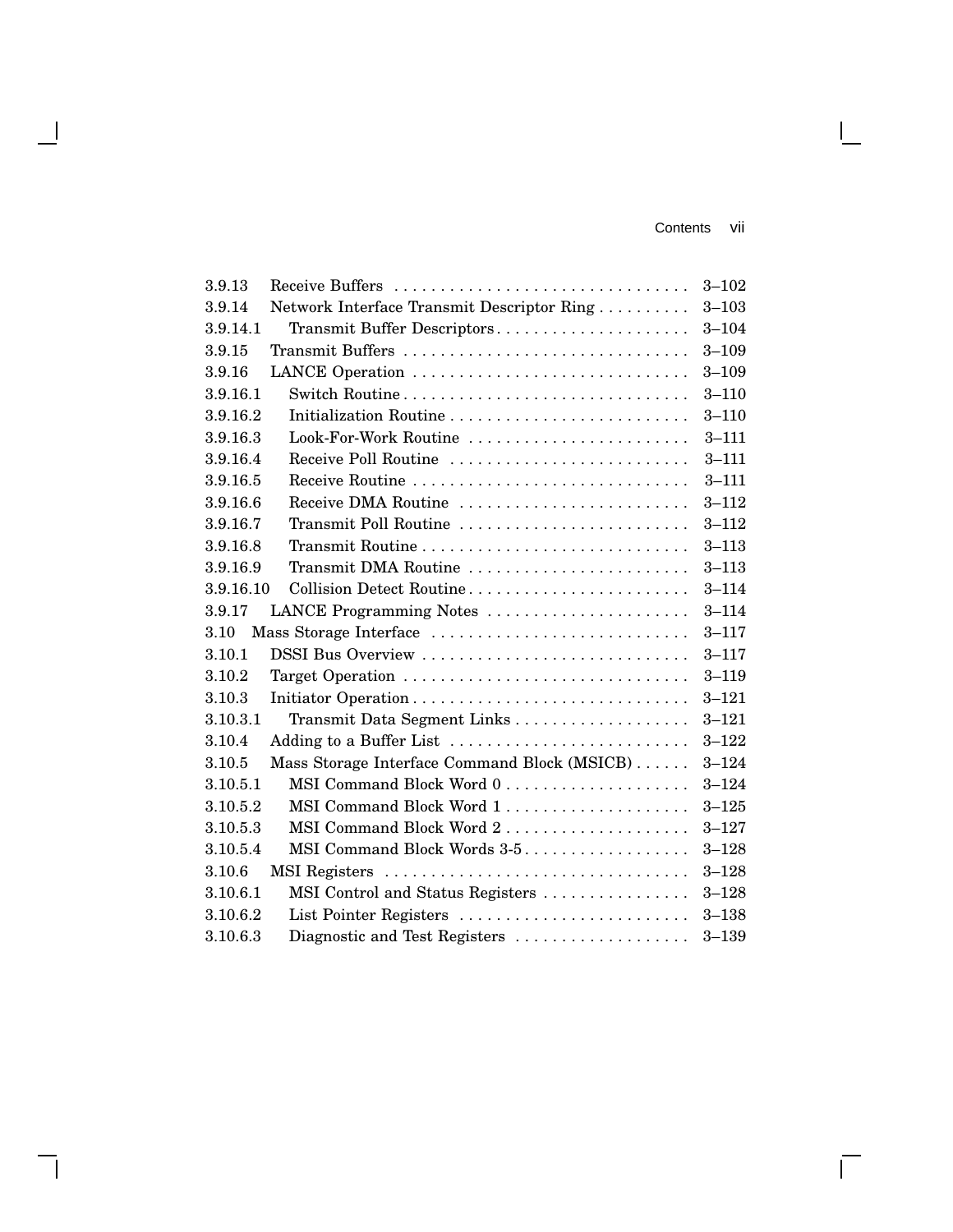| | | |
|---|---|---|
| 3.9.13 | Receive Buffers | 3–102 |
| 3.9.14 | Network Interface Transmit Descriptor Ring | 3–103 |
| 3.9.14.1 | Transmit Buffer Descriptors | 3–104 |
| 3.9.15 | Transmit Buffers | 3–109 |
| 3.9.16 | LANCE Operation | 3–109 |
| 3.9.16.1 | Switch Routine | 3–110 |
| 3.9.16.2 | Initialization Routine | 3–110 |
| 3.9.16.3 | Look-For-Work Routine | 3–111 |
| 3.9.16.4 | Receive Poll Routine | 3–111 |
| 3.9.16.5 | Receive Routine | 3–111 |
| 3.9.16.6 | Receive DMA Routine | 3–112 |
| 3.9.16.7 | Transmit Poll Routine | 3–112 |
| 3.9.16.8 | Transmit Routine | 3–113 |
| 3.9.16.9 | Transmit DMA Routine | 3–113 |
| 3.9.16.10 | Collision Detect Routine | 3–114 |
| 3.9.17 | LANCE Programming Notes | 3–114 |
| 3.10 | Mass Storage Interface | 3–117 |
| 3.10.1 | DSSI Bus Overview | 3–117 |
| 3.10.2 | Target Operation | 3–119 |
| 3.10.3 | Initiator Operation | 3–121 |
| 3.10.3.1 | Transmit Data Segment Links | 3–121 |
| 3.10.4 | Adding to a Buffer List | 3–122 |
| 3.10.5 | Mass Storage Interface Command Block (MSICB) | 3–124 |
| 3.10.5.1 | MSI Command Block Word 0 | 3–124 |
| 3.10.5.2 | MSI Command Block Word 1 | 3–125 |
| 3.10.5.3 | MSI Command Block Word 2 | 3–127 |
| 3.10.5.4 | MSI Command Block Words 3-5 | 3–128 |
| 3.10.6 | MSI Registers | 3–128 |
| 3.10.6.1 | MSI Control and Status Registers | 3–128 |
| 3.10.6.2 | List Pointer Registers | 3–138 |
| 3.10.6.3 | Diagnostic and Test Registers | 3–139 |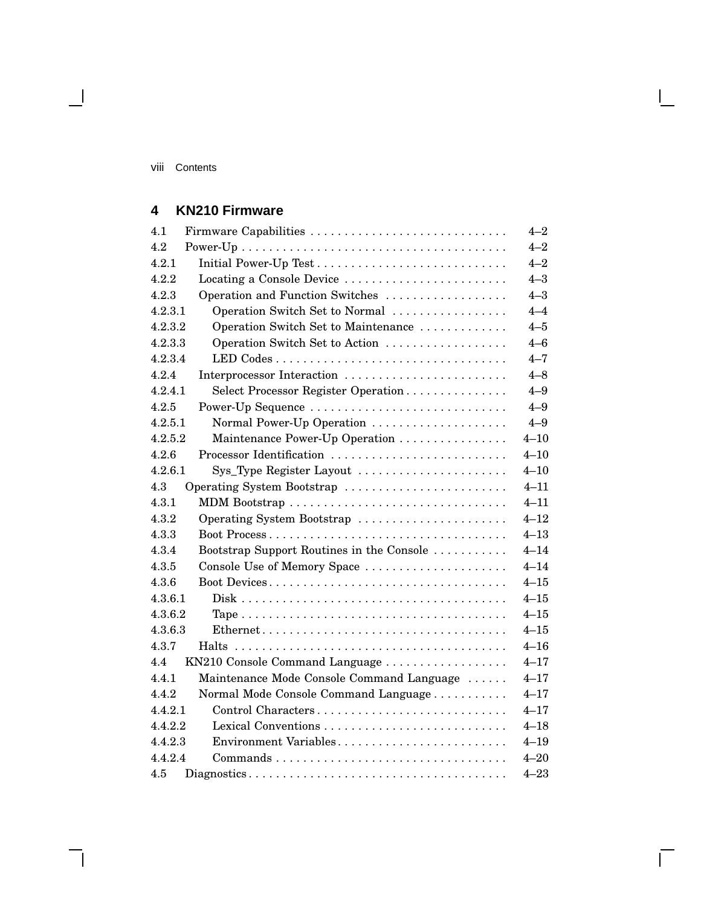## 4 KN210 Firmware

| | | |
|---|---|---|
| 4.1 | Firmware Capabilities | 4–2 |
| 4.2 | Power-Up | 4–2 |
| 4.2.1 | Initial Power-Up Test | 4–2 |
| 4.2.2 | Locating a Console Device | 4–3 |
| 4.2.3 | Operation and Function Switches | 4–3 |
| 4.2.3.1 | Operation Switch Set to Normal | 4–4 |
| 4.2.3.2 | Operation Switch Set to Maintenance | 4–5 |
| 4.2.3.3 | Operation Switch Set to Action | 4–6 |
| 4.2.3.4 | LED Codes | 4–7 |
| 4.2.4 | Interprocessor Interaction | 4–8 |
| 4.2.4.1 | Select Processor Register Operation | 4–9 |
| 4.2.5 | Power-Up Sequence | 4–9 |
| 4.2.5.1 | Normal Power-Up Operation | 4–9 |
| 4.2.5.2 | Maintenance Power-Up Operation | 4–10 |
| 4.2.6 | Processor Identification | 4–10 |
| 4.2.6.1 | Sys_Type Register Layout | 4–10 |
| 4.3 | Operating System Bootstrap | 4–11 |
| 4.3.1 | MDM Bootstrap | 4–11 |
| 4.3.2 | Operating System Bootstrap | 4–12 |
| 4.3.3 | Boot Process | 4–13 |
| 4.3.4 | Bootstrap Support Routines in the Console | 4–14 |
| 4.3.5 | Console Use of Memory Space | 4–14 |
| 4.3.6 | Boot Devices | 4–15 |
| 4.3.6.1 | Disk | 4–15 |
| 4.3.6.2 | Tape | 4–15 |
| 4.3.6.3 | Ethernet | 4–15 |
| 4.3.7 | Halts | 4–16 |
| 4.4 | KN210 Console Command Language | 4–17 |
| 4.4.1 | Maintenance Mode Console Command Language | 4–17 |
| 4.4.2 | Normal Mode Console Command Language | 4–17 |
| 4.4.2.1 | Control Characters | 4–17 |
| 4.4.2.2 | Lexical Conventions | 4–18 |
| 4.4.2.3 | Environment Variables | 4–19 |
| 4.4.2.4 | Commands | 4–20 |
| 4.5 | Diagnostics | 4–23 |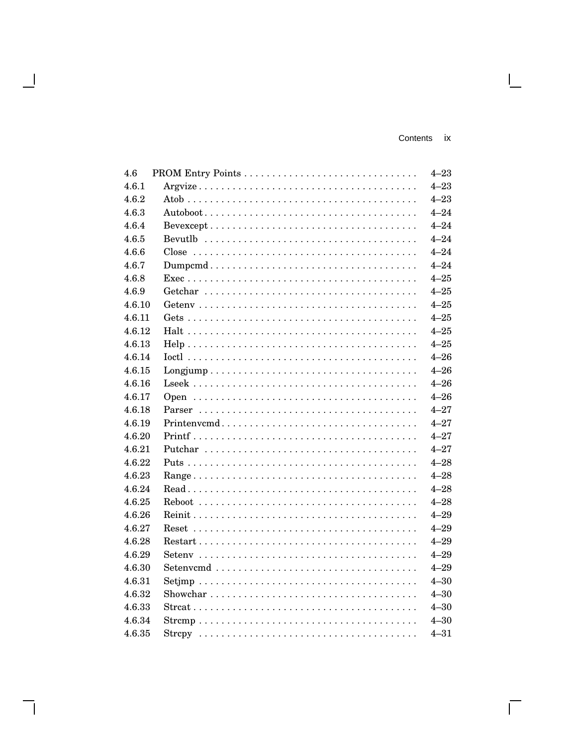| | | |
|---|---|---|
| 4.6 | PROM Entry Points | 4–23 |
| 4.6.1 | Argvize | 4–23 |
| 4.6.2 | Atob | 4–23 |
| 4.6.3 | Autoboot | 4–24 |
| 4.6.4 | Bevexcept | 4–24 |
| 4.6.5 | Bevutlb | 4–24 |
| 4.6.6 | Close | 4–24 |
| 4.6.7 | Dumpcmd | 4–24 |
| 4.6.8 | Exec | 4–25 |
| 4.6.9 | Getchar | 4–25 |
| 4.6.10 | Getenv | 4–25 |
| 4.6.11 | Gets | 4–25 |
| 4.6.12 | Halt | 4–25 |
| 4.6.13 | Help | 4–25 |
| 4.6.14 | Ioctl | 4–26 |
| 4.6.15 | Longjump | 4–26 |
| 4.6.16 | Lseek | 4–26 |
| 4.6.17 | Open | 4–26 |
| 4.6.18 | Parser | 4–27 |
| 4.6.19 | Printenvcmd | 4–27 |
| 4.6.20 | Printf | 4–27 |
| 4.6.21 | Putchar | 4–27 |
| 4.6.22 | Puts | 4–28 |
| 4.6.23 | Range | 4–28 |
| 4.6.24 | Read | 4–28 |
| 4.6.25 | Reboot | 4–28 |
| 4.6.26 | Reinit | 4–29 |
| 4.6.27 | Reset | 4–29 |
| 4.6.28 | Restart | 4–29 |
| 4.6.29 | Setenv | 4–29 |
| 4.6.30 | Setenvcmd | 4–29 |
| 4.6.31 | Setjmp | 4–30 |
| 4.6.32 | Showchar | 4–30 |
| 4.6.33 | Strcat | 4–30 |
| 4.6.34 | Strcmp | 4–30 |
| 4.6.35 | Strcpy | 4–31 |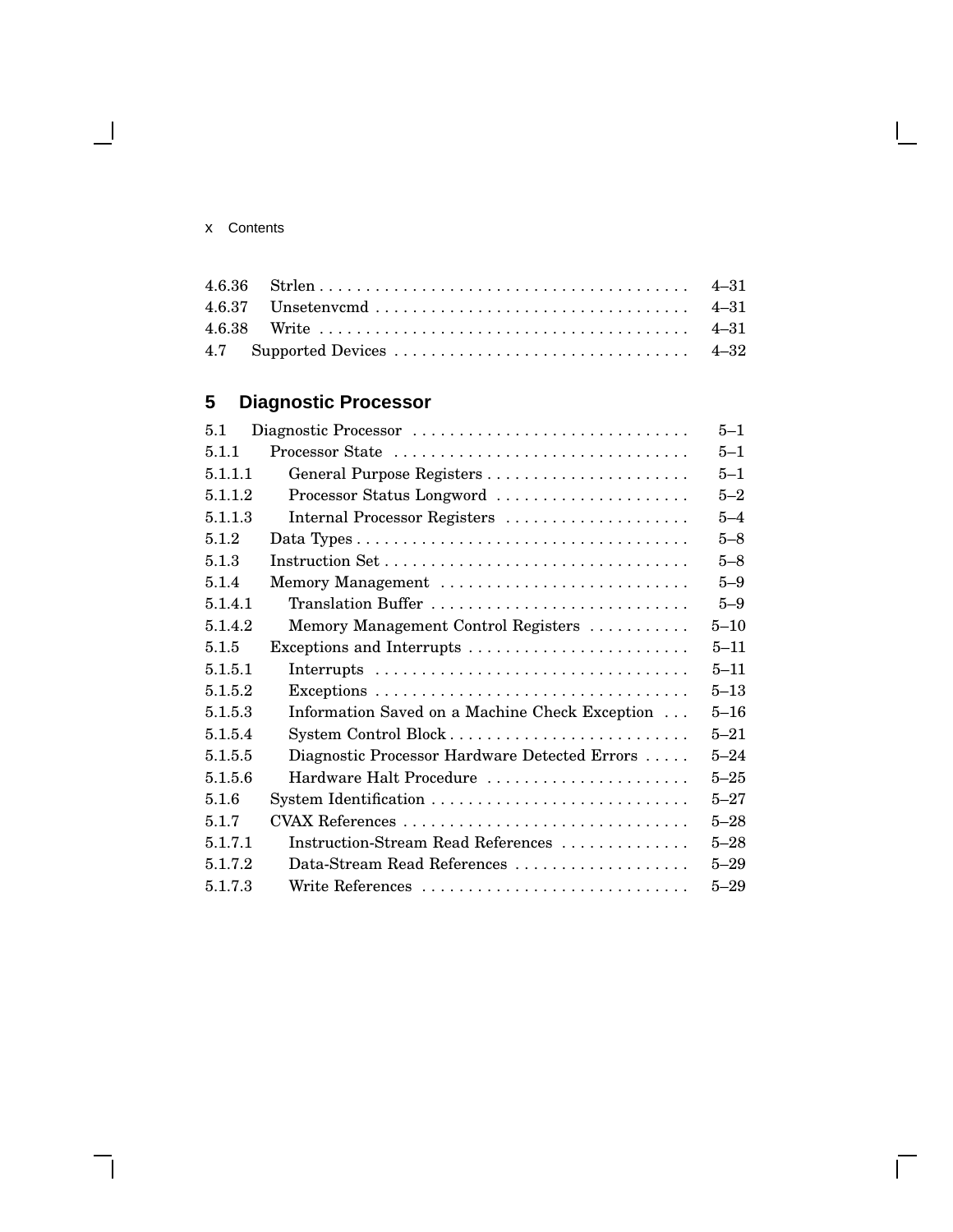| | | |
|---|---|---|
| 4.6.36 | Strlen | 4–31 |
| 4.6.37 | Unsetenvcmd | 4–31 |
| 4.6.38 | Write | 4–31 |
| 4.7 | Supported Devices | 4–32 |

## 5 Diagnostic Processor

| | | |
|---|---|---|
| 5.1 | Diagnostic Processor | 5–1 |
| 5.1.1 | Processor State | 5–1 |
| 5.1.1.1 | General Purpose Registers | 5–1 |
| 5.1.1.2 | Processor Status Longword | 5–2 |
| 5.1.1.3 | Internal Processor Registers | 5–4 |
| 5.1.2 | Data Types | 5–8 |
| 5.1.3 | Instruction Set | 5–8 |
| 5.1.4 | Memory Management | 5–9 |
| 5.1.4.1 | Translation Buffer | 5–9 |
| 5.1.4.2 | Memory Management Control Registers | 5–10 |
| 5.1.5 | Exceptions and Interrupts | 5–11 |
| 5.1.5.1 | Interrupts | 5–11 |
| 5.1.5.2 | Exceptions | 5–13 |
| 5.1.5.3 | Information Saved on a Machine Check Exception | 5–16 |
| 5.1.5.4 | System Control Block | 5–21 |
| 5.1.5.5 | Diagnostic Processor Hardware Detected Errors | 5–24 |
| 5.1.5.6 | Hardware Halt Procedure | 5–25 |
| 5.1.6 | System Identification | 5–27 |
| 5.1.7 | CVAX References | 5–28 |
| 5.1.7.1 | Instruction-Stream Read References | 5–28 |
| 5.1.7.2 | Data-Stream Read References | 5–29 |
| 5.1.7.3 | Write References | 5–29 |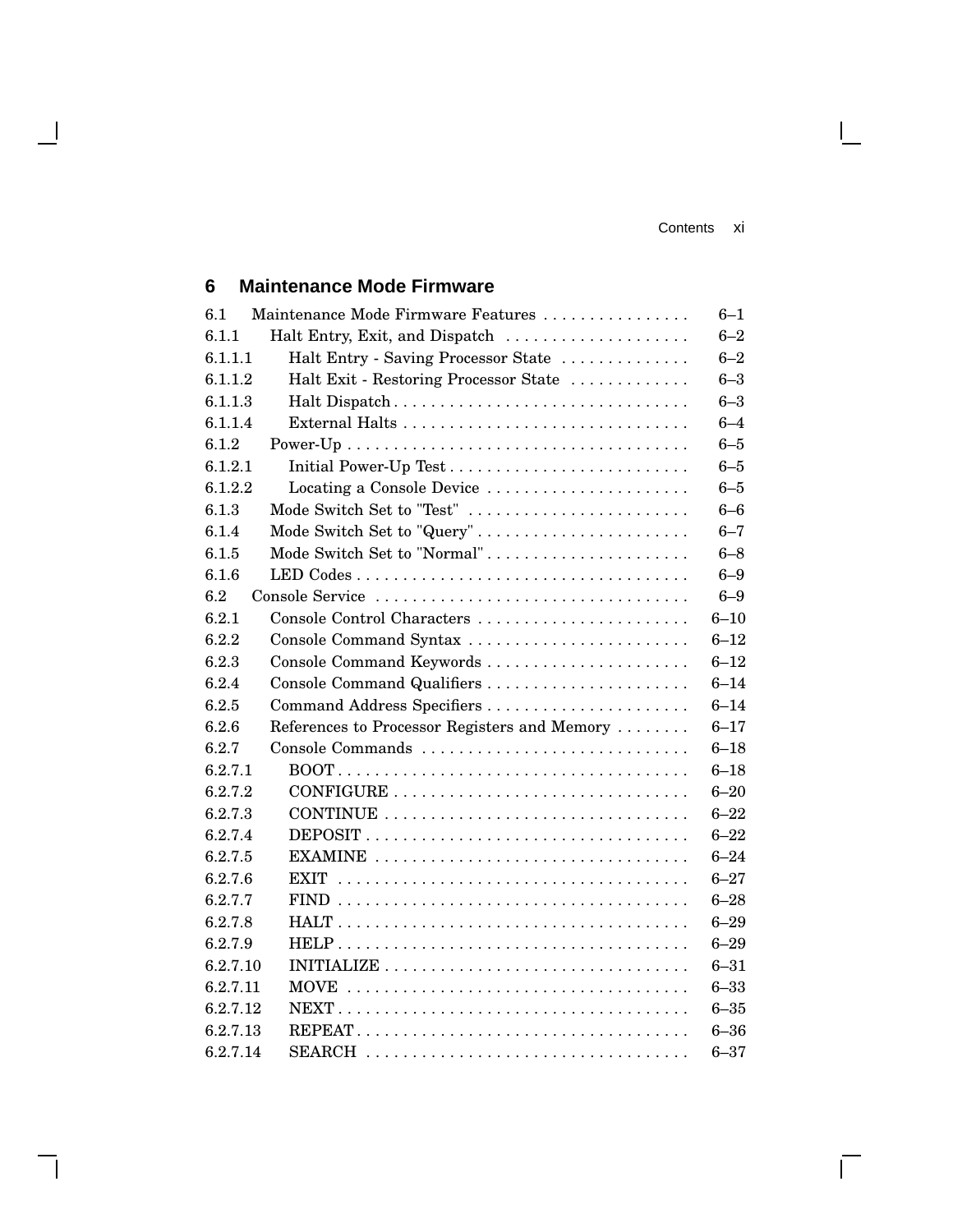## 6 Maintenance Mode Firmware

| | | |
|---|---|---|
| 6.1 | Maintenance Mode Firmware Features | 6–1 |
| 6.1.1 | Halt Entry, Exit, and Dispatch | 6–2 |
| 6.1.1.1 | Halt Entry - Saving Processor State | 6–2 |
| 6.1.1.2 | Halt Exit - Restoring Processor State | 6–3 |
| 6.1.1.3 | Halt Dispatch | 6–3 |
| 6.1.1.4 | External Halts | 6–4 |
| 6.1.2 | Power-Up | 6–5 |
| 6.1.2.1 | Initial Power-Up Test | 6–5 |
| 6.1.2.2 | Locating a Console Device | 6–5 |
| 6.1.3 | Mode Switch Set to "Test" | 6–6 |
| 6.1.4 | Mode Switch Set to "Query" | 6–7 |
| 6.1.5 | Mode Switch Set to "Normal" | 6–8 |
| 6.1.6 | LED Codes | 6–9 |
| 6.2 | Console Service | 6–9 |
| 6.2.1 | Console Control Characters | 6–10 |
| 6.2.2 | Console Command Syntax | 6–12 |
| 6.2.3 | Console Command Keywords | 6–12 |
| 6.2.4 | Console Command Qualifiers | 6–14 |
| 6.2.5 | Command Address Specifiers | 6–14 |
| 6.2.6 | References to Processor Registers and Memory | 6–17 |
| 6.2.7 | Console Commands | 6–18 |
| 6.2.7.1 | BOOT | 6–18 |
| 6.2.7.2 | CONFIGURE | 6–20 |
| 6.2.7.3 | CONTINUE | 6–22 |
| 6.2.7.4 | DEPOSIT | 6–22 |
| 6.2.7.5 | EXAMINE | 6–24 |
| 6.2.7.6 | EXIT | 6–27 |
| 6.2.7.7 | FIND | 6–28 |
| 6.2.7.8 | HALT | 6–29 |
| 6.2.7.9 | HELP | 6–29 |
| 6.2.7.10 | INITIALIZE | 6–31 |
| 6.2.7.11 | MOVE | 6–33 |
| 6.2.7.12 | NEXT | 6–35 |
| 6.2.7.13 | REPEAT | 6–36 |
| 6.2.7.14 | SEARCH | 6–37 |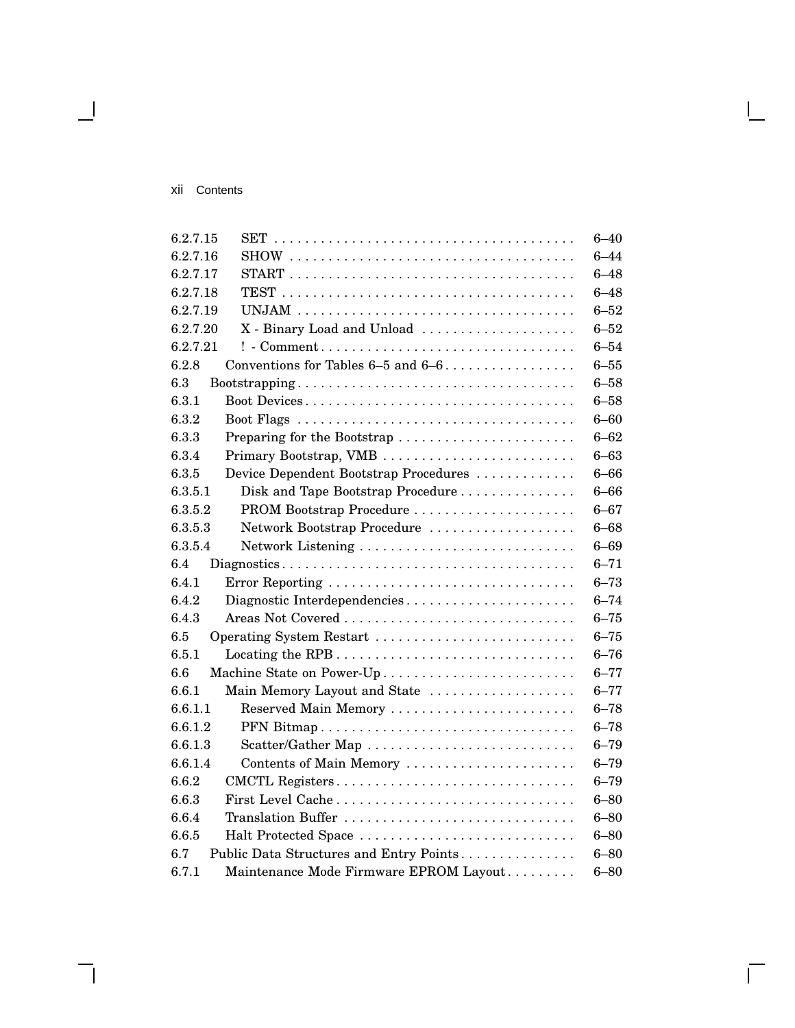| | | |
|---|---|---|
| 6.2.7.15 | SET | 6–40 |
| 6.2.7.16 | SHOW | 6–44 |
| 6.2.7.17 | START | 6–48 |
| 6.2.7.18 | TEST | 6–48 |
| 6.2.7.19 | UNJAM | 6–52 |
| 6.2.7.20 | X - Binary Load and Unload | 6–52 |
| 6.2.7.21 | ! - Comment | 6–54 |
| 6.2.8 | Conventions for Tables 6–5 and 6–6 | 6–55 |
| 6.3 | Bootstrapping | 6–58 |
| 6.3.1 | Boot Devices | 6–58 |
| 6.3.2 | Boot Flags | 6–60 |
| 6.3.3 | Preparing for the Bootstrap | 6–62 |
| 6.3.4 | Primary Bootstrap, VMB | 6–63 |
| 6.3.5 | Device Dependent Bootstrap Procedures | 6–66 |
| 6.3.5.1 | Disk and Tape Bootstrap Procedure | 6–66 |
| 6.3.5.2 | PROM Bootstrap Procedure | 6–67 |
| 6.3.5.3 | Network Bootstrap Procedure | 6–68 |
| 6.3.5.4 | Network Listening | 6–69 |
| 6.4 | Diagnostics | 6–71 |
| 6.4.1 | Error Reporting | 6–73 |
| 6.4.2 | Diagnostic Interdependencies | 6–74 |
| 6.4.3 | Areas Not Covered | 6–75 |
| 6.5 | Operating System Restart | 6–75 |
| 6.5.1 | Locating the RPB | 6–76 |
| 6.6 | Machine State on Power-Up | 6–77 |
| 6.6.1 | Main Memory Layout and State | 6–77 |
| 6.6.1.1 | Reserved Main Memory | 6–78 |
| 6.6.1.2 | PFN Bitmap | 6–78 |
| 6.6.1.3 | Scatter/Gather Map | 6–79 |
| 6.6.1.4 | Contents of Main Memory | 6–79 |
| 6.6.2 | CMCTL Registers | 6–79 |
| 6.6.3 | First Level Cache | 6–80 |
| 6.6.4 | Translation Buffer | 6–80 |
| 6.6.5 | Halt Protected Space | 6–80 |
| 6.7 | Public Data Structures and Entry Points | 6–80 |
| 6.7.1 | Maintenance Mode Firmware EPROM Layout | 6–80 |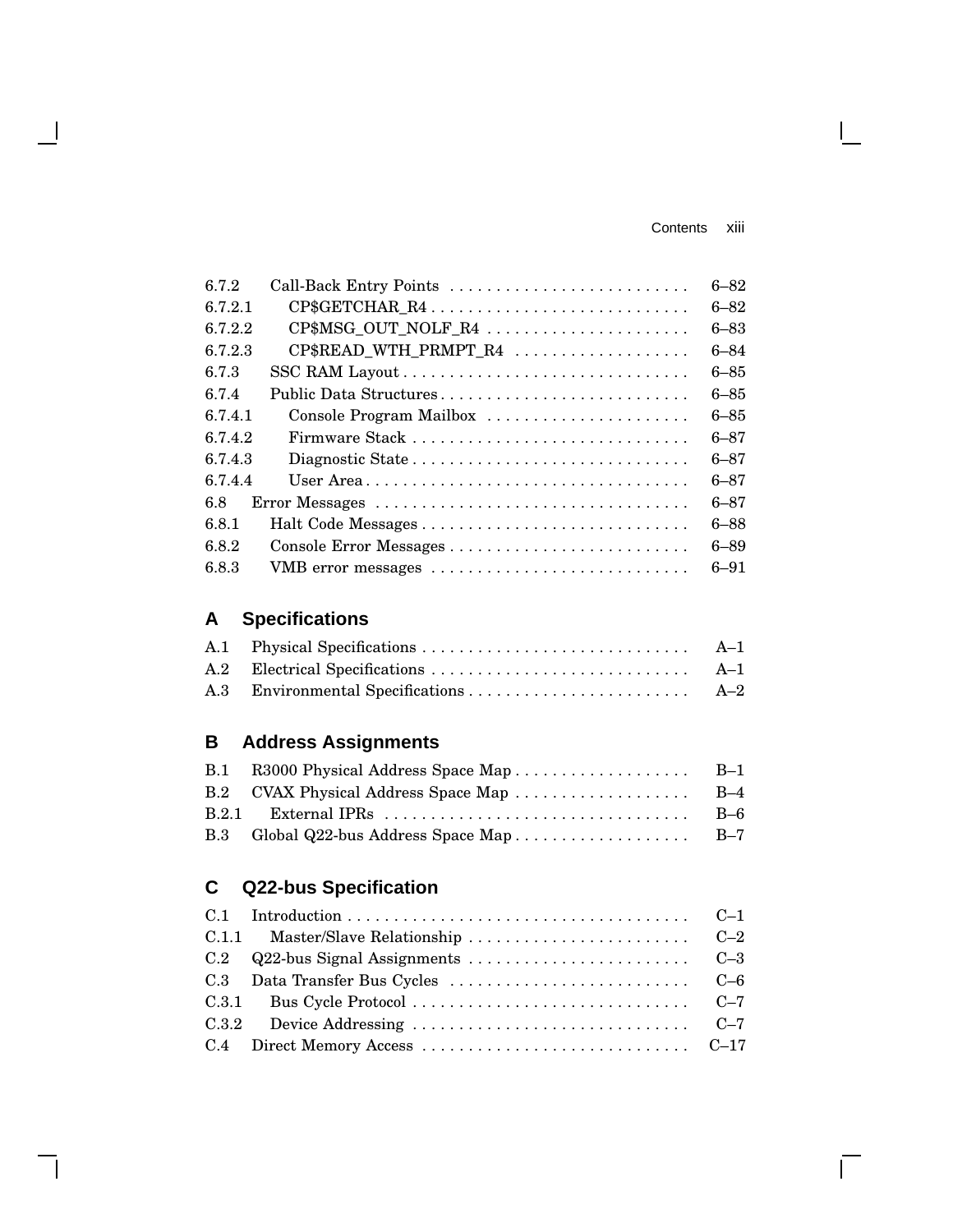| | | |
|---|---|---|
| 6.7.2 | Call-Back Entry Points | 6–82 |
| 6.7.2.1 | CP$GETCHAR_R4 | 6–82 |
| 6.7.2.2 | CP$MSG_OUT_NOLF_R4 | 6–83 |
| 6.7.2.3 | CP$READ_WTH_PRMPT_R4 | 6–84 |
| 6.7.3 | SSC RAM Layout | 6–85 |
| 6.7.4 | Public Data Structures | 6–85 |
| 6.7.4.1 | Console Program Mailbox | 6–85 |
| 6.7.4.2 | Firmware Stack | 6–87 |
| 6.7.4.3 | Diagnostic State | 6–87 |
| 6.7.4.4 | User Area | 6–87 |
| 6.8 | Error Messages | 6–87 |
| 6.8.1 | Halt Code Messages | 6–88 |
| 6.8.2 | Console Error Messages | 6–89 |
| 6.8.3 | VMB error messages | 6–91 |

## A Specifications

| | | |
|---|---|---|
| A.1 | Physical Specifications | A–1 |
| A.2 | Electrical Specifications | A–1 |
| A.3 | Environmental Specifications | A–2 |

## B Address Assignments

| | | |
|---|---|---|
| B.1 | R3000 Physical Address Space Map | B–1 |
| B.2 | CVAX Physical Address Space Map | B–4 |
| B.2.1 | External IPRs | B–6 |
| B.3 | Global Q22-bus Address Space Map | B–7 |

## C Q22-bus Specification

| | | |
|---|---|---|
| C.1 | Introduction | C–1 |
| C.1.1 | Master/Slave Relationship | C–2 |
| C.2 | Q22-bus Signal Assignments | C–3 |
| C.3 | Data Transfer Bus Cycles | C–6 |
| C.3.1 | Bus Cycle Protocol | C–7 |
| C.3.2 | Device Addressing | C–7 |
| C.4 | Direct Memory Access | C–17 |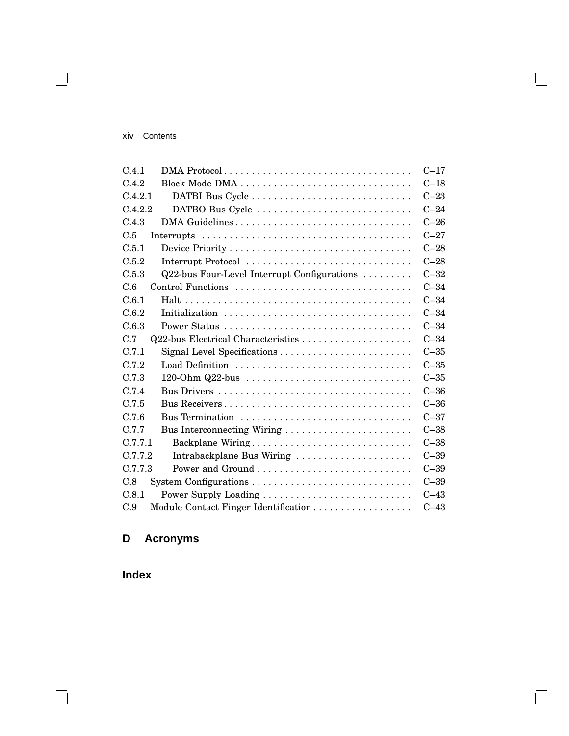| | | |
|---|---|---|
| C.4.1 | DMA Protocol | C–17 |
| C.4.2 | Block Mode DMA | C–18 |
| C.4.2.1 | DATBI Bus Cycle | C–23 |
| C.4.2.2 | DATBO Bus Cycle | C–24 |
| C.4.3 | DMA Guidelines | C–26 |
| C.5 | Interrupts | C–27 |
| C.5.1 | Device Priority | C–28 |
| C.5.2 | Interrupt Protocol | C–28 |
| C.5.3 | Q22-bus Four-Level Interrupt Configurations | C–32 |
| C.6 | Control Functions | C–34 |
| C.6.1 | Halt | C–34 |
| C.6.2 | Initialization | C–34 |
| C.6.3 | Power Status | C–34 |
| C.7 | Q22-bus Electrical Characteristics | C–34 |
| C.7.1 | Signal Level Specifications | C–35 |
| C.7.2 | Load Definition | C–35 |
| C.7.3 | 120-Ohm Q22-bus | C–35 |
| C.7.4 | Bus Drivers | C–36 |
| C.7.5 | Bus Receivers | C–36 |
| C.7.6 | Bus Termination | C–37 |
| C.7.7 | Bus Interconnecting Wiring | C–38 |
| C.7.7.1 | Backplane Wiring | C–38 |
| C.7.7.2 | Intrabackplane Bus Wiring | C–39 |
| C.7.7.3 | Power and Ground | C–39 |
| C.8 | System Configurations | C–39 |
| C.8.1 | Power Supply Loading | C–43 |
| C.9 | Module Contact Finger Identification | C–43 |

## D Acronyms

## Index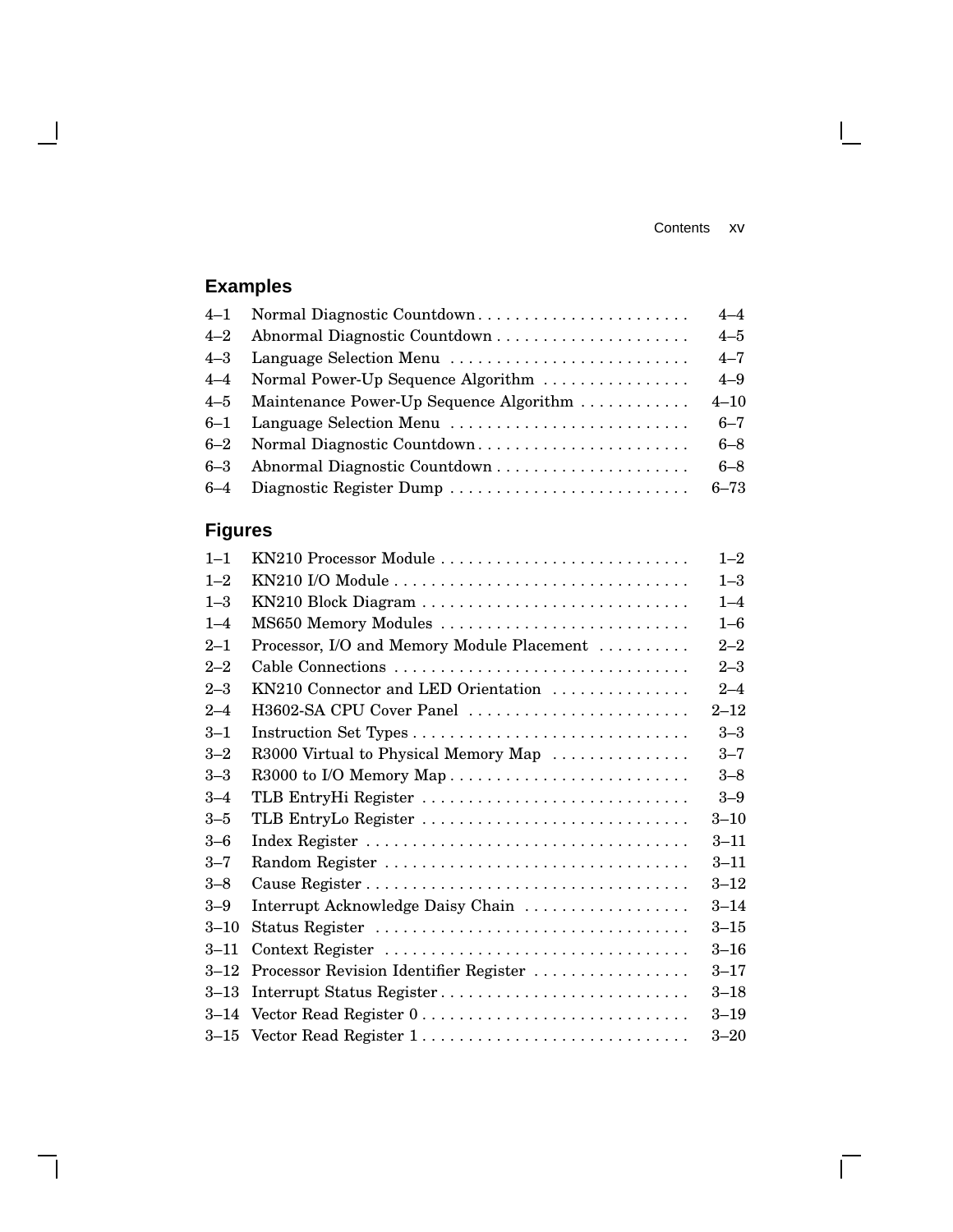## Examples

| | | |
|---|---|---|
| 4–1 | Normal Diagnostic Countdown | 4–4 |
| 4–2 | Abnormal Diagnostic Countdown | 4–5 |
| 4–3 | Language Selection Menu | 4–7 |
| 4–4 | Normal Power-Up Sequence Algorithm | 4–9 |
| 4–5 | Maintenance Power-Up Sequence Algorithm | 4–10 |
| 6–1 | Language Selection Menu | 6–7 |
| 6–2 | Normal Diagnostic Countdown | 6–8 |
| 6–3 | Abnormal Diagnostic Countdown | 6–8 |
| 6–4 | Diagnostic Register Dump | 6–73 |

## Figures

| | | |
|---|---|---|
| 1–1 | KN210 Processor Module | 1–2 |
| 1–2 | KN210 I/O Module | 1–3 |
| 1–3 | KN210 Block Diagram | 1–4 |
| 1–4 | MS650 Memory Modules | 1–6 |
| 2–1 | Processor, I/O and Memory Module Placement | 2–2 |
| 2–2 | Cable Connections | 2–3 |
| 2–3 | KN210 Connector and LED Orientation | 2–4 |
| 2–4 | H3602-SA CPU Cover Panel | 2–12 |
| 3–1 | Instruction Set Types | 3–3 |
| 3–2 | R3000 Virtual to Physical Memory Map | 3–7 |
| 3–3 | R3000 to I/O Memory Map | 3–8 |
| 3–4 | TLB EntryHi Register | 3–9 |
| 3–5 | TLB EntryLo Register | 3–10 |
| 3–6 | Index Register | 3–11 |
| 3–7 | Random Register | 3–11 |
| 3–8 | Cause Register | 3–12 |
| 3–9 | Interrupt Acknowledge Daisy Chain | 3–14 |
| 3–10 | Status Register | 3–15 |
| 3–11 | Context Register | 3–16 |
| 3–12 | Processor Revision Identifier Register | 3–17 |
| 3–13 | Interrupt Status Register | 3–18 |
| 3–14 | Vector Read Register 0 | 3–19 |
| 3–15 | Vector Read Register 1 | 3–20 |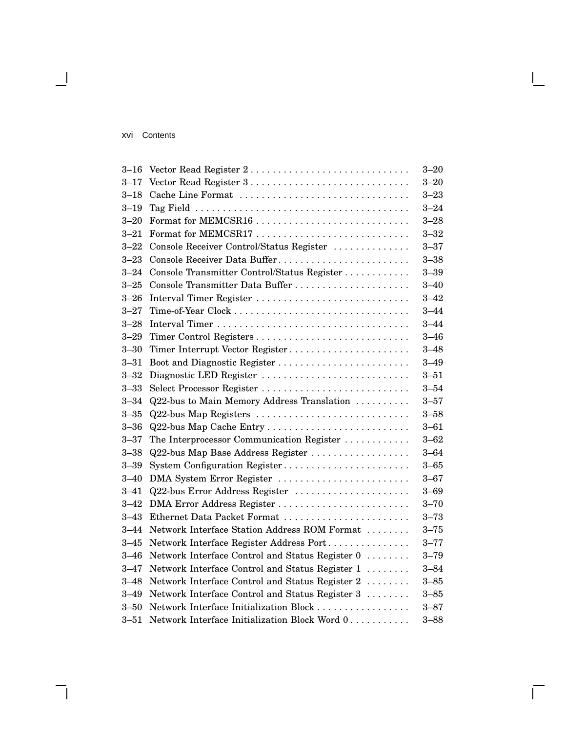| | | |
|---|---|---|
| 3–16 | Vector Read Register 2 | 3–20 |
| 3–17 | Vector Read Register 3 | 3–20 |
| 3–18 | Cache Line Format | 3–23 |
| 3–19 | Tag Field | 3–24 |
| 3–20 | Format for MEMCSR16 | 3–28 |
| 3–21 | Format for MEMCSR17 | 3–32 |
| 3–22 | Console Receiver Control/Status Register | 3–37 |
| 3–23 | Console Receiver Data Buffer | 3–38 |
| 3–24 | Console Transmitter Control/Status Register | 3–39 |
| 3–25 | Console Transmitter Data Buffer | 3–40 |
| 3–26 | Interval Timer Register | 3–42 |
| 3–27 | Time-of-Year Clock | 3–44 |
| 3–28 | Interval Timer | 3–44 |
| 3–29 | Timer Control Registers | 3–46 |
| 3–30 | Timer Interrupt Vector Register | 3–48 |
| 3–31 | Boot and Diagnostic Register | 3–49 |
| 3–32 | Diagnostic LED Register | 3–51 |
| 3–33 | Select Processor Register | 3–54 |
| 3–34 | Q22-bus to Main Memory Address Translation | 3–57 |
| 3–35 | Q22-bus Map Registers | 3–58 |
| 3–36 | Q22-bus Map Cache Entry | 3–61 |
| 3–37 | The Interprocessor Communication Register | 3–62 |
| 3–38 | Q22-bus Map Base Address Register | 3–64 |
| 3–39 | System Configuration Register | 3–65 |
| 3–40 | DMA System Error Register | 3–67 |
| 3–41 | Q22-bus Error Address Register | 3–69 |
| 3–42 | DMA Error Address Register | 3–70 |
| 3–43 | Ethernet Data Packet Format | 3–73 |
| 3–44 | Network Interface Station Address ROM Format | 3–75 |
| 3–45 | Network Interface Register Address Port | 3–77 |
| 3–46 | Network Interface Control and Status Register 0 | 3–79 |
| 3–47 | Network Interface Control and Status Register 1 | 3–84 |
| 3–48 | Network Interface Control and Status Register 2 | 3–85 |
| 3–49 | Network Interface Control and Status Register 3 | 3–85 |
| 3–50 | Network Interface Initialization Block | 3–87 |
| 3–51 | Network Interface Initialization Block Word 0 | 3–88 |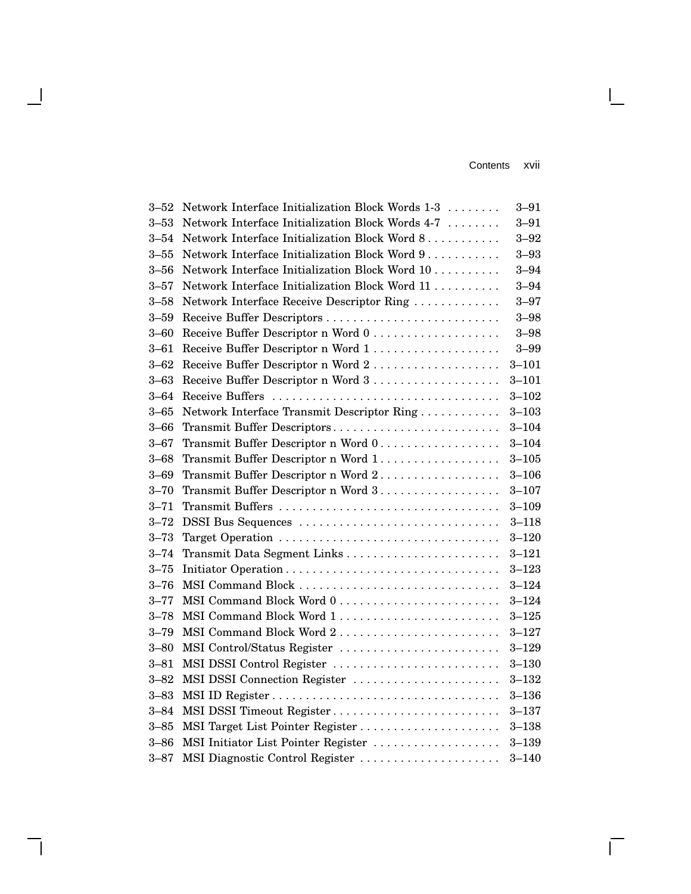| | | |
|---|---|---|
| 3–52 | Network Interface Initialization Block Words 1-3 | 3–91 |
| 3–53 | Network Interface Initialization Block Words 4-7 | 3–91 |
| 3–54 | Network Interface Initialization Block Word 8 | 3–92 |
| 3–55 | Network Interface Initialization Block Word 9 | 3–93 |
| 3–56 | Network Interface Initialization Block Word 10 | 3–94 |
| 3–57 | Network Interface Initialization Block Word 11 | 3–94 |
| 3–58 | Network Interface Receive Descriptor Ring | 3–97 |
| 3–59 | Receive Buffer Descriptors | 3–98 |
| 3–60 | Receive Buffer Descriptor n Word 0 | 3–98 |
| 3–61 | Receive Buffer Descriptor n Word 1 | 3–99 |
| 3–62 | Receive Buffer Descriptor n Word 2 | 3–101 |
| 3–63 | Receive Buffer Descriptor n Word 3 | 3–101 |
| 3–64 | Receive Buffers | 3–102 |
| 3–65 | Network Interface Transmit Descriptor Ring | 3–103 |
| 3–66 | Transmit Buffer Descriptors | 3–104 |
| 3–67 | Transmit Buffer Descriptor n Word 0 | 3–104 |
| 3–68 | Transmit Buffer Descriptor n Word 1 | 3–105 |
| 3–69 | Transmit Buffer Descriptor n Word 2 | 3–106 |
| 3–70 | Transmit Buffer Descriptor n Word 3 | 3–107 |
| 3–71 | Transmit Buffers | 3–109 |
| 3–72 | DSSI Bus Sequences | 3–118 |
| 3–73 | Target Operation | 3–120 |
| 3–74 | Transmit Data Segment Links | 3–121 |
| 3–75 | Initiator Operation | 3–123 |
| 3–76 | MSI Command Block | 3–124 |
| 3–77 | MSI Command Block Word 0 | 3–124 |
| 3–78 | MSI Command Block Word 1 | 3–125 |
| 3–79 | MSI Command Block Word 2 | 3–127 |
| 3–80 | MSI Control/Status Register | 3–129 |
| 3–81 | MSI DSSI Control Register | 3–130 |
| 3–82 | MSI DSSI Connection Register | 3–132 |
| 3–83 | MSI ID Register | 3–136 |
| 3–84 | MSI DSSI Timeout Register | 3–137 |
| 3–85 | MSI Target List Pointer Register | 3–138 |
| 3–86 | MSI Initiator List Pointer Register | 3–139 |
| 3–87 | MSI Diagnostic Control Register | 3–140 |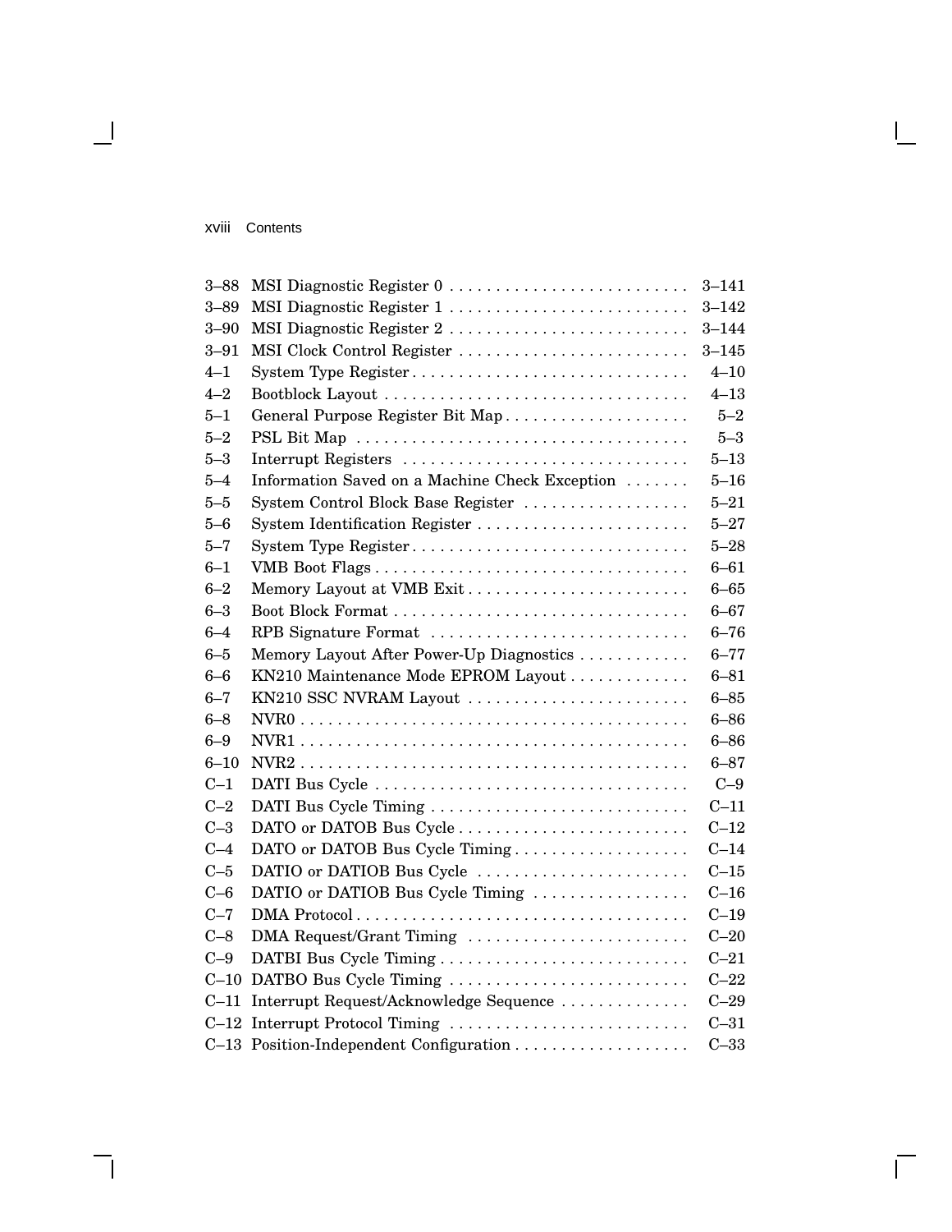| | | |
|---|---|---|
| 3–88 | MSI Diagnostic Register 0 | 3–141 |
| 3–89 | MSI Diagnostic Register 1 | 3–142 |
| 3–90 | MSI Diagnostic Register 2 | 3–144 |
| 3–91 | MSI Clock Control Register | 3–145 |
| 4–1 | System Type Register | 4–10 |
| 4–2 | Bootblock Layout | 4–13 |
| 5–1 | General Purpose Register Bit Map | 5–2 |
| 5–2 | PSL Bit Map | 5–3 |
| 5–3 | Interrupt Registers | 5–13 |
| 5–4 | Information Saved on a Machine Check Exception | 5–16 |
| 5–5 | System Control Block Base Register | 5–21 |
| 5–6 | System Identification Register | 5–27 |
| 5–7 | System Type Register | 5–28 |
| 6–1 | VMB Boot Flags | 6–61 |
| 6–2 | Memory Layout at VMB Exit | 6–65 |
| 6–3 | Boot Block Format | 6–67 |
| 6–4 | RPB Signature Format | 6–76 |
| 6–5 | Memory Layout After Power-Up Diagnostics | 6–77 |
| 6–6 | KN210 Maintenance Mode EPROM Layout | 6–81 |
| 6–7 | KN210 SSC NVRAM Layout | 6–85 |
| 6–8 | NVR0 | 6–86 |
| 6–9 | NVR1 | 6–86 |
| 6–10 | NVR2 | 6–87 |
| C–1 | DATI Bus Cycle | C–9 |
| C–2 | DATI Bus Cycle Timing | C–11 |
| C–3 | DATO or DATOB Bus Cycle | C–12 |
| C–4 | DATO or DATOB Bus Cycle Timing | C–14 |
| C–5 | DATIO or DATIOB Bus Cycle | C–15 |
| C–6 | DATIO or DATIOB Bus Cycle Timing | C–16 |
| C–7 | DMA Protocol | C–19 |
| C–8 | DMA Request/Grant Timing | C–20 |
| C–9 | DATBI Bus Cycle Timing | C–21 |
| C–10 | DATBO Bus Cycle Timing | C–22 |
| C–11 | Interrupt Request/Acknowledge Sequence | C–29 |
| C–12 | Interrupt Protocol Timing | C–31 |
| C–13 | Position-Independent Configuration | C–33 |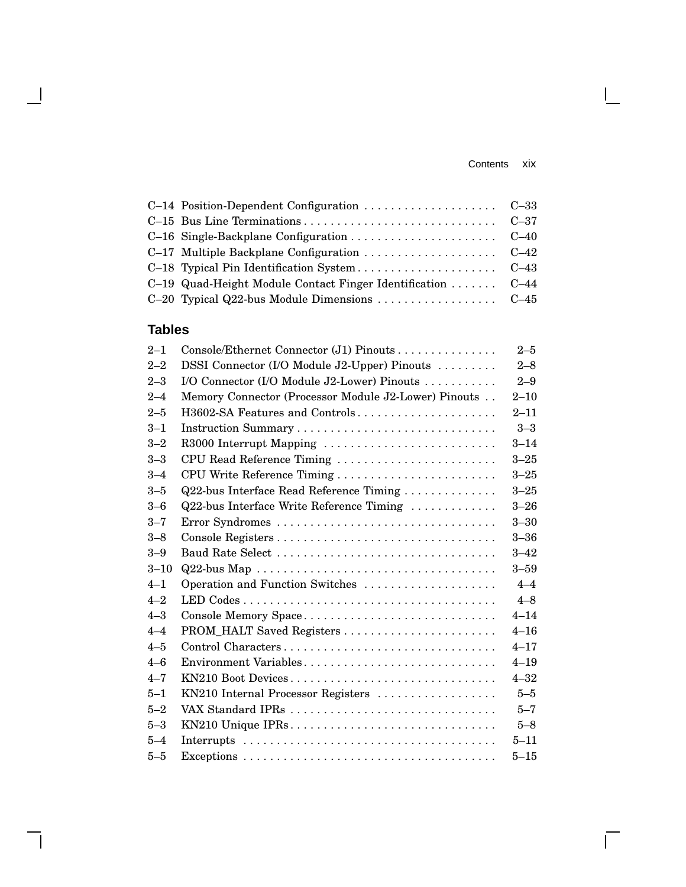| | | |
|---|---|---|
| C–14 | Position-Dependent Configuration | C–33 |
| C–15 | Bus Line Terminations | C–37 |
| C–16 | Single-Backplane Configuration | C–40 |
| C–17 | Multiple Backplane Configuration | C–42 |
| C–18 | Typical Pin Identification System | C–43 |
| C–19 | Quad-Height Module Contact Finger Identification | C–44 |
| C–20 | Typical Q22-bus Module Dimensions | C–45 |

## Tables

| | | |
|---|---|---|
| 2–1 | Console/Ethernet Connector (J1) Pinouts | 2–5 |
| 2–2 | DSSI Connector (I/O Module J2-Upper) Pinouts | 2–8 |
| 2–3 | I/O Connector (I/O Module J2-Lower) Pinouts | 2–9 |
| 2–4 | Memory Connector (Processor Module J2-Lower) Pinouts | 2–10 |
| 2–5 | H3602-SA Features and Controls | 2–11 |
| 3–1 | Instruction Summary | 3–3 |
| 3–2 | R3000 Interrupt Mapping | 3–14 |
| 3–3 | CPU Read Reference Timing | 3–25 |
| 3–4 | CPU Write Reference Timing | 3–25 |
| 3–5 | Q22-bus Interface Read Reference Timing | 3–25 |
| 3–6 | Q22-bus Interface Write Reference Timing | 3–26 |
| 3–7 | Error Syndromes | 3–30 |
| 3–8 | Console Registers | 3–36 |
| 3–9 | Baud Rate Select | 3–42 |
| 3–10 | Q22-bus Map | 3–59 |
| 4–1 | Operation and Function Switches | 4–4 |
| 4–2 | LED Codes | 4–8 |
| 4–3 | Console Memory Space | 4–14 |
| 4–4 | PROM_HALT Saved Registers | 4–16 |
| 4–5 | Control Characters | 4–17 |
| 4–6 | Environment Variables | 4–19 |
| 4–7 | KN210 Boot Devices | 4–32 |
| 5–1 | KN210 Internal Processor Registers | 5–5 |
| 5–2 | VAX Standard IPRs | 5–7 |
| 5–3 | KN210 Unique IPRs | 5–8 |
| 5–4 | Interrupts | 5–11 |
| 5–5 | Exceptions | 5–15 |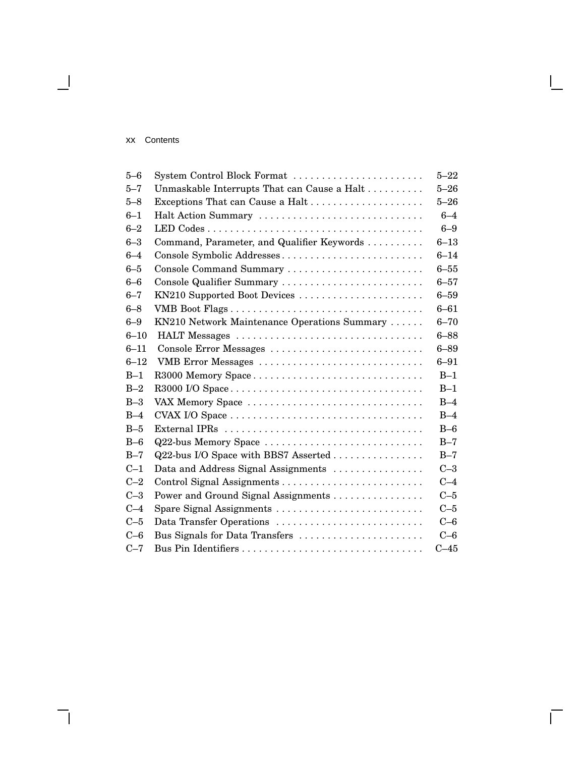| | | |
|---|---|---|
| 5–6 | System Control Block Format | 5–22 |
| 5–7 | Unmaskable Interrupts That can Cause a Halt | 5–26 |
| 5–8 | Exceptions That can Cause a Halt | 5–26 |
| 6–1 | Halt Action Summary | 6–4 |
| 6–2 | LED Codes | 6–9 |
| 6–3 | Command, Parameter, and Qualifier Keywords | 6–13 |
| 6–4 | Console Symbolic Addresses | 6–14 |
| 6–5 | Console Command Summary | 6–55 |
| 6–6 | Console Qualifier Summary | 6–57 |
| 6–7 | KN210 Supported Boot Devices | 6–59 |
| 6–8 | VMB Boot Flags | 6–61 |
| 6–9 | KN210 Network Maintenance Operations Summary | 6–70 |
| 6–10 | HALT Messages | 6–88 |
| 6–11 | Console Error Messages | 6–89 |
| 6–12 | VMB Error Messages | 6–91 |
| B–1 | R3000 Memory Space | B–1 |
| B–2 | R3000 I/O Space | B–1 |
| B–3 | VAX Memory Space | B–4 |
| B–4 | CVAX I/O Space | B–4 |
| B–5 | External IPRs | B–6 |
| B–6 | Q22-bus Memory Space | B–7 |
| B–7 | Q22-bus I/O Space with BBS7 Asserted | B–7 |
| C–1 | Data and Address Signal Assignments | C–3 |
| C–2 | Control Signal Assignments | C–4 |
| C–3 | Power and Ground Signal Assignments | C–5 |
| C–4 | Spare Signal Assignments | C–5 |
| C–5 | Data Transfer Operations | C–6 |
| C–6 | Bus Signals for Data Transfers | C–6 |
| C–7 | Bus Pin Identifiers | C–45 |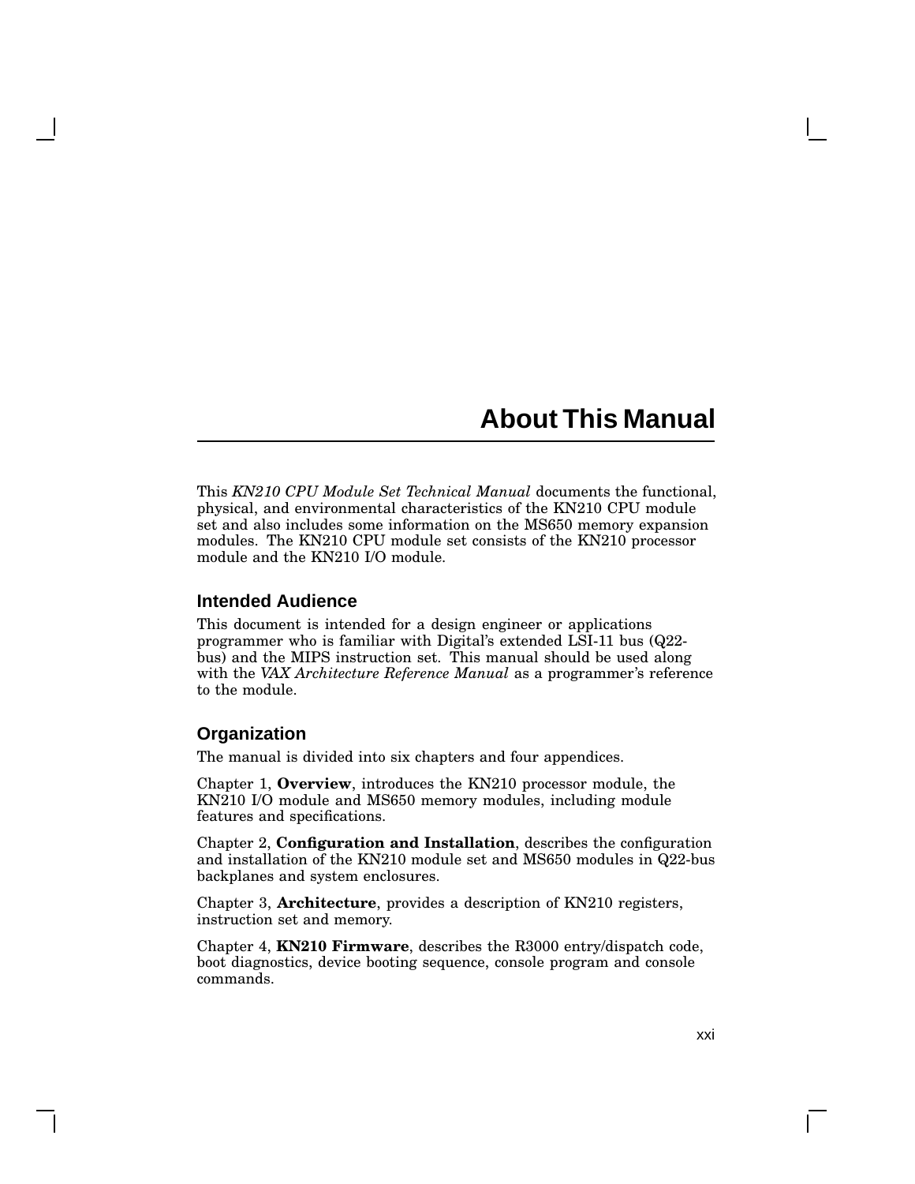# About This Manual

This *KN210 CPU Module Set Technical Manual* documents the functional, physical, and environmental characteristics of the KN210 CPU module set and also includes some information on the MS650 memory expansion modules. The KN210 CPU module set consists of the KN210 processor module and the KN210 I/O module.

## Intended Audience

This document is intended for a design engineer or applications programmer who is familiar with Digital's extended LSI-11 bus (Q22-bus) and the MIPS instruction set. This manual should be used along with the *VAX Architecture Reference Manual* as a programmer's reference to the module.

## Organization

The manual is divided into six chapters and four appendices.

Chapter 1, **Overview**, introduces the KN210 processor module, the KN210 I/O module and MS650 memory modules, including module features and specifications.

Chapter 2, **Configuration and Installation**, describes the configuration and installation of the KN210 module set and MS650 modules in Q22-bus backplanes and system enclosures.

Chapter 3, **Architecture**, provides a description of KN210 registers, instruction set and memory.

Chapter 4, **KN210 Firmware**, describes the R3000 entry/dispatch code, boot diagnostics, device booting sequence, console program and console commands.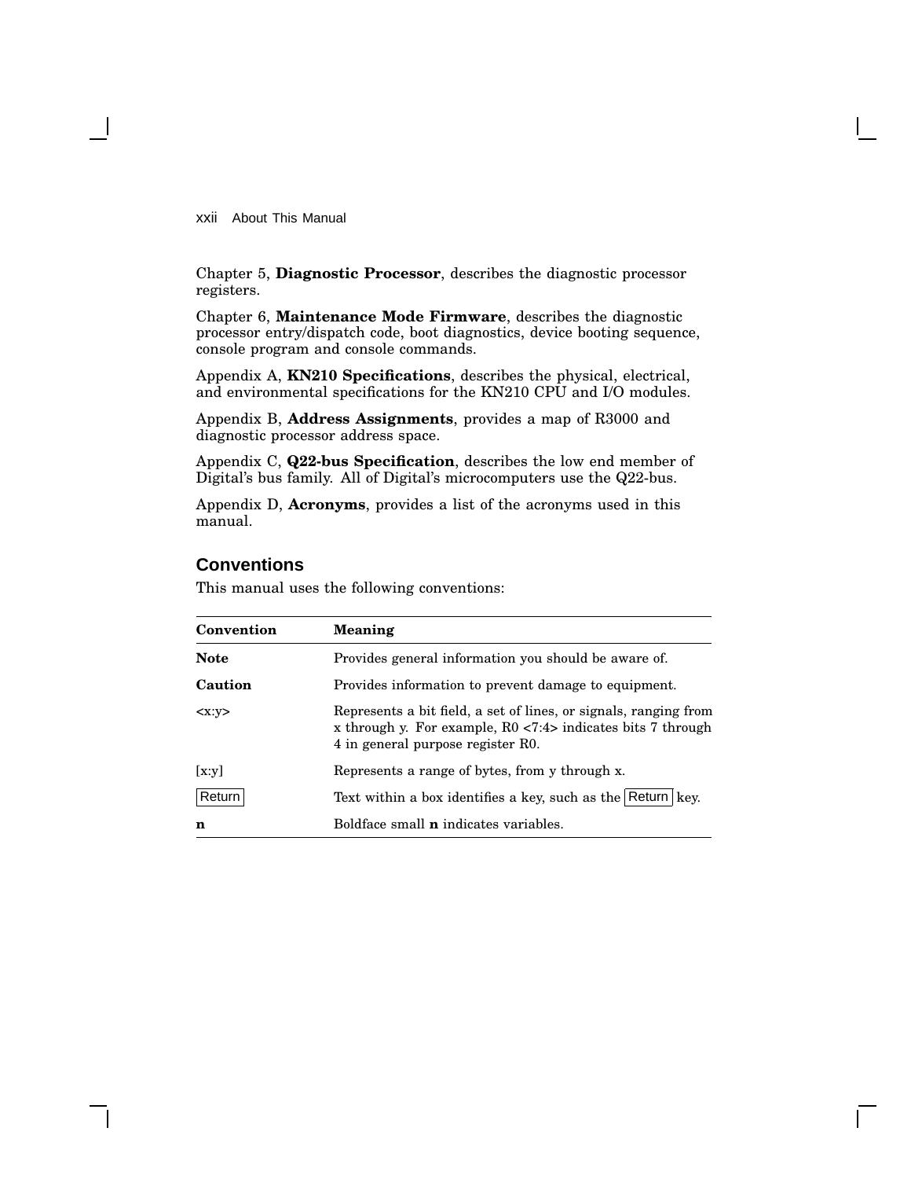Chapter 5, **Diagnostic Processor**, describes the diagnostic processor registers.

Chapter 6, **Maintenance Mode Firmware**, describes the diagnostic processor entry/dispatch code, boot diagnostics, device booting sequence, console program and console commands.

Appendix A, **KN210 Specifications**, describes the physical, electrical, and environmental specifications for the KN210 CPU and I/O modules.

Appendix B, **Address Assignments**, provides a map of R3000 and diagnostic processor address space.

Appendix C, **Q22-bus Specification**, describes the low end member of Digital's bus family. All of Digital's microcomputers use the Q22-bus.

Appendix D, **Acronyms**, provides a list of the acronyms used in this manual.

## Conventions

This manual uses the following conventions:

| Convention | Meaning |
|---|---|
| **Note** | Provides general information you should be aware of. |
| **Caution** | Provides information to prevent damage to equipment. |
| <x:y> | Represents a bit field, a set of lines, or signals, ranging from x through y. For example, R0 <7:4> indicates bits 7 through 4 in general purpose register R0. |
| [x:y] | Represents a range of bytes, from y through x. |
| Return | Text within a box identifies a key, such as the Return key. |
| **n** | Boldface small **n** indicates variables. |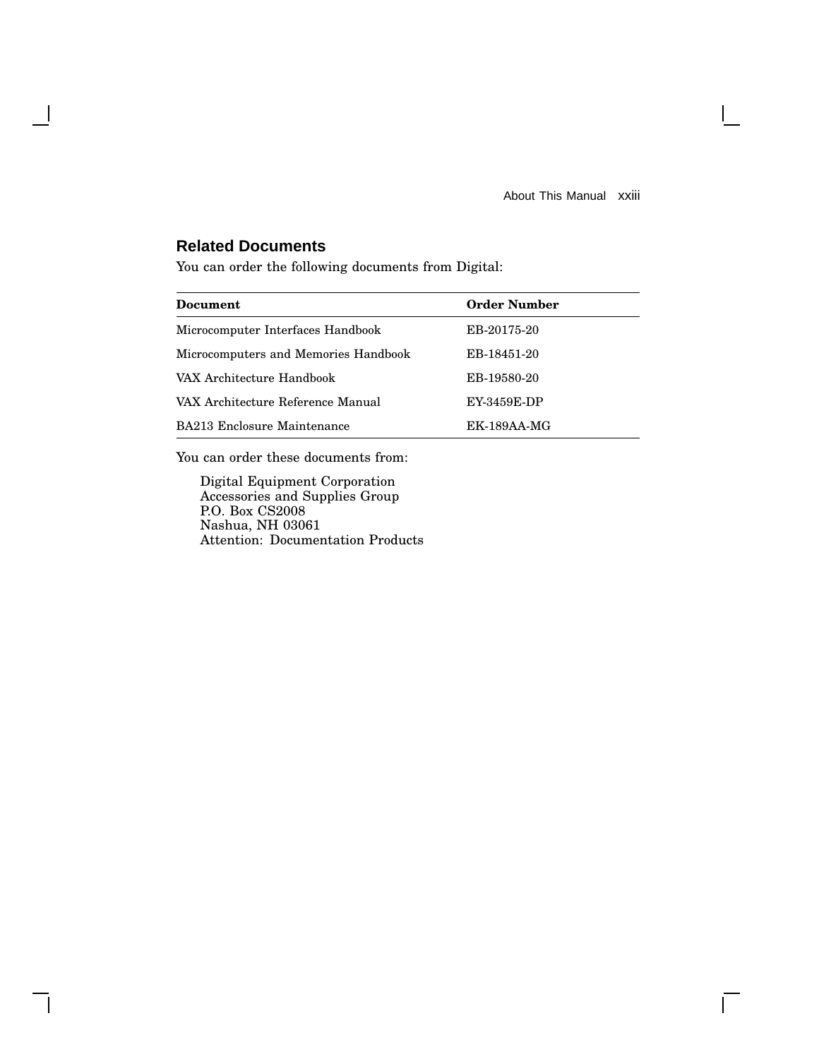## Related Documents

You can order the following documents from Digital:

| Document | Order Number |
|---|---|
| Microcomputer Interfaces Handbook | EB-20175-20 |
| Microcomputers and Memories Handbook | EB-18451-20 |
| VAX Architecture Handbook | EB-19580-20 |
| VAX Architecture Reference Manual | EY-3459E-DP |
| BA213 Enclosure Maintenance | EK-189AA-MG |

You can order these documents from:

Digital Equipment Corporation
Accessories and Supplies Group
P.O. Box CS2008
Nashua, NH 03061
Attention: Documentation Products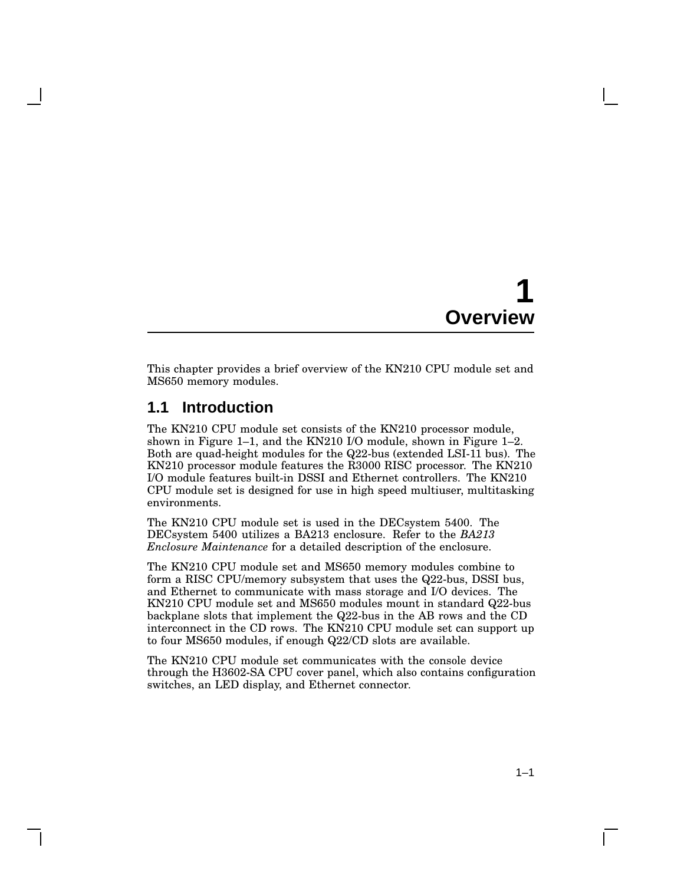# 1 Overview

This chapter provides a brief overview of the KN210 CPU module set and MS650 memory modules.

## 1.1 Introduction

The KN210 CPU module set consists of the KN210 processor module, shown in Figure 1–1, and the KN210 I/O module, shown in Figure 1–2. Both are quad-height modules for the Q22-bus (extended LSI-11 bus). The KN210 processor module features the R3000 RISC processor. The KN210 I/O module features built-in DSSI and Ethernet controllers. The KN210 CPU module set is designed for use in high speed multiuser, multitasking environments.

The KN210 CPU module set is used in the DECsystem 5400. The DECsystem 5400 utilizes a BA213 enclosure. Refer to the *BA213 Enclosure Maintenance* for a detailed description of the enclosure.

The KN210 CPU module set and MS650 memory modules combine to form a RISC CPU/memory subsystem that uses the Q22-bus, DSSI bus, and Ethernet to communicate with mass storage and I/O devices. The KN210 CPU module set and MS650 modules mount in standard Q22-bus backplane slots that implement the Q22-bus in the AB rows and the CD interconnect in the CD rows. The KN210 CPU module set can support up to four MS650 modules, if enough Q22/CD slots are available.

The KN210 CPU module set communicates with the console device through the H3602-SA CPU cover panel, which also contains configuration switches, an LED display, and Ethernet connector.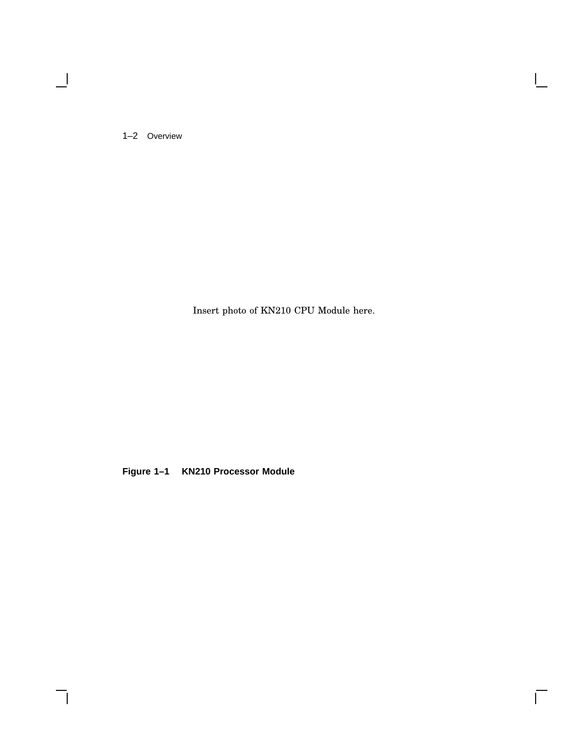Insert photo of KN210 CPU Module here.

**Figure 1–1 KN210 Processor Module**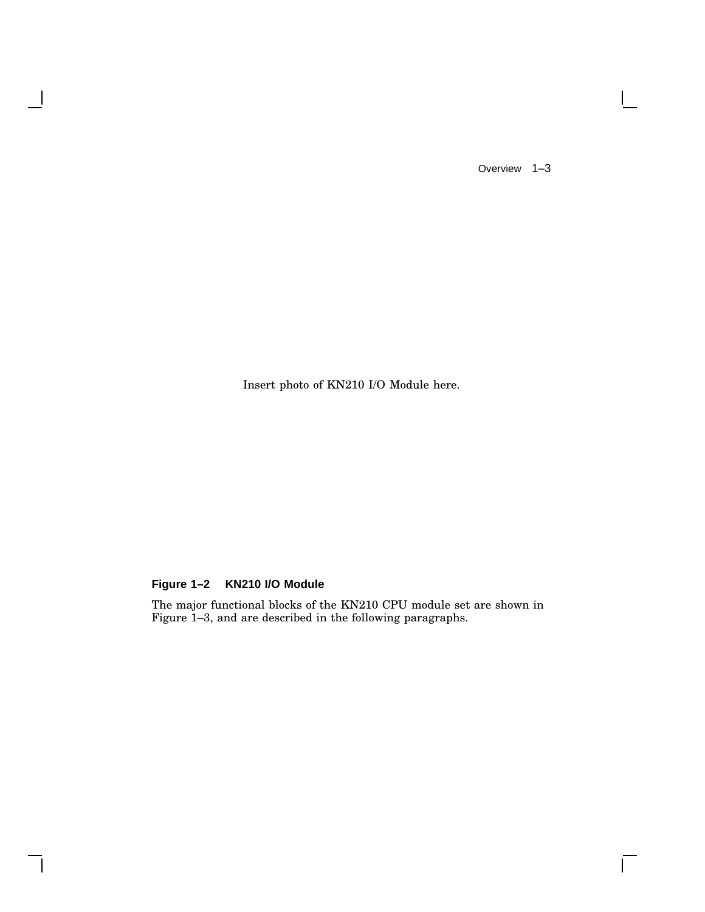Insert photo of KN210 I/O Module here.

**Figure 1–2 KN210 I/O Module**

The major functional blocks of the KN210 CPU module set are shown in Figure 1–3, and are described in the following paragraphs.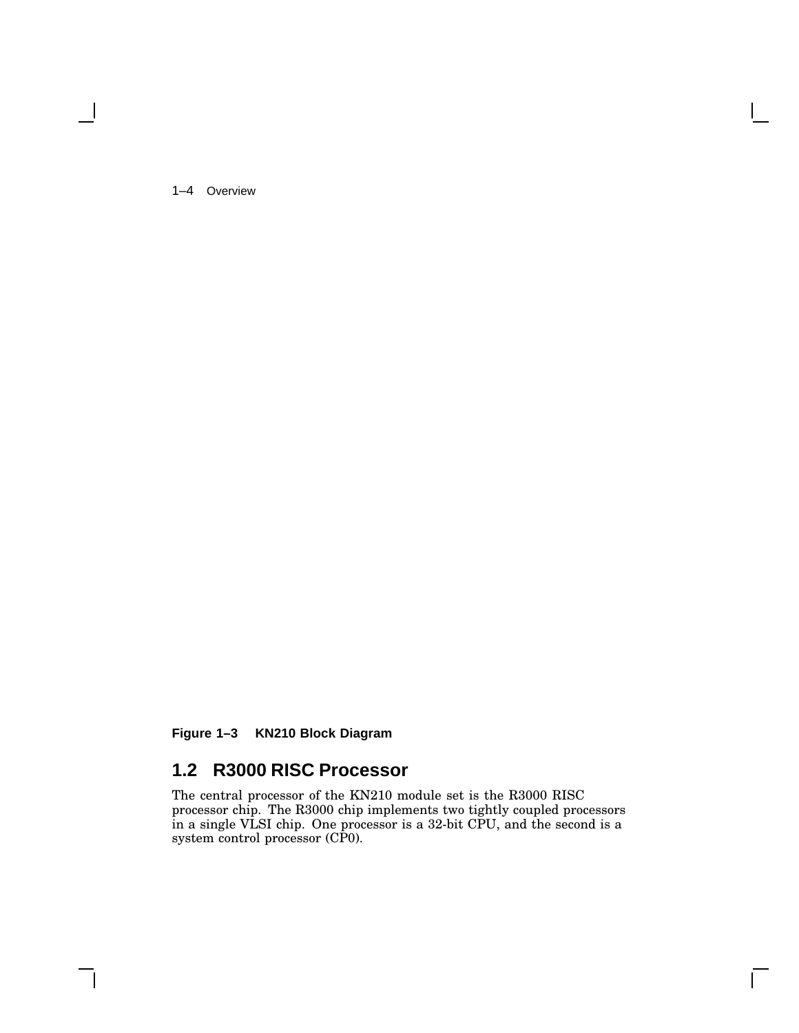**Figure 1–3 KN210 Block Diagram**

## 1.2 R3000 RISC Processor

The central processor of the KN210 module set is the R3000 RISC processor chip. The R3000 chip implements two tightly coupled processors in a single VLSI chip. One processor is a 32-bit CPU, and the second is a system control processor (CP0).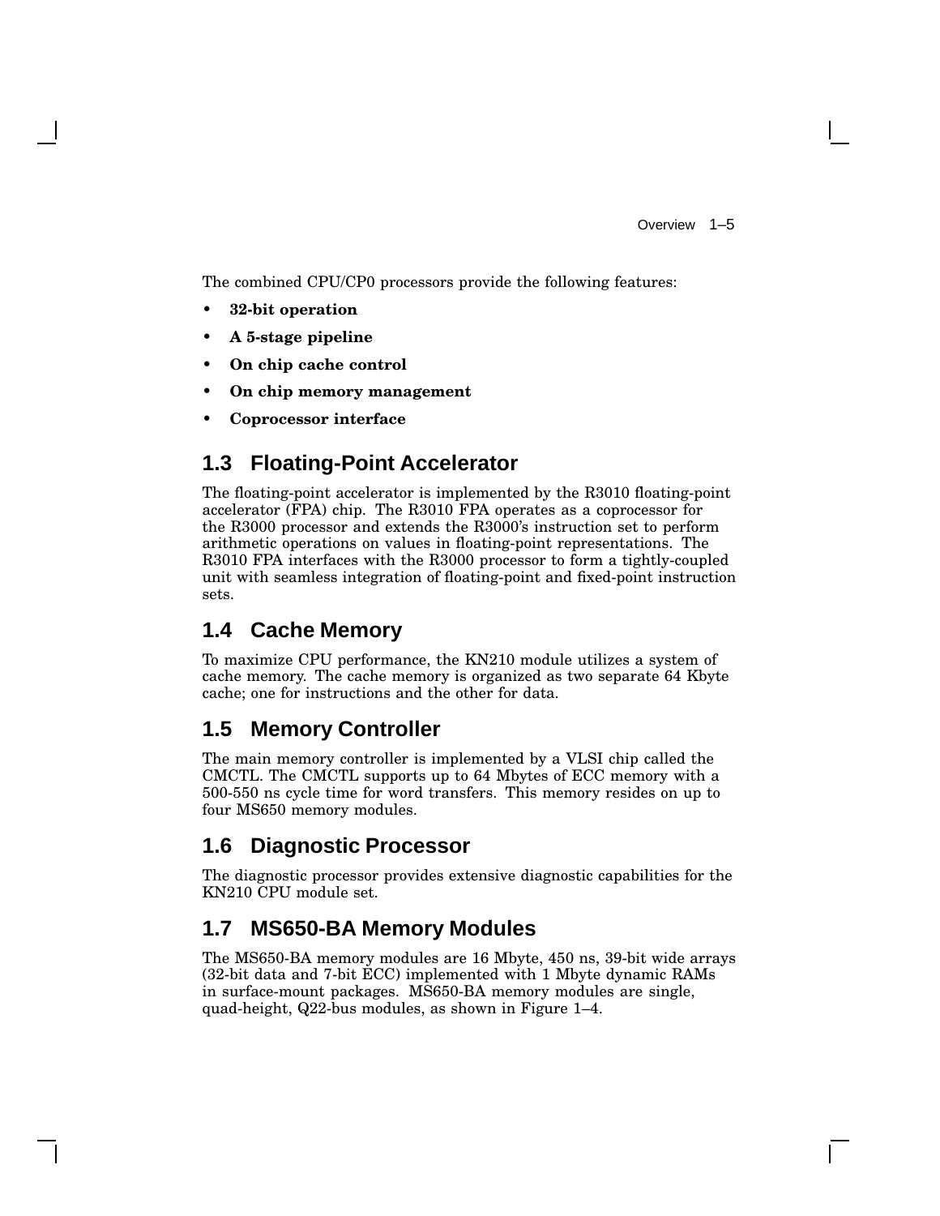The combined CPU/CP0 processors provide the following features:

- **32-bit operation**
- **A 5-stage pipeline**
- **On chip cache control**
- **On chip memory management**
- **Coprocessor interface**

## 1.3 Floating-Point Accelerator

The floating-point accelerator is implemented by the R3010 floating-point accelerator (FPA) chip. The R3010 FPA operates as a coprocessor for the R3000 processor and extends the R3000's instruction set to perform arithmetic operations on values in floating-point representations. The R3010 FPA interfaces with the R3000 processor to form a tightly-coupled unit with seamless integration of floating-point and fixed-point instruction sets.

## 1.4 Cache Memory

To maximize CPU performance, the KN210 module utilizes a system of cache memory. The cache memory is organized as two separate 64 Kbyte cache; one for instructions and the other for data.

## 1.5 Memory Controller

The main memory controller is implemented by a VLSI chip called the CMCTL. The CMCTL supports up to 64 Mbytes of ECC memory with a 500-550 ns cycle time for word transfers. This memory resides on up to four MS650 memory modules.

## 1.6 Diagnostic Processor

The diagnostic processor provides extensive diagnostic capabilities for the KN210 CPU module set.

## 1.7 MS650-BA Memory Modules

The MS650-BA memory modules are 16 Mbyte, 450 ns, 39-bit wide arrays (32-bit data and 7-bit ECC) implemented with 1 Mbyte dynamic RAMs in surface-mount packages. MS650-BA memory modules are single, quad-height, Q22-bus modules, as shown in Figure 1–4.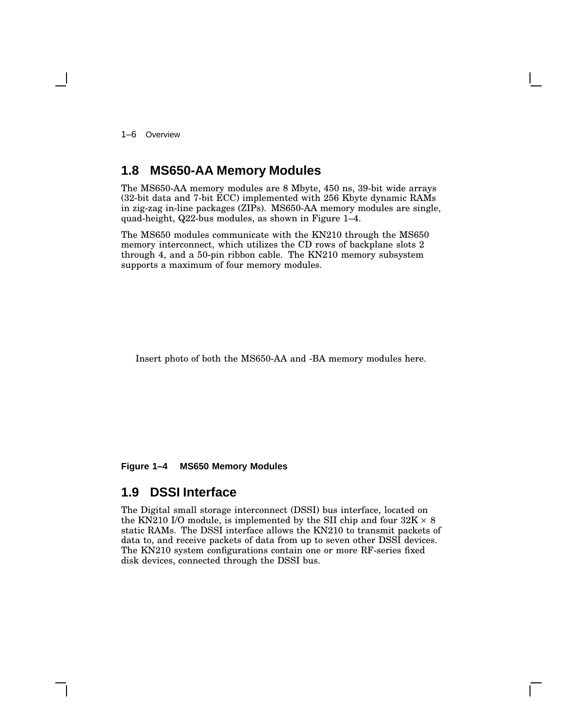## 1.8 MS650-AA Memory Modules

The MS650-AA memory modules are 8 Mbyte, 450 ns, 39-bit wide arrays (32-bit data and 7-bit ECC) implemented with 256 Kbyte dynamic RAMs in zig-zag in-line packages (ZIPs). MS650-AA memory modules are single, quad-height, Q22-bus modules, as shown in Figure 1–4.

The MS650 modules communicate with the KN210 through the MS650 memory interconnect, which utilizes the CD rows of backplane slots 2 through 4, and a 50-pin ribbon cable. The KN210 memory subsystem supports a maximum of four memory modules.

Insert photo of both the MS650-AA and -BA memory modules here.

**Figure 1–4 MS650 Memory Modules**

## 1.9 DSSI Interface

The Digital small storage interconnect (DSSI) bus interface, located on the KN210 I/O module, is implemented by the SII chip and four 32K × 8 static RAMs. The DSSI interface allows the KN210 to transmit packets of data to, and receive packets of data from up to seven other DSSI devices. The KN210 system configurations contain one or more RF-series fixed disk devices, connected through the DSSI bus.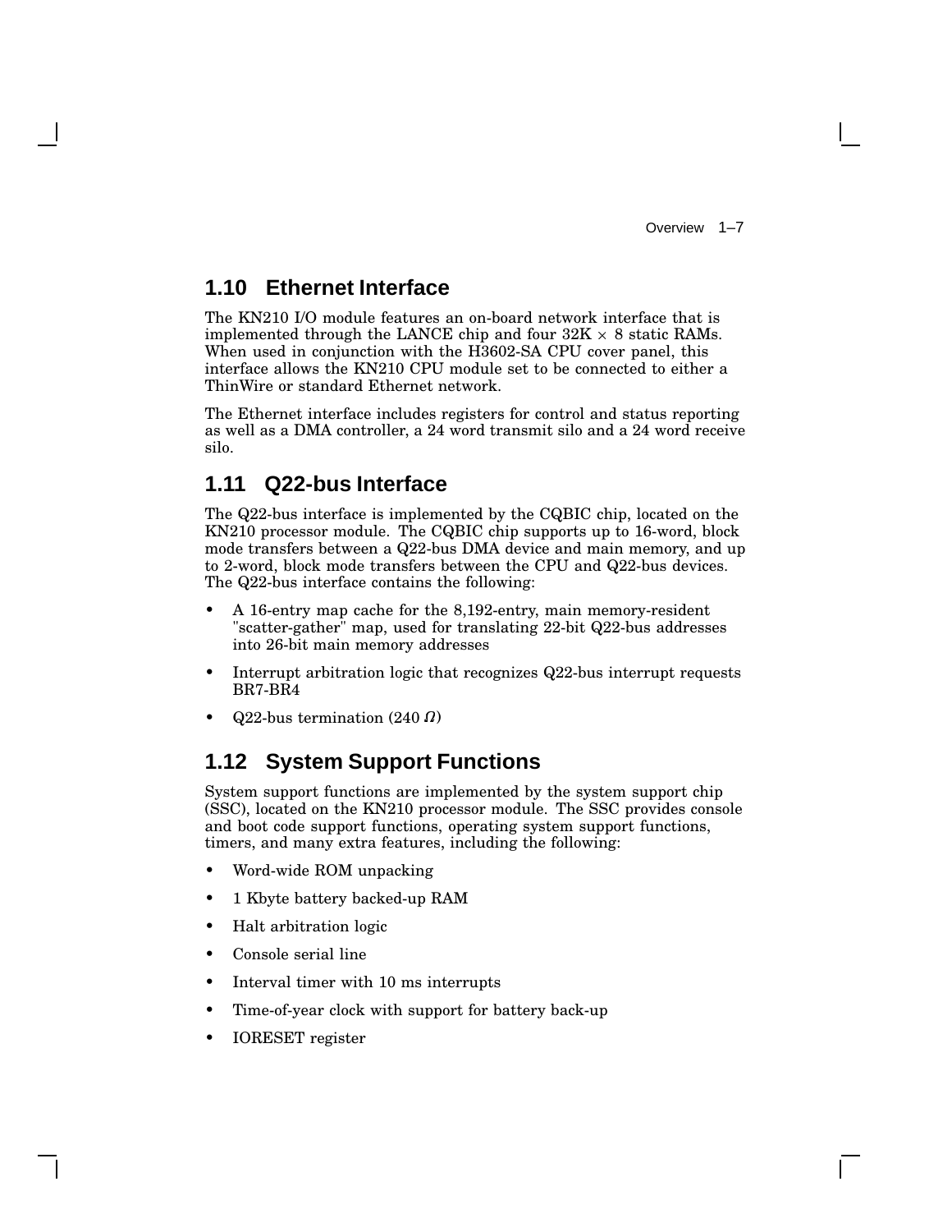## 1.10 Ethernet Interface

The KN210 I/O module features an on-board network interface that is implemented through the LANCE chip and four 32K $\times$ 8 static RAMs. When used in conjunction with the H3602-SA CPU cover panel, this interface allows the KN210 CPU module set to be connected to either a ThinWire or standard Ethernet network.

The Ethernet interface includes registers for control and status reporting as well as a DMA controller, a 24 word transmit silo and a 24 word receive silo.

## 1.11 Q22-bus Interface

The Q22-bus interface is implemented by the CQBIC chip, located on the KN210 processor module. The CQBIC chip supports up to 16-word, block mode transfers between a Q22-bus DMA device and main memory, and up to 2-word, block mode transfers between the CPU and Q22-bus devices. The Q22-bus interface contains the following:

- A 16-entry map cache for the 8,192-entry, main memory-resident "scatter-gather" map, used for translating 22-bit Q22-bus addresses into 26-bit main memory addresses
- Interrupt arbitration logic that recognizes Q22-bus interrupt requests BR7-BR4
- Q22-bus termination (240 $\Omega$)

## 1.12 System Support Functions

System support functions are implemented by the system support chip (SSC), located on the KN210 processor module. The SSC provides console and boot code support functions, operating system support functions, timers, and many extra features, including the following:

- Word-wide ROM unpacking
- 1 Kbyte battery backed-up RAM
- Halt arbitration logic
- Console serial line
- Interval timer with 10 ms interrupts
- Time-of-year clock with support for battery back-up
- IORESET register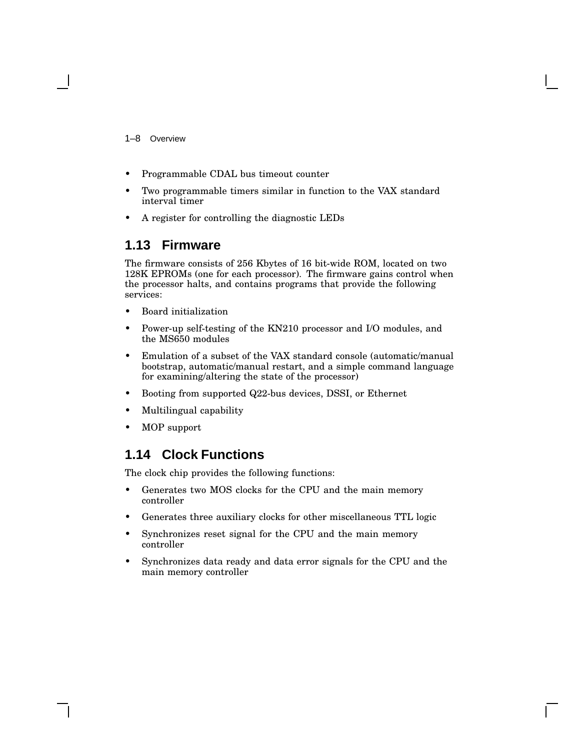- Programmable CDAL bus timeout counter
- Two programmable timers similar in function to the VAX standard interval timer
- A register for controlling the diagnostic LEDs

## 1.13 Firmware

The firmware consists of 256 Kbytes of 16 bit-wide ROM, located on two 128K EPROMs (one for each processor). The firmware gains control when the processor halts, and contains programs that provide the following services:

- Board initialization
- Power-up self-testing of the KN210 processor and I/O modules, and the MS650 modules
- Emulation of a subset of the VAX standard console (automatic/manual bootstrap, automatic/manual restart, and a simple command language for examining/altering the state of the processor)
- Booting from supported Q22-bus devices, DSSI, or Ethernet
- Multilingual capability
- MOP support

## 1.14 Clock Functions

The clock chip provides the following functions:

- Generates two MOS clocks for the CPU and the main memory controller
- Generates three auxiliary clocks for other miscellaneous TTL logic
- Synchronizes reset signal for the CPU and the main memory controller
- Synchronizes data ready and data error signals for the CPU and the main memory controller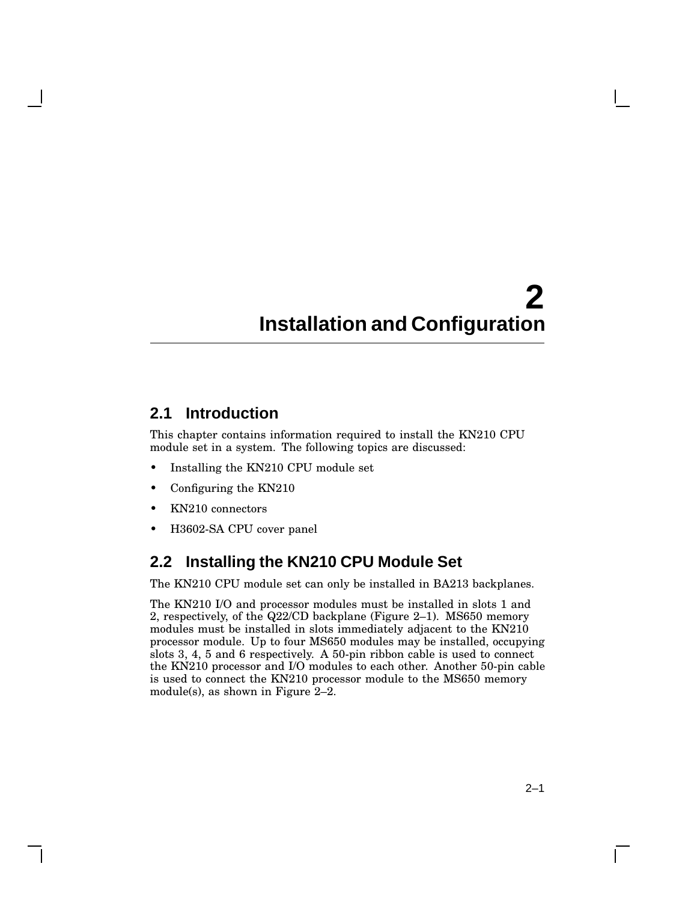# 2 Installation and Configuration

## 2.1 Introduction

This chapter contains information required to install the KN210 CPU module set in a system. The following topics are discussed:

- Installing the KN210 CPU module set
- Configuring the KN210
- KN210 connectors
- H3602-SA CPU cover panel

## 2.2 Installing the KN210 CPU Module Set

The KN210 CPU module set can only be installed in BA213 backplanes.

The KN210 I/O and processor modules must be installed in slots 1 and 2, respectively, of the Q22/CD backplane (Figure 2–1). MS650 memory modules must be installed in slots immediately adjacent to the KN210 processor module. Up to four MS650 modules may be installed, occupying slots 3, 4, 5 and 6 respectively. A 50-pin ribbon cable is used to connect the KN210 processor and I/O modules to each other. Another 50-pin cable is used to connect the KN210 processor module to the MS650 memory module(s), as shown in Figure 2–2.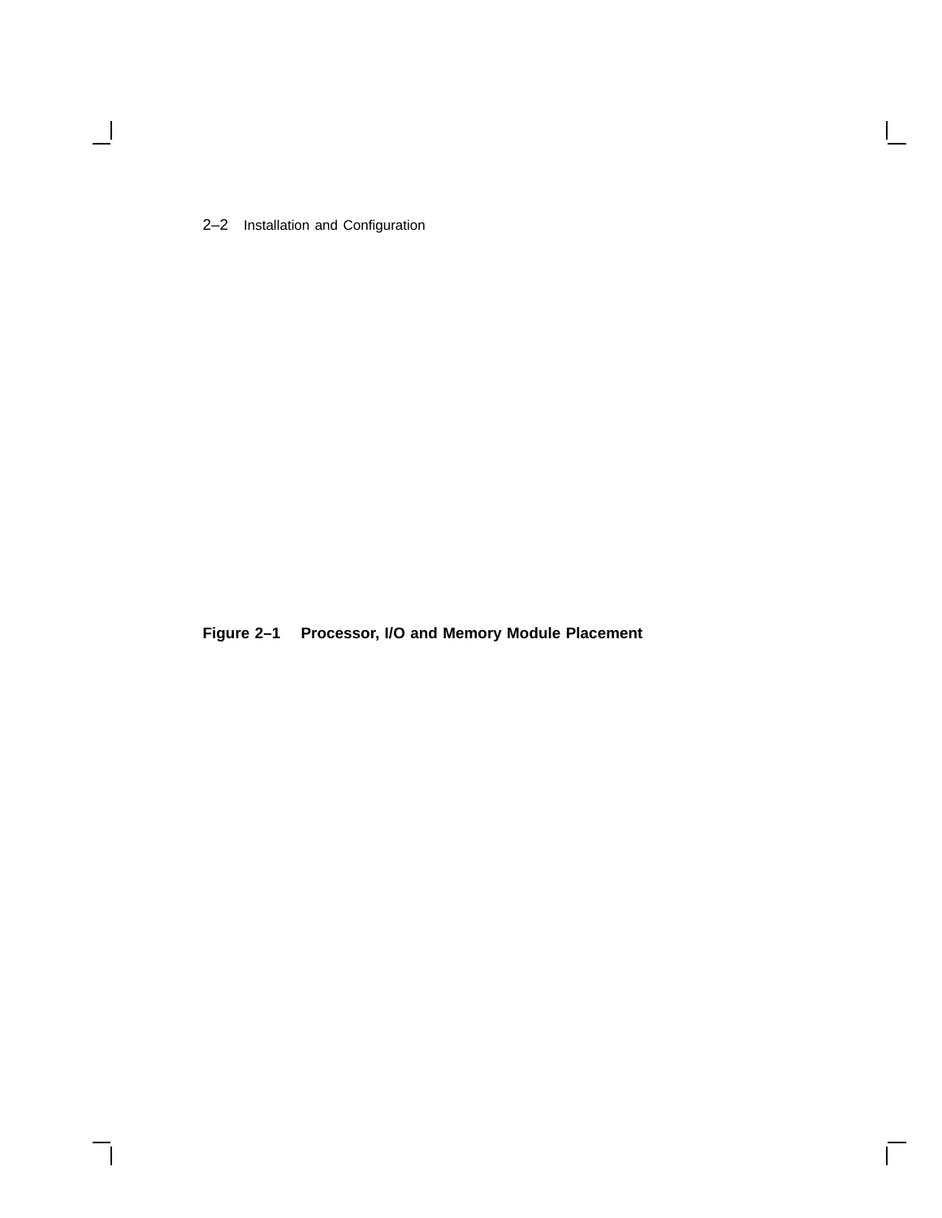**Figure 2–1 Processor, I/O and Memory Module Placement**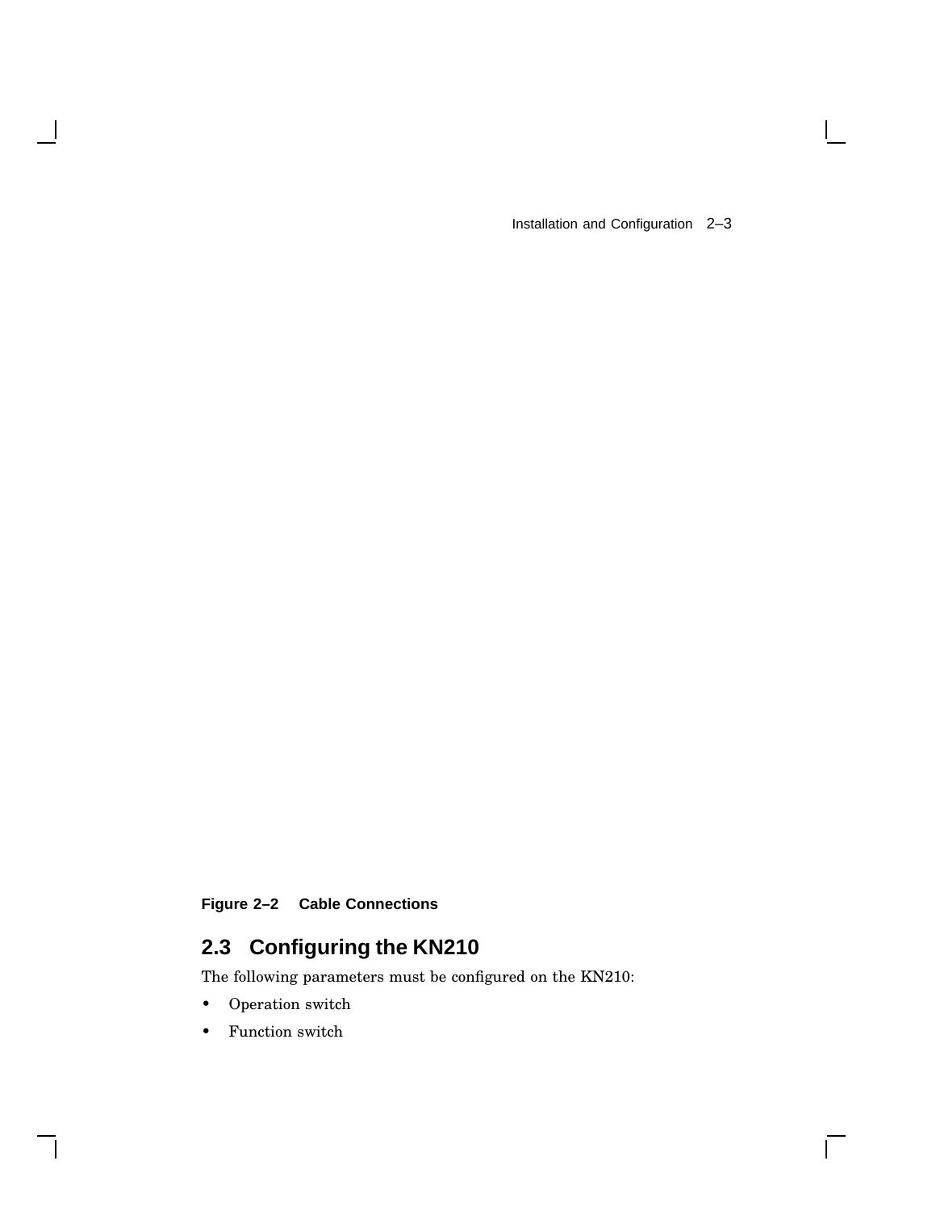**Figure 2–2 Cable Connections**

## 2.3 Configuring the KN210

The following parameters must be configured on the KN210:

- Operation switch
- Function switch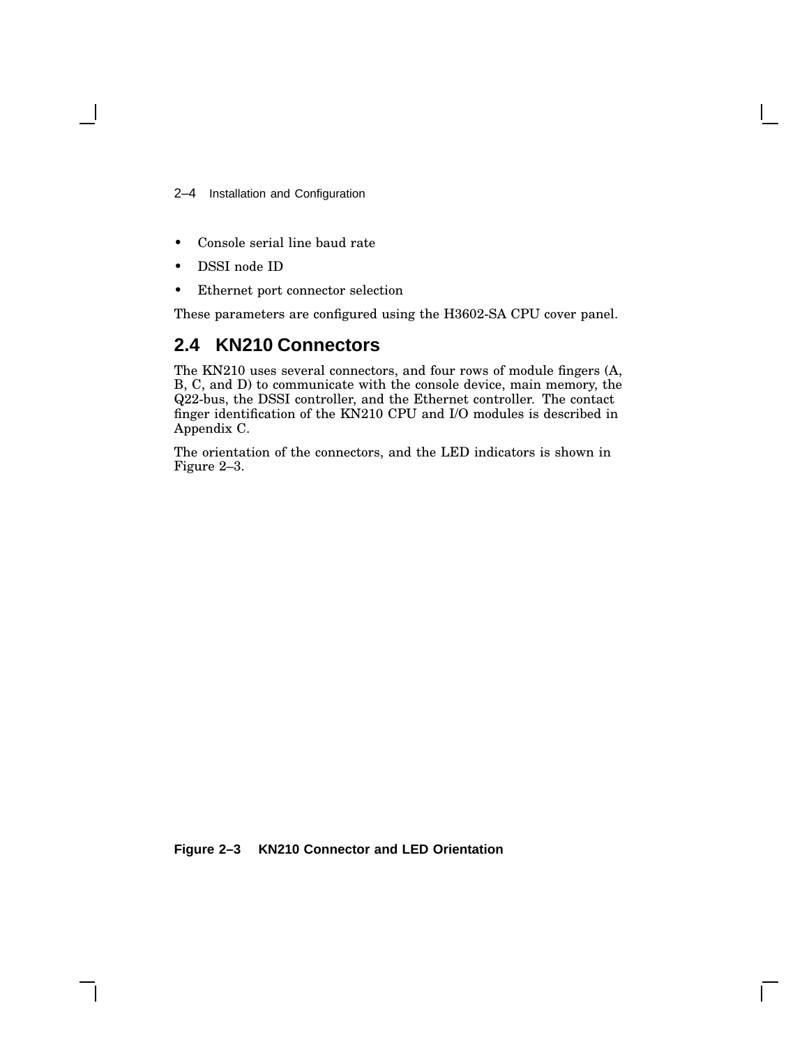- Console serial line baud rate
- DSSI node ID
- Ethernet port connector selection

These parameters are configured using the H3602-SA CPU cover panel.

## 2.4 KN210 Connectors

The KN210 uses several connectors, and four rows of module fingers (A, B, C, and D) to communicate with the console device, main memory, the Q22-bus, the DSSI controller, and the Ethernet controller. The contact finger identification of the KN210 CPU and I/O modules is described in Appendix C.

The orientation of the connectors, and the LED indicators is shown in Figure 2–3.

**Figure 2–3 KN210 Connector and LED Orientation**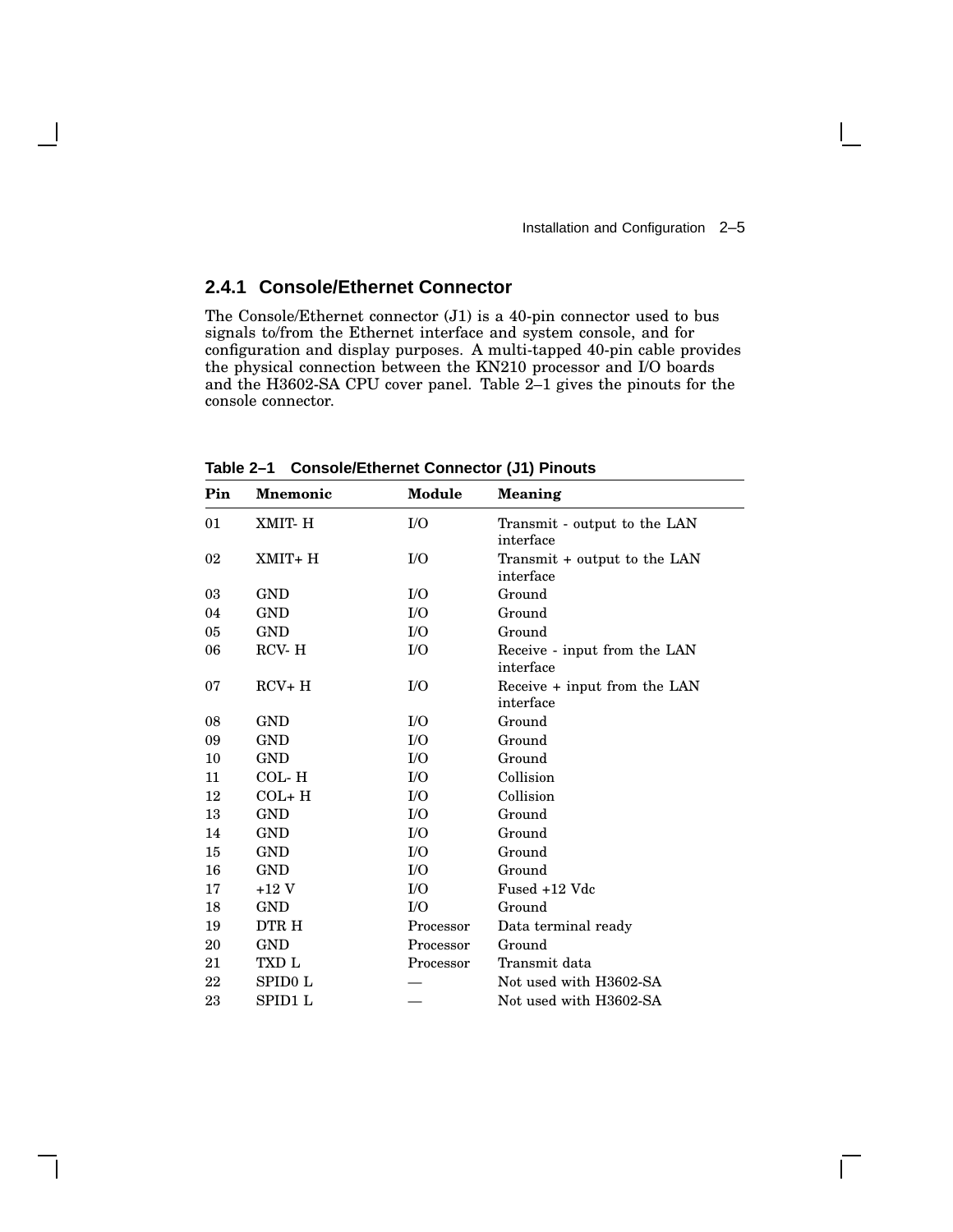### 2.4.1 Console/Ethernet Connector

The Console/Ethernet connector (J1) is a 40-pin connector used to bus signals to/from the Ethernet interface and system console, and for configuration and display purposes. A multi-tapped 40-pin cable provides the physical connection between the KN210 processor and I/O boards and the H3602-SA CPU cover panel. Table 2–1 gives the pinouts for the console connector.

**Table 2–1 Console/Ethernet Connector (J1) Pinouts**

| Pin | Mnemonic | Module | Meaning |
|---|---|---|---|
| 01 | XMIT- H | I/O | Transmit - output to the LAN interface |
| 02 | XMIT+ H | I/O | Transmit + output to the LAN interface |
| 03 | GND | I/O | Ground |
| 04 | GND | I/O | Ground |
| 05 | GND | I/O | Ground |
| 06 | RCV- H | I/O | Receive - input from the LAN interface |
| 07 | RCV+ H | I/O | Receive + input from the LAN interface |
| 08 | GND | I/O | Ground |
| 09 | GND | I/O | Ground |
| 10 | GND | I/O | Ground |
| 11 | COL- H | I/O | Collision |
| 12 | COL+ H | I/O | Collision |
| 13 | GND | I/O | Ground |
| 14 | GND | I/O | Ground |
| 15 | GND | I/O | Ground |
| 16 | GND | I/O | Ground |
| 17 | +12 V | I/O | Fused +12 Vdc |
| 18 | GND | I/O | Ground |
| 19 | DTR H | Processor | Data terminal ready |
| 20 | GND | Processor | Ground |
| 21 | TXD L | Processor | Transmit data |
| 22 | SPID0 L | — | Not used with H3602-SA |
| 23 | SPID1 L | — | Not used with H3602-SA |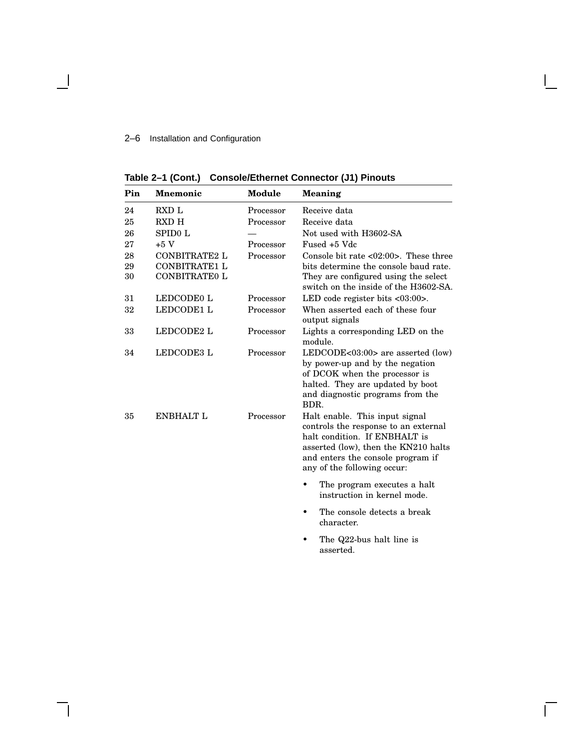**Table 2–1 (Cont.) Console/Ethernet Connector (J1) Pinouts**

| Pin | Mnemonic | Module | Meaning |
|---|---|---|---|
| 24 | RXD L | Processor | Receive data |
| 25 | RXD H | Processor | Receive data |
| 26 | SPID0 L | — | Not used with H3602-SA |
| 27 | +5 V | Processor | Fused +5 Vdc |
| 28<br>29<br>30 | CONBITRATE2 L<br>CONBITRATE1 L<br>CONBITRATE0 L | Processor | Console bit rate <02:00>. These three bits determine the console baud rate. They are configured using the select switch on the inside of the H3602-SA. |
| 31 | LEDCODE0 L | Processor | LED code register bits <03:00>. |
| 32 | LEDCODE1 L | Processor | When asserted each of these four output signals |
| 33 | LEDCODE2 L | Processor | Lights a corresponding LED on the module. |
| 34 | LEDCODE3 L | Processor | LEDCODE<03:00> are asserted (low) by power-up and by the negation of DCOK when the processor is halted. They are updated by boot and diagnostic programs from the BDR. |
| 35 | ENBHALT L | Processor | Halt enable. This input signal controls the response to an external halt condition. If ENBHALT is asserted (low), then the KN210 halts and enters the console program if any of the following occur:<br>• The program executes a halt instruction in kernel mode.<br>• The console detects a break character.<br>• The Q22-bus halt line is asserted. |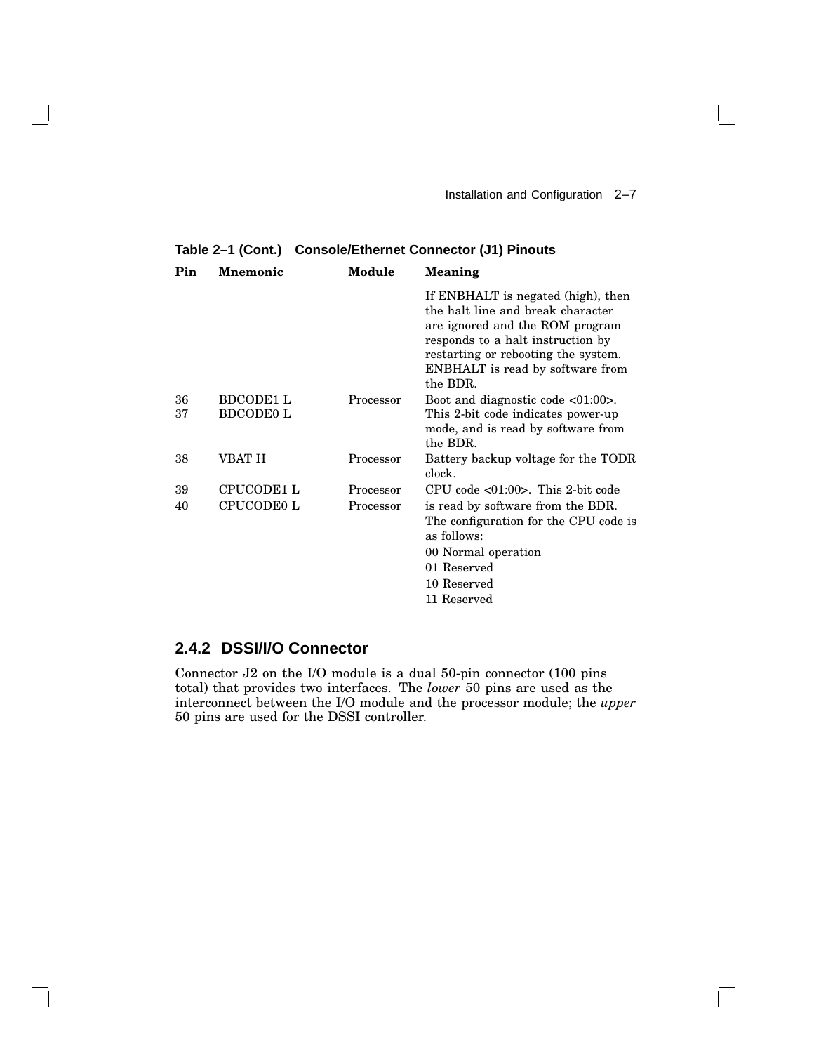**Table 2–1 (Cont.) Console/Ethernet Connector (J1) Pinouts**

| Pin | Mnemonic | Module | Meaning |
|---|---|---|---|
| | | | If ENBHALT is negated (high), then the halt line and break character are ignored and the ROM program responds to a halt instruction by restarting or rebooting the system. ENBHALT is read by software from the BDR. |
| 36 | BDCODE1 L | Processor | Boot and diagnostic code <01:00>. |
| 37 | BDCODE0 L | | This 2-bit code indicates power-up mode, and is read by software from the BDR. |
| 38 | VBAT H | Processor | Battery backup voltage for the TODR clock. |
| 39 | CPUCODE1 L | Processor | CPU code <01:00>. This 2-bit code |
| 40 | CPUCODE0 L | Processor | is read by software from the BDR. The configuration for the CPU code is as follows:<br>00 Normal operation<br>01 Reserved<br>10 Reserved<br>11 Reserved |

### 2.4.2 DSSI/I/O Connector

Connector J2 on the I/O module is a dual 50-pin connector (100 pins total) that provides two interfaces. The *lower* 50 pins are used as the interconnect between the I/O module and the processor module; the *upper* 50 pins are used for the DSSI controller.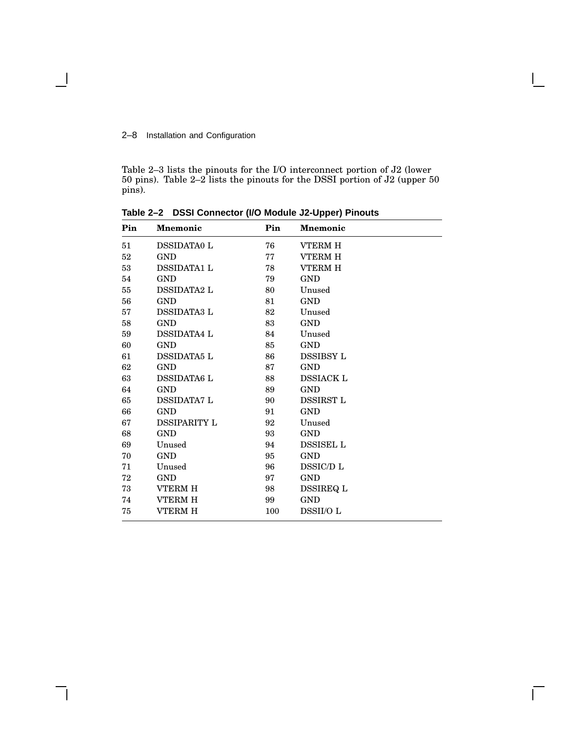Table 2–3 lists the pinouts for the I/O interconnect portion of J2 (lower 50 pins). Table 2–2 lists the pinouts for the DSSI portion of J2 (upper 50 pins).

**Table 2–2 DSSI Connector (I/O Module J2-Upper) Pinouts**

| Pin | Mnemonic | Pin | Mnemonic |
|---|---|---|---|
| 51 | DSSIDATA0 L | 76 | VTERM H |
| 52 | GND | 77 | VTERM H |
| 53 | DSSIDATA1 L | 78 | VTERM H |
| 54 | GND | 79 | GND |
| 55 | DSSIDATA2 L | 80 | Unused |
| 56 | GND | 81 | GND |
| 57 | DSSIDATA3 L | 82 | Unused |
| 58 | GND | 83 | GND |
| 59 | DSSIDATA4 L | 84 | Unused |
| 60 | GND | 85 | GND |
| 61 | DSSIDATA5 L | 86 | DSSIBSY L |
| 62 | GND | 87 | GND |
| 63 | DSSIDATA6 L | 88 | DSSIACK L |
| 64 | GND | 89 | GND |
| 65 | DSSIDATA7 L | 90 | DSSIRST L |
| 66 | GND | 91 | GND |
| 67 | DSSIPARITY L | 92 | Unused |
| 68 | GND | 93 | GND |
| 69 | Unused | 94 | DSSISEL L |
| 70 | GND | 95 | GND |
| 71 | Unused | 96 | DSSIC/D L |
| 72 | GND | 97 | GND |
| 73 | VTERM H | 98 | DSSIREQ L |
| 74 | VTERM H | 99 | GND |
| 75 | VTERM H | 100 | DSSII/O L |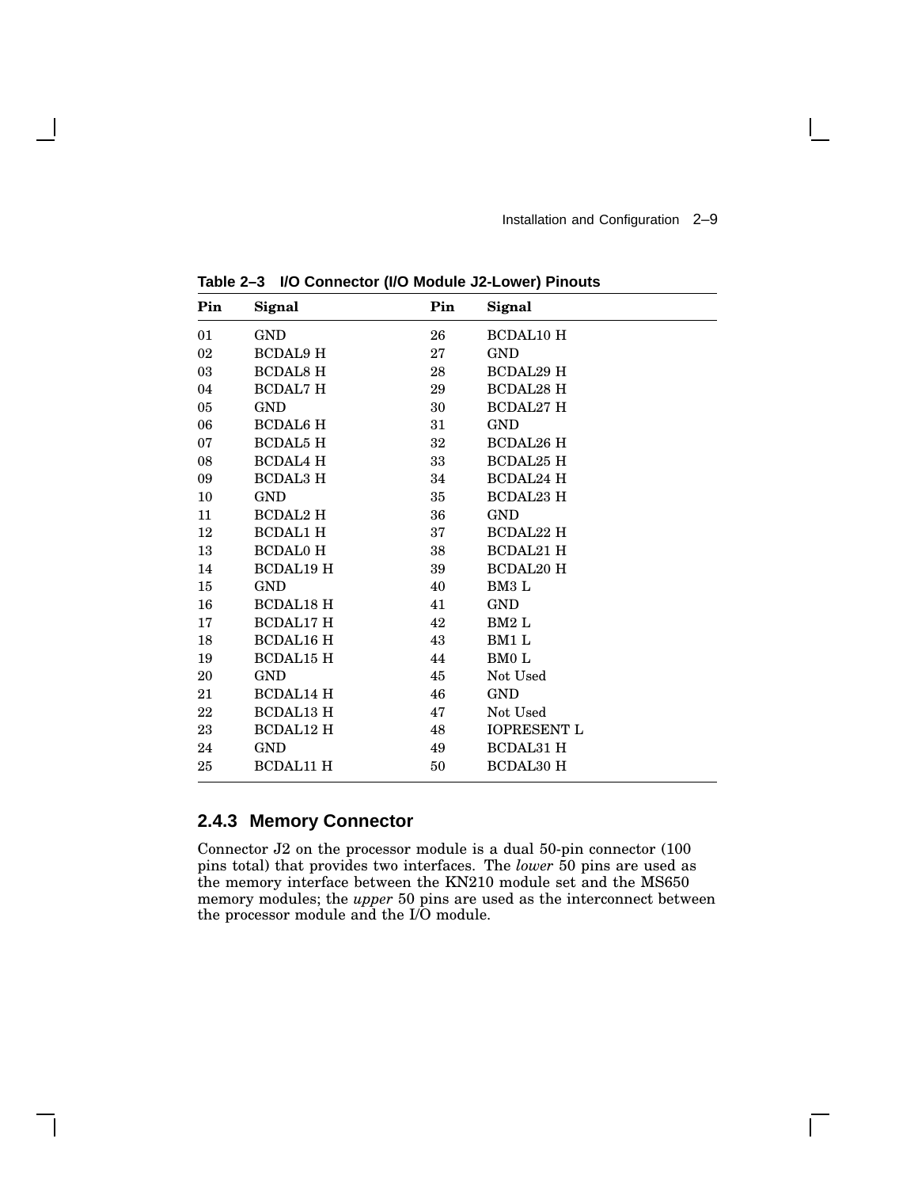**Table 2–3 I/O Connector (I/O Module J2-Lower) Pinouts**

| Pin | Signal | Pin | Signal |
|---|---|---|---|
| 01 | GND | 26 | BCDAL10 H |
| 02 | BCDAL9 H | 27 | GND |
| 03 | BCDAL8 H | 28 | BCDAL29 H |
| 04 | BCDAL7 H | 29 | BCDAL28 H |
| 05 | GND | 30 | BCDAL27 H |
| 06 | BCDAL6 H | 31 | GND |
| 07 | BCDAL5 H | 32 | BCDAL26 H |
| 08 | BCDAL4 H | 33 | BCDAL25 H |
| 09 | BCDAL3 H | 34 | BCDAL24 H |
| 10 | GND | 35 | BCDAL23 H |
| 11 | BCDAL2 H | 36 | GND |
| 12 | BCDAL1 H | 37 | BCDAL22 H |
| 13 | BCDAL0 H | 38 | BCDAL21 H |
| 14 | BCDAL19 H | 39 | BCDAL20 H |
| 15 | GND | 40 | BM3 L |
| 16 | BCDAL18 H | 41 | GND |
| 17 | BCDAL17 H | 42 | BM2 L |
| 18 | BCDAL16 H | 43 | BM1 L |
| 19 | BCDAL15 H | 44 | BM0 L |
| 20 | GND | 45 | Not Used |
| 21 | BCDAL14 H | 46 | GND |
| 22 | BCDAL13 H | 47 | Not Used |
| 23 | BCDAL12 H | 48 | IOPRESENT L |
| 24 | GND | 49 | BCDAL31 H |
| 25 | BCDAL11 H | 50 | BCDAL30 H |

### 2.4.3 Memory Connector

Connector J2 on the processor module is a dual 50-pin connector (100 pins total) that provides two interfaces. The *lower* 50 pins are used as the memory interface between the KN210 module set and the MS650 memory modules; the *upper* 50 pins are used as the interconnect between the processor module and the I/O module.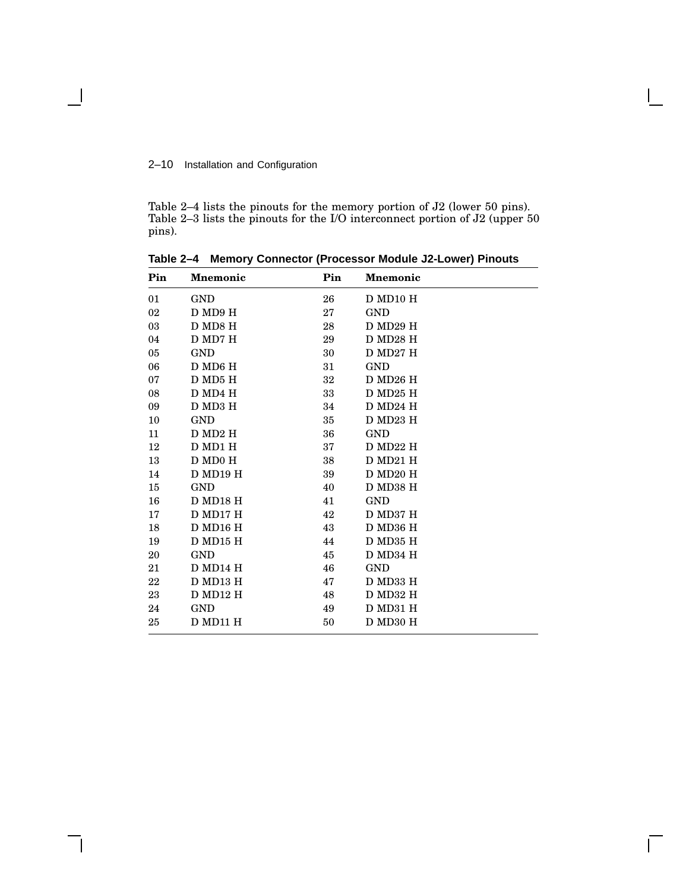Table 2–4 lists the pinouts for the memory portion of J2 (lower 50 pins). Table 2–3 lists the pinouts for the I/O interconnect portion of J2 (upper 50 pins).

**Table 2–4 Memory Connector (Processor Module J2-Lower) Pinouts**

| Pin | Mnemonic | Pin | Mnemonic |
|---|---|---|---|
| 01 | GND | 26 | D MD10 H |
| 02 | D MD9 H | 27 | GND |
| 03 | D MD8 H | 28 | D MD29 H |
| 04 | D MD7 H | 29 | D MD28 H |
| 05 | GND | 30 | D MD27 H |
| 06 | D MD6 H | 31 | GND |
| 07 | D MD5 H | 32 | D MD26 H |
| 08 | D MD4 H | 33 | D MD25 H |
| 09 | D MD3 H | 34 | D MD24 H |
| 10 | GND | 35 | D MD23 H |
| 11 | D MD2 H | 36 | GND |
| 12 | D MD1 H | 37 | D MD22 H |
| 13 | D MD0 H | 38 | D MD21 H |
| 14 | D MD19 H | 39 | D MD20 H |
| 15 | GND | 40 | D MD38 H |
| 16 | D MD18 H | 41 | GND |
| 17 | D MD17 H | 42 | D MD37 H |
| 18 | D MD16 H | 43 | D MD36 H |
| 19 | D MD15 H | 44 | D MD35 H |
| 20 | GND | 45 | D MD34 H |
| 21 | D MD14 H | 46 | GND |
| 22 | D MD13 H | 47 | D MD33 H |
| 23 | D MD12 H | 48 | D MD32 H |
| 24 | GND | 49 | D MD31 H |
| 25 | D MD11 H | 50 | D MD30 H |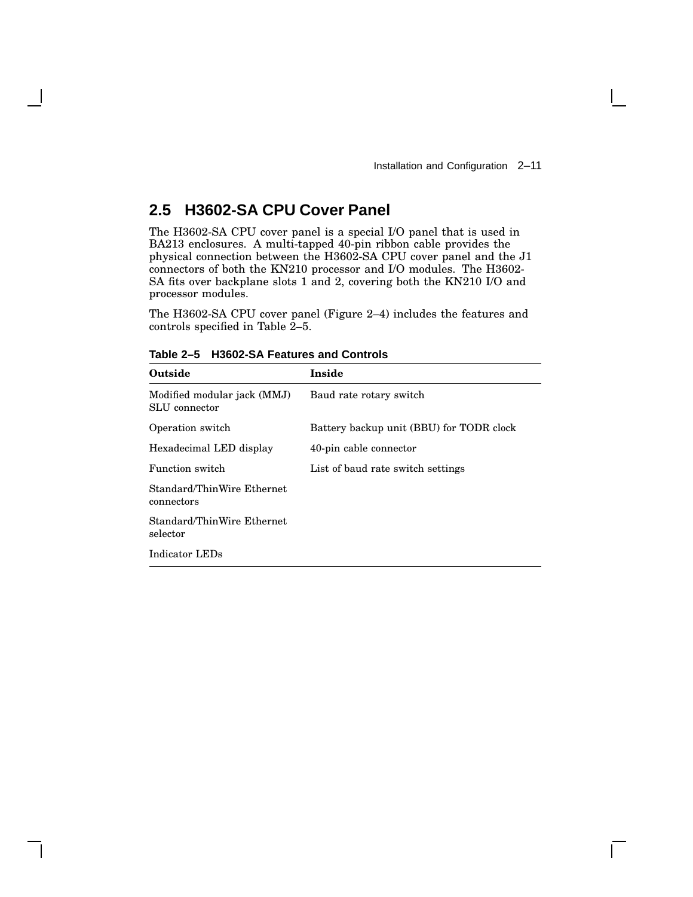## 2.5 H3602-SA CPU Cover Panel

The H3602-SA CPU cover panel is a special I/O panel that is used in BA213 enclosures. A multi-tapped 40-pin ribbon cable provides the physical connection between the H3602-SA CPU cover panel and the J1 connectors of both the KN210 processor and I/O modules. The H3602-SA fits over backplane slots 1 and 2, covering both the KN210 I/O and processor modules.

The H3602-SA CPU cover panel (Figure 2–4) includes the features and controls specified in Table 2–5.

**Table 2–5 H3602-SA Features and Controls**

| Outside | Inside |
|---|---|
| Modified modular jack (MMJ) SLU connector | Baud rate rotary switch |
| Operation switch | Battery backup unit (BBU) for TODR clock |
| Hexadecimal LED display | 40-pin cable connector |
| Function switch | List of baud rate switch settings |
| Standard/ThinWire Ethernet connectors | |
| Standard/ThinWire Ethernet selector | |
| Indicator LEDs | |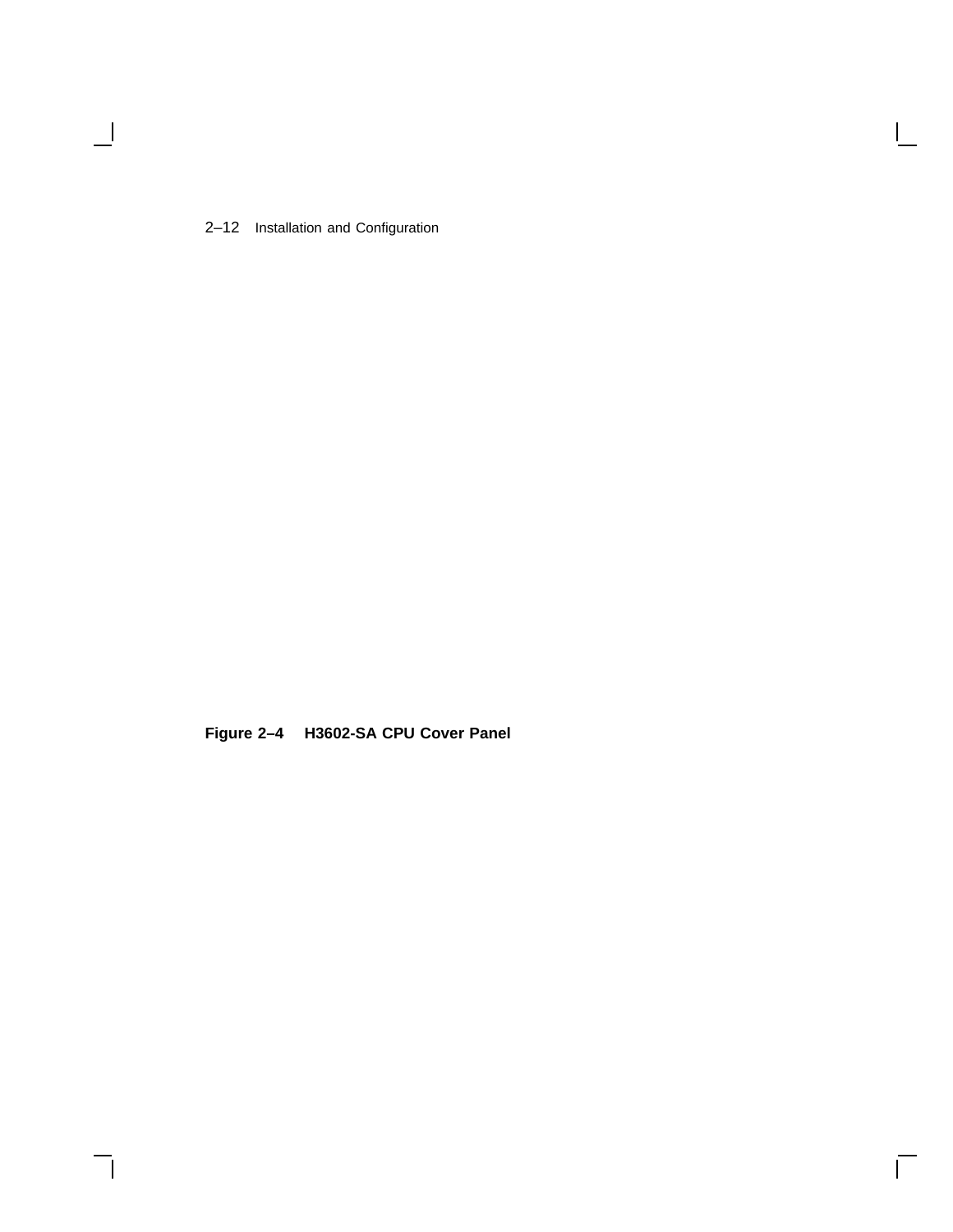**Figure 2–4 H3602-SA CPU Cover Panel**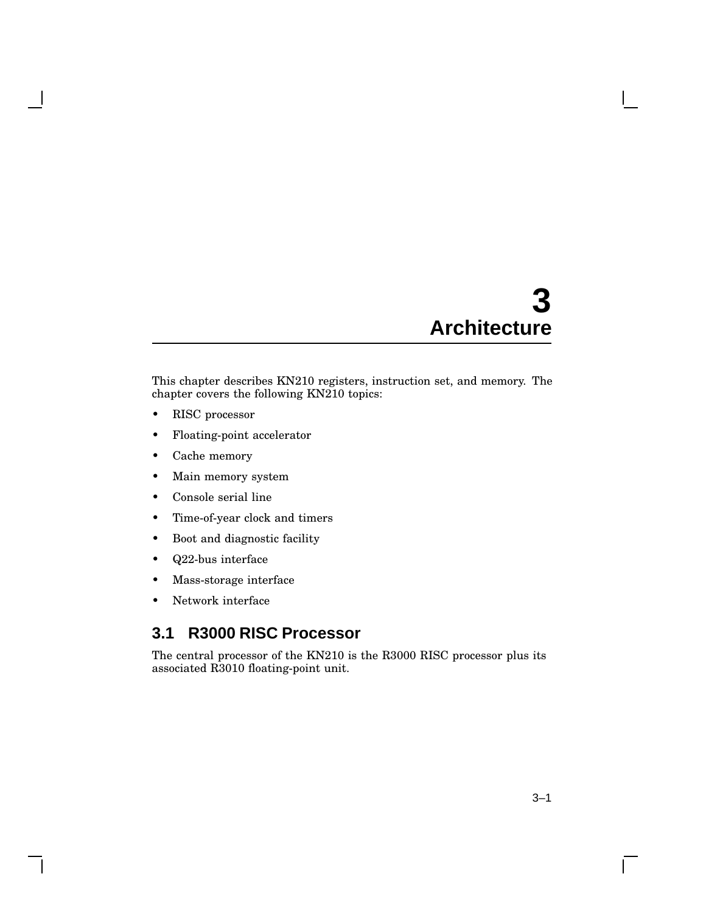# 3 Architecture

This chapter describes KN210 registers, instruction set, and memory. The chapter covers the following KN210 topics:

- RISC processor
- Floating-point accelerator
- Cache memory
- Main memory system
- Console serial line
- Time-of-year clock and timers
- Boot and diagnostic facility
- Q22-bus interface
- Mass-storage interface
- Network interface

## 3.1 R3000 RISC Processor

The central processor of the KN210 is the R3000 RISC processor plus its associated R3010 floating-point unit.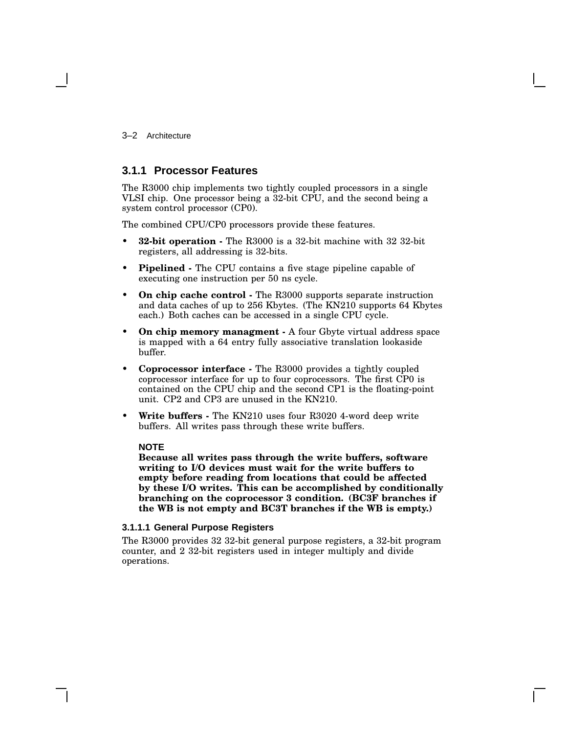### 3.1.1 Processor Features

The R3000 chip implements two tightly coupled processors in a single VLSI chip. One processor being a 32-bit CPU, and the second being a system control processor (CP0).

The combined CPU/CP0 processors provide these features.

- **32-bit operation -** The R3000 is a 32-bit machine with 32 32-bit registers, all addressing is 32-bits.
- **Pipelined -** The CPU contains a five stage pipeline capable of executing one instruction per 50 ns cycle.
- **On chip cache control -** The R3000 supports separate instruction and data caches of up to 256 Kbytes. (The KN210 supports 64 Kbytes each.) Both caches can be accessed in a single CPU cycle.
- **On chip memory managment -** A four Gbyte virtual address space is mapped with a 64 entry fully associative translation lookaside buffer.
- **Coprocessor interface -** The R3000 provides a tightly coupled coprocessor interface for up to four coprocessors. The first CP0 is contained on the CPU chip and the second CP1 is the floating-point unit. CP2 and CP3 are unused in the KN210.
- **Write buffers -** The KN210 uses four R3020 4-word deep write buffers. All writes pass through these write buffers.

  **NOTE**

  **Because all writes pass through the write buffers, software writing to I/O devices must wait for the write buffers to empty before reading from locations that could be affected by these I/O writes. This can be accomplished by conditionally branching on the coprocessor 3 condition. (BC3F branches if the WB is not empty and BC3T branches if the WB is empty.)**

#### 3.1.1.1 General Purpose Registers

The R3000 provides 32 32-bit general purpose registers, a 32-bit program counter, and 2 32-bit registers used in integer multiply and divide operations.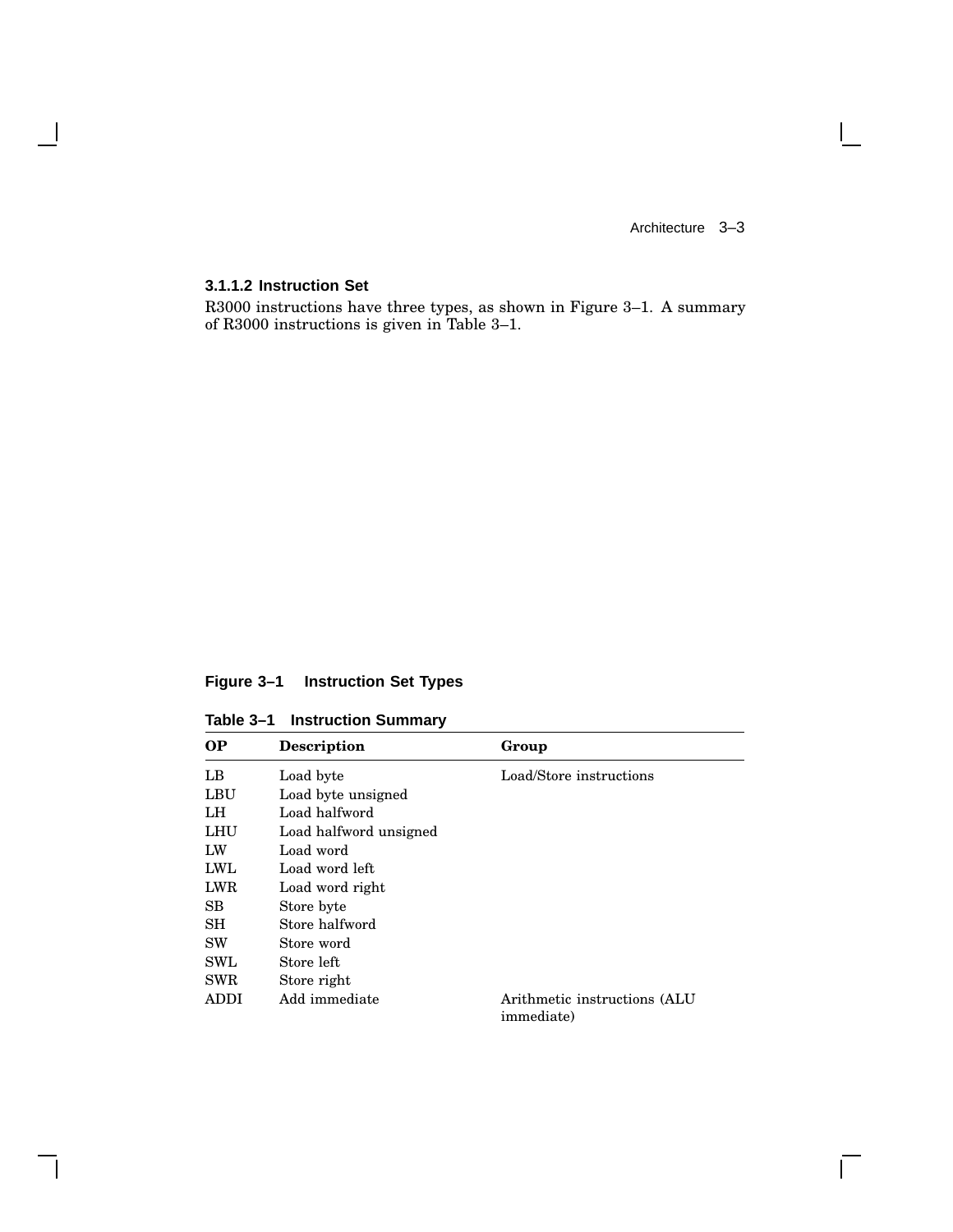### 3.1.1.2 Instruction Set

R3000 instructions have three types, as shown in Figure 3–1. A summary of R3000 instructions is given in Table 3–1.

**Figure 3–1 Instruction Set Types**

**Table 3–1 Instruction Summary**

| OP | Description | Group |
|---|---|---|
| LB | Load byte | Load/Store instructions |
| LBU | Load byte unsigned | |
| LH | Load halfword | |
| LHU | Load halfword unsigned | |
| LW | Load word | |
| LWL | Load word left | |
| LWR | Load word right | |
| SB | Store byte | |
| SH | Store halfword | |
| SW | Store word | |
| SWL | Store left | |
| SWR | Store right | |
| ADDI | Add immediate | Arithmetic instructions (ALU immediate) |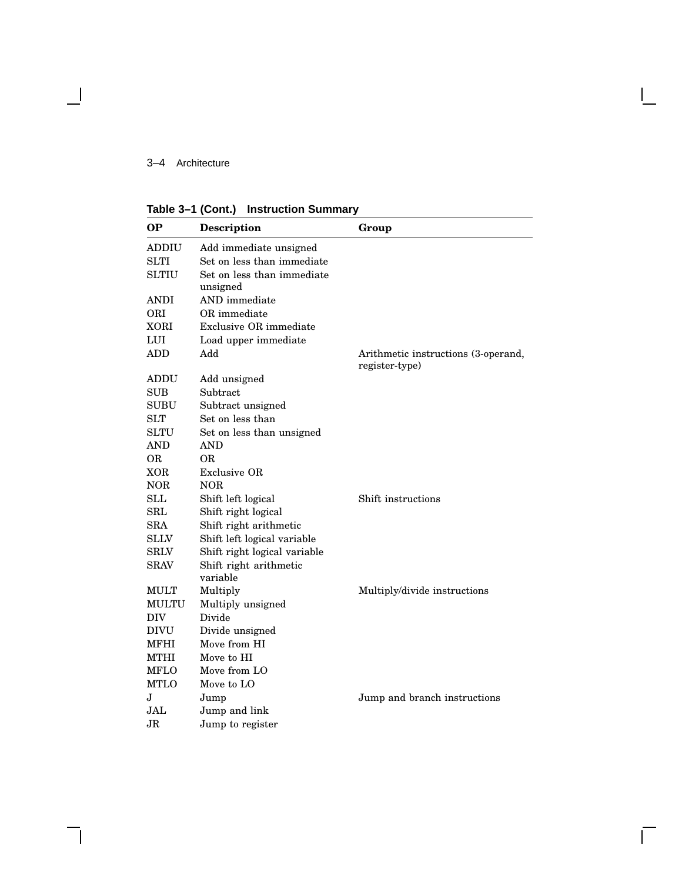**Table 3–1 (Cont.) Instruction Summary**

| OP | Description | Group |
|---|---|---|
| ADDIU | Add immediate unsigned | |
| SLTI | Set on less than immediate | |
| SLTIU | Set on less than immediate unsigned | |
| ANDI | AND immediate | |
| ORI | OR immediate | |
| XORI | Exclusive OR immediate | |
| LUI | Load upper immediate | |
| ADD | Add | Arithmetic instructions (3-operand, register-type) |
| ADDU | Add unsigned | |
| SUB | Subtract | |
| SUBU | Subtract unsigned | |
| SLT | Set on less than | |
| SLTU | Set on less than unsigned | |
| AND | AND | |
| OR | OR | |
| XOR | Exclusive OR | |
| NOR | NOR | |
| SLL | Shift left logical | Shift instructions |
| SRL | Shift right logical | |
| SRA | Shift right arithmetic | |
| SLLV | Shift left logical variable | |
| SRLV | Shift right logical variable | |
| SRAV | Shift right arithmetic variable | |
| MULT | Multiply | Multiply/divide instructions |
| MULTU | Multiply unsigned | |
| DIV | Divide | |
| DIVU | Divide unsigned | |
| MFHI | Move from HI | |
| MTHI | Move to HI | |
| MFLO | Move from LO | |
| MTLO | Move to LO | |
| J | Jump | Jump and branch instructions |
| JAL | Jump and link | |
| JR | Jump to register | |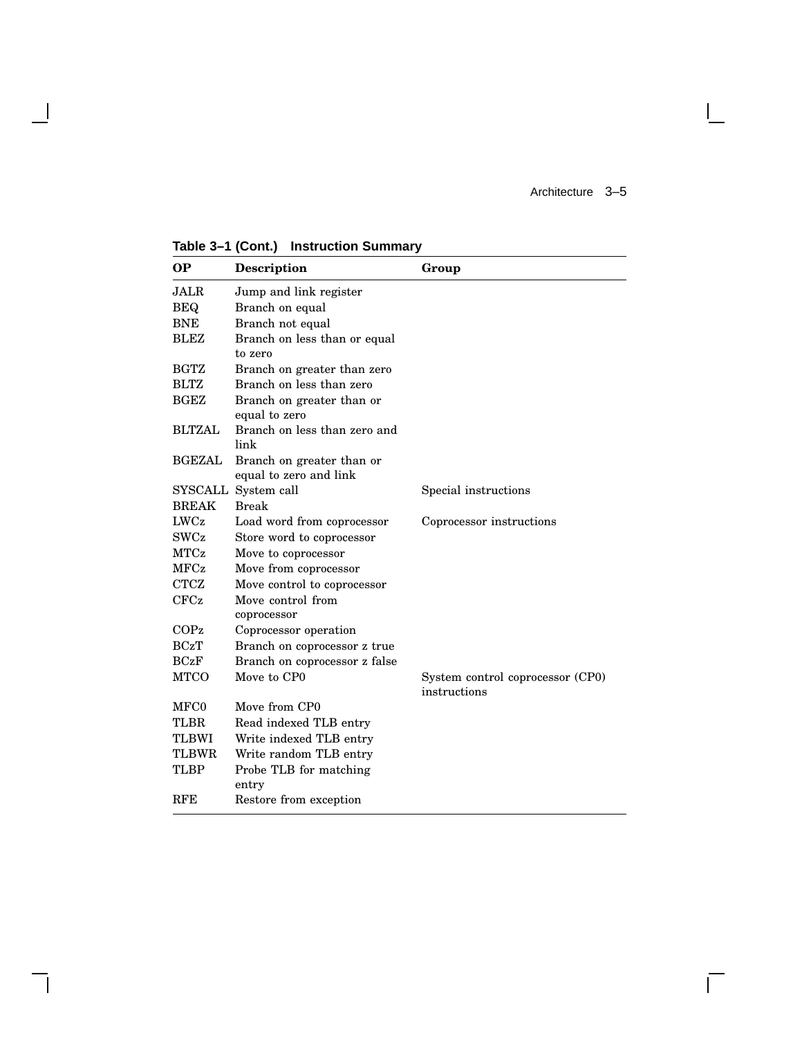**Table 3–1 (Cont.) Instruction Summary**

| OP | Description | Group |
|---|---|---|
| JALR | Jump and link register | |
| BEQ | Branch on equal | |
| BNE | Branch not equal | |
| BLEZ | Branch on less than or equal to zero | |
| BGTZ | Branch on greater than zero | |
| BLTZ | Branch on less than zero | |
| BGEZ | Branch on greater than or equal to zero | |
| BLTZAL | Branch on less than zero and link | |
| BGEZAL | Branch on greater than or equal to zero and link | |
| SYSCALL | System call | Special instructions |
| BREAK | Break | |
| LWCz | Load word from coprocessor | Coprocessor instructions |
| SWCz | Store word to coprocessor | |
| MTCz | Move to coprocessor | |
| MFCz | Move from coprocessor | |
| CTCZ | Move control to coprocessor | |
| CFCz | Move control from coprocessor | |
| COPz | Coprocessor operation | |
| BCzT | Branch on coprocessor z true | |
| BCzF | Branch on coprocessor z false | |
| MTCO | Move to CP0 | System control coprocessor (CP0) instructions |
| MFC0 | Move from CP0 | |
| TLBR | Read indexed TLB entry | |
| TLBWI | Write indexed TLB entry | |
| TLBWR | Write random TLB entry | |
| TLBP | Probe TLB for matching entry | |
| RFE | Restore from exception | |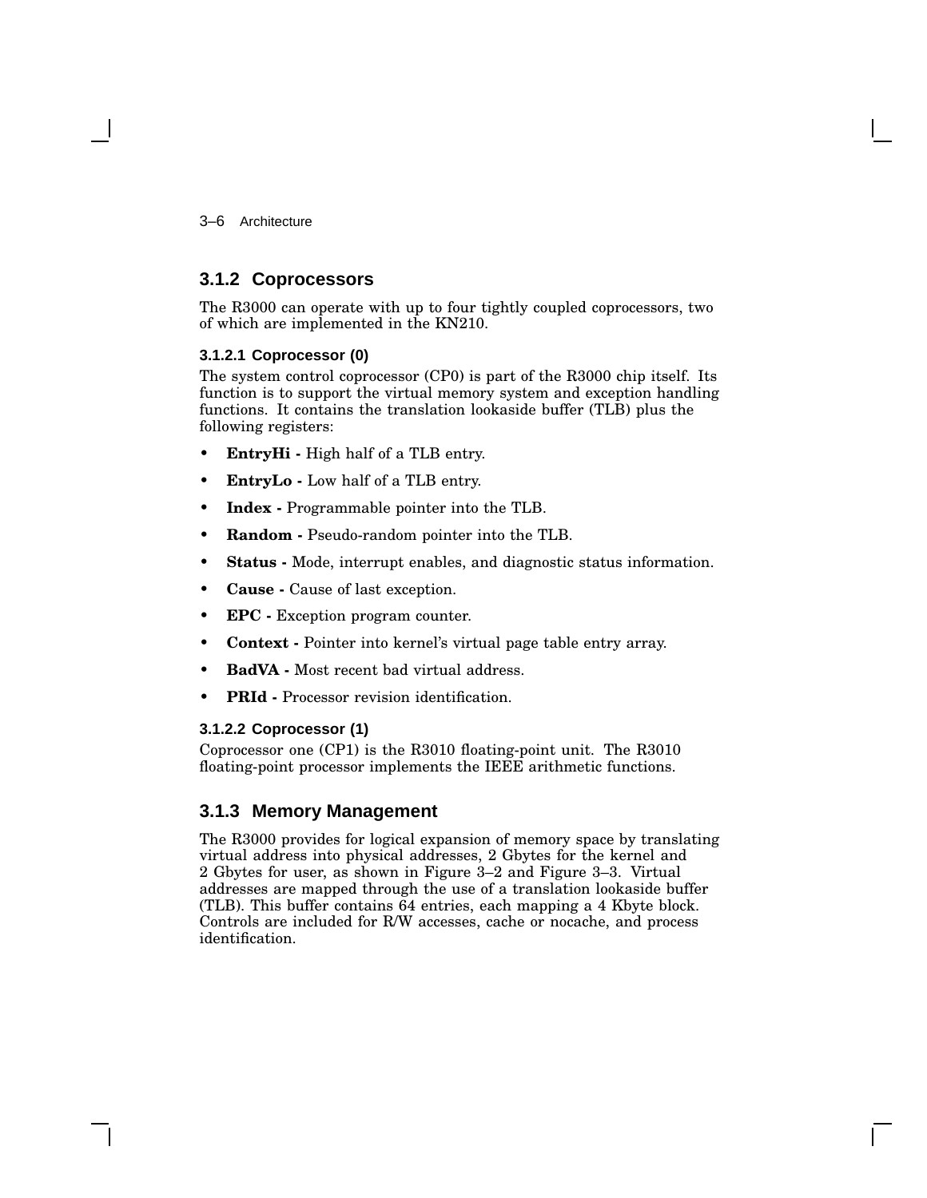### 3.1.2 Coprocessors

The R3000 can operate with up to four tightly coupled coprocessors, two of which are implemented in the KN210.

#### 3.1.2.1 Coprocessor (0)

The system control coprocessor (CP0) is part of the R3000 chip itself. Its function is to support the virtual memory system and exception handling functions. It contains the translation lookaside buffer (TLB) plus the following registers:

- **EntryHi -** High half of a TLB entry.
- **EntryLo -** Low half of a TLB entry.
- **Index -** Programmable pointer into the TLB.
- **Random -** Pseudo-random pointer into the TLB.
- **Status -** Mode, interrupt enables, and diagnostic status information.
- **Cause -** Cause of last exception.
- **EPC -** Exception program counter.
- **Context -** Pointer into kernel's virtual page table entry array.
- **BadVA -** Most recent bad virtual address.
- **PRId -** Processor revision identification.

#### 3.1.2.2 Coprocessor (1)

Coprocessor one (CP1) is the R3010 floating-point unit. The R3010 floating-point processor implements the IEEE arithmetic functions.

### 3.1.3 Memory Management

The R3000 provides for logical expansion of memory space by translating virtual address into physical addresses, 2 Gbytes for the kernel and 2 Gbytes for user, as shown in Figure 3–2 and Figure 3–3. Virtual addresses are mapped through the use of a translation lookaside buffer (TLB). This buffer contains 64 entries, each mapping a 4 Kbyte block. Controls are included for R/W accesses, cache or nocache, and process identification.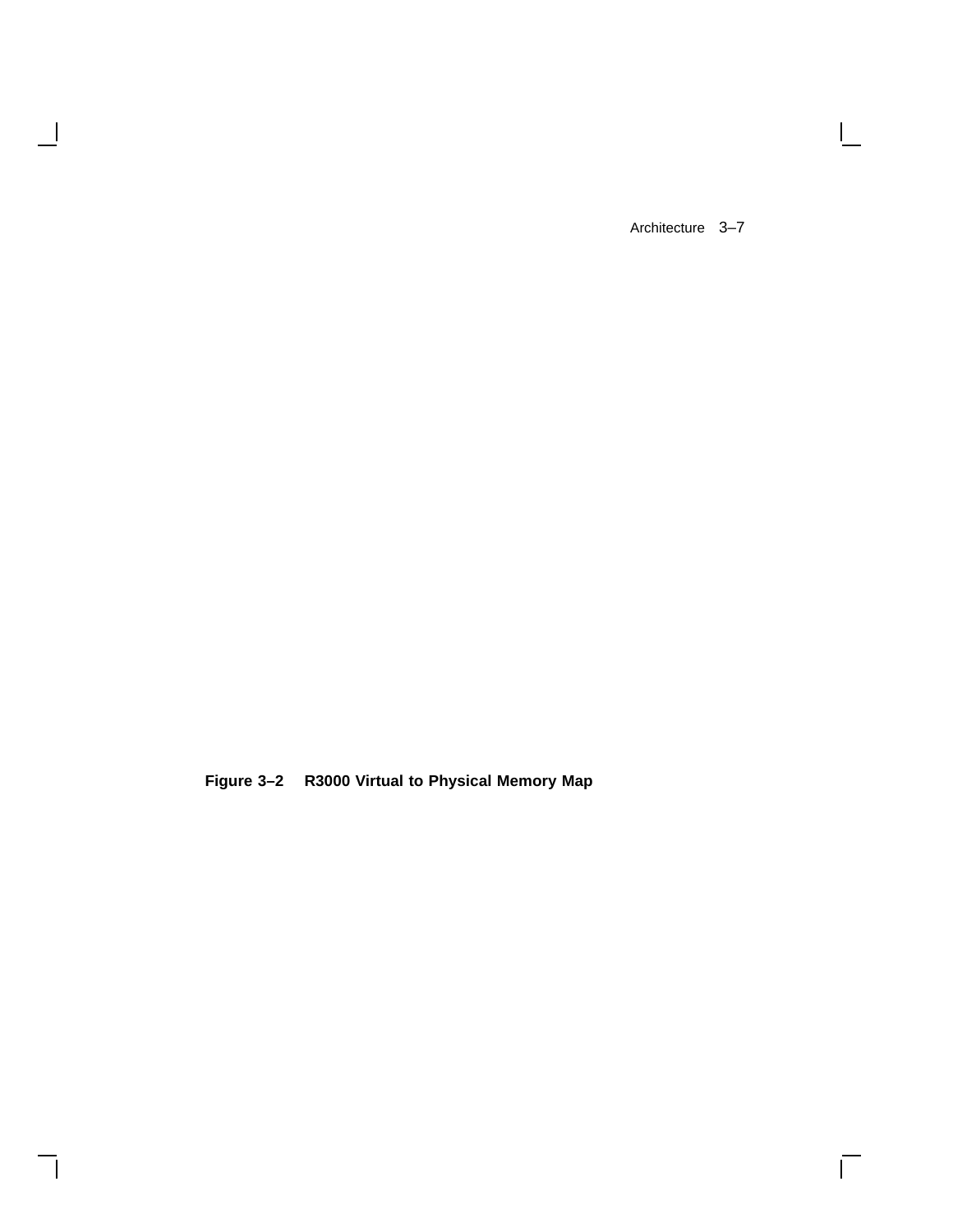**Figure 3–2 R3000 Virtual to Physical Memory Map**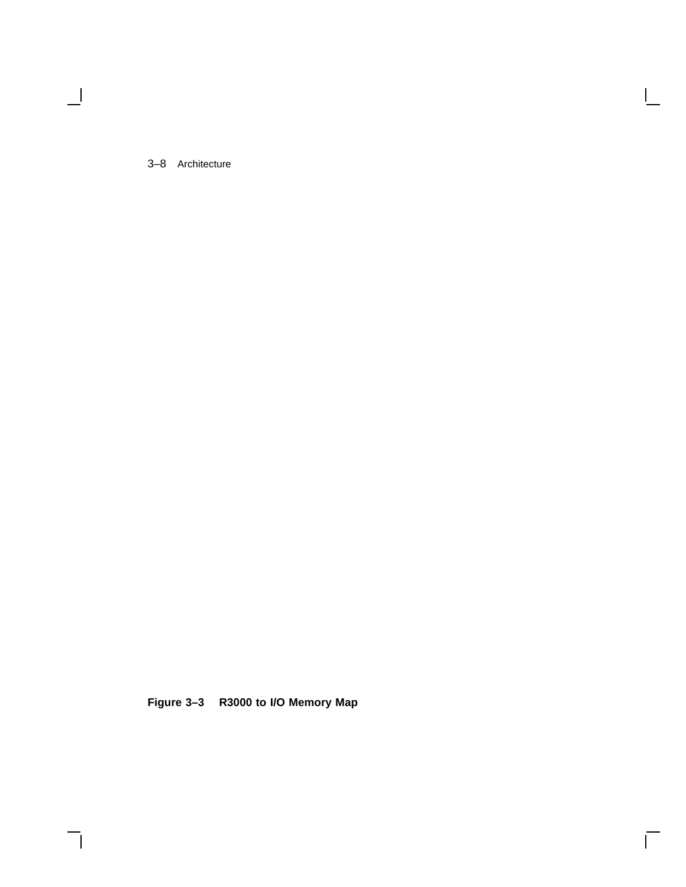**Figure 3–3 R3000 to I/O Memory Map**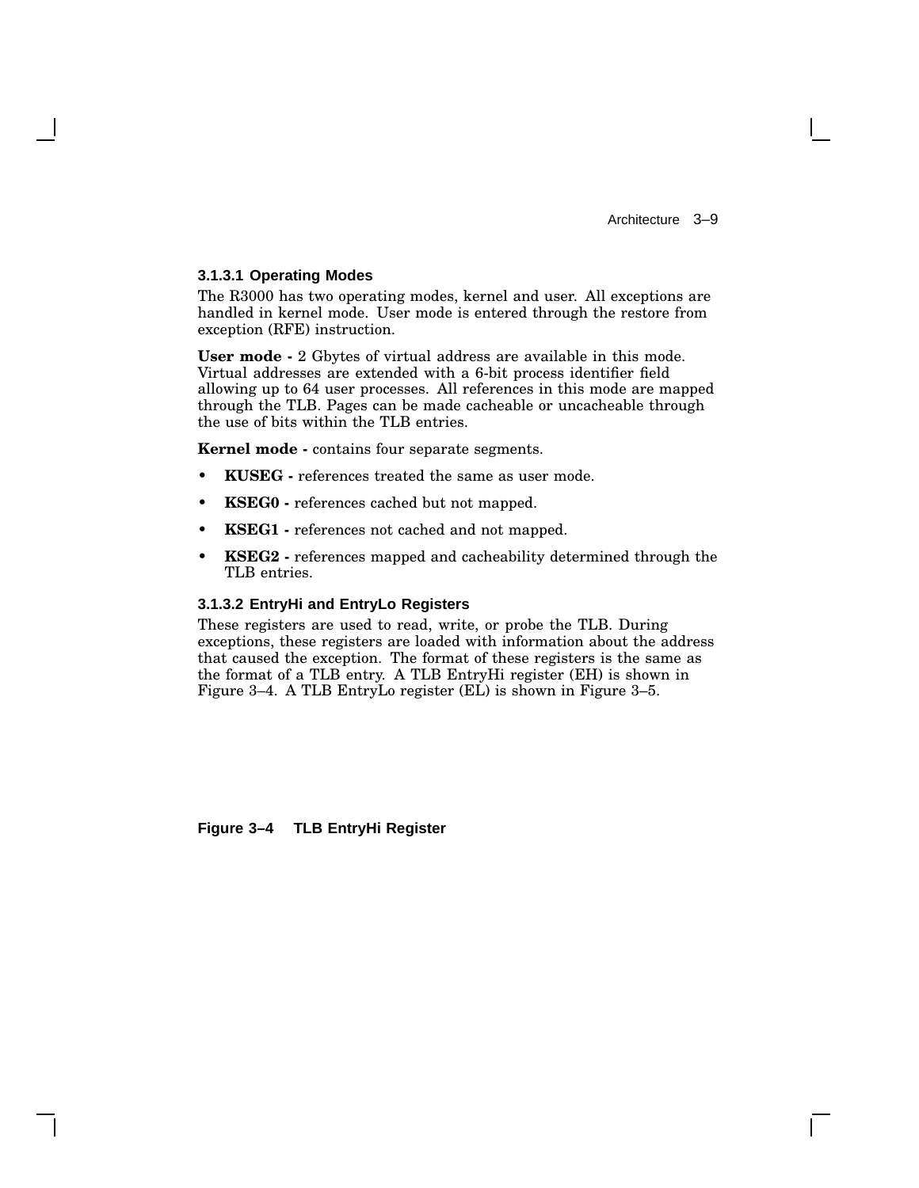#### 3.1.3.1 Operating Modes

The R3000 has two operating modes, kernel and user. All exceptions are handled in kernel mode. User mode is entered through the restore from exception (RFE) instruction.

**User mode -** 2 Gbytes of virtual address are available in this mode. Virtual addresses are extended with a 6-bit process identifier field allowing up to 64 user processes. All references in this mode are mapped through the TLB. Pages can be made cacheable or uncacheable through the use of bits within the TLB entries.

**Kernel mode -** contains four separate segments.

- **KUSEG -** references treated the same as user mode.
- **KSEG0 -** references cached but not mapped.
- **KSEG1 -** references not cached and not mapped.
- **KSEG2 -** references mapped and cacheability determined through the TLB entries.

#### 3.1.3.2 EntryHi and EntryLo Registers

These registers are used to read, write, or probe the TLB. During exceptions, these registers are loaded with information about the address that caused the exception. The format of these registers is the same as the format of a TLB entry. A TLB EntryHi register (EH) is shown in Figure 3–4. A TLB EntryLo register (EL) is shown in Figure 3–5.

**Figure 3–4 TLB EntryHi Register**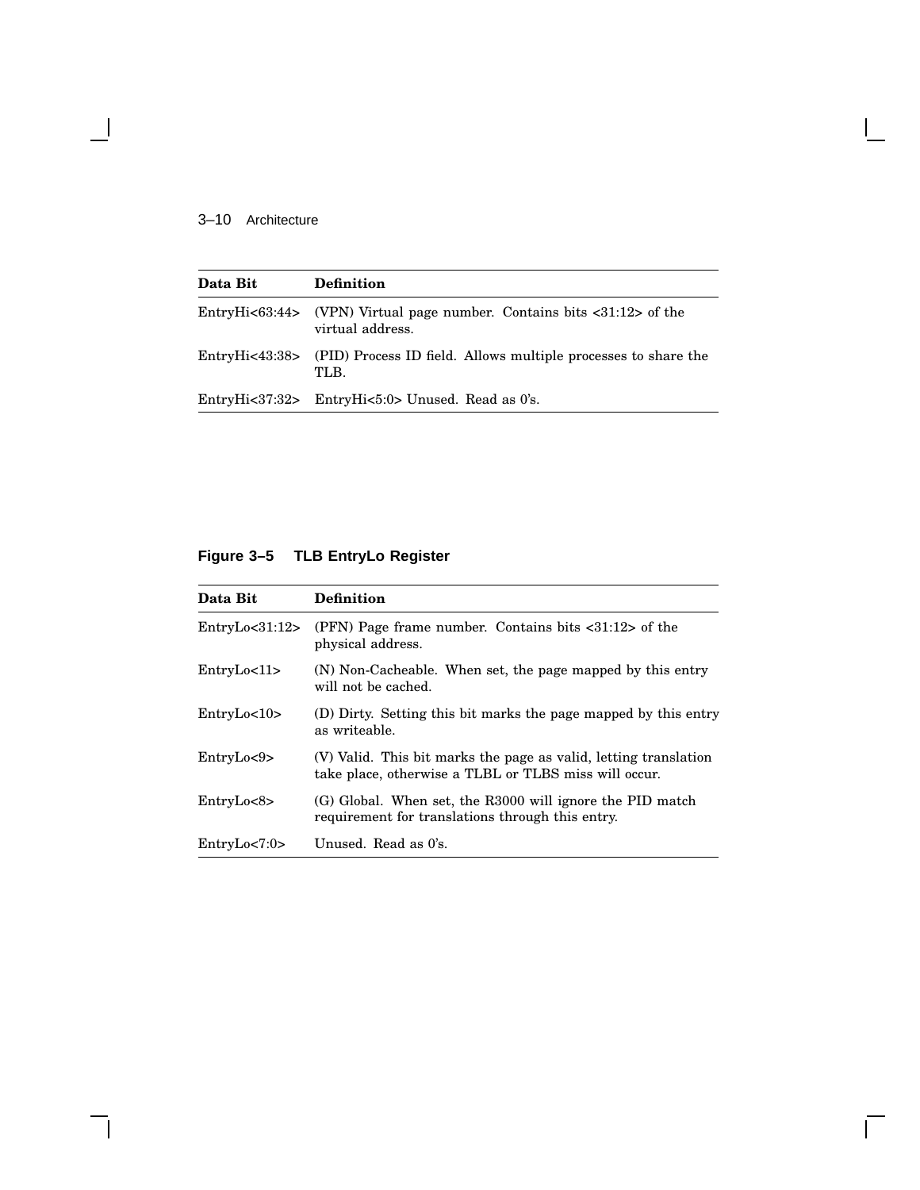| Data Bit | Definition |
|---|---|
| EntryHi<63:44> | (VPN) Virtual page number. Contains bits <31:12> of the virtual address. |
| EntryHi<43:38> | (PID) Process ID field. Allows multiple processes to share the TLB. |
| EntryHi<37:32> | EntryHi<5:0> Unused. Read as 0's. |

**Figure 3–5 TLB EntryLo Register**

| Data Bit | Definition |
|---|---|
| EntryLo<31:12> | (PFN) Page frame number. Contains bits <31:12> of the physical address. |
| EntryLo<11> | (N) Non-Cacheable. When set, the page mapped by this entry will not be cached. |
| EntryLo<10> | (D) Dirty. Setting this bit marks the page mapped by this entry as writeable. |
| EntryLo<9> | (V) Valid. This bit marks the page as valid, letting translation take place, otherwise a TLBL or TLBS miss will occur. |
| EntryLo<8> | (G) Global. When set, the R3000 will ignore the PID match requirement for translations through this entry. |
| EntryLo<7:0> | Unused. Read as 0's. |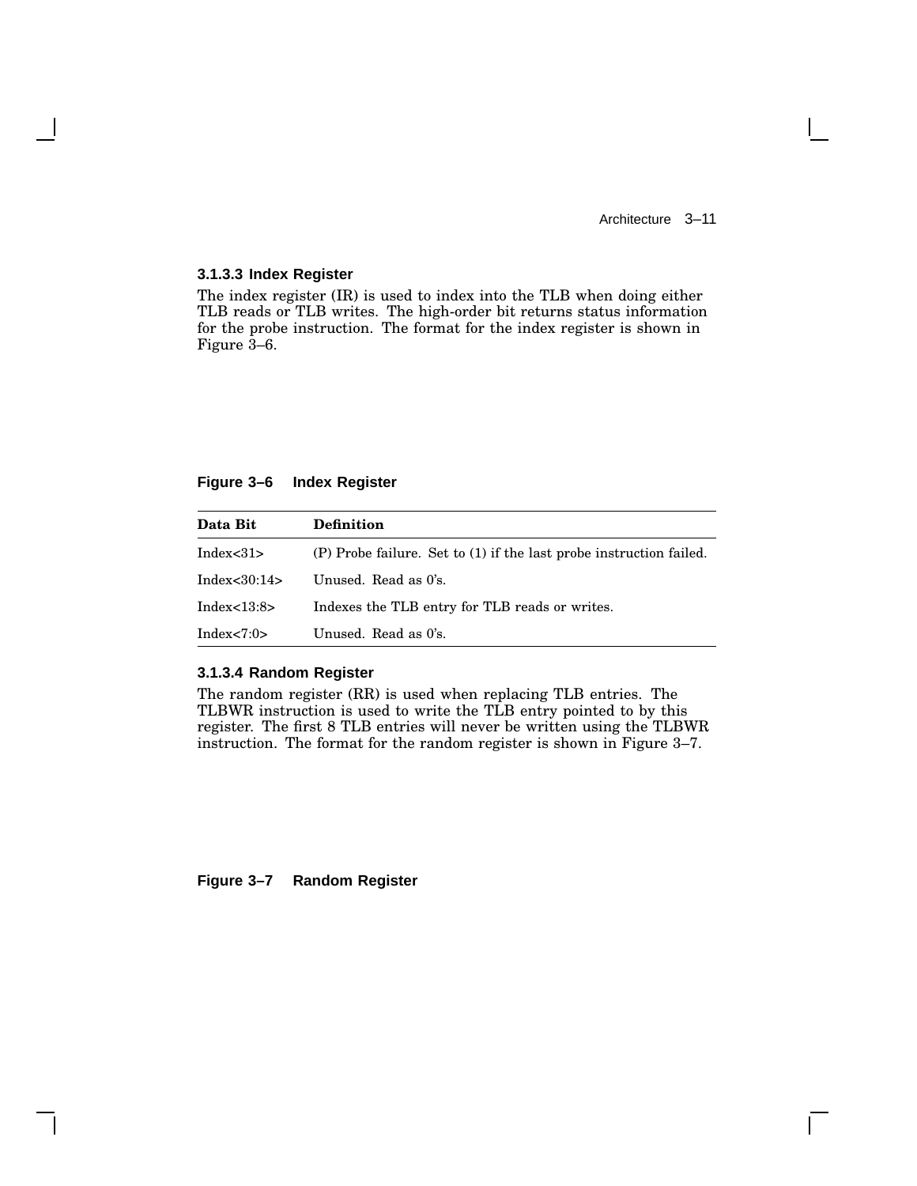#### 3.1.3.3 Index Register

The index register (IR) is used to index into the TLB when doing either TLB reads or TLB writes. The high-order bit returns status information for the probe instruction. The format for the index register is shown in Figure 3–6.

**Figure 3–6 Index Register**

| Data Bit | Definition |
|---|---|
| Index<31> | (P) Probe failure. Set to (1) if the last probe instruction failed. |
| Index<30:14> | Unused. Read as 0's. |
| Index<13:8> | Indexes the TLB entry for TLB reads or writes. |
| Index<7:0> | Unused. Read as 0's. |

#### 3.1.3.4 Random Register

The random register (RR) is used when replacing TLB entries. The TLBWR instruction is used to write the TLB entry pointed to by this register. The first 8 TLB entries will never be written using the TLBWR instruction. The format for the random register is shown in Figure 3–7.

**Figure 3–7 Random Register**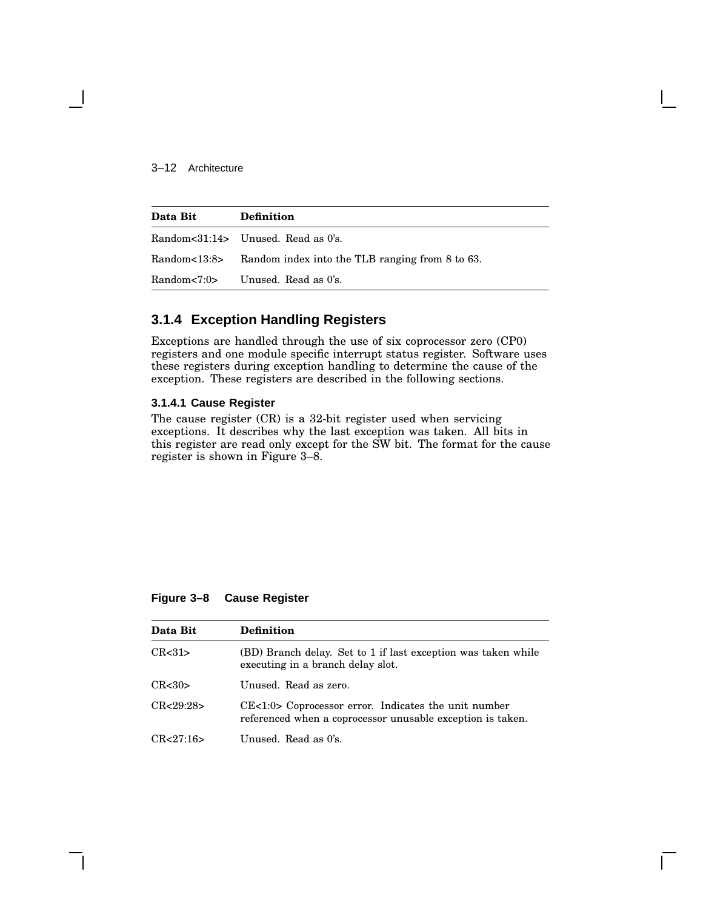| Data Bit | Definition |
|---|---|
| Random<31:14> | Unused. Read as 0's. |
| Random<13:8> | Random index into the TLB ranging from 8 to 63. |
| Random<7:0> | Unused. Read as 0's. |

### 3.1.4 Exception Handling Registers

Exceptions are handled through the use of six coprocessor zero (CP0) registers and one module specific interrupt status register. Software uses these registers during exception handling to determine the cause of the exception. These registers are described in the following sections.

#### 3.1.4.1 Cause Register

The cause register (CR) is a 32-bit register used when servicing exceptions. It describes why the last exception was taken. All bits in this register are read only except for the SW bit. The format for the cause register is shown in Figure 3–8.

**Figure 3–8 Cause Register**

| Data Bit | Definition |
|---|---|
| CR<31> | (BD) Branch delay. Set to 1 if last exception was taken while executing in a branch delay slot. |
| CR<30> | Unused. Read as zero. |
| CR<29:28> | CE<1:0> Coprocessor error. Indicates the unit number referenced when a coprocessor unusable exception is taken. |
| CR<27:16> | Unused. Read as 0's. |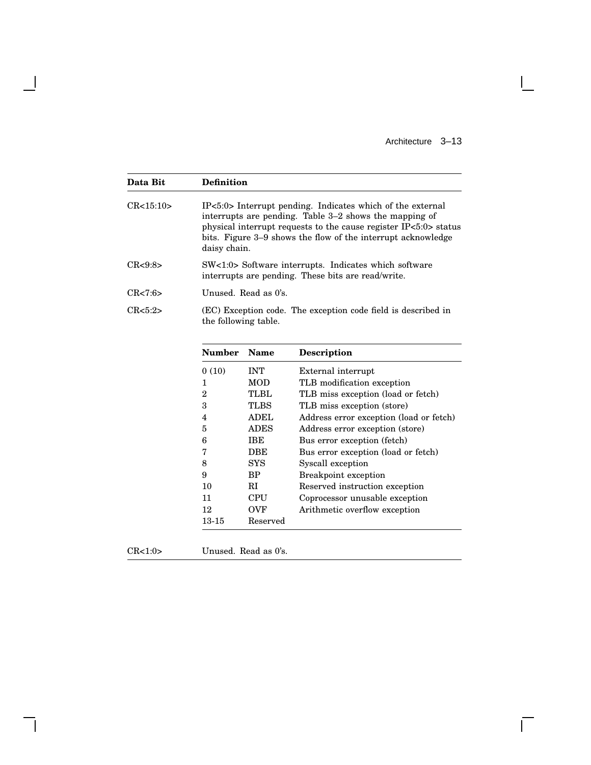| Data Bit | Definition |
| --- | --- |
| CR<15:10> | IP<5:0> Interrupt pending. Indicates which of the external interrupts are pending. Table 3–2 shows the mapping of physical interrupt requests to the cause register IP<5:0> status bits. Figure 3–9 shows the flow of the interrupt acknowledge daisy chain. |
| CR<9:8> | SW<1:0> Software interrupts. Indicates which software interrupts are pending. These bits are read/write. |
| CR<7:6> | Unused. Read as 0's. |
| CR<5:2> | (EC) Exception code. The exception code field is described in the following table. |

| Number | Name | Description |
| --- | --- | --- |
| 0 (10) | INT | External interrupt |
| 1 | MOD | TLB modification exception |
| 2 | TLBL | TLB miss exception (load or fetch) |
| 3 | TLBS | TLB miss exception (store) |
| 4 | ADEL | Address error exception (load or fetch) |
| 5 | ADES | Address error exception (store) |
| 6 | IBE | Bus error exception (fetch) |
| 7 | DBE | Bus error exception (load or fetch) |
| 8 | SYS | Syscall exception |
| 9 | BP | Breakpoint exception |
| 10 | RI | Reserved instruction exception |
| 11 | CPU | Coprocessor unusable exception |
| 12 | OVF | Arithmetic overflow exception |
| 13-15 | Reserved | |

| Data Bit | Definition |
| --- | --- |
| CR<1:0> | Unused. Read as 0's. |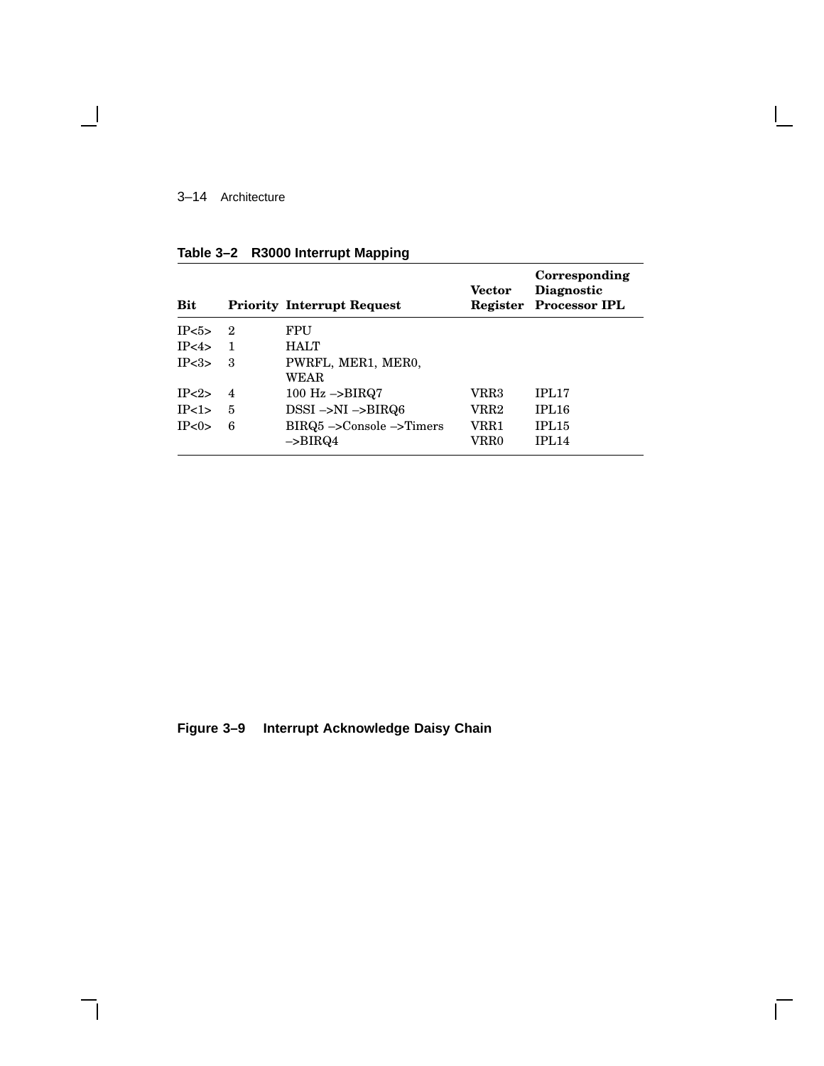**Table 3–2 R3000 Interrupt Mapping**

| Bit | Priority | Interrupt Request | Vector Register | Corresponding Diagnostic Processor IPL |
|---|---|---|---|---|
| IP<5> | 2 | FPU | | |
| IP<4> | 1 | HALT | | |
| IP<3> | 3 | PWRFL, MER1, MER0, WEAR | | |
| IP<2> | 4 | 100 Hz –>BIRQ7 | VRR3 | IPL17 |
| IP<1> | 5 | DSSI –>NI –>BIRQ6 | VRR2 | IPL16 |
| IP<0> | 6 | BIRQ5 –>Console –>Timers –>BIRQ4 | VRR1 VRR0 | IPL15 IPL14 |

**Figure 3–9 Interrupt Acknowledge Daisy Chain**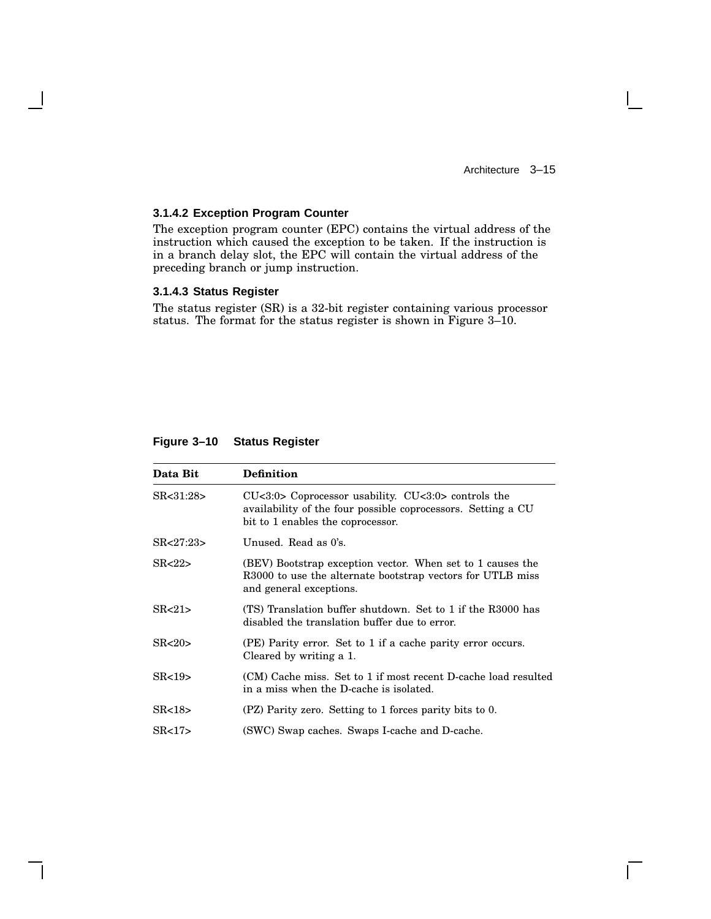### 3.1.4.2 Exception Program Counter

The exception program counter (EPC) contains the virtual address of the instruction which caused the exception to be taken. If the instruction is in a branch delay slot, the EPC will contain the virtual address of the preceding branch or jump instruction.

### 3.1.4.3 Status Register

The status register (SR) is a 32-bit register containing various processor status. The format for the status register is shown in Figure 3–10.

**Figure 3–10 Status Register**

| Data Bit | Definition |
|---|---|
| SR<31:28> | CU<3:0> Coprocessor usability. CU<3:0> controls the availability of the four possible coprocessors. Setting a CU bit to 1 enables the coprocessor. |
| SR<27:23> | Unused. Read as 0's. |
| SR<22> | (BEV) Bootstrap exception vector. When set to 1 causes the R3000 to use the alternate bootstrap vectors for UTLB miss and general exceptions. |
| SR<21> | (TS) Translation buffer shutdown. Set to 1 if the R3000 has disabled the translation buffer due to error. |
| SR<20> | (PE) Parity error. Set to 1 if a cache parity error occurs. Cleared by writing a 1. |
| SR<19> | (CM) Cache miss. Set to 1 if most recent D-cache load resulted in a miss when the D-cache is isolated. |
| SR<18> | (PZ) Parity zero. Setting to 1 forces parity bits to 0. |
| SR<17> | (SWC) Swap caches. Swaps I-cache and D-cache. |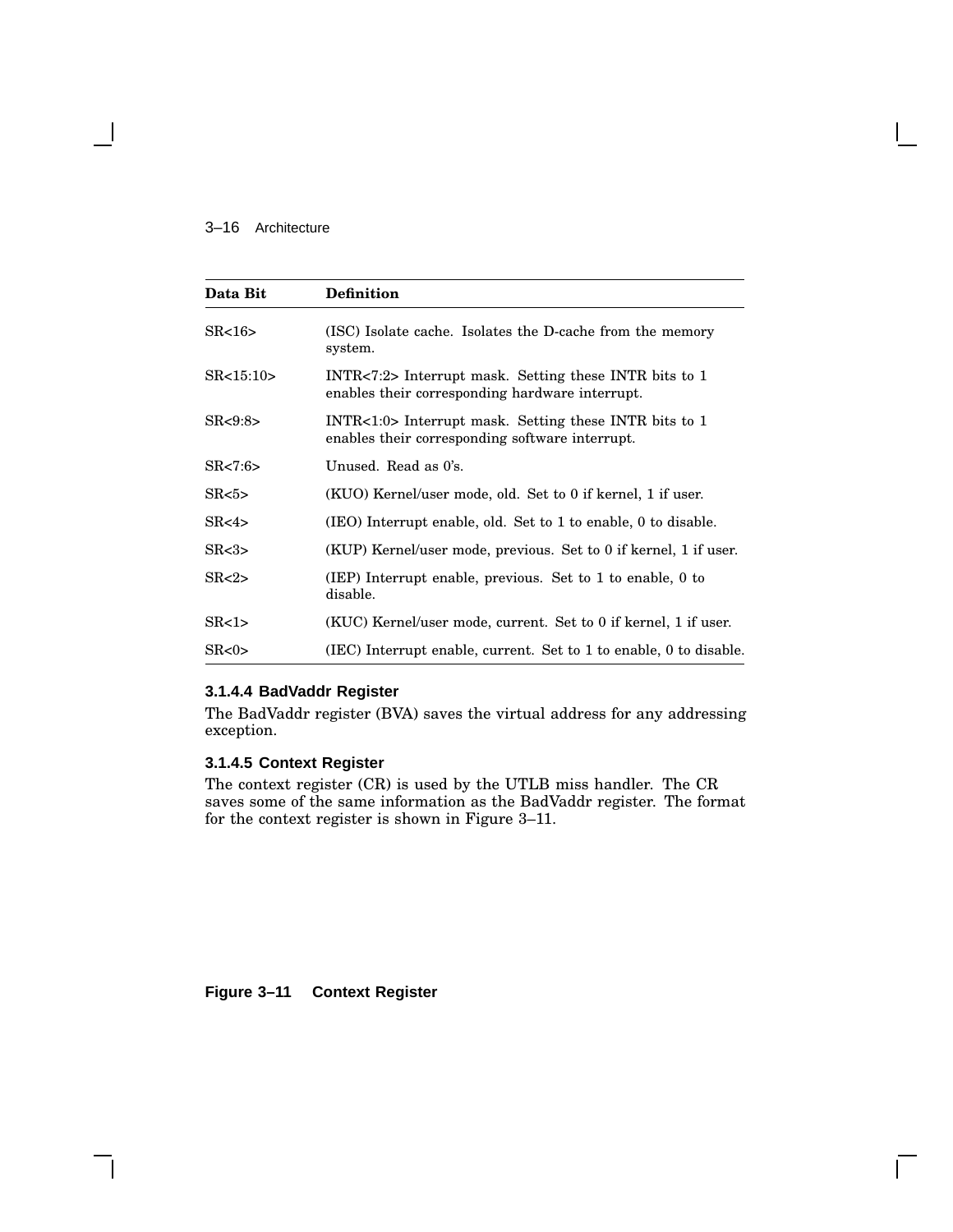| Data Bit | Definition |
|---|---|
| SR<16> | (ISC) Isolate cache. Isolates the D-cache from the memory system. |
| SR<15:10> | INTR<7:2> Interrupt mask. Setting these INTR bits to 1 enables their corresponding hardware interrupt. |
| SR<9:8> | INTR<1:0> Interrupt mask. Setting these INTR bits to 1 enables their corresponding software interrupt. |
| SR<7:6> | Unused. Read as 0's. |
| SR<5> | (KUO) Kernel/user mode, old. Set to 0 if kernel, 1 if user. |
| SR<4> | (IEO) Interrupt enable, old. Set to 1 to enable, 0 to disable. |
| SR<3> | (KUP) Kernel/user mode, previous. Set to 0 if kernel, 1 if user. |
| SR<2> | (IEP) Interrupt enable, previous. Set to 1 to enable, 0 to disable. |
| SR<1> | (KUC) Kernel/user mode, current. Set to 0 if kernel, 1 if user. |
| SR<0> | (IEC) Interrupt enable, current. Set to 1 to enable, 0 to disable. |

#### 3.1.4.4 BadVaddr Register

The BadVaddr register (BVA) saves the virtual address for any addressing exception.

#### 3.1.4.5 Context Register

The context register (CR) is used by the UTLB miss handler. The CR saves some of the same information as the BadVaddr register. The format for the context register is shown in Figure 3–11.

**Figure 3–11 Context Register**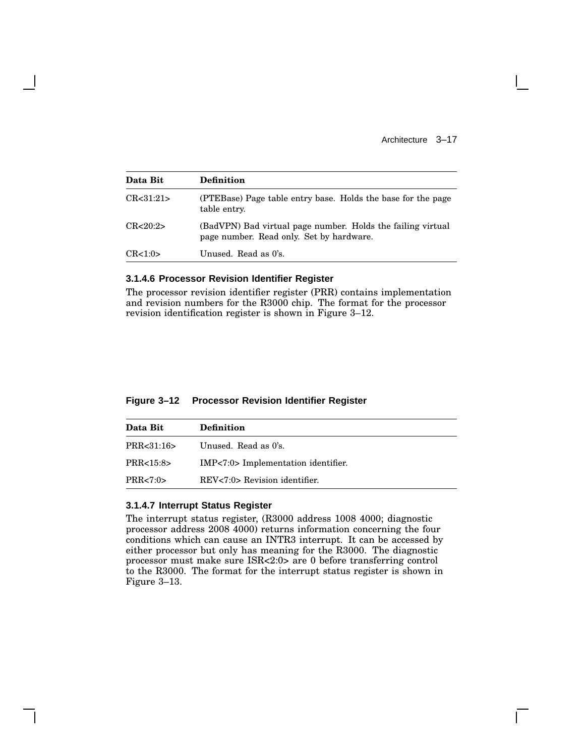| Data Bit | Definition |
|---|---|
| CR<31:21> | (PTEBase) Page table entry base. Holds the base for the page table entry. |
| CR<20:2> | (BadVPN) Bad virtual page number. Holds the failing virtual page number. Read only. Set by hardware. |
| CR<1:0> | Unused. Read as 0's. |

#### 3.1.4.6 Processor Revision Identifier Register

The processor revision identifier register (PRR) contains implementation and revision numbers for the R3000 chip. The format for the processor revision identification register is shown in Figure 3–12.

**Figure 3–12 Processor Revision Identifier Register**

| Data Bit | Definition |
|---|---|
| PRR<31:16> | Unused. Read as 0's. |
| PRR<15:8> | IMP<7:0> Implementation identifier. |
| PRR<7:0> | REV<7:0> Revision identifier. |

#### 3.1.4.7 Interrupt Status Register

The interrupt status register, (R3000 address 1008 4000; diagnostic processor address 2008 4000) returns information concerning the four conditions which can cause an INTR3 interrupt. It can be accessed by either processor but only has meaning for the R3000. The diagnostic processor must make sure ISR<2:0> are 0 before transferring control to the R3000. The format for the interrupt status register is shown in Figure 3–13.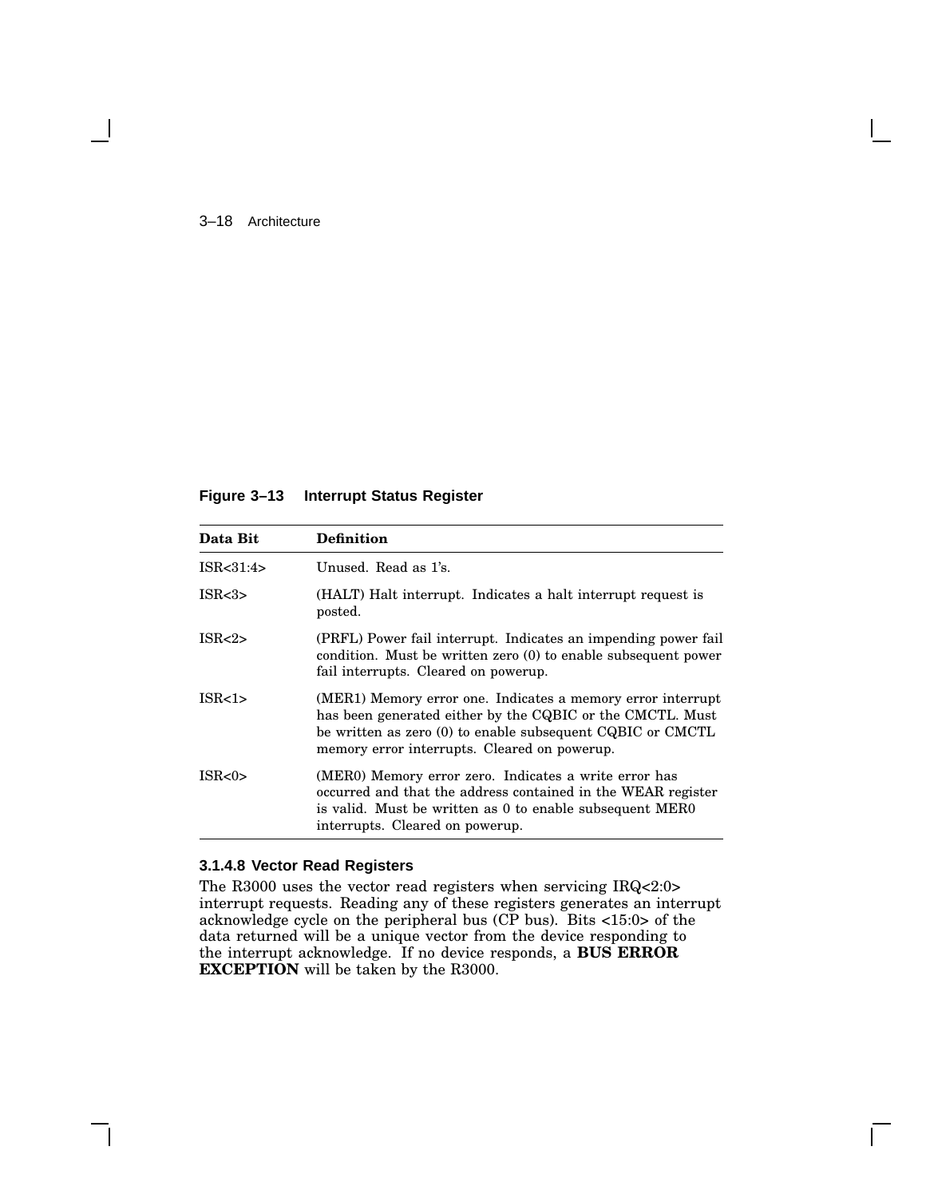**Figure 3–13 Interrupt Status Register**

| Data Bit | Definition |
|---|---|
| ISR<31:4> | Unused. Read as 1's. |
| ISR<3> | (HALT) Halt interrupt. Indicates a halt interrupt request is posted. |
| ISR<2> | (PRFL) Power fail interrupt. Indicates an impending power fail condition. Must be written zero (0) to enable subsequent power fail interrupts. Cleared on powerup. |
| ISR<1> | (MER1) Memory error one. Indicates a memory error interrupt has been generated either by the CQBIC or the CMCTL. Must be written as zero (0) to enable subsequent CQBIC or CMCTL memory error interrupts. Cleared on powerup. |
| ISR<0> | (MER0) Memory error zero. Indicates a write error has occurred and that the address contained in the WEAR register is valid. Must be written as 0 to enable subsequent MER0 interrupts. Cleared on powerup. |

#### 3.1.4.8 Vector Read Registers

The R3000 uses the vector read registers when servicing IRQ<2:0> interrupt requests. Reading any of these registers generates an interrupt acknowledge cycle on the peripheral bus (CP bus). Bits <15:0> of the data returned will be a unique vector from the device responding to the interrupt acknowledge. If no device responds, a **BUS ERROR EXCEPTION** will be taken by the R3000.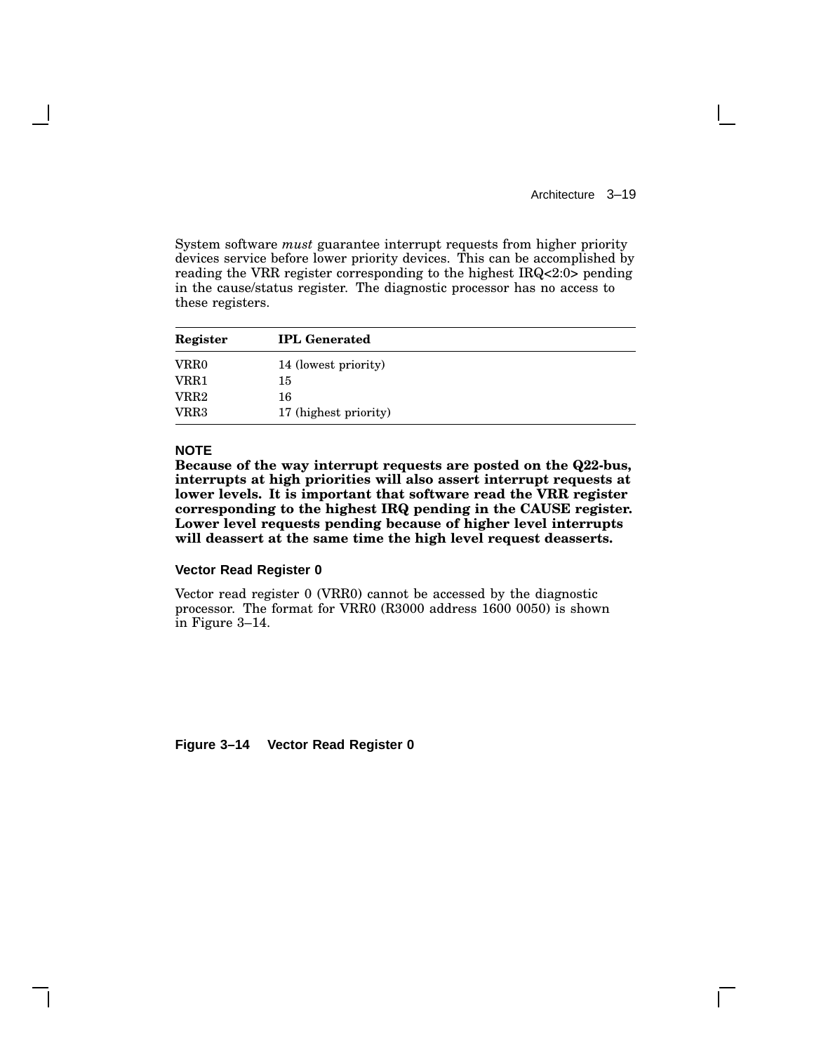System software *must* guarantee interrupt requests from higher priority devices service before lower priority devices. This can be accomplished by reading the VRR register corresponding to the highest IRQ<2:0> pending in the cause/status register. The diagnostic processor has no access to these registers.

| Register | IPL Generated |
|---|---|
| VRR0 | 14 (lowest priority) |
| VRR1 | 15 |
| VRR2 | 16 |
| VRR3 | 17 (highest priority) |

**NOTE**

**Because of the way interrupt requests are posted on the Q22-bus, interrupts at high priorities will also assert interrupt requests at lower levels. It is important that software read the VRR register corresponding to the highest IRQ pending in the CAUSE register. Lower level requests pending because of higher level interrupts will deassert at the same time the high level request deasserts.**

### Vector Read Register 0

Vector read register 0 (VRR0) cannot be accessed by the diagnostic processor. The format for VRR0 (R3000 address 1600 0050) is shown in Figure 3–14.

**Figure 3–14 Vector Read Register 0**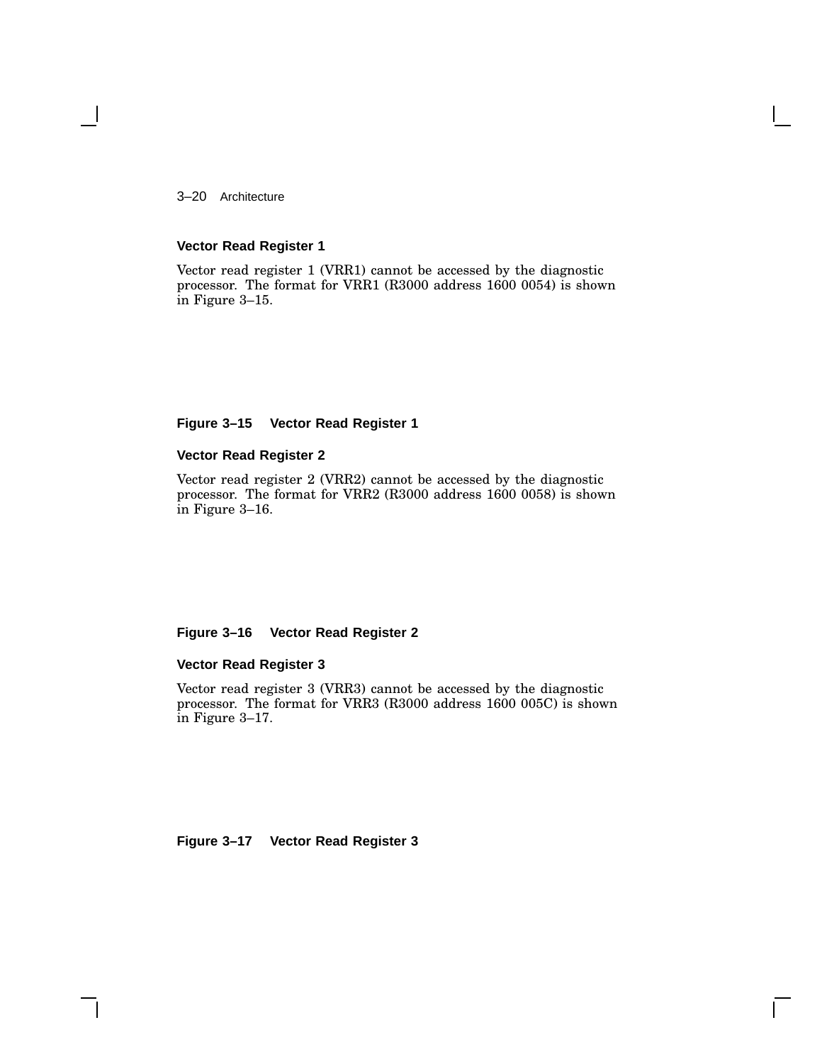### Vector Read Register 1

Vector read register 1 (VRR1) cannot be accessed by the diagnostic processor. The format for VRR1 (R3000 address 1600 0054) is shown in Figure 3–15.

**Figure 3–15 Vector Read Register 1**

### Vector Read Register 2

Vector read register 2 (VRR2) cannot be accessed by the diagnostic processor. The format for VRR2 (R3000 address 1600 0058) is shown in Figure 3–16.

**Figure 3–16 Vector Read Register 2**

### Vector Read Register 3

Vector read register 3 (VRR3) cannot be accessed by the diagnostic processor. The format for VRR3 (R3000 address 1600 005C) is shown in Figure 3–17.

**Figure 3–17 Vector Read Register 3**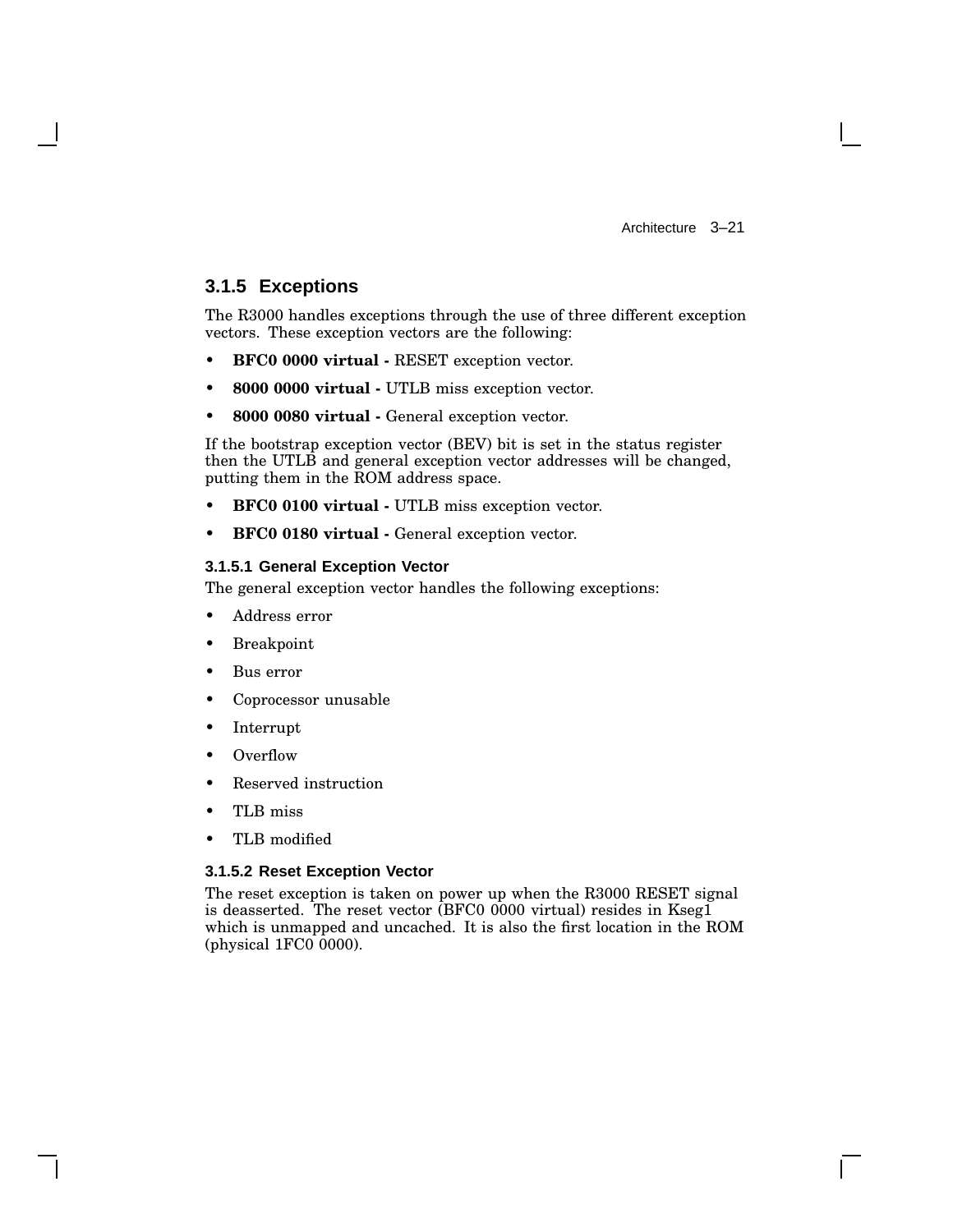### 3.1.5 Exceptions

The R3000 handles exceptions through the use of three different exception vectors. These exception vectors are the following:

- **BFC0 0000 virtual -** RESET exception vector.
- **8000 0000 virtual -** UTLB miss exception vector.
- **8000 0080 virtual -** General exception vector.

If the bootstrap exception vector (BEV) bit is set in the status register then the UTLB and general exception vector addresses will be changed, putting them in the ROM address space.

- **BFC0 0100 virtual -** UTLB miss exception vector.
- **BFC0 0180 virtual -** General exception vector.

#### 3.1.5.1 General Exception Vector

The general exception vector handles the following exceptions:

- Address error
- Breakpoint
- Bus error
- Coprocessor unusable
- Interrupt
- Overflow
- Reserved instruction
- TLB miss
- TLB modified

#### 3.1.5.2 Reset Exception Vector

The reset exception is taken on power up when the R3000 RESET signal is deasserted. The reset vector (BFC0 0000 virtual) resides in Kseg1 which is unmapped and uncached. It is also the first location in the ROM (physical 1FC0 0000).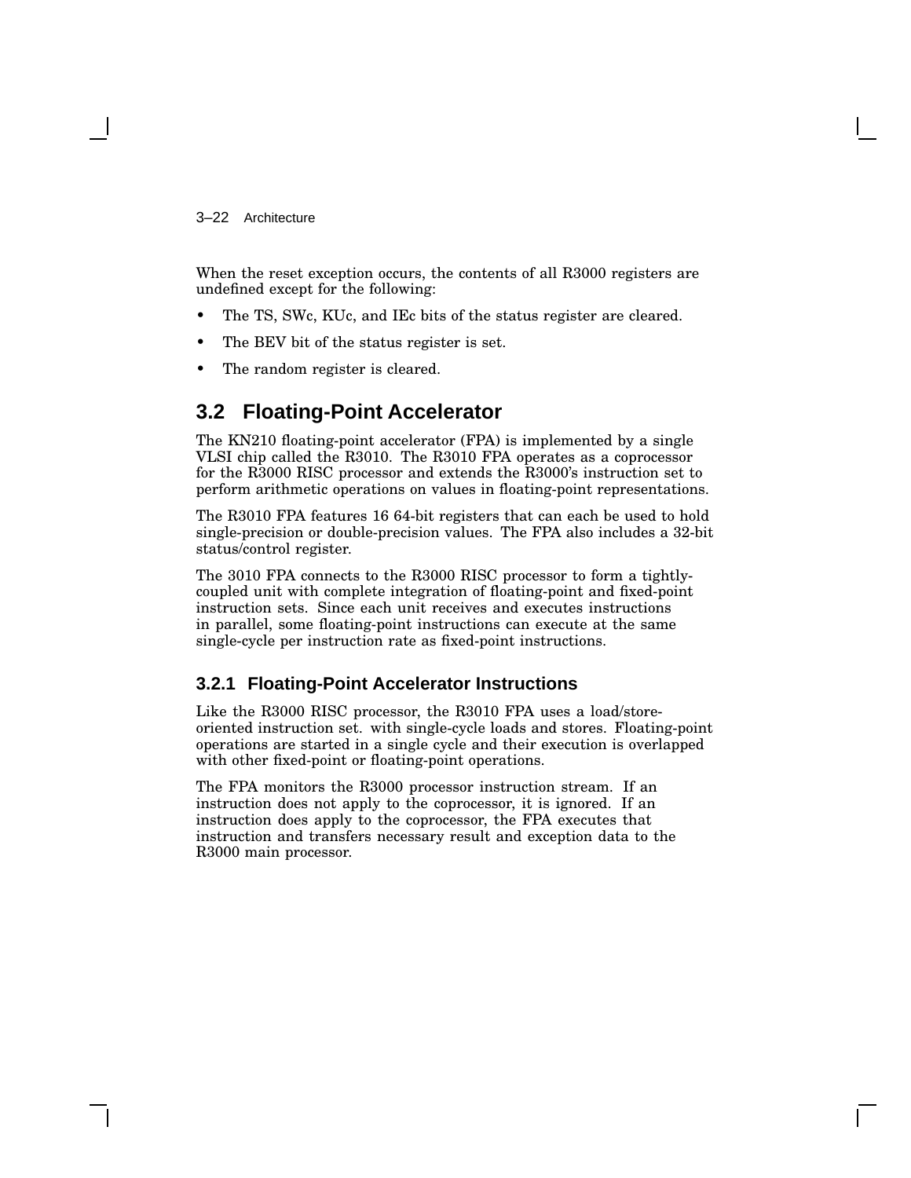When the reset exception occurs, the contents of all R3000 registers are undefined except for the following:

- The TS, SWc, KUc, and IEc bits of the status register are cleared.
- The BEV bit of the status register is set.
- The random register is cleared.

## 3.2 Floating-Point Accelerator

The KN210 floating-point accelerator (FPA) is implemented by a single VLSI chip called the R3010. The R3010 FPA operates as a coprocessor for the R3000 RISC processor and extends the R3000's instruction set to perform arithmetic operations on values in floating-point representations.

The R3010 FPA features 16 64-bit registers that can each be used to hold single-precision or double-precision values. The FPA also includes a 32-bit status/control register.

The 3010 FPA connects to the R3000 RISC processor to form a tightly-coupled unit with complete integration of floating-point and fixed-point instruction sets. Since each unit receives and executes instructions in parallel, some floating-point instructions can execute at the same single-cycle per instruction rate as fixed-point instructions.

### 3.2.1 Floating-Point Accelerator Instructions

Like the R3000 RISC processor, the R3010 FPA uses a load/store-oriented instruction set. with single-cycle loads and stores. Floating-point operations are started in a single cycle and their execution is overlapped with other fixed-point or floating-point operations.

The FPA monitors the R3000 processor instruction stream. If an instruction does not apply to the coprocessor, it is ignored. If an instruction does apply to the coprocessor, the FPA executes that instruction and transfers necessary result and exception data to the R3000 main processor.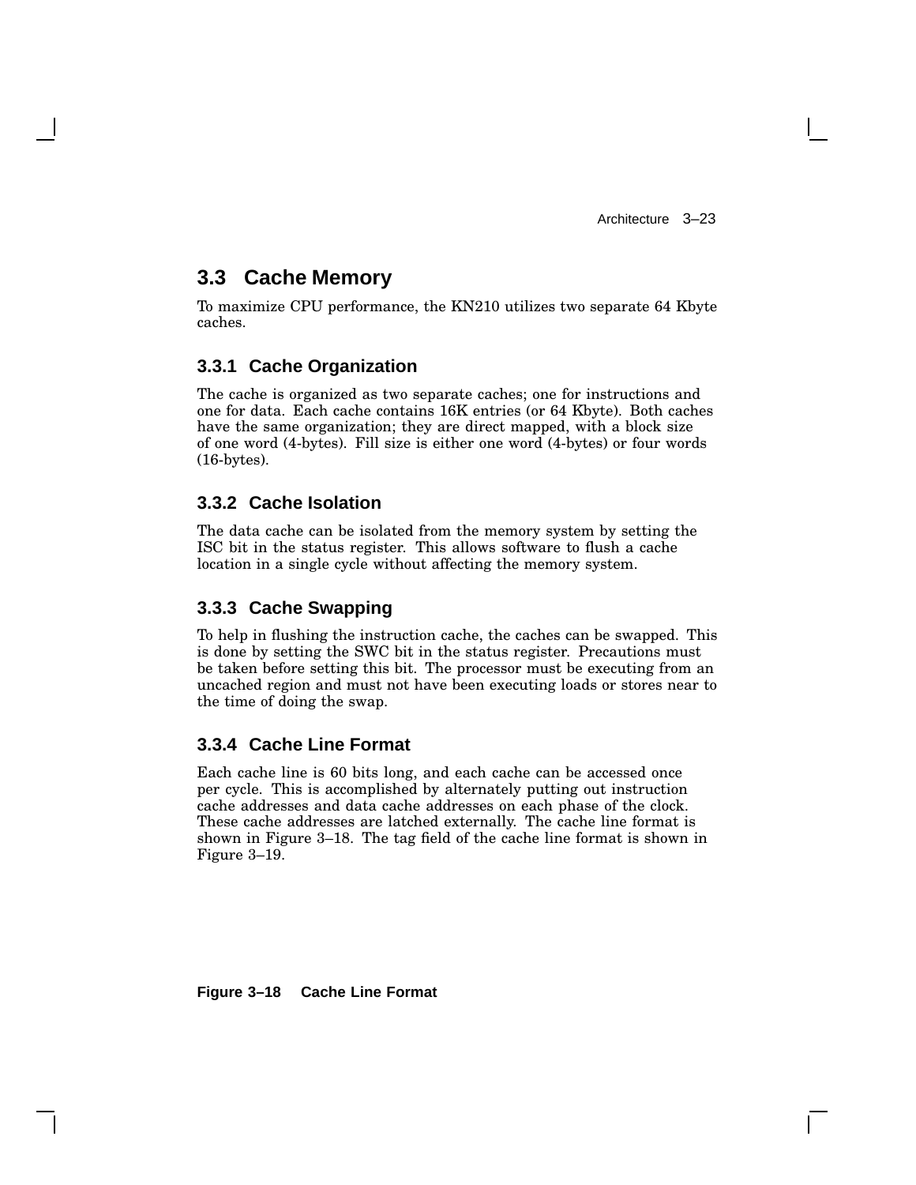## 3.3 Cache Memory

To maximize CPU performance, the KN210 utilizes two separate 64 Kbyte caches.

### 3.3.1 Cache Organization

The cache is organized as two separate caches; one for instructions and one for data. Each cache contains 16K entries (or 64 Kbyte). Both caches have the same organization; they are direct mapped, with a block size of one word (4-bytes). Fill size is either one word (4-bytes) or four words (16-bytes).

### 3.3.2 Cache Isolation

The data cache can be isolated from the memory system by setting the ISC bit in the status register. This allows software to flush a cache location in a single cycle without affecting the memory system.

### 3.3.3 Cache Swapping

To help in flushing the instruction cache, the caches can be swapped. This is done by setting the SWC bit in the status register. Precautions must be taken before setting this bit. The processor must be executing from an uncached region and must not have been executing loads or stores near to the time of doing the swap.

### 3.3.4 Cache Line Format

Each cache line is 60 bits long, and each cache can be accessed once per cycle. This is accomplished by alternately putting out instruction cache addresses and data cache addresses on each phase of the clock. These cache addresses are latched externally. The cache line format is shown in Figure 3–18. The tag field of the cache line format is shown in Figure 3–19.

**Figure 3–18 Cache Line Format**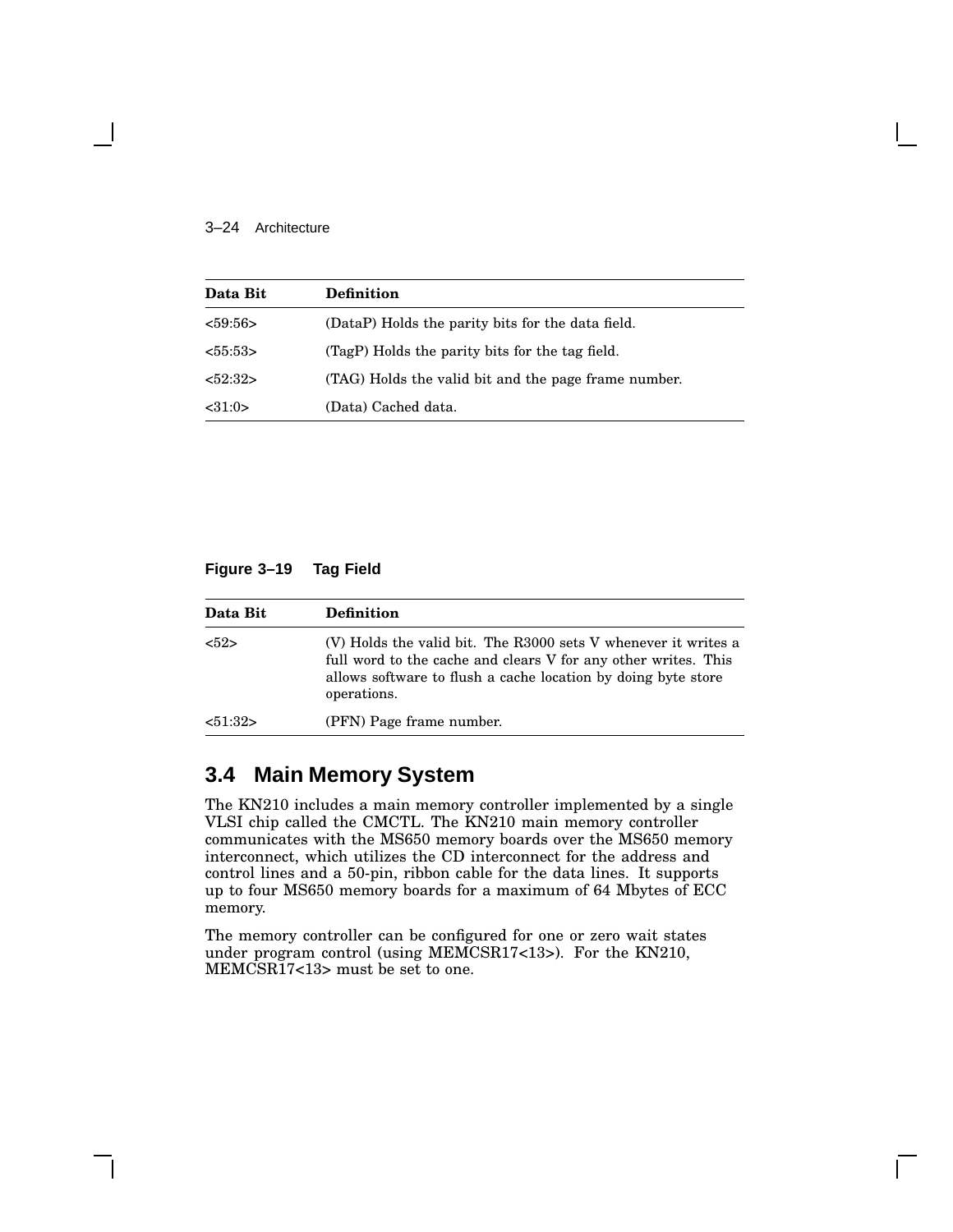| Data Bit | Definition |
|---|---|
| <59:56> | (DataP) Holds the parity bits for the data field. |
| <55:53> | (TagP) Holds the parity bits for the tag field. |
| <52:32> | (TAG) Holds the valid bit and the page frame number. |
| <31:0> | (Data) Cached data. |

**Figure 3–19 Tag Field**

| Data Bit | Definition |
|---|---|
| <52> | (V) Holds the valid bit. The R3000 sets V whenever it writes a full word to the cache and clears V for any other writes. This allows software to flush a cache location by doing byte store operations. |
| <51:32> | (PFN) Page frame number. |

## 3.4 Main Memory System

The KN210 includes a main memory controller implemented by a single VLSI chip called the CMCTL. The KN210 main memory controller communicates with the MS650 memory boards over the MS650 memory interconnect, which utilizes the CD interconnect for the address and control lines and a 50-pin, ribbon cable for the data lines. It supports up to four MS650 memory boards for a maximum of 64 Mbytes of ECC memory.

The memory controller can be configured for one or zero wait states under program control (using MEMCSR17<13>). For the KN210, MEMCSR17<13> must be set to one.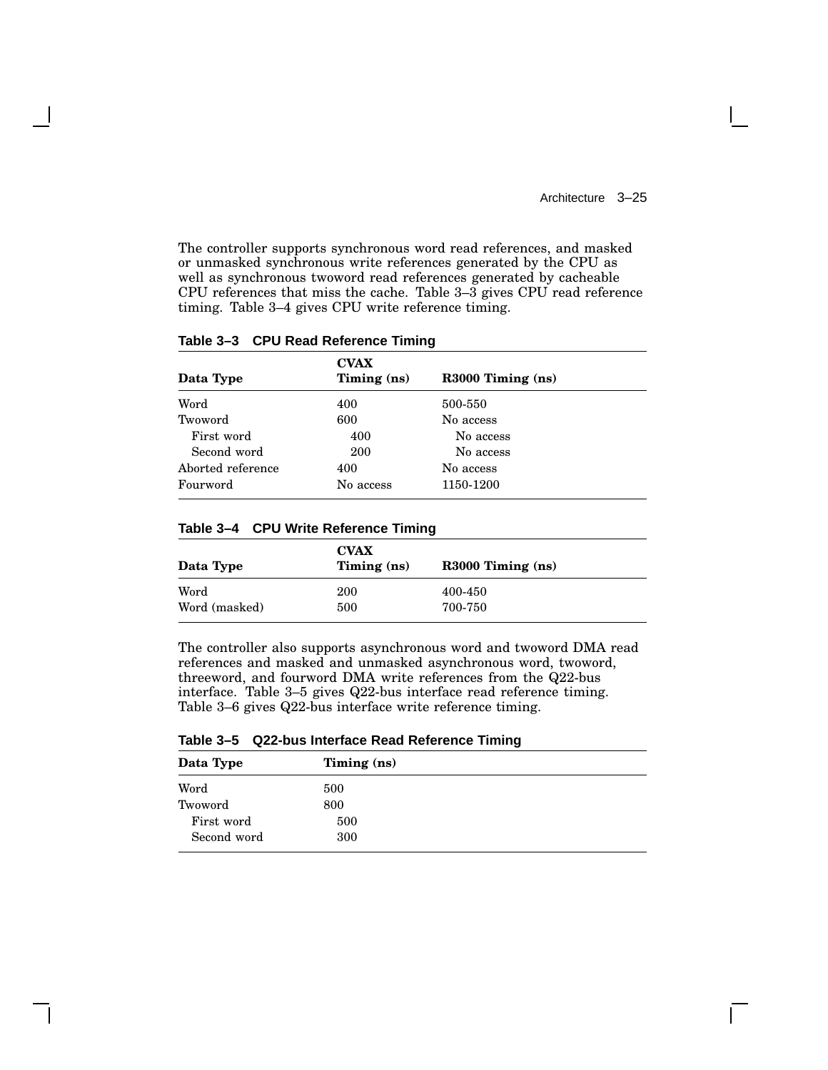The controller supports synchronous word read references, and masked or unmasked synchronous write references generated by the CPU as well as synchronous twoword read references generated by cacheable CPU references that miss the cache. Table 3–3 gives CPU read reference timing. Table 3–4 gives CPU write reference timing.

**Table 3–3 CPU Read Reference Timing**

| Data Type | CVAX Timing (ns) | R3000 Timing (ns) |
|---|---|---|
| Word | 400 | 500-550 |
| Twoword | 600 | No access |
|   First word |   400 |   No access |
|   Second word |   200 |   No access |
| Aborted reference | 400 | No access |
| Fourword | No access | 1150-1200 |

**Table 3–4 CPU Write Reference Timing**

| Data Type | CVAX Timing (ns) | R3000 Timing (ns) |
|---|---|---|
| Word | 200 | 400-450 |
| Word (masked) | 500 | 700-750 |

The controller also supports asynchronous word and twoword DMA read references and masked and unmasked asynchronous word, twoword, threeword, and fourword DMA write references from the Q22-bus interface. Table 3–5 gives Q22-bus interface read reference timing. Table 3–6 gives Q22-bus interface write reference timing.

**Table 3–5 Q22-bus Interface Read Reference Timing**

| Data Type | Timing (ns) |
|---|---|
| Word | 500 |
| Twoword | 800 |
|   First word |   500 |
|   Second word |   300 |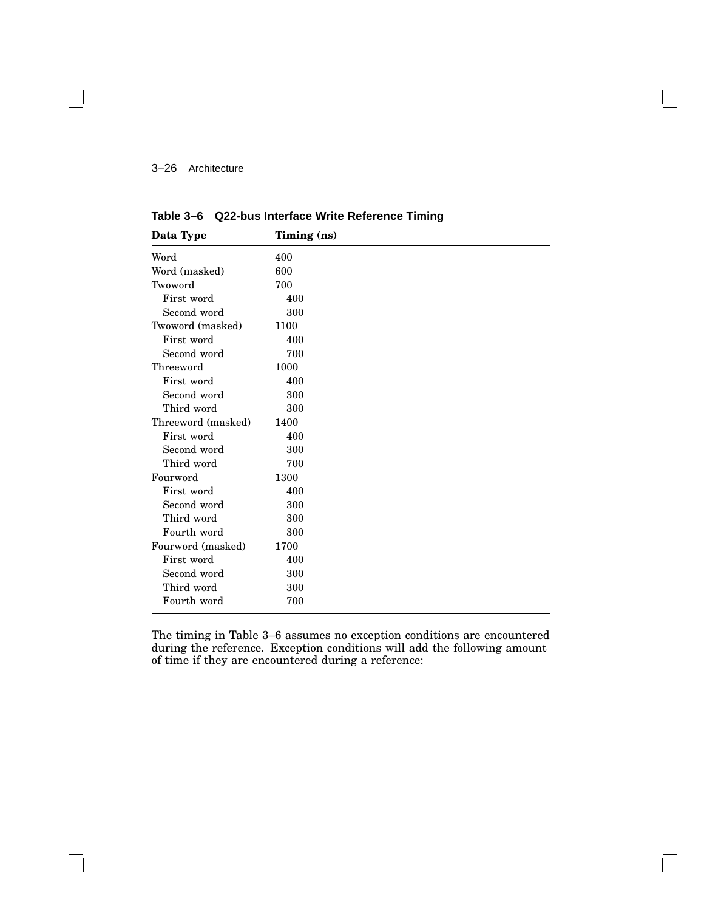**Table 3–6 Q22-bus Interface Write Reference Timing**

| Data Type | Timing (ns) |
|---|---|
| Word | 400 |
| Word (masked) | 600 |
| Twoword | 700 |
| First word | 400 |
| Second word | 300 |
| Twoword (masked) | 1100 |
| First word | 400 |
| Second word | 700 |
| Threeword | 1000 |
| First word | 400 |
| Second word | 300 |
| Third word | 300 |
| Threeword (masked) | 1400 |
| First word | 400 |
| Second word | 300 |
| Third word | 700 |
| Fourword | 1300 |
| First word | 400 |
| Second word | 300 |
| Third word | 300 |
| Fourth word | 300 |
| Fourword (masked) | 1700 |
| First word | 400 |
| Second word | 300 |
| Third word | 300 |
| Fourth word | 700 |

The timing in Table 3–6 assumes no exception conditions are encountered during the reference. Exception conditions will add the following amount of time if they are encountered during a reference: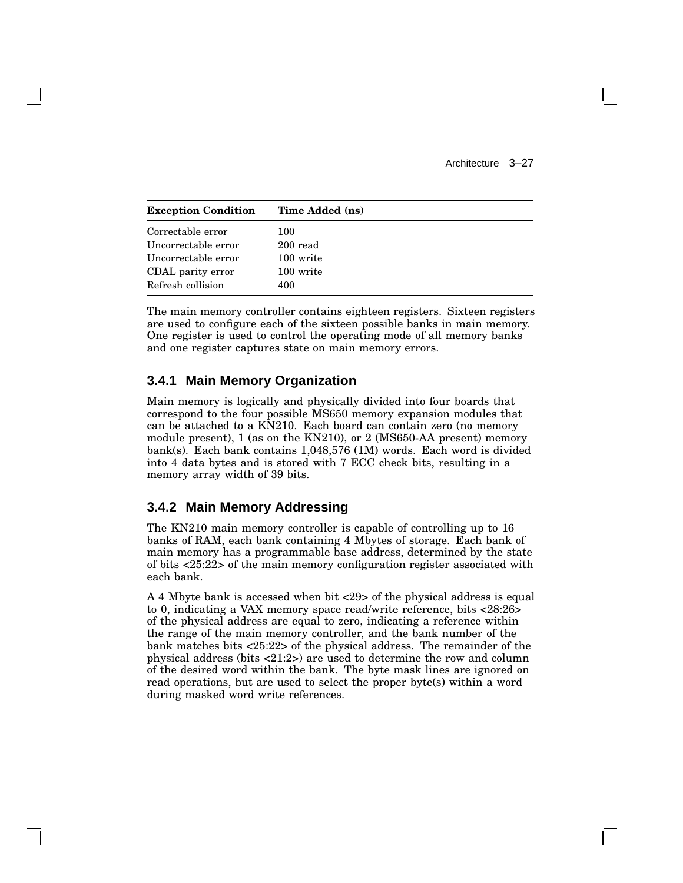| Exception Condition | Time Added (ns) |
| --- | --- |
| Correctable error | 100 |
| Uncorrectable error | 200 read |
| Uncorrectable error | 100 write |
| CDAL parity error | 100 write |
| Refresh collision | 400 |

The main memory controller contains eighteen registers. Sixteen registers are used to configure each of the sixteen possible banks in main memory. One register is used to control the operating mode of all memory banks and one register captures state on main memory errors.

### 3.4.1 Main Memory Organization

Main memory is logically and physically divided into four boards that correspond to the four possible MS650 memory expansion modules that can be attached to a KN210. Each board can contain zero (no memory module present), 1 (as on the KN210), or 2 (MS650-AA present) memory bank(s). Each bank contains 1,048,576 (1M) words. Each word is divided into 4 data bytes and is stored with 7 ECC check bits, resulting in a memory array width of 39 bits.

### 3.4.2 Main Memory Addressing

The KN210 main memory controller is capable of controlling up to 16 banks of RAM, each bank containing 4 Mbytes of storage. Each bank of main memory has a programmable base address, determined by the state of bits <25:22> of the main memory configuration register associated with each bank.

A 4 Mbyte bank is accessed when bit <29> of the physical address is equal to 0, indicating a VAX memory space read/write reference, bits <28:26> of the physical address are equal to zero, indicating a reference within the range of the main memory controller, and the bank number of the bank matches bits <25:22> of the physical address. The remainder of the physical address (bits <21:2>) are used to determine the row and column of the desired word within the bank. The byte mask lines are ignored on read operations, but are used to select the proper byte(s) within a word during masked word write references.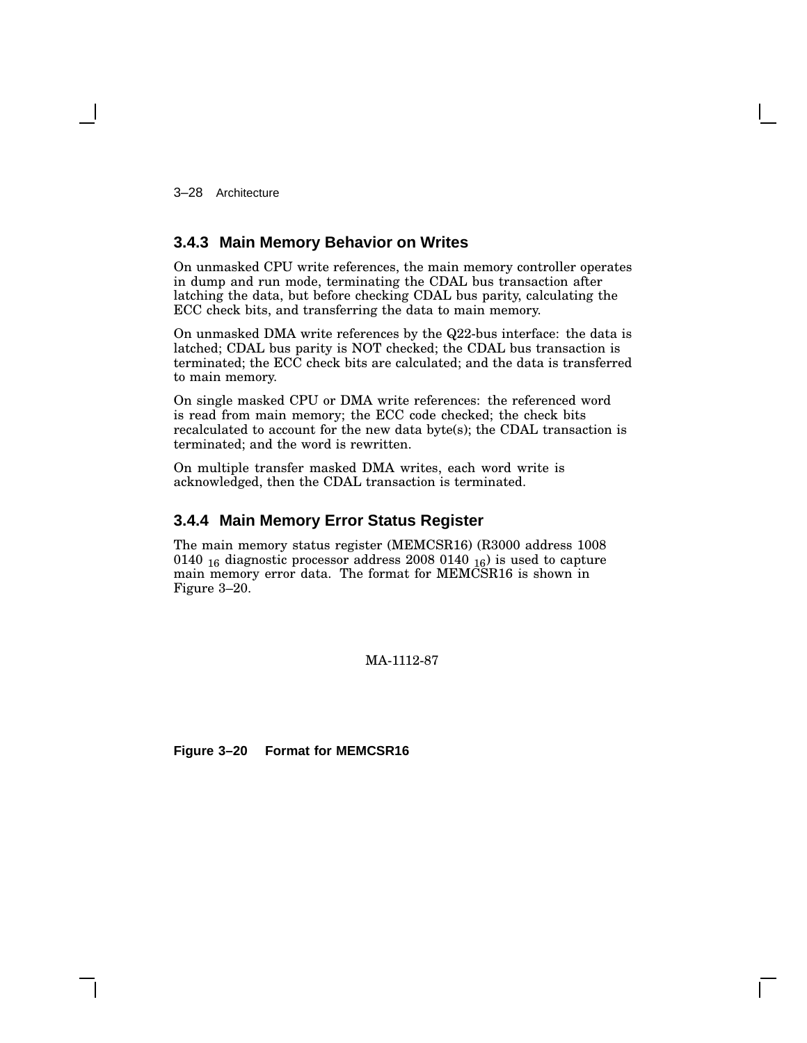### 3.4.3 Main Memory Behavior on Writes

On unmasked CPU write references, the main memory controller operates in dump and run mode, terminating the CDAL bus transaction after latching the data, but before checking CDAL bus parity, calculating the ECC check bits, and transferring the data to main memory.

On unmasked DMA write references by the Q22-bus interface: the data is latched; CDAL bus parity is NOT checked; the CDAL bus transaction is terminated; the ECC check bits are calculated; and the data is transferred to main memory.

On single masked CPU or DMA write references: the referenced word is read from main memory; the ECC code checked; the check bits recalculated to account for the new data byte(s); the CDAL transaction is terminated; and the word is rewritten.

On multiple transfer masked DMA writes, each word write is acknowledged, then the CDAL transaction is terminated.

### 3.4.4 Main Memory Error Status Register

The main memory status register (MEMCSR16) (R3000 address 1008 0140 $_{16}$ diagnostic processor address 2008 0140 $_{16}$) is used to capture main memory error data. The format for MEMCSR16 is shown in Figure 3–20.

MA-1112-87

**Figure 3–20 Format for MEMCSR16**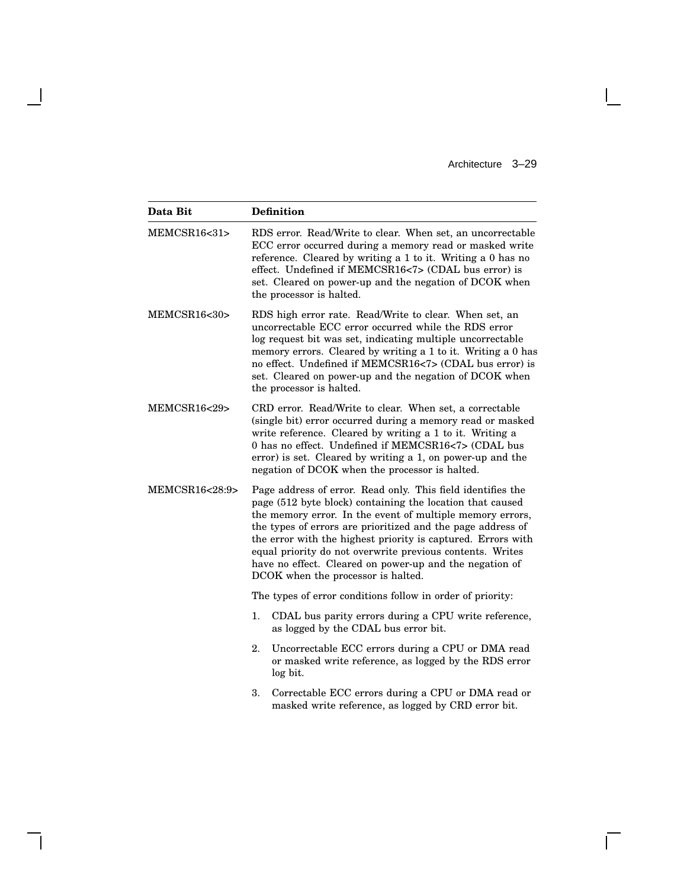| Data Bit | Definition |
|---|---|
| MEMCSR16<31> | RDS error. Read/Write to clear. When set, an uncorrectable ECC error occurred during a memory read or masked write reference. Cleared by writing a 1 to it. Writing a 0 has no effect. Undefined if MEMCSR16<7> (CDAL bus error) is set. Cleared on power-up and the negation of DCOK when the processor is halted. |
| MEMCSR16<30> | RDS high error rate. Read/Write to clear. When set, an uncorrectable ECC error occurred while the RDS error log request bit was set, indicating multiple uncorrectable memory errors. Cleared by writing a 1 to it. Writing a 0 has no effect. Undefined if MEMCSR16<7> (CDAL bus error) is set. Cleared on power-up and the negation of DCOK when the processor is halted. |
| MEMCSR16<29> | CRD error. Read/Write to clear. When set, a correctable (single bit) error occurred during a memory read or masked write reference. Cleared by writing a 1 to it. Writing a 0 has no effect. Undefined if MEMCSR16<7> (CDAL bus error) is set. Cleared by writing a 1, on power-up and the negation of DCOK when the processor is halted. |
| MEMCSR16<28:9> | Page address of error. Read only. This field identifies the page (512 byte block) containing the location that caused the memory error. In the event of multiple memory errors, the types of errors are prioritized and the page address of the error with the highest priority is captured. Errors with equal priority do not overwrite previous contents. Writes have no effect. Cleared on power-up and the negation of DCOK when the processor is halted.<br><br>The types of error conditions follow in order of priority:<br><br>1. CDAL bus parity errors during a CPU write reference, as logged by the CDAL bus error bit.<br>2. Uncorrectable ECC errors during a CPU or DMA read or masked write reference, as logged by the RDS error log bit.<br>3. Correctable ECC errors during a CPU or DMA read or masked write reference, as logged by CRD error bit. |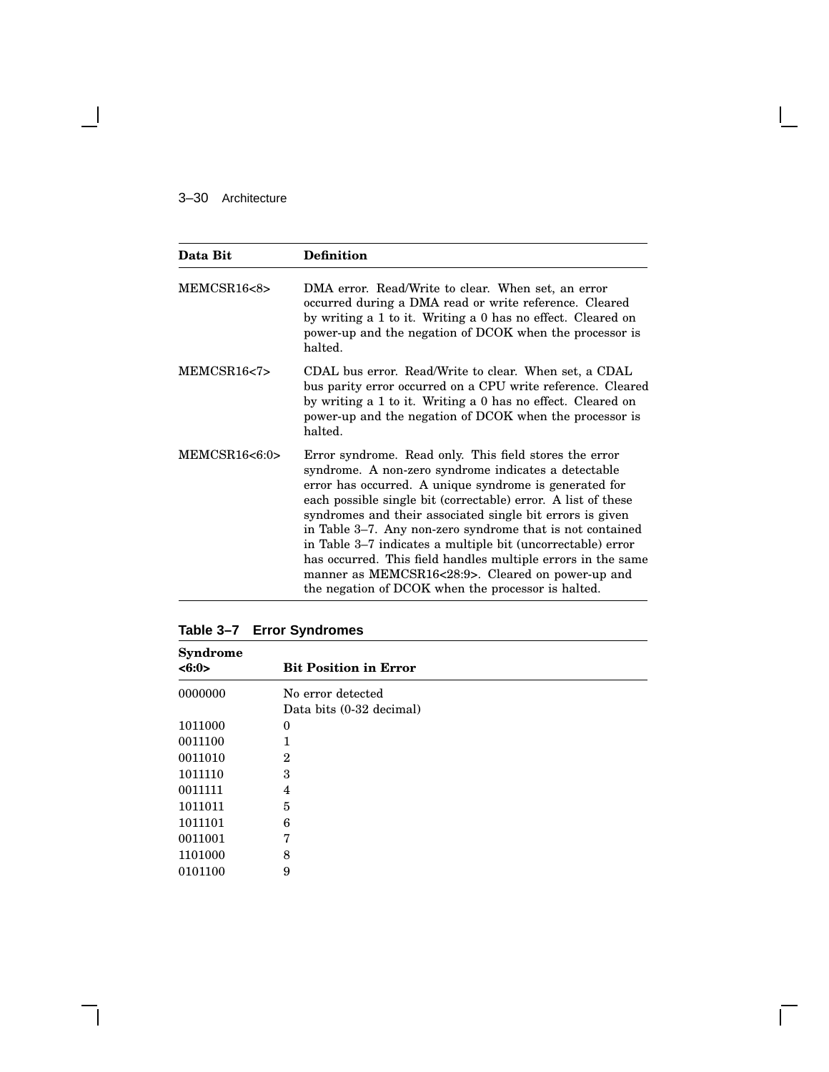| Data Bit | Definition |
|---|---|
| MEMCSR16<8> | DMA error. Read/Write to clear. When set, an error occurred during a DMA read or write reference. Cleared by writing a 1 to it. Writing a 0 has no effect. Cleared on power-up and the negation of DCOK when the processor is halted. |
| MEMCSR16<7> | CDAL bus error. Read/Write to clear. When set, a CDAL bus parity error occurred on a CPU write reference. Cleared by writing a 1 to it. Writing a 0 has no effect. Cleared on power-up and the negation of DCOK when the processor is halted. |
| MEMCSR16<6:0> | Error syndrome. Read only. This field stores the error syndrome. A non-zero syndrome indicates a detectable error has occurred. A unique syndrome is generated for each possible single bit (correctable) error. A list of these syndromes and their associated single bit errors is given in Table 3–7. Any non-zero syndrome that is not contained in Table 3–7 indicates a multiple bit (uncorrectable) error has occurred. This field handles multiple errors in the same manner as MEMCSR16<28:9>. Cleared on power-up and the negation of DCOK when the processor is halted. |

**Table 3–7 Error Syndromes**

| Syndrome <6:0> | Bit Position in Error |
|---|---|
| 0000000 | No error detected |
| | Data bits (0-32 decimal) |
| 1011000 | 0 |
| 0011100 | 1 |
| 0011010 | 2 |
| 1011110 | 3 |
| 0011111 | 4 |
| 1011011 | 5 |
| 1011101 | 6 |
| 0011001 | 7 |
| 1101000 | 8 |
| 0101100 | 9 |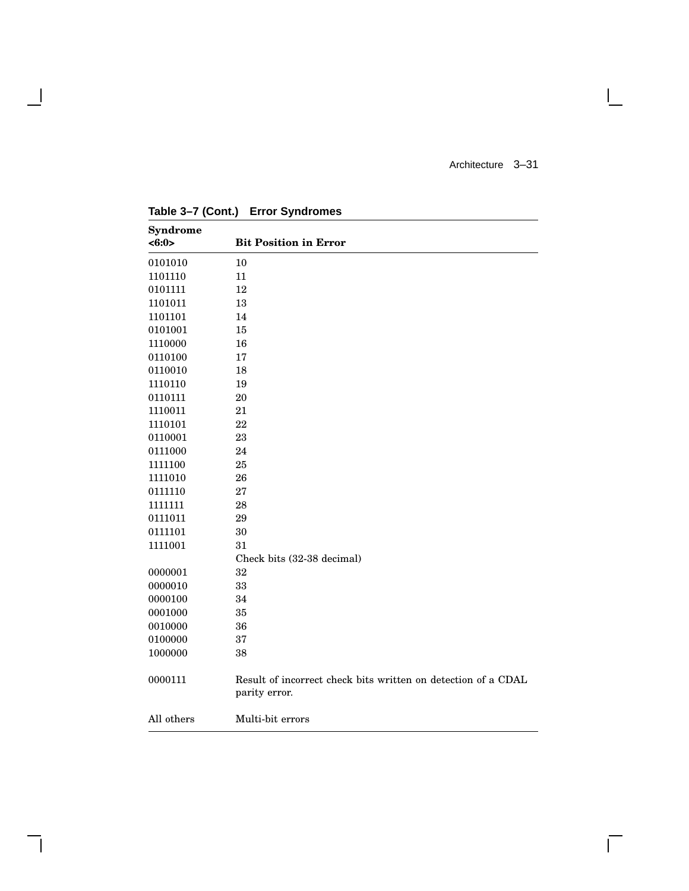**Table 3–7 (Cont.) Error Syndromes**

| Syndrome <6:0> | Bit Position in Error |
|---|---|
| 0101010 | 10 |
| 1101110 | 11 |
| 0101111 | 12 |
| 1101011 | 13 |
| 1101101 | 14 |
| 0101001 | 15 |
| 1110000 | 16 |
| 0110100 | 17 |
| 0110010 | 18 |
| 1110110 | 19 |
| 0110111 | 20 |
| 1110011 | 21 |
| 1110101 | 22 |
| 0110001 | 23 |
| 0111000 | 24 |
| 1111100 | 25 |
| 1111010 | 26 |
| 0111110 | 27 |
| 1111111 | 28 |
| 0111011 | 29 |
| 0111101 | 30 |
| 1111001 | 31 |
| | Check bits (32-38 decimal) |
| 0000001 | 32 |
| 0000010 | 33 |
| 0000100 | 34 |
| 0001000 | 35 |
| 0010000 | 36 |
| 0100000 | 37 |
| 1000000 | 38 |
| 0000111 | Result of incorrect check bits written on detection of a CDAL parity error. |
| All others | Multi-bit errors |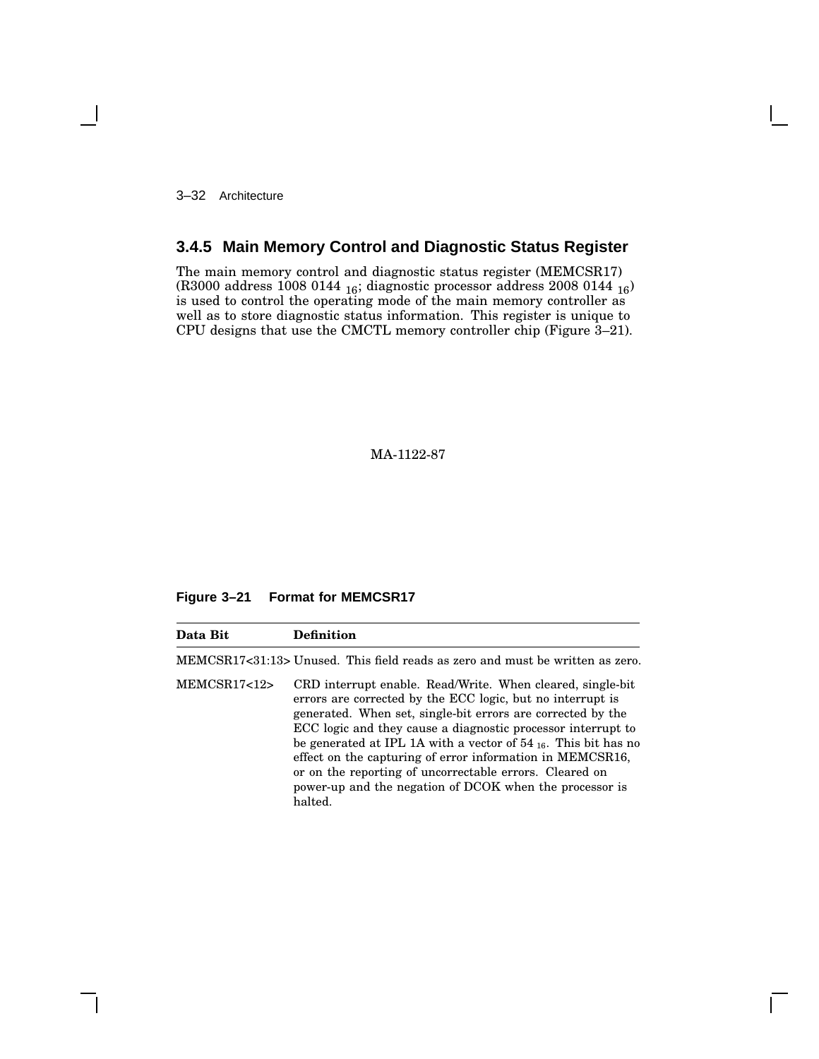### 3.4.5 Main Memory Control and Diagnostic Status Register

The main memory control and diagnostic status register (MEMCSR17) (R3000 address 1008 0144 $_{16}$; diagnostic processor address 2008 0144 $_{16}$) is used to control the operating mode of the main memory controller as well as to store diagnostic status information. This register is unique to CPU designs that use the CMCTL memory controller chip (Figure 3–21).

MA-1122-87

**Figure 3–21 Format for MEMCSR17**

| Data Bit | Definition |
|---|---|
| MEMCSR17<31:13> | Unused. This field reads as zero and must be written as zero. |
| MEMCSR17<12> | CRD interrupt enable. Read/Write. When cleared, single-bit errors are corrected by the ECC logic, but no interrupt is generated. When set, single-bit errors are corrected by the ECC logic and they cause a diagnostic processor interrupt to be generated at IPL 1A with a vector of 54 $_{16}$. This bit has no effect on the capturing of error information in MEMCSR16, or on the reporting of uncorrectable errors. Cleared on power-up and the negation of DCOK when the processor is halted. |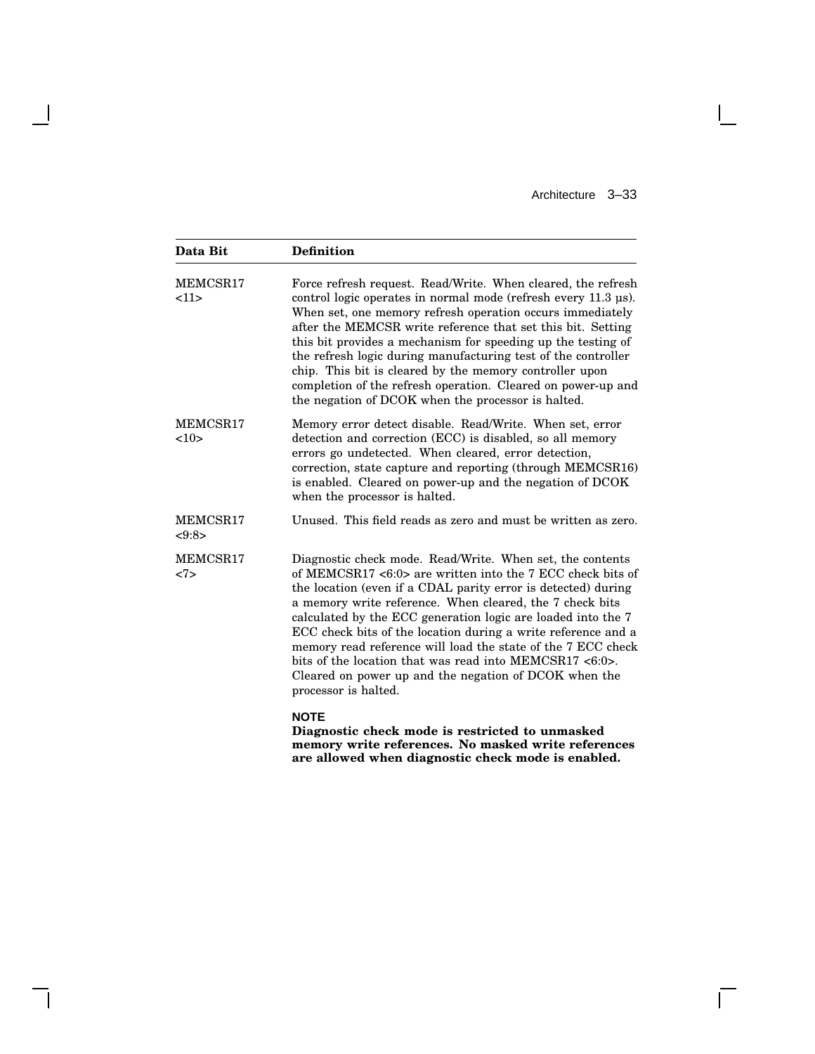| Data Bit | Definition |
|---|---|
| MEMCSR17 <11> | Force refresh request. Read/Write. When cleared, the refresh control logic operates in normal mode (refresh every 11.3 µs). When set, one memory refresh operation occurs immediately after the MEMCSR write reference that set this bit. Setting this bit provides a mechanism for speeding up the testing of the refresh logic during manufacturing test of the controller chip. This bit is cleared by the memory controller upon completion of the refresh operation. Cleared on power-up and the negation of DCOK when the processor is halted. |
| MEMCSR17 <10> | Memory error detect disable. Read/Write. When set, error detection and correction (ECC) is disabled, so all memory errors go undetected. When cleared, error detection, correction, state capture and reporting (through MEMCSR16) is enabled. Cleared on power-up and the negation of DCOK when the processor is halted. |
| MEMCSR17 <9:8> | Unused. This field reads as zero and must be written as zero. |
| MEMCSR17 <7> | Diagnostic check mode. Read/Write. When set, the contents of MEMCSR17 <6:0> are written into the 7 ECC check bits of the location (even if a CDAL parity error is detected) during a memory write reference. When cleared, the 7 check bits calculated by the ECC generation logic are loaded into the 7 ECC check bits of the location during a write reference and a memory read reference will load the state of the 7 ECC check bits of the location that was read into MEMCSR17 <6:0>. Cleared on power up and the negation of DCOK when the processor is halted.<br><br>**NOTE**<br>**Diagnostic check mode is restricted to unmasked memory write references. No masked write references are allowed when diagnostic check mode is enabled.** |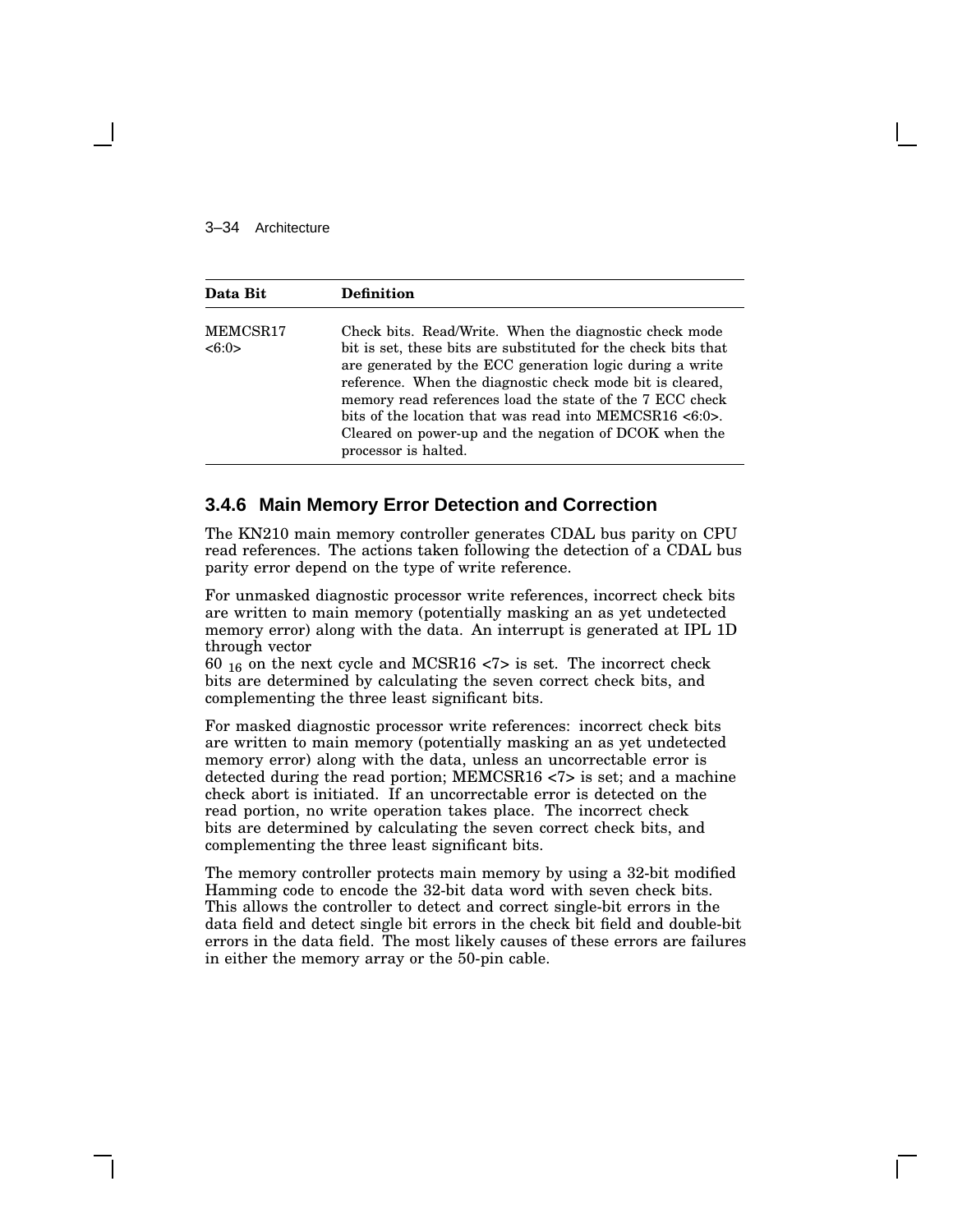| Data Bit | Definition |
|---|---|
| MEMCSR17 <6:0> | Check bits. Read/Write. When the diagnostic check mode bit is set, these bits are substituted for the check bits that are generated by the ECC generation logic during a write reference. When the diagnostic check mode bit is cleared, memory read references load the state of the 7 ECC check bits of the location that was read into MEMCSR16 <6:0>. Cleared on power-up and the negation of DCOK when the processor is halted. |

### 3.4.6 Main Memory Error Detection and Correction

The KN210 main memory controller generates CDAL bus parity on CPU read references. The actions taken following the detection of a CDAL bus parity error depend on the type of write reference.

For unmasked diagnostic processor write references, incorrect check bits are written to main memory (potentially masking an as yet undetected memory error) along with the data. An interrupt is generated at IPL 1D through vector $60_{16}$ on the next cycle and MCSR16 <7> is set. The incorrect check bits are determined by calculating the seven correct check bits, and complementing the three least significant bits.

For masked diagnostic processor write references: incorrect check bits are written to main memory (potentially masking an as yet undetected memory error) along with the data, unless an uncorrectable error is detected during the read portion; MEMCSR16 <7> is set; and a machine check abort is initiated. If an uncorrectable error is detected on the read portion, no write operation takes place. The incorrect check bits are determined by calculating the seven correct check bits, and complementing the three least significant bits.

The memory controller protects main memory by using a 32-bit modified Hamming code to encode the 32-bit data word with seven check bits. This allows the controller to detect and correct single-bit errors in the data field and detect single bit errors in the check bit field and double-bit errors in the data field. The most likely causes of these errors are failures in either the memory array or the 50-pin cable.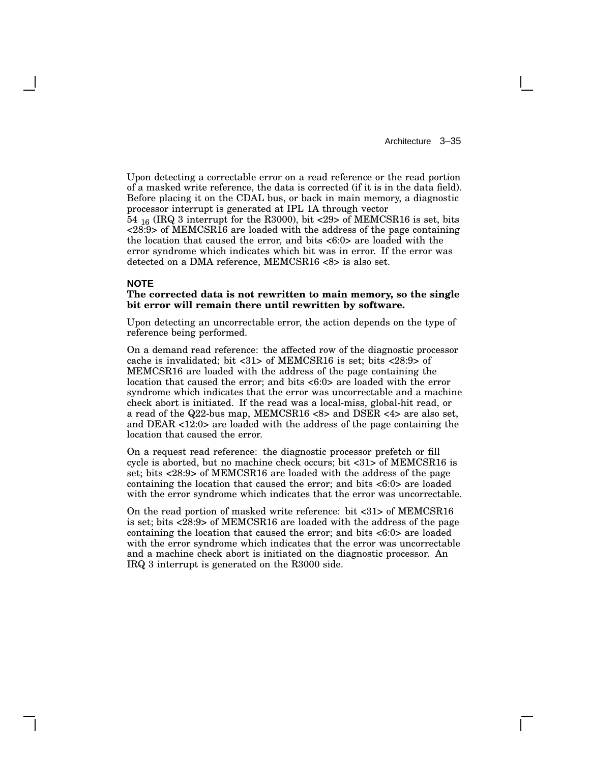Upon detecting a correctable error on a read reference or the read portion of a masked write reference, the data is corrected (if it is in the data field). Before placing it on the CDAL bus, or back in main memory, a diagnostic processor interrupt is generated at IPL 1A through vector $54_{16}$ (IRQ 3 interrupt for the R3000), bit <29> of MEMCSR16 is set, bits <28:9> of MEMCSR16 are loaded with the address of the page containing the location that caused the error, and bits <6:0> are loaded with the error syndrome which indicates which bit was in error. If the error was detected on a DMA reference, MEMCSR16 <8> is also set.

**NOTE**

**The corrected data is not rewritten to main memory, so the single bit error will remain there until rewritten by software.**

Upon detecting an uncorrectable error, the action depends on the type of reference being performed.

On a demand read reference: the affected row of the diagnostic processor cache is invalidated; bit <31> of MEMCSR16 is set; bits <28:9> of MEMCSR16 are loaded with the address of the page containing the location that caused the error; and bits <6:0> are loaded with the error syndrome which indicates that the error was uncorrectable and a machine check abort is initiated. If the read was a local-miss, global-hit read, or a read of the Q22-bus map, MEMCSR16 <8> and DSER <4> are also set, and DEAR <12:0> are loaded with the address of the page containing the location that caused the error.

On a request read reference: the diagnostic processor prefetch or fill cycle is aborted, but no machine check occurs; bit <31> of MEMCSR16 is set; bits <28:9> of MEMCSR16 are loaded with the address of the page containing the location that caused the error; and bits <6:0> are loaded with the error syndrome which indicates that the error was uncorrectable.

On the read portion of masked write reference: bit <31> of MEMCSR16 is set; bits <28:9> of MEMCSR16 are loaded with the address of the page containing the location that caused the error; and bits <6:0> are loaded with the error syndrome which indicates that the error was uncorrectable and a machine check abort is initiated on the diagnostic processor. An IRQ 3 interrupt is generated on the R3000 side.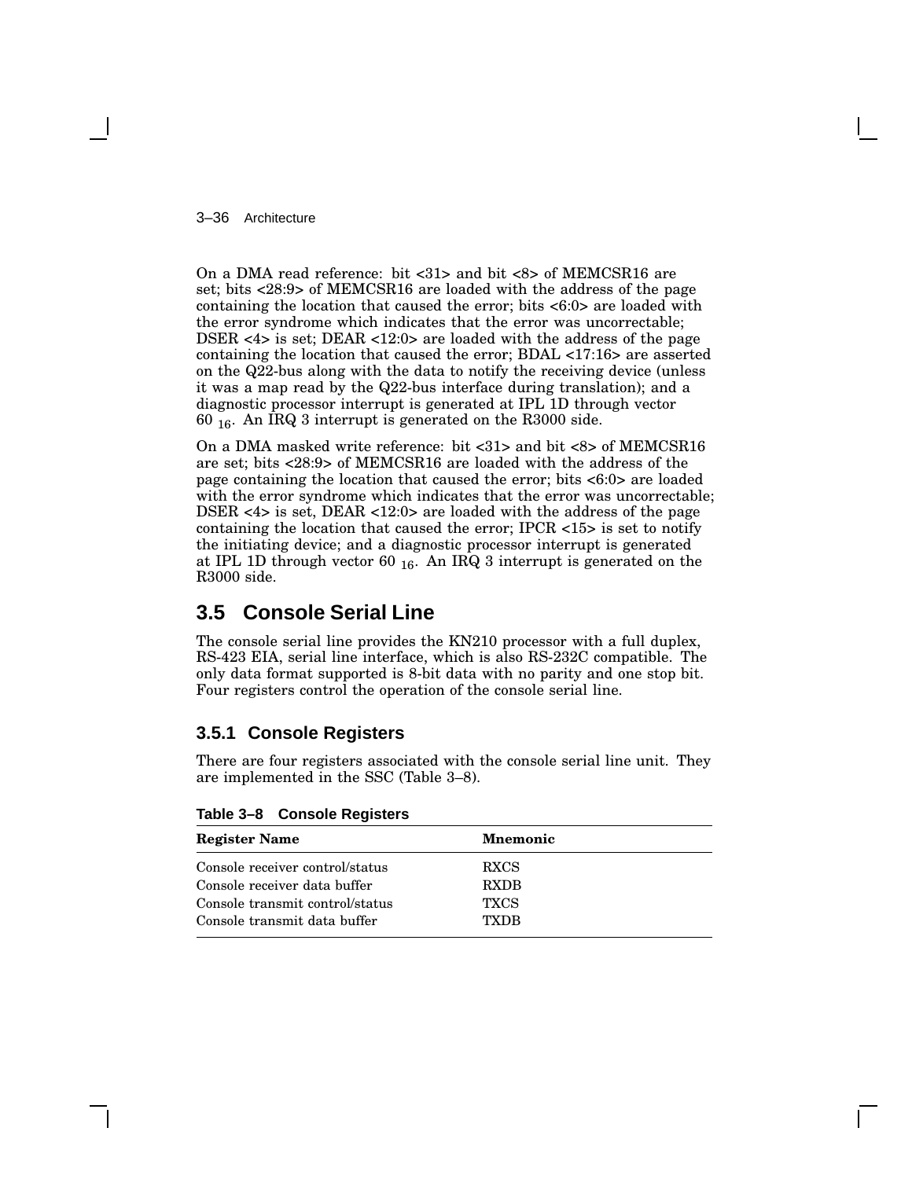On a DMA read reference: bit <31> and bit <8> of MEMCSR16 are set; bits <28:9> of MEMCSR16 are loaded with the address of the page containing the location that caused the error; bits <6:0> are loaded with the error syndrome which indicates that the error was uncorrectable; DSER <4> is set; DEAR <12:0> are loaded with the address of the page containing the location that caused the error; BDAL <17:16> are asserted on the Q22-bus along with the data to notify the receiving device (unless it was a map read by the Q22-bus interface during translation); and a diagnostic processor interrupt is generated at IPL 1D through vector $60_{16}$. An IRQ 3 interrupt is generated on the R3000 side.

On a DMA masked write reference: bit <31> and bit <8> of MEMCSR16 are set; bits <28:9> of MEMCSR16 are loaded with the address of the page containing the location that caused the error; bits <6:0> are loaded with the error syndrome which indicates that the error was uncorrectable; DSER <4> is set, DEAR <12:0> are loaded with the address of the page containing the location that caused the error; IPCR <15> is set to notify the initiating device; and a diagnostic processor interrupt is generated at IPL 1D through vector $60_{16}$. An IRQ 3 interrupt is generated on the R3000 side.

## 3.5 Console Serial Line

The console serial line provides the KN210 processor with a full duplex, RS-423 EIA, serial line interface, which is also RS-232C compatible. The only data format supported is 8-bit data with no parity and one stop bit. Four registers control the operation of the console serial line.

### 3.5.1 Console Registers

There are four registers associated with the console serial line unit. They are implemented in the SSC (Table 3–8).

**Table 3–8 Console Registers**

| Register Name | Mnemonic |
|---|---|
| Console receiver control/status | RXCS |
| Console receiver data buffer | RXDB |
| Console transmit control/status | TXCS |
| Console transmit data buffer | TXDB |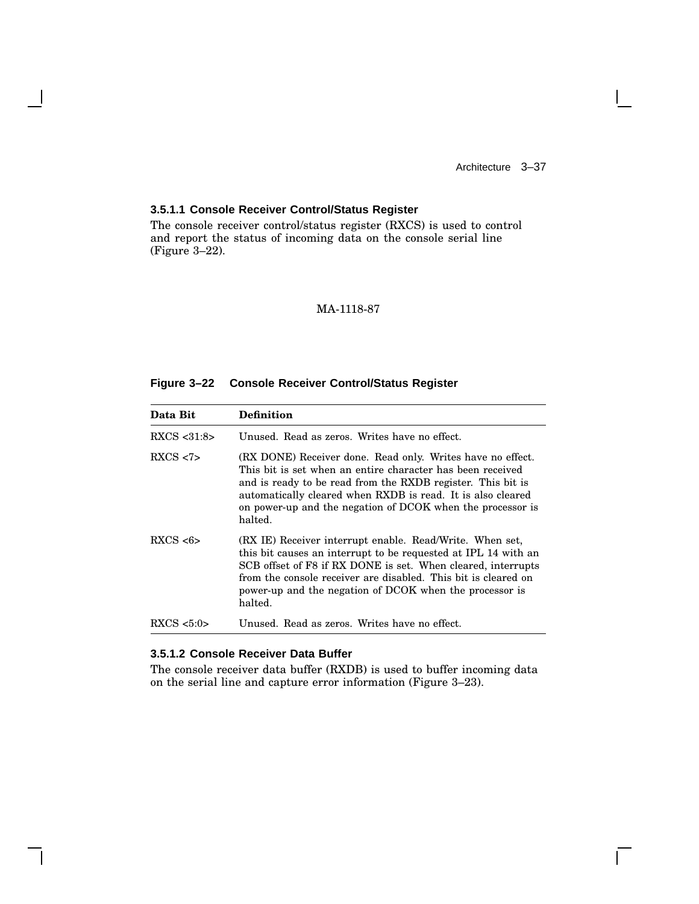### 3.5.1.1 Console Receiver Control/Status Register

The console receiver control/status register (RXCS) is used to control and report the status of incoming data on the console serial line (Figure 3–22).

MA-1118-87

**Figure 3–22 Console Receiver Control/Status Register**

| Data Bit | Definition |
|---|---|
| RXCS <31:8> | Unused. Read as zeros. Writes have no effect. |
| RXCS <7> | (RX DONE) Receiver done. Read only. Writes have no effect. This bit is set when an entire character has been received and is ready to be read from the RXDB register. This bit is automatically cleared when RXDB is read. It is also cleared on power-up and the negation of DCOK when the processor is halted. |
| RXCS <6> | (RX IE) Receiver interrupt enable. Read/Write. When set, this bit causes an interrupt to be requested at IPL 14 with an SCB offset of F8 if RX DONE is set. When cleared, interrupts from the console receiver are disabled. This bit is cleared on power-up and the negation of DCOK when the processor is halted. |
| RXCS <5:0> | Unused. Read as zeros. Writes have no effect. |

### 3.5.1.2 Console Receiver Data Buffer

The console receiver data buffer (RXDB) is used to buffer incoming data on the serial line and capture error information (Figure 3–23).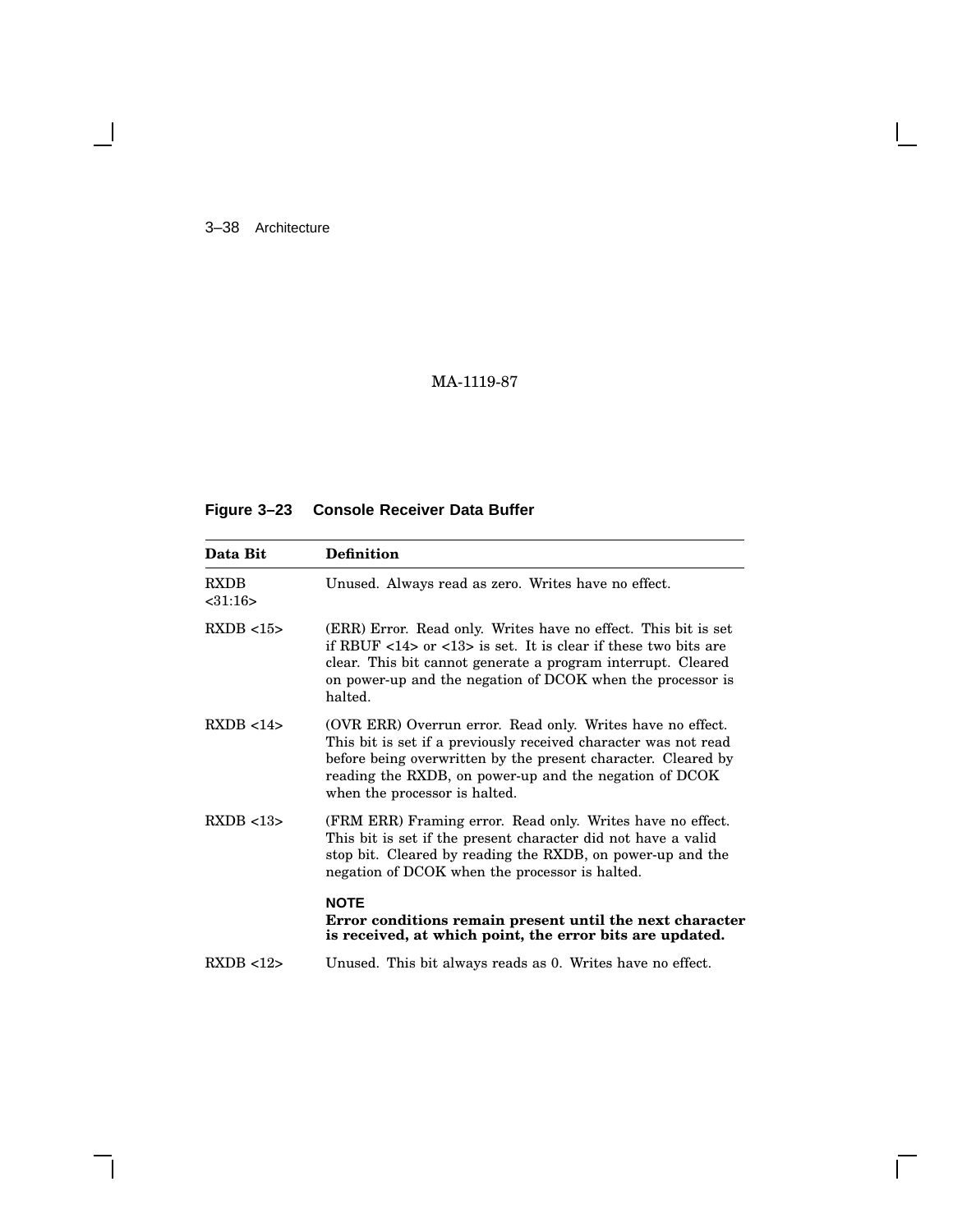MA-1119-87

**Figure 3–23 Console Receiver Data Buffer**

| Data Bit | Definition |
|---|---|
| RXDB <31:16> | Unused. Always read as zero. Writes have no effect. |
| RXDB <15> | (ERR) Error. Read only. Writes have no effect. This bit is set if RBUF <14> or <13> is set. It is clear if these two bits are clear. This bit cannot generate a program interrupt. Cleared on power-up and the negation of DCOK when the processor is halted. |
| RXDB <14> | (OVR ERR) Overrun error. Read only. Writes have no effect. This bit is set if a previously received character was not read before being overwritten by the present character. Cleared by reading the RXDB, on power-up and the negation of DCOK when the processor is halted. |
| RXDB <13> | (FRM ERR) Framing error. Read only. Writes have no effect. This bit is set if the present character did not have a valid stop bit. Cleared by reading the RXDB, on power-up and the negation of DCOK when the processor is halted. <br><br> **NOTE** <br> **Error conditions remain present until the next character is received, at which point, the error bits are updated.** |
| RXDB <12> | Unused. This bit always reads as 0. Writes have no effect. |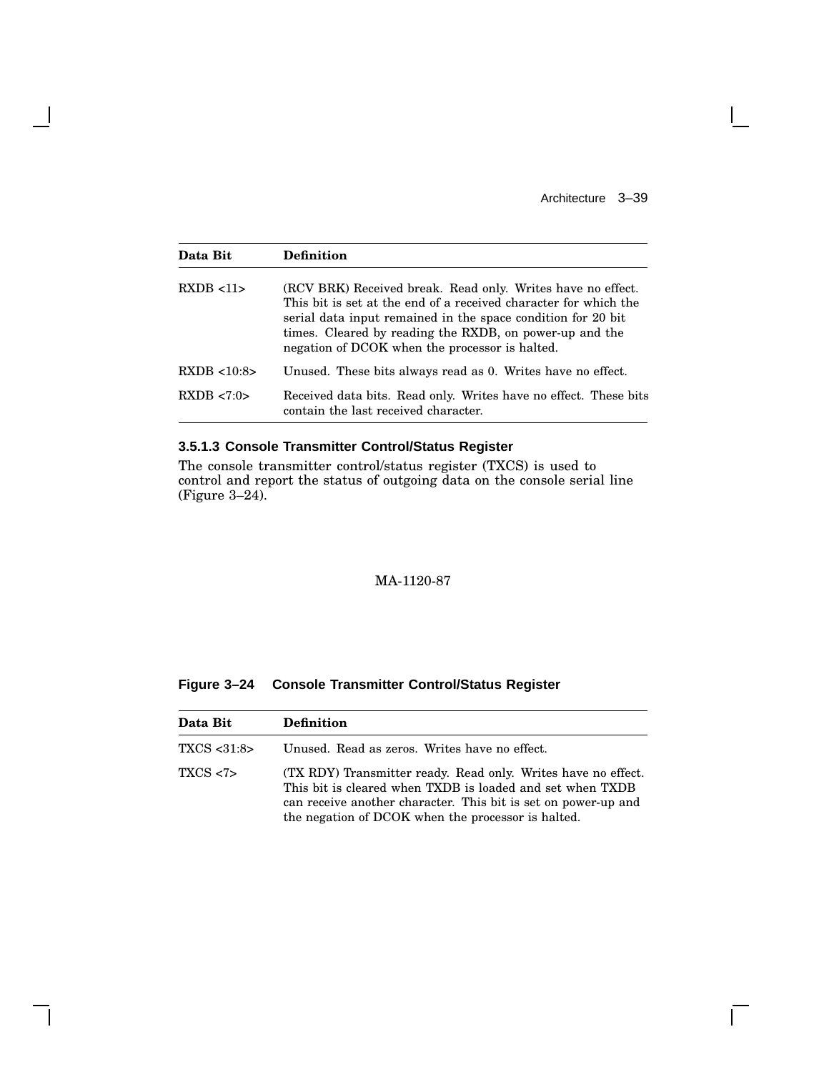| Data Bit | Definition |
|---|---|
| RXDB <11> | (RCV BRK) Received break. Read only. Writes have no effect. This bit is set at the end of a received character for which the serial data input remained in the space condition for 20 bit times. Cleared by reading the RXDB, on power-up and the negation of DCOK when the processor is halted. |
| RXDB <10:8> | Unused. These bits always read as 0. Writes have no effect. |
| RXDB <7:0> | Received data bits. Read only. Writes have no effect. These bits contain the last received character. |

#### 3.5.1.3 Console Transmitter Control/Status Register

The console transmitter control/status register (TXCS) is used to control and report the status of outgoing data on the console serial line (Figure 3–24).

MA-1120-87

**Figure 3–24 Console Transmitter Control/Status Register**

| Data Bit | Definition |
|---|---|
| TXCS <31:8> | Unused. Read as zeros. Writes have no effect. |
| TXCS <7> | (TX RDY) Transmitter ready. Read only. Writes have no effect. This bit is cleared when TXDB is loaded and set when TXDB can receive another character. This bit is set on power-up and the negation of DCOK when the processor is halted. |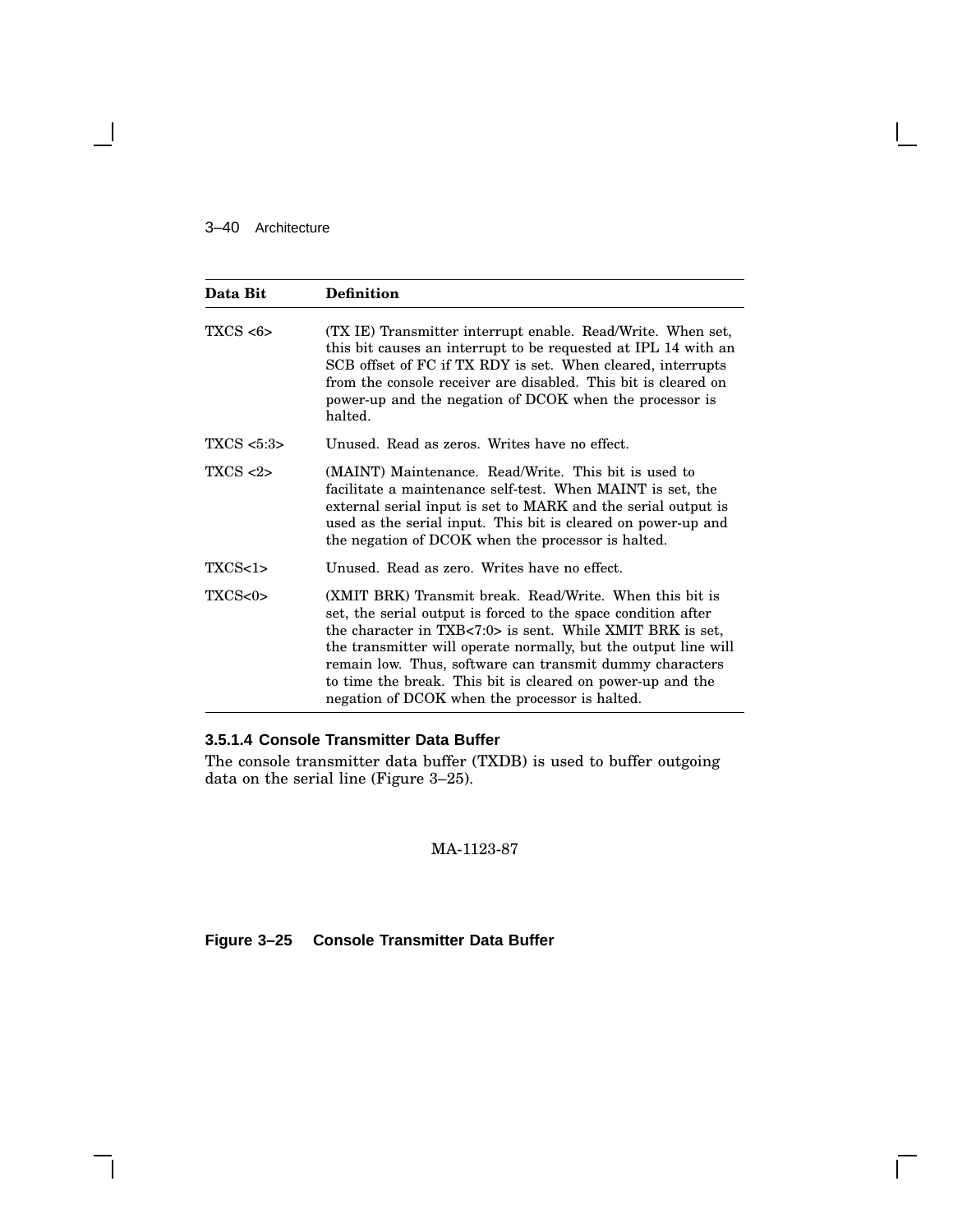| Data Bit | Definition |
| --- | --- |
| TXCS <6> | (TX IE) Transmitter interrupt enable. Read/Write. When set, this bit causes an interrupt to be requested at IPL 14 with an SCB offset of FC if TX RDY is set. When cleared, interrupts from the console receiver are disabled. This bit is cleared on power-up and the negation of DCOK when the processor is halted. |
| TXCS <5:3> | Unused. Read as zeros. Writes have no effect. |
| TXCS <2> | (MAINT) Maintenance. Read/Write. This bit is used to facilitate a maintenance self-test. When MAINT is set, the external serial input is set to MARK and the serial output is used as the serial input. This bit is cleared on power-up and the negation of DCOK when the processor is halted. |
| TXCS<1> | Unused. Read as zero. Writes have no effect. |
| TXCS<0> | (XMIT BRK) Transmit break. Read/Write. When this bit is set, the serial output is forced to the space condition after the character in TXB<7:0> is sent. While XMIT BRK is set, the transmitter will operate normally, but the output line will remain low. Thus, software can transmit dummy characters to time the break. This bit is cleared on power-up and the negation of DCOK when the processor is halted. |

#### 3.5.1.4 Console Transmitter Data Buffer

The console transmitter data buffer (TXDB) is used to buffer outgoing data on the serial line (Figure 3–25).

MA-1123-87

**Figure 3–25 Console Transmitter Data Buffer**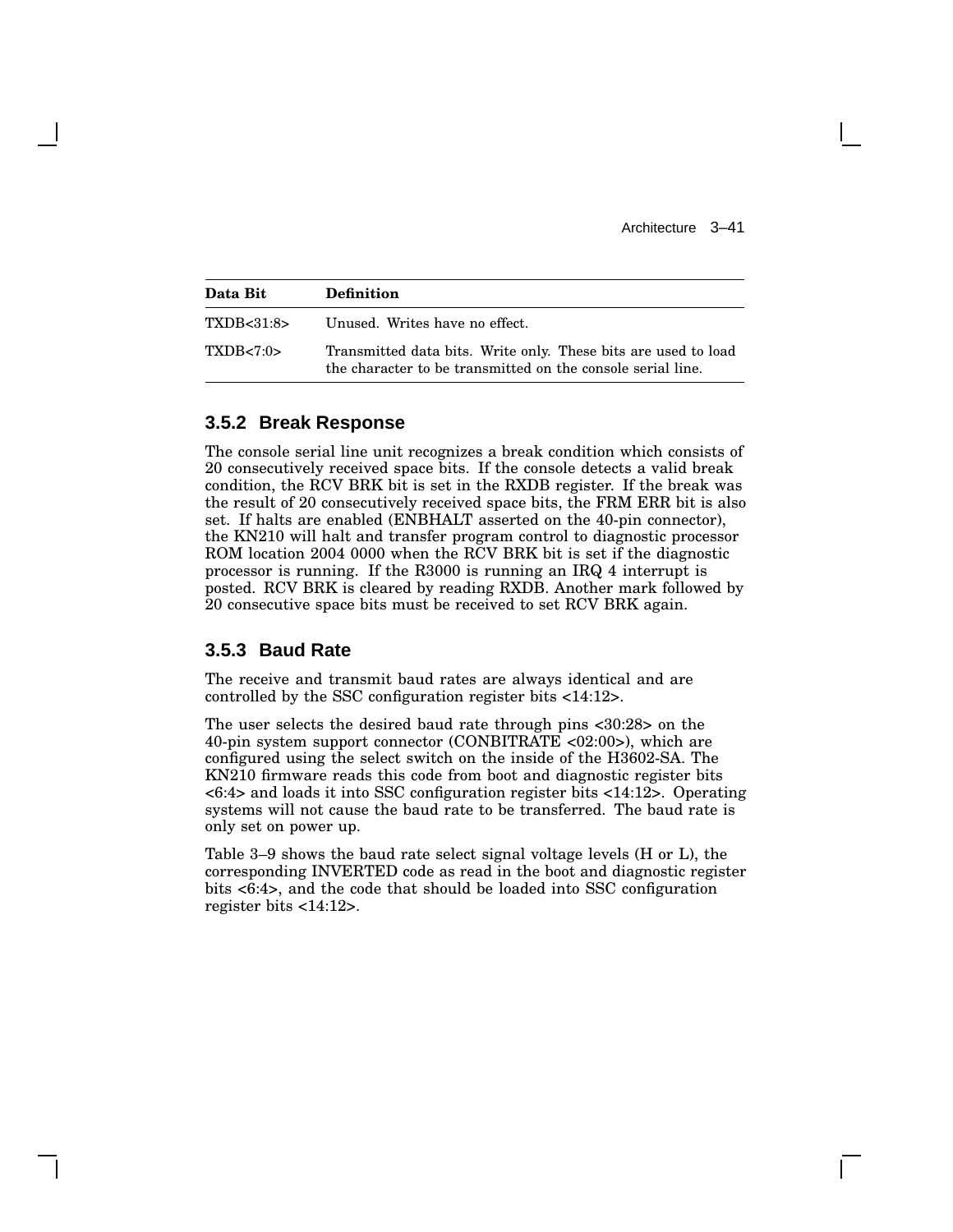| Data Bit | Definition |
|---|---|
| TXDB<31:8> | Unused. Writes have no effect. |
| TXDB<7:0> | Transmitted data bits. Write only. These bits are used to load the character to be transmitted on the console serial line. |

### 3.5.2 Break Response

The console serial line unit recognizes a break condition which consists of 20 consecutively received space bits. If the console detects a valid break condition, the RCV BRK bit is set in the RXDB register. If the break was the result of 20 consecutively received space bits, the FRM ERR bit is also set. If halts are enabled (ENBHALT asserted on the 40-pin connector), the KN210 will halt and transfer program control to diagnostic processor ROM location 2004 0000 when the RCV BRK bit is set if the diagnostic processor is running. If the R3000 is running an IRQ 4 interrupt is posted. RCV BRK is cleared by reading RXDB. Another mark followed by 20 consecutive space bits must be received to set RCV BRK again.

### 3.5.3 Baud Rate

The receive and transmit baud rates are always identical and are controlled by the SSC configuration register bits <14:12>.

The user selects the desired baud rate through pins <30:28> on the 40-pin system support connector (CONBITRATE <02:00>), which are configured using the select switch on the inside of the H3602-SA. The KN210 firmware reads this code from boot and diagnostic register bits <6:4> and loads it into SSC configuration register bits <14:12>. Operating systems will not cause the baud rate to be transferred. The baud rate is only set on power up.

Table 3–9 shows the baud rate select signal voltage levels (H or L), the corresponding INVERTED code as read in the boot and diagnostic register bits <6:4>, and the code that should be loaded into SSC configuration register bits <14:12>.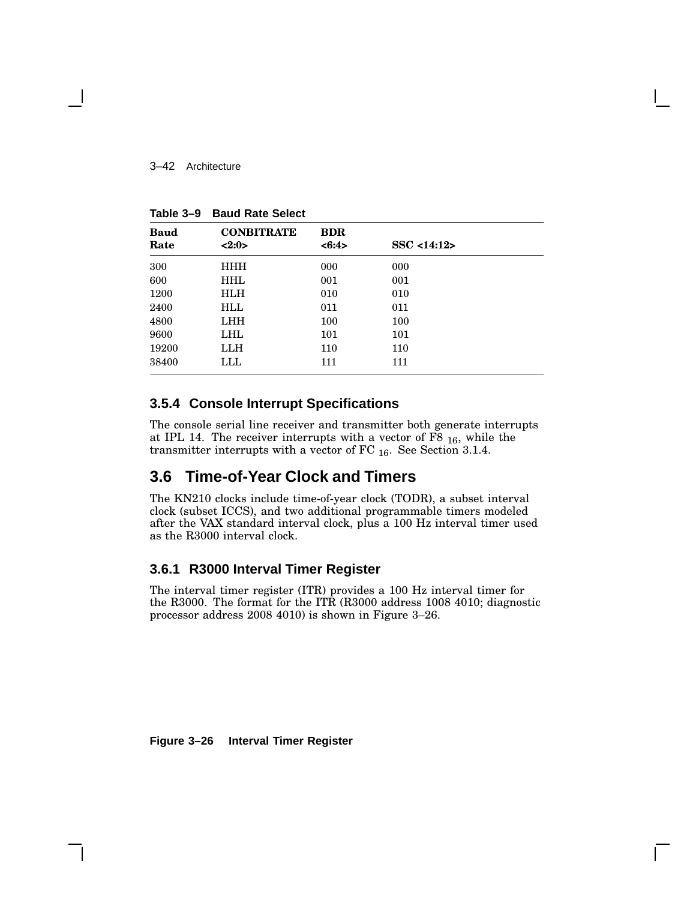**Table 3–9 Baud Rate Select**

| Baud Rate | CONBITRATE <2:0> | BDR <6:4> | SSC <14:12> |
|---|---|---|---|
| 300 | HHH | 000 | 000 |
| 600 | HHL | 001 | 001 |
| 1200 | HLH | 010 | 010 |
| 2400 | HLL | 011 | 011 |
| 4800 | LHH | 100 | 100 |
| 9600 | LHL | 101 | 101 |
| 19200 | LLH | 110 | 110 |
| 38400 | LLL | 111 | 111 |

### 3.5.4 Console Interrupt Specifications

The console serial line receiver and transmitter both generate interrupts at IPL 14. The receiver interrupts with a vector of F8 $_{16}$, while the transmitter interrupts with a vector of FC $_{16}$. See Section 3.1.4.

## 3.6 Time-of-Year Clock and Timers

The KN210 clocks include time-of-year clock (TODR), a subset interval clock (subset ICCS), and two additional programmable timers modeled after the VAX standard interval clock, plus a 100 Hz interval timer used as the R3000 interval clock.

### 3.6.1 R3000 Interval Timer Register

The interval timer register (ITR) provides a 100 Hz interval timer for the R3000. The format for the ITR (R3000 address 1008 4010; diagnostic processor address 2008 4010) is shown in Figure 3–26.

**Figure 3–26 Interval Timer Register**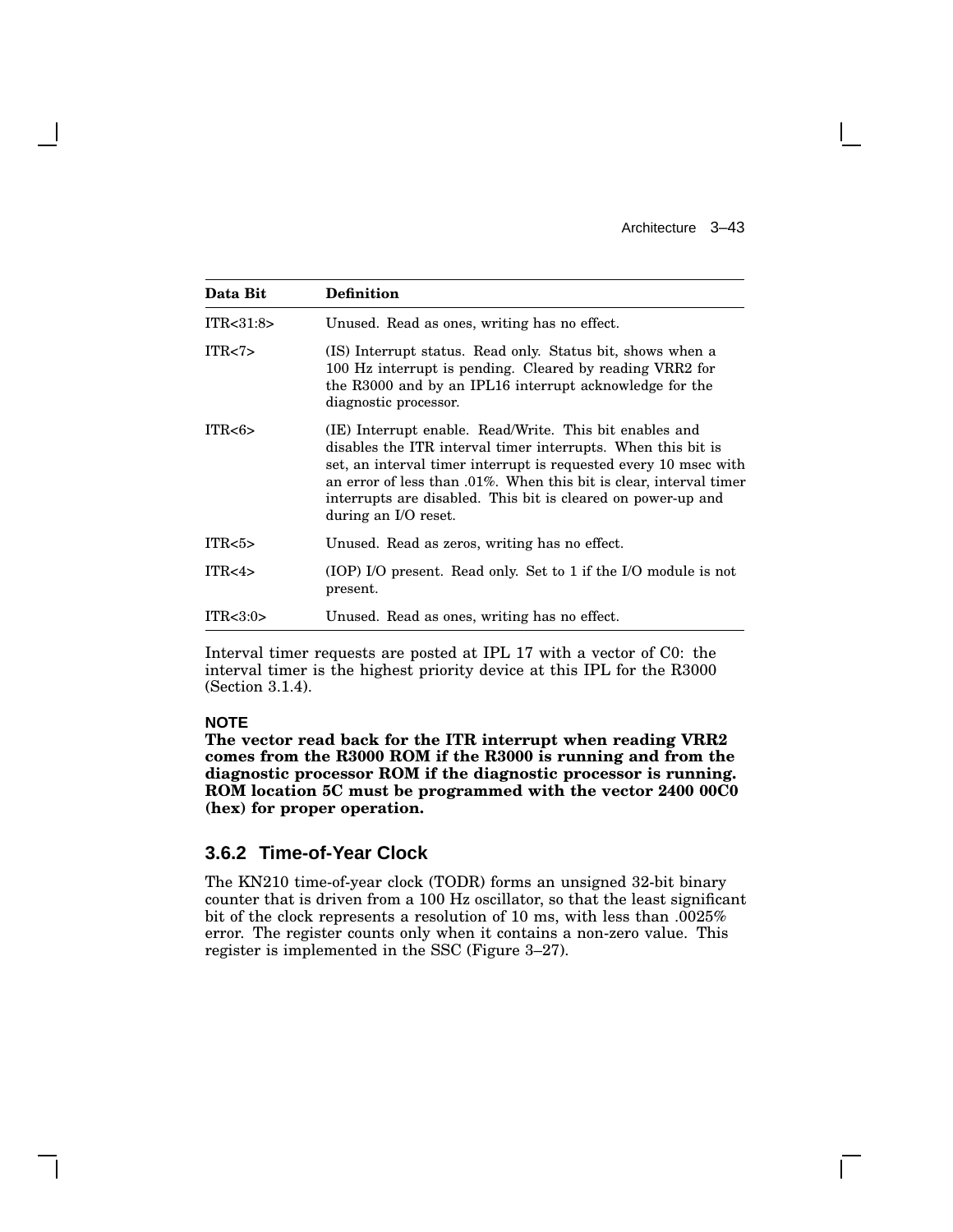| Data Bit | Definition |
|---|---|
| ITR<31:8> | Unused. Read as ones, writing has no effect. |
| ITR<7> | (IS) Interrupt status. Read only. Status bit, shows when a 100 Hz interrupt is pending. Cleared by reading VRR2 for the R3000 and by an IPL16 interrupt acknowledge for the diagnostic processor. |
| ITR<6> | (IE) Interrupt enable. Read/Write. This bit enables and disables the ITR interval timer interrupts. When this bit is set, an interval timer interrupt is requested every 10 msec with an error of less than .01%. When this bit is clear, interval timer interrupts are disabled. This bit is cleared on power-up and during an I/O reset. |
| ITR<5> | Unused. Read as zeros, writing has no effect. |
| ITR<4> | (IOP) I/O present. Read only. Set to 1 if the I/O module is not present. |
| ITR<3:0> | Unused. Read as ones, writing has no effect. |

Interval timer requests are posted at IPL 17 with a vector of C0: the interval timer is the highest priority device at this IPL for the R3000 (Section 3.1.4).

**NOTE**
**The vector read back for the ITR interrupt when reading VRR2 comes from the R3000 ROM if the R3000 is running and from the diagnostic processor ROM if the diagnostic processor is running. ROM location 5C must be programmed with the vector 2400 00C0 (hex) for proper operation.**

### 3.6.2 Time-of-Year Clock

The KN210 time-of-year clock (TODR) forms an unsigned 32-bit binary counter that is driven from a 100 Hz oscillator, so that the least significant bit of the clock represents a resolution of 10 ms, with less than .0025% error. The register counts only when it contains a non-zero value. This register is implemented in the SSC (Figure 3–27).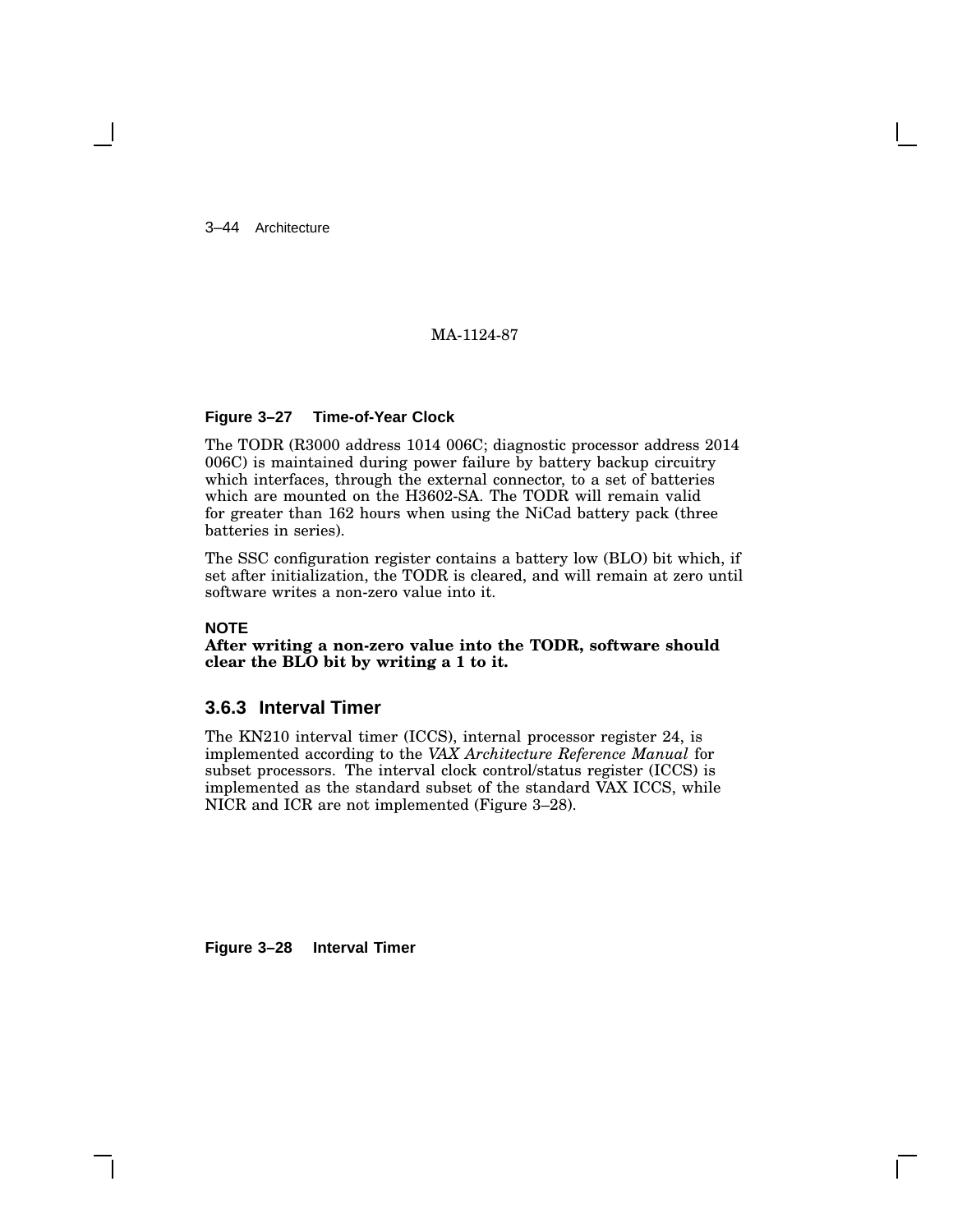MA-1124-87

**Figure 3–27 Time-of-Year Clock**

The TODR (R3000 address 1014 006C; diagnostic processor address 2014 006C) is maintained during power failure by battery backup circuitry which interfaces, through the external connector, to a set of batteries which are mounted on the H3602-SA. The TODR will remain valid for greater than 162 hours when using the NiCad battery pack (three batteries in series).

The SSC configuration register contains a battery low (BLO) bit which, if set after initialization, the TODR is cleared, and will remain at zero until software writes a non-zero value into it.

**NOTE**
**After writing a non-zero value into the TODR, software should clear the BLO bit by writing a 1 to it.**

### 3.6.3 Interval Timer

The KN210 interval timer (ICCS), internal processor register 24, is implemented according to the *VAX Architecture Reference Manual* for subset processors. The interval clock control/status register (ICCS) is implemented as the standard subset of the standard VAX ICCS, while NICR and ICR are not implemented (Figure 3–28).

**Figure 3–28 Interval Timer**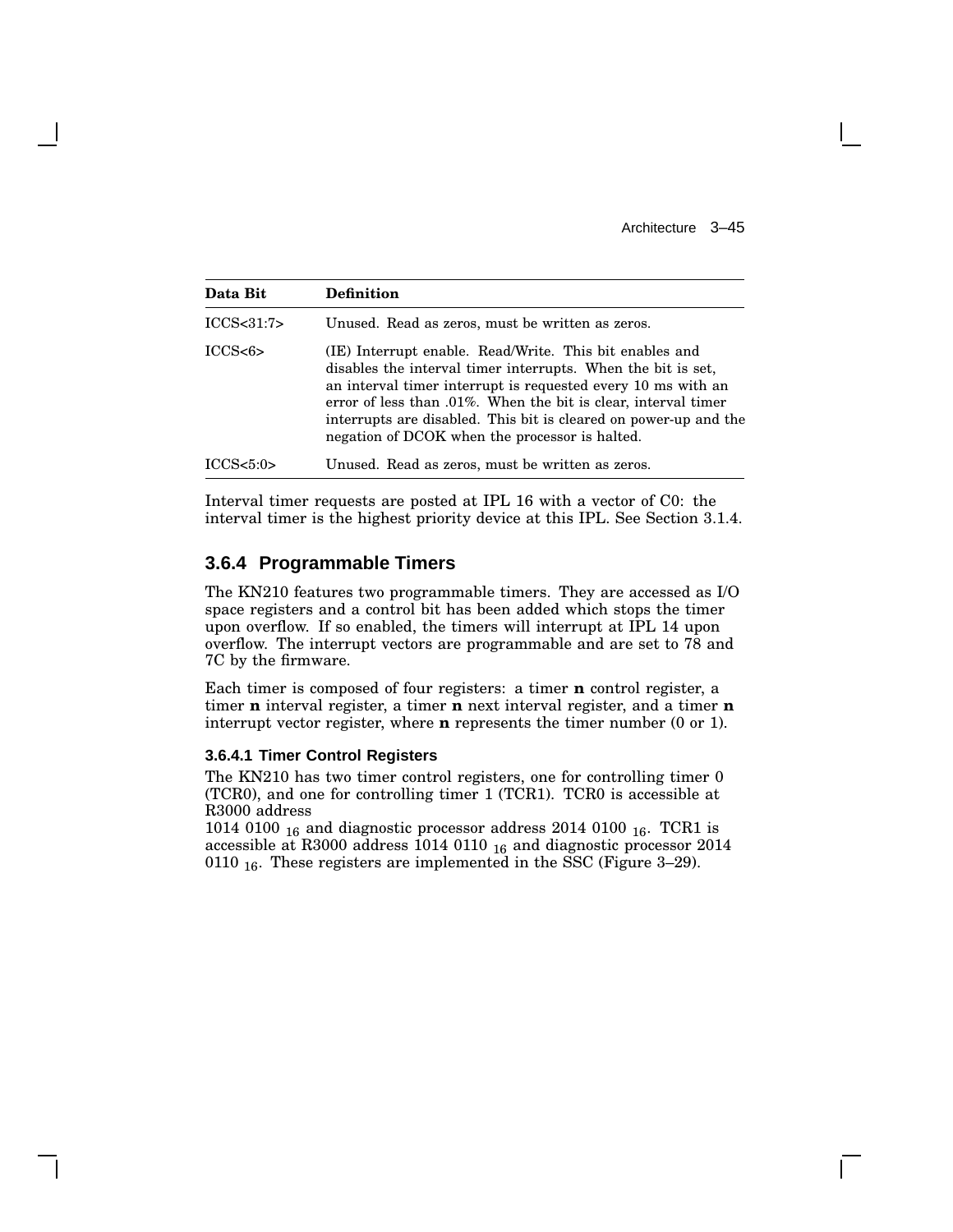| Data Bit | Definition |
| --- | --- |
| ICCS<31:7> | Unused. Read as zeros, must be written as zeros. |
| ICCS<6> | (IE) Interrupt enable. Read/Write. This bit enables and disables the interval timer interrupts. When the bit is set, an interval timer interrupt is requested every 10 ms with an error of less than .01%. When the bit is clear, interval timer interrupts are disabled. This bit is cleared on power-up and the negation of DCOK when the processor is halted. |
| ICCS<5:0> | Unused. Read as zeros, must be written as zeros. |

Interval timer requests are posted at IPL 16 with a vector of C0: the interval timer is the highest priority device at this IPL. See Section 3.1.4.

### 3.6.4 Programmable Timers

The KN210 features two programmable timers. They are accessed as I/O space registers and a control bit has been added which stops the timer upon overflow. If so enabled, the timers will interrupt at IPL 14 upon overflow. The interrupt vectors are programmable and are set to 78 and 7C by the firmware.

Each timer is composed of four registers: a timer **n** control register, a timer **n** interval register, a timer **n** next interval register, and a timer **n** interrupt vector register, where **n** represents the timer number (0 or 1).

#### 3.6.4.1 Timer Control Registers

The KN210 has two timer control registers, one for controlling timer 0 (TCR0), and one for controlling timer 1 (TCR1). TCR0 is accessible at R3000 address 1014 0100 $_{16}$ and diagnostic processor address 2014 0100 $_{16}$. TCR1 is accessible at R3000 address 1014 0110 $_{16}$ and diagnostic processor 2014 0110 $_{16}$. These registers are implemented in the SSC (Figure 3–29).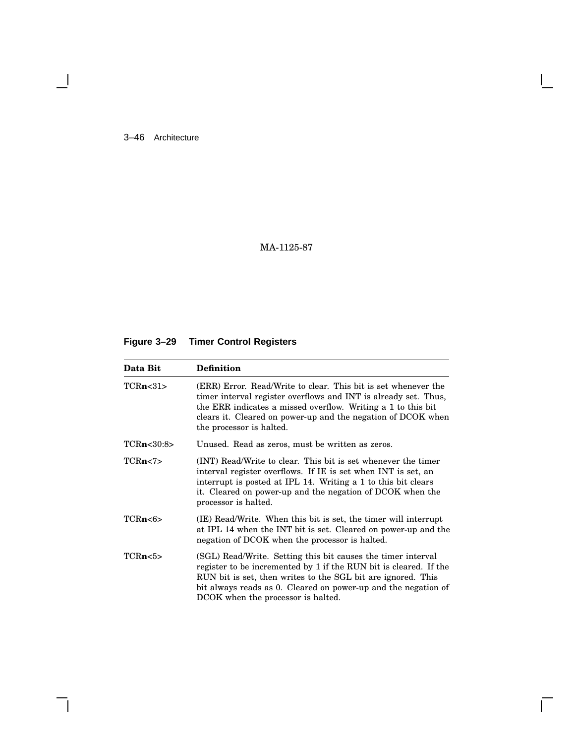MA-1125-87

**Figure 3–29 Timer Control Registers**

| Data Bit | Definition |
|---|---|
| TCR**n**<31> | (ERR) Error. Read/Write to clear. This bit is set whenever the timer interval register overflows and INT is already set. Thus, the ERR indicates a missed overflow. Writing a 1 to this bit clears it. Cleared on power-up and the negation of DCOK when the processor is halted. |
| TCR**n**<30:8> | Unused. Read as zeros, must be written as zeros. |
| TCR**n**<7> | (INT) Read/Write to clear. This bit is set whenever the timer interval register overflows. If IE is set when INT is set, an interrupt is posted at IPL 14. Writing a 1 to this bit clears it. Cleared on power-up and the negation of DCOK when the processor is halted. |
| TCR**n**<6> | (IE) Read/Write. When this bit is set, the timer will interrupt at IPL 14 when the INT bit is set. Cleared on power-up and the negation of DCOK when the processor is halted. |
| TCR**n**<5> | (SGL) Read/Write. Setting this bit causes the timer interval register to be incremented by 1 if the RUN bit is cleared. If the RUN bit is set, then writes to the SGL bit are ignored. This bit always reads as 0. Cleared on power-up and the negation of DCOK when the processor is halted. |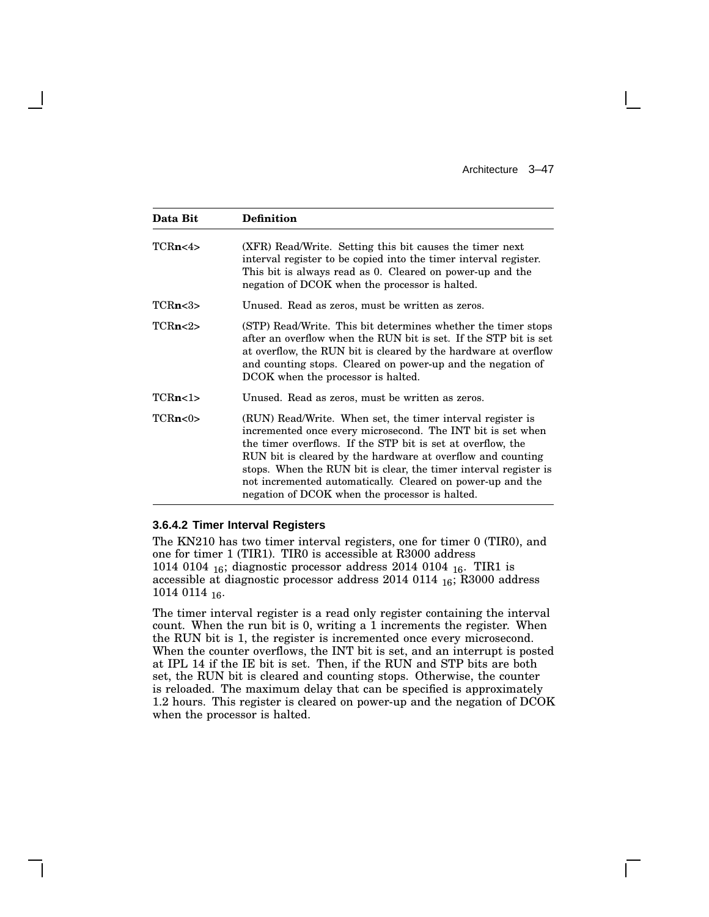| Data Bit | Definition |
|---|---|
| TCR**n**<4> | (XFR) Read/Write. Setting this bit causes the timer next interval register to be copied into the timer interval register. This bit is always read as 0. Cleared on power-up and the negation of DCOK when the processor is halted. |
| TCR**n**<3> | Unused. Read as zeros, must be written as zeros. |
| TCR**n**<2> | (STP) Read/Write. This bit determines whether the timer stops after an overflow when the RUN bit is set. If the STP bit is set at overflow, the RUN bit is cleared by the hardware at overflow and counting stops. Cleared on power-up and the negation of DCOK when the processor is halted. |
| TCR**n**<1> | Unused. Read as zeros, must be written as zeros. |
| TCR**n**<0> | (RUN) Read/Write. When set, the timer interval register is incremented once every microsecond. The INT bit is set when the timer overflows. If the STP bit is set at overflow, the RUN bit is cleared by the hardware at overflow and counting stops. When the RUN bit is clear, the timer interval register is not incremented automatically. Cleared on power-up and the negation of DCOK when the processor is halted. |

#### 3.6.4.2 Timer Interval Registers

The KN210 has two timer interval registers, one for timer 0 (TIR0), and one for timer 1 (TIR1). TIR0 is accessible at R3000 address 1014 0104 $_{16}$; diagnostic processor address 2014 0104 $_{16}$. TIR1 is accessible at diagnostic processor address 2014 0114 $_{16}$; R3000 address 1014 0114 $_{16}$.

The timer interval register is a read only register containing the interval count. When the run bit is 0, writing a 1 increments the register. When the RUN bit is 1, the register is incremented once every microsecond. When the counter overflows, the INT bit is set, and an interrupt is posted at IPL 14 if the IE bit is set. Then, if the RUN and STP bits are both set, the RUN bit is cleared and counting stops. Otherwise, the counter is reloaded. The maximum delay that can be specified is approximately 1.2 hours. This register is cleared on power-up and the negation of DCOK when the processor is halted.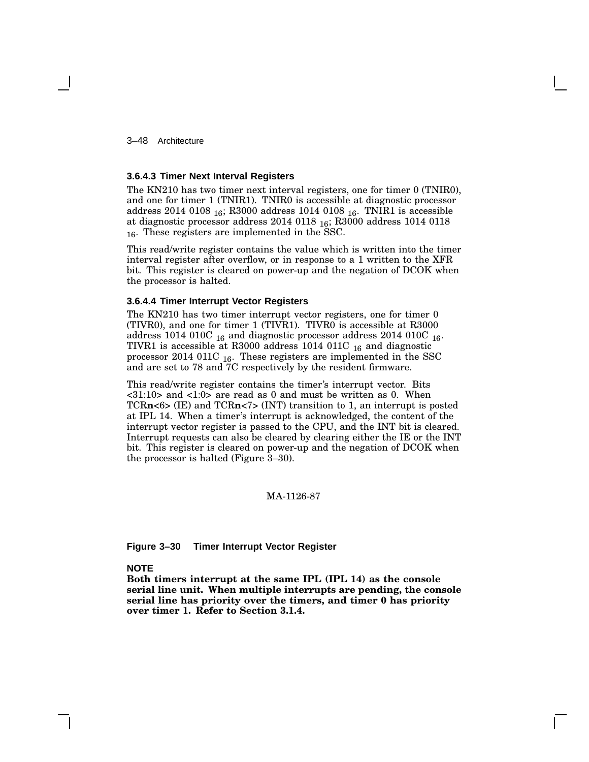### 3.6.4.3 Timer Next Interval Registers

The KN210 has two timer next interval registers, one for timer 0 (TNIR0), and one for timer 1 (TNIR1). TNIR0 is accessible at diagnostic processor address 2014 0108 $_{16}$; R3000 address 1014 0108 $_{16}$. TNIR1 is accessible at diagnostic processor address 2014 0118 $_{16}$; R3000 address 1014 0118 $_{16}$. These registers are implemented in the SSC.

This read/write register contains the value which is written into the timer interval register after overflow, or in response to a 1 written to the XFR bit. This register is cleared on power-up and the negation of DCOK when the processor is halted.

### 3.6.4.4 Timer Interrupt Vector Registers

The KN210 has two timer interrupt vector registers, one for timer 0 (TIVR0), and one for timer 1 (TIVR1). TIVR0 is accessible at R3000 address 1014 010C $_{16}$ and diagnostic processor address 2014 010C $_{16}$. TIVR1 is accessible at R3000 address 1014 011C $_{16}$ and diagnostic processor 2014 011C $_{16}$. These registers are implemented in the SSC and are set to 78 and 7C respectively by the resident firmware.

This read/write register contains the timer's interrupt vector. Bits <31:10> and <1:0> are read as 0 and must be written as 0. When TCR**n**<6> (IE) and TCR**n**<7> (INT) transition to 1, an interrupt is posted at IPL 14. When a timer's interrupt is acknowledged, the content of the interrupt vector register is passed to the CPU, and the INT bit is cleared. Interrupt requests can also be cleared by clearing either the IE or the INT bit. This register is cleared on power-up and the negation of DCOK when the processor is halted (Figure 3–30).

MA-1126-87

**Figure 3–30 Timer Interrupt Vector Register**

**NOTE**

**Both timers interrupt at the same IPL (IPL 14) as the console serial line unit. When multiple interrupts are pending, the console serial line has priority over the timers, and timer 0 has priority over timer 1. Refer to Section 3.1.4.**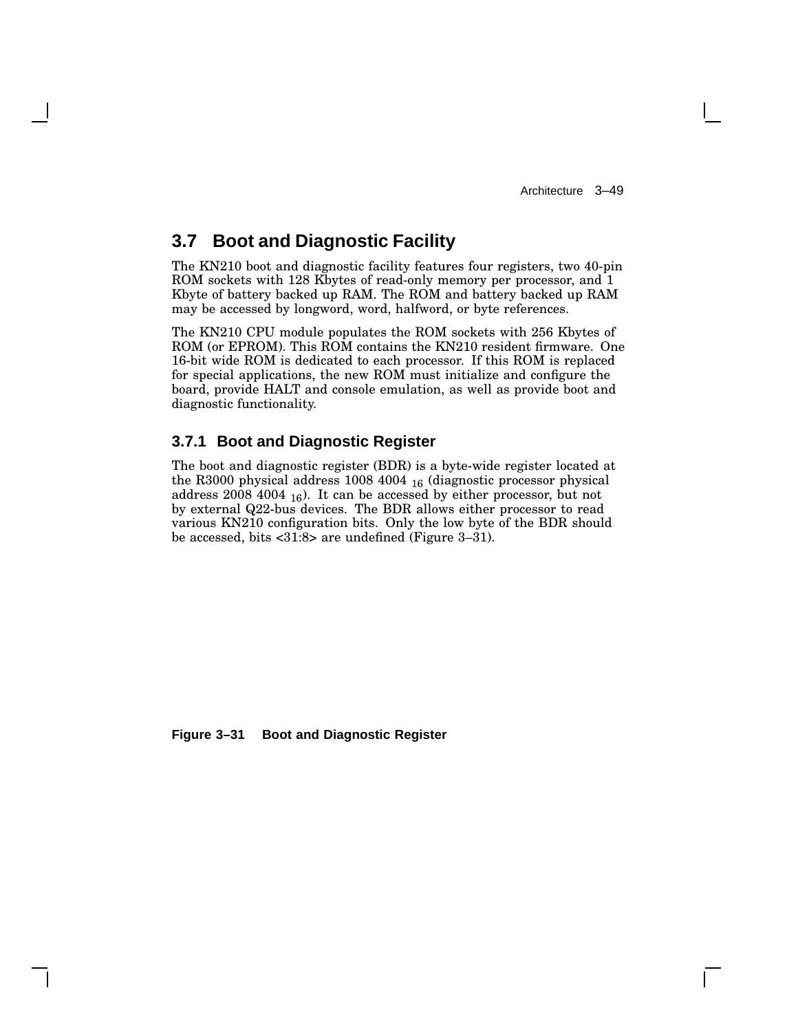## 3.7 Boot and Diagnostic Facility

The KN210 boot and diagnostic facility features four registers, two 40-pin ROM sockets with 128 Kbytes of read-only memory per processor, and 1 Kbyte of battery backed up RAM. The ROM and battery backed up RAM may be accessed by longword, word, halfword, or byte references.

The KN210 CPU module populates the ROM sockets with 256 Kbytes of ROM (or EPROM). This ROM contains the KN210 resident firmware. One 16-bit wide ROM is dedicated to each processor. If this ROM is replaced for special applications, the new ROM must initialize and configure the board, provide HALT and console emulation, as well as provide boot and diagnostic functionality.

### 3.7.1 Boot and Diagnostic Register

The boot and diagnostic register (BDR) is a byte-wide register located at the R3000 physical address 1008 4004 $_{16}$ (diagnostic processor physical address 2008 4004 $_{16}$). It can be accessed by either processor, but not by external Q22-bus devices. The BDR allows either processor to read various KN210 configuration bits. Only the low byte of the BDR should be accessed, bits <31:8> are undefined (Figure 3–31).

**Figure 3–31 Boot and Diagnostic Register**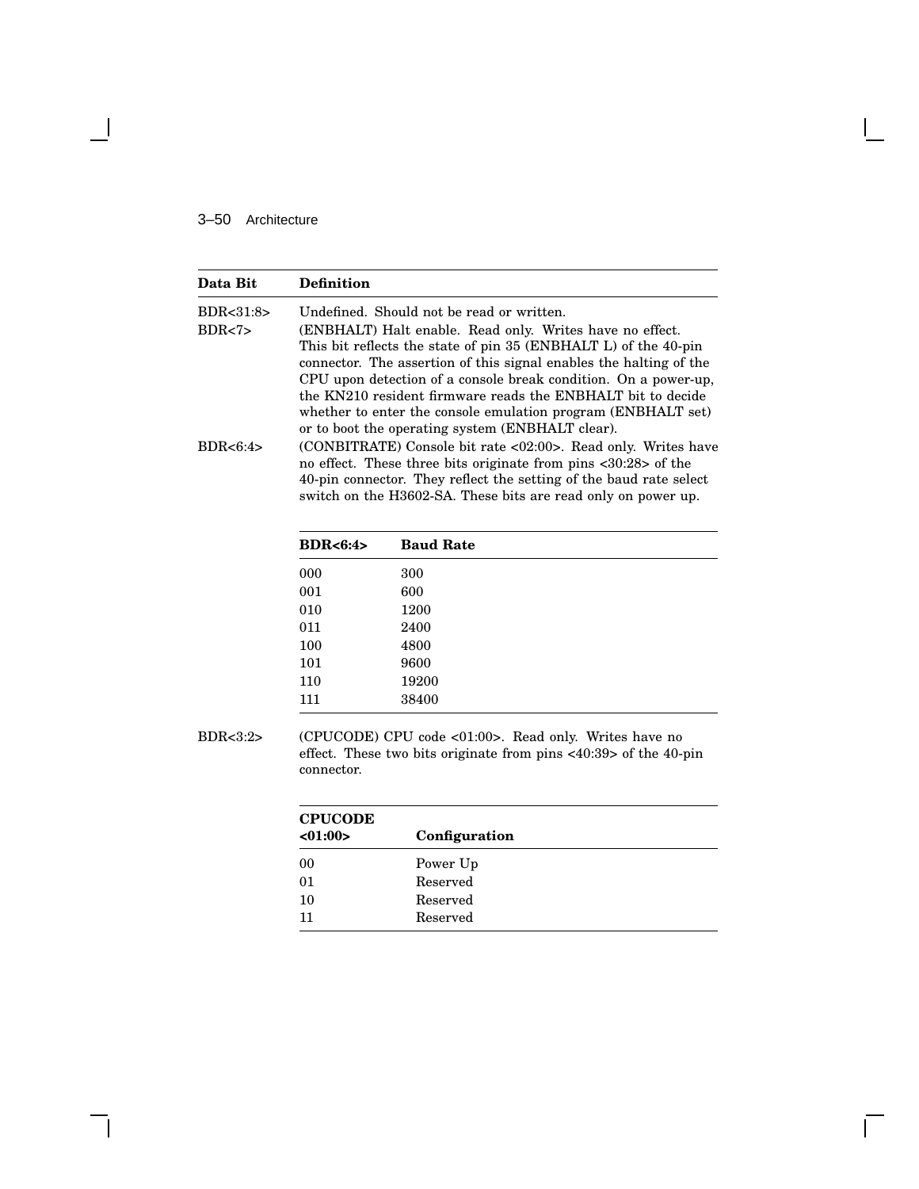| Data Bit | Definition |
|---|---|
| BDR<31:8> | Undefined. Should not be read or written. |
| BDR<7> | (ENBHALT) Halt enable. Read only. Writes have no effect. This bit reflects the state of pin 35 (ENBHALT L) of the 40-pin connector. The assertion of this signal enables the halting of the CPU upon detection of a console break condition. On a power-up, the KN210 resident firmware reads the ENBHALT bit to decide whether to enter the console emulation program (ENBHALT set) or to boot the operating system (ENBHALT clear). |
| BDR<6:4> | (CONBITRATE) Console bit rate <02:00>. Read only. Writes have no effect. These three bits originate from pins <30:28> of the 40-pin connector. They reflect the setting of the baud rate select switch on the H3602-SA. These bits are read only on power up. |

| BDR<6:4> | Baud Rate |
|---|---|
| 000 | 300 |
| 001 | 600 |
| 010 | 1200 |
| 011 | 2400 |
| 100 | 4800 |
| 101 | 9600 |
| 110 | 19200 |
| 111 | 38400 |

| Data Bit | Definition |
|---|---|
| BDR<3:2> | (CPUCODE) CPU code <01:00>. Read only. Writes have no effect. These two bits originate from pins <40:39> of the 40-pin connector. |

| CPUCODE <01:00> | Configuration |
|---|---|
| 00 | Power Up |
| 01 | Reserved |
| 10 | Reserved |
| 11 | Reserved |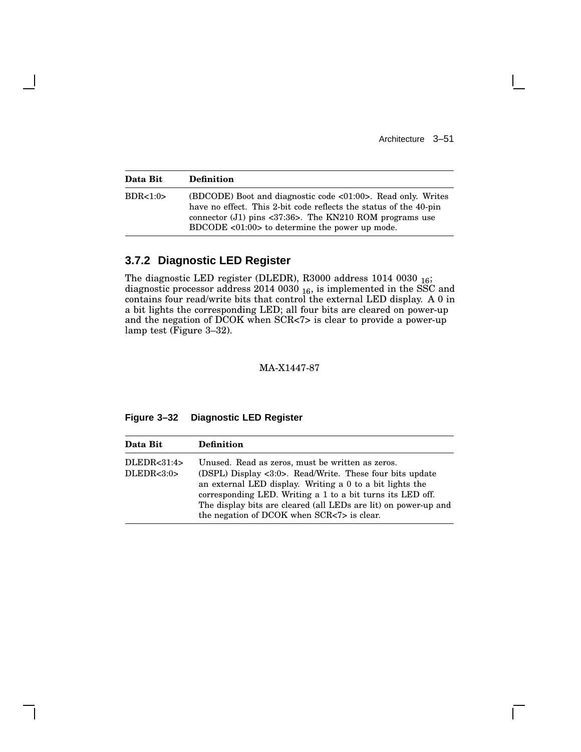| Data Bit | Definition |
|---|---|
| BDR<1:0> | (BDCODE) Boot and diagnostic code <01:00>. Read only. Writes have no effect. This 2-bit code reflects the status of the 40-pin connector (J1) pins <37:36>. The KN210 ROM programs use BDCODE <01:00> to determine the power up mode. |

### 3.7.2 Diagnostic LED Register

The diagnostic LED register (DLEDR), R3000 address 1014 0030 $_{16}$; diagnostic processor address 2014 0030 $_{16}$, is implemented in the SSC and contains four read/write bits that control the external LED display. A 0 in a bit lights the corresponding LED; all four bits are cleared on power-up and the negation of DCOK when SCR<7> is clear to provide a power-up lamp test (Figure 3–32).

MA-X1447-87

**Figure 3–32 Diagnostic LED Register**

| Data Bit | Definition |
|---|---|
| DLEDR<31:4> | Unused. Read as zeros, must be written as zeros. |
| DLEDR<3:0> | (DSPL) Display <3:0>. Read/Write. These four bits update an external LED display. Writing a 0 to a bit lights the corresponding LED. Writing a 1 to a bit turns its LED off. The display bits are cleared (all LEDs are lit) on power-up and the negation of DCOK when SCR<7> is clear. |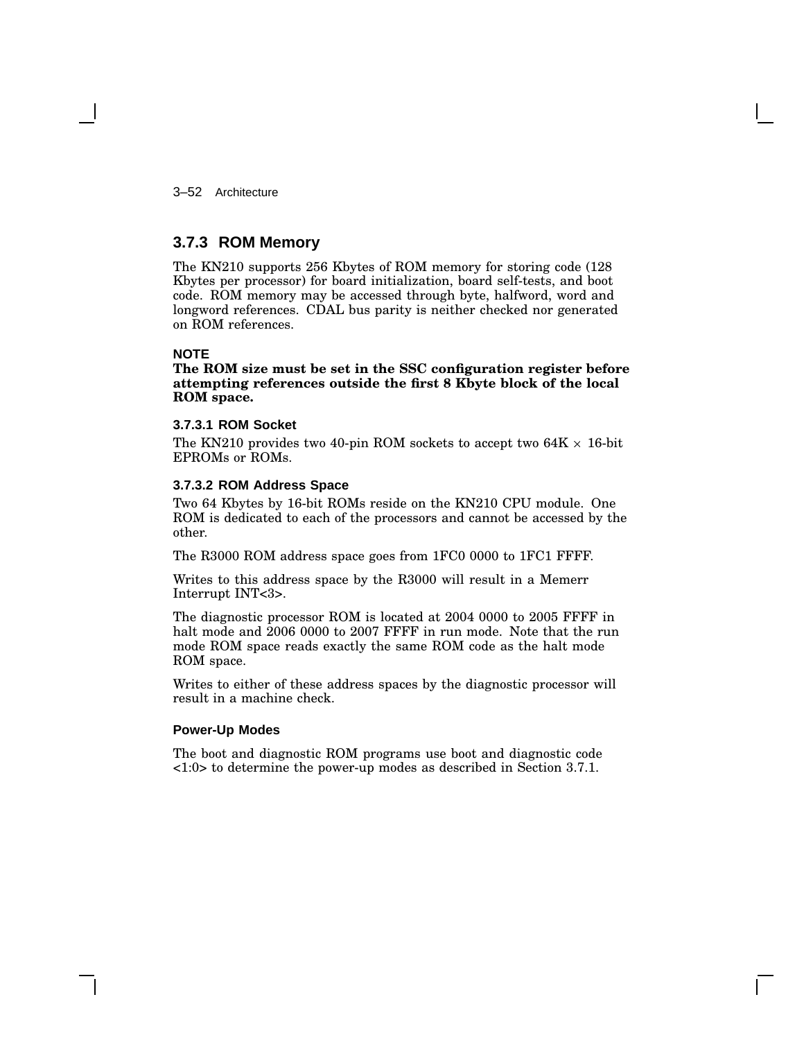### 3.7.3 ROM Memory

The KN210 supports 256 Kbytes of ROM memory for storing code (128 Kbytes per processor) for board initialization, board self-tests, and boot code. ROM memory may be accessed through byte, halfword, word and longword references. CDAL bus parity is neither checked nor generated on ROM references.

**NOTE**
**The ROM size must be set in the SSC configuration register before attempting references outside the first 8 Kbyte block of the local ROM space.**

#### 3.7.3.1 ROM Socket

The KN210 provides two 40-pin ROM sockets to accept two 64K $\times$ 16-bit EPROMs or ROMs.

#### 3.7.3.2 ROM Address Space

Two 64 Kbytes by 16-bit ROMs reside on the KN210 CPU module. One ROM is dedicated to each of the processors and cannot be accessed by the other.

The R3000 ROM address space goes from 1FC0 0000 to 1FC1 FFFF.

Writes to this address space by the R3000 will result in a Memerr Interrupt INT<3>.

The diagnostic processor ROM is located at 2004 0000 to 2005 FFFF in halt mode and 2006 0000 to 2007 FFFF in run mode. Note that the run mode ROM space reads exactly the same ROM code as the halt mode ROM space.

Writes to either of these address spaces by the diagnostic processor will result in a machine check.

#### Power-Up Modes

The boot and diagnostic ROM programs use boot and diagnostic code <1:0> to determine the power-up modes as described in Section 3.7.1.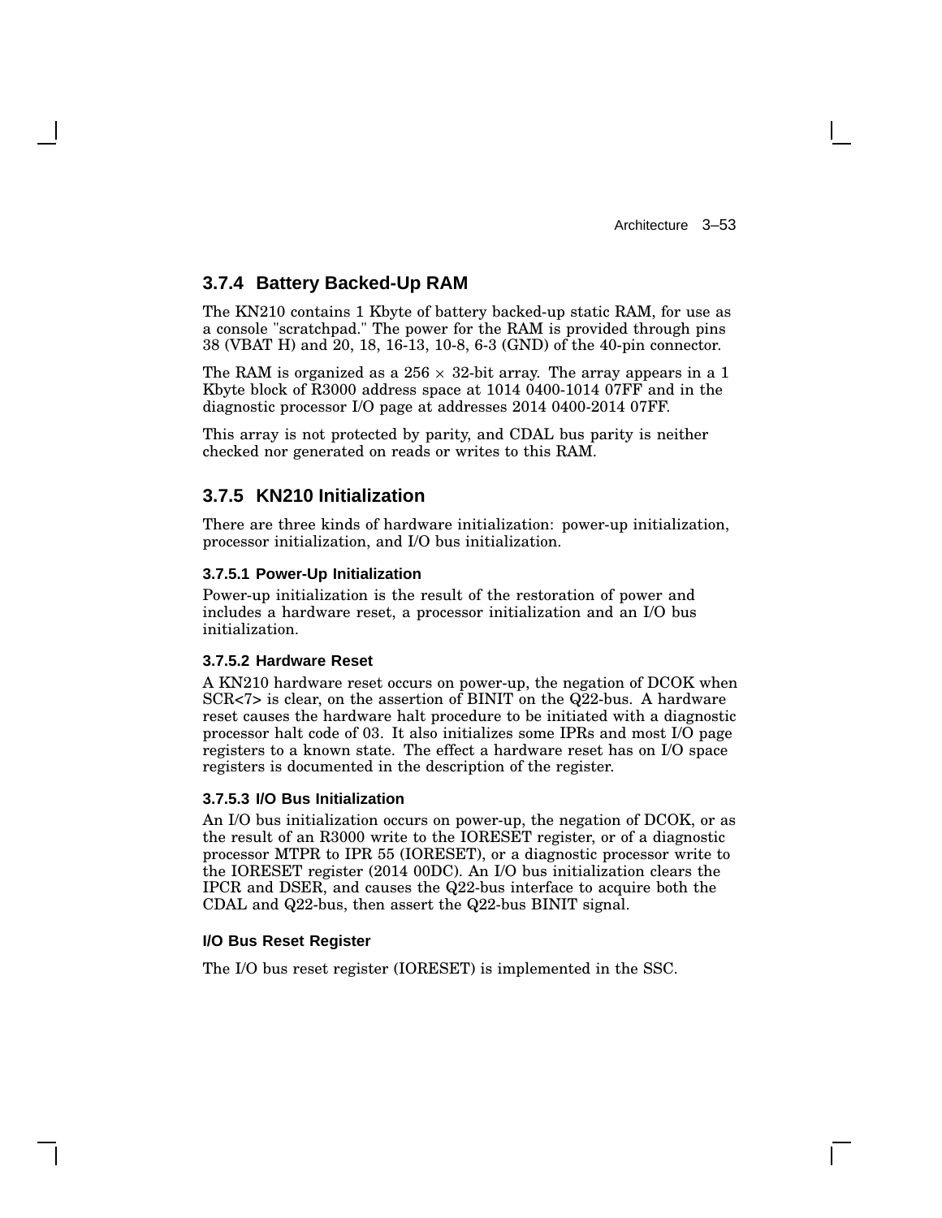### 3.7.4 Battery Backed-Up RAM

The KN210 contains 1 Kbyte of battery backed-up static RAM, for use as a console "scratchpad." The power for the RAM is provided through pins 38 (VBAT H) and 20, 18, 16-13, 10-8, 6-3 (GND) of the 40-pin connector.

The RAM is organized as a 256 $\times$ 32-bit array. The array appears in a 1 Kbyte block of R3000 address space at 1014 0400-1014 07FF and in the diagnostic processor I/O page at addresses 2014 0400-2014 07FF.

This array is not protected by parity, and CDAL bus parity is neither checked nor generated on reads or writes to this RAM.

### 3.7.5 KN210 Initialization

There are three kinds of hardware initialization: power-up initialization, processor initialization, and I/O bus initialization.

#### 3.7.5.1 Power-Up Initialization

Power-up initialization is the result of the restoration of power and includes a hardware reset, a processor initialization and an I/O bus initialization.

#### 3.7.5.2 Hardware Reset

A KN210 hardware reset occurs on power-up, the negation of DCOK when SCR<7> is clear, on the assertion of BINIT on the Q22-bus. A hardware reset causes the hardware halt procedure to be initiated with a diagnostic processor halt code of 03. It also initializes some IPRs and most I/O page registers to a known state. The effect a hardware reset has on I/O space registers is documented in the description of the register.

#### 3.7.5.3 I/O Bus Initialization

An I/O bus initialization occurs on power-up, the negation of DCOK, or as the result of an R3000 write to the IORESET register, or of a diagnostic processor MTPR to IPR 55 (IORESET), or a diagnostic processor write to the IORESET register (2014 00DC). An I/O bus initialization clears the IPCR and DSER, and causes the Q22-bus interface to acquire both the CDAL and Q22-bus, then assert the Q22-bus BINIT signal.

#### I/O Bus Reset Register

The I/O bus reset register (IORESET) is implemented in the SSC.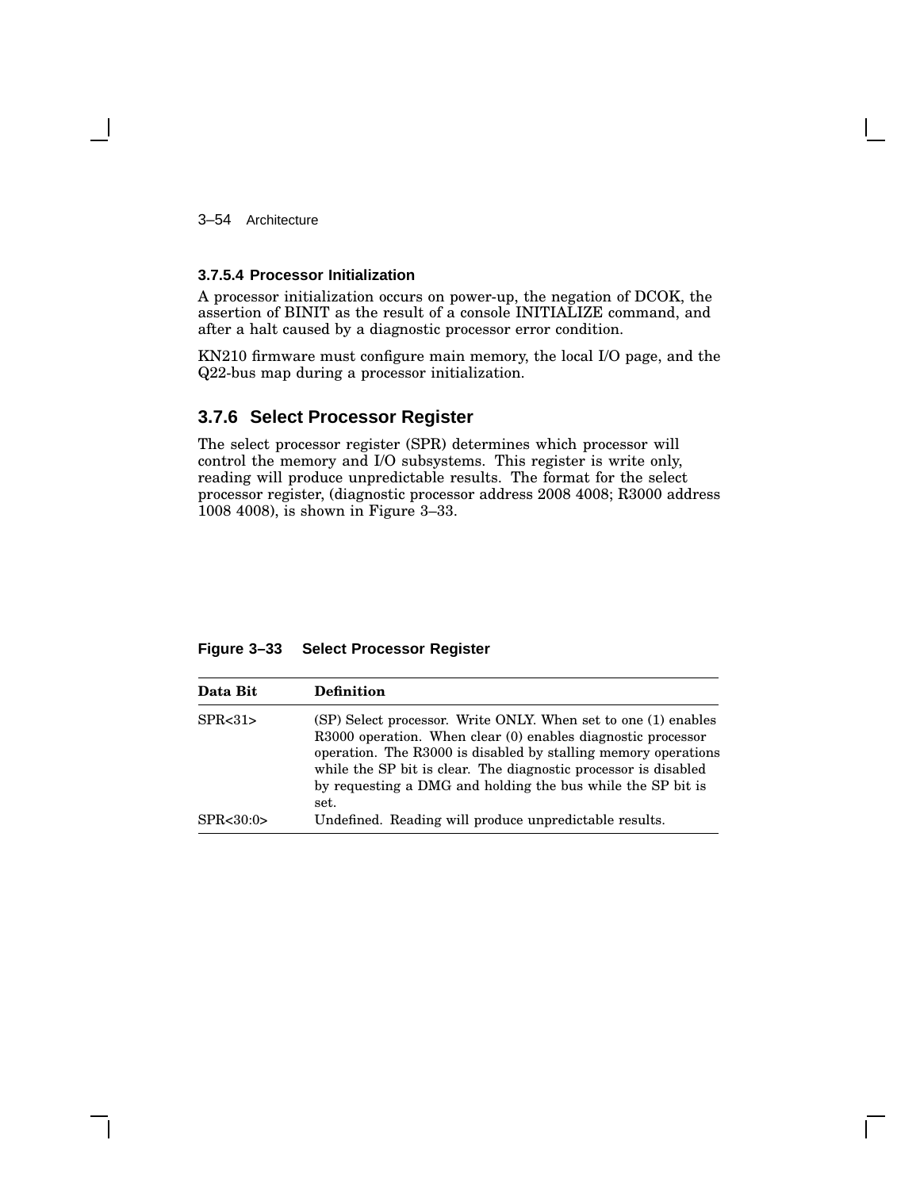#### 3.7.5.4 Processor Initialization

A processor initialization occurs on power-up, the negation of DCOK, the assertion of BINIT as the result of a console INITIALIZE command, and after a halt caused by a diagnostic processor error condition.

KN210 firmware must configure main memory, the local I/O page, and the Q22-bus map during a processor initialization.

### 3.7.6 Select Processor Register

The select processor register (SPR) determines which processor will control the memory and I/O subsystems. This register is write only, reading will produce unpredictable results. The format for the select processor register, (diagnostic processor address 2008 4008; R3000 address 1008 4008), is shown in Figure 3–33.

**Figure 3–33 Select Processor Register**

| Data Bit | Definition |
|---|---|
| SPR<31> | (SP) Select processor. Write ONLY. When set to one (1) enables R3000 operation. When clear (0) enables diagnostic processor operation. The R3000 is disabled by stalling memory operations while the SP bit is clear. The diagnostic processor is disabled by requesting a DMG and holding the bus while the SP bit is set. |
| SPR<30:0> | Undefined. Reading will produce unpredictable results. |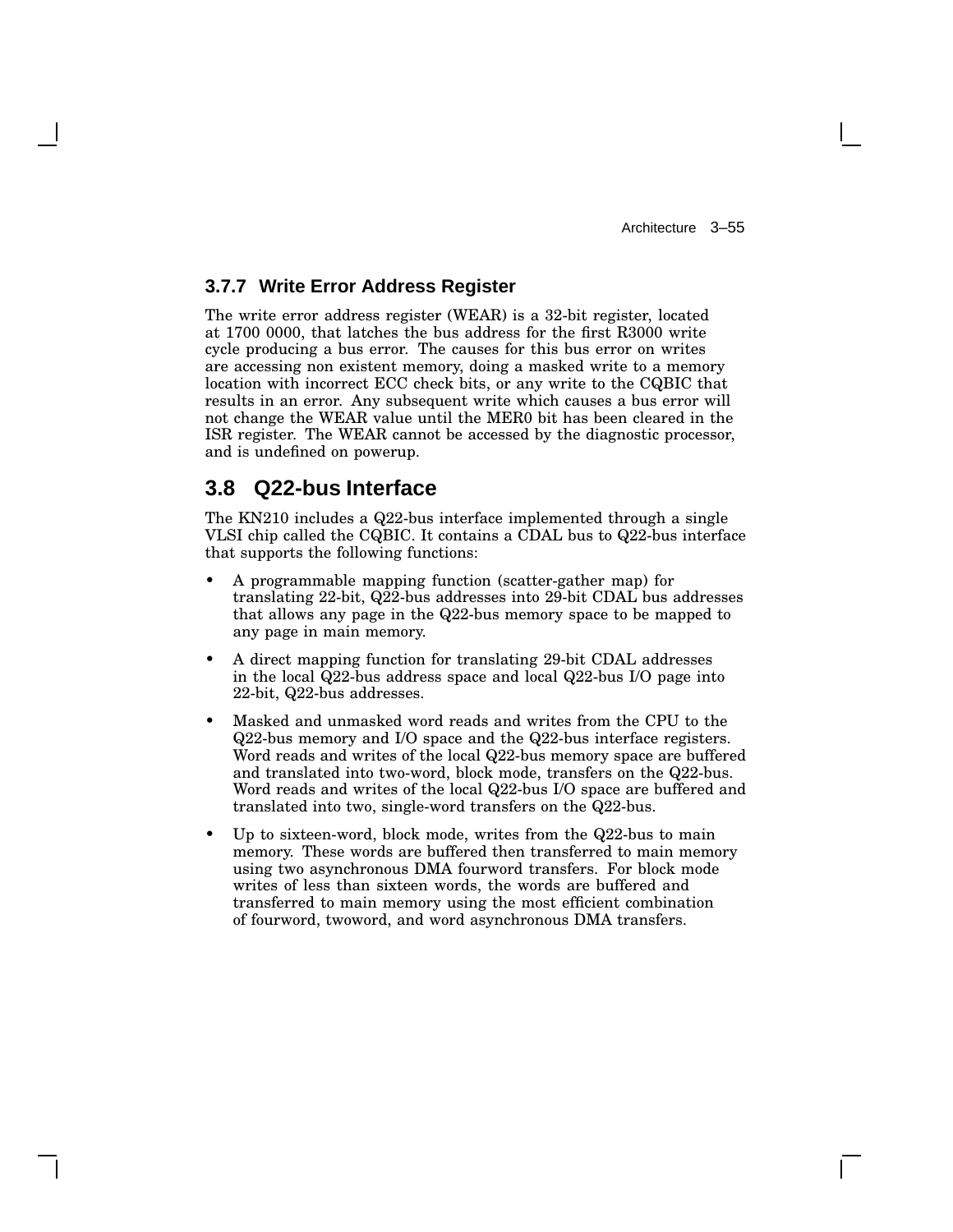### 3.7.7 Write Error Address Register

The write error address register (WEAR) is a 32-bit register, located at 1700 0000, that latches the bus address for the first R3000 write cycle producing a bus error. The causes for this bus error on writes are accessing non existent memory, doing a masked write to a memory location with incorrect ECC check bits, or any write to the CQBIC that results in an error. Any subsequent write which causes a bus error will not change the WEAR value until the MER0 bit has been cleared in the ISR register. The WEAR cannot be accessed by the diagnostic processor, and is undefined on powerup.

## 3.8 Q22-bus Interface

The KN210 includes a Q22-bus interface implemented through a single VLSI chip called the CQBIC. It contains a CDAL bus to Q22-bus interface that supports the following functions:

- A programmable mapping function (scatter-gather map) for translating 22-bit, Q22-bus addresses into 29-bit CDAL bus addresses that allows any page in the Q22-bus memory space to be mapped to any page in main memory.
- A direct mapping function for translating 29-bit CDAL addresses in the local Q22-bus address space and local Q22-bus I/O page into 22-bit, Q22-bus addresses.
- Masked and unmasked word reads and writes from the CPU to the Q22-bus memory and I/O space and the Q22-bus interface registers. Word reads and writes of the local Q22-bus memory space are buffered and translated into two-word, block mode, transfers on the Q22-bus. Word reads and writes of the local Q22-bus I/O space are buffered and translated into two, single-word transfers on the Q22-bus.
- Up to sixteen-word, block mode, writes from the Q22-bus to main memory. These words are buffered then transferred to main memory using two asynchronous DMA fourword transfers. For block mode writes of less than sixteen words, the words are buffered and transferred to main memory using the most efficient combination of fourword, twoword, and word asynchronous DMA transfers.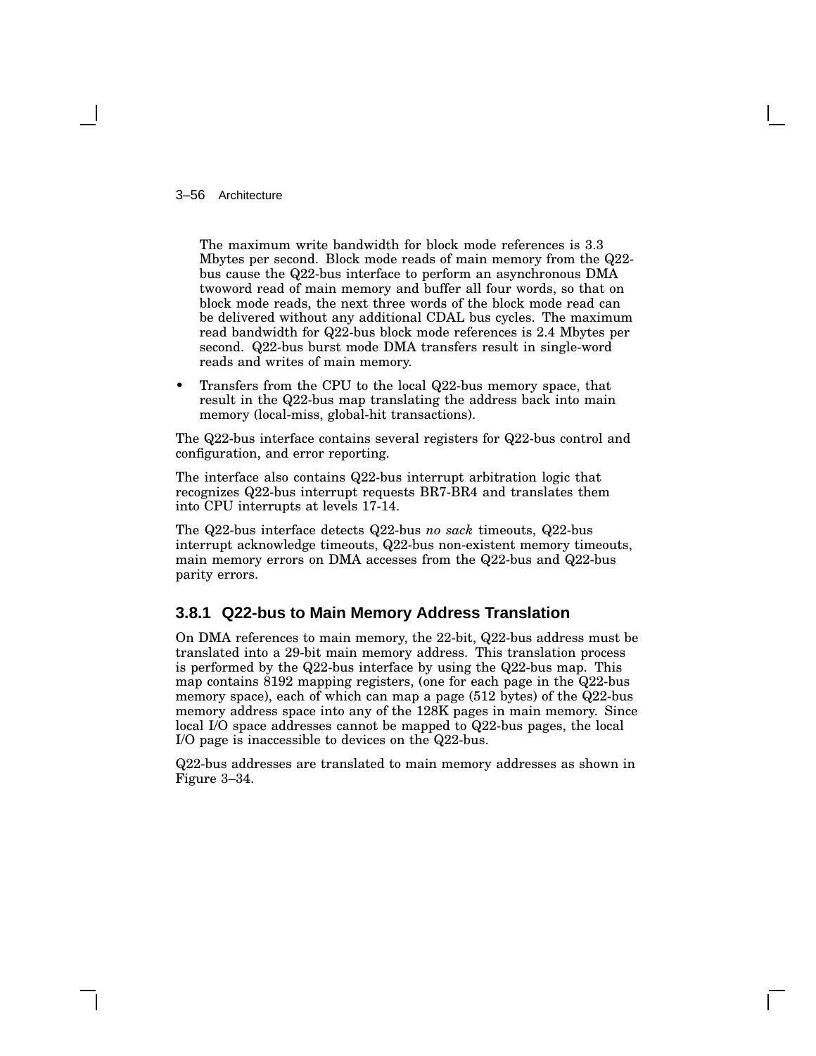The maximum write bandwidth for block mode references is 3.3 Mbytes per second. Block mode reads of main memory from the Q22-bus cause the Q22-bus interface to perform an asynchronous DMA twoword read of main memory and buffer all four words, so that on block mode reads, the next three words of the block mode read can be delivered without any additional CDAL bus cycles. The maximum read bandwidth for Q22-bus block mode references is 2.4 Mbytes per second. Q22-bus burst mode DMA transfers result in single-word reads and writes of main memory.

- Transfers from the CPU to the local Q22-bus memory space, that result in the Q22-bus map translating the address back into main memory (local-miss, global-hit transactions).

The Q22-bus interface contains several registers for Q22-bus control and configuration, and error reporting.

The interface also contains Q22-bus interrupt arbitration logic that recognizes Q22-bus interrupt requests BR7-BR4 and translates them into CPU interrupts at levels 17-14.

The Q22-bus interface detects Q22-bus *no sack* timeouts, Q22-bus interrupt acknowledge timeouts, Q22-bus non-existent memory timeouts, main memory errors on DMA accesses from the Q22-bus and Q22-bus parity errors.

### 3.8.1 Q22-bus to Main Memory Address Translation

On DMA references to main memory, the 22-bit, Q22-bus address must be translated into a 29-bit main memory address. This translation process is performed by the Q22-bus interface by using the Q22-bus map. This map contains 8192 mapping registers, (one for each page in the Q22-bus memory space), each of which can map a page (512 bytes) of the Q22-bus memory address space into any of the 128K pages in main memory. Since local I/O space addresses cannot be mapped to Q22-bus pages, the local I/O page is inaccessible to devices on the Q22-bus.

Q22-bus addresses are translated to main memory addresses as shown in Figure 3–34.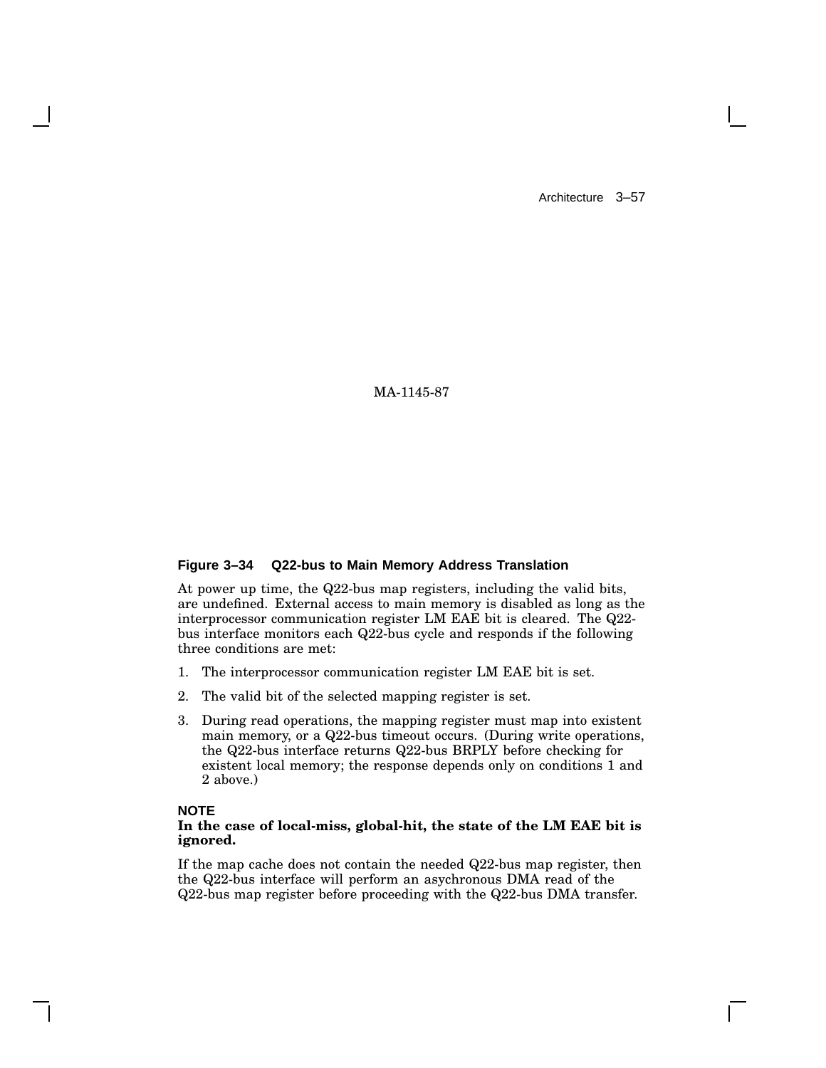MA-1145-87

**Figure 3–34 Q22-bus to Main Memory Address Translation**

At power up time, the Q22-bus map registers, including the valid bits, are undefined. External access to main memory is disabled as long as the interprocessor communication register LM EAE bit is cleared. The Q22-bus interface monitors each Q22-bus cycle and responds if the following three conditions are met:

1. The interprocessor communication register LM EAE bit is set.
2. The valid bit of the selected mapping register is set.
3. During read operations, the mapping register must map into existent main memory, or a Q22-bus timeout occurs. (During write operations, the Q22-bus interface returns Q22-bus BRPLY before checking for existent local memory; the response depends only on conditions 1 and 2 above.)

**NOTE**

**In the case of local-miss, global-hit, the state of the LM EAE bit is ignored.**

If the map cache does not contain the needed Q22-bus map register, then the Q22-bus interface will perform an asychronous DMA read of the Q22-bus map register before proceeding with the Q22-bus DMA transfer.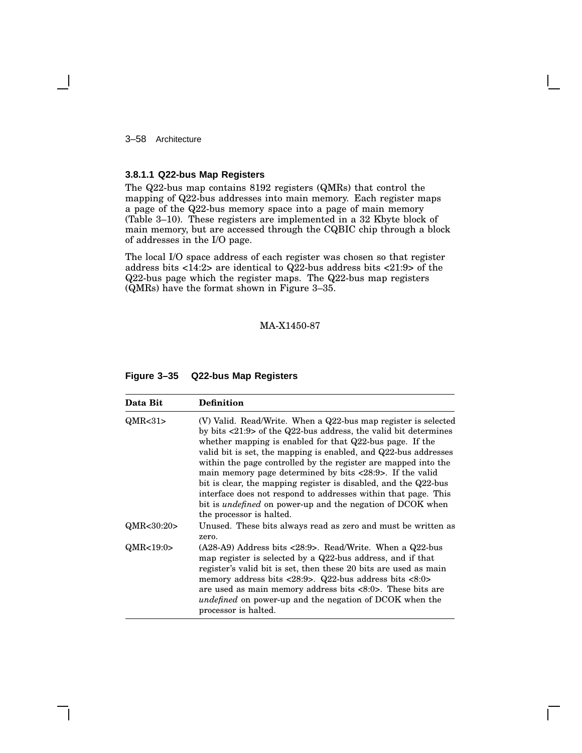### 3.8.1.1 Q22-bus Map Registers

The Q22-bus map contains 8192 registers (QMRs) that control the mapping of Q22-bus addresses into main memory. Each register maps a page of the Q22-bus memory space into a page of main memory (Table 3–10). These registers are implemented in a 32 Kbyte block of main memory, but are accessed through the CQBIC chip through a block of addresses in the I/O page.

The local I/O space address of each register was chosen so that register address bits <14:2> are identical to Q22-bus address bits <21:9> of the Q22-bus page which the register maps. The Q22-bus map registers (QMRs) have the format shown in Figure 3–35.

MA-X1450-87

**Figure 3–35 Q22-bus Map Registers**

| Data Bit | Definition |
|---|---|
| QMR<31> | (V) Valid. Read/Write. When a Q22-bus map register is selected by bits <21:9> of the Q22-bus address, the valid bit determines whether mapping is enabled for that Q22-bus page. If the valid bit is set, the mapping is enabled, and Q22-bus addresses within the page controlled by the register are mapped into the main memory page determined by bits <28:9>. If the valid bit is clear, the mapping register is disabled, and the Q22-bus interface does not respond to addresses within that page. This bit is *undefined* on power-up and the negation of DCOK when the processor is halted. |
| QMR<30:20> | Unused. These bits always read as zero and must be written as zero. |
| QMR<19:0> | (A28-A9) Address bits <28:9>. Read/Write. When a Q22-bus map register is selected by a Q22-bus address, and if that register's valid bit is set, then these 20 bits are used as main memory address bits <28:9>. Q22-bus address bits <8:0> are used as main memory address bits <8:0>. These bits are *undefined* on power-up and the negation of DCOK when the processor is halted. |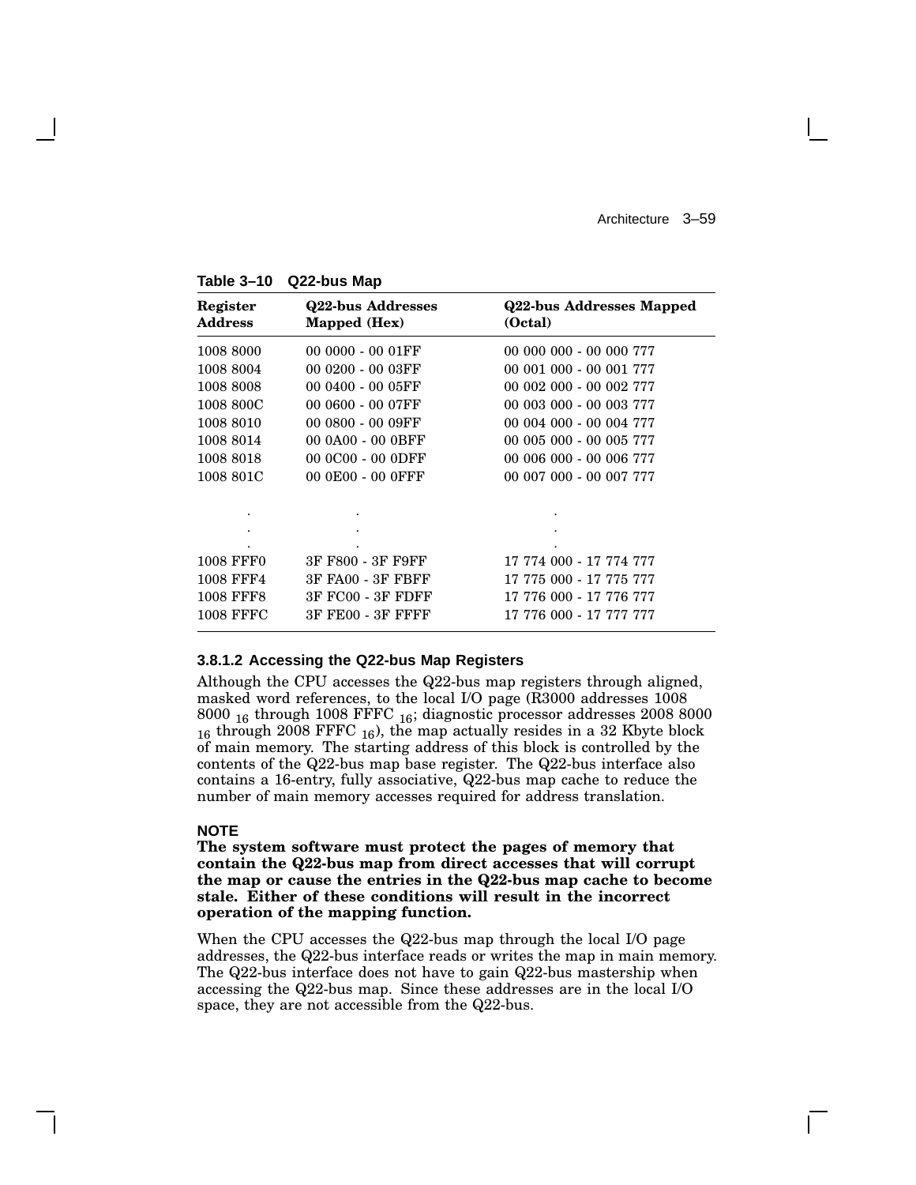**Table 3–10 Q22-bus Map**

| Register Address | Q22-bus Addresses Mapped (Hex) | Q22-bus Addresses Mapped (Octal) |
|---|---|---|
| 1008 8000 | 00 0000 - 00 01FF | 00 000 000 - 00 000 777 |
| 1008 8004 | 00 0200 - 00 03FF | 00 001 000 - 00 001 777 |
| 1008 8008 | 00 0400 - 00 05FF | 00 002 000 - 00 002 777 |
| 1008 800C | 00 0600 - 00 07FF | 00 003 000 - 00 003 777 |
| 1008 8010 | 00 0800 - 00 09FF | 00 004 000 - 00 004 777 |
| 1008 8014 | 00 0A00 - 00 0BFF | 00 005 000 - 00 005 777 |
| 1008 8018 | 00 0C00 - 00 0DFF | 00 006 000 - 00 006 777 |
| 1008 801C | 00 0E00 - 00 0FFF | 00 007 000 - 00 007 777 |
| . | . | . |
| . | . | . |
| . | . | . |
| 1008 FFF0 | 3F F800 - 3F F9FF | 17 774 000 - 17 774 777 |
| 1008 FFF4 | 3F FA00 - 3F FBFF | 17 775 000 - 17 775 777 |
| 1008 FFF8 | 3F FC00 - 3F FDFF | 17 776 000 - 17 776 777 |
| 1008 FFFC | 3F FE00 - 3F FFFF | 17 776 000 - 17 777 777 |

#### 3.8.1.2 Accessing the Q22-bus Map Registers

Although the CPU accesses the Q22-bus map registers through aligned, masked word references, to the local I/O page (R3000 addresses 1008 8000 $_{16}$ through 1008 FFFC $_{16}$; diagnostic processor addresses 2008 8000 $_{16}$ through 2008 FFFC $_{16}$), the map actually resides in a 32 Kbyte block of main memory. The starting address of this block is controlled by the contents of the Q22-bus map base register. The Q22-bus interface also contains a 16-entry, fully associative, Q22-bus map cache to reduce the number of main memory accesses required for address translation.

**NOTE**

**The system software must protect the pages of memory that contain the Q22-bus map from direct accesses that will corrupt the map or cause the entries in the Q22-bus map cache to become stale. Either of these conditions will result in the incorrect operation of the mapping function.**

When the CPU accesses the Q22-bus map through the local I/O page addresses, the Q22-bus interface reads or writes the map in main memory. The Q22-bus interface does not have to gain Q22-bus mastership when accessing the Q22-bus map. Since these addresses are in the local I/O space, they are not accessible from the Q22-bus.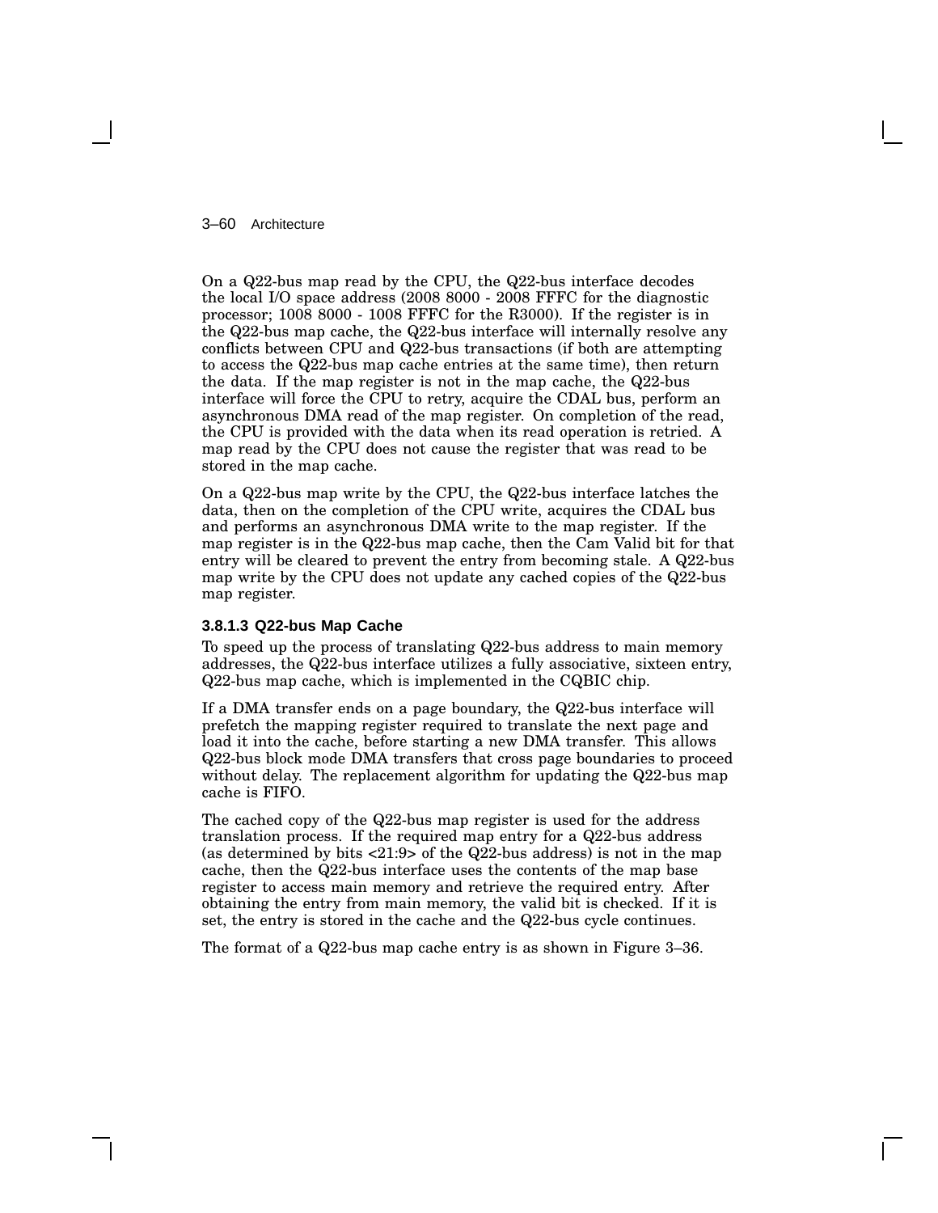On a Q22-bus map read by the CPU, the Q22-bus interface decodes the local I/O space address (2008 8000 - 2008 FFFC for the diagnostic processor; 1008 8000 - 1008 FFFC for the R3000). If the register is in the Q22-bus map cache, the Q22-bus interface will internally resolve any conflicts between CPU and Q22-bus transactions (if both are attempting to access the Q22-bus map cache entries at the same time), then return the data. If the map register is not in the map cache, the Q22-bus interface will force the CPU to retry, acquire the CDAL bus, perform an asynchronous DMA read of the map register. On completion of the read, the CPU is provided with the data when its read operation is retried. A map read by the CPU does not cause the register that was read to be stored in the map cache.

On a Q22-bus map write by the CPU, the Q22-bus interface latches the data, then on the completion of the CPU write, acquires the CDAL bus and performs an asynchronous DMA write to the map register. If the map register is in the Q22-bus map cache, then the Cam Valid bit for that entry will be cleared to prevent the entry from becoming stale. A Q22-bus map write by the CPU does not update any cached copies of the Q22-bus map register.

#### 3.8.1.3 Q22-bus Map Cache

To speed up the process of translating Q22-bus address to main memory addresses, the Q22-bus interface utilizes a fully associative, sixteen entry, Q22-bus map cache, which is implemented in the CQBIC chip.

If a DMA transfer ends on a page boundary, the Q22-bus interface will prefetch the mapping register required to translate the next page and load it into the cache, before starting a new DMA transfer. This allows Q22-bus block mode DMA transfers that cross page boundaries to proceed without delay. The replacement algorithm for updating the Q22-bus map cache is FIFO.

The cached copy of the Q22-bus map register is used for the address translation process. If the required map entry for a Q22-bus address (as determined by bits <21:9> of the Q22-bus address) is not in the map cache, then the Q22-bus interface uses the contents of the map base register to access main memory and retrieve the required entry. After obtaining the entry from main memory, the valid bit is checked. If it is set, the entry is stored in the cache and the Q22-bus cycle continues.

The format of a Q22-bus map cache entry is as shown in Figure 3–36.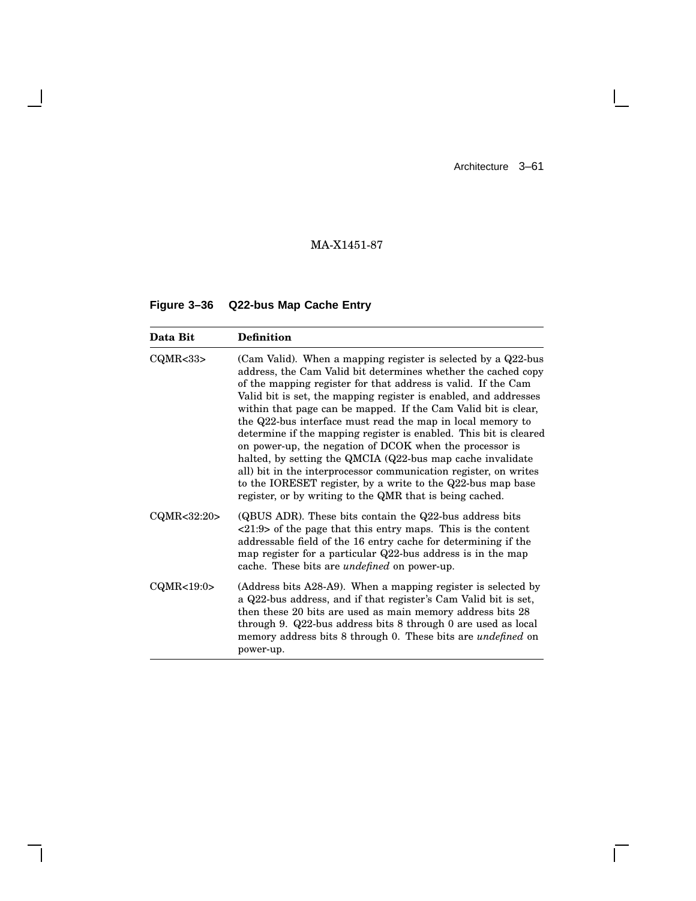MA-X1451-87

**Figure 3–36 Q22-bus Map Cache Entry**

| Data Bit | Definition |
|---|---|
| CQMR<33> | (Cam Valid). When a mapping register is selected by a Q22-bus address, the Cam Valid bit determines whether the cached copy of the mapping register for that address is valid. If the Cam Valid bit is set, the mapping register is enabled, and addresses within that page can be mapped. If the Cam Valid bit is clear, the Q22-bus interface must read the map in local memory to determine if the mapping register is enabled. This bit is cleared on power-up, the negation of DCOK when the processor is halted, by setting the QMCIA (Q22-bus map cache invalidate all) bit in the interprocessor communication register, on writes to the IORESET register, by a write to the Q22-bus map base register, or by writing to the QMR that is being cached. |
| CQMR<32:20> | (QBUS ADR). These bits contain the Q22-bus address bits <21:9> of the page that this entry maps. This is the content addressable field of the 16 entry cache for determining if the map register for a particular Q22-bus address is in the map cache. These bits are *undefined* on power-up. |
| CQMR<19:0> | (Address bits A28-A9). When a mapping register is selected by a Q22-bus address, and if that register's Cam Valid bit is set, then these 20 bits are used as main memory address bits 28 through 9. Q22-bus address bits 8 through 0 are used as local memory address bits 8 through 0. These bits are *undefined* on power-up. |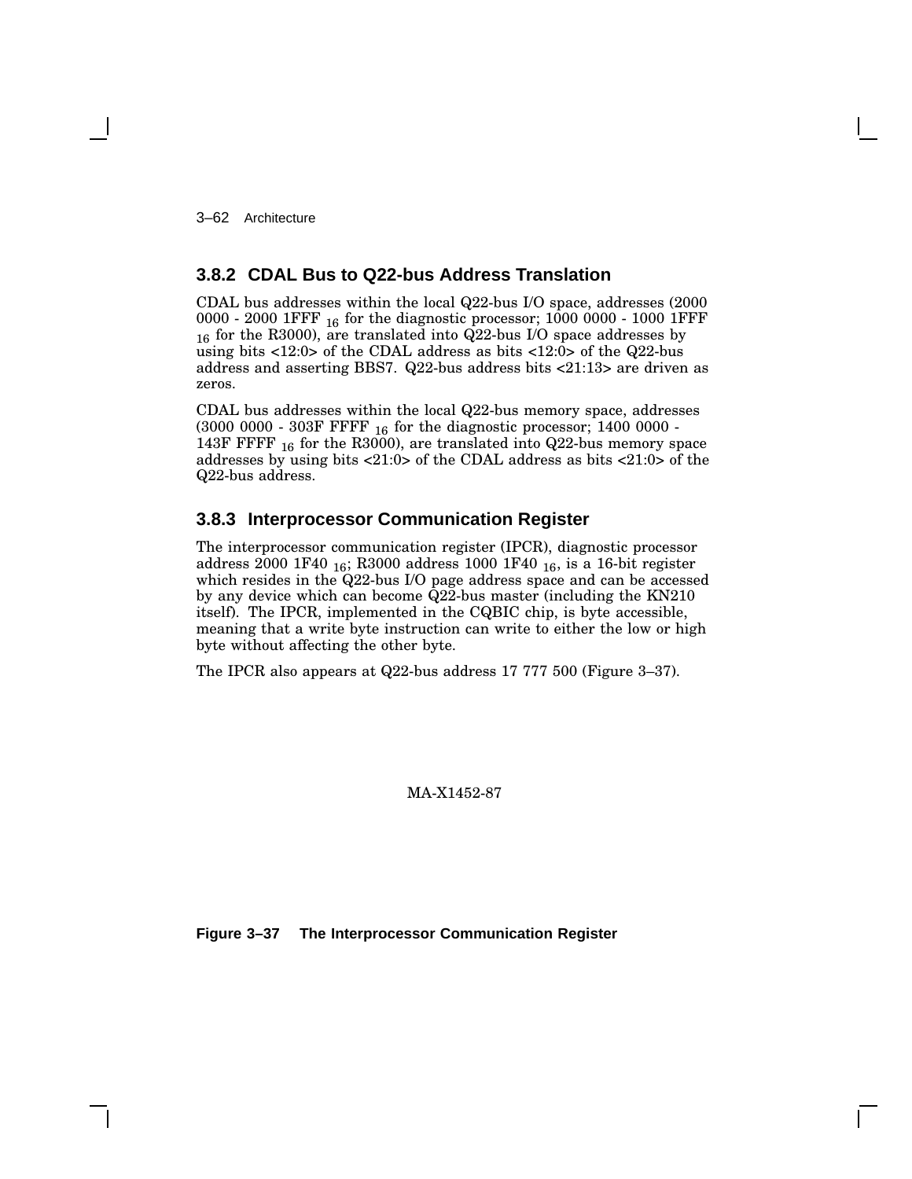### 3.8.2 CDAL Bus to Q22-bus Address Translation

CDAL bus addresses within the local Q22-bus I/O space, addresses (2000 0000 - 2000 1FFF $_{16}$ for the diagnostic processor; 1000 0000 - 1000 1FFF $_{16}$ for the R3000), are translated into Q22-bus I/O space addresses by using bits <12:0> of the CDAL address as bits <12:0> of the Q22-bus address and asserting BBS7. Q22-bus address bits <21:13> are driven as zeros.

CDAL bus addresses within the local Q22-bus memory space, addresses (3000 0000 - 303F FFFF $_{16}$ for the diagnostic processor; 1400 0000 - 143F FFFF $_{16}$ for the R3000), are translated into Q22-bus memory space addresses by using bits <21:0> of the CDAL address as bits <21:0> of the Q22-bus address.

### 3.8.3 Interprocessor Communication Register

The interprocessor communication register (IPCR), diagnostic processor address 2000 1F40 $_{16}$; R3000 address 1000 1F40 $_{16}$, is a 16-bit register which resides in the Q22-bus I/O page address space and can be accessed by any device which can become Q22-bus master (including the KN210 itself). The IPCR, implemented in the CQBIC chip, is byte accessible, meaning that a write byte instruction can write to either the low or high byte without affecting the other byte.

The IPCR also appears at Q22-bus address 17 777 500 (Figure 3–37).

MA-X1452-87

**Figure 3–37 The Interprocessor Communication Register**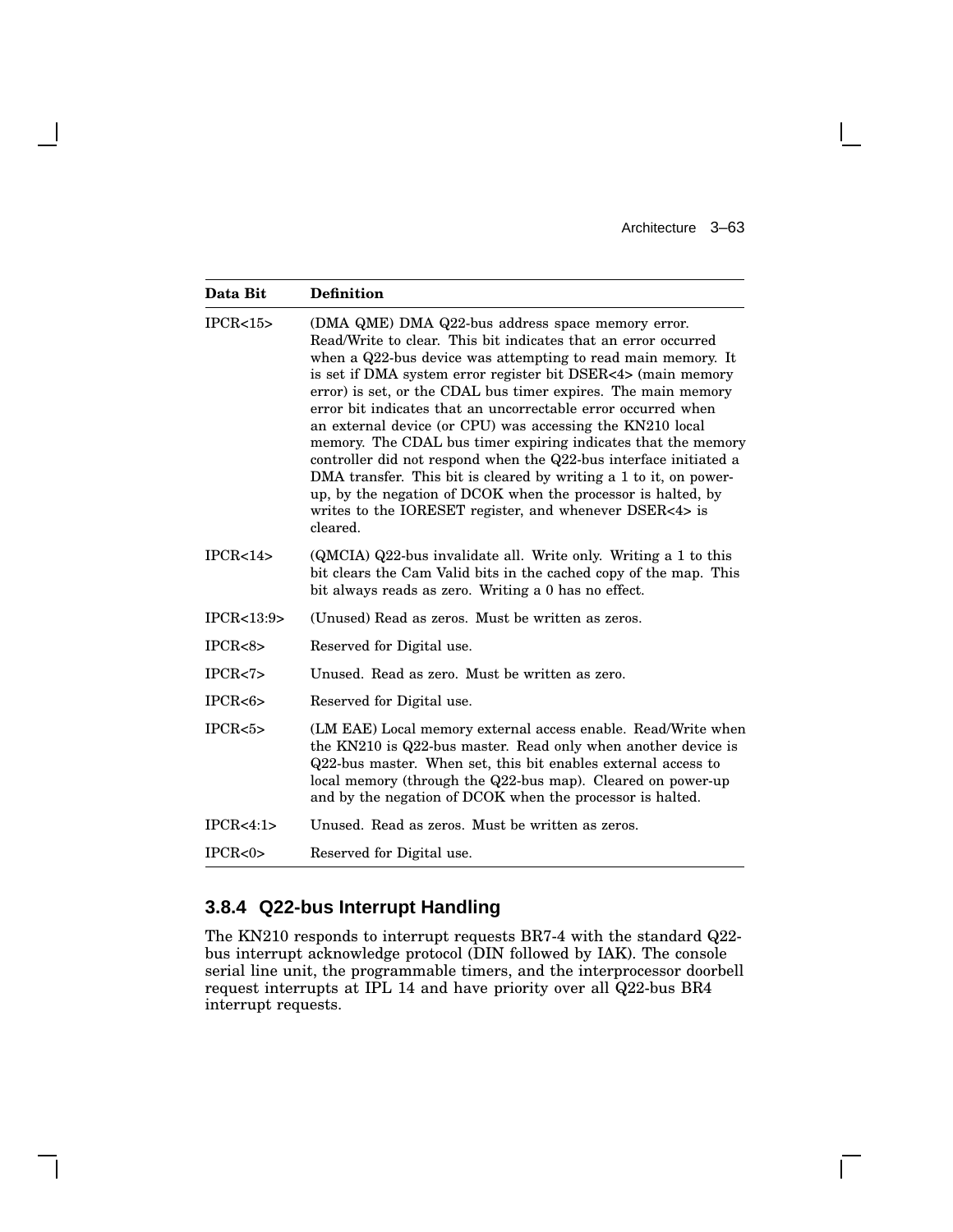| Data Bit | Definition |
|---|---|
| IPCR<15> | (DMA QME) DMA Q22-bus address space memory error. Read/Write to clear. This bit indicates that an error occurred when a Q22-bus device was attempting to read main memory. It is set if DMA system error register bit DSER<4> (main memory error) is set, or the CDAL bus timer expires. The main memory error bit indicates that an uncorrectable error occurred when an external device (or CPU) was accessing the KN210 local memory. The CDAL bus timer expiring indicates that the memory controller did not respond when the Q22-bus interface initiated a DMA transfer. This bit is cleared by writing a 1 to it, on power-up, by the negation of DCOK when the processor is halted, by writes to the IORESET register, and whenever DSER<4> is cleared. |
| IPCR<14> | (QMCIA) Q22-bus invalidate all. Write only. Writing a 1 to this bit clears the Cam Valid bits in the cached copy of the map. This bit always reads as zero. Writing a 0 has no effect. |
| IPCR<13:9> | (Unused) Read as zeros. Must be written as zeros. |
| IPCR<8> | Reserved for Digital use. |
| IPCR<7> | Unused. Read as zero. Must be written as zero. |
| IPCR<6> | Reserved for Digital use. |
| IPCR<5> | (LM EAE) Local memory external access enable. Read/Write when the KN210 is Q22-bus master. Read only when another device is Q22-bus master. When set, this bit enables external access to local memory (through the Q22-bus map). Cleared on power-up and by the negation of DCOK when the processor is halted. |
| IPCR<4:1> | Unused. Read as zeros. Must be written as zeros. |
| IPCR<0> | Reserved for Digital use. |

### 3.8.4 Q22-bus Interrupt Handling

The KN210 responds to interrupt requests BR7-4 with the standard Q22-bus interrupt acknowledge protocol (DIN followed by IAK). The console serial line unit, the programmable timers, and the interprocessor doorbell request interrupts at IPL 14 and have priority over all Q22-bus BR4 interrupt requests.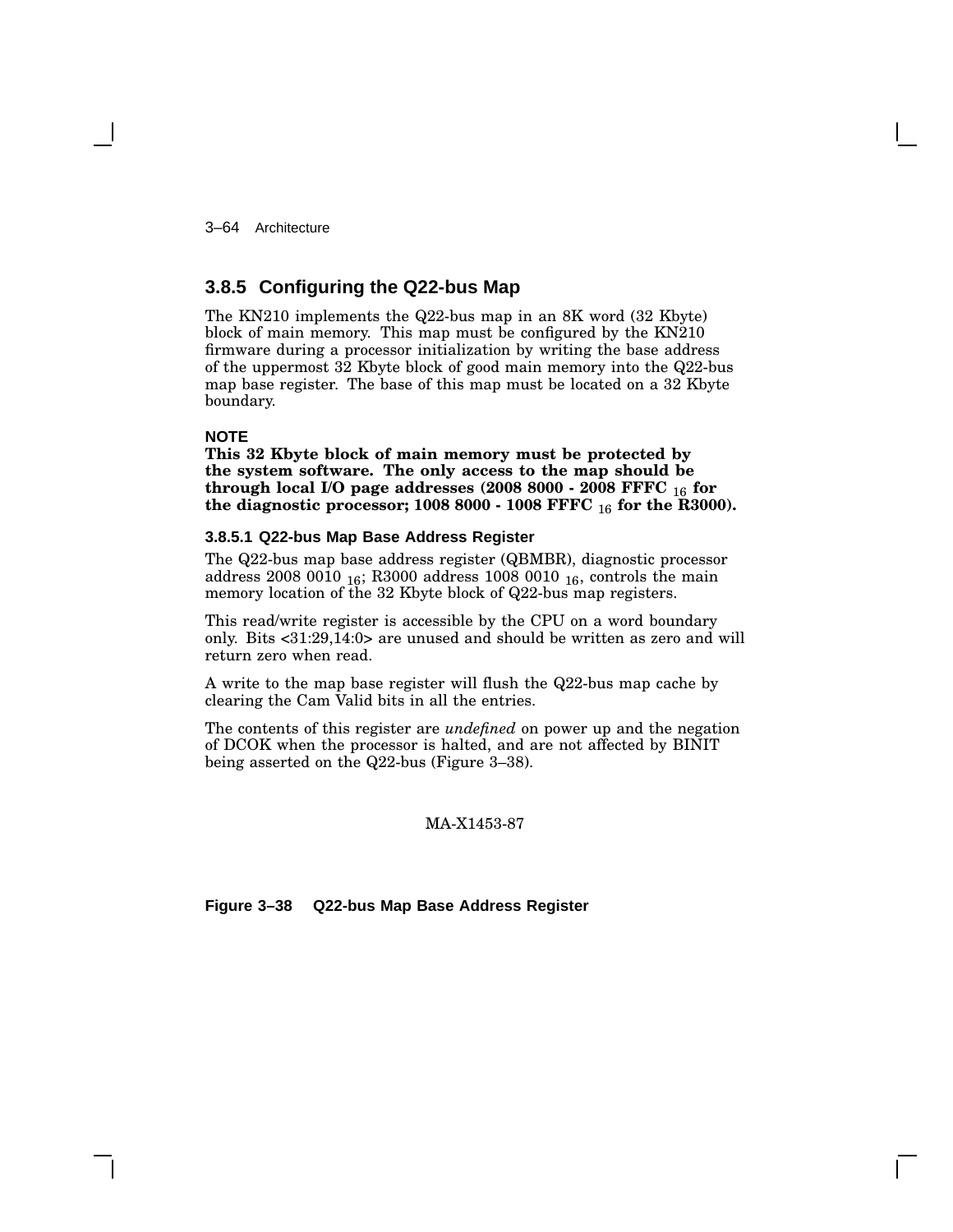## 3.8.5 Configuring the Q22-bus Map

The KN210 implements the Q22-bus map in an 8K word (32 Kbyte) block of main memory. This map must be configured by the KN210 firmware during a processor initialization by writing the base address of the uppermost 32 Kbyte block of good main memory into the Q22-bus map base register. The base of this map must be located on a 32 Kbyte boundary.

**NOTE**

**This 32 Kbyte block of main memory must be protected by the system software. The only access to the map should be through local I/O page addresses (2008 8000 - 2008 FFFC $_{16}$ for the diagnostic processor; 1008 8000 - 1008 FFFC $_{16}$ for the R3000).**

### 3.8.5.1 Q22-bus Map Base Address Register

The Q22-bus map base address register (QBMBR), diagnostic processor address 2008 0010 $_{16}$; R3000 address 1008 0010 $_{16}$, controls the main memory location of the 32 Kbyte block of Q22-bus map registers.

This read/write register is accessible by the CPU on a word boundary only. Bits <31:29,14:0> are unused and should be written as zero and will return zero when read.

A write to the map base register will flush the Q22-bus map cache by clearing the Cam Valid bits in all the entries.

The contents of this register are *undefined* on power up and the negation of DCOK when the processor is halted, and are not affected by BINIT being asserted on the Q22-bus (Figure 3–38).

MA-X1453-87

**Figure 3–38 Q22-bus Map Base Address Register**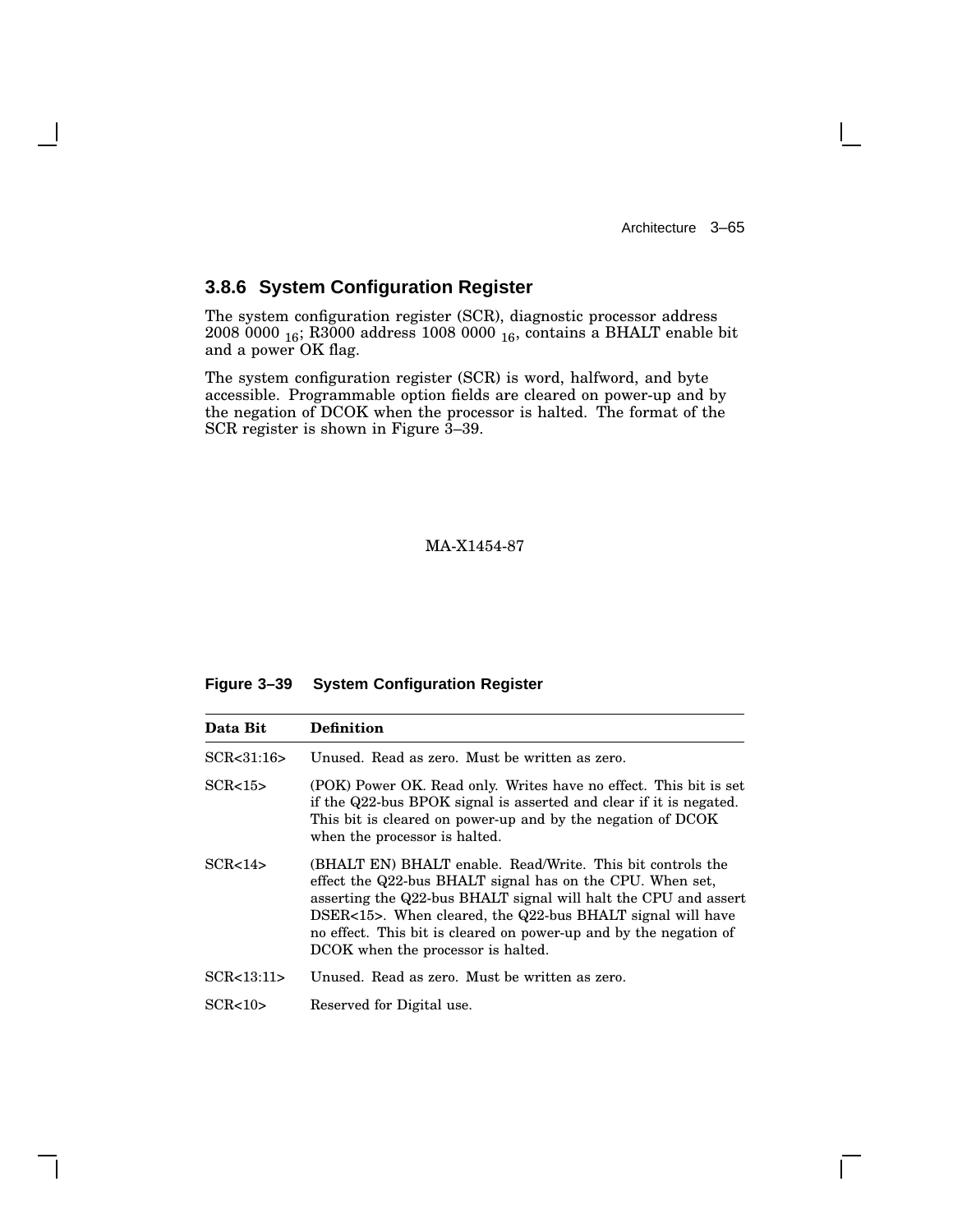### 3.8.6 System Configuration Register

The system configuration register (SCR), diagnostic processor address 2008 0000 $_{16}$; R3000 address 1008 0000 $_{16}$, contains a BHALT enable bit and a power OK flag.

The system configuration register (SCR) is word, halfword, and byte accessible. Programmable option fields are cleared on power-up and by the negation of DCOK when the processor is halted. The format of the SCR register is shown in Figure 3–39.

MA-X1454-87

**Figure 3–39 System Configuration Register**

| Data Bit | Definition |
|---|---|
| SCR<31:16> | Unused. Read as zero. Must be written as zero. |
| SCR<15> | (POK) Power OK. Read only. Writes have no effect. This bit is set if the Q22-bus BPOK signal is asserted and clear if it is negated. This bit is cleared on power-up and by the negation of DCOK when the processor is halted. |
| SCR<14> | (BHALT EN) BHALT enable. Read/Write. This bit controls the effect the Q22-bus BHALT signal has on the CPU. When set, asserting the Q22-bus BHALT signal will halt the CPU and assert DSER<15>. When cleared, the Q22-bus BHALT signal will have no effect. This bit is cleared on power-up and by the negation of DCOK when the processor is halted. |
| SCR<13:11> | Unused. Read as zero. Must be written as zero. |
| SCR<10> | Reserved for Digital use. |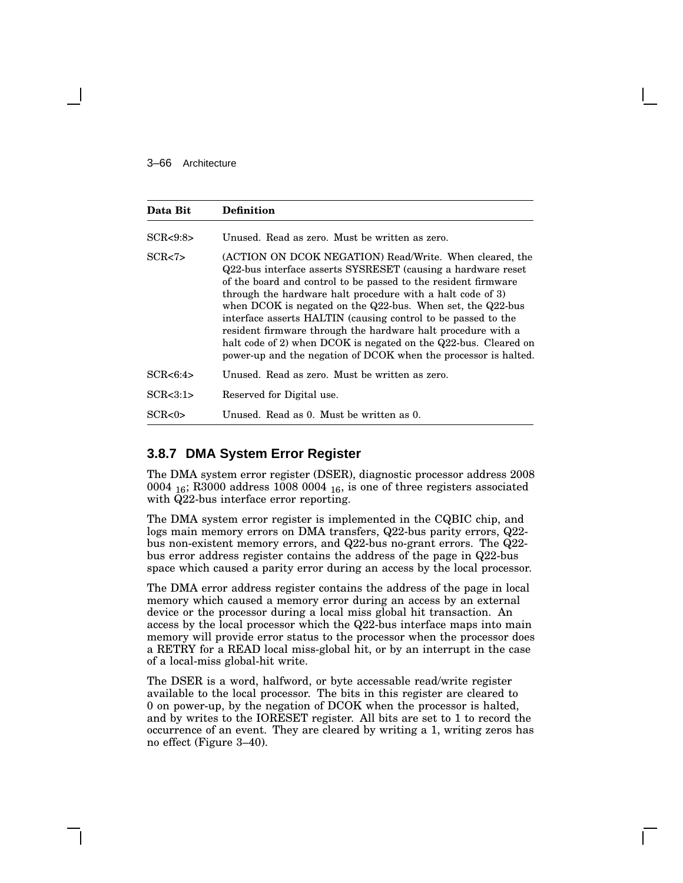| Data Bit | Definition |
|---|---|
| SCR<9:8> | Unused. Read as zero. Must be written as zero. |
| SCR<7> | (ACTION ON DCOK NEGATION) Read/Write. When cleared, the Q22-bus interface asserts SYSRESET (causing a hardware reset of the board and control to be passed to the resident firmware through the hardware halt procedure with a halt code of 3) when DCOK is negated on the Q22-bus. When set, the Q22-bus interface asserts HALTIN (causing control to be passed to the resident firmware through the hardware halt procedure with a halt code of 2) when DCOK is negated on the Q22-bus. Cleared on power-up and the negation of DCOK when the processor is halted. |
| SCR<6:4> | Unused. Read as zero. Must be written as zero. |
| SCR<3:1> | Reserved for Digital use. |
| SCR<0> | Unused. Read as 0. Must be written as 0. |

### 3.8.7 DMA System Error Register

The DMA system error register (DSER), diagnostic processor address 2008 0004 $_{16}$; R3000 address 1008 0004 $_{16}$, is one of three registers associated with Q22-bus interface error reporting.

The DMA system error register is implemented in the CQBIC chip, and logs main memory errors on DMA transfers, Q22-bus parity errors, Q22-bus non-existent memory errors, and Q22-bus no-grant errors. The Q22-bus error address register contains the address of the page in Q22-bus space which caused a parity error during an access by the local processor.

The DMA error address register contains the address of the page in local memory which caused a memory error during an access by an external device or the processor during a local miss global hit transaction. An access by the local processor which the Q22-bus interface maps into main memory will provide error status to the processor when the processor does a RETRY for a READ local miss-global hit, or by an interrupt in the case of a local-miss global-hit write.

The DSER is a word, halfword, or byte accessable read/write register available to the local processor. The bits in this register are cleared to 0 on power-up, by the negation of DCOK when the processor is halted, and by writes to the IORESET register. All bits are set to 1 to record the occurrence of an event. They are cleared by writing a 1, writing zeros has no effect (Figure 3–40).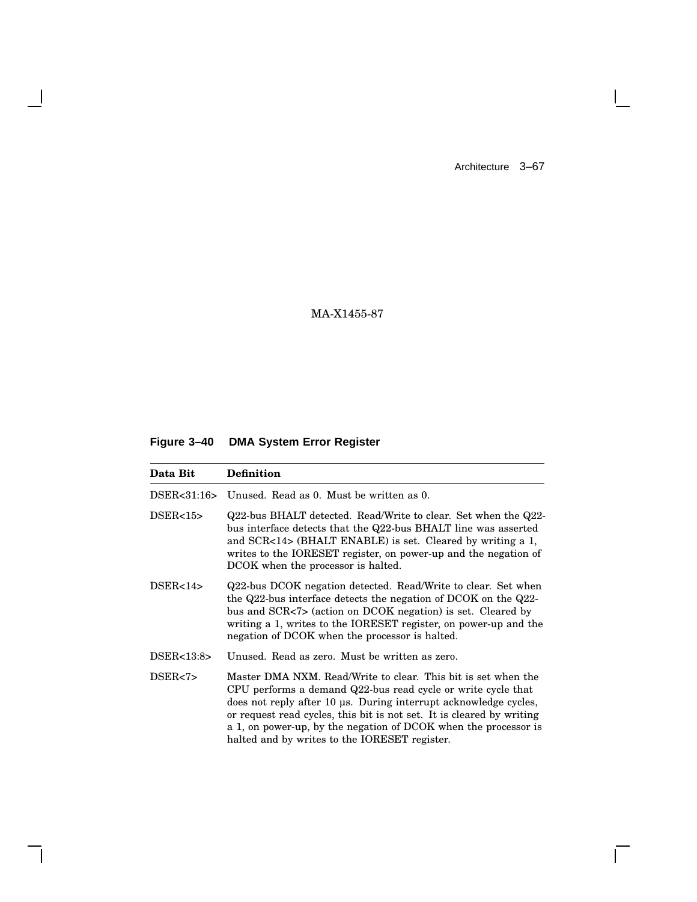MA-X1455-87

**Figure 3–40 DMA System Error Register**

| Data Bit | Definition |
|---|---|
| DSER<31:16> | Unused. Read as 0. Must be written as 0. |
| DSER<15> | Q22-bus BHALT detected. Read/Write to clear. Set when the Q22-bus interface detects that the Q22-bus BHALT line was asserted and SCR<14> (BHALT ENABLE) is set. Cleared by writing a 1, writes to the IORESET register, on power-up and the negation of DCOK when the processor is halted. |
| DSER<14> | Q22-bus DCOK negation detected. Read/Write to clear. Set when the Q22-bus interface detects the negation of DCOK on the Q22-bus and SCR<7> (action on DCOK negation) is set. Cleared by writing a 1, writes to the IORESET register, on power-up and the negation of DCOK when the processor is halted. |
| DSER<13:8> | Unused. Read as zero. Must be written as zero. |
| DSER<7> | Master DMA NXM. Read/Write to clear. This bit is set when the CPU performs a demand Q22-bus read cycle or write cycle that does not reply after 10 µs. During interrupt acknowledge cycles, or request read cycles, this bit is not set. It is cleared by writing a 1, on power-up, by the negation of DCOK when the processor is halted and by writes to the IORESET register. |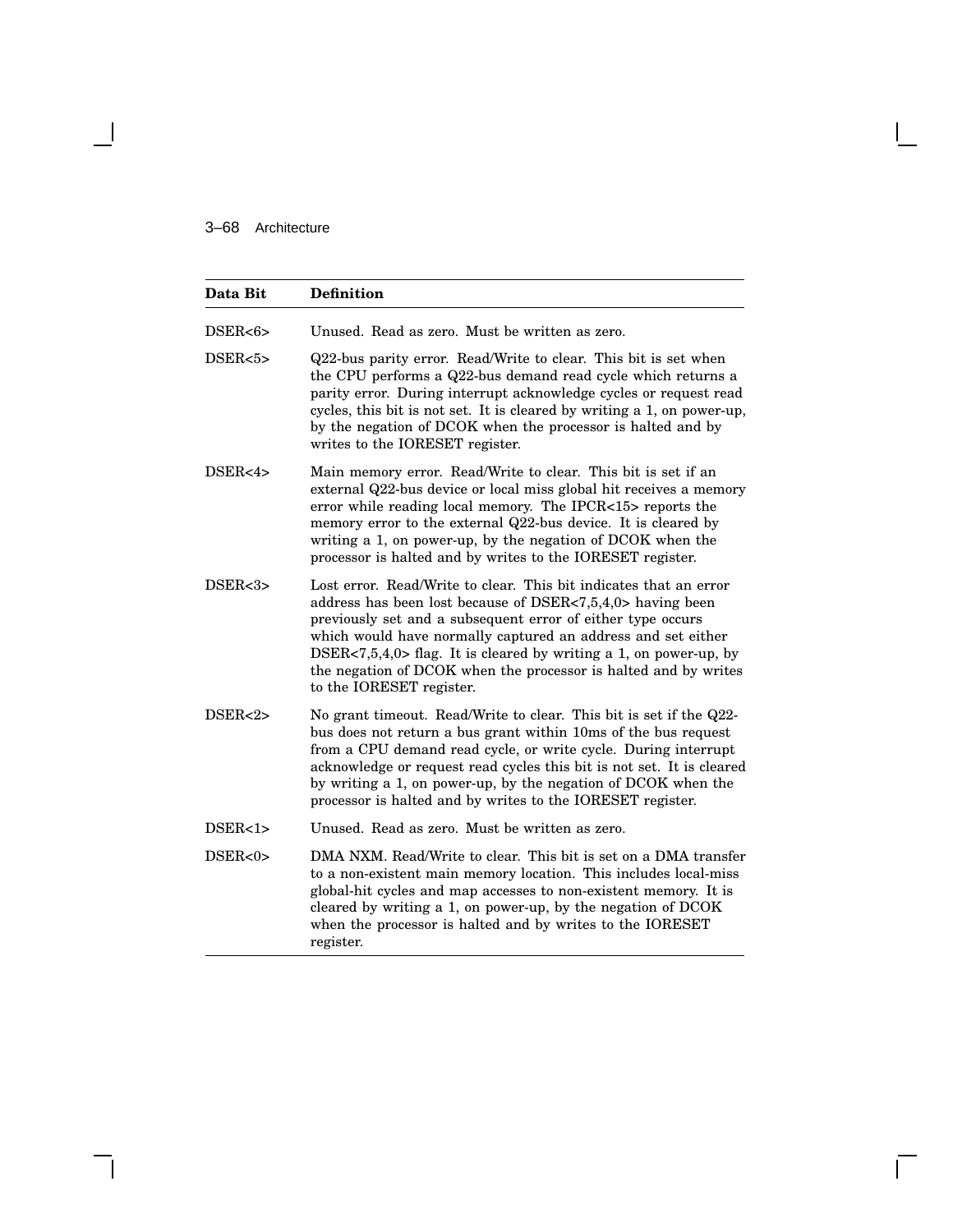| Data Bit | Definition |
| --- | --- |
| DSER<6> | Unused. Read as zero. Must be written as zero. |
| DSER<5> | Q22-bus parity error. Read/Write to clear. This bit is set when the CPU performs a Q22-bus demand read cycle which returns a parity error. During interrupt acknowledge cycles or request read cycles, this bit is not set. It is cleared by writing a 1, on power-up, by the negation of DCOK when the processor is halted and by writes to the IORESET register. |
| DSER<4> | Main memory error. Read/Write to clear. This bit is set if an external Q22-bus device or local miss global hit receives a memory error while reading local memory. The IPCR<15> reports the memory error to the external Q22-bus device. It is cleared by writing a 1, on power-up, by the negation of DCOK when the processor is halted and by writes to the IORESET register. |
| DSER<3> | Lost error. Read/Write to clear. This bit indicates that an error address has been lost because of DSER<7,5,4,0> having been previously set and a subsequent error of either type occurs which would have normally captured an address and set either DSER<7,5,4,0> flag. It is cleared by writing a 1, on power-up, by the negation of DCOK when the processor is halted and by writes to the IORESET register. |
| DSER<2> | No grant timeout. Read/Write to clear. This bit is set if the Q22-bus does not return a bus grant within 10ms of the bus request from a CPU demand read cycle, or write cycle. During interrupt acknowledge or request read cycles this bit is not set. It is cleared by writing a 1, on power-up, by the negation of DCOK when the processor is halted and by writes to the IORESET register. |
| DSER<1> | Unused. Read as zero. Must be written as zero. |
| DSER<0> | DMA NXM. Read/Write to clear. This bit is set on a DMA transfer to a non-existent main memory location. This includes local-miss global-hit cycles and map accesses to non-existent memory. It is cleared by writing a 1, on power-up, by the negation of DCOK when the processor is halted and by writes to the IORESET register. |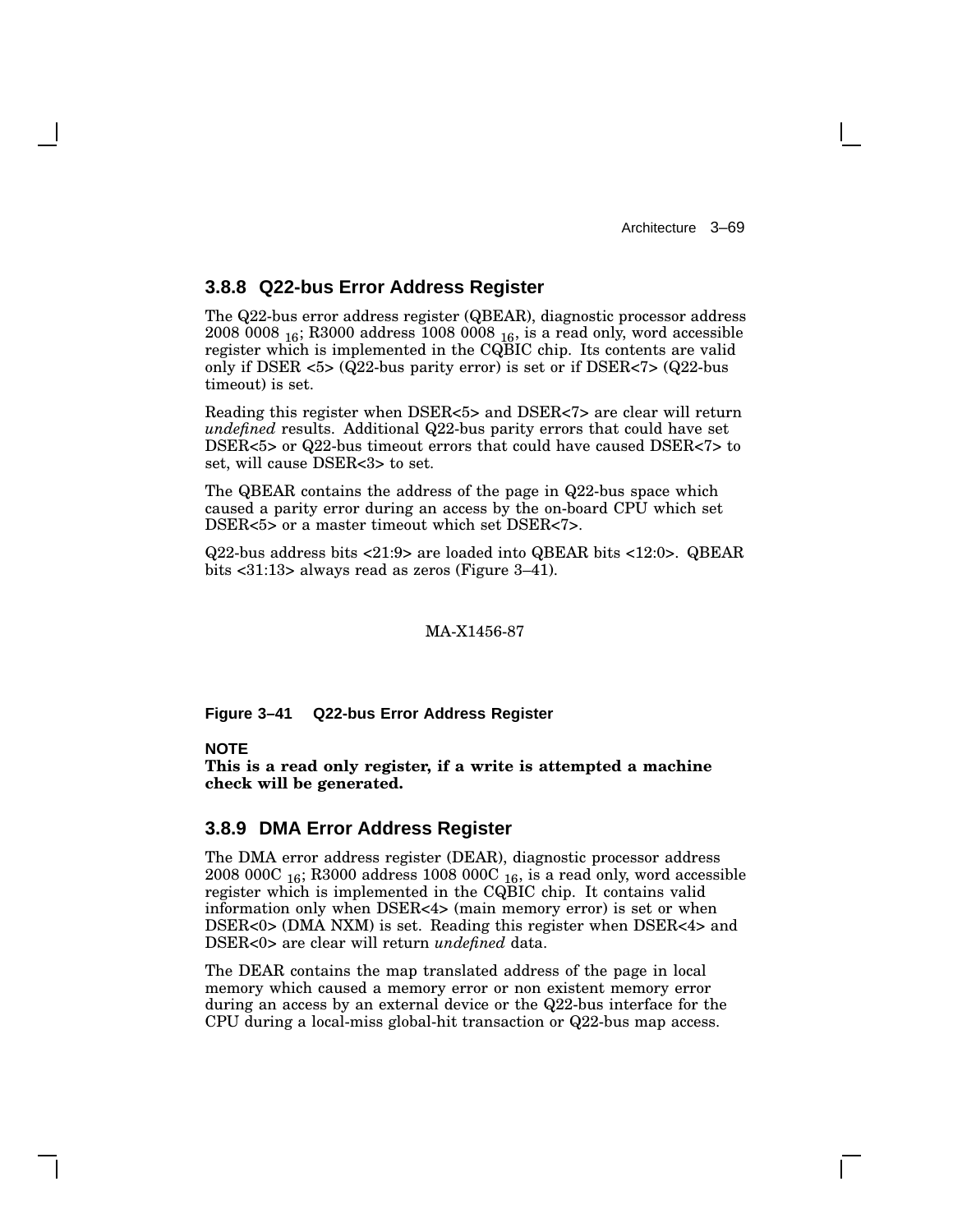### 3.8.8 Q22-bus Error Address Register

The Q22-bus error address register (QBEAR), diagnostic processor address 2008 0008 $_{16}$; R3000 address 1008 0008 $_{16}$, is a read only, word accessible register which is implemented in the CQBIC chip. Its contents are valid only if DSER <5> (Q22-bus parity error) is set or if DSER<7> (Q22-bus timeout) is set.

Reading this register when DSER<5> and DSER<7> are clear will return *undefined* results. Additional Q22-bus parity errors that could have set DSER<5> or Q22-bus timeout errors that could have caused DSER<7> to set, will cause DSER<3> to set.

The QBEAR contains the address of the page in Q22-bus space which caused a parity error during an access by the on-board CPU which set DSER<5> or a master timeout which set DSER<7>.

Q22-bus address bits <21:9> are loaded into QBEAR bits <12:0>. QBEAR bits <31:13> always read as zeros (Figure 3–41).

MA-X1456-87

**Figure 3–41 Q22-bus Error Address Register**

**NOTE**

**This is a read only register, if a write is attempted a machine check will be generated.**

### 3.8.9 DMA Error Address Register

The DMA error address register (DEAR), diagnostic processor address 2008 000C $_{16}$; R3000 address 1008 000C $_{16}$, is a read only, word accessible register which is implemented in the CQBIC chip. It contains valid information only when DSER<4> (main memory error) is set or when DSER<0> (DMA NXM) is set. Reading this register when DSER<4> and DSER<0> are clear will return *undefined* data.

The DEAR contains the map translated address of the page in local memory which caused a memory error or non existent memory error during an access by an external device or the Q22-bus interface for the CPU during a local-miss global-hit transaction or Q22-bus map access.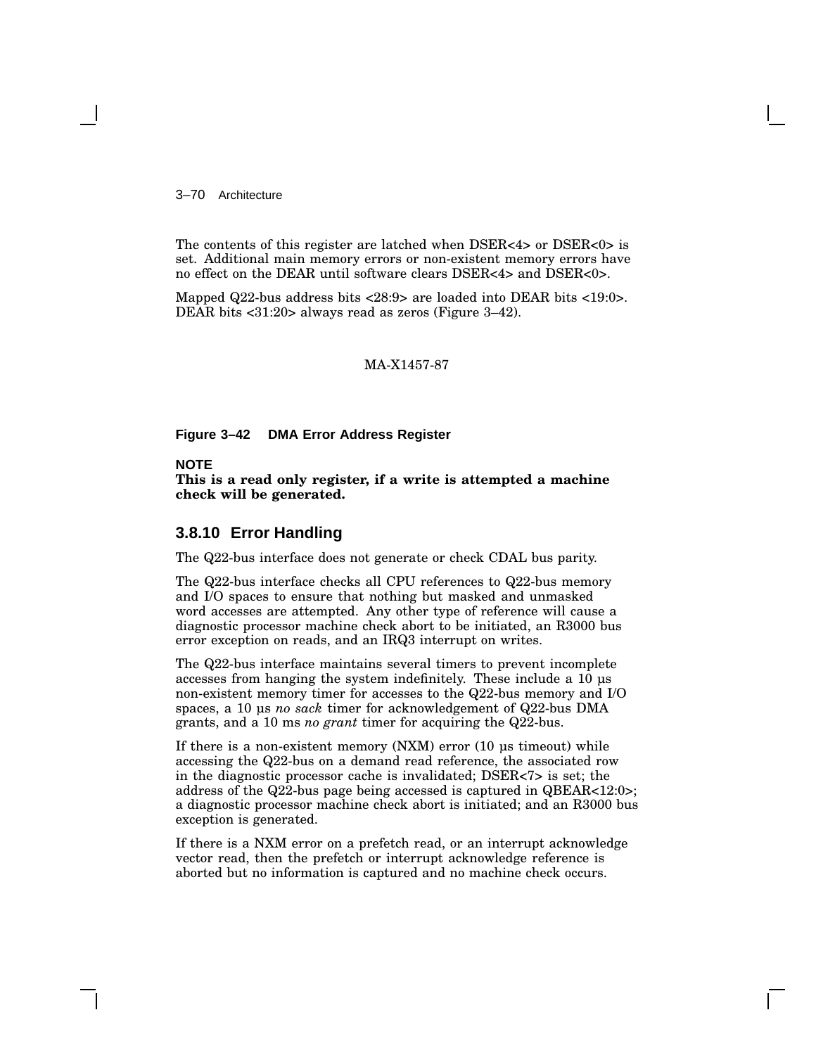The contents of this register are latched when DSER<4> or DSER<0> is set. Additional main memory errors or non-existent memory errors have no effect on the DEAR until software clears DSER<4> and DSER<0>.

Mapped Q22-bus address bits <28:9> are loaded into DEAR bits <19:0>. DEAR bits <31:20> always read as zeros (Figure 3–42).

MA-X1457-87

**Figure 3–42 DMA Error Address Register**

**NOTE**
**This is a read only register, if a write is attempted a machine check will be generated.**

### 3.8.10 Error Handling

The Q22-bus interface does not generate or check CDAL bus parity.

The Q22-bus interface checks all CPU references to Q22-bus memory and I/O spaces to ensure that nothing but masked and unmasked word accesses are attempted. Any other type of reference will cause a diagnostic processor machine check abort to be initiated, an R3000 bus error exception on reads, and an IRQ3 interrupt on writes.

The Q22-bus interface maintains several timers to prevent incomplete accesses from hanging the system indefinitely. These include a 10 µs non-existent memory timer for accesses to the Q22-bus memory and I/O spaces, a 10 µs *no sack* timer for acknowledgement of Q22-bus DMA grants, and a 10 ms *no grant* timer for acquiring the Q22-bus.

If there is a non-existent memory (NXM) error (10 µs timeout) while accessing the Q22-bus on a demand read reference, the associated row in the diagnostic processor cache is invalidated; DSER<7> is set; the address of the Q22-bus page being accessed is captured in QBEAR<12:0>; a diagnostic processor machine check abort is initiated; and an R3000 bus exception is generated.

If there is a NXM error on a prefetch read, or an interrupt acknowledge vector read, then the prefetch or interrupt acknowledge reference is aborted but no information is captured and no machine check occurs.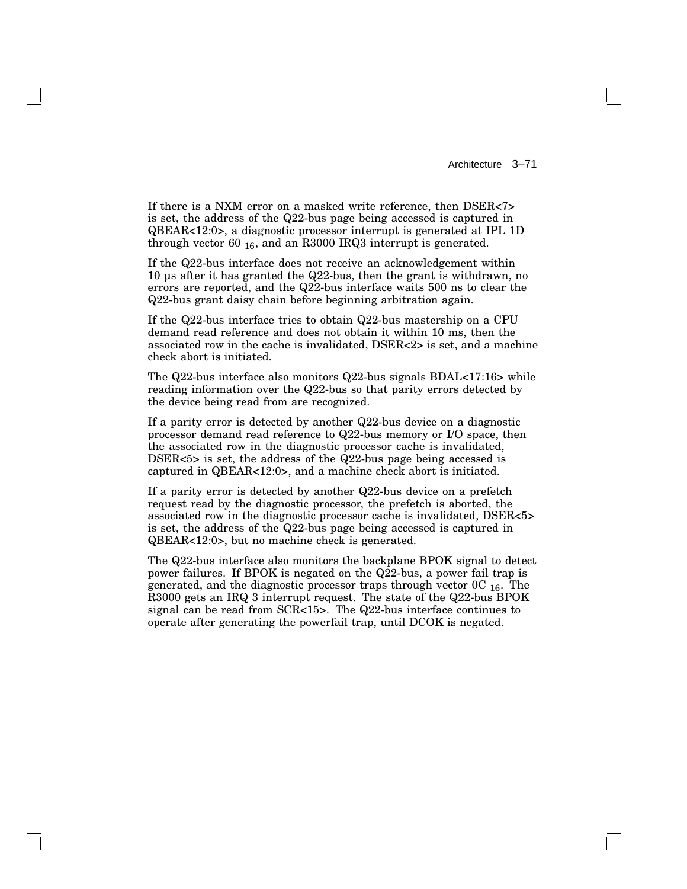If there is a NXM error on a masked write reference, then DSER<7> is set, the address of the Q22-bus page being accessed is captured in QBEAR<12:0>, a diagnostic processor interrupt is generated at IPL 1D through vector 60 $_{16}$, and an R3000 IRQ3 interrupt is generated.

If the Q22-bus interface does not receive an acknowledgement within 10 µs after it has granted the Q22-bus, then the grant is withdrawn, no errors are reported, and the Q22-bus interface waits 500 ns to clear the Q22-bus grant daisy chain before beginning arbitration again.

If the Q22-bus interface tries to obtain Q22-bus mastership on a CPU demand read reference and does not obtain it within 10 ms, then the associated row in the cache is invalidated, DSER<2> is set, and a machine check abort is initiated.

The Q22-bus interface also monitors Q22-bus signals BDAL<17:16> while reading information over the Q22-bus so that parity errors detected by the device being read from are recognized.

If a parity error is detected by another Q22-bus device on a diagnostic processor demand read reference to Q22-bus memory or I/O space, then the associated row in the diagnostic processor cache is invalidated, DSER<5> is set, the address of the Q22-bus page being accessed is captured in QBEAR<12:0>, and a machine check abort is initiated.

If a parity error is detected by another Q22-bus device on a prefetch request read by the diagnostic processor, the prefetch is aborted, the associated row in the diagnostic processor cache is invalidated, DSER<5> is set, the address of the Q22-bus page being accessed is captured in QBEAR<12:0>, but no machine check is generated.

The Q22-bus interface also monitors the backplane BPOK signal to detect power failures. If BPOK is negated on the Q22-bus, a power fail trap is generated, and the diagnostic processor traps through vector 0C $_{16}$. The R3000 gets an IRQ 3 interrupt request. The state of the Q22-bus BPOK signal can be read from SCR<15>. The Q22-bus interface continues to operate after generating the powerfail trap, until DCOK is negated.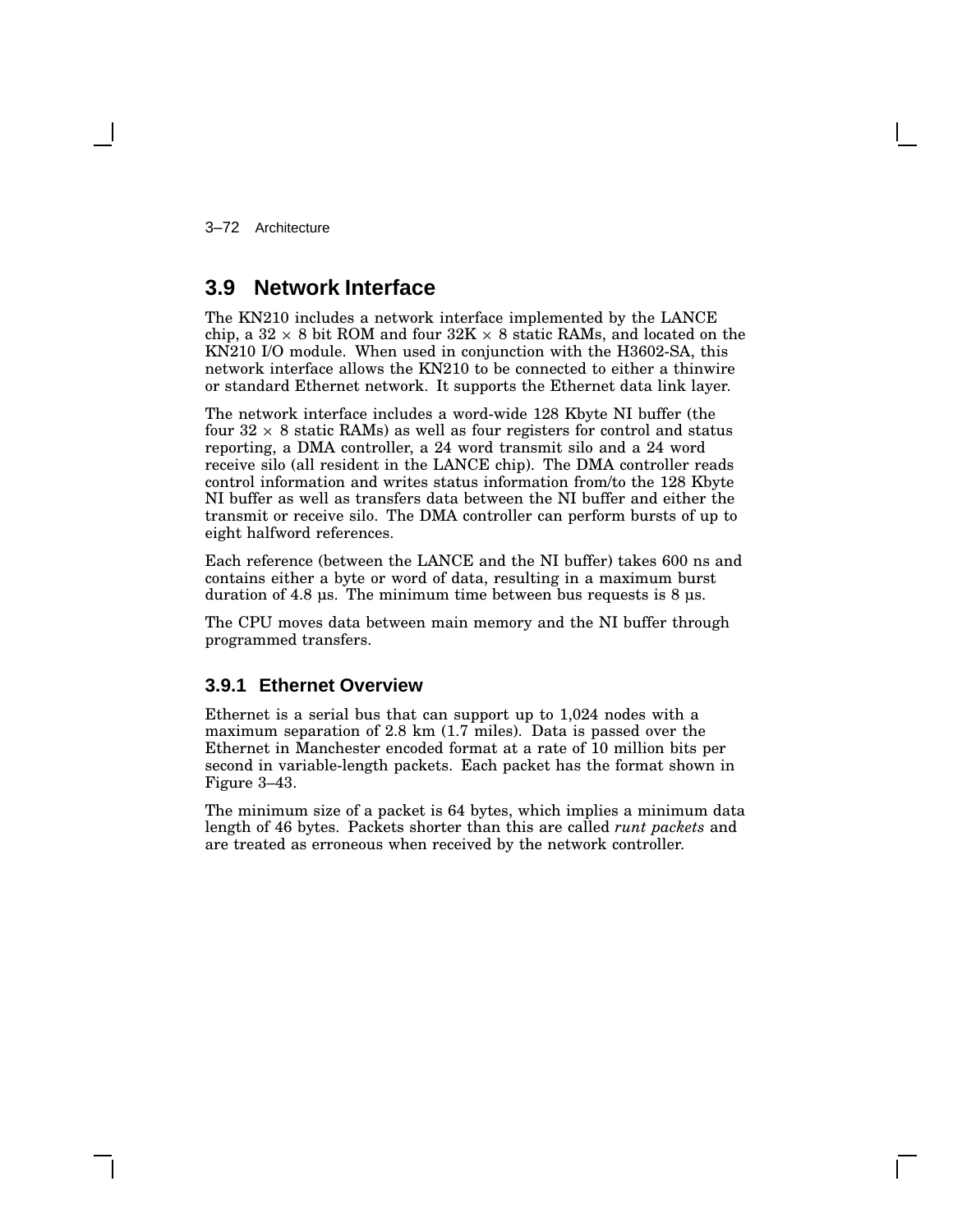## 3.9 Network Interface

The KN210 includes a network interface implemented by the LANCE chip, a $32 \times 8$ bit ROM and four $32K \times 8$ static RAMs, and located on the KN210 I/O module. When used in conjunction with the H3602-SA, this network interface allows the KN210 to be connected to either a thinwire or standard Ethernet network. It supports the Ethernet data link layer.

The network interface includes a word-wide 128 Kbyte NI buffer (the four $32 \times 8$ static RAMs) as well as four registers for control and status reporting, a DMA controller, a 24 word transmit silo and a 24 word receive silo (all resident in the LANCE chip). The DMA controller reads control information and writes status information from/to the 128 Kbyte NI buffer as well as transfers data between the NI buffer and either the transmit or receive silo. The DMA controller can perform bursts of up to eight halfword references.

Each reference (between the LANCE and the NI buffer) takes 600 ns and contains either a byte or word of data, resulting in a maximum burst duration of 4.8 µs. The minimum time between bus requests is 8 µs.

The CPU moves data between main memory and the NI buffer through programmed transfers.

### 3.9.1 Ethernet Overview

Ethernet is a serial bus that can support up to 1,024 nodes with a maximum separation of 2.8 km (1.7 miles). Data is passed over the Ethernet in Manchester encoded format at a rate of 10 million bits per second in variable-length packets. Each packet has the format shown in Figure 3–43.

The minimum size of a packet is 64 bytes, which implies a minimum data length of 46 bytes. Packets shorter than this are called *runt packets* and are treated as erroneous when received by the network controller.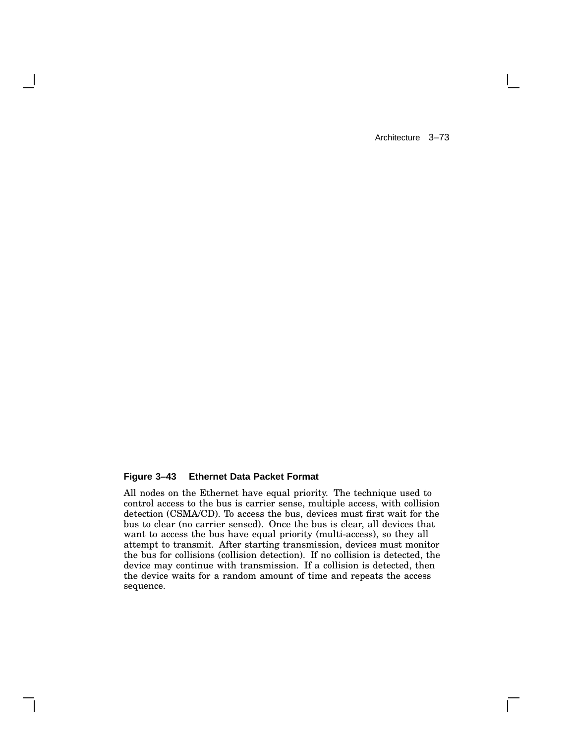**Figure 3–43 Ethernet Data Packet Format**

All nodes on the Ethernet have equal priority. The technique used to control access to the bus is carrier sense, multiple access, with collision detection (CSMA/CD). To access the bus, devices must first wait for the bus to clear (no carrier sensed). Once the bus is clear, all devices that want to access the bus have equal priority (multi-access), so they all attempt to transmit. After starting transmission, devices must monitor the bus for collisions (collision detection). If no collision is detected, the device may continue with transmission. If a collision is detected, then the device waits for a random amount of time and repeats the access sequence.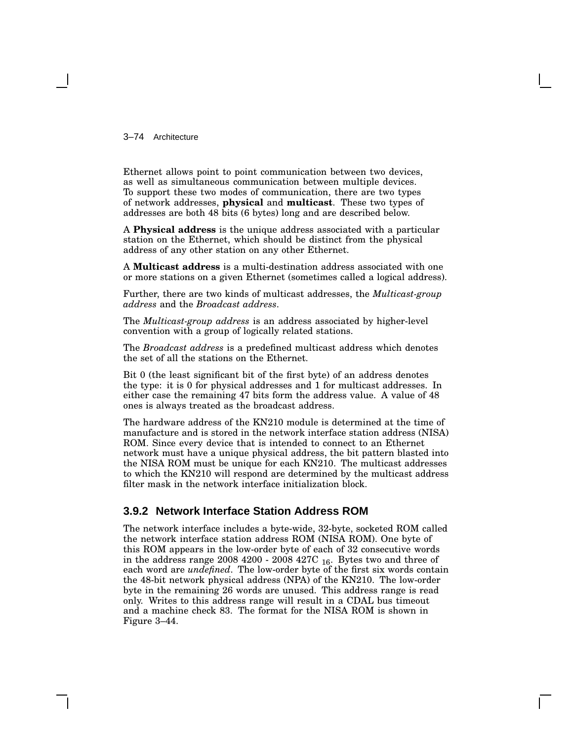Ethernet allows point to point communication between two devices, as well as simultaneous communication between multiple devices. To support these two modes of communication, there are two types of network addresses, **physical** and **multicast**. These two types of addresses are both 48 bits (6 bytes) long and are described below.

A **Physical address** is the unique address associated with a particular station on the Ethernet, which should be distinct from the physical address of any other station on any other Ethernet.

A **Multicast address** is a multi-destination address associated with one or more stations on a given Ethernet (sometimes called a logical address).

Further, there are two kinds of multicast addresses, the *Multicast-group address* and the *Broadcast address*.

The *Multicast-group address* is an address associated by higher-level convention with a group of logically related stations.

The *Broadcast address* is a predefined multicast address which denotes the set of all the stations on the Ethernet.

Bit 0 (the least significant bit of the first byte) of an address denotes the type: it is 0 for physical addresses and 1 for multicast addresses. In either case the remaining 47 bits form the address value. A value of 48 ones is always treated as the broadcast address.

The hardware address of the KN210 module is determined at the time of manufacture and is stored in the network interface station address (NISA) ROM. Since every device that is intended to connect to an Ethernet network must have a unique physical address, the bit pattern blasted into the NISA ROM must be unique for each KN210. The multicast addresses to which the KN210 will respond are determined by the multicast address filter mask in the network interface initialization block.

### 3.9.2 Network Interface Station Address ROM

The network interface includes a byte-wide, 32-byte, socketed ROM called the network interface station address ROM (NISA ROM). One byte of this ROM appears in the low-order byte of each of 32 consecutive words in the address range 2008 4200 - 2008 427C $_{16}$. Bytes two and three of each word are *undefined*. The low-order byte of the first six words contain the 48-bit network physical address (NPA) of the KN210. The low-order byte in the remaining 26 words are unused. This address range is read only. Writes to this address range will result in a CDAL bus timeout and a machine check 83. The format for the NISA ROM is shown in Figure 3–44.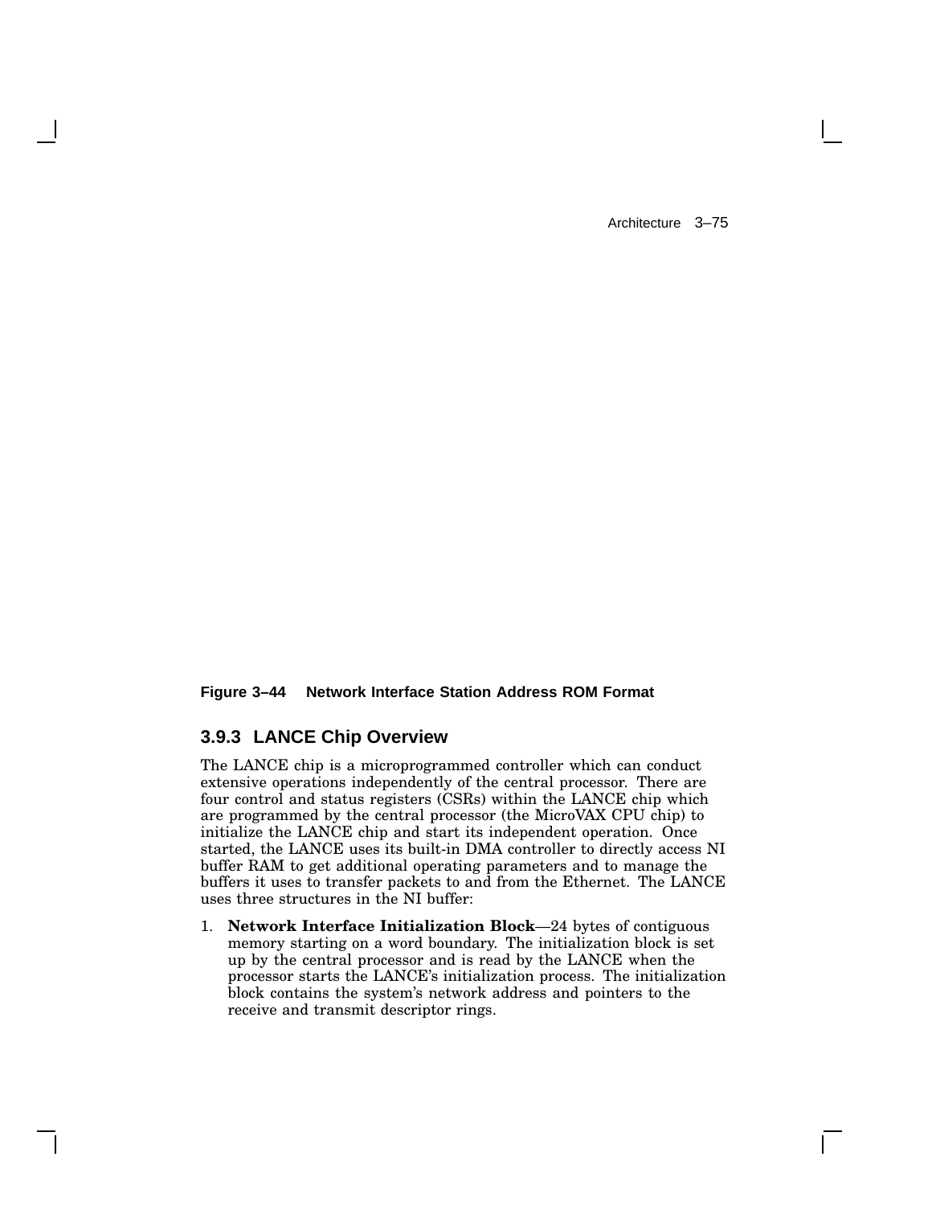**Figure 3–44 Network Interface Station Address ROM Format**

### 3.9.3 LANCE Chip Overview

The LANCE chip is a microprogrammed controller which can conduct extensive operations independently of the central processor. There are four control and status registers (CSRs) within the LANCE chip which are programmed by the central processor (the MicroVAX CPU chip) to initialize the LANCE chip and start its independent operation. Once started, the LANCE uses its built-in DMA controller to directly access NI buffer RAM to get additional operating parameters and to manage the buffers it uses to transfer packets to and from the Ethernet. The LANCE uses three structures in the NI buffer:

1. **Network Interface Initialization Block**—24 bytes of contiguous memory starting on a word boundary. The initialization block is set up by the central processor and is read by the LANCE when the processor starts the LANCE's initialization process. The initialization block contains the system's network address and pointers to the receive and transmit descriptor rings.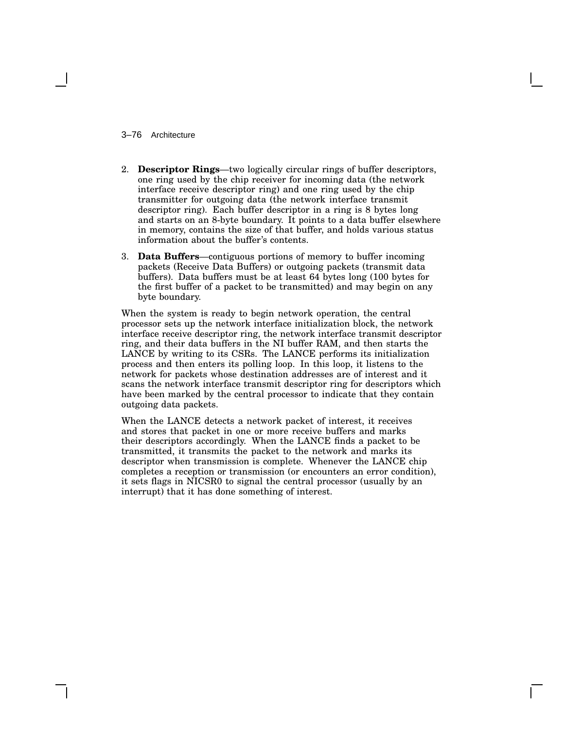2. **Descriptor Rings**—two logically circular rings of buffer descriptors, one ring used by the chip receiver for incoming data (the network interface receive descriptor ring) and one ring used by the chip transmitter for outgoing data (the network interface transmit descriptor ring). Each buffer descriptor in a ring is 8 bytes long and starts on an 8-byte boundary. It points to a data buffer elsewhere in memory, contains the size of that buffer, and holds various status information about the buffer's contents.

3. **Data Buffers**—contiguous portions of memory to buffer incoming packets (Receive Data Buffers) or outgoing packets (transmit data buffers). Data buffers must be at least 64 bytes long (100 bytes for the first buffer of a packet to be transmitted) and may begin on any byte boundary.

When the system is ready to begin network operation, the central processor sets up the network interface initialization block, the network interface receive descriptor ring, the network interface transmit descriptor ring, and their data buffers in the NI buffer RAM, and then starts the LANCE by writing to its CSRs. The LANCE performs its initialization process and then enters its polling loop. In this loop, it listens to the network for packets whose destination addresses are of interest and it scans the network interface transmit descriptor ring for descriptors which have been marked by the central processor to indicate that they contain outgoing data packets.

When the LANCE detects a network packet of interest, it receives and stores that packet in one or more receive buffers and marks their descriptors accordingly. When the LANCE finds a packet to be transmitted, it transmits the packet to the network and marks its descriptor when transmission is complete. Whenever the LANCE chip completes a reception or transmission (or encounters an error condition), it sets flags in NICSR0 to signal the central processor (usually by an interrupt) that it has done something of interest.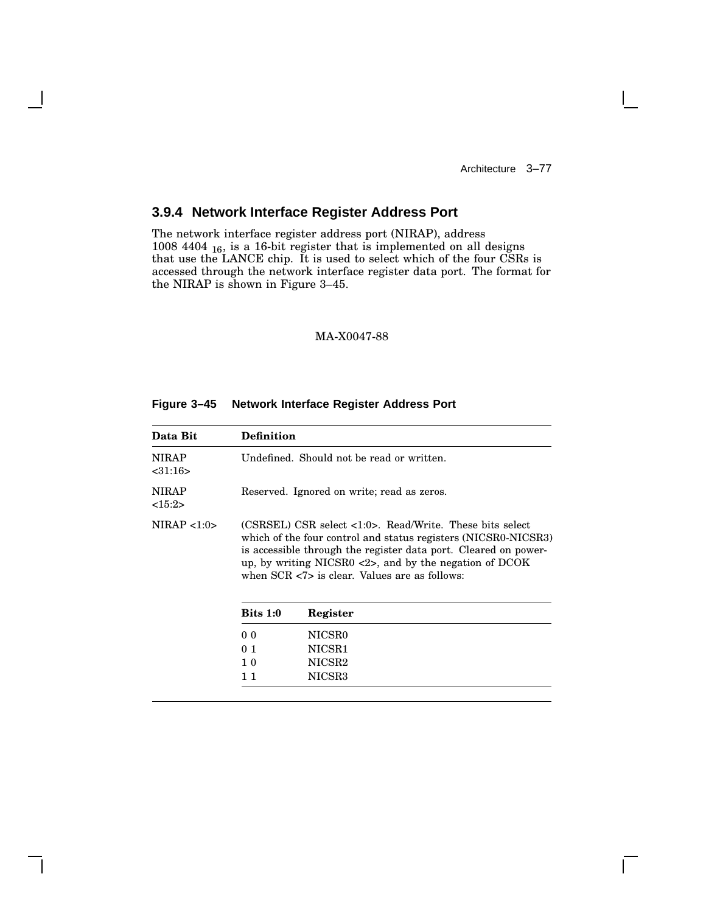### 3.9.4 Network Interface Register Address Port

The network interface register address port (NIRAP), address 1008 4404 $_{16}$, is a 16-bit register that is implemented on all designs that use the LANCE chip. It is used to select which of the four CSRs is accessed through the network interface register data port. The format for the NIRAP is shown in Figure 3–45.

MA-X0047-88

**Figure 3–45 Network Interface Register Address Port**

| Data Bit | Definition |
|---|---|
| NIRAP <31:16> | Undefined. Should not be read or written. |
| NIRAP <15:2> | Reserved. Ignored on write; read as zeros. |
| NIRAP <1:0> | (CSRSEL) CSR select <1:0>. Read/Write. These bits select which of the four control and status registers (NICSR0-NICSR3) is accessible through the register data port. Cleared on power-up, by writing NICSR0 <2>, and by the negation of DCOK when SCR <7> is clear. Values are as follows: |

| Bits 1:0 | Register |
|---|---|
| 0 0 | NICSR0 |
| 0 1 | NICSR1 |
| 1 0 | NICSR2 |
| 1 1 | NICSR3 |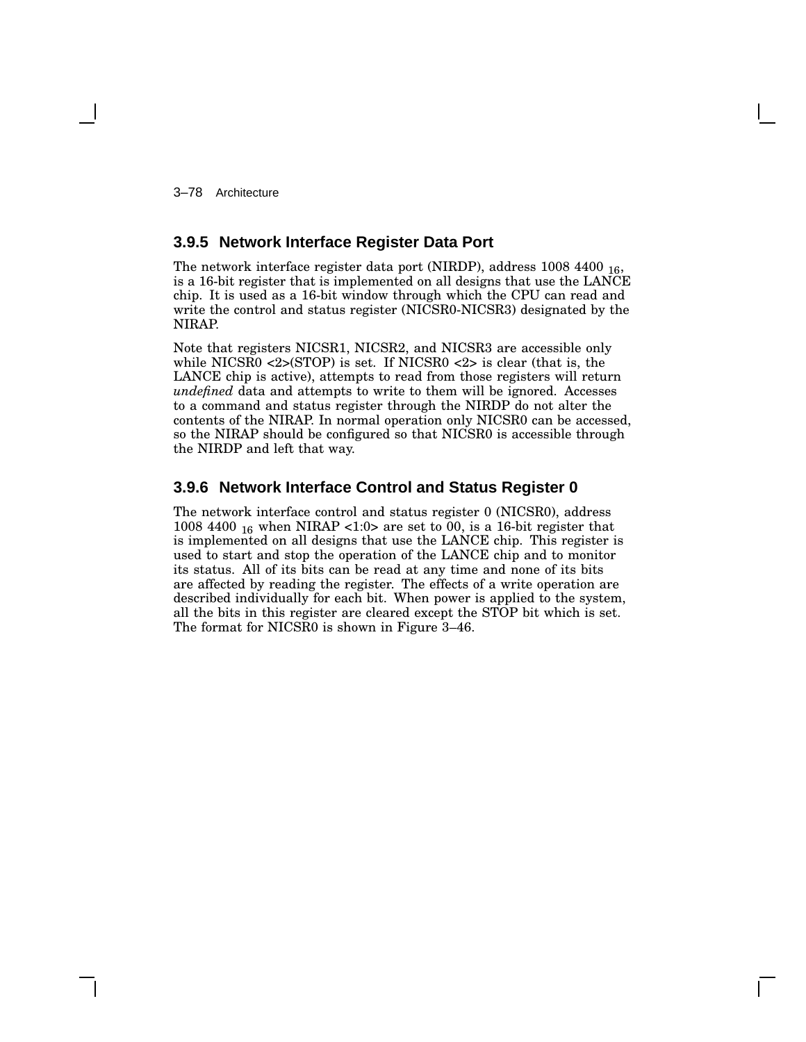### 3.9.5 Network Interface Register Data Port

The network interface register data port (NIRDP), address 1008 4400 $_{16}$, is a 16-bit register that is implemented on all designs that use the LANCE chip. It is used as a 16-bit window through which the CPU can read and write the control and status register (NICSR0-NICSR3) designated by the NIRAP.

Note that registers NICSR1, NICSR2, and NICSR3 are accessible only while NICSR0 <2>(STOP) is set. If NICSR0 <2> is clear (that is, the LANCE chip is active), attempts to read from those registers will return *undefined* data and attempts to write to them will be ignored. Accesses to a command and status register through the NIRDP do not alter the contents of the NIRAP. In normal operation only NICSR0 can be accessed, so the NIRAP should be configured so that NICSR0 is accessible through the NIRDP and left that way.

### 3.9.6 Network Interface Control and Status Register 0

The network interface control and status register 0 (NICSR0), address 1008 4400 $_{16}$ when NIRAP <1:0> are set to 00, is a 16-bit register that is implemented on all designs that use the LANCE chip. This register is used to start and stop the operation of the LANCE chip and to monitor its status. All of its bits can be read at any time and none of its bits are affected by reading the register. The effects of a write operation are described individually for each bit. When power is applied to the system, all the bits in this register are cleared except the STOP bit which is set. The format for NICSR0 is shown in Figure 3–46.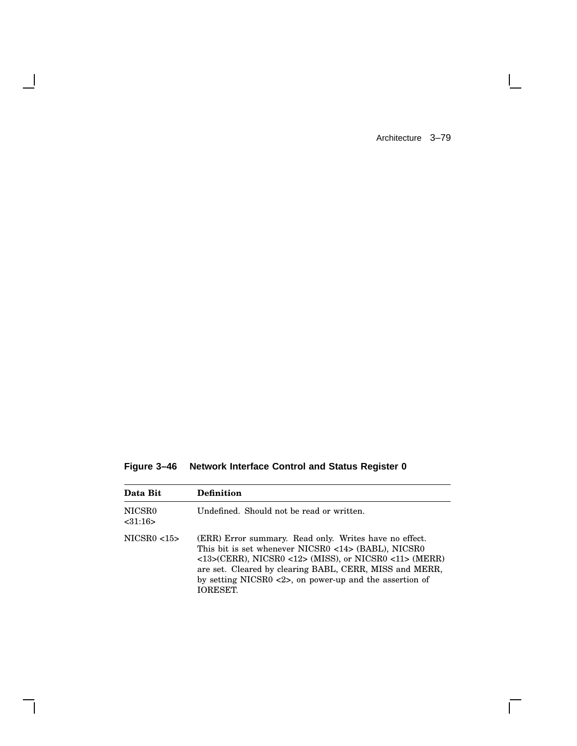**Figure 3–46 Network Interface Control and Status Register 0**

| Data Bit | Definition |
|---|---|
| NICSR0 <31:16> | Undefined. Should not be read or written. |
| NICSR0 <15> | (ERR) Error summary. Read only. Writes have no effect. This bit is set whenever NICSR0 <14> (BABL), NICSR0 <13>(CERR), NICSR0 <12> (MISS), or NICSR0 <11> (MERR) are set. Cleared by clearing BABL, CERR, MISS and MERR, by setting NICSR0 <2>, on power-up and the assertion of IORESET. |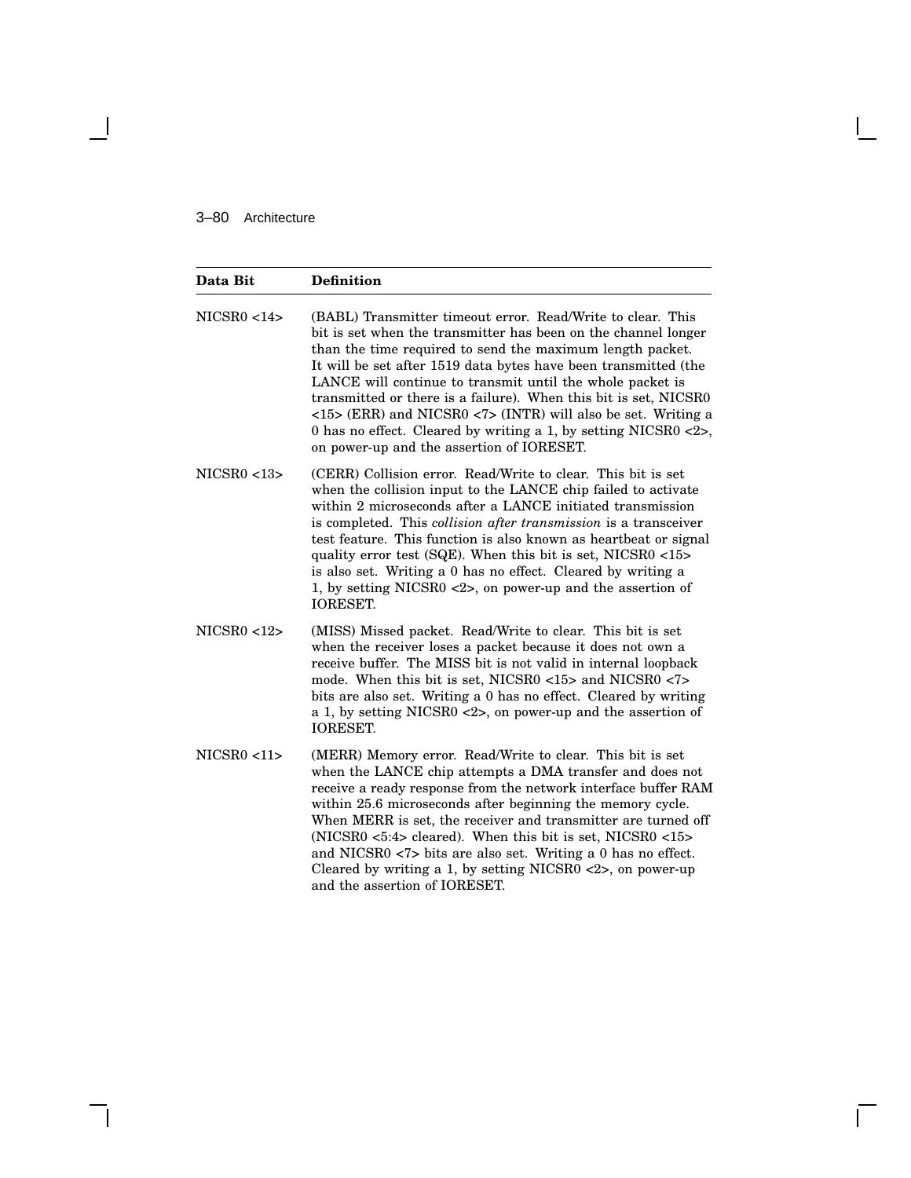| Data Bit | Definition |
|---|---|
| NICSR0 <14> | (BABL) Transmitter timeout error. Read/Write to clear. This bit is set when the transmitter has been on the channel longer than the time required to send the maximum length packet. It will be set after 1519 data bytes have been transmitted (the LANCE will continue to transmit until the whole packet is transmitted or there is a failure). When this bit is set, NICSR0 <15> (ERR) and NICSR0 <7> (INTR) will also be set. Writing a 0 has no effect. Cleared by writing a 1, by setting NICSR0 <2>, on power-up and the assertion of IORESET. |
| NICSR0 <13> | (CERR) Collision error. Read/Write to clear. This bit is set when the collision input to the LANCE chip failed to activate within 2 microseconds after a LANCE initiated transmission is completed. This *collision after transmission* is a transceiver test feature. This function is also known as heartbeat or signal quality error test (SQE). When this bit is set, NICSR0 <15> is also set. Writing a 0 has no effect. Cleared by writing a 1, by setting NICSR0 <2>, on power-up and the assertion of IORESET. |
| NICSR0 <12> | (MISS) Missed packet. Read/Write to clear. This bit is set when the receiver loses a packet because it does not own a receive buffer. The MISS bit is not valid in internal loopback mode. When this bit is set, NICSR0 <15> and NICSR0 <7> bits are also set. Writing a 0 has no effect. Cleared by writing a 1, by setting NICSR0 <2>, on power-up and the assertion of IORESET. |
| NICSR0 <11> | (MERR) Memory error. Read/Write to clear. This bit is set when the LANCE chip attempts a DMA transfer and does not receive a ready response from the network interface buffer RAM within 25.6 microseconds after beginning the memory cycle. When MERR is set, the receiver and transmitter are turned off (NICSR0 <5:4> cleared). When this bit is set, NICSR0 <15> and NICSR0 <7> bits are also set. Writing a 0 has no effect. Cleared by writing a 1, by setting NICSR0 <2>, on power-up and the assertion of IORESET. |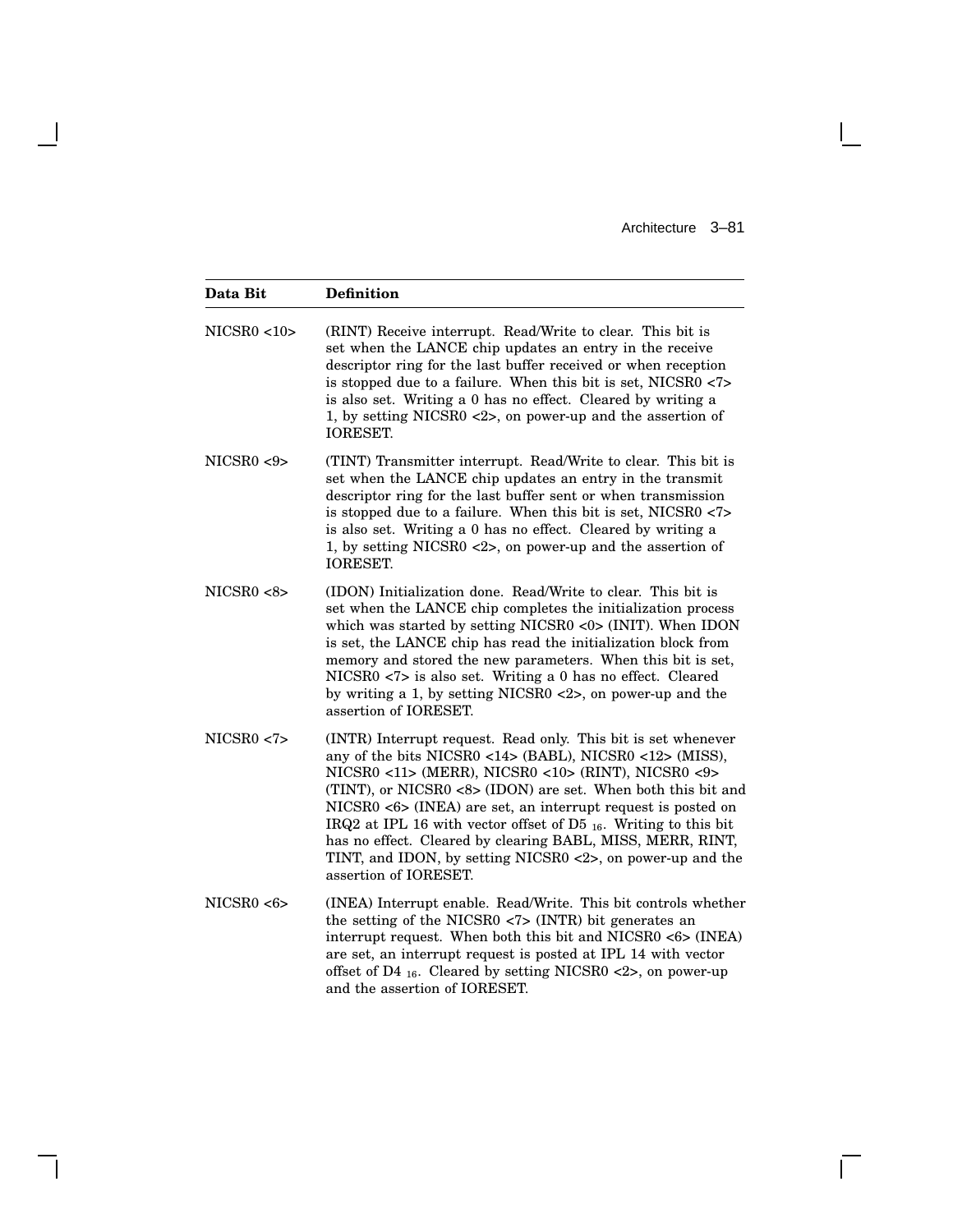| Data Bit | Definition |
|---|---|
| NICSR0 <10> | (RINT) Receive interrupt. Read/Write to clear. This bit is set when the LANCE chip updates an entry in the receive descriptor ring for the last buffer received or when reception is stopped due to a failure. When this bit is set, NICSR0 <7> is also set. Writing a 0 has no effect. Cleared by writing a 1, by setting NICSR0 <2>, on power-up and the assertion of IORESET. |
| NICSR0 <9> | (TINT) Transmitter interrupt. Read/Write to clear. This bit is set when the LANCE chip updates an entry in the transmit descriptor ring for the last buffer sent or when transmission is stopped due to a failure. When this bit is set, NICSR0 <7> is also set. Writing a 0 has no effect. Cleared by writing a 1, by setting NICSR0 <2>, on power-up and the assertion of IORESET. |
| NICSR0 <8> | (IDON) Initialization done. Read/Write to clear. This bit is set when the LANCE chip completes the initialization process which was started by setting NICSR0 <0> (INIT). When IDON is set, the LANCE chip has read the initialization block from memory and stored the new parameters. When this bit is set, NICSR0 <7> is also set. Writing a 0 has no effect. Cleared by writing a 1, by setting NICSR0 <2>, on power-up and the assertion of IORESET. |
| NICSR0 <7> | (INTR) Interrupt request. Read only. This bit is set whenever any of the bits NICSR0 <14> (BABL), NICSR0 <12> (MISS), NICSR0 <11> (MERR), NICSR0 <10> (RINT), NICSR0 <9> (TINT), or NICSR0 <8> (IDON) are set. When both this bit and NICSR0 <6> (INEA) are set, an interrupt request is posted on IRQ2 at IPL 16 with vector offset of $D5_{16}$. Writing to this bit has no effect. Cleared by clearing BABL, MISS, MERR, RINT, TINT, and IDON, by setting NICSR0 <2>, on power-up and the assertion of IORESET. |
| NICSR0 <6> | (INEA) Interrupt enable. Read/Write. This bit controls whether the setting of the NICSR0 <7> (INTR) bit generates an interrupt request. When both this bit and NICSR0 <6> (INEA) are set, an interrupt request is posted at IPL 14 with vector offset of $D4_{16}$. Cleared by setting NICSR0 <2>, on power-up and the assertion of IORESET. |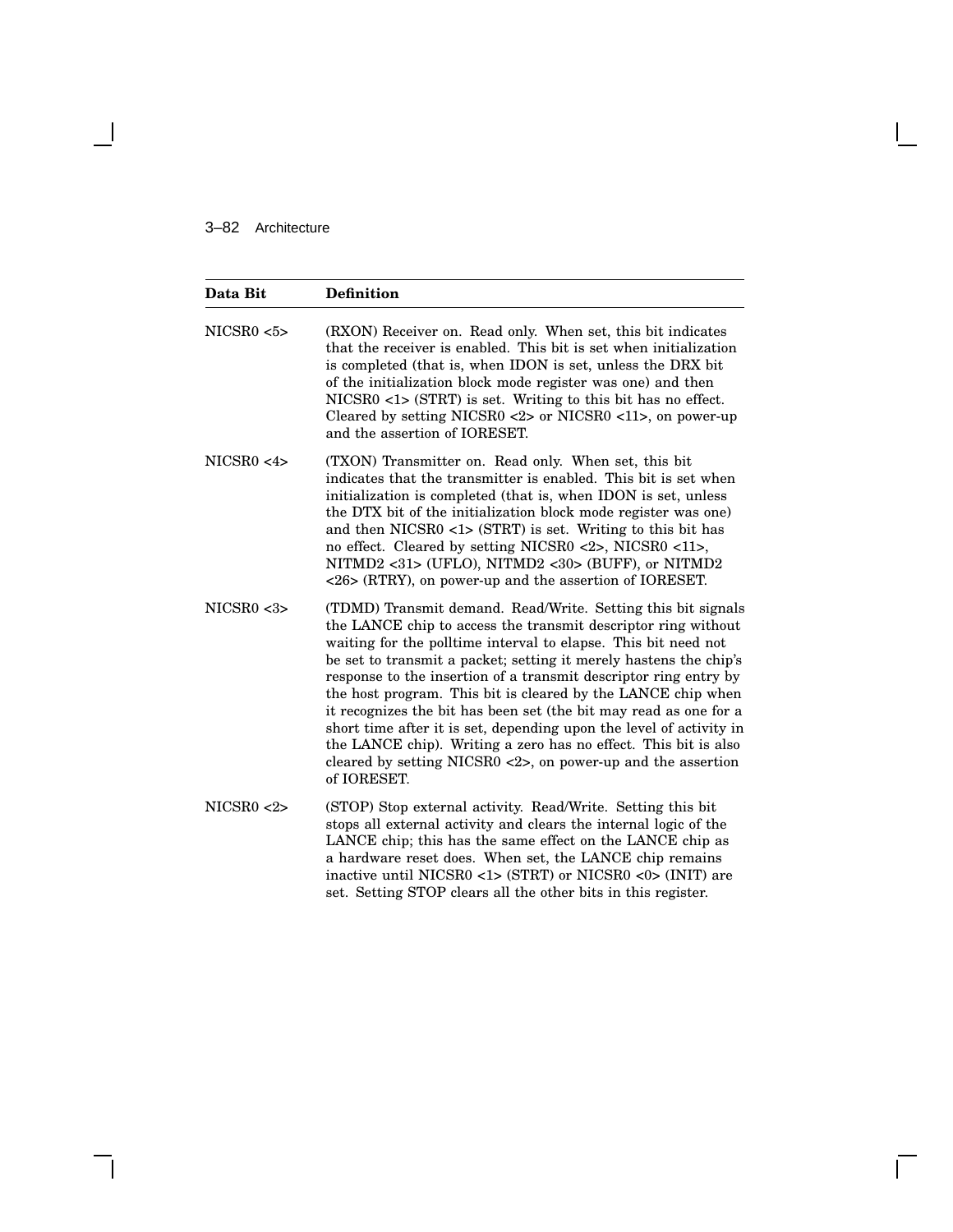| Data Bit | Definition |
|---|---|
| NICSR0 <5> | (RXON) Receiver on. Read only. When set, this bit indicates that the receiver is enabled. This bit is set when initialization is completed (that is, when IDON is set, unless the DRX bit of the initialization block mode register was one) and then NICSR0 <1> (STRT) is set. Writing to this bit has no effect. Cleared by setting NICSR0 <2> or NICSR0 <11>, on power-up and the assertion of IORESET. |
| NICSR0 <4> | (TXON) Transmitter on. Read only. When set, this bit indicates that the transmitter is enabled. This bit is set when initialization is completed (that is, when IDON is set, unless the DTX bit of the initialization block mode register was one) and then NICSR0 <1> (STRT) is set. Writing to this bit has no effect. Cleared by setting NICSR0 <2>, NICSR0 <11>, NITMD2 <31> (UFLO), NITMD2 <30> (BUFF), or NITMD2 <26> (RTRY), on power-up and the assertion of IORESET. |
| NICSR0 <3> | (TDMD) Transmit demand. Read/Write. Setting this bit signals the LANCE chip to access the transmit descriptor ring without waiting for the polltime interval to elapse. This bit need not be set to transmit a packet; setting it merely hastens the chip's response to the insertion of a transmit descriptor ring entry by the host program. This bit is cleared by the LANCE chip when it recognizes the bit has been set (the bit may read as one for a short time after it is set, depending upon the level of activity in the LANCE chip). Writing a zero has no effect. This bit is also cleared by setting NICSR0 <2>, on power-up and the assertion of IORESET. |
| NICSR0 <2> | (STOP) Stop external activity. Read/Write. Setting this bit stops all external activity and clears the internal logic of the LANCE chip; this has the same effect on the LANCE chip as a hardware reset does. When set, the LANCE chip remains inactive until NICSR0 <1> (STRT) or NICSR0 <0> (INIT) are set. Setting STOP clears all the other bits in this register. |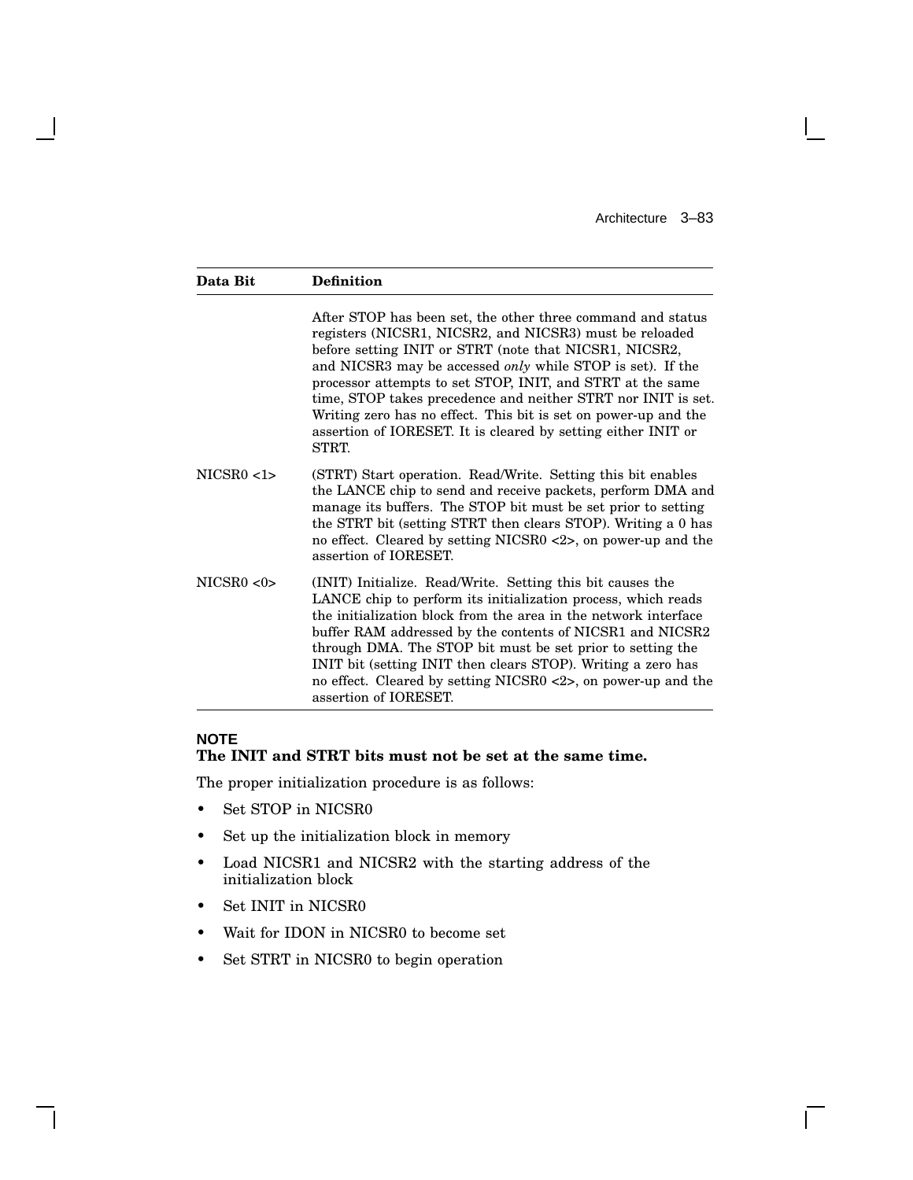| Data Bit | Definition |
| --- | --- |
| | After STOP has been set, the other three command and status registers (NICSR1, NICSR2, and NICSR3) must be reloaded before setting INIT or STRT (note that NICSR1, NICSR2, and NICSR3 may be accessed *only* while STOP is set). If the processor attempts to set STOP, INIT, and STRT at the same time, STOP takes precedence and neither STRT nor INIT is set. Writing zero has no effect. This bit is set on power-up and the assertion of IORESET. It is cleared by setting either INIT or STRT. |
| NICSR0 <1> | (STRT) Start operation. Read/Write. Setting this bit enables the LANCE chip to send and receive packets, perform DMA and manage its buffers. The STOP bit must be set prior to setting the STRT bit (setting STRT then clears STOP). Writing a 0 has no effect. Cleared by setting NICSR0 <2>, on power-up and the assertion of IORESET. |
| NICSR0 <0> | (INIT) Initialize. Read/Write. Setting this bit causes the LANCE chip to perform its initialization process, which reads the initialization block from the area in the network interface buffer RAM addressed by the contents of NICSR1 and NICSR2 through DMA. The STOP bit must be set prior to setting the INIT bit (setting INIT then clears STOP). Writing a zero has no effect. Cleared by setting NICSR0 <2>, on power-up and the assertion of IORESET. |

**NOTE**
**The INIT and STRT bits must not be set at the same time.**

The proper initialization procedure is as follows:

- Set STOP in NICSR0
- Set up the initialization block in memory
- Load NICSR1 and NICSR2 with the starting address of the initialization block
- Set INIT in NICSR0
- Wait for IDON in NICSR0 to become set
- Set STRT in NICSR0 to begin operation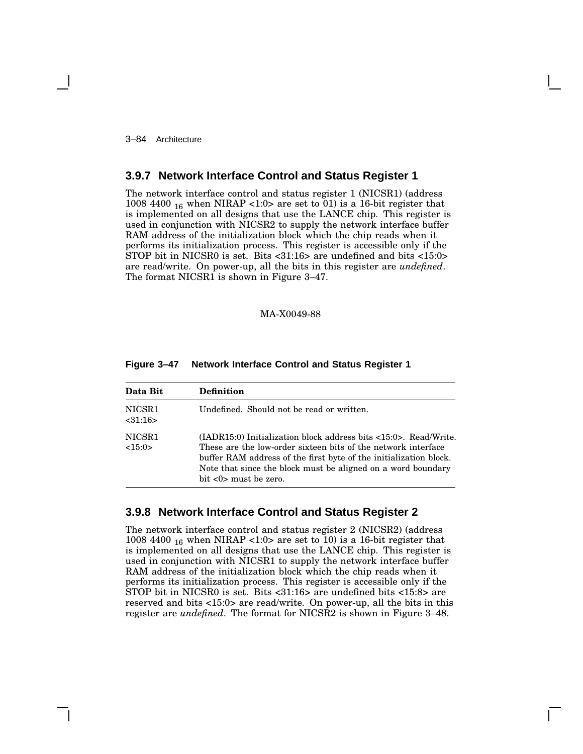### 3.9.7 Network Interface Control and Status Register 1

The network interface control and status register 1 (NICSR1) (address 1008 4400 $_{16}$ when NIRAP <1:0> are set to 01) is a 16-bit register that is implemented on all designs that use the LANCE chip. This register is used in conjunction with NICSR2 to supply the network interface buffer RAM address of the initialization block which the chip reads when it performs its initialization process. This register is accessible only if the STOP bit in NICSR0 is set. Bits <31:16> are undefined and bits <15:0> are read/write. On power-up, all the bits in this register are *undefined*. The format NICSR1 is shown in Figure 3–47.

MA-X0049-88

**Figure 3–47 Network Interface Control and Status Register 1**

| Data Bit | Definition |
|---|---|
| NICSR1 <31:16> | Undefined. Should not be read or written. |
| NICSR1 <15:0> | (IADR15:0) Initialization block address bits <15:0>. Read/Write. These are the low-order sixteen bits of the network interface buffer RAM address of the first byte of the initialization block. Note that since the block must be aligned on a word boundary bit <0> must be zero. |

### 3.9.8 Network Interface Control and Status Register 2

The network interface control and status register 2 (NICSR2) (address 1008 4400 $_{16}$ when NIRAP <1:0> are set to 10) is a 16-bit register that is implemented on all designs that use the LANCE chip. This register is used in conjunction with NICSR1 to supply the network interface buffer RAM address of the initialization block which the chip reads when it performs its initialization process. This register is accessible only if the STOP bit in NICSR0 is set. Bits <31:16> are undefined bits <15:8> are reserved and bits <15:0> are read/write. On power-up, all the bits in this register are *undefined*. The format for NICSR2 is shown in Figure 3–48.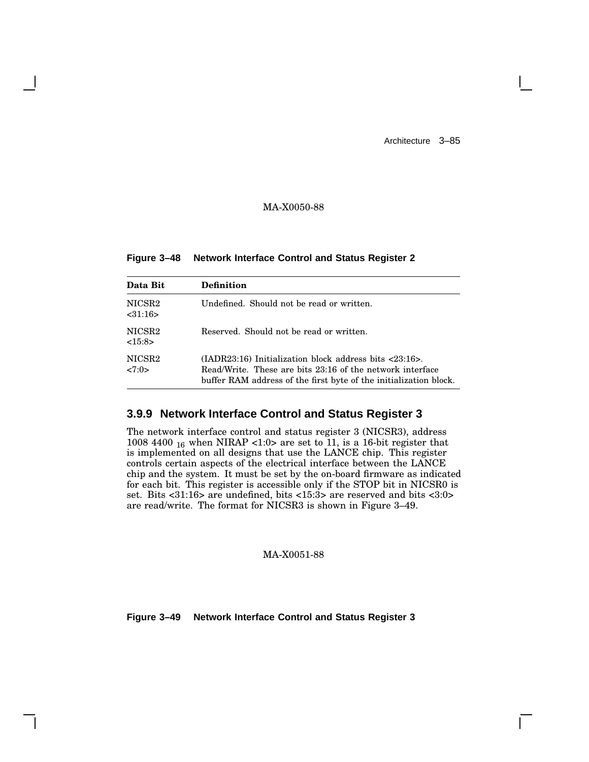MA-X0050-88

**Figure 3–48 Network Interface Control and Status Register 2**

| Data Bit | Definition |
|---|---|
| NICSR2 <31:16> | Undefined. Should not be read or written. |
| NICSR2 <15:8> | Reserved. Should not be read or written. |
| NICSR2 <7:0> | (IADR23:16) Initialization block address bits <23:16>. Read/Write. These are bits 23:16 of the network interface buffer RAM address of the first byte of the initialization block. |

### 3.9.9 Network Interface Control and Status Register 3

The network interface control and status register 3 (NICSR3), address 1008 4400 $_{16}$ when NIRAP <1:0> are set to 11, is a 16-bit register that is implemented on all designs that use the LANCE chip. This register controls certain aspects of the electrical interface between the LANCE chip and the system. It must be set by the on-board firmware as indicated for each bit. This register is accessible only if the STOP bit in NICSR0 is set. Bits <31:16> are undefined, bits <15:3> are reserved and bits <3:0> are read/write. The format for NICSR3 is shown in Figure 3–49.

MA-X0051-88

**Figure 3–49 Network Interface Control and Status Register 3**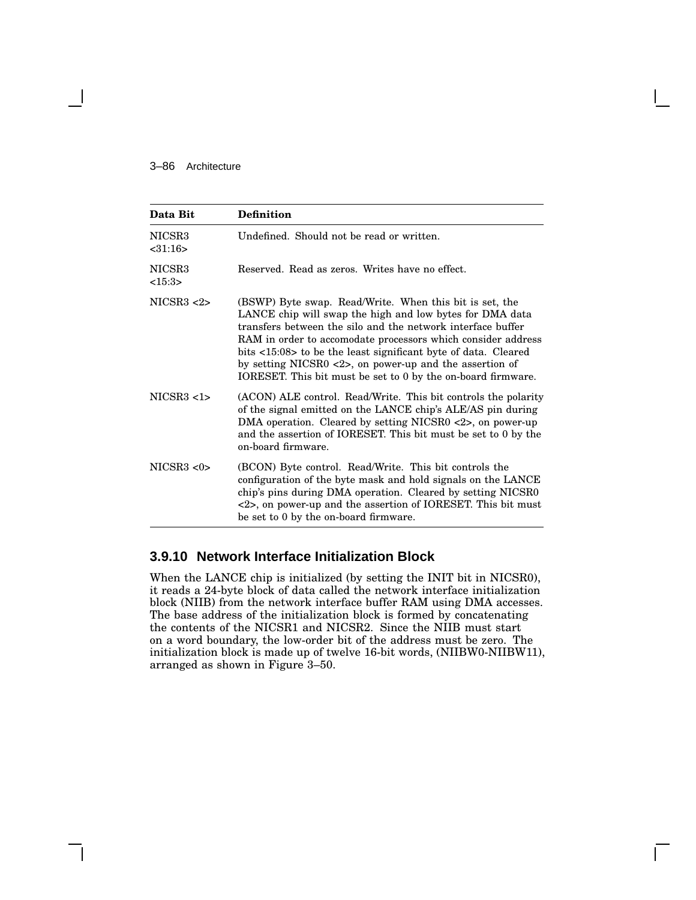| Data Bit | Definition |
|---|---|
| NICSR3 <31:16> | Undefined. Should not be read or written. |
| NICSR3 <15:3> | Reserved. Read as zeros. Writes have no effect. |
| NICSR3 <2> | (BSWP) Byte swap. Read/Write. When this bit is set, the LANCE chip will swap the high and low bytes for DMA data transfers between the silo and the network interface buffer RAM in order to accomodate processors which consider address bits <15:08> to be the least significant byte of data. Cleared by setting NICSR0 <2>, on power-up and the assertion of IORESET. This bit must be set to 0 by the on-board firmware. |
| NICSR3 <1> | (ACON) ALE control. Read/Write. This bit controls the polarity of the signal emitted on the LANCE chip's ALE/AS pin during DMA operation. Cleared by setting NICSR0 <2>, on power-up and the assertion of IORESET. This bit must be set to 0 by the on-board firmware. |
| NICSR3 <0> | (BCON) Byte control. Read/Write. This bit controls the configuration of the byte mask and hold signals on the LANCE chip's pins during DMA operation. Cleared by setting NICSR0 <2>, on power-up and the assertion of IORESET. This bit must be set to 0 by the on-board firmware. |

### 3.9.10 Network Interface Initialization Block

When the LANCE chip is initialized (by setting the INIT bit in NICSR0), it reads a 24-byte block of data called the network interface initialization block (NIIB) from the network interface buffer RAM using DMA accesses. The base address of the initialization block is formed by concatenating the contents of the NICSR1 and NICSR2. Since the NIIB must start on a word boundary, the low-order bit of the address must be zero. The initialization block is made up of twelve 16-bit words, (NIIBW0-NIIBW11), arranged as shown in Figure 3–50.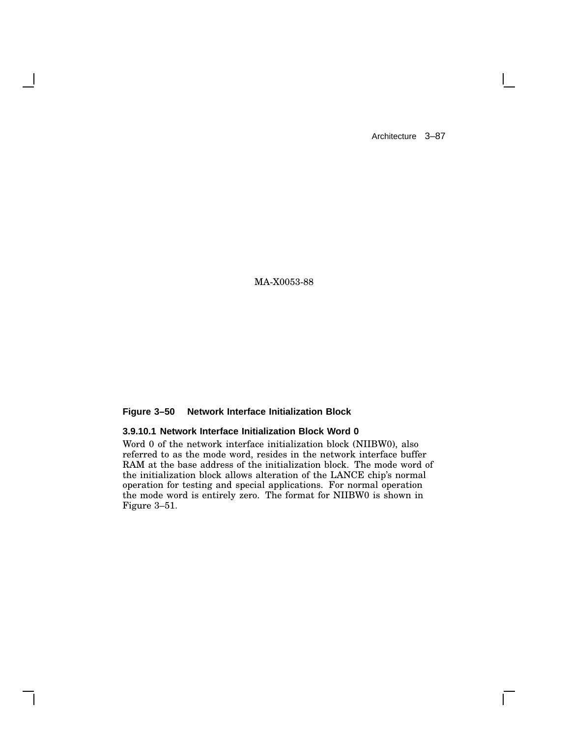MA-X0053-88

**Figure 3–50 Network Interface Initialization Block**

#### 3.9.10.1 Network Interface Initialization Block Word 0

Word 0 of the network interface initialization block (NIIBW0), also referred to as the mode word, resides in the network interface buffer RAM at the base address of the initialization block. The mode word of the initialization block allows alteration of the LANCE chip's normal operation for testing and special applications. For normal operation the mode word is entirely zero. The format for NIIBW0 is shown in Figure 3–51.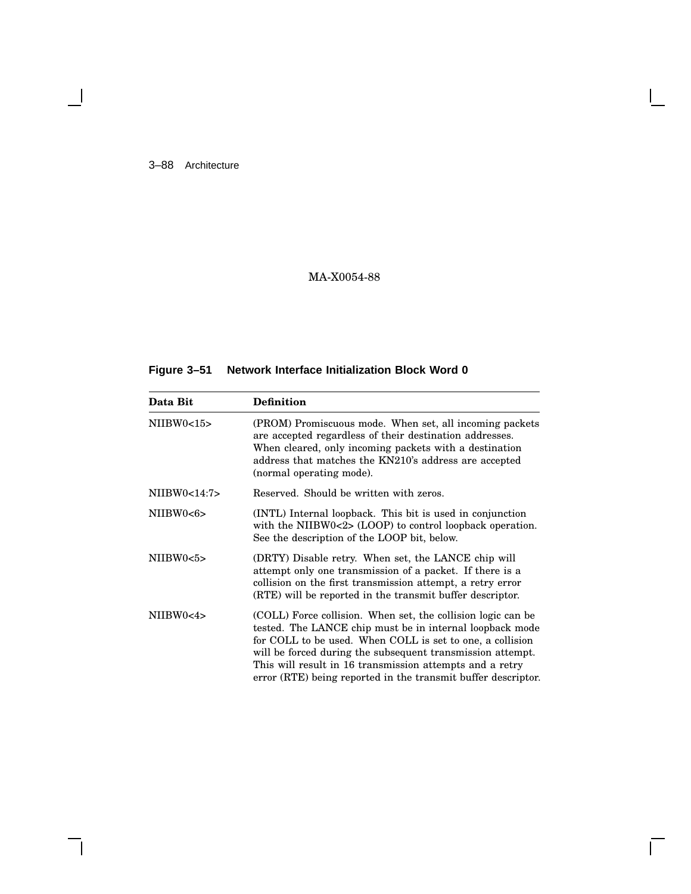MA-X0054-88

**Figure 3–51 Network Interface Initialization Block Word 0**

| Data Bit | Definition |
|---|---|
| NIIBW0<15> | (PROM) Promiscuous mode. When set, all incoming packets are accepted regardless of their destination addresses. When cleared, only incoming packets with a destination address that matches the KN210's address are accepted (normal operating mode). |
| NIIBW0<14:7> | Reserved. Should be written with zeros. |
| NIIBW0<6> | (INTL) Internal loopback. This bit is used in conjunction with the NIIBW0<2> (LOOP) to control loopback operation. See the description of the LOOP bit, below. |
| NIIBW0<5> | (DRTY) Disable retry. When set, the LANCE chip will attempt only one transmission of a packet. If there is a collision on the first transmission attempt, a retry error (RTE) will be reported in the transmit buffer descriptor. |
| NIIBW0<4> | (COLL) Force collision. When set, the collision logic can be tested. The LANCE chip must be in internal loopback mode for COLL to be used. When COLL is set to one, a collision will be forced during the subsequent transmission attempt. This will result in 16 transmission attempts and a retry error (RTE) being reported in the transmit buffer descriptor. |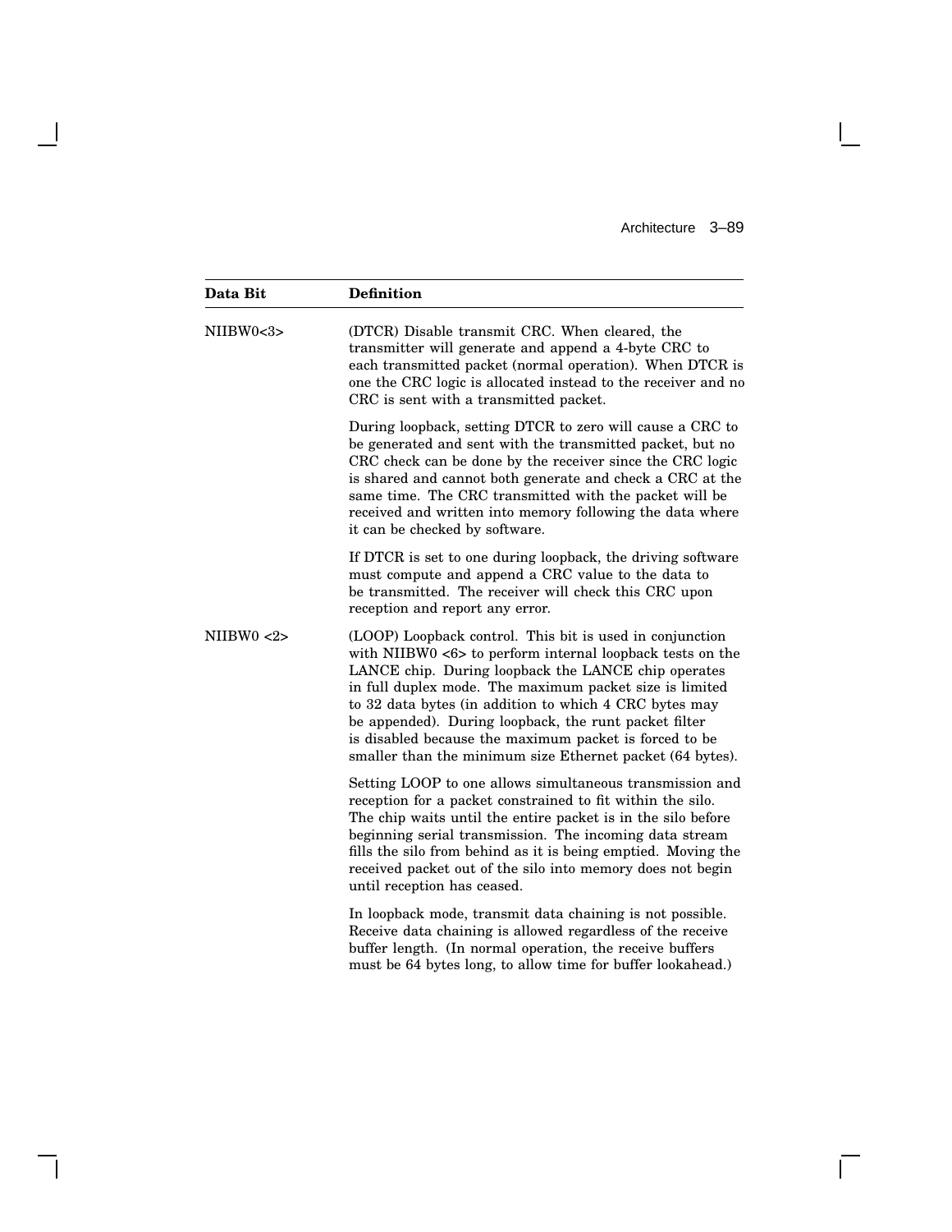| Data Bit | Definition |
|---|---|
| NIIBW0<3> | (DTCR) Disable transmit CRC. When cleared, the transmitter will generate and append a 4-byte CRC to each transmitted packet (normal operation). When DTCR is one the CRC logic is allocated instead to the receiver and no CRC is sent with a transmitted packet.<br><br>During loopback, setting DTCR to zero will cause a CRC to be generated and sent with the transmitted packet, but no CRC check can be done by the receiver since the CRC logic is shared and cannot both generate and check a CRC at the same time. The CRC transmitted with the packet will be received and written into memory following the data where it can be checked by software.<br><br>If DTCR is set to one during loopback, the driving software must compute and append a CRC value to the data to be transmitted. The receiver will check this CRC upon reception and report any error. |
| NIIBW0 <2> | (LOOP) Loopback control. This bit is used in conjunction with NIIBW0 <6> to perform internal loopback tests on the LANCE chip. During loopback the LANCE chip operates in full duplex mode. The maximum packet size is limited to 32 data bytes (in addition to which 4 CRC bytes may be appended). During loopback, the runt packet filter is disabled because the maximum packet is forced to be smaller than the minimum size Ethernet packet (64 bytes).<br><br>Setting LOOP to one allows simultaneous transmission and reception for a packet constrained to fit within the silo. The chip waits until the entire packet is in the silo before beginning serial transmission. The incoming data stream fills the silo from behind as it is being emptied. Moving the received packet out of the silo into memory does not begin until reception has ceased.<br><br>In loopback mode, transmit data chaining is not possible. Receive data chaining is allowed regardless of the receive buffer length. (In normal operation, the receive buffers must be 64 bytes long, to allow time for buffer lookahead.) |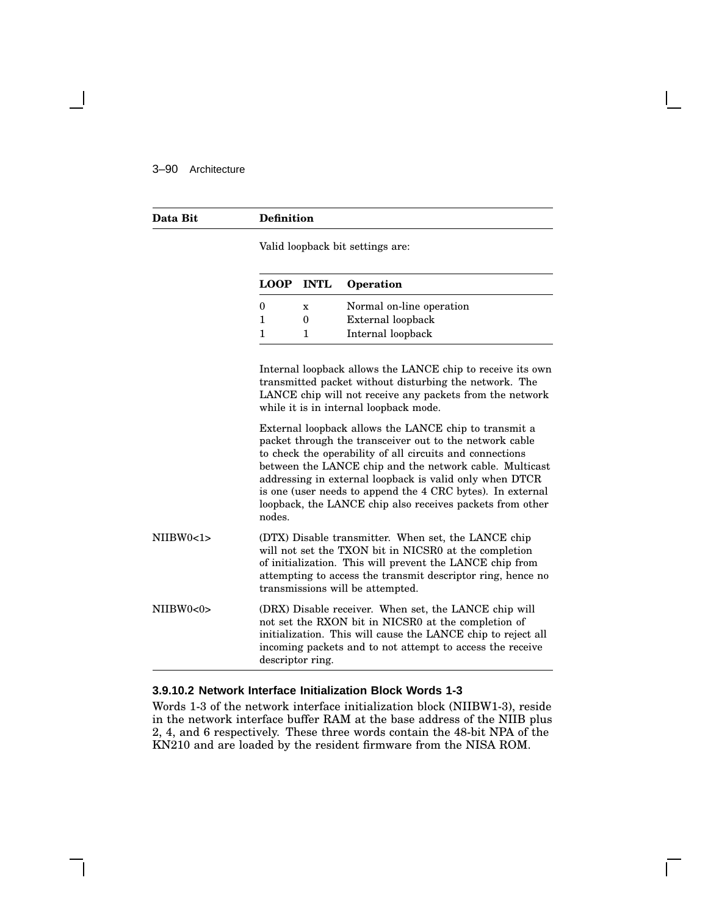| Data Bit | Definition |
|---|---|
| | Valid loopback bit settings are:<br><br>LOOP / INTL / Operation<br>0 / x / Normal on-line operation<br>1 / 0 / External loopback<br>1 / 1 / Internal loopback<br><br>Internal loopback allows the LANCE chip to receive its own transmitted packet without disturbing the network. The LANCE chip will not receive any packets from the network while it is in internal loopback mode.<br><br>External loopback allows the LANCE chip to transmit a packet through the transceiver out to the network cable to check the operability of all circuits and connections between the LANCE chip and the network cable. Multicast addressing in external loopback is valid only when DTCR is one (user needs to append the 4 CRC bytes). In external loopback, the LANCE chip also receives packets from other nodes. |
| NIIBW0<1> | (DTX) Disable transmitter. When set, the LANCE chip will not set the TXON bit in NICSR0 at the completion of initialization. This will prevent the LANCE chip from attempting to access the transmit descriptor ring, hence no transmissions will be attempted. |
| NIIBW0<0> | (DRX) Disable receiver. When set, the LANCE chip will not set the RXON bit in NICSR0 at the completion of initialization. This will cause the LANCE chip to reject all incoming packets and to not attempt to access the receive descriptor ring. |

#### 3.9.10.2 Network Interface Initialization Block Words 1-3

Words 1-3 of the network interface initialization block (NIIBW1-3), reside in the network interface buffer RAM at the base address of the NIIB plus 2, 4, and 6 respectively. These three words contain the 48-bit NPA of the KN210 and are loaded by the resident firmware from the NISA ROM.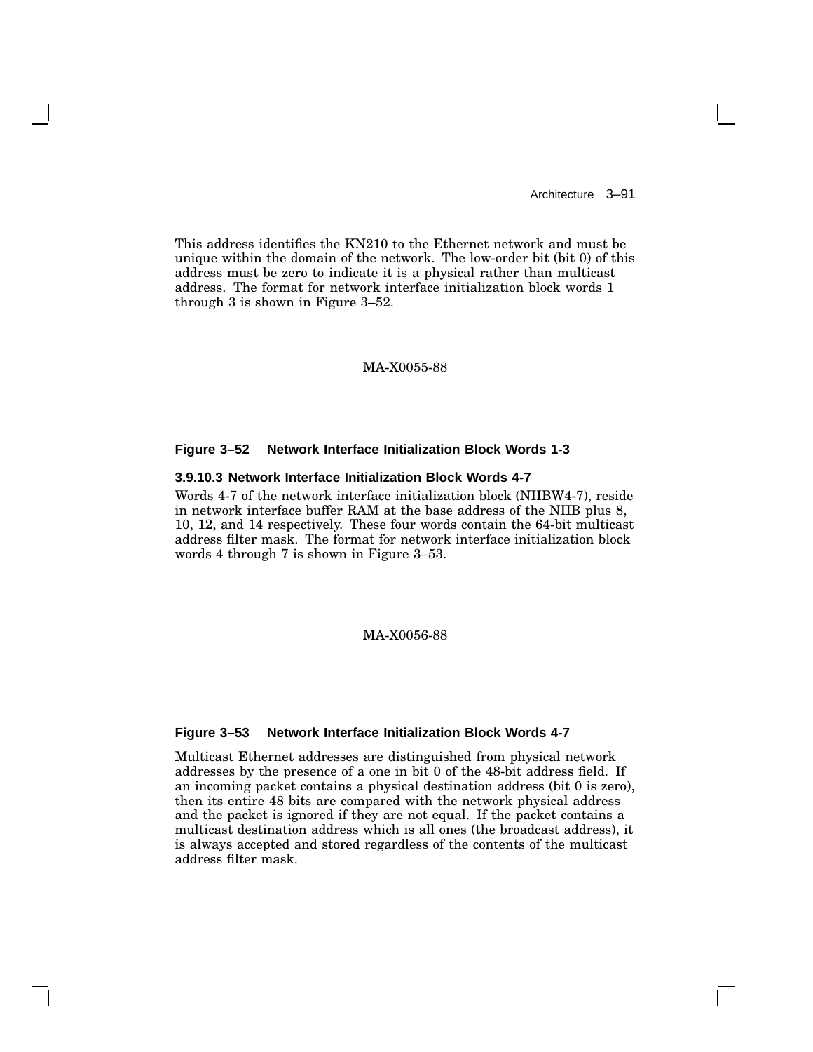This address identifies the KN210 to the Ethernet network and must be unique within the domain of the network. The low-order bit (bit 0) of this address must be zero to indicate it is a physical rather than multicast address. The format for network interface initialization block words 1 through 3 is shown in Figure 3–52.

MA-X0055-88

**Figure 3–52 Network Interface Initialization Block Words 1-3**

### 3.9.10.3 Network Interface Initialization Block Words 4-7

Words 4-7 of the network interface initialization block (NIIBW4-7), reside in network interface buffer RAM at the base address of the NIIB plus 8, 10, 12, and 14 respectively. These four words contain the 64-bit multicast address filter mask. The format for network interface initialization block words 4 through 7 is shown in Figure 3–53.

MA-X0056-88

**Figure 3–53 Network Interface Initialization Block Words 4-7**

Multicast Ethernet addresses are distinguished from physical network addresses by the presence of a one in bit 0 of the 48-bit address field. If an incoming packet contains a physical destination address (bit 0 is zero), then its entire 48 bits are compared with the network physical address and the packet is ignored if they are not equal. If the packet contains a multicast destination address which is all ones (the broadcast address), it is always accepted and stored regardless of the contents of the multicast address filter mask.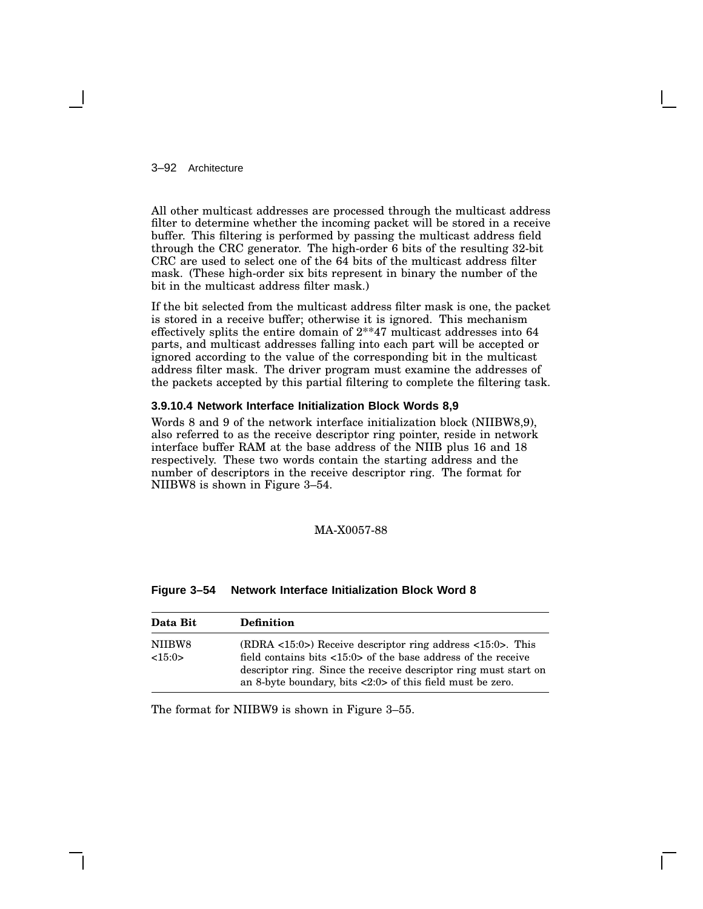All other multicast addresses are processed through the multicast address filter to determine whether the incoming packet will be stored in a receive buffer. This filtering is performed by passing the multicast address field through the CRC generator. The high-order 6 bits of the resulting 32-bit CRC are used to select one of the 64 bits of the multicast address filter mask. (These high-order six bits represent in binary the number of the bit in the multicast address filter mask.)

If the bit selected from the multicast address filter mask is one, the packet is stored in a receive buffer; otherwise it is ignored. This mechanism effectively splits the entire domain of 2**47 multicast addresses into 64 parts, and multicast addresses falling into each part will be accepted or ignored according to the value of the corresponding bit in the multicast address filter mask. The driver program must examine the addresses of the packets accepted by this partial filtering to complete the filtering task.

#### 3.9.10.4 Network Interface Initialization Block Words 8,9

Words 8 and 9 of the network interface initialization block (NIIBW8,9), also referred to as the receive descriptor ring pointer, reside in network interface buffer RAM at the base address of the NIIB plus 16 and 18 respectively. These two words contain the starting address and the number of descriptors in the receive descriptor ring. The format for NIIBW8 is shown in Figure 3–54.

MA-X0057-88

**Figure 3–54 Network Interface Initialization Block Word 8**

| Data Bit | Definition |
|---|---|
| NIIBW8 <15:0> | (RDRA <15:0>) Receive descriptor ring address <15:0>. This field contains bits <15:0> of the base address of the receive descriptor ring. Since the receive descriptor ring must start on an 8-byte boundary, bits <2:0> of this field must be zero. |

The format for NIIBW9 is shown in Figure 3–55.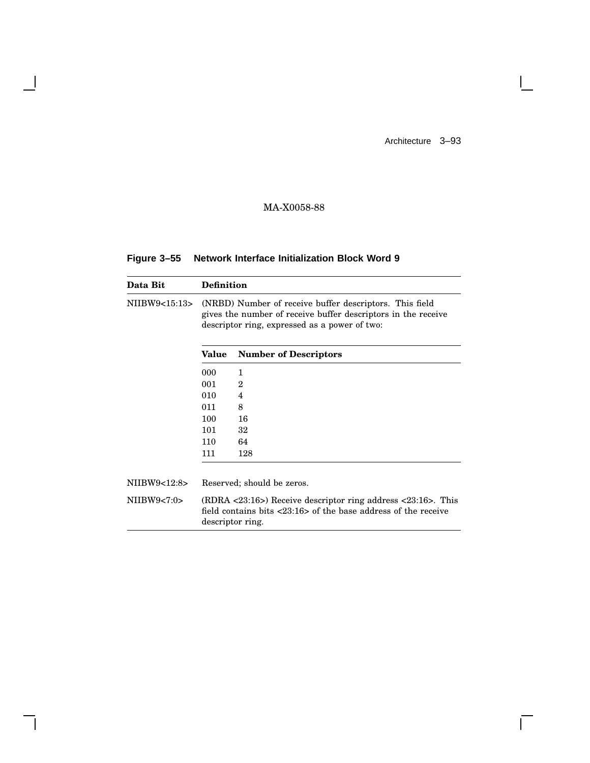MA-X0058-88

**Figure 3–55 Network Interface Initialization Block Word 9**

| Data Bit | Definition |
|---|---|
| NIIBW9<15:13> | (NRBD) Number of receive buffer descriptors. This field gives the number of receive buffer descriptors in the receive descriptor ring, expressed as a power of two: |

| Value | Number of Descriptors |
|---|---|
| 000 | 1 |
| 001 | 2 |
| 010 | 4 |
| 011 | 8 |
| 100 | 16 |
| 101 | 32 |
| 110 | 64 |
| 111 | 128 |

| Data Bit | Definition |
|---|---|
| NIIBW9<12:8> | Reserved; should be zeros. |
| NIIBW9<7:0> | (RDRA <23:16>) Receive descriptor ring address <23:16>. This field contains bits <23:16> of the base address of the receive descriptor ring. |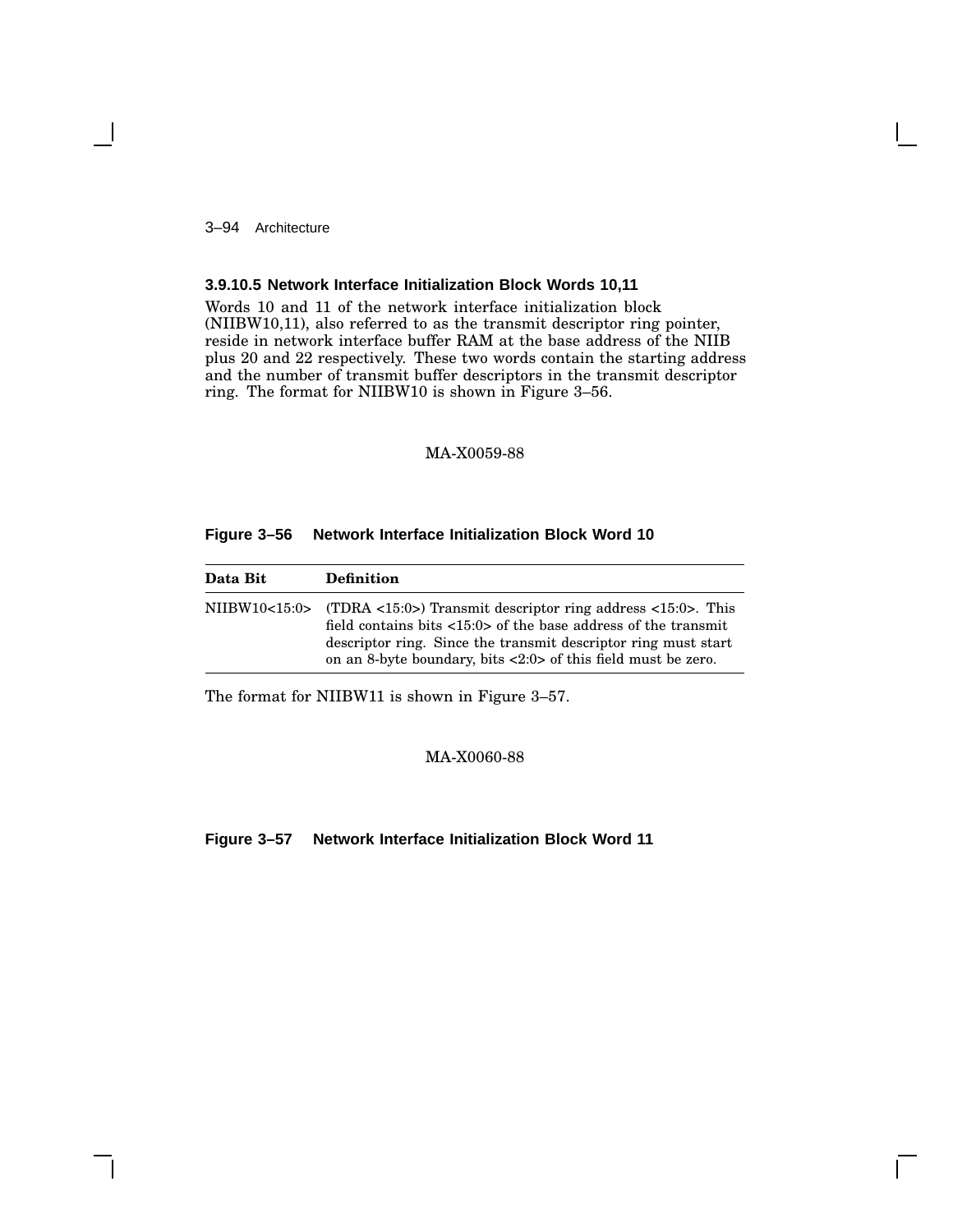### 3.9.10.5 Network Interface Initialization Block Words 10,11

Words 10 and 11 of the network interface initialization block (NIIBW10,11), also referred to as the transmit descriptor ring pointer, reside in network interface buffer RAM at the base address of the NIIB plus 20 and 22 respectively. These two words contain the starting address and the number of transmit buffer descriptors in the transmit descriptor ring. The format for NIIBW10 is shown in Figure 3–56.

MA-X0059-88

**Figure 3–56 Network Interface Initialization Block Word 10**

| Data Bit | Definition |
|---|---|
| NIIBW10<15:0> | (TDRA <15:0>) Transmit descriptor ring address <15:0>. This field contains bits <15:0> of the base address of the transmit descriptor ring. Since the transmit descriptor ring must start on an 8-byte boundary, bits <2:0> of this field must be zero. |

The format for NIIBW11 is shown in Figure 3–57.

MA-X0060-88

**Figure 3–57 Network Interface Initialization Block Word 11**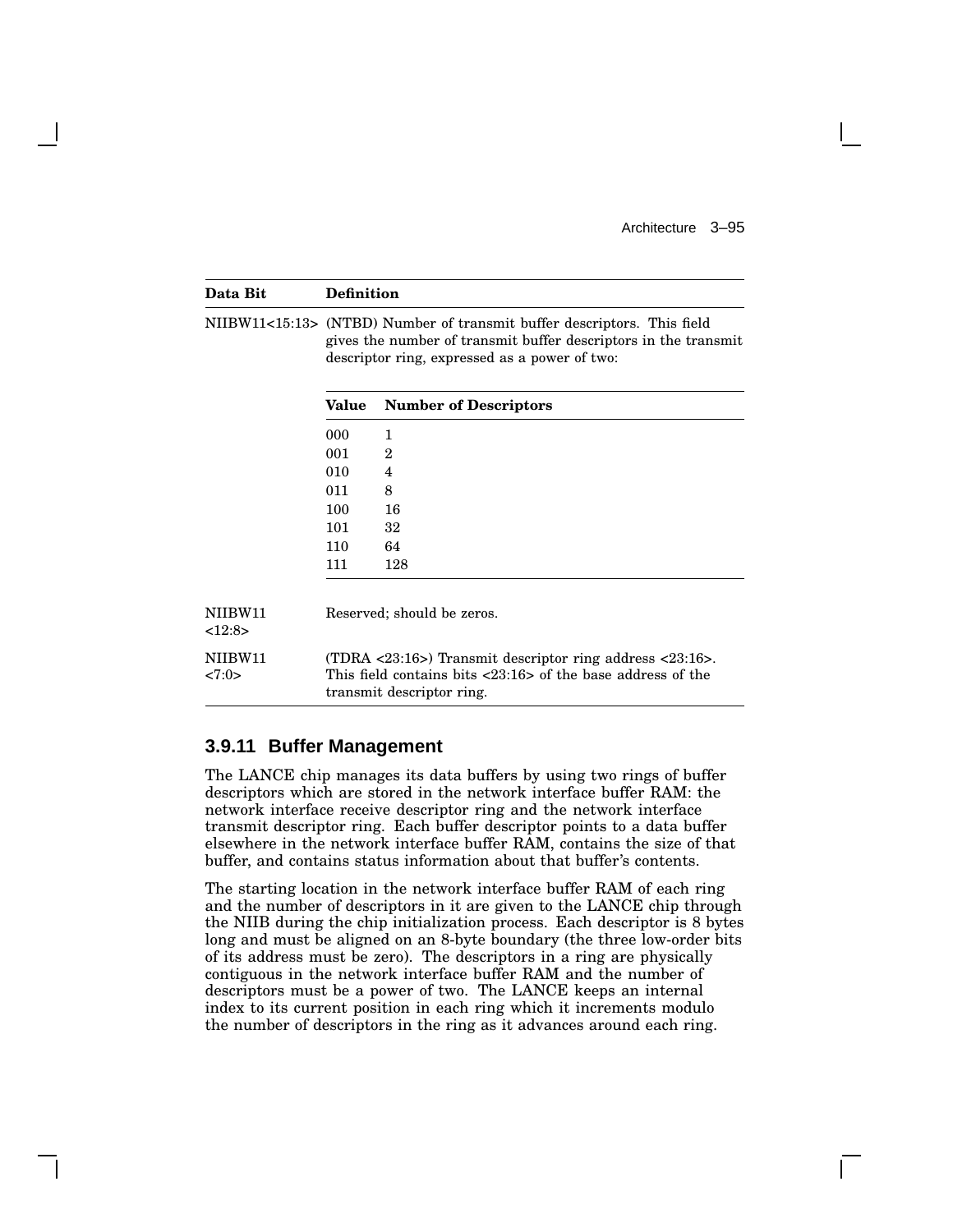| Data Bit | Definition |
|---|---|
| NIIBW11<15:13> | (NTBD) Number of transmit buffer descriptors. This field gives the number of transmit buffer descriptors in the transmit descriptor ring, expressed as a power of two: |

| Value | Number of Descriptors |
|---|---|
| 000 | 1 |
| 001 | 2 |
| 010 | 4 |
| 011 | 8 |
| 100 | 16 |
| 101 | 32 |
| 110 | 64 |
| 111 | 128 |

| Data Bit | Definition |
|---|---|
| NIIBW11 <12:8> | Reserved; should be zeros. |
| NIIBW11 <7:0> | (TDRA <23:16>) Transmit descriptor ring address <23:16>. This field contains bits <23:16> of the base address of the transmit descriptor ring. |

### 3.9.11 Buffer Management

The LANCE chip manages its data buffers by using two rings of buffer descriptors which are stored in the network interface buffer RAM: the network interface receive descriptor ring and the network interface transmit descriptor ring. Each buffer descriptor points to a data buffer elsewhere in the network interface buffer RAM, contains the size of that buffer, and contains status information about that buffer's contents.

The starting location in the network interface buffer RAM of each ring and the number of descriptors in it are given to the LANCE chip through the NIIB during the chip initialization process. Each descriptor is 8 bytes long and must be aligned on an 8-byte boundary (the three low-order bits of its address must be zero). The descriptors in a ring are physically contiguous in the network interface buffer RAM and the number of descriptors must be a power of two. The LANCE keeps an internal index to its current position in each ring which it increments modulo the number of descriptors in the ring as it advances around each ring.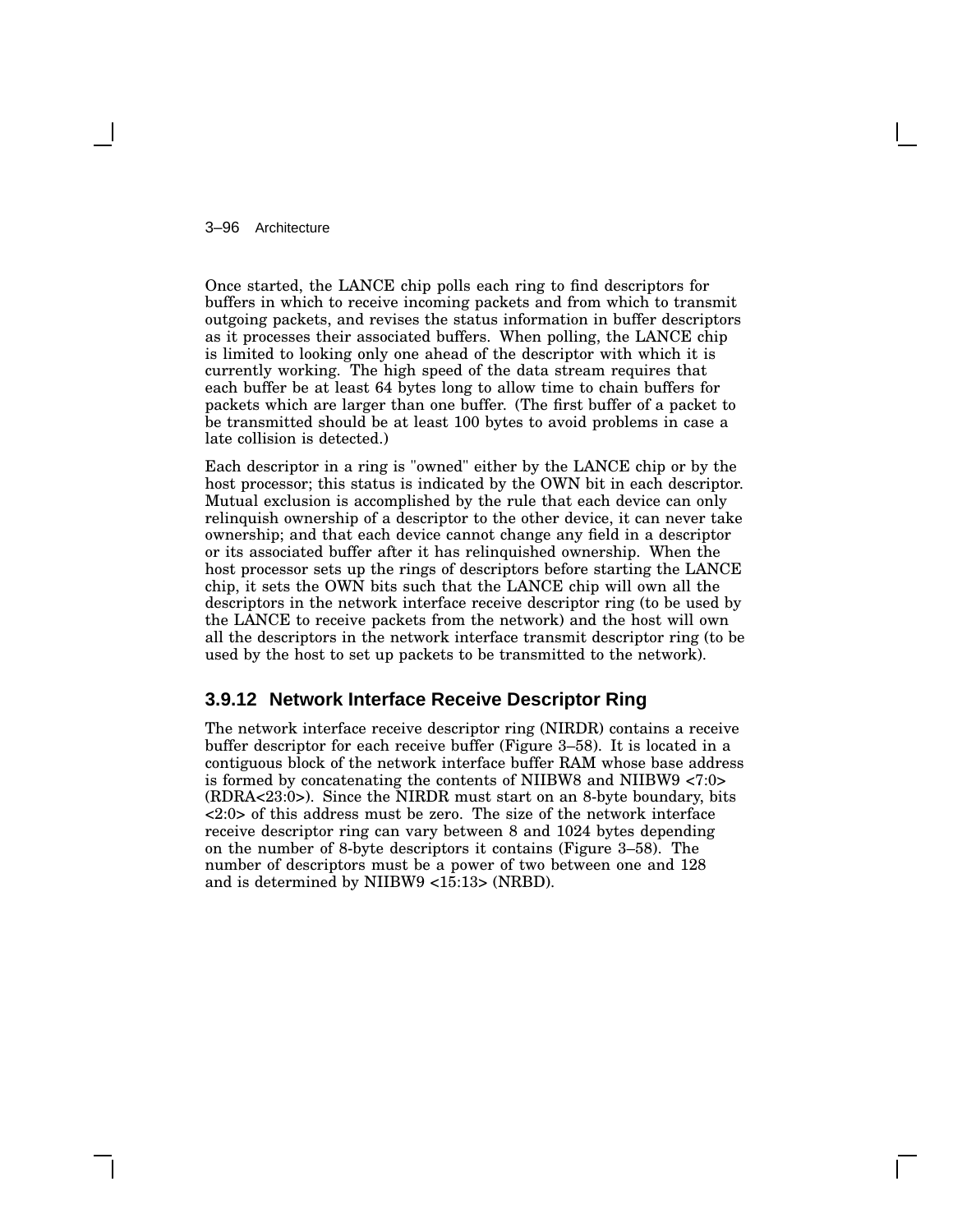Once started, the LANCE chip polls each ring to find descriptors for buffers in which to receive incoming packets and from which to transmit outgoing packets, and revises the status information in buffer descriptors as it processes their associated buffers. When polling, the LANCE chip is limited to looking only one ahead of the descriptor with which it is currently working. The high speed of the data stream requires that each buffer be at least 64 bytes long to allow time to chain buffers for packets which are larger than one buffer. (The first buffer of a packet to be transmitted should be at least 100 bytes to avoid problems in case a late collision is detected.)

Each descriptor in a ring is "owned" either by the LANCE chip or by the host processor; this status is indicated by the OWN bit in each descriptor. Mutual exclusion is accomplished by the rule that each device can only relinquish ownership of a descriptor to the other device, it can never take ownership; and that each device cannot change any field in a descriptor or its associated buffer after it has relinquished ownership. When the host processor sets up the rings of descriptors before starting the LANCE chip, it sets the OWN bits such that the LANCE chip will own all the descriptors in the network interface receive descriptor ring (to be used by the LANCE to receive packets from the network) and the host will own all the descriptors in the network interface transmit descriptor ring (to be used by the host to set up packets to be transmitted to the network).

### 3.9.12 Network Interface Receive Descriptor Ring

The network interface receive descriptor ring (NIRDR) contains a receive buffer descriptor for each receive buffer (Figure 3–58). It is located in a contiguous block of the network interface buffer RAM whose base address is formed by concatenating the contents of NIIBW8 and NIIBW9 <7:0> (RDRA<23:0>). Since the NIRDR must start on an 8-byte boundary, bits <2:0> of this address must be zero. The size of the network interface receive descriptor ring can vary between 8 and 1024 bytes depending on the number of 8-byte descriptors it contains (Figure 3–58). The number of descriptors must be a power of two between one and 128 and is determined by NIIBW9 <15:13> (NRBD).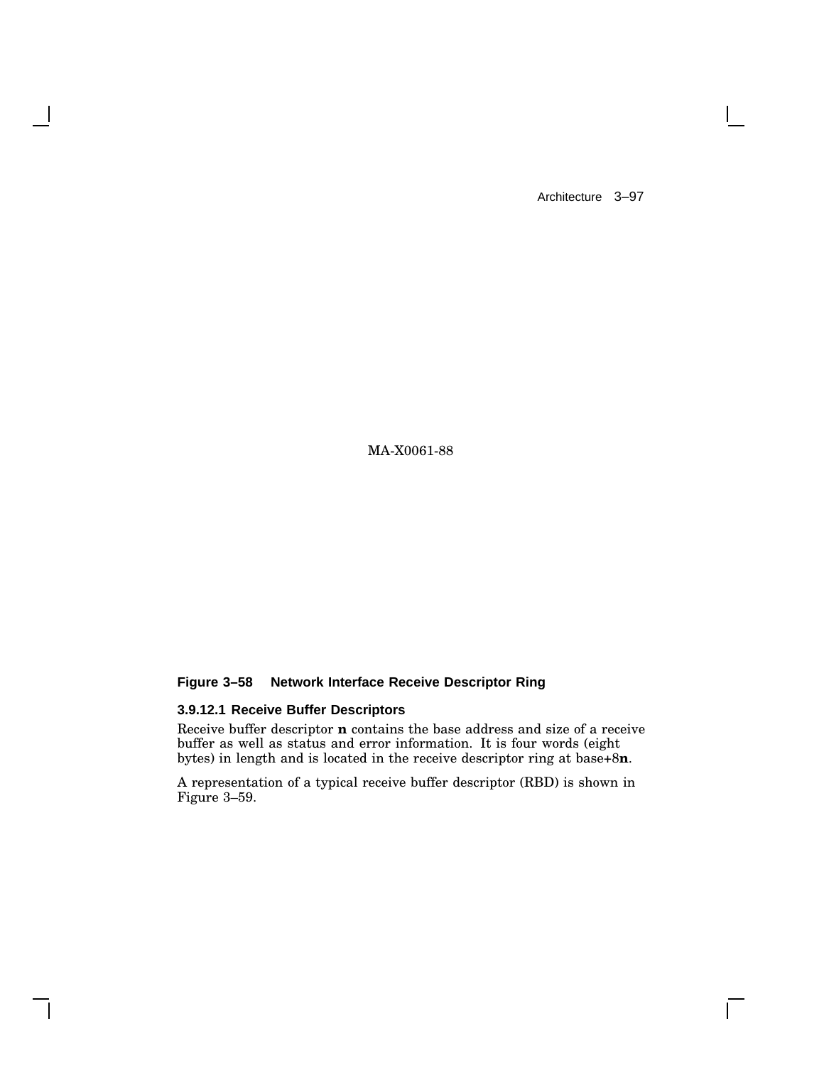MA-X0061-88

**Figure 3–58 Network Interface Receive Descriptor Ring**

#### 3.9.12.1 Receive Buffer Descriptors

Receive buffer descriptor **n** contains the base address and size of a receive buffer as well as status and error information. It is four words (eight bytes) in length and is located in the receive descriptor ring at base+8**n**.

A representation of a typical receive buffer descriptor (RBD) is shown in Figure 3–59.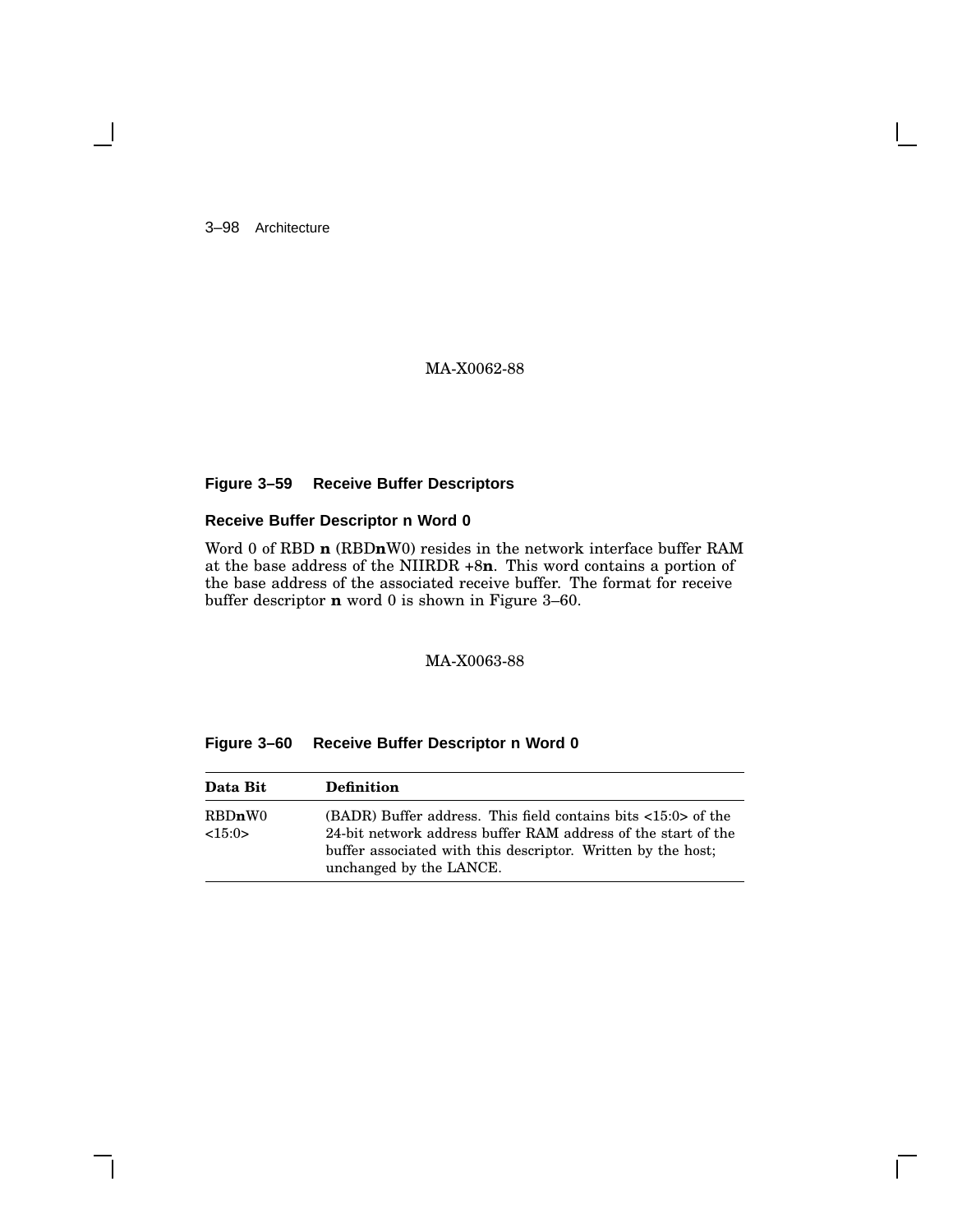MA-X0062-88

**Figure 3–59 Receive Buffer Descriptors**

### Receive Buffer Descriptor n Word 0

Word 0 of RBD **n** (RBD**n**W0) resides in the network interface buffer RAM at the base address of the NIIRDR +8**n**. This word contains a portion of the base address of the associated receive buffer. The format for receive buffer descriptor **n** word 0 is shown in Figure 3–60.

MA-X0063-88

**Figure 3–60 Receive Buffer Descriptor n Word 0**

| Data Bit | Definition |
|---|---|
| RBD**n**W0 <15:0> | (BADR) Buffer address. This field contains bits <15:0> of the 24-bit network address buffer RAM address of the start of the buffer associated with this descriptor. Written by the host; unchanged by the LANCE. |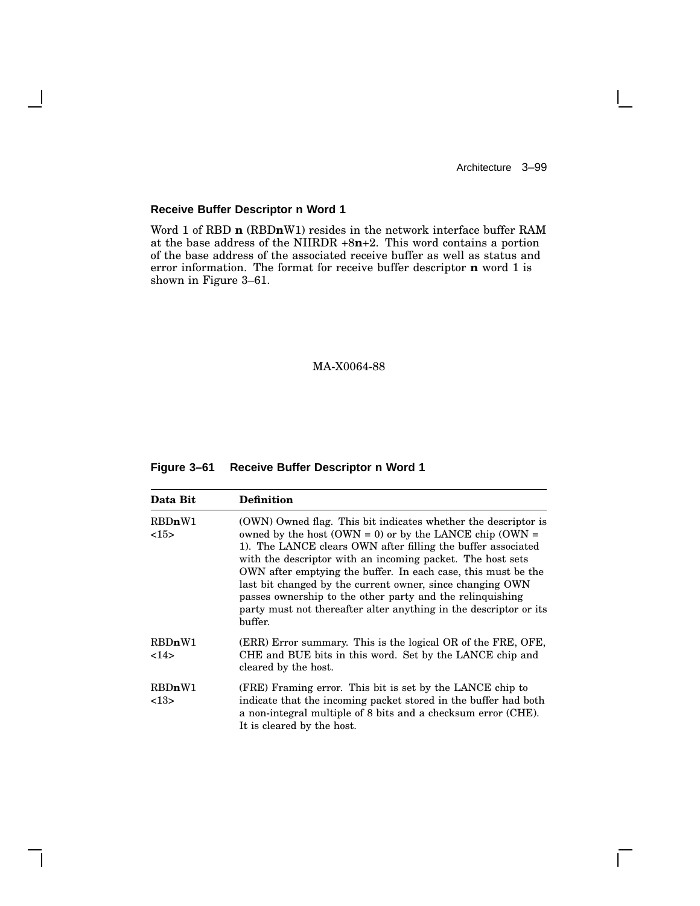### Receive Buffer Descriptor n Word 1

Word 1 of RBD **n** (RBD**n**W1) resides in the network interface buffer RAM at the base address of the NIIRDR +8**n**+2. This word contains a portion of the base address of the associated receive buffer as well as status and error information. The format for receive buffer descriptor **n** word 1 is shown in Figure 3–61.

MA-X0064-88

**Figure 3–61 Receive Buffer Descriptor n Word 1**

| Data Bit | Definition |
|---|---|
| RBD**n**W1 <15> | (OWN) Owned flag. This bit indicates whether the descriptor is owned by the host (OWN = 0) or by the LANCE chip (OWN = 1). The LANCE clears OWN after filling the buffer associated with the descriptor with an incoming packet. The host sets OWN after emptying the buffer. In each case, this must be the last bit changed by the current owner, since changing OWN passes ownership to the other party and the relinquishing party must not thereafter alter anything in the descriptor or its buffer. |
| RBD**n**W1 <14> | (ERR) Error summary. This is the logical OR of the FRE, OFE, CHE and BUE bits in this word. Set by the LANCE chip and cleared by the host. |
| RBD**n**W1 <13> | (FRE) Framing error. This bit is set by the LANCE chip to indicate that the incoming packet stored in the buffer had both a non-integral multiple of 8 bits and a checksum error (CHE). It is cleared by the host. |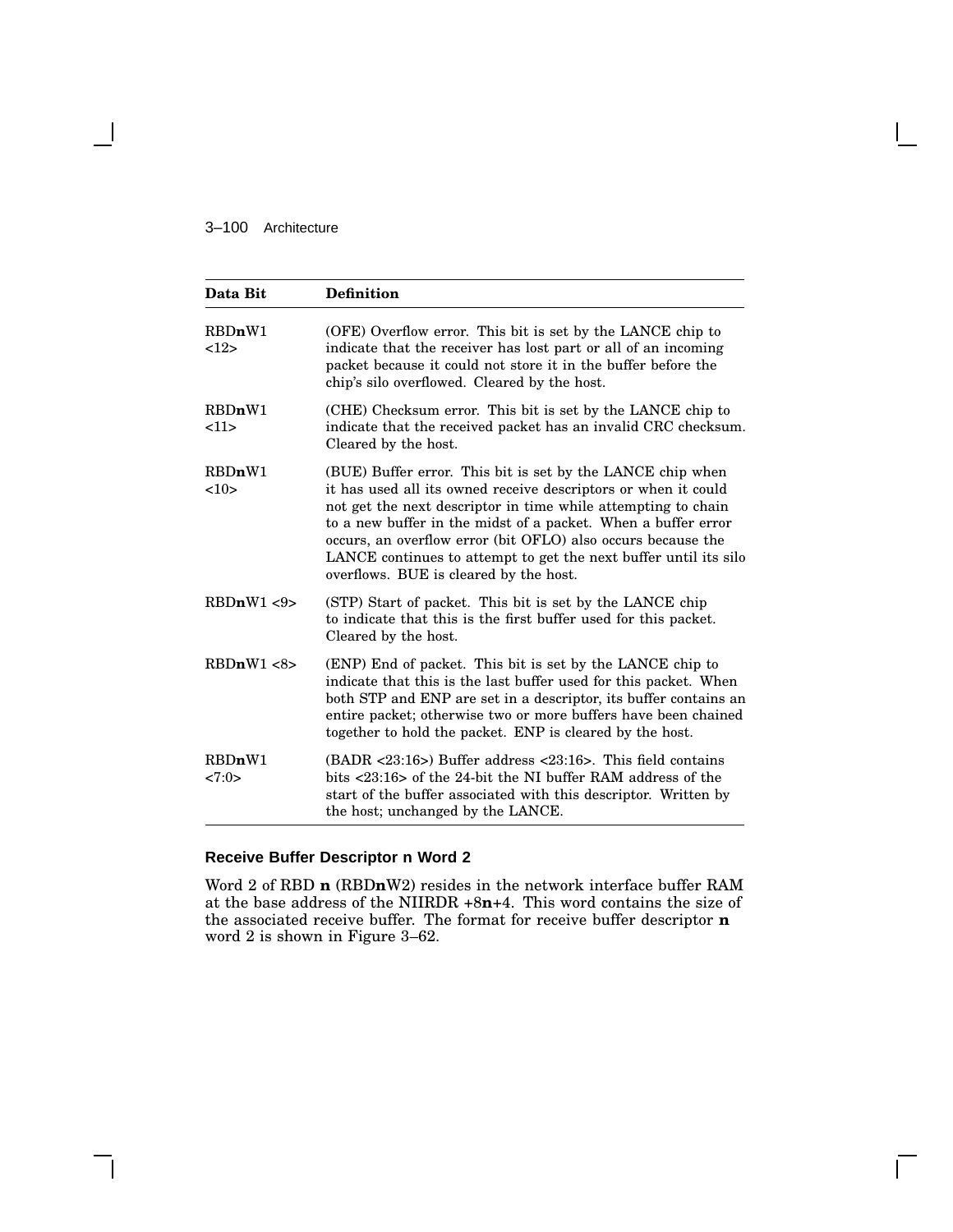| Data Bit | Definition |
| --- | --- |
| RBD**n**W1 <12> | (OFE) Overflow error. This bit is set by the LANCE chip to indicate that the receiver has lost part or all of an incoming packet because it could not store it in the buffer before the chip's silo overflowed. Cleared by the host. |
| RBD**n**W1 <11> | (CHE) Checksum error. This bit is set by the LANCE chip to indicate that the received packet has an invalid CRC checksum. Cleared by the host. |
| RBD**n**W1 <10> | (BUE) Buffer error. This bit is set by the LANCE chip when it has used all its owned receive descriptors or when it could not get the next descriptor in time while attempting to chain to a new buffer in the midst of a packet. When a buffer error occurs, an overflow error (bit OFLO) also occurs because the LANCE continues to attempt to get the next buffer until its silo overflows. BUE is cleared by the host. |
| RBD**n**W1 <9> | (STP) Start of packet. This bit is set by the LANCE chip to indicate that this is the first buffer used for this packet. Cleared by the host. |
| RBD**n**W1 <8> | (ENP) End of packet. This bit is set by the LANCE chip to indicate that this is the last buffer used for this packet. When both STP and ENP are set in a descriptor, its buffer contains an entire packet; otherwise two or more buffers have been chained together to hold the packet. ENP is cleared by the host. |
| RBD**n**W1 <7:0> | (BADR <23:16>) Buffer address <23:16>. This field contains bits <23:16> of the 24-bit the NI buffer RAM address of the start of the buffer associated with this descriptor. Written by the host; unchanged by the LANCE. |

### Receive Buffer Descriptor n Word 2

Word 2 of RBD **n** (RBD**n**W2) resides in the network interface buffer RAM at the base address of the NIIRDR +8**n**+4. This word contains the size of the associated receive buffer. The format for receive buffer descriptor **n** word 2 is shown in Figure 3–62.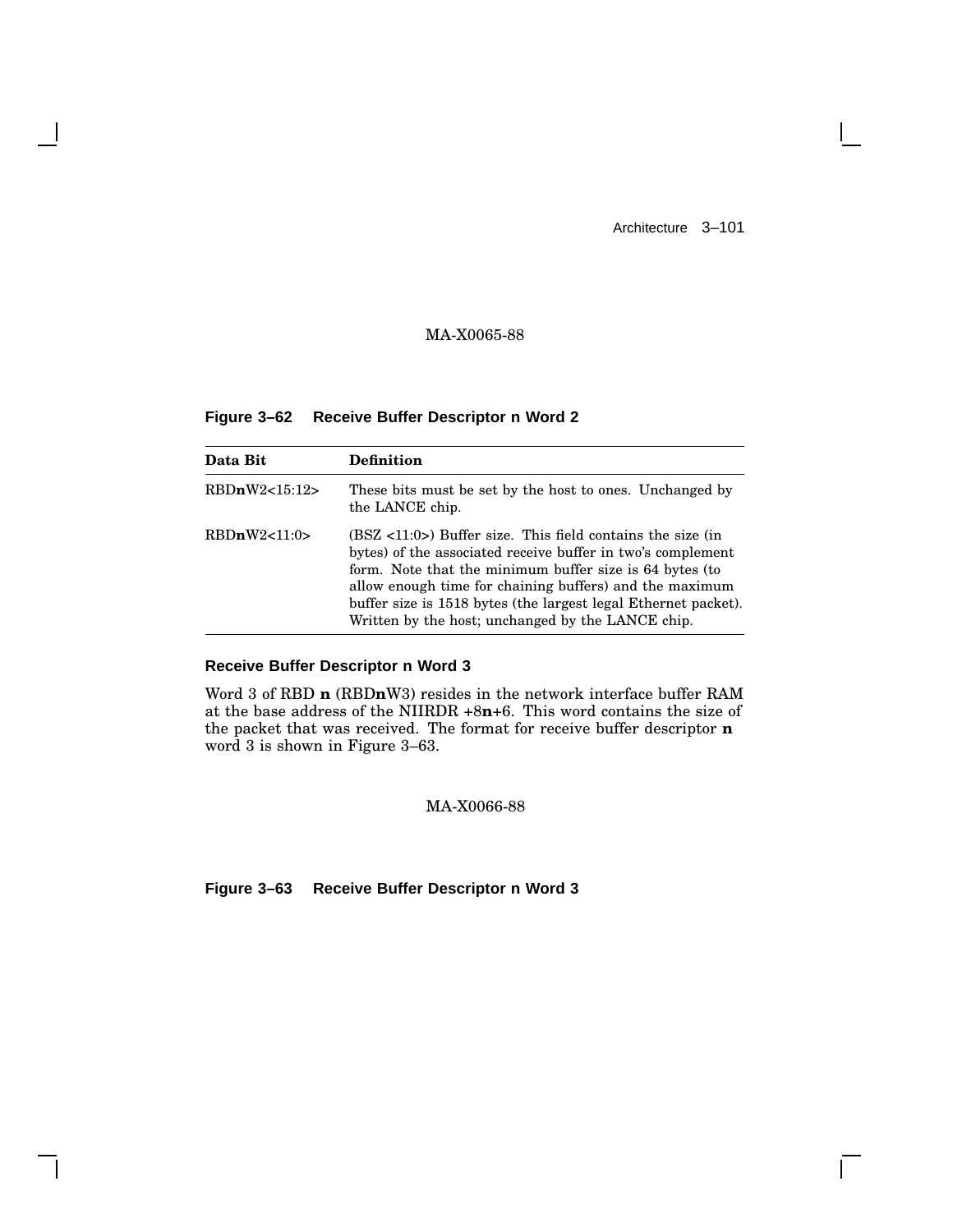MA-X0065-88

**Figure 3–62 Receive Buffer Descriptor n Word 2**

| Data Bit | Definition |
|---|---|
| RBD**n**W2<15:12> | These bits must be set by the host to ones. Unchanged by the LANCE chip. |
| RBD**n**W2<11:0> | (BSZ <11:0>) Buffer size. This field contains the size (in bytes) of the associated receive buffer in two's complement form. Note that the minimum buffer size is 64 bytes (to allow enough time for chaining buffers) and the maximum buffer size is 1518 bytes (the largest legal Ethernet packet). Written by the host; unchanged by the LANCE chip. |

### Receive Buffer Descriptor n Word 3

Word 3 of RBD **n** (RBD**n**W3) resides in the network interface buffer RAM at the base address of the NIIRDR +8**n**+6. This word contains the size of the packet that was received. The format for receive buffer descriptor **n** word 3 is shown in Figure 3–63.

MA-X0066-88

**Figure 3–63 Receive Buffer Descriptor n Word 3**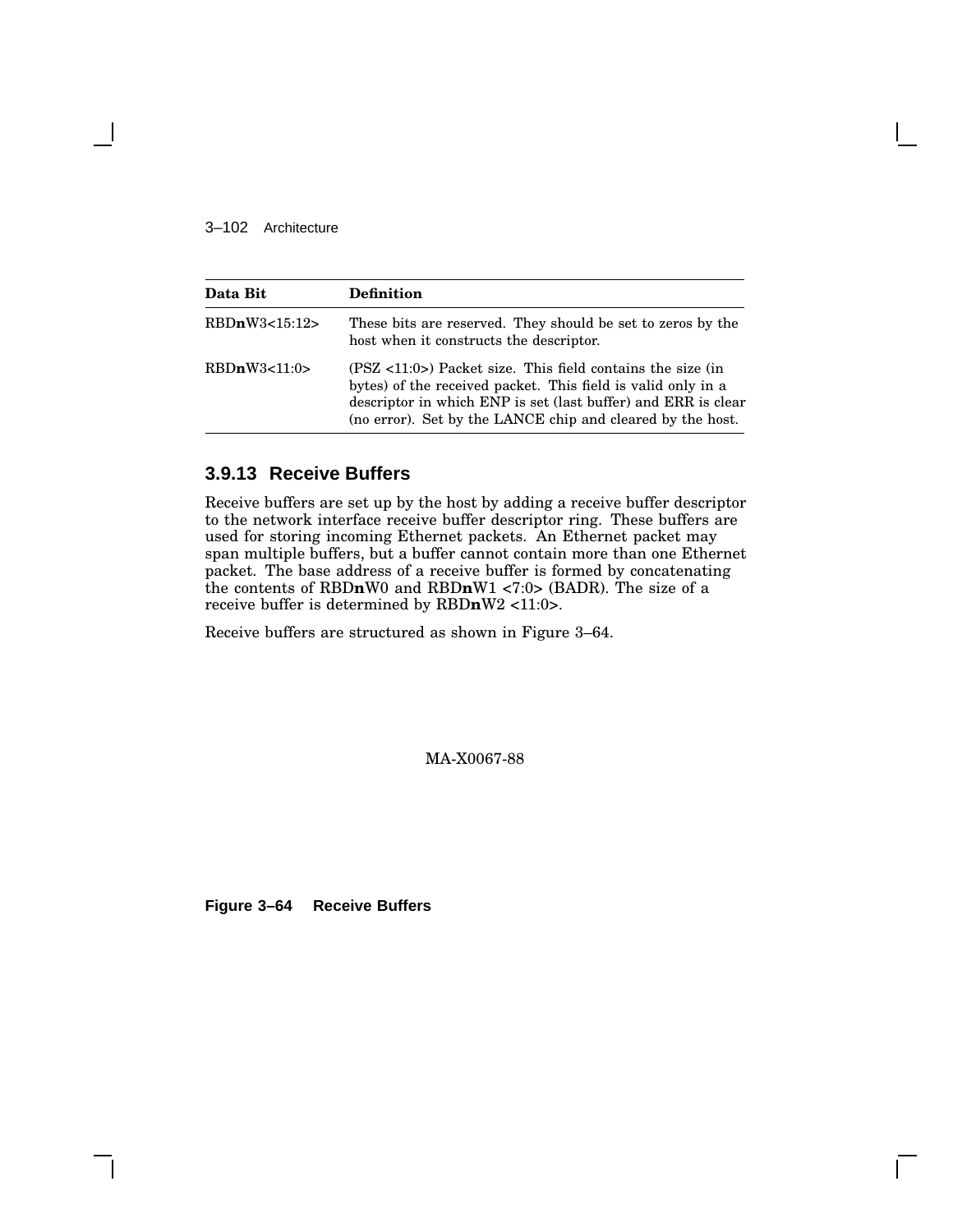| Data Bit | Definition |
|---|---|
| RBD**n**W3<15:12> | These bits are reserved. They should be set to zeros by the host when it constructs the descriptor. |
| RBD**n**W3<11:0> | (PSZ <11:0>) Packet size. This field contains the size (in bytes) of the received packet. This field is valid only in a descriptor in which ENP is set (last buffer) and ERR is clear (no error). Set by the LANCE chip and cleared by the host. |

### 3.9.13 Receive Buffers

Receive buffers are set up by the host by adding a receive buffer descriptor to the network interface receive buffer descriptor ring. These buffers are used for storing incoming Ethernet packets. An Ethernet packet may span multiple buffers, but a buffer cannot contain more than one Ethernet packet. The base address of a receive buffer is formed by concatenating the contents of RBD**n**W0 and RBD**n**W1 <7:0> (BADR). The size of a receive buffer is determined by RBD**n**W2 <11:0>.

Receive buffers are structured as shown in Figure 3–64.

MA-X0067-88

**Figure 3–64 Receive Buffers**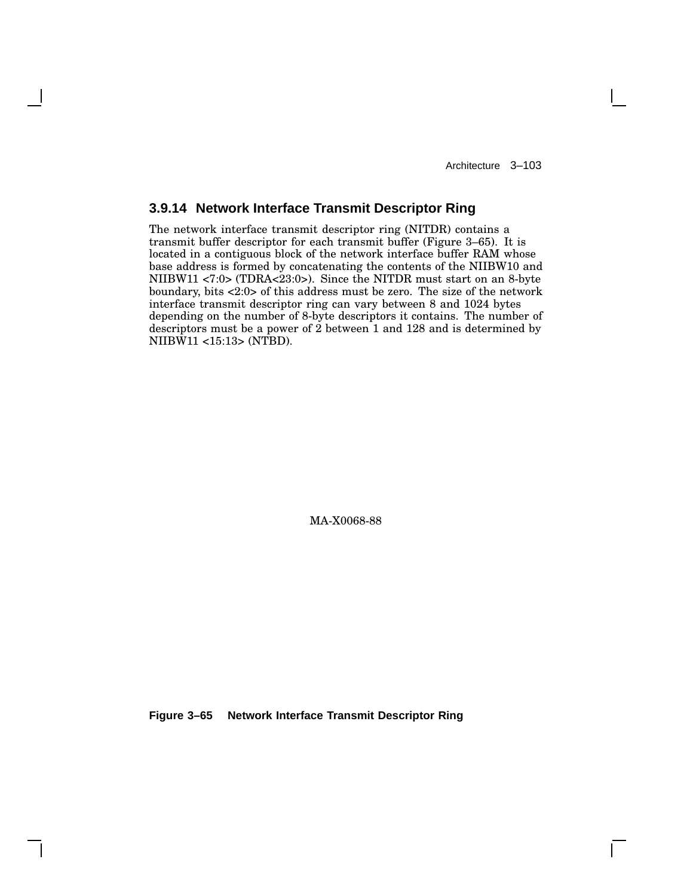### 3.9.14 Network Interface Transmit Descriptor Ring

The network interface transmit descriptor ring (NITDR) contains a transmit buffer descriptor for each transmit buffer (Figure 3–65). It is located in a contiguous block of the network interface buffer RAM whose base address is formed by concatenating the contents of the NIIBW10 and NIIBW11 <7:0> (TDRA<23:0>). Since the NITDR must start on an 8-byte boundary, bits <2:0> of this address must be zero. The size of the network interface transmit descriptor ring can vary between 8 and 1024 bytes depending on the number of 8-byte descriptors it contains. The number of descriptors must be a power of 2 between 1 and 128 and is determined by NIIBW11 <15:13> (NTBD).

MA-X0068-88

**Figure 3–65 Network Interface Transmit Descriptor Ring**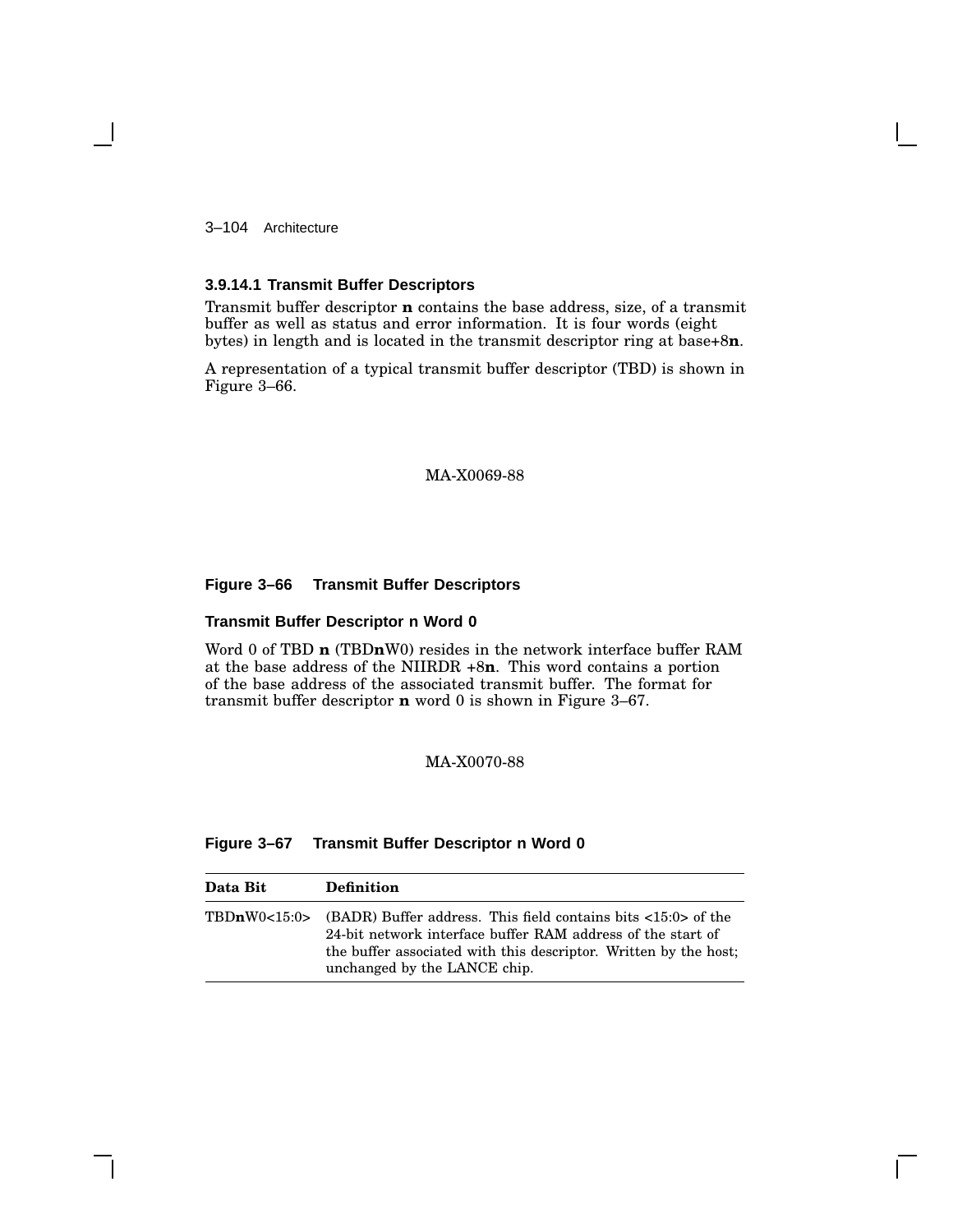### 3.9.14.1 Transmit Buffer Descriptors

Transmit buffer descriptor **n** contains the base address, size, of a transmit buffer as well as status and error information. It is four words (eight bytes) in length and is located in the transmit descriptor ring at base+8**n**.

A representation of a typical transmit buffer descriptor (TBD) is shown in Figure 3–66.

MA-X0069-88

**Figure 3–66 Transmit Buffer Descriptors**

#### Transmit Buffer Descriptor n Word 0

Word 0 of TBD **n** (TBD**n**W0) resides in the network interface buffer RAM at the base address of the NIIRDR +8**n**. This word contains a portion of the base address of the associated transmit buffer. The format for transmit buffer descriptor **n** word 0 is shown in Figure 3–67.

MA-X0070-88

**Figure 3–67 Transmit Buffer Descriptor n Word 0**

| Data Bit | Definition |
|---|---|
| TBD**n**W0<15:0> | (BADR) Buffer address. This field contains bits <15:0> of the 24-bit network interface buffer RAM address of the start of the buffer associated with this descriptor. Written by the host; unchanged by the LANCE chip. |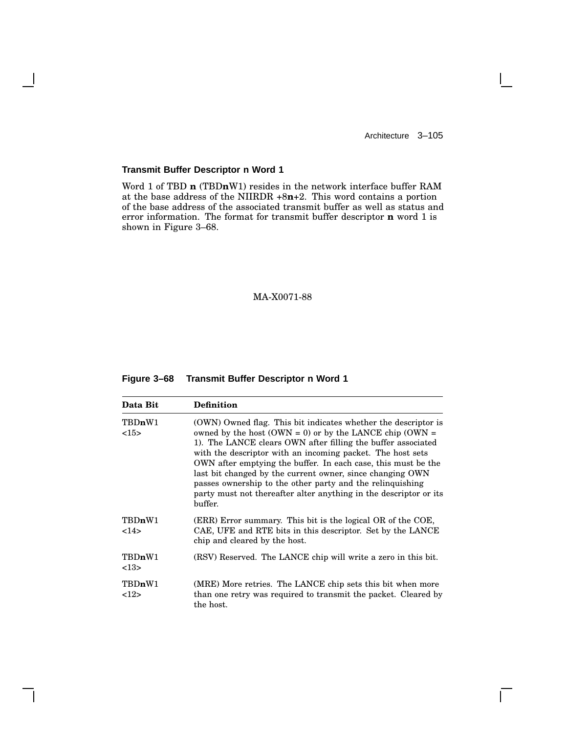### Transmit Buffer Descriptor n Word 1

Word 1 of TBD **n** (TBD**n**W1) resides in the network interface buffer RAM at the base address of the NIIRDR +8**n**+2. This word contains a portion of the base address of the associated transmit buffer as well as status and error information. The format for transmit buffer descriptor **n** word 1 is shown in Figure 3–68.

MA-X0071-88

**Figure 3–68 Transmit Buffer Descriptor n Word 1**

| Data Bit | Definition |
|---|---|
| TBD**n**W1 <15> | (OWN) Owned flag. This bit indicates whether the descriptor is owned by the host (OWN = 0) or by the LANCE chip (OWN = 1). The LANCE clears OWN after filling the buffer associated with the descriptor with an incoming packet. The host sets OWN after emptying the buffer. In each case, this must be the last bit changed by the current owner, since changing OWN passes ownership to the other party and the relinquishing party must not thereafter alter anything in the descriptor or its buffer. |
| TBD**n**W1 <14> | (ERR) Error summary. This bit is the logical OR of the COE, CAE, UFE and RTE bits in this descriptor. Set by the LANCE chip and cleared by the host. |
| TBD**n**W1 <13> | (RSV) Reserved. The LANCE chip will write a zero in this bit. |
| TBD**n**W1 <12> | (MRE) More retries. The LANCE chip sets this bit when more than one retry was required to transmit the packet. Cleared by the host. |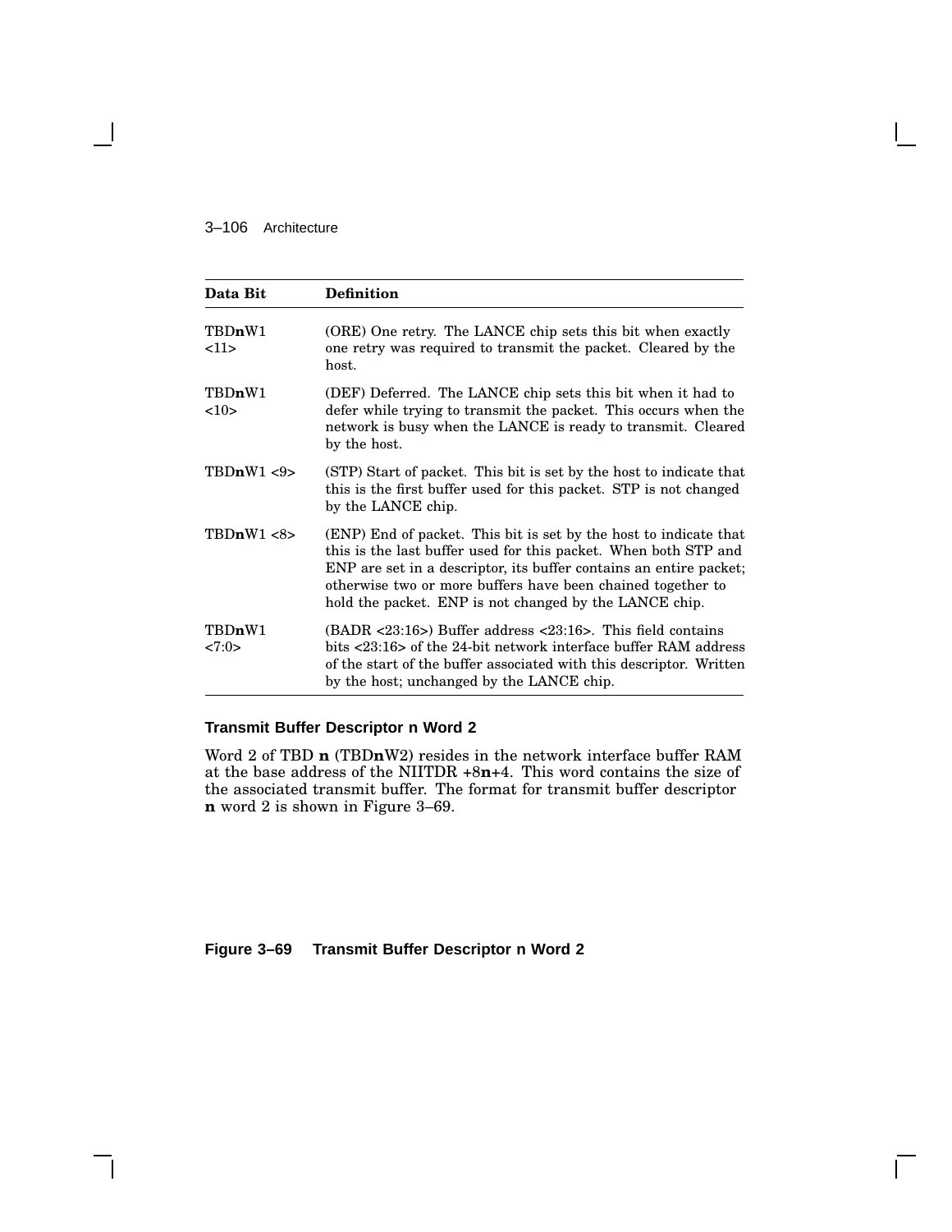| Data Bit | Definition |
|---|---|
| TBD**n**W1 <11> | (ORE) One retry. The LANCE chip sets this bit when exactly one retry was required to transmit the packet. Cleared by the host. |
| TBD**n**W1 <10> | (DEF) Deferred. The LANCE chip sets this bit when it had to defer while trying to transmit the packet. This occurs when the network is busy when the LANCE is ready to transmit. Cleared by the host. |
| TBD**n**W1 <9> | (STP) Start of packet. This bit is set by the host to indicate that this is the first buffer used for this packet. STP is not changed by the LANCE chip. |
| TBD**n**W1 <8> | (ENP) End of packet. This bit is set by the host to indicate that this is the last buffer used for this packet. When both STP and ENP are set in a descriptor, its buffer contains an entire packet; otherwise two or more buffers have been chained together to hold the packet. ENP is not changed by the LANCE chip. |
| TBD**n**W1 <7:0> | (BADR <23:16>) Buffer address <23:16>. This field contains bits <23:16> of the 24-bit network interface buffer RAM address of the start of the buffer associated with this descriptor. Written by the host; unchanged by the LANCE chip. |

### Transmit Buffer Descriptor n Word 2

Word 2 of TBD **n** (TBD**n**W2) resides in the network interface buffer RAM at the base address of the NIITDR +8**n**+4. This word contains the size of the associated transmit buffer. The format for transmit buffer descriptor **n** word 2 is shown in Figure 3–69.

**Figure 3–69 Transmit Buffer Descriptor n Word 2**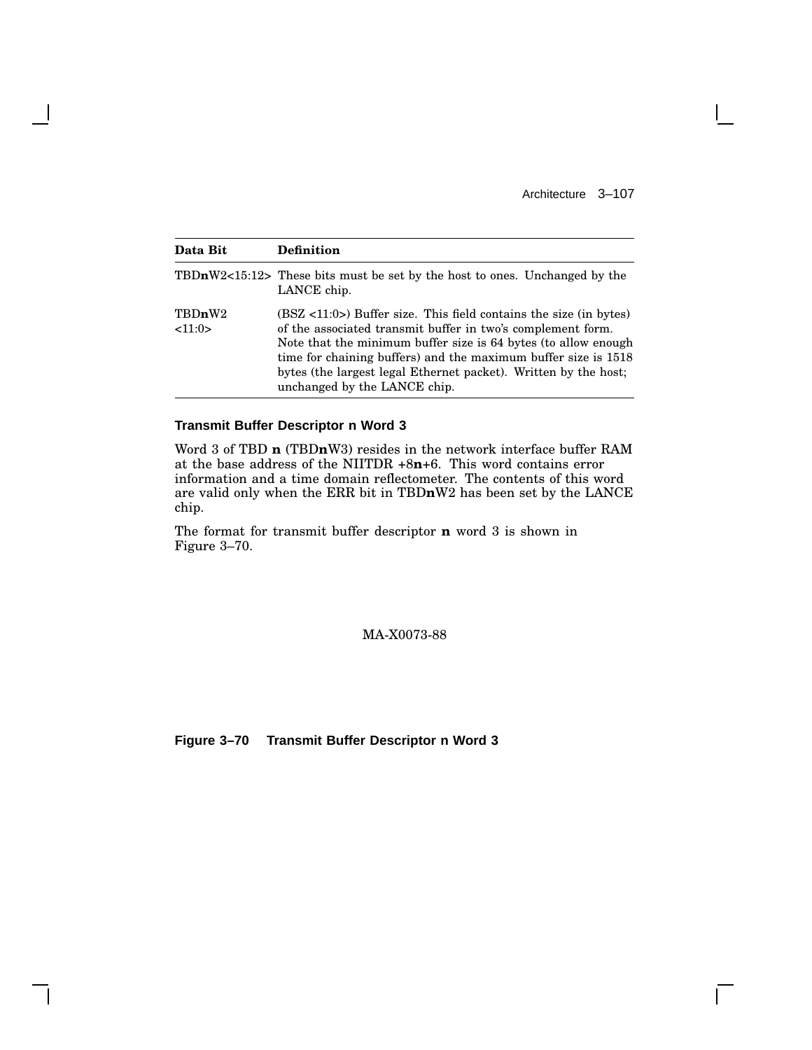| Data Bit | Definition |
| --- | --- |
| TBD**n**W2<15:12> | These bits must be set by the host to ones. Unchanged by the LANCE chip. |
| TBD**n**W2 <11:0> | (BSZ <11:0>) Buffer size. This field contains the size (in bytes) of the associated transmit buffer in two's complement form. Note that the minimum buffer size is 64 bytes (to allow enough time for chaining buffers) and the maximum buffer size is 1518 bytes (the largest legal Ethernet packet). Written by the host; unchanged by the LANCE chip. |

### Transmit Buffer Descriptor n Word 3

Word 3 of TBD **n** (TBD**n**W3) resides in the network interface buffer RAM at the base address of the NIITDR +8**n**+6. This word contains error information and a time domain reflectometer. The contents of this word are valid only when the ERR bit in TBD**n**W2 has been set by the LANCE chip.

The format for transmit buffer descriptor **n** word 3 is shown in Figure 3–70.

MA-X0073-88

**Figure 3–70 Transmit Buffer Descriptor n Word 3**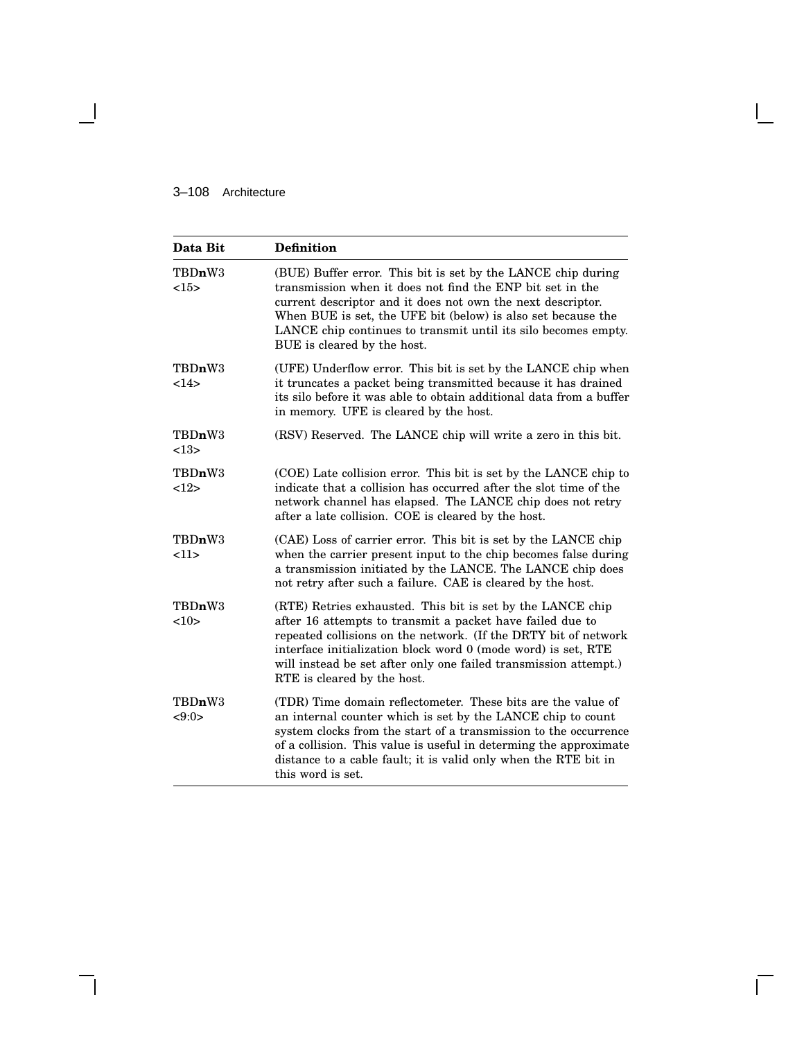| Data Bit | Definition |
|---|---|
| TBD**n**W3 <15> | (BUE) Buffer error. This bit is set by the LANCE chip during transmission when it does not find the ENP bit set in the current descriptor and it does not own the next descriptor. When BUE is set, the UFE bit (below) is also set because the LANCE chip continues to transmit until its silo becomes empty. BUE is cleared by the host. |
| TBD**n**W3 <14> | (UFE) Underflow error. This bit is set by the LANCE chip when it truncates a packet being transmitted because it has drained its silo before it was able to obtain additional data from a buffer in memory. UFE is cleared by the host. |
| TBD**n**W3 <13> | (RSV) Reserved. The LANCE chip will write a zero in this bit. |
| TBD**n**W3 <12> | (COE) Late collision error. This bit is set by the LANCE chip to indicate that a collision has occurred after the slot time of the network channel has elapsed. The LANCE chip does not retry after a late collision. COE is cleared by the host. |
| TBD**n**W3 <11> | (CAE) Loss of carrier error. This bit is set by the LANCE chip when the carrier present input to the chip becomes false during a transmission initiated by the LANCE. The LANCE chip does not retry after such a failure. CAE is cleared by the host. |
| TBD**n**W3 <10> | (RTE) Retries exhausted. This bit is set by the LANCE chip after 16 attempts to transmit a packet have failed due to repeated collisions on the network. (If the DRTY bit of network interface initialization block word 0 (mode word) is set, RTE will instead be set after only one failed transmission attempt.) RTE is cleared by the host. |
| TBD**n**W3 <9:0> | (TDR) Time domain reflectometer. These bits are the value of an internal counter which is set by the LANCE chip to count system clocks from the start of a transmission to the occurrence of a collision. This value is useful in determing the approximate distance to a cable fault; it is valid only when the RTE bit in this word is set. |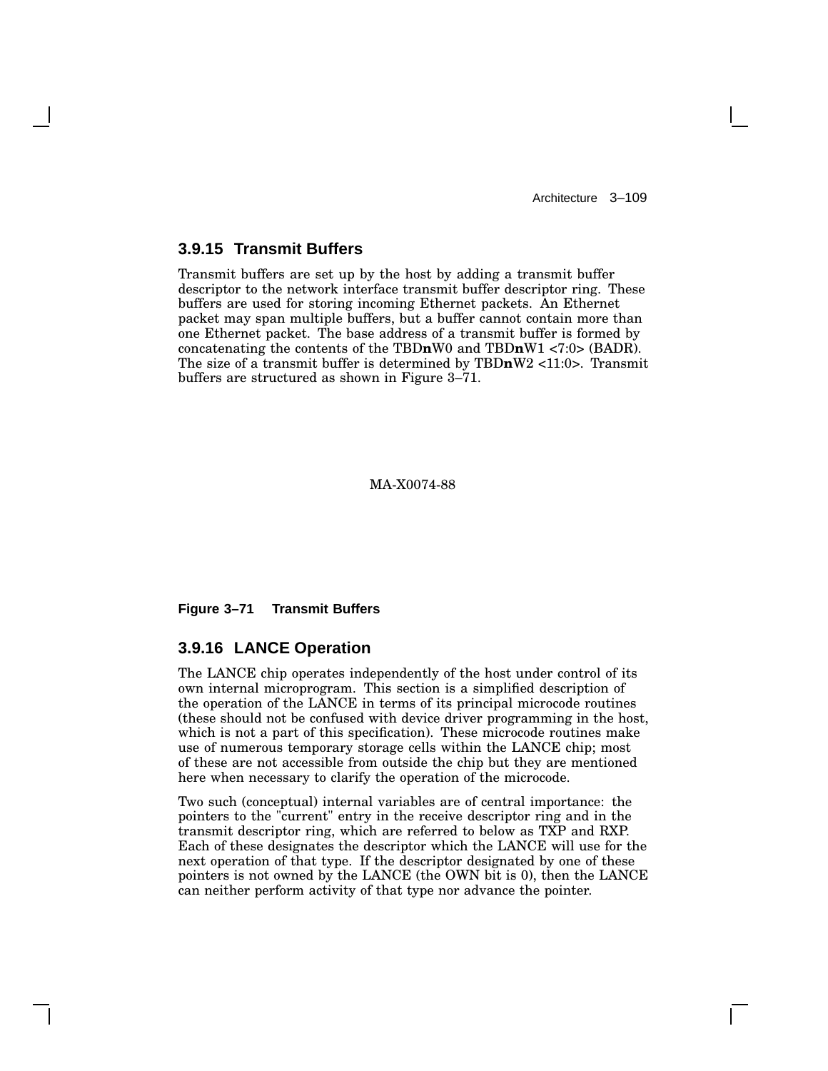### 3.9.15 Transmit Buffers

Transmit buffers are set up by the host by adding a transmit buffer descriptor to the network interface transmit buffer descriptor ring. These buffers are used for storing incoming Ethernet packets. An Ethernet packet may span multiple buffers, but a buffer cannot contain more than one Ethernet packet. The base address of a transmit buffer is formed by concatenating the contents of the TBD**n**W0 and TBD**n**W1 <7:0> (BADR). The size of a transmit buffer is determined by TBD**n**W2 <11:0>. Transmit buffers are structured as shown in Figure 3–71.

MA-X0074-88

**Figure 3–71 Transmit Buffers**

### 3.9.16 LANCE Operation

The LANCE chip operates independently of the host under control of its own internal microprogram. This section is a simplified description of the operation of the LANCE in terms of its principal microcode routines (these should not be confused with device driver programming in the host, which is not a part of this specification). These microcode routines make use of numerous temporary storage cells within the LANCE chip; most of these are not accessible from outside the chip but they are mentioned here when necessary to clarify the operation of the microcode.

Two such (conceptual) internal variables are of central importance: the pointers to the "current" entry in the receive descriptor ring and in the transmit descriptor ring, which are referred to below as TXP and RXP. Each of these designates the descriptor which the LANCE will use for the next operation of that type. If the descriptor designated by one of these pointers is not owned by the LANCE (the OWN bit is 0), then the LANCE can neither perform activity of that type nor advance the pointer.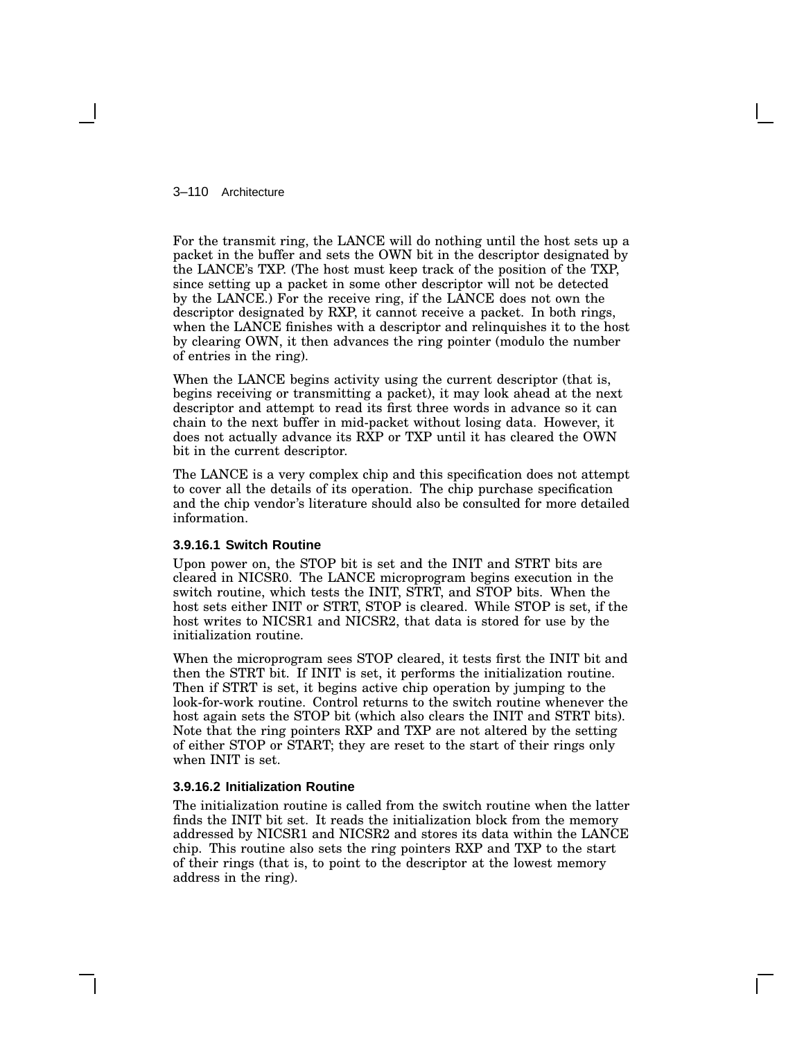For the transmit ring, the LANCE will do nothing until the host sets up a packet in the buffer and sets the OWN bit in the descriptor designated by the LANCE's TXP. (The host must keep track of the position of the TXP, since setting up a packet in some other descriptor will not be detected by the LANCE.) For the receive ring, if the LANCE does not own the descriptor designated by RXP, it cannot receive a packet. In both rings, when the LANCE finishes with a descriptor and relinquishes it to the host by clearing OWN, it then advances the ring pointer (modulo the number of entries in the ring).

When the LANCE begins activity using the current descriptor (that is, begins receiving or transmitting a packet), it may look ahead at the next descriptor and attempt to read its first three words in advance so it can chain to the next buffer in mid-packet without losing data. However, it does not actually advance its RXP or TXP until it has cleared the OWN bit in the current descriptor.

The LANCE is a very complex chip and this specification does not attempt to cover all the details of its operation. The chip purchase specification and the chip vendor's literature should also be consulted for more detailed information.

#### 3.9.16.1 Switch Routine

Upon power on, the STOP bit is set and the INIT and STRT bits are cleared in NICSR0. The LANCE microprogram begins execution in the switch routine, which tests the INIT, STRT, and STOP bits. When the host sets either INIT or STRT, STOP is cleared. While STOP is set, if the host writes to NICSR1 and NICSR2, that data is stored for use by the initialization routine.

When the microprogram sees STOP cleared, it tests first the INIT bit and then the STRT bit. If INIT is set, it performs the initialization routine. Then if STRT is set, it begins active chip operation by jumping to the look-for-work routine. Control returns to the switch routine whenever the host again sets the STOP bit (which also clears the INIT and STRT bits). Note that the ring pointers RXP and TXP are not altered by the setting of either STOP or START; they are reset to the start of their rings only when INIT is set.

#### 3.9.16.2 Initialization Routine

The initialization routine is called from the switch routine when the latter finds the INIT bit set. It reads the initialization block from the memory addressed by NICSR1 and NICSR2 and stores its data within the LANCE chip. This routine also sets the ring pointers RXP and TXP to the start of their rings (that is, to point to the descriptor at the lowest memory address in the ring).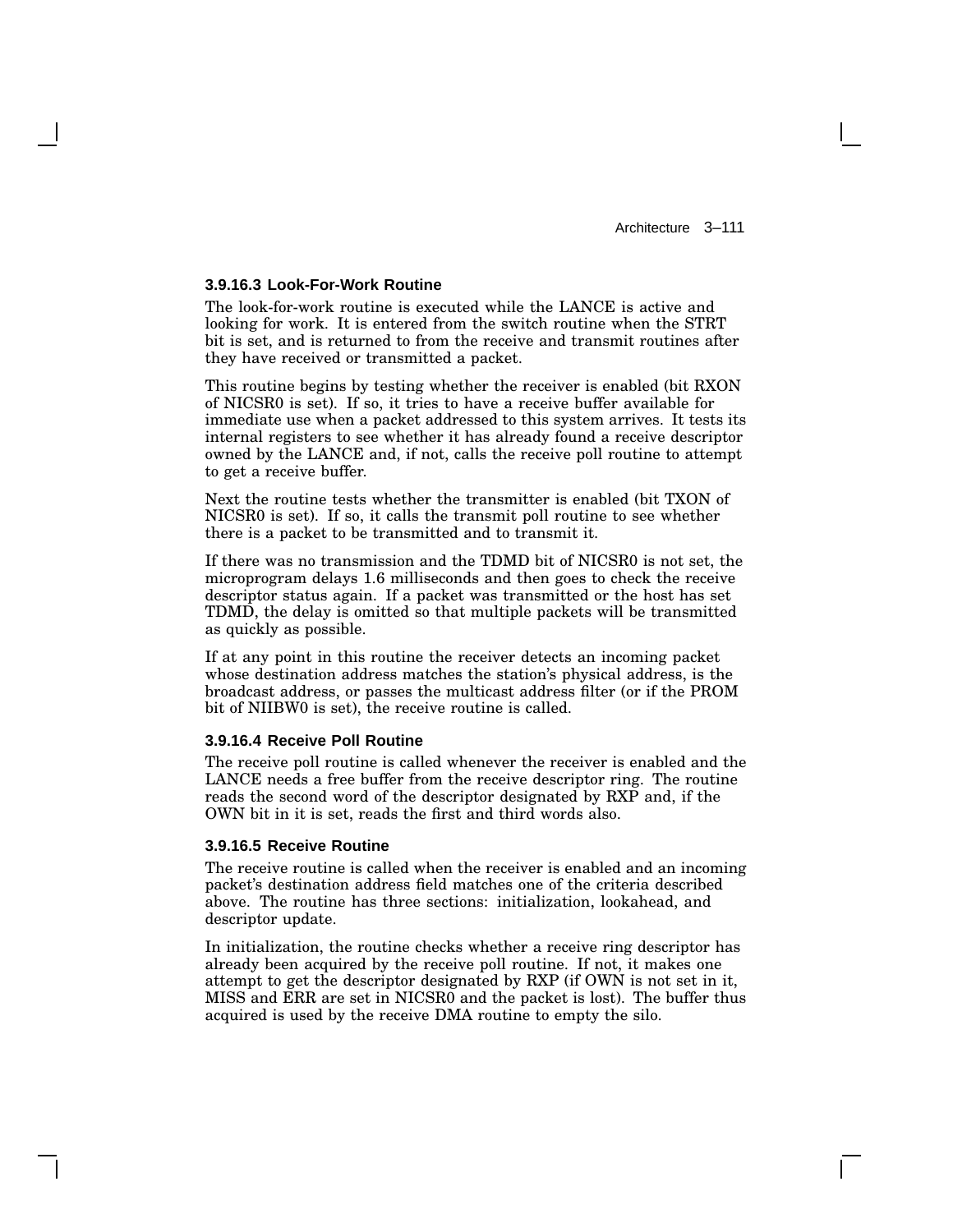#### 3.9.16.3 Look-For-Work Routine

The look-for-work routine is executed while the LANCE is active and looking for work. It is entered from the switch routine when the STRT bit is set, and is returned to from the receive and transmit routines after they have received or transmitted a packet.

This routine begins by testing whether the receiver is enabled (bit RXON of NICSR0 is set). If so, it tries to have a receive buffer available for immediate use when a packet addressed to this system arrives. It tests its internal registers to see whether it has already found a receive descriptor owned by the LANCE and, if not, calls the receive poll routine to attempt to get a receive buffer.

Next the routine tests whether the transmitter is enabled (bit TXON of NICSR0 is set). If so, it calls the transmit poll routine to see whether there is a packet to be transmitted and to transmit it.

If there was no transmission and the TDMD bit of NICSR0 is not set, the microprogram delays 1.6 milliseconds and then goes to check the receive descriptor status again. If a packet was transmitted or the host has set TDMD, the delay is omitted so that multiple packets will be transmitted as quickly as possible.

If at any point in this routine the receiver detects an incoming packet whose destination address matches the station's physical address, is the broadcast address, or passes the multicast address filter (or if the PROM bit of NIIBW0 is set), the receive routine is called.

#### 3.9.16.4 Receive Poll Routine

The receive poll routine is called whenever the receiver is enabled and the LANCE needs a free buffer from the receive descriptor ring. The routine reads the second word of the descriptor designated by RXP and, if the OWN bit in it is set, reads the first and third words also.

#### 3.9.16.5 Receive Routine

The receive routine is called when the receiver is enabled and an incoming packet's destination address field matches one of the criteria described above. The routine has three sections: initialization, lookahead, and descriptor update.

In initialization, the routine checks whether a receive ring descriptor has already been acquired by the receive poll routine. If not, it makes one attempt to get the descriptor designated by RXP (if OWN is not set in it, MISS and ERR are set in NICSR0 and the packet is lost). The buffer thus acquired is used by the receive DMA routine to empty the silo.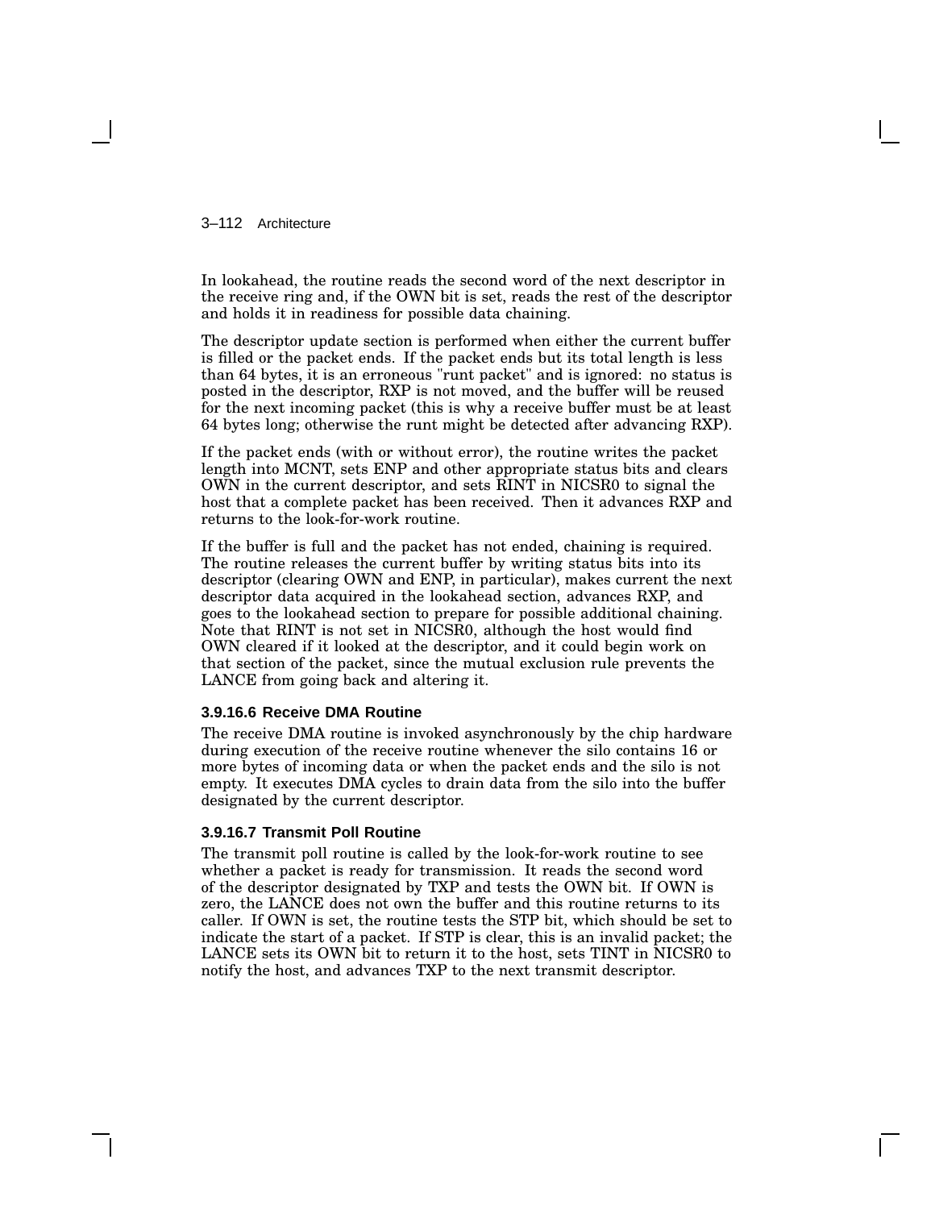In lookahead, the routine reads the second word of the next descriptor in the receive ring and, if the OWN bit is set, reads the rest of the descriptor and holds it in readiness for possible data chaining.

The descriptor update section is performed when either the current buffer is filled or the packet ends. If the packet ends but its total length is less than 64 bytes, it is an erroneous "runt packet" and is ignored: no status is posted in the descriptor, RXP is not moved, and the buffer will be reused for the next incoming packet (this is why a receive buffer must be at least 64 bytes long; otherwise the runt might be detected after advancing RXP).

If the packet ends (with or without error), the routine writes the packet length into MCNT, sets ENP and other appropriate status bits and clears OWN in the current descriptor, and sets RINT in NICSR0 to signal the host that a complete packet has been received. Then it advances RXP and returns to the look-for-work routine.

If the buffer is full and the packet has not ended, chaining is required. The routine releases the current buffer by writing status bits into its descriptor (clearing OWN and ENP, in particular), makes current the next descriptor data acquired in the lookahead section, advances RXP, and goes to the lookahead section to prepare for possible additional chaining. Note that RINT is not set in NICSR0, although the host would find OWN cleared if it looked at the descriptor, and it could begin work on that section of the packet, since the mutual exclusion rule prevents the LANCE from going back and altering it.

#### 3.9.16.6 Receive DMA Routine

The receive DMA routine is invoked asynchronously by the chip hardware during execution of the receive routine whenever the silo contains 16 or more bytes of incoming data or when the packet ends and the silo is not empty. It executes DMA cycles to drain data from the silo into the buffer designated by the current descriptor.

#### 3.9.16.7 Transmit Poll Routine

The transmit poll routine is called by the look-for-work routine to see whether a packet is ready for transmission. It reads the second word of the descriptor designated by TXP and tests the OWN bit. If OWN is zero, the LANCE does not own the buffer and this routine returns to its caller. If OWN is set, the routine tests the STP bit, which should be set to indicate the start of a packet. If STP is clear, this is an invalid packet; the LANCE sets its OWN bit to return it to the host, sets TINT in NICSR0 to notify the host, and advances TXP to the next transmit descriptor.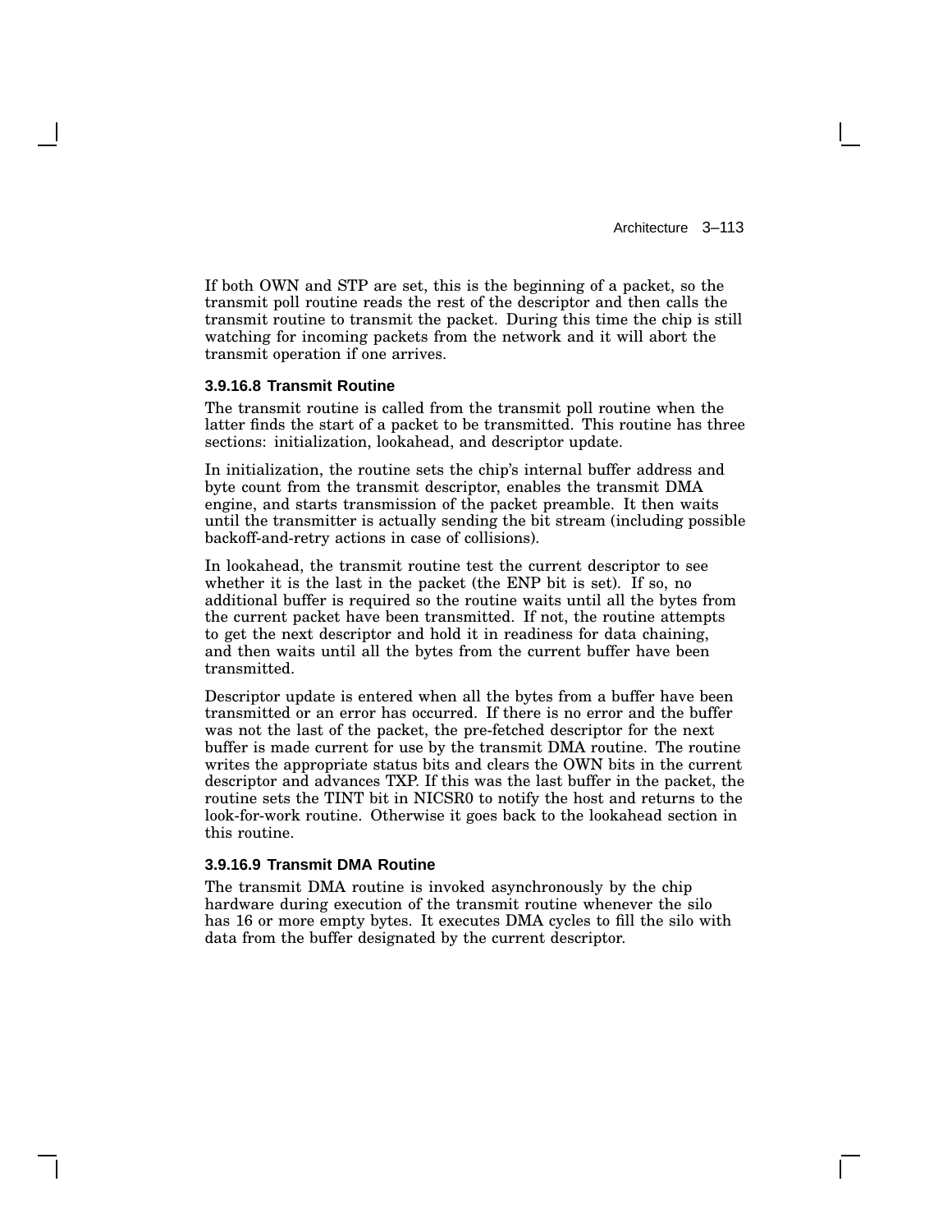If both OWN and STP are set, this is the beginning of a packet, so the transmit poll routine reads the rest of the descriptor and then calls the transmit routine to transmit the packet. During this time the chip is still watching for incoming packets from the network and it will abort the transmit operation if one arrives.

#### 3.9.16.8 Transmit Routine

The transmit routine is called from the transmit poll routine when the latter finds the start of a packet to be transmitted. This routine has three sections: initialization, lookahead, and descriptor update.

In initialization, the routine sets the chip's internal buffer address and byte count from the transmit descriptor, enables the transmit DMA engine, and starts transmission of the packet preamble. It then waits until the transmitter is actually sending the bit stream (including possible backoff-and-retry actions in case of collisions).

In lookahead, the transmit routine test the current descriptor to see whether it is the last in the packet (the ENP bit is set). If so, no additional buffer is required so the routine waits until all the bytes from the current packet have been transmitted. If not, the routine attempts to get the next descriptor and hold it in readiness for data chaining, and then waits until all the bytes from the current buffer have been transmitted.

Descriptor update is entered when all the bytes from a buffer have been transmitted or an error has occurred. If there is no error and the buffer was not the last of the packet, the pre-fetched descriptor for the next buffer is made current for use by the transmit DMA routine. The routine writes the appropriate status bits and clears the OWN bits in the current descriptor and advances TXP. If this was the last buffer in the packet, the routine sets the TINT bit in NICSR0 to notify the host and returns to the look-for-work routine. Otherwise it goes back to the lookahead section in this routine.

#### 3.9.16.9 Transmit DMA Routine

The transmit DMA routine is invoked asynchronously by the chip hardware during execution of the transmit routine whenever the silo has 16 or more empty bytes. It executes DMA cycles to fill the silo with data from the buffer designated by the current descriptor.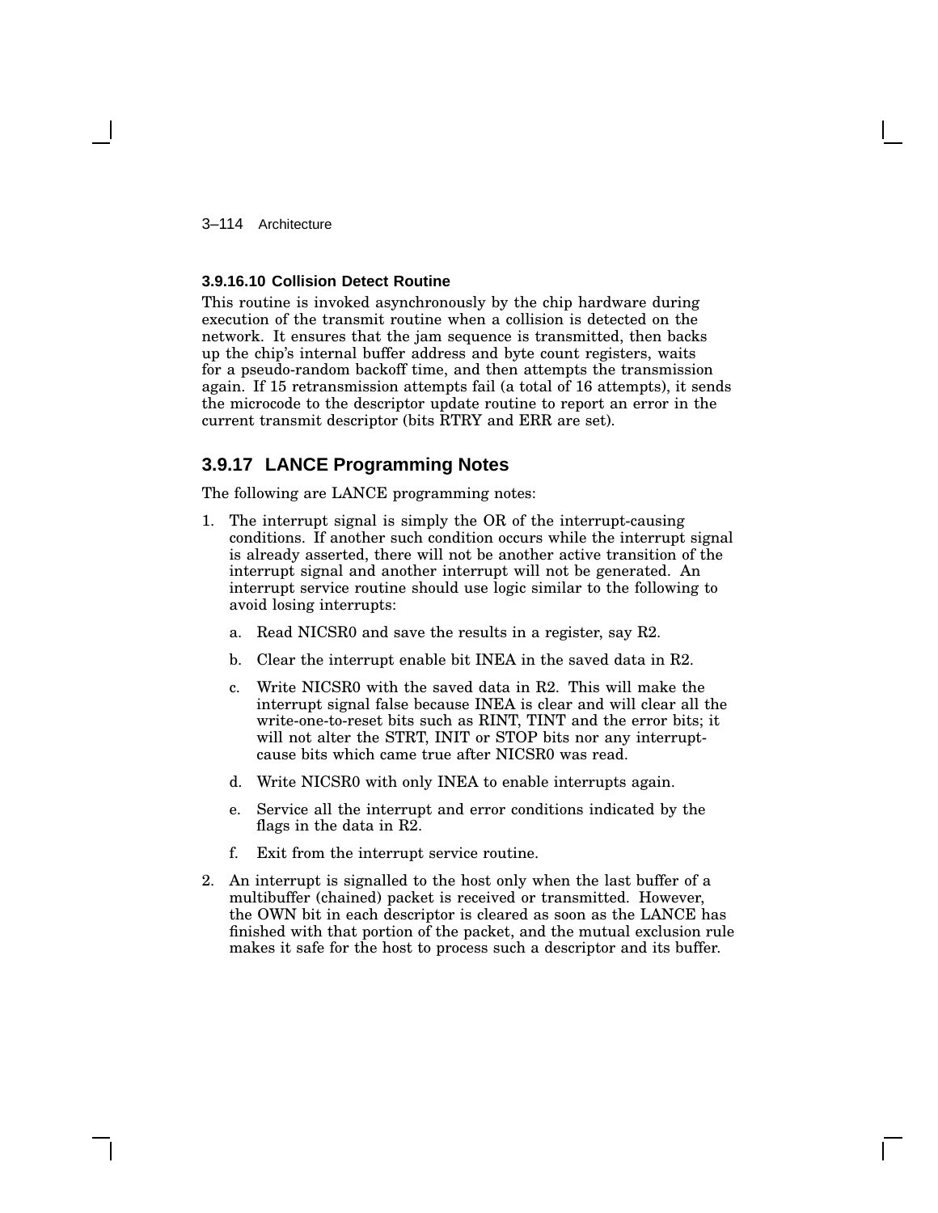#### 3.9.16.10 Collision Detect Routine

This routine is invoked asynchronously by the chip hardware during execution of the transmit routine when a collision is detected on the network. It ensures that the jam sequence is transmitted, then backs up the chip's internal buffer address and byte count registers, waits for a pseudo-random backoff time, and then attempts the transmission again. If 15 retransmission attempts fail (a total of 16 attempts), it sends the microcode to the descriptor update routine to report an error in the current transmit descriptor (bits RTRY and ERR are set).

### 3.9.17 LANCE Programming Notes

The following are LANCE programming notes:

1. The interrupt signal is simply the OR of the interrupt-causing conditions. If another such condition occurs while the interrupt signal is already asserted, there will not be another active transition of the interrupt signal and another interrupt will not be generated. An interrupt service routine should use logic similar to the following to avoid losing interrupts:
   a. Read NICSR0 and save the results in a register, say R2.
   b. Clear the interrupt enable bit INEA in the saved data in R2.
   c. Write NICSR0 with the saved data in R2. This will make the interrupt signal false because INEA is clear and will clear all the write-one-to-reset bits such as RINT, TINT and the error bits; it will not alter the STRT, INIT or STOP bits nor any interrupt-cause bits which came true after NICSR0 was read.
   d. Write NICSR0 with only INEA to enable interrupts again.
   e. Service all the interrupt and error conditions indicated by the flags in the data in R2.
   f. Exit from the interrupt service routine.
2. An interrupt is signalled to the host only when the last buffer of a multibuffer (chained) packet is received or transmitted. However, the OWN bit in each descriptor is cleared as soon as the LANCE has finished with that portion of the packet, and the mutual exclusion rule makes it safe for the host to process such a descriptor and its buffer.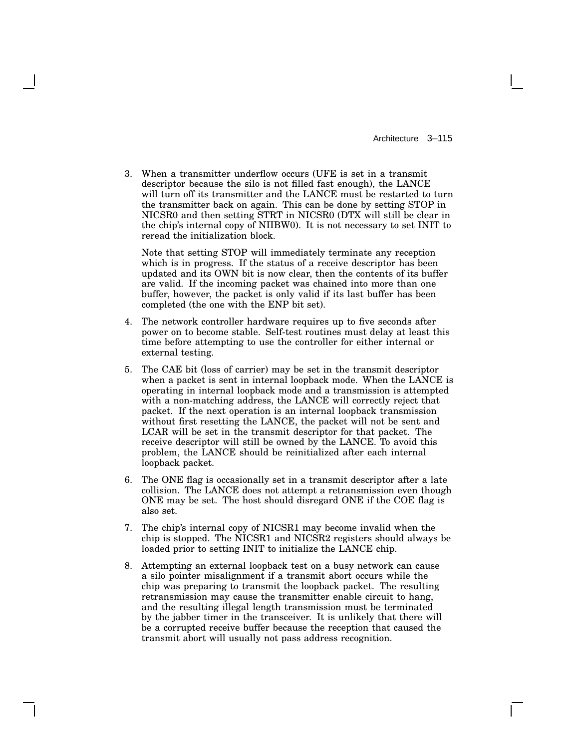3. When a transmitter underflow occurs (UFE is set in a transmit descriptor because the silo is not filled fast enough), the LANCE will turn off its transmitter and the LANCE must be restarted to turn the transmitter back on again. This can be done by setting STOP in NICSR0 and then setting STRT in NICSR0 (DTX will still be clear in the chip's internal copy of NIIBW0). It is not necessary to set INIT to reread the initialization block.

   Note that setting STOP will immediately terminate any reception which is in progress. If the status of a receive descriptor has been updated and its OWN bit is now clear, then the contents of its buffer are valid. If the incoming packet was chained into more than one buffer, however, the packet is only valid if its last buffer has been completed (the one with the ENP bit set).

4. The network controller hardware requires up to five seconds after power on to become stable. Self-test routines must delay at least this time before attempting to use the controller for either internal or external testing.

5. The CAE bit (loss of carrier) may be set in the transmit descriptor when a packet is sent in internal loopback mode. When the LANCE is operating in internal loopback mode and a transmission is attempted with a non-matching address, the LANCE will correctly reject that packet. If the next operation is an internal loopback transmission without first resetting the LANCE, the packet will not be sent and LCAR will be set in the transmit descriptor for that packet. The receive descriptor will still be owned by the LANCE. To avoid this problem, the LANCE should be reinitialized after each internal loopback packet.

6. The ONE flag is occasionally set in a transmit descriptor after a late collision. The LANCE does not attempt a retransmission even though ONE may be set. The host should disregard ONE if the COE flag is also set.

7. The chip's internal copy of NICSR1 may become invalid when the chip is stopped. The NICSR1 and NICSR2 registers should always be loaded prior to setting INIT to initialize the LANCE chip.

8. Attempting an external loopback test on a busy network can cause a silo pointer misalignment if a transmit abort occurs while the chip was preparing to transmit the loopback packet. The resulting retransmission may cause the transmitter enable circuit to hang, and the resulting illegal length transmission must be terminated by the jabber timer in the transceiver. It is unlikely that there will be a corrupted receive buffer because the reception that caused the transmit abort will usually not pass address recognition.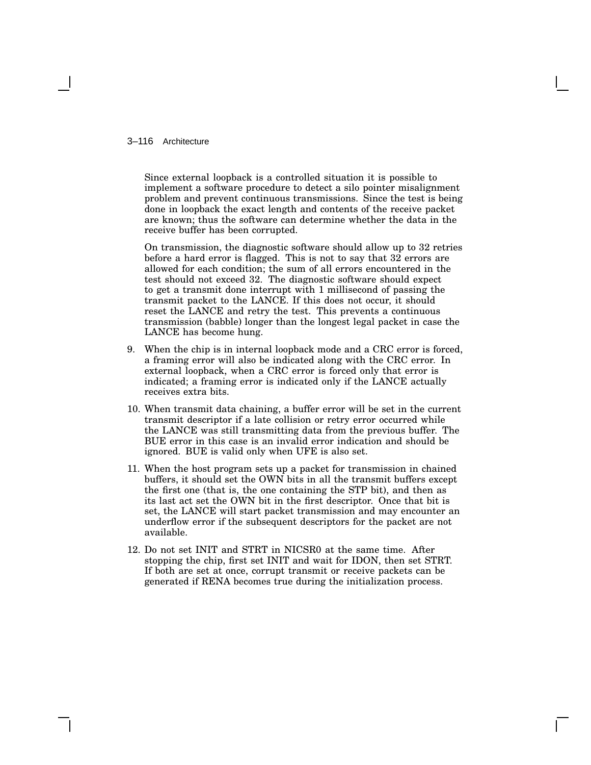Since external loopback is a controlled situation it is possible to implement a software procedure to detect a silo pointer misalignment problem and prevent continuous transmissions. Since the test is being done in loopback the exact length and contents of the receive packet are known; thus the software can determine whether the data in the receive buffer has been corrupted.

On transmission, the diagnostic software should allow up to 32 retries before a hard error is flagged. This is not to say that 32 errors are allowed for each condition; the sum of all errors encountered in the test should not exceed 32. The diagnostic software should expect to get a transmit done interrupt with 1 millisecond of passing the transmit packet to the LANCE. If this does not occur, it should reset the LANCE and retry the test. This prevents a continuous transmission (babble) longer than the longest legal packet in case the LANCE has become hung.

9. When the chip is in internal loopback mode and a CRC error is forced, a framing error will also be indicated along with the CRC error. In external loopback, when a CRC error is forced only that error is indicated; a framing error is indicated only if the LANCE actually receives extra bits.

10. When transmit data chaining, a buffer error will be set in the current transmit descriptor if a late collision or retry error occurred while the LANCE was still transmitting data from the previous buffer. The BUE error in this case is an invalid error indication and should be ignored. BUE is valid only when UFE is also set.

11. When the host program sets up a packet for transmission in chained buffers, it should set the OWN bits in all the transmit buffers except the first one (that is, the one containing the STP bit), and then as its last act set the OWN bit in the first descriptor. Once that bit is set, the LANCE will start packet transmission and may encounter an underflow error if the subsequent descriptors for the packet are not available.

12. Do not set INIT and STRT in NICSR0 at the same time. After stopping the chip, first set INIT and wait for IDON, then set STRT. If both are set at once, corrupt transmit or receive packets can be generated if RENA becomes true during the initialization process.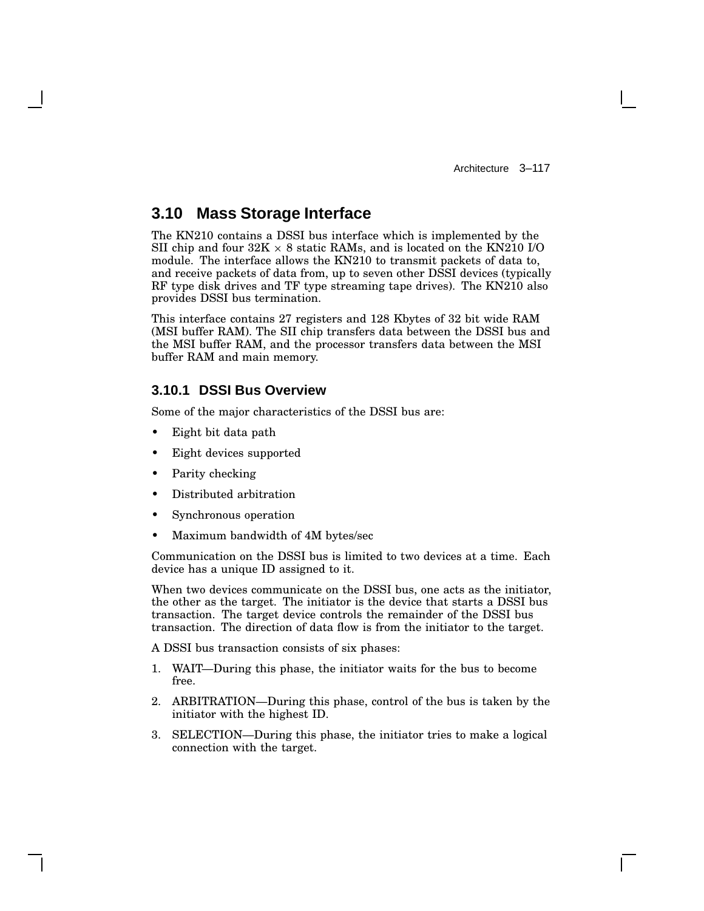## 3.10 Mass Storage Interface

The KN210 contains a DSSI bus interface which is implemented by the SII chip and four 32K × 8 static RAMs, and is located on the KN210 I/O module. The interface allows the KN210 to transmit packets of data to, and receive packets of data from, up to seven other DSSI devices (typically RF type disk drives and TF type streaming tape drives). The KN210 also provides DSSI bus termination.

This interface contains 27 registers and 128 Kbytes of 32 bit wide RAM (MSI buffer RAM). The SII chip transfers data between the DSSI bus and the MSI buffer RAM, and the processor transfers data between the MSI buffer RAM and main memory.

### 3.10.1 DSSI Bus Overview

Some of the major characteristics of the DSSI bus are:

- Eight bit data path
- Eight devices supported
- Parity checking
- Distributed arbitration
- Synchronous operation
- Maximum bandwidth of 4M bytes/sec

Communication on the DSSI bus is limited to two devices at a time. Each device has a unique ID assigned to it.

When two devices communicate on the DSSI bus, one acts as the initiator, the other as the target. The initiator is the device that starts a DSSI bus transaction. The target device controls the remainder of the DSSI bus transaction. The direction of data flow is from the initiator to the target.

A DSSI bus transaction consists of six phases:

1. WAIT—During this phase, the initiator waits for the bus to become free.
2. ARBITRATION—During this phase, control of the bus is taken by the initiator with the highest ID.
3. SELECTION—During this phase, the initiator tries to make a logical connection with the target.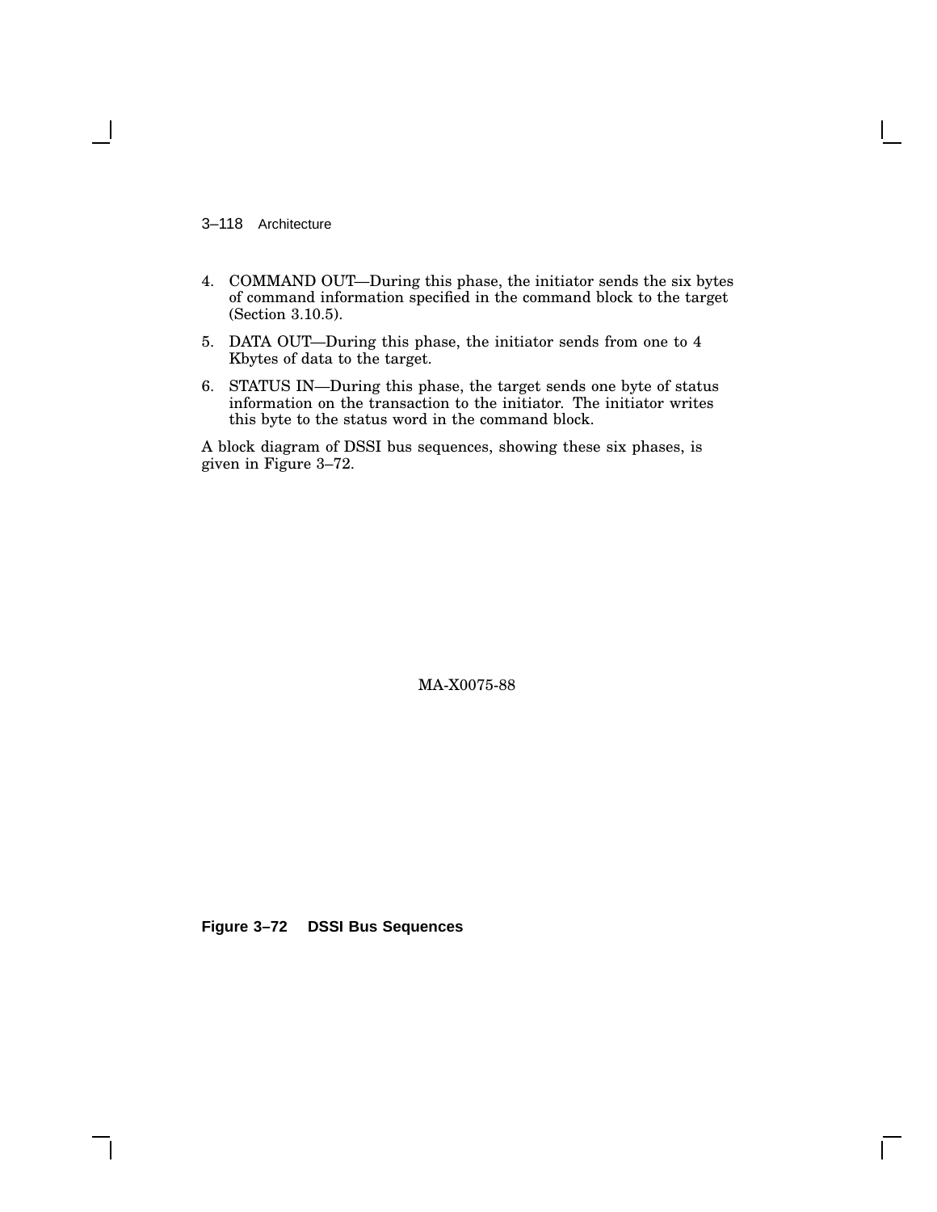4. COMMAND OUT—During this phase, the initiator sends the six bytes of command information specified in the command block to the target (Section 3.10.5).
5. DATA OUT—During this phase, the initiator sends from one to 4 Kbytes of data to the target.
6. STATUS IN—During this phase, the target sends one byte of status information on the transaction to the initiator. The initiator writes this byte to the status word in the command block.

A block diagram of DSSI bus sequences, showing these six phases, is given in Figure 3–72.

MA-X0075-88

**Figure 3–72 DSSI Bus Sequences**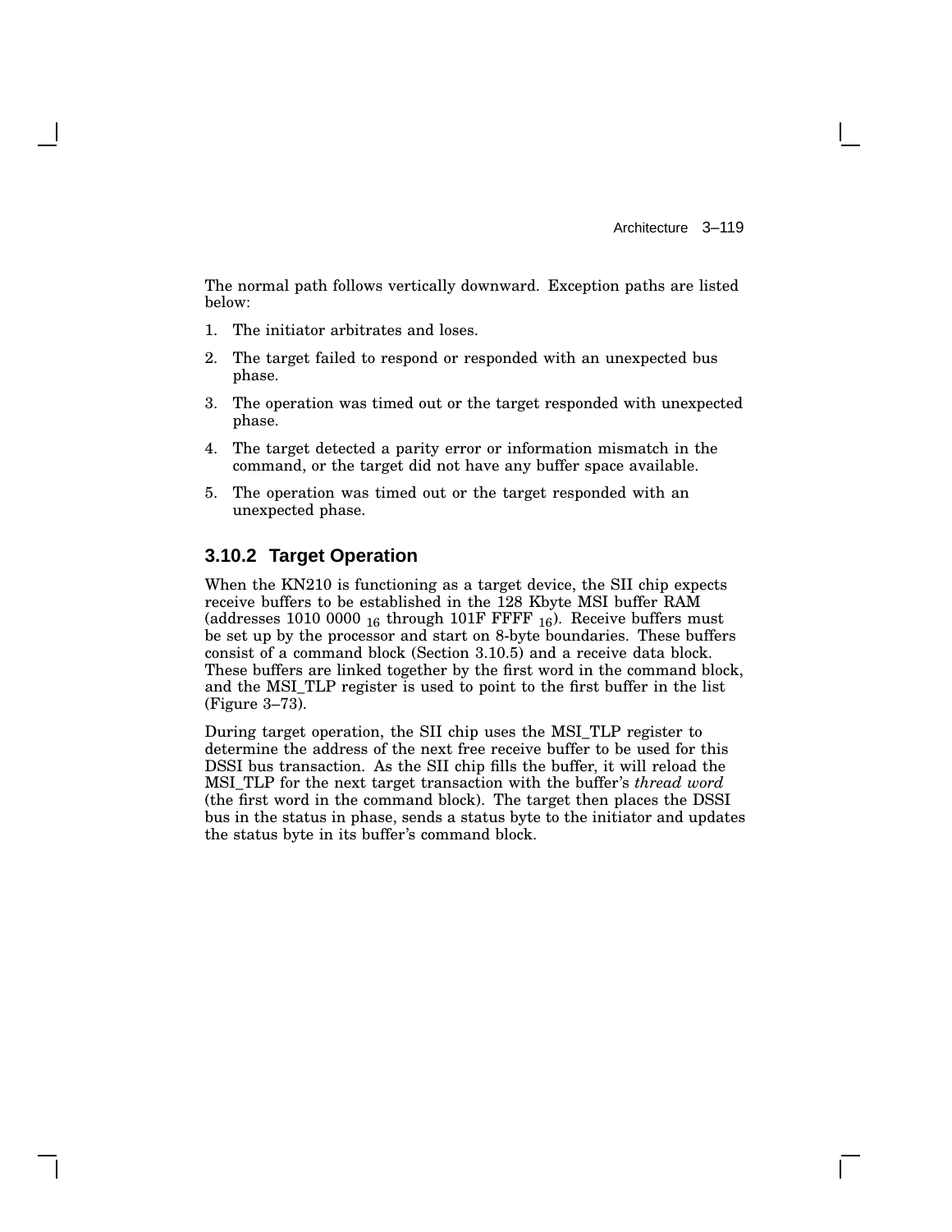The normal path follows vertically downward. Exception paths are listed below:

1. The initiator arbitrates and loses.
2. The target failed to respond or responded with an unexpected bus phase.
3. The operation was timed out or the target responded with unexpected phase.
4. The target detected a parity error or information mismatch in the command, or the target did not have any buffer space available.
5. The operation was timed out or the target responded with an unexpected phase.

### 3.10.2 Target Operation

When the KN210 is functioning as a target device, the SII chip expects receive buffers to be established in the 128 Kbyte MSI buffer RAM (addresses 1010 0000 $_{16}$ through 101F FFFF $_{16}$). Receive buffers must be set up by the processor and start on 8-byte boundaries. These buffers consist of a command block (Section 3.10.5) and a receive data block. These buffers are linked together by the first word in the command block, and the MSI_TLP register is used to point to the first buffer in the list (Figure 3–73).

During target operation, the SII chip uses the MSI_TLP register to determine the address of the next free receive buffer to be used for this DSSI bus transaction. As the SII chip fills the buffer, it will reload the MSI_TLP for the next target transaction with the buffer's *thread word* (the first word in the command block). The target then places the DSSI bus in the status in phase, sends a status byte to the initiator and updates the status byte in its buffer's command block.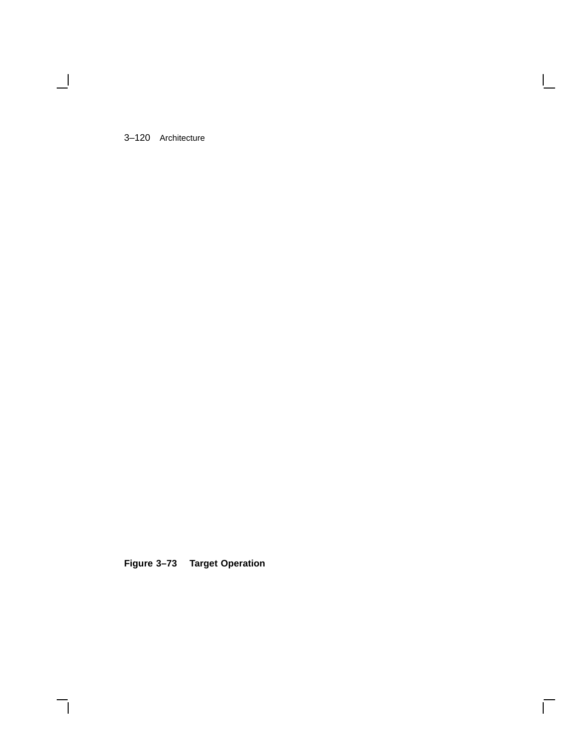**Figure 3–73 Target Operation**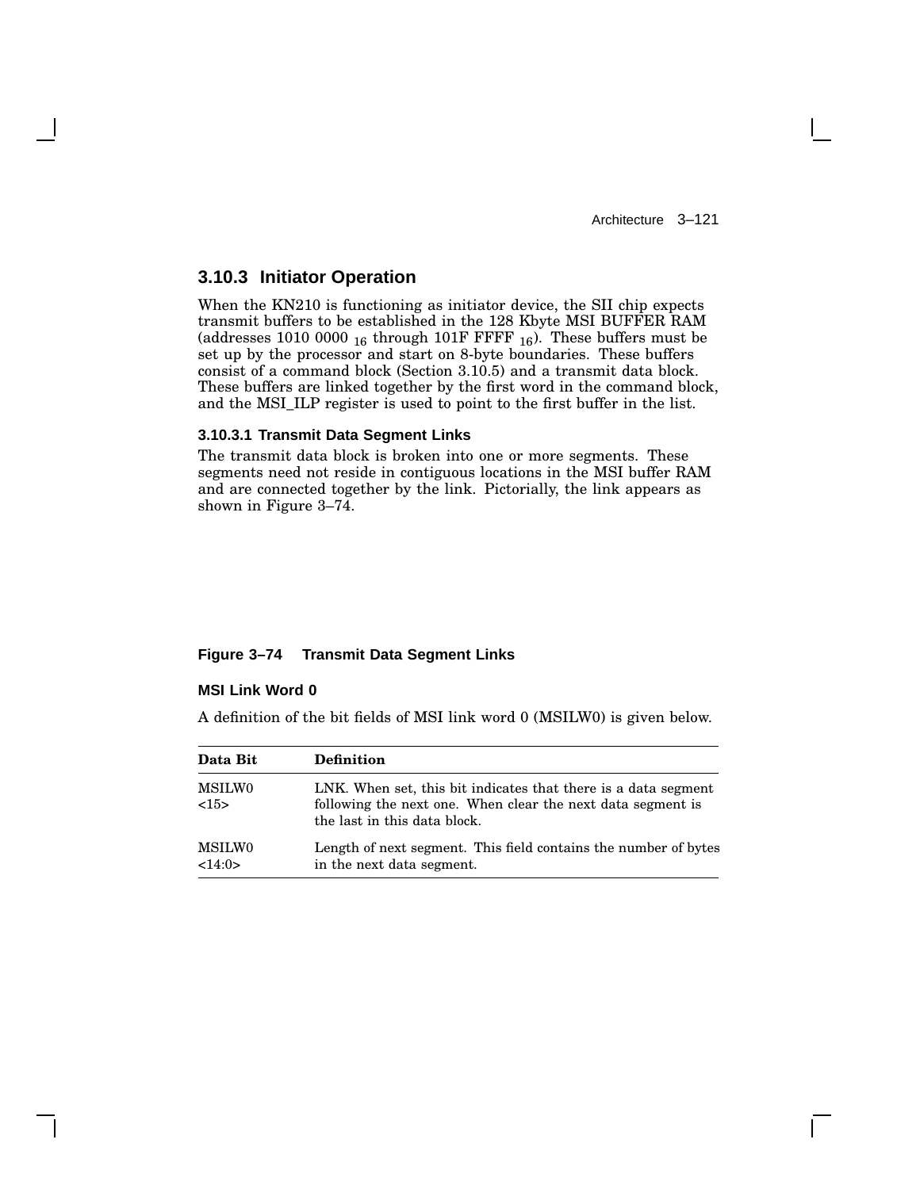### 3.10.3 Initiator Operation

When the KN210 is functioning as initiator device, the SII chip expects transmit buffers to be established in the 128 Kbyte MSI BUFFER RAM (addresses 1010 0000 $_{16}$ through 101F FFFF $_{16}$). These buffers must be set up by the processor and start on 8-byte boundaries. These buffers consist of a command block (Section 3.10.5) and a transmit data block. These buffers are linked together by the first word in the command block, and the MSI_ILP register is used to point to the first buffer in the list.

#### 3.10.3.1 Transmit Data Segment Links

The transmit data block is broken into one or more segments. These segments need not reside in contiguous locations in the MSI buffer RAM and are connected together by the link. Pictorially, the link appears as shown in Figure 3–74.

**Figure 3–74 Transmit Data Segment Links**

**MSI Link Word 0**

A definition of the bit fields of MSI link word 0 (MSILW0) is given below.

| Data Bit | Definition |
|---|---|
| MSILW0 <15> | LNK. When set, this bit indicates that there is a data segment following the next one. When clear the next data segment is the last in this data block. |
| MSILW0 <14:0> | Length of next segment. This field contains the number of bytes in the next data segment. |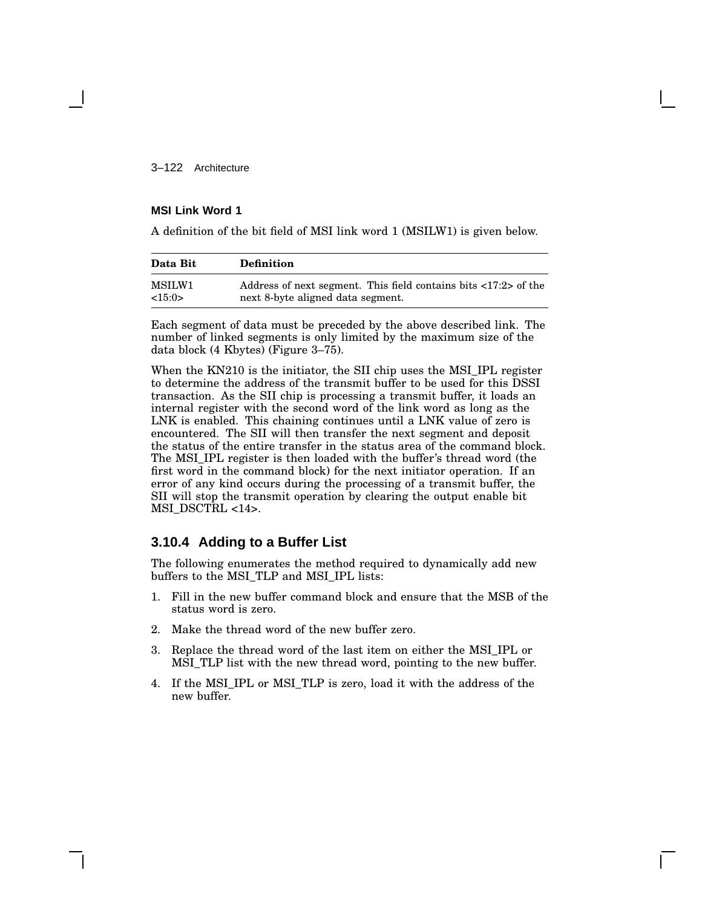**MSI Link Word 1**

A definition of the bit field of MSI link word 1 (MSILW1) is given below.

| Data Bit | Definition |
|---|---|
| MSILW1 <15:0> | Address of next segment. This field contains bits <17:2> of the next 8-byte aligned data segment. |

Each segment of data must be preceded by the above described link. The number of linked segments is only limited by the maximum size of the data block (4 Kbytes) (Figure 3–75).

When the KN210 is the initiator, the SII chip uses the MSI_IPL register to determine the address of the transmit buffer to be used for this DSSI transaction. As the SII chip is processing a transmit buffer, it loads an internal register with the second word of the link word as long as the LNK is enabled. This chaining continues until a LNK value of zero is encountered. The SII will then transfer the next segment and deposit the status of the entire transfer in the status area of the command block. The MSI_IPL register is then loaded with the buffer's thread word (the first word in the command block) for the next initiator operation. If an error of any kind occurs during the processing of a transmit buffer, the SII will stop the transmit operation by clearing the output enable bit MSI_DSCTRL <14>.

## 3.10.4 Adding to a Buffer List

The following enumerates the method required to dynamically add new buffers to the MSI_TLP and MSI_IPL lists:

1. Fill in the new buffer command block and ensure that the MSB of the status word is zero.
2. Make the thread word of the new buffer zero.
3. Replace the thread word of the last item on either the MSI_IPL or MSI_TLP list with the new thread word, pointing to the new buffer.
4. If the MSI_IPL or MSI_TLP is zero, load it with the address of the new buffer.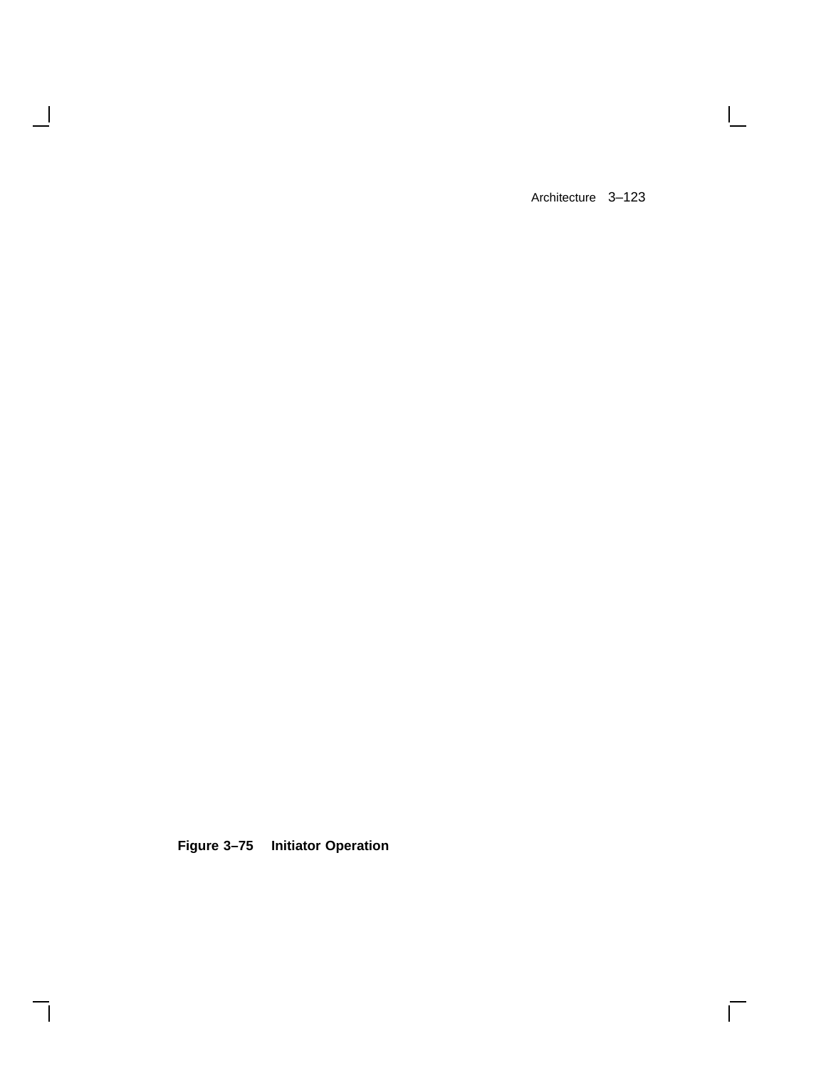**Figure 3–75 Initiator Operation**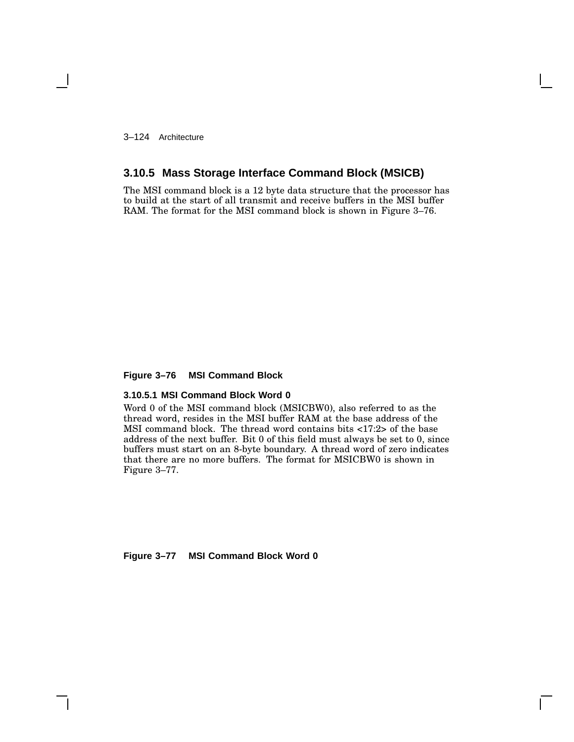### 3.10.5 Mass Storage Interface Command Block (MSICB)

The MSI command block is a 12 byte data structure that the processor has to build at the start of all transmit and receive buffers in the MSI buffer RAM. The format for the MSI command block is shown in Figure 3–76.

**Figure 3–76 MSI Command Block**

#### 3.10.5.1 MSI Command Block Word 0

Word 0 of the MSI command block (MSICBW0), also referred to as the thread word, resides in the MSI buffer RAM at the base address of the MSI command block. The thread word contains bits <17:2> of the base address of the next buffer. Bit 0 of this field must always be set to 0, since buffers must start on an 8-byte boundary. A thread word of zero indicates that there are no more buffers. The format for MSICBW0 is shown in Figure 3–77.

**Figure 3–77 MSI Command Block Word 0**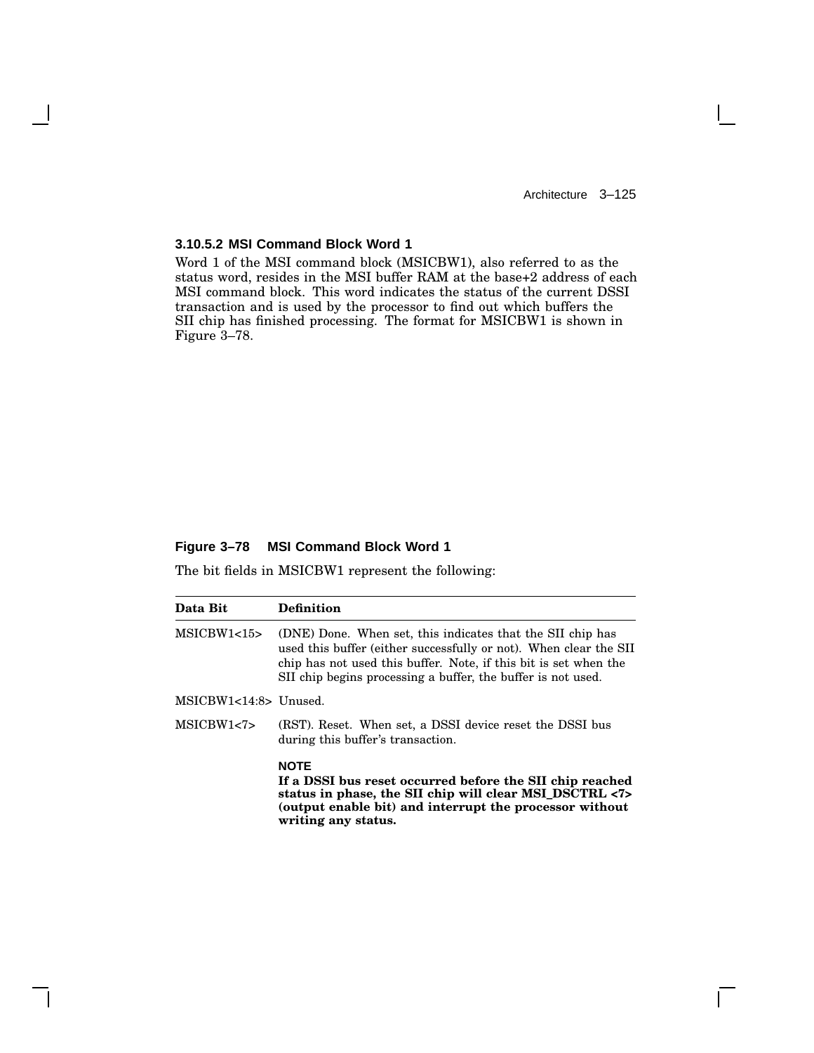### 3.10.5.2 MSI Command Block Word 1

Word 1 of the MSI command block (MSICBW1), also referred to as the status word, resides in the MSI buffer RAM at the base+2 address of each MSI command block. This word indicates the status of the current DSSI transaction and is used by the processor to find out which buffers the SII chip has finished processing. The format for MSICBW1 is shown in Figure 3–78.

**Figure 3–78 MSI Command Block Word 1**

The bit fields in MSICBW1 represent the following:

| Data Bit | Definition |
|---|---|
| MSICBW1<15> | (DNE) Done. When set, this indicates that the SII chip has used this buffer (either successfully or not). When clear the SII chip has not used this buffer. Note, if this bit is set when the SII chip begins processing a buffer, the buffer is not used. |
| MSICBW1<14:8> | Unused. |
| MSICBW1<7> | (RST). Reset. When set, a DSSI device reset the DSSI bus during this buffer's transaction.<br><br>**NOTE**<br>**If a DSSI bus reset occurred before the SII chip reached status in phase, the SII chip will clear MSI_DSCTRL <7> (output enable bit) and interrupt the processor without writing any status.** |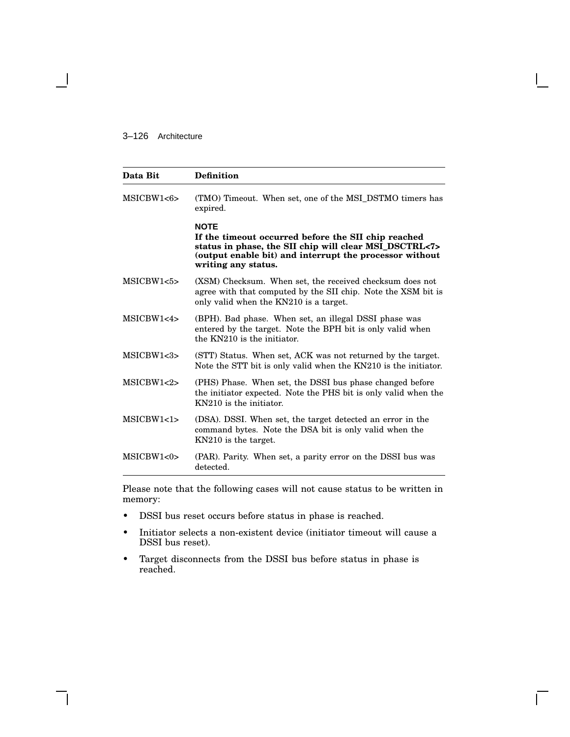| Data Bit | Definition |
|---|---|
| MSICBW1<6> | (TMO) Timeout. When set, one of the MSI_DSTMO timers has expired.<br><br>**NOTE**<br>**If the timeout occurred before the SII chip reached status in phase, the SII chip will clear MSI_DSCTRL<7> (output enable bit) and interrupt the processor without writing any status.** |
| MSICBW1<5> | (XSM) Checksum. When set, the received checksum does not agree with that computed by the SII chip. Note the XSM bit is only valid when the KN210 is a target. |
| MSICBW1<4> | (BPH). Bad phase. When set, an illegal DSSI phase was entered by the target. Note the BPH bit is only valid when the KN210 is the initiator. |
| MSICBW1<3> | (STT) Status. When set, ACK was not returned by the target. Note the STT bit is only valid when the KN210 is the initiator. |
| MSICBW1<2> | (PHS) Phase. When set, the DSSI bus phase changed before the initiator expected. Note the PHS bit is only valid when the KN210 is the initiator. |
| MSICBW1<1> | (DSA). DSSI. When set, the target detected an error in the command bytes. Note the DSA bit is only valid when the KN210 is the target. |
| MSICBW1<0> | (PAR). Parity. When set, a parity error on the DSSI bus was detected. |

Please note that the following cases will not cause status to be written in memory:

- DSSI bus reset occurs before status in phase is reached.
- Initiator selects a non-existent device (initiator timeout will cause a DSSI bus reset).
- Target disconnects from the DSSI bus before status in phase is reached.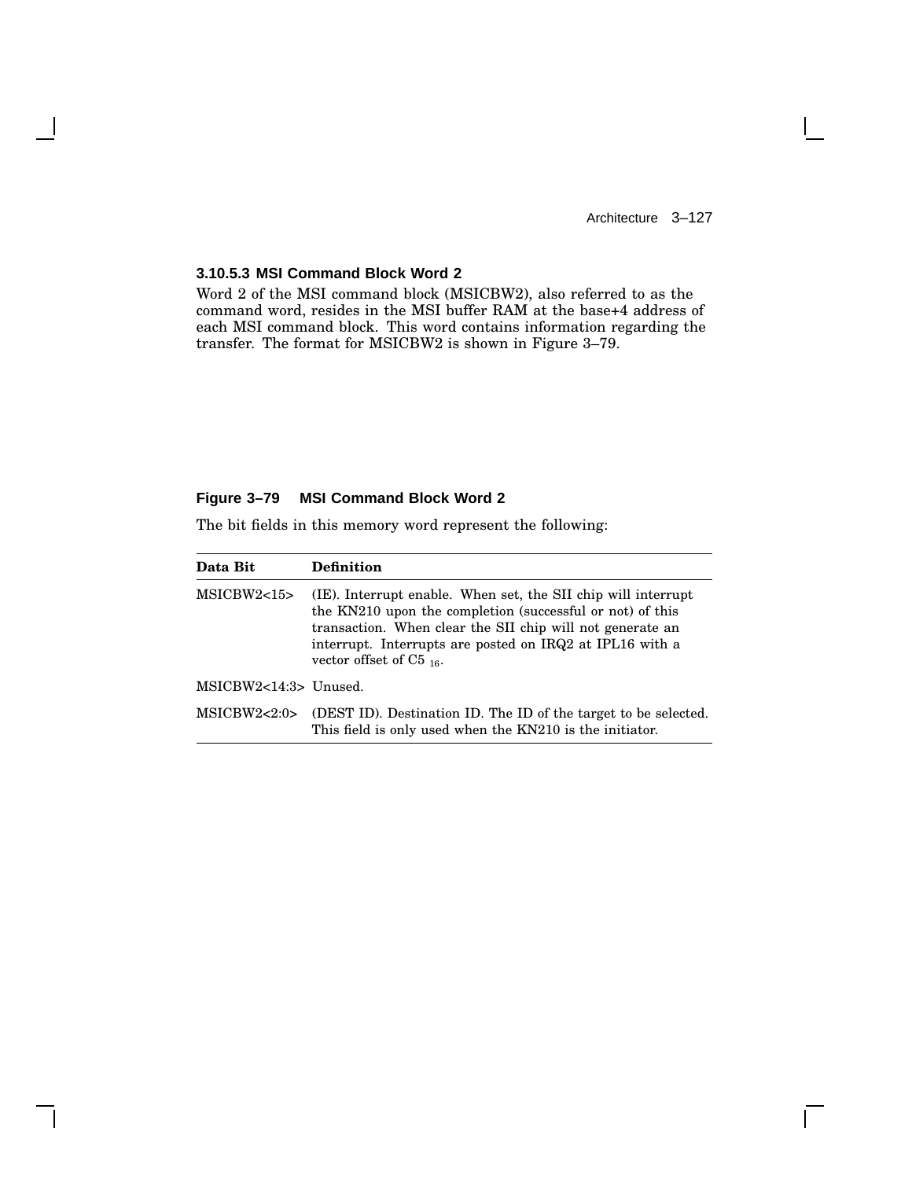### 3.10.5.3 MSI Command Block Word 2

Word 2 of the MSI command block (MSICBW2), also referred to as the command word, resides in the MSI buffer RAM at the base+4 address of each MSI command block. This word contains information regarding the transfer. The format for MSICBW2 is shown in Figure 3–79.

**Figure 3–79 MSI Command Block Word 2**

The bit fields in this memory word represent the following:

| Data Bit | Definition |
|---|---|
| MSICBW2<15> | (IE). Interrupt enable. When set, the SII chip will interrupt the KN210 upon the completion (successful or not) of this transaction. When clear the SII chip will not generate an interrupt. Interrupts are posted on IRQ2 at IPL16 with a vector offset of $C5_{16}$. |
| MSICBW2<14:3> | Unused. |
| MSICBW2<2:0> | (DEST ID). Destination ID. The ID of the target to be selected. This field is only used when the KN210 is the initiator. |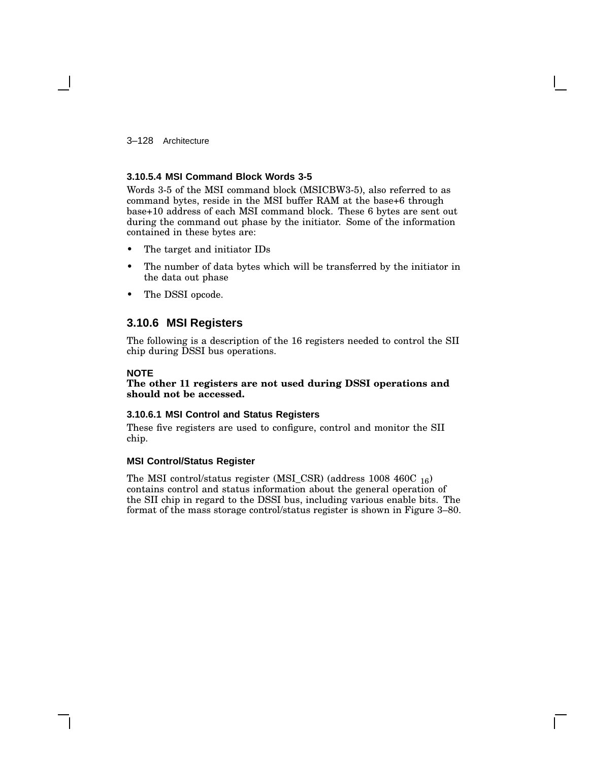#### 3.10.5.4 MSI Command Block Words 3-5

Words 3-5 of the MSI command block (MSICBW3-5), also referred to as command bytes, reside in the MSI buffer RAM at the base+6 through base+10 address of each MSI command block. These 6 bytes are sent out during the command out phase by the initiator. Some of the information contained in these bytes are:

- The target and initiator IDs
- The number of data bytes which will be transferred by the initiator in the data out phase
- The DSSI opcode.

### 3.10.6 MSI Registers

The following is a description of the 16 registers needed to control the SII chip during DSSI bus operations.

**NOTE**
**The other 11 registers are not used during DSSI operations and should not be accessed.**

#### 3.10.6.1 MSI Control and Status Registers

These five registers are used to configure, control and monitor the SII chip.

**MSI Control/Status Register**

The MSI control/status register (MSI_CSR) (address 1008 460C $_{16}$) contains control and status information about the general operation of the SII chip in regard to the DSSI bus, including various enable bits. The format of the mass storage control/status register is shown in Figure 3–80.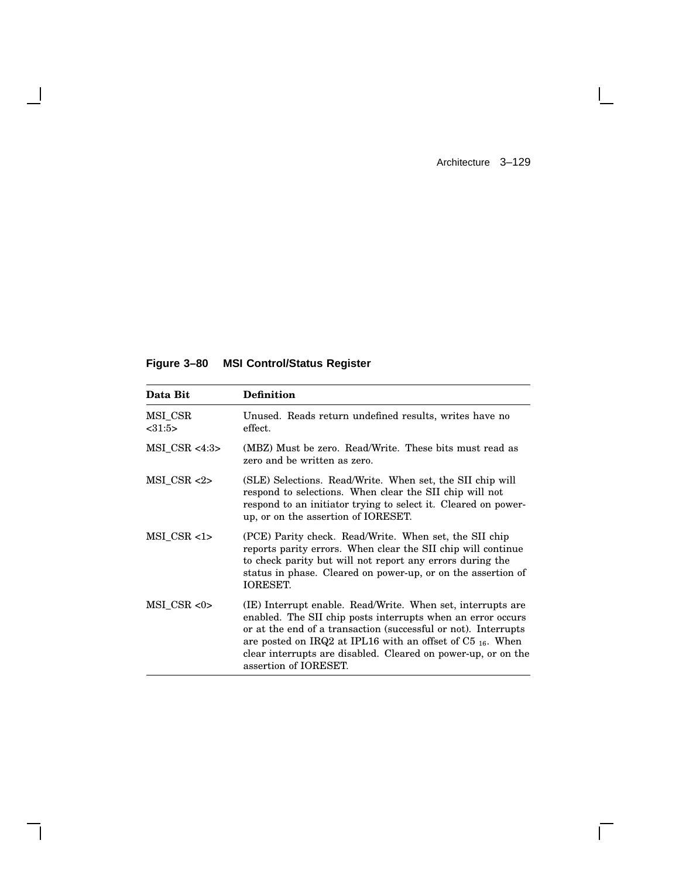**Figure 3–80 MSI Control/Status Register**

| Data Bit | Definition |
|---|---|
| MSI_CSR <31:5> | Unused. Reads return undefined results, writes have no effect. |
| MSI_CSR <4:3> | (MBZ) Must be zero. Read/Write. These bits must read as zero and be written as zero. |
| MSI_CSR <2> | (SLE) Selections. Read/Write. When set, the SII chip will respond to selections. When clear the SII chip will not respond to an initiator trying to select it. Cleared on power-up, or on the assertion of IORESET. |
| MSI_CSR <1> | (PCE) Parity check. Read/Write. When set, the SII chip reports parity errors. When clear the SII chip will continue to check parity but will not report any errors during the status in phase. Cleared on power-up, or on the assertion of IORESET. |
| MSI_CSR <0> | (IE) Interrupt enable. Read/Write. When set, interrupts are enabled. The SII chip posts interrupts when an error occurs or at the end of a transaction (successful or not). Interrupts are posted on IRQ2 at IPL16 with an offset of $C5_{16}$. When clear interrupts are disabled. Cleared on power-up, or on the assertion of IORESET. |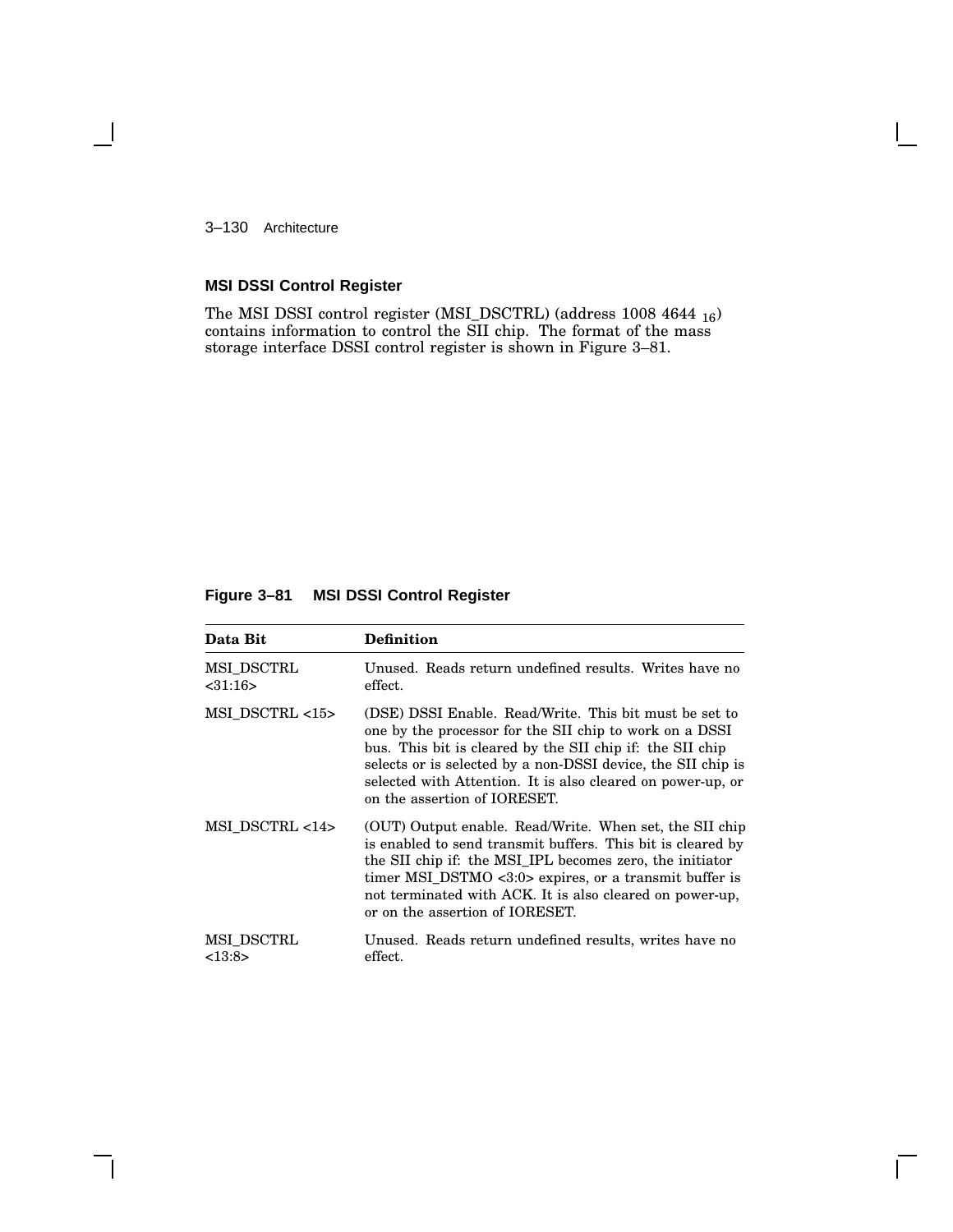## MSI DSSI Control Register

The MSI DSSI control register (MSI_DSCTRL) (address 1008 4644 $_{16}$) contains information to control the SII chip. The format of the mass storage interface DSSI control register is shown in Figure 3–81.

**Figure 3–81 MSI DSSI Control Register**

| Data Bit | Definition |
|---|---|
| MSI_DSCTRL <31:16> | Unused. Reads return undefined results. Writes have no effect. |
| MSI_DSCTRL <15> | (DSE) DSSI Enable. Read/Write. This bit must be set to one by the processor for the SII chip to work on a DSSI bus. This bit is cleared by the SII chip if: the SII chip selects or is selected by a non-DSSI device, the SII chip is selected with Attention. It is also cleared on power-up, or on the assertion of IORESET. |
| MSI_DSCTRL <14> | (OUT) Output enable. Read/Write. When set, the SII chip is enabled to send transmit buffers. This bit is cleared by the SII chip if: the MSI_IPL becomes zero, the initiator timer MSI_DSTMO <3:0> expires, or a transmit buffer is not terminated with ACK. It is also cleared on power-up, or on the assertion of IORESET. |
| MSI_DSCTRL <13:8> | Unused. Reads return undefined results, writes have no effect. |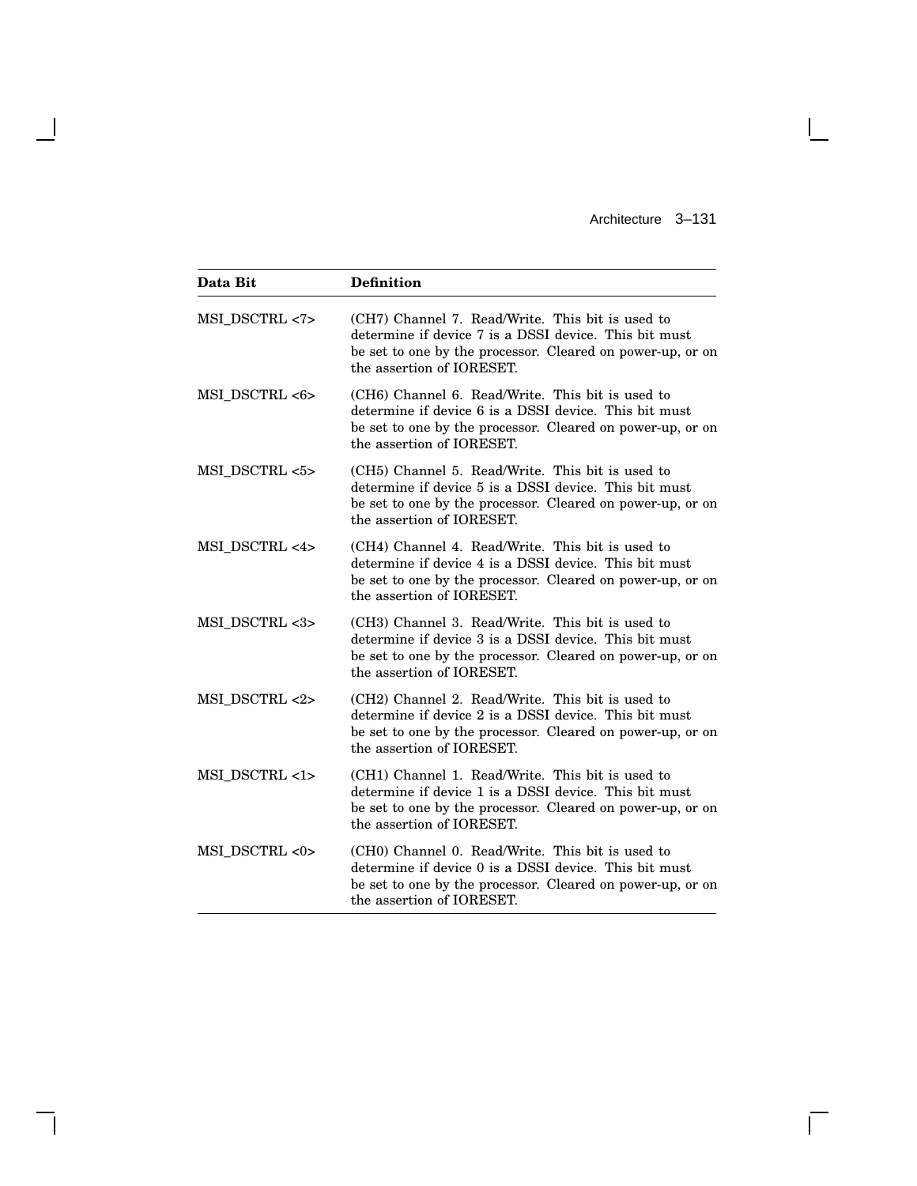| Data Bit | Definition |
| --- | --- |
| MSI_DSCTRL <7> | (CH7) Channel 7. Read/Write. This bit is used to determine if device 7 is a DSSI device. This bit must be set to one by the processor. Cleared on power-up, or on the assertion of IORESET. |
| MSI_DSCTRL <6> | (CH6) Channel 6. Read/Write. This bit is used to determine if device 6 is a DSSI device. This bit must be set to one by the processor. Cleared on power-up, or on the assertion of IORESET. |
| MSI_DSCTRL <5> | (CH5) Channel 5. Read/Write. This bit is used to determine if device 5 is a DSSI device. This bit must be set to one by the processor. Cleared on power-up, or on the assertion of IORESET. |
| MSI_DSCTRL <4> | (CH4) Channel 4. Read/Write. This bit is used to determine if device 4 is a DSSI device. This bit must be set to one by the processor. Cleared on power-up, or on the assertion of IORESET. |
| MSI_DSCTRL <3> | (CH3) Channel 3. Read/Write. This bit is used to determine if device 3 is a DSSI device. This bit must be set to one by the processor. Cleared on power-up, or on the assertion of IORESET. |
| MSI_DSCTRL <2> | (CH2) Channel 2. Read/Write. This bit is used to determine if device 2 is a DSSI device. This bit must be set to one by the processor. Cleared on power-up, or on the assertion of IORESET. |
| MSI_DSCTRL <1> | (CH1) Channel 1. Read/Write. This bit is used to determine if device 1 is a DSSI device. This bit must be set to one by the processor. Cleared on power-up, or on the assertion of IORESET. |
| MSI_DSCTRL <0> | (CH0) Channel 0. Read/Write. This bit is used to determine if device 0 is a DSSI device. This bit must be set to one by the processor. Cleared on power-up, or on the assertion of IORESET. |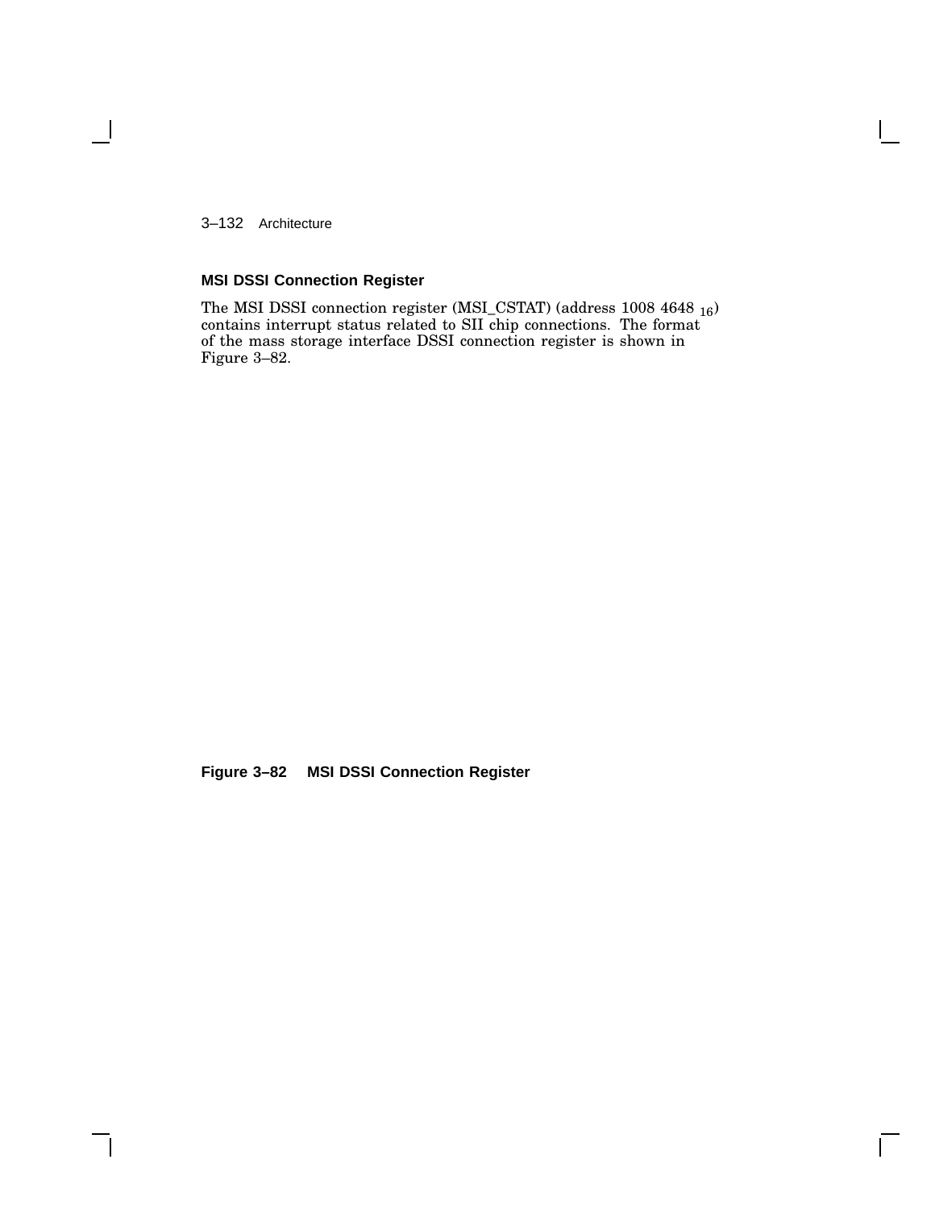### MSI DSSI Connection Register

The MSI DSSI connection register (MSI_CSTAT) (address 1008 4648 $_{16}$) contains interrupt status related to SII chip connections. The format of the mass storage interface DSSI connection register is shown in Figure 3–82.

**Figure 3–82 MSI DSSI Connection Register**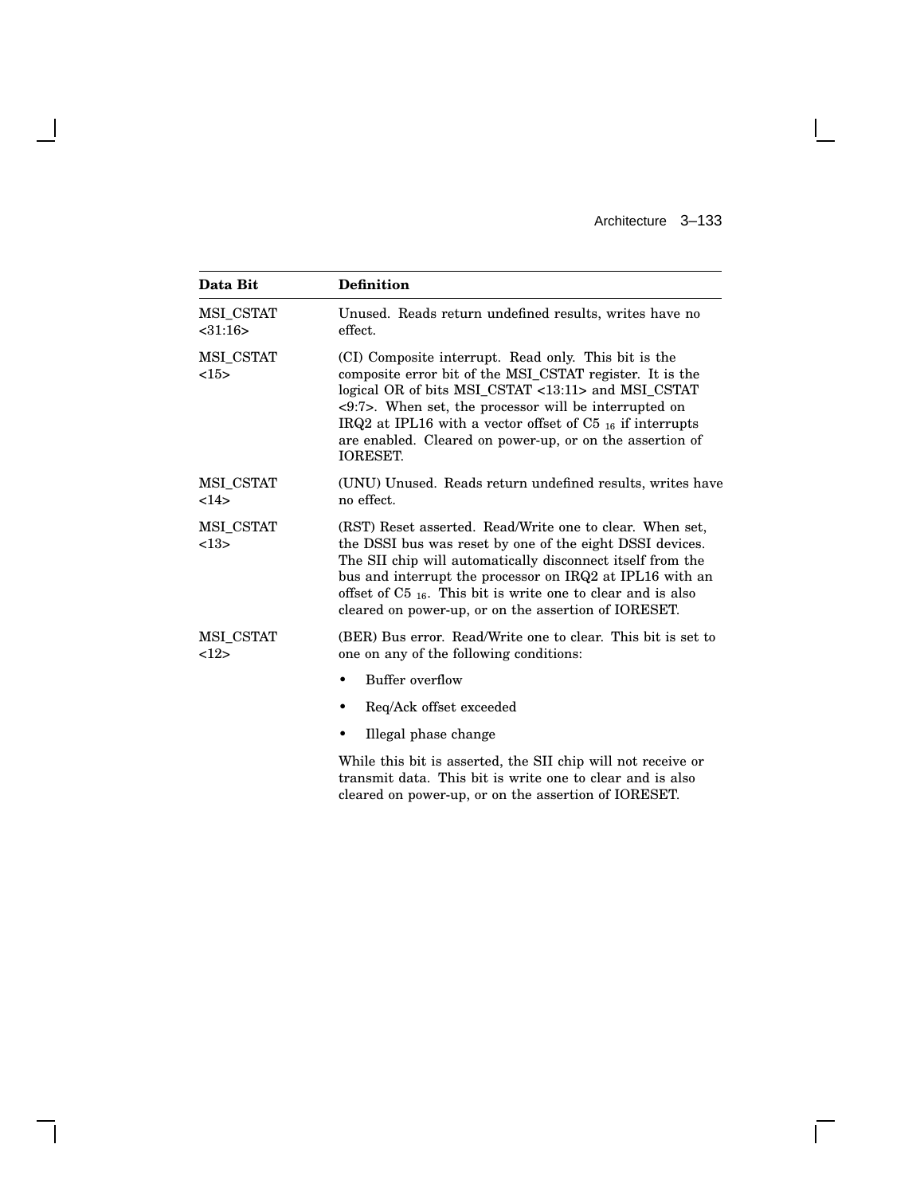| Data Bit | Definition |
|---|---|
| MSI_CSTAT <31:16> | Unused. Reads return undefined results, writes have no effect. |
| MSI_CSTAT <15> | (CI) Composite interrupt. Read only. This bit is the composite error bit of the MSI_CSTAT register. It is the logical OR of bits MSI_CSTAT <13:11> and MSI_CSTAT <9:7>. When set, the processor will be interrupted on IRQ2 at IPL16 with a vector offset of $C5_{16}$ if interrupts are enabled. Cleared on power-up, or on the assertion of IORESET. |
| MSI_CSTAT <14> | (UNU) Unused. Reads return undefined results, writes have no effect. |
| MSI_CSTAT <13> | (RST) Reset asserted. Read/Write one to clear. When set, the DSSI bus was reset by one of the eight DSSI devices. The SII chip will automatically disconnect itself from the bus and interrupt the processor on IRQ2 at IPL16 with an offset of $C5_{16}$. This bit is write one to clear and is also cleared on power-up, or on the assertion of IORESET. |
| MSI_CSTAT <12> | (BER) Bus error. Read/Write one to clear. This bit is set to one on any of the following conditions:<br>• Buffer overflow<br>• Req/Ack offset exceeded<br>• Illegal phase change<br>While this bit is asserted, the SII chip will not receive or transmit data. This bit is write one to clear and is also cleared on power-up, or on the assertion of IORESET. |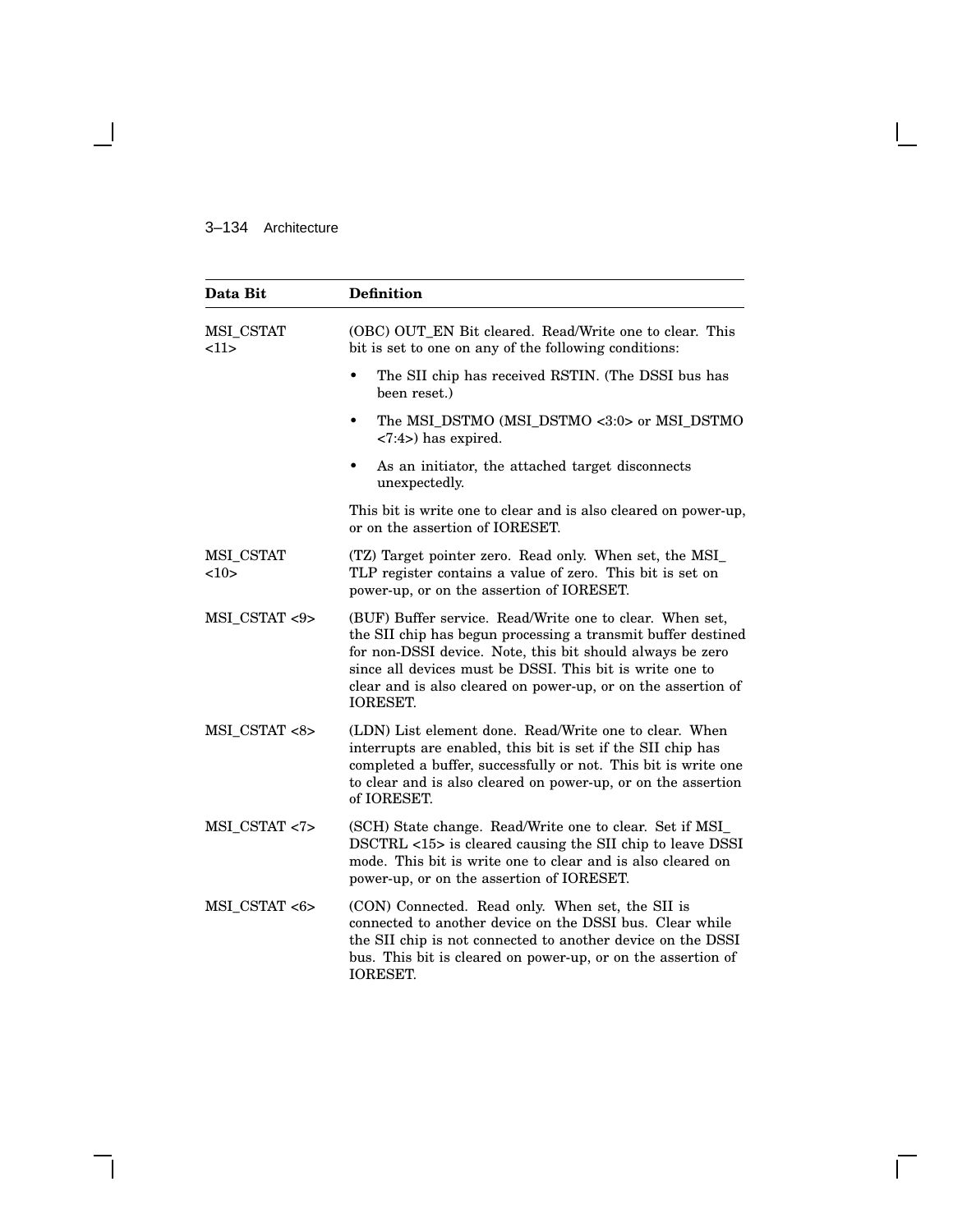| Data Bit | Definition |
|---|---|
| MSI_CSTAT <11> | (OBC) OUT_EN Bit cleared. Read/Write one to clear. This bit is set to one on any of the following conditions:<br>• The SII chip has received RSTIN. (The DSSI bus has been reset.)<br>• The MSI_DSTMO (MSI_DSTMO <3:0> or MSI_DSTMO <7:4>) has expired.<br>• As an initiator, the attached target disconnects unexpectedly.<br>This bit is write one to clear and is also cleared on power-up, or on the assertion of IORESET. |
| MSI_CSTAT <10> | (TZ) Target pointer zero. Read only. When set, the MSI_TLP register contains a value of zero. This bit is set on power-up, or on the assertion of IORESET. |
| MSI_CSTAT <9> | (BUF) Buffer service. Read/Write one to clear. When set, the SII chip has begun processing a transmit buffer destined for non-DSSI device. Note, this bit should always be zero since all devices must be DSSI. This bit is write one to clear and is also cleared on power-up, or on the assertion of IORESET. |
| MSI_CSTAT <8> | (LDN) List element done. Read/Write one to clear. When interrupts are enabled, this bit is set if the SII chip has completed a buffer, successfully or not. This bit is write one to clear and is also cleared on power-up, or on the assertion of IORESET. |
| MSI_CSTAT <7> | (SCH) State change. Read/Write one to clear. Set if MSI_DSCTRL <15> is cleared causing the SII chip to leave DSSI mode. This bit is write one to clear and is also cleared on power-up, or on the assertion of IORESET. |
| MSI_CSTAT <6> | (CON) Connected. Read only. When set, the SII is connected to another device on the DSSI bus. Clear while the SII chip is not connected to another device on the DSSI bus. This bit is cleared on power-up, or on the assertion of IORESET. |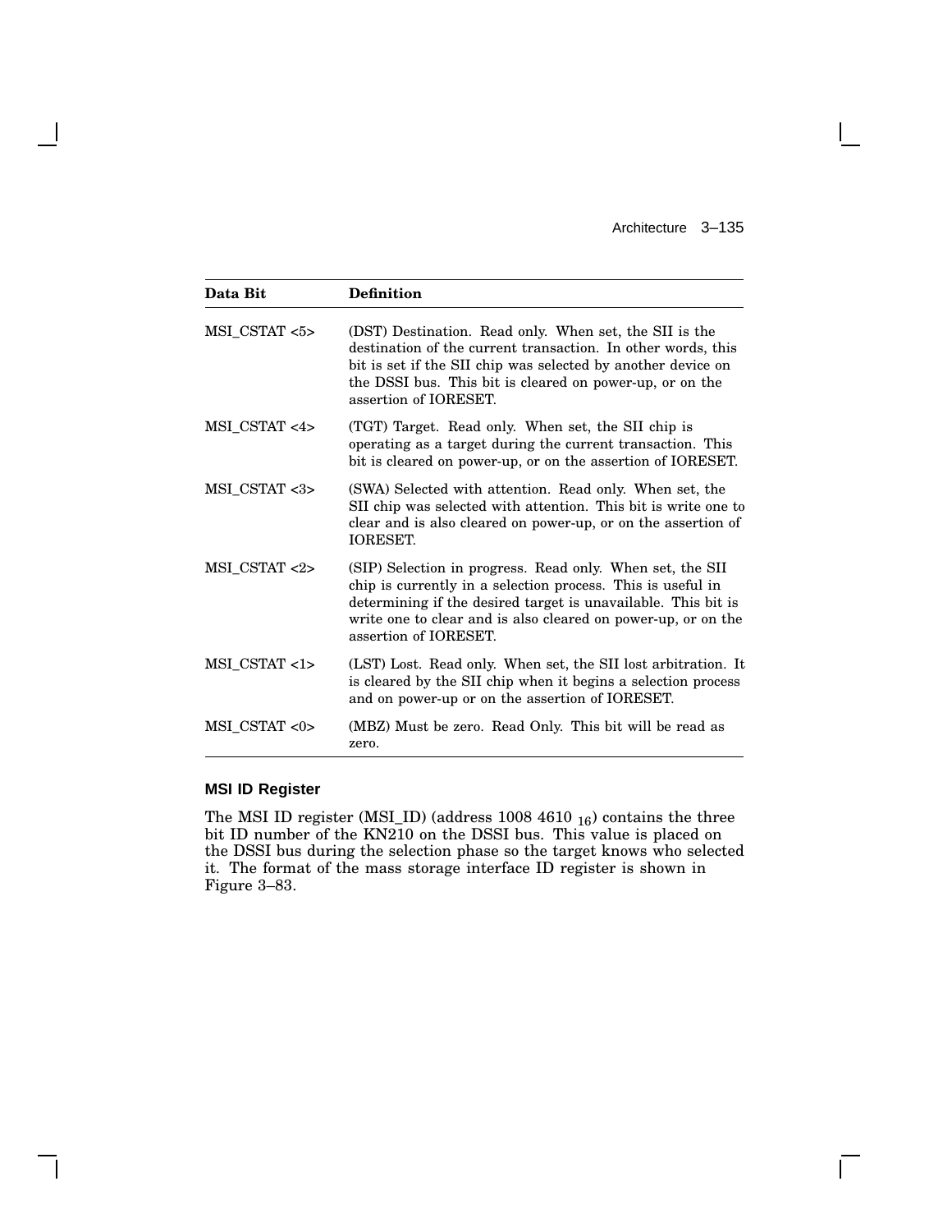| Data Bit | Definition |
|---|---|
| MSI_CSTAT <5> | (DST) Destination. Read only. When set, the SII is the destination of the current transaction. In other words, this bit is set if the SII chip was selected by another device on the DSSI bus. This bit is cleared on power-up, or on the assertion of IORESET. |
| MSI_CSTAT <4> | (TGT) Target. Read only. When set, the SII chip is operating as a target during the current transaction. This bit is cleared on power-up, or on the assertion of IORESET. |
| MSI_CSTAT <3> | (SWA) Selected with attention. Read only. When set, the SII chip was selected with attention. This bit is write one to clear and is also cleared on power-up, or on the assertion of IORESET. |
| MSI_CSTAT <2> | (SIP) Selection in progress. Read only. When set, the SII chip is currently in a selection process. This is useful in determining if the desired target is unavailable. This bit is write one to clear and is also cleared on power-up, or on the assertion of IORESET. |
| MSI_CSTAT <1> | (LST) Lost. Read only. When set, the SII lost arbitration. It is cleared by the SII chip when it begins a selection process and on power-up or on the assertion of IORESET. |
| MSI_CSTAT <0> | (MBZ) Must be zero. Read Only. This bit will be read as zero. |

### MSI ID Register

The MSI ID register (MSI_ID) (address 1008 4610 $_{16}$) contains the three bit ID number of the KN210 on the DSSI bus. This value is placed on the DSSI bus during the selection phase so the target knows who selected it. The format of the mass storage interface ID register is shown in Figure 3–83.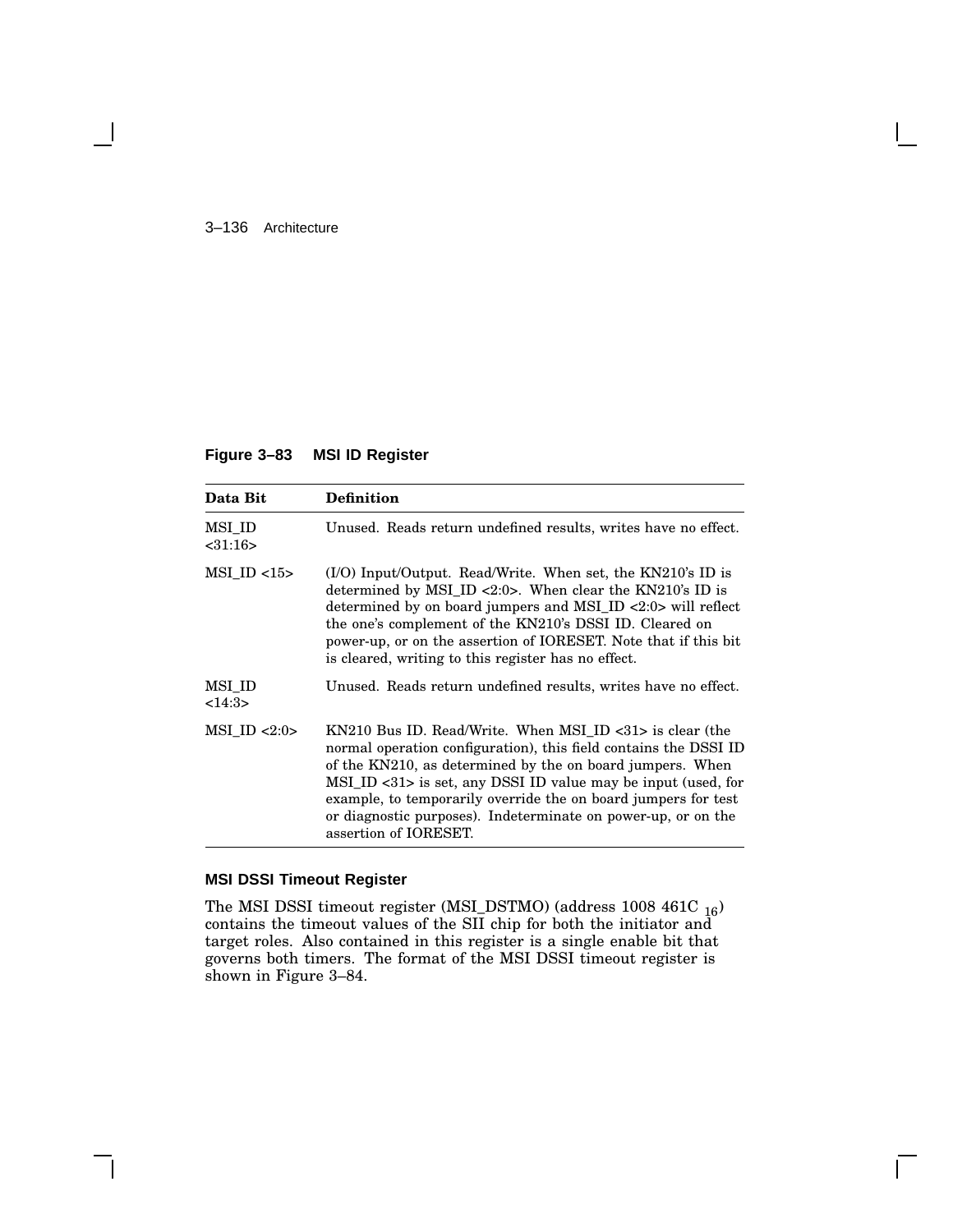**Figure 3–83 MSI ID Register**

| Data Bit | Definition |
|---|---|
| MSI_ID <31:16> | Unused. Reads return undefined results, writes have no effect. |
| MSI_ID <15> | (I/O) Input/Output. Read/Write. When set, the KN210's ID is determined by MSI_ID <2:0>. When clear the KN210's ID is determined by on board jumpers and MSI_ID <2:0> will reflect the one's complement of the KN210's DSSI ID. Cleared on power-up, or on the assertion of IORESET. Note that if this bit is cleared, writing to this register has no effect. |
| MSI_ID <14:3> | Unused. Reads return undefined results, writes have no effect. |
| MSI_ID <2:0> | KN210 Bus ID. Read/Write. When MSI_ID <31> is clear (the normal operation configuration), this field contains the DSSI ID of the KN210, as determined by the on board jumpers. When MSI_ID <31> is set, any DSSI ID value may be input (used, for example, to temporarily override the on board jumpers for test or diagnostic purposes). Indeterminate on power-up, or on the assertion of IORESET. |

### MSI DSSI Timeout Register

The MSI DSSI timeout register (MSI_DSTMO) (address 1008 461C $_{16}$) contains the timeout values of the SII chip for both the initiator and target roles. Also contained in this register is a single enable bit that governs both timers. The format of the MSI DSSI timeout register is shown in Figure 3–84.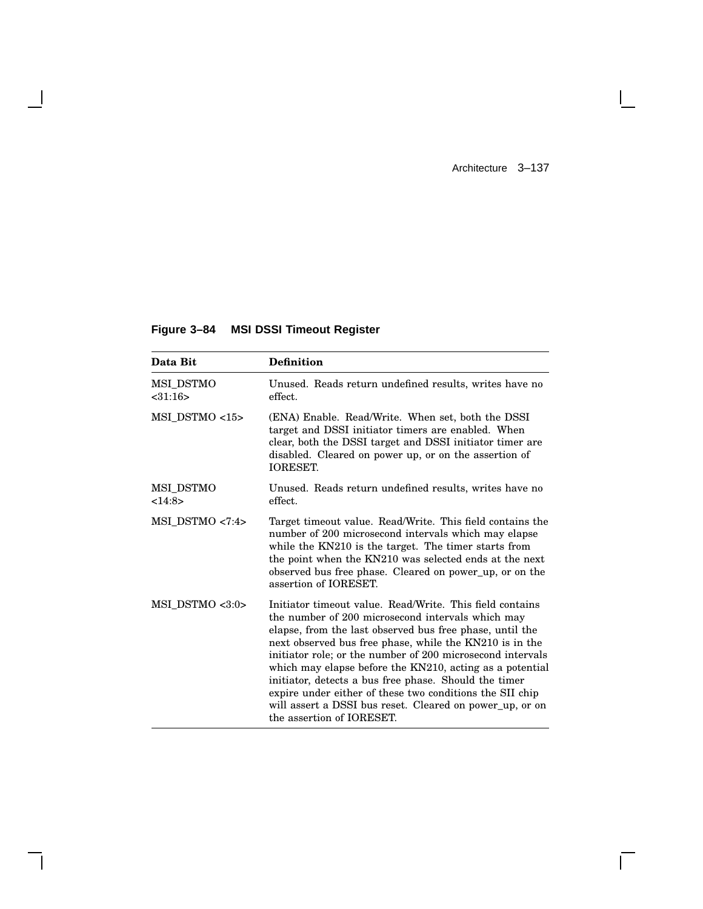**Figure 3–84 MSI DSSI Timeout Register**

| Data Bit | Definition |
|---|---|
| MSI_DSTMO <31:16> | Unused. Reads return undefined results, writes have no effect. |
| MSI_DSTMO <15> | (ENA) Enable. Read/Write. When set, both the DSSI target and DSSI initiator timers are enabled. When clear, both the DSSI target and DSSI initiator timer are disabled. Cleared on power up, or on the assertion of IORESET. |
| MSI_DSTMO <14:8> | Unused. Reads return undefined results, writes have no effect. |
| MSI_DSTMO <7:4> | Target timeout value. Read/Write. This field contains the number of 200 microsecond intervals which may elapse while the KN210 is the target. The timer starts from the point when the KN210 was selected ends at the next observed bus free phase. Cleared on power_up, or on the assertion of IORESET. |
| MSI_DSTMO <3:0> | Initiator timeout value. Read/Write. This field contains the number of 200 microsecond intervals which may elapse, from the last observed bus free phase, until the next observed bus free phase, while the KN210 is in the initiator role; or the number of 200 microsecond intervals which may elapse before the KN210, acting as a potential initiator, detects a bus free phase. Should the timer expire under either of these two conditions the SII chip will assert a DSSI bus reset. Cleared on power_up, or on the assertion of IORESET. |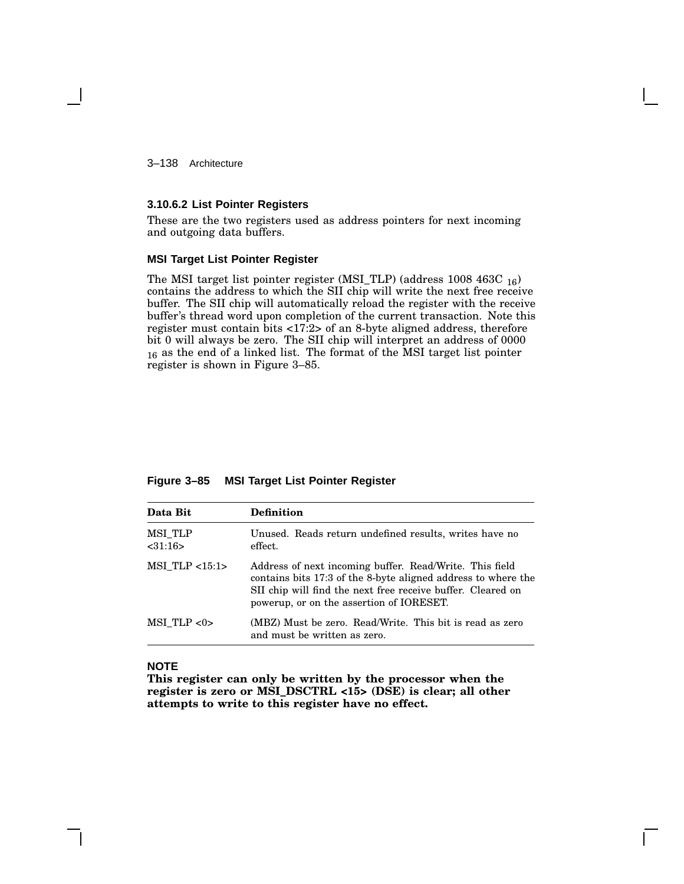### 3.10.6.2 List Pointer Registers

These are the two registers used as address pointers for next incoming and outgoing data buffers.

#### MSI Target List Pointer Register

The MSI target list pointer register (MSI_TLP) (address 1008 463C $_{16}$) contains the address to which the SII chip will write the next free receive buffer. The SII chip will automatically reload the register with the receive buffer's thread word upon completion of the current transaction. Note this register must contain bits <17:2> of an 8-byte aligned address, therefore bit 0 will always be zero. The SII chip will interpret an address of 0000 $_{16}$ as the end of a linked list. The format of the MSI target list pointer register is shown in Figure 3–85.

**Figure 3–85 MSI Target List Pointer Register**

| Data Bit | Definition |
|---|---|
| MSI_TLP <31:16> | Unused. Reads return undefined results, writes have no effect. |
| MSI_TLP <15:1> | Address of next incoming buffer. Read/Write. This field contains bits 17:3 of the 8-byte aligned address to where the SII chip will find the next free receive buffer. Cleared on powerup, or on the assertion of IORESET. |
| MSI_TLP <0> | (MBZ) Must be zero. Read/Write. This bit is read as zero and must be written as zero. |

**NOTE**

**This register can only be written by the processor when the register is zero or MSI_DSCTRL <15> (DSE) is clear; all other attempts to write to this register have no effect.**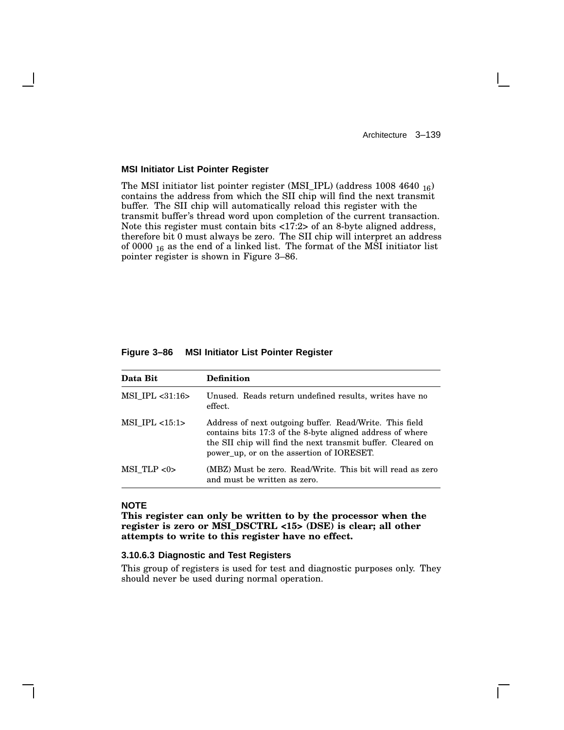### MSI Initiator List Pointer Register

The MSI initiator list pointer register (MSI_IPL) (address 1008 4640 $_{16}$) contains the address from which the SII chip will find the next transmit buffer. The SII chip will automatically reload this register with the transmit buffer's thread word upon completion of the current transaction. Note this register must contain bits <17:2> of an 8-byte aligned address, therefore bit 0 must always be zero. The SII chip will interpret an address of 0000 $_{16}$ as the end of a linked list. The format of the MSI initiator list pointer register is shown in Figure 3–86.

**Figure 3–86 MSI Initiator List Pointer Register**

| Data Bit | Definition |
|---|---|
| MSI_IPL <31:16> | Unused. Reads return undefined results, writes have no effect. |
| MSI_IPL <15:1> | Address of next outgoing buffer. Read/Write. This field contains bits 17:3 of the 8-byte aligned address of where the SII chip will find the next transmit buffer. Cleared on power_up, or on the assertion of IORESET. |
| MSI_TLP <0> | (MBZ) Must be zero. Read/Write. This bit will read as zero and must be written as zero. |

**NOTE**

**This register can only be written to by the processor when the register is zero or MSI_DSCTRL <15> (DSE) is clear; all other attempts to write to this register have no effect.**

#### 3.10.6.3 Diagnostic and Test Registers

This group of registers is used for test and diagnostic purposes only. They should never be used during normal operation.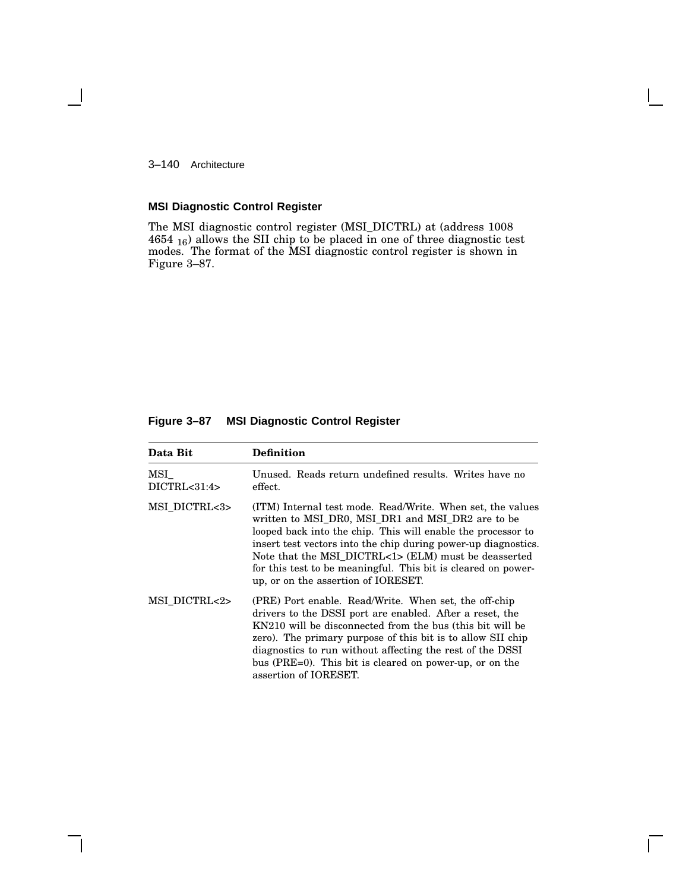## MSI Diagnostic Control Register

The MSI diagnostic control register (MSI_DICTRL) at (address 1008 4654 $_{16}$) allows the SII chip to be placed in one of three diagnostic test modes. The format of the MSI diagnostic control register is shown in Figure 3–87.

**Figure 3–87 MSI Diagnostic Control Register**

| Data Bit | Definition |
|---|---|
| MSI_ DICTRL<31:4> | Unused. Reads return undefined results. Writes have no effect. |
| MSI_DICTRL<3> | (ITM) Internal test mode. Read/Write. When set, the values written to MSI_DR0, MSI_DR1 and MSI_DR2 are to be looped back into the chip. This will enable the processor to insert test vectors into the chip during power-up diagnostics. Note that the MSI_DICTRL<1> (ELM) must be deasserted for this test to be meaningful. This bit is cleared on power-up, or on the assertion of IORESET. |
| MSI_DICTRL<2> | (PRE) Port enable. Read/Write. When set, the off-chip drivers to the DSSI port are enabled. After a reset, the KN210 will be disconnected from the bus (this bit will be zero). The primary purpose of this bit is to allow SII chip diagnostics to run without affecting the rest of the DSSI bus (PRE=0). This bit is cleared on power-up, or on the assertion of IORESET. |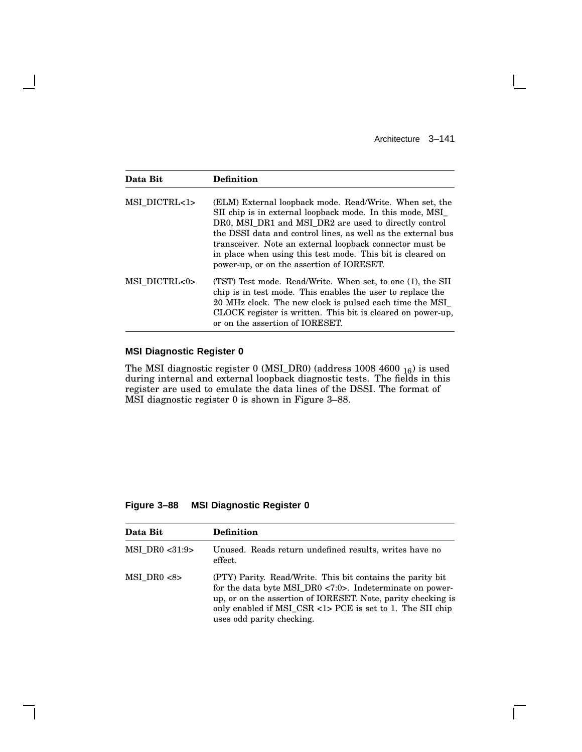| Data Bit | Definition |
|---|---|
| MSI_DICTRL<1> | (ELM) External loopback mode. Read/Write. When set, the SII chip is in external loopback mode. In this mode, MSI_DR0, MSI_DR1 and MSI_DR2 are used to directly control the DSSI data and control lines, as well as the external bus transceiver. Note an external loopback connector must be in place when using this test mode. This bit is cleared on power-up, or on the assertion of IORESET. |
| MSI_DICTRL<0> | (TST) Test mode. Read/Write. When set, to one (1), the SII chip is in test mode. This enables the user to replace the 20 MHz clock. The new clock is pulsed each time the MSI_CLOCK register is written. This bit is cleared on power-up, or on the assertion of IORESET. |

### MSI Diagnostic Register 0

The MSI diagnostic register 0 (MSI_DR0) (address 1008 4600 $_{16}$) is used during internal and external loopback diagnostic tests. The fields in this register are used to emulate the data lines of the DSSI. The format of MSI diagnostic register 0 is shown in Figure 3–88.

**Figure 3–88 MSI Diagnostic Register 0**

| Data Bit | Definition |
|---|---|
| MSI_DR0 <31:9> | Unused. Reads return undefined results, writes have no effect. |
| MSI_DR0 <8> | (PTY) Parity. Read/Write. This bit contains the parity bit for the data byte MSI_DR0 <7:0>. Indeterminate on power-up, or on the assertion of IORESET. Note, parity checking is only enabled if MSI_CSR <1> PCE is set to 1. The SII chip uses odd parity checking. |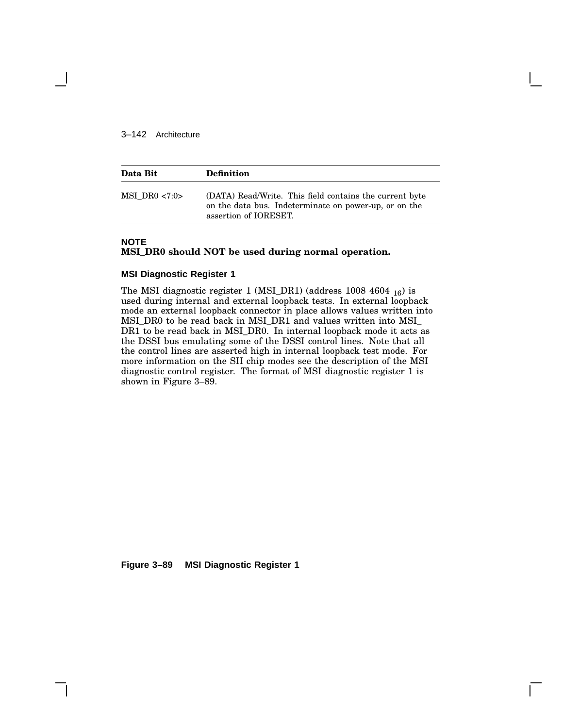| Data Bit | Definition |
|---|---|
| MSI_DR0 <7:0> | (DATA) Read/Write. This field contains the current byte on the data bus. Indeterminate on power-up, or on the assertion of IORESET. |

**NOTE**
**MSI_DR0 should NOT be used during normal operation.**

### MSI Diagnostic Register 1

The MSI diagnostic register 1 (MSI_DR1) (address 1008 4604 $_{16}$) is used during internal and external loopback tests. In external loopback mode an external loopback connector in place allows values written into MSI_DR0 to be read back in MSI_DR1 and values written into MSI_DR1 to be read back in MSI_DR0. In internal loopback mode it acts as the DSSI bus emulating some of the DSSI control lines. Note that all the control lines are asserted high in internal loopback test mode. For more information on the SII chip modes see the description of the MSI diagnostic control register. The format of MSI diagnostic register 1 is shown in Figure 3–89.

**Figure 3–89 MSI Diagnostic Register 1**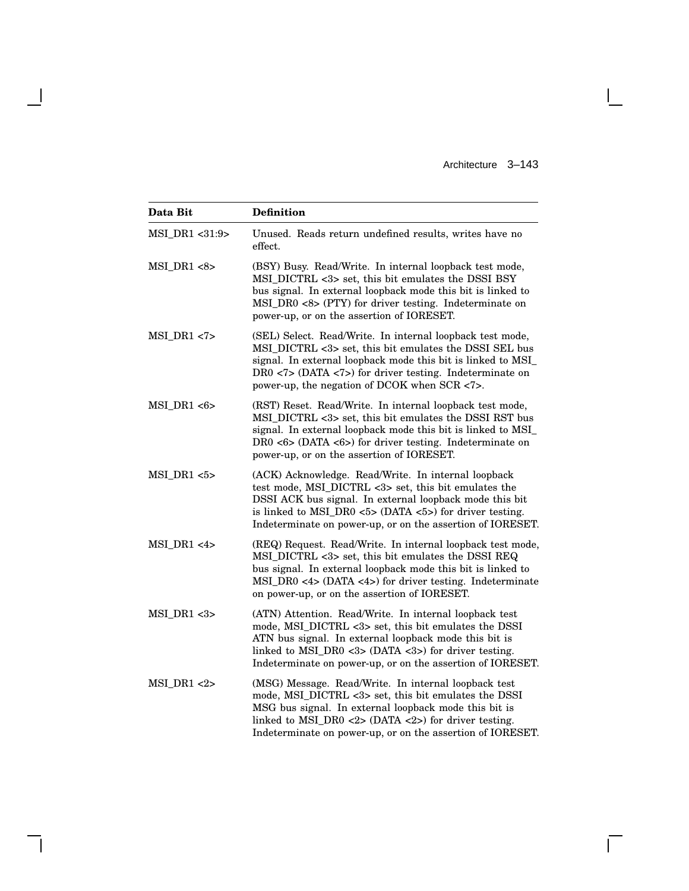| Data Bit | Definition |
|---|---|
| MSI_DR1 <31:9> | Unused. Reads return undefined results, writes have no effect. |
| MSI_DR1 <8> | (BSY) Busy. Read/Write. In internal loopback test mode, MSI_DICTRL <3> set, this bit emulates the DSSI BSY bus signal. In external loopback mode this bit is linked to MSI_DR0 <8> (PTY) for driver testing. Indeterminate on power-up, or on the assertion of IORESET. |
| MSI_DR1 <7> | (SEL) Select. Read/Write. In internal loopback test mode, MSI_DICTRL <3> set, this bit emulates the DSSI SEL bus signal. In external loopback mode this bit is linked to MSI_DR0 <7> (DATA <7>) for driver testing. Indeterminate on power-up, the negation of DCOK when SCR <7>. |
| MSI_DR1 <6> | (RST) Reset. Read/Write. In internal loopback test mode, MSI_DICTRL <3> set, this bit emulates the DSSI RST bus signal. In external loopback mode this bit is linked to MSI_DR0 <6> (DATA <6>) for driver testing. Indeterminate on power-up, or on the assertion of IORESET. |
| MSI_DR1 <5> | (ACK) Acknowledge. Read/Write. In internal loopback test mode, MSI_DICTRL <3> set, this bit emulates the DSSI ACK bus signal. In external loopback mode this bit is linked to MSI_DR0 <5> (DATA <5>) for driver testing. Indeterminate on power-up, or on the assertion of IORESET. |
| MSI_DR1 <4> | (REQ) Request. Read/Write. In internal loopback test mode, MSI_DICTRL <3> set, this bit emulates the DSSI REQ bus signal. In external loopback mode this bit is linked to MSI_DR0 <4> (DATA <4>) for driver testing. Indeterminate on power-up, or on the assertion of IORESET. |
| MSI_DR1 <3> | (ATN) Attention. Read/Write. In internal loopback test mode, MSI_DICTRL <3> set, this bit emulates the DSSI ATN bus signal. In external loopback mode this bit is linked to MSI_DR0 <3> (DATA <3>) for driver testing. Indeterminate on power-up, or on the assertion of IORESET. |
| MSI_DR1 <2> | (MSG) Message. Read/Write. In internal loopback test mode, MSI_DICTRL <3> set, this bit emulates the DSSI MSG bus signal. In external loopback mode this bit is linked to MSI_DR0 <2> (DATA <2>) for driver testing. Indeterminate on power-up, or on the assertion of IORESET. |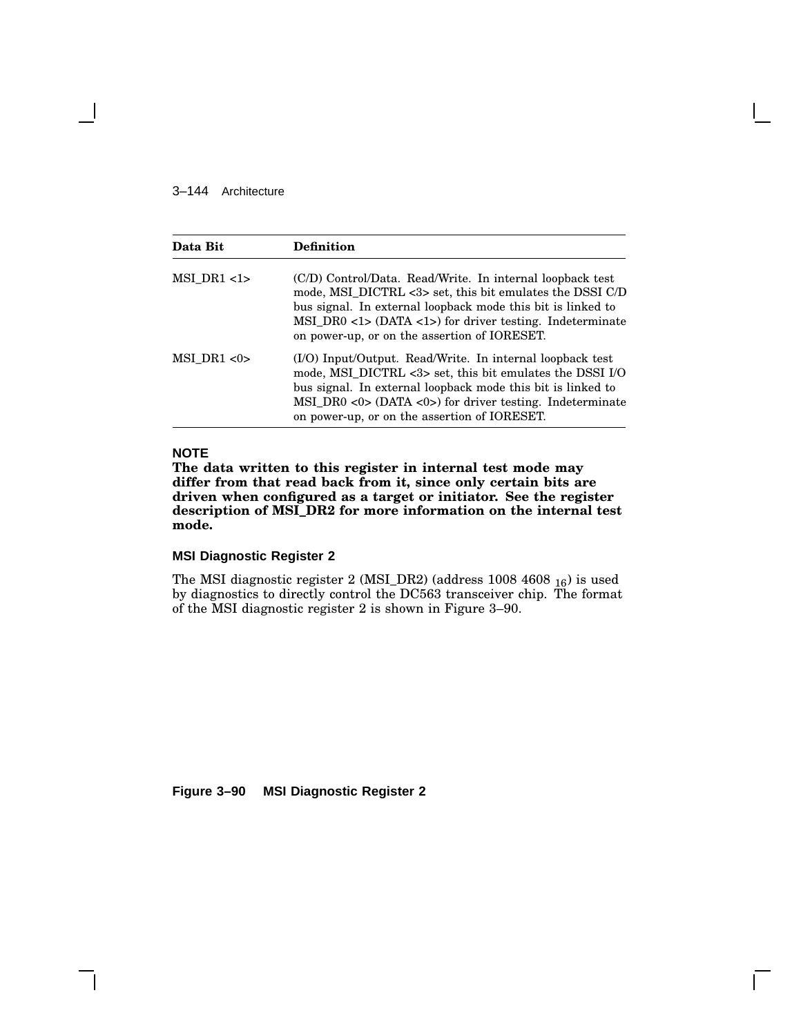| Data Bit | Definition |
|---|---|
| MSI_DR1 <1> | (C/D) Control/Data. Read/Write. In internal loopback test mode, MSI_DICTRL <3> set, this bit emulates the DSSI C/D bus signal. In external loopback mode this bit is linked to MSI_DR0 <1> (DATA <1>) for driver testing. Indeterminate on power-up, or on the assertion of IORESET. |
| MSI_DR1 <0> | (I/O) Input/Output. Read/Write. In internal loopback test mode, MSI_DICTRL <3> set, this bit emulates the DSSI I/O bus signal. In external loopback mode this bit is linked to MSI_DR0 <0> (DATA <0>) for driver testing. Indeterminate on power-up, or on the assertion of IORESET. |

**NOTE**

**The data written to this register in internal test mode may differ from that read back from it, since only certain bits are driven when configured as a target or initiator. See the register description of MSI_DR2 for more information on the internal test mode.**

### MSI Diagnostic Register 2

The MSI diagnostic register 2 (MSI_DR2) (address 1008 4608 $_{16}$) is used by diagnostics to directly control the DC563 transceiver chip. The format of the MSI diagnostic register 2 is shown in Figure 3–90.

**Figure 3–90 MSI Diagnostic Register 2**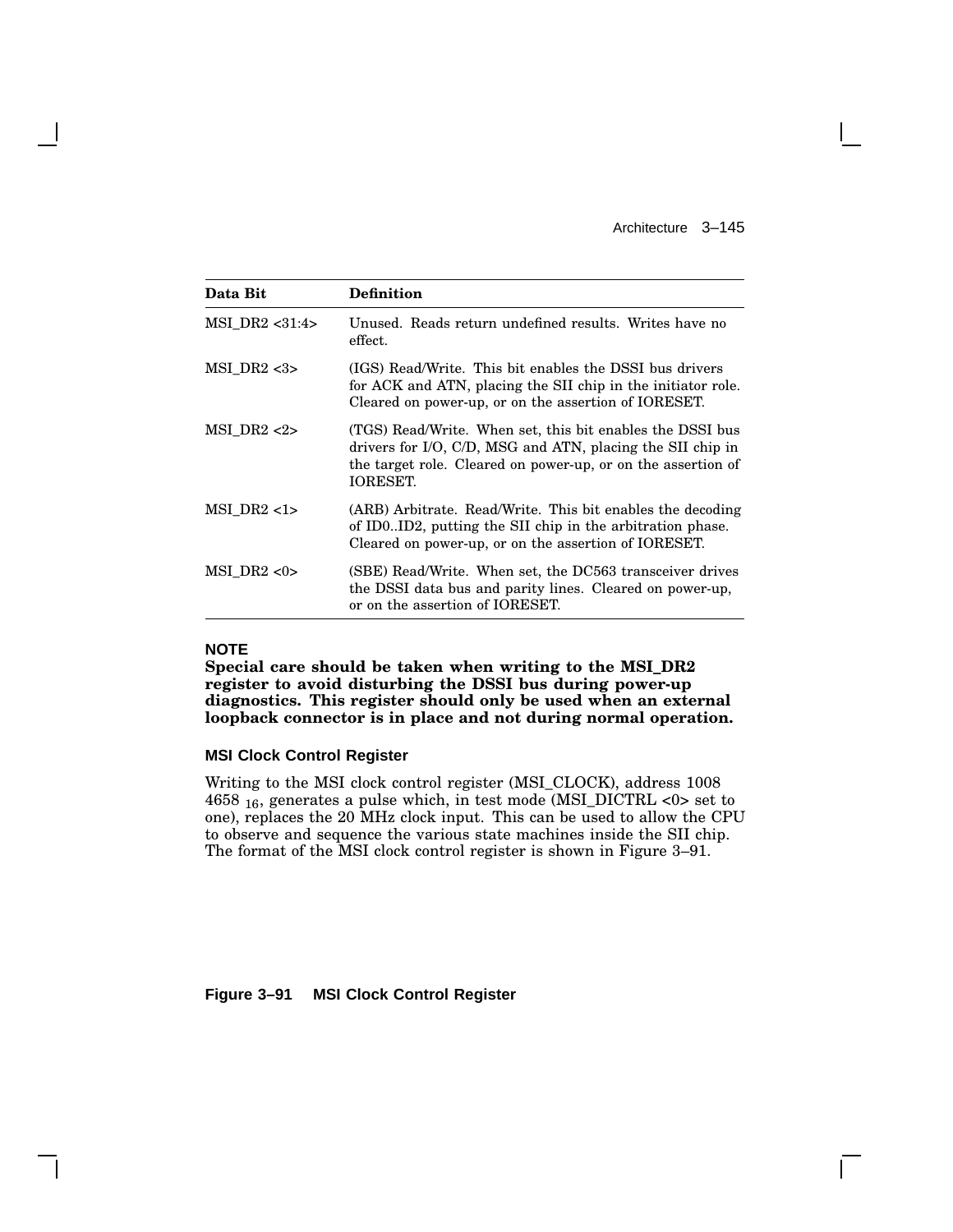| Data Bit | Definition |
|---|---|
| MSI_DR2 <31:4> | Unused. Reads return undefined results. Writes have no effect. |
| MSI_DR2 <3> | (IGS) Read/Write. This bit enables the DSSI bus drivers for ACK and ATN, placing the SII chip in the initiator role. Cleared on power-up, or on the assertion of IORESET. |
| MSI_DR2 <2> | (TGS) Read/Write. When set, this bit enables the DSSI bus drivers for I/O, C/D, MSG and ATN, placing the SII chip in the target role. Cleared on power-up, or on the assertion of IORESET. |
| MSI_DR2 <1> | (ARB) Arbitrate. Read/Write. This bit enables the decoding of ID0..ID2, putting the SII chip in the arbitration phase. Cleared on power-up, or on the assertion of IORESET. |
| MSI_DR2 <0> | (SBE) Read/Write. When set, the DC563 transceiver drives the DSSI data bus and parity lines. Cleared on power-up, or on the assertion of IORESET. |

**NOTE**

**Special care should be taken when writing to the MSI_DR2 register to avoid disturbing the DSSI bus during power-up diagnostics. This register should only be used when an external loopback connector is in place and not during normal operation.**

### MSI Clock Control Register

Writing to the MSI clock control register (MSI_CLOCK), address 1008 4658 $_{16}$, generates a pulse which, in test mode (MSI_DICTRL <0> set to one), replaces the 20 MHz clock input. This can be used to allow the CPU to observe and sequence the various state machines inside the SII chip. The format of the MSI clock control register is shown in Figure 3–91.

**Figure 3–91 MSI Clock Control Register**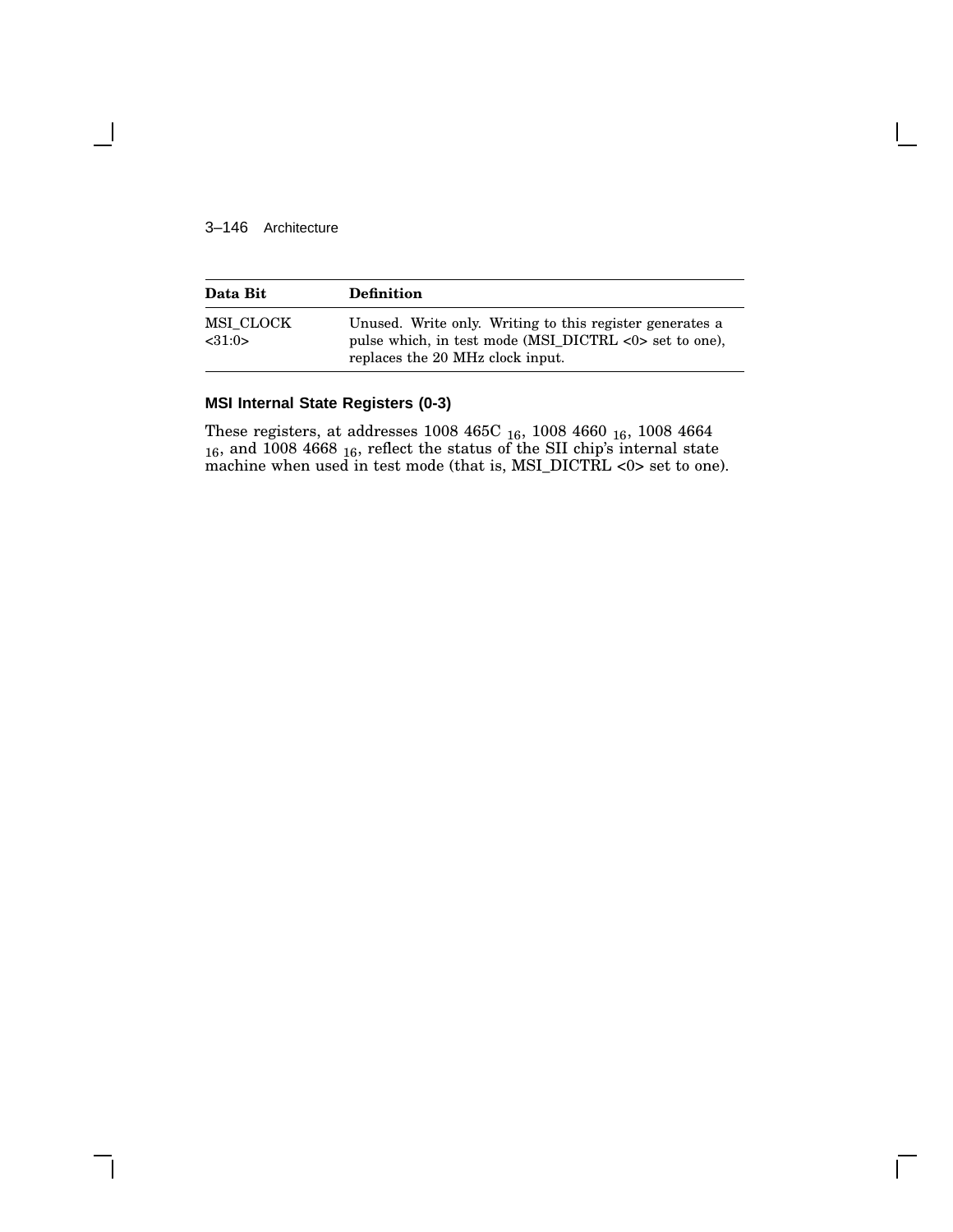| Data Bit | Definition |
| --- | --- |
| MSI_CLOCK <31:0> | Unused. Write only. Writing to this register generates a pulse which, in test mode (MSI_DICTRL <0> set to one), replaces the 20 MHz clock input. |

### MSI Internal State Registers (0-3)

These registers, at addresses 1008 465C $_{16}$, 1008 4660 $_{16}$, 1008 4664 $_{16}$, and 1008 4668 $_{16}$, reflect the status of the SII chip's internal state machine when used in test mode (that is, MSI_DICTRL <0> set to one).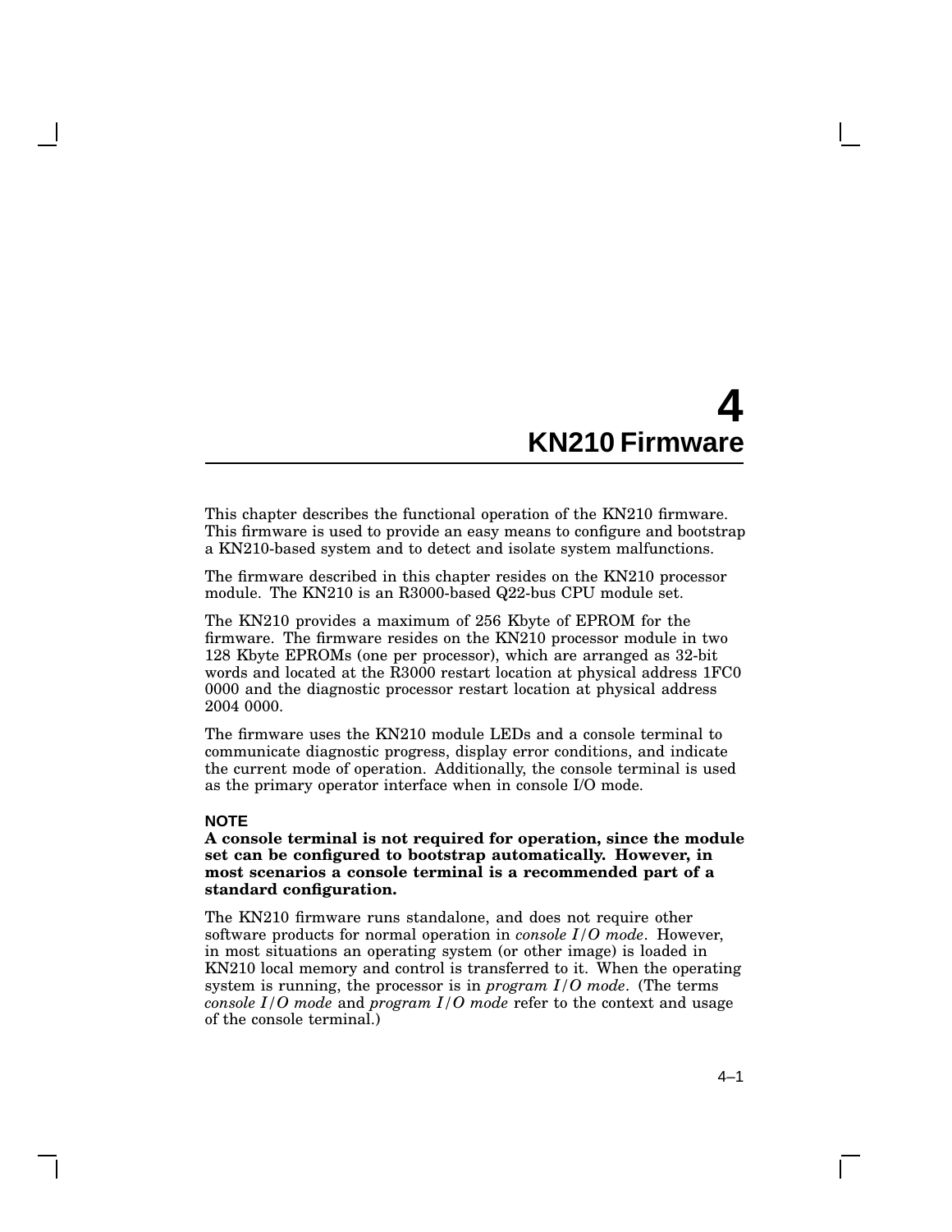# 4 KN210 Firmware

This chapter describes the functional operation of the KN210 firmware. This firmware is used to provide an easy means to configure and bootstrap a KN210-based system and to detect and isolate system malfunctions.

The firmware described in this chapter resides on the KN210 processor module. The KN210 is an R3000-based Q22-bus CPU module set.

The KN210 provides a maximum of 256 Kbyte of EPROM for the firmware. The firmware resides on the KN210 processor module in two 128 Kbyte EPROMs (one per processor), which are arranged as 32-bit words and located at the R3000 restart location at physical address 1FC0 0000 and the diagnostic processor restart location at physical address 2004 0000.

The firmware uses the KN210 module LEDs and a console terminal to communicate diagnostic progress, display error conditions, and indicate the current mode of operation. Additionally, the console terminal is used as the primary operator interface when in console I/O mode.

**NOTE**

**A console terminal is not required for operation, since the module set can be configured to bootstrap automatically. However, in most scenarios a console terminal is a recommended part of a standard configuration.**

The KN210 firmware runs standalone, and does not require other software products for normal operation in *console I/O mode*. However, in most situations an operating system (or other image) is loaded in KN210 local memory and control is transferred to it. When the operating system is running, the processor is in *program I/O mode*. (The terms *console I/O mode* and *program I/O mode* refer to the context and usage of the console terminal.)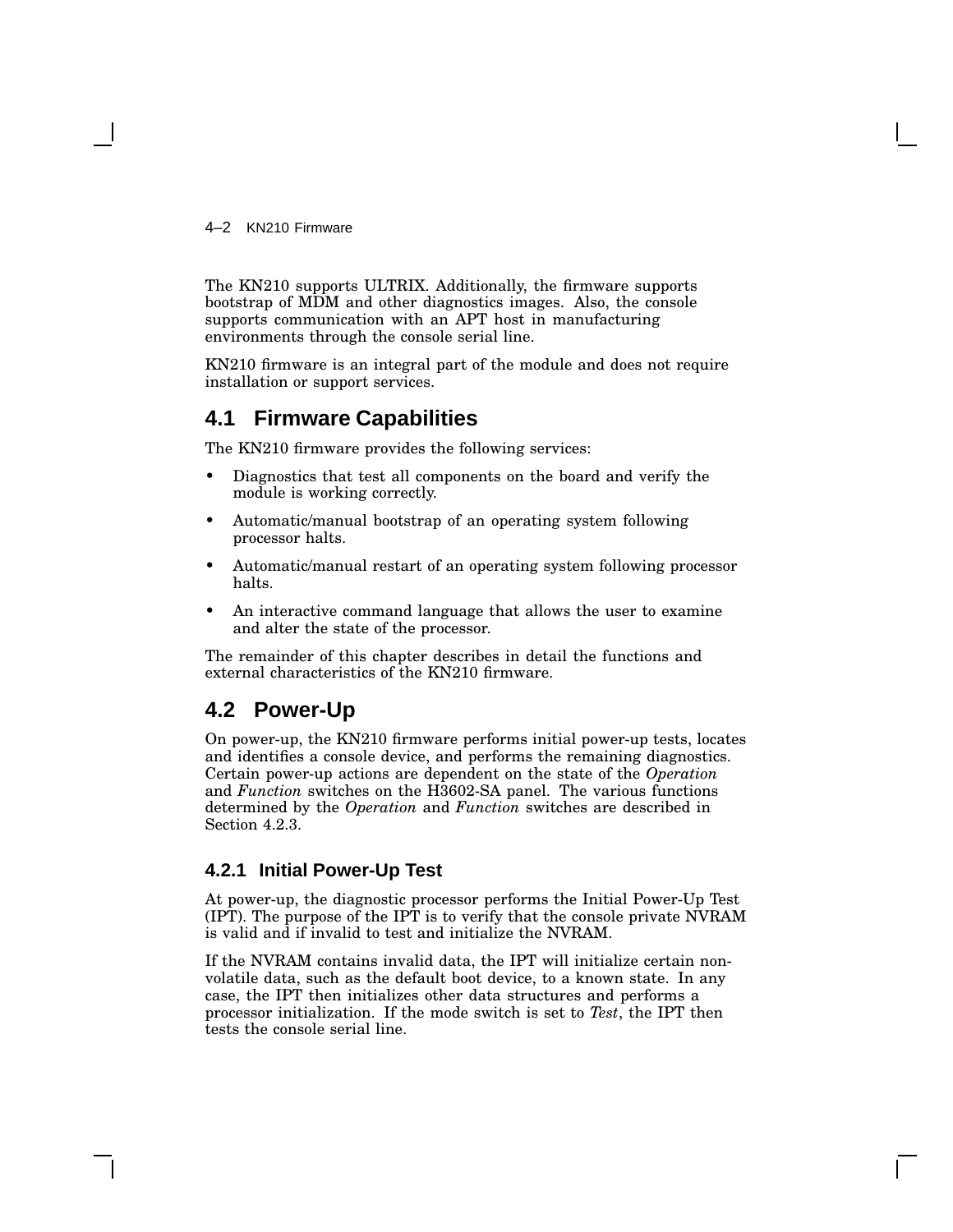The KN210 supports ULTRIX. Additionally, the firmware supports bootstrap of MDM and other diagnostics images. Also, the console supports communication with an APT host in manufacturing environments through the console serial line.

KN210 firmware is an integral part of the module and does not require installation or support services.

## 4.1 Firmware Capabilities

The KN210 firmware provides the following services:

- Diagnostics that test all components on the board and verify the module is working correctly.
- Automatic/manual bootstrap of an operating system following processor halts.
- Automatic/manual restart of an operating system following processor halts.
- An interactive command language that allows the user to examine and alter the state of the processor.

The remainder of this chapter describes in detail the functions and external characteristics of the KN210 firmware.

## 4.2 Power-Up

On power-up, the KN210 firmware performs initial power-up tests, locates and identifies a console device, and performs the remaining diagnostics. Certain power-up actions are dependent on the state of the *Operation* and *Function* switches on the H3602-SA panel. The various functions determined by the *Operation* and *Function* switches are described in Section 4.2.3.

### 4.2.1 Initial Power-Up Test

At power-up, the diagnostic processor performs the Initial Power-Up Test (IPT). The purpose of the IPT is to verify that the console private NVRAM is valid and if invalid to test and initialize the NVRAM.

If the NVRAM contains invalid data, the IPT will initialize certain non-volatile data, such as the default boot device, to a known state. In any case, the IPT then initializes other data structures and performs a processor initialization. If the mode switch is set to *Test*, the IPT then tests the console serial line.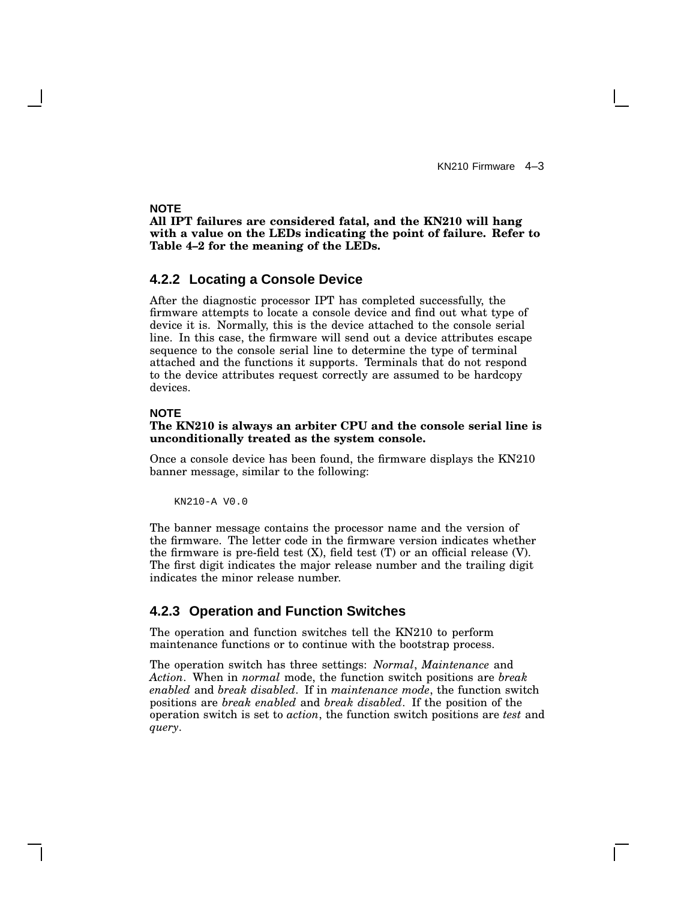**NOTE**
**All IPT failures are considered fatal, and the KN210 will hang with a value on the LEDs indicating the point of failure. Refer to Table 4–2 for the meaning of the LEDs.**

### 4.2.2 Locating a Console Device

After the diagnostic processor IPT has completed successfully, the firmware attempts to locate a console device and find out what type of device it is. Normally, this is the device attached to the console serial line. In this case, the firmware will send out a device attributes escape sequence to the console serial line to determine the type of terminal attached and the functions it supports. Terminals that do not respond to the device attributes request correctly are assumed to be hardcopy devices.

**NOTE**
**The KN210 is always an arbiter CPU and the console serial line is unconditionally treated as the system console.**

Once a console device has been found, the firmware displays the KN210 banner message, similar to the following:

```
KN210-A V0.0
```

The banner message contains the processor name and the version of the firmware. The letter code in the firmware version indicates whether the firmware is pre-field test (X), field test (T) or an official release (V). The first digit indicates the major release number and the trailing digit indicates the minor release number.

### 4.2.3 Operation and Function Switches

The operation and function switches tell the KN210 to perform maintenance functions or to continue with the bootstrap process.

The operation switch has three settings: *Normal*, *Maintenance* and *Action*. When in *normal* mode, the function switch positions are *break enabled* and *break disabled*. If in *maintenance mode*, the function switch positions are *break enabled* and *break disabled*. If the position of the operation switch is set to *action*, the function switch positions are *test* and *query*.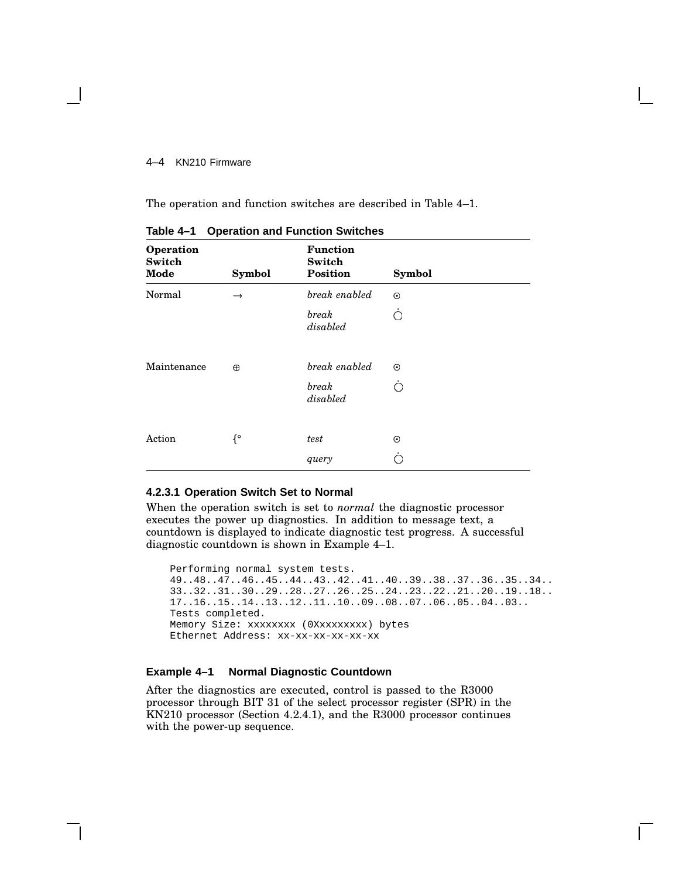The operation and function switches are described in Table 4–1.

**Table 4–1 Operation and Function Switches**

| Operation Switch Mode | Symbol | Function Switch Position | Symbol |
|---|---|---|---|
| Normal | → | *break enabled* | ⊙ |
| | | *break disabled* | ◌̇ |
| Maintenance | ⊕ | *break enabled* | ⊙ |
| | | *break disabled* | ◌̇ |
| Action | {° | *test* | ⊙ |
| | | *query* | ◌̇ |

#### 4.2.3.1 Operation Switch Set to Normal

When the operation switch is set to *normal* the diagnostic processor executes the power up diagnostics. In addition to message text, a countdown is displayed to indicate diagnostic test progress. A successful diagnostic countdown is shown in Example 4–1.

```
Performing normal system tests.
49..48..47..46..45..44..43..42..41..40..39..38..37..36..35..34..
33..32..31..30..29..28..27..26..25..24..23..22..21..20..19..18..
17..16..15..14..13..12..11..10..09..08..07..06..05..04..03..
Tests completed.
Memory Size: xxxxxxxx (0Xxxxxxxxx) bytes
Ethernet Address: xx-xx-xx-xx-xx-xx
```

**Example 4–1 Normal Diagnostic Countdown**

After the diagnostics are executed, control is passed to the R3000 processor through BIT 31 of the select processor register (SPR) in the KN210 processor (Section 4.2.4.1), and the R3000 processor continues with the power-up sequence.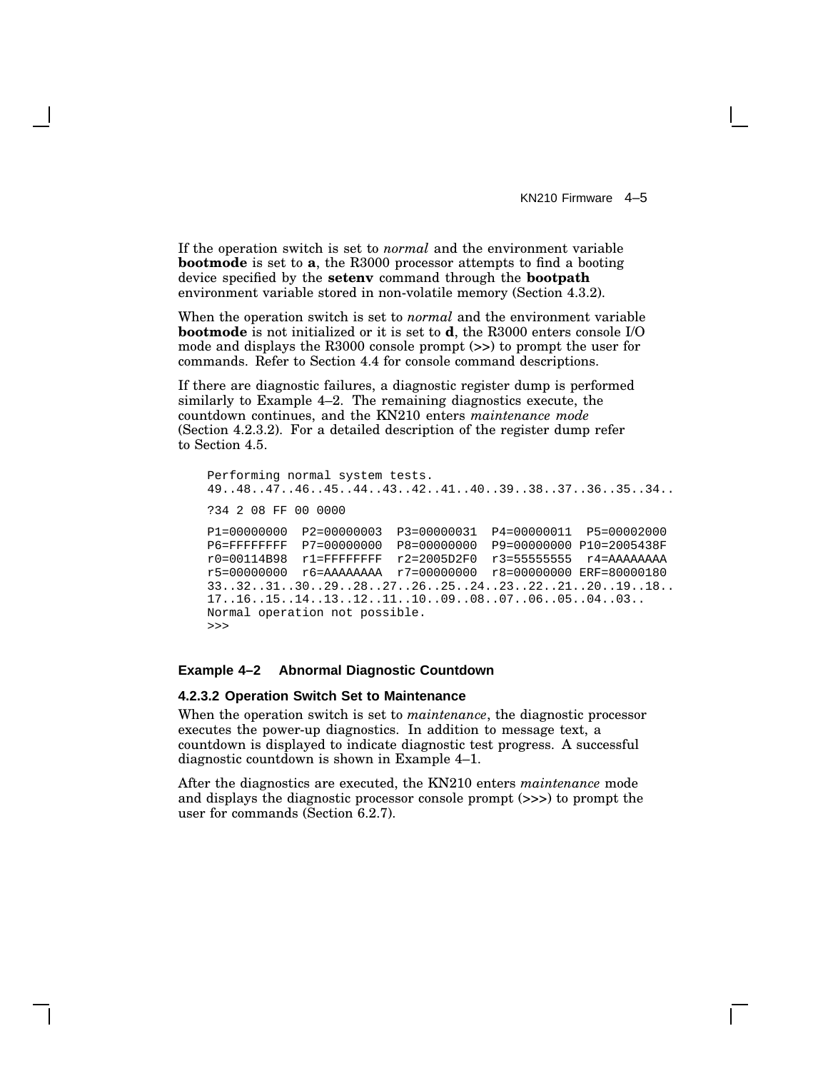If the operation switch is set to *normal* and the environment variable **bootmode** is set to **a**, the R3000 processor attempts to find a booting device specified by the **setenv** command through the **bootpath** environment variable stored in non-volatile memory (Section 4.3.2).

When the operation switch is set to *normal* and the environment variable **bootmode** is not initialized or it is set to **d**, the R3000 enters console I/O mode and displays the R3000 console prompt (>>) to prompt the user for commands. Refer to Section 4.4 for console command descriptions.

If there are diagnostic failures, a diagnostic register dump is performed similarly to Example 4–2. The remaining diagnostics execute, the countdown continues, and the KN210 enters *maintenance mode* (Section 4.2.3.2). For a detailed description of the register dump refer to Section 4.5.

```
Performing normal system tests.
49..48..47..46..45..44..43..42..41..40..39..38..37..36..35..34..

?34 2 08 FF 00 0000

P1=00000000  P2=00000003  P3=00000031  P4=00000011  P5=00002000
P6=FFFFFFFF  P7=00000000  P8=00000000  P9=00000000 P10=2005438F
r0=00114B98  r1=FFFFFFFF  r2=2005D2F0  r3=55555555  r4=AAAAAAAA
r5=00000000  r6=AAAAAAAA  r7=00000000  r8=00000000 ERF=80000180
33..32..31..30..29..28..27..26..25..24..23..22..21..20..19..18..
17..16..15..14..13..12..11..10..09..08..07..06..05..04..03..
Normal operation not possible.
>>>
```

**Example 4–2 Abnormal Diagnostic Countdown**

#### 4.2.3.2 Operation Switch Set to Maintenance

When the operation switch is set to *maintenance*, the diagnostic processor executes the power-up diagnostics. In addition to message text, a countdown is displayed to indicate diagnostic test progress. A successful diagnostic countdown is shown in Example 4–1.

After the diagnostics are executed, the KN210 enters *maintenance* mode and displays the diagnostic processor console prompt (>>>) to prompt the user for commands (Section 6.2.7).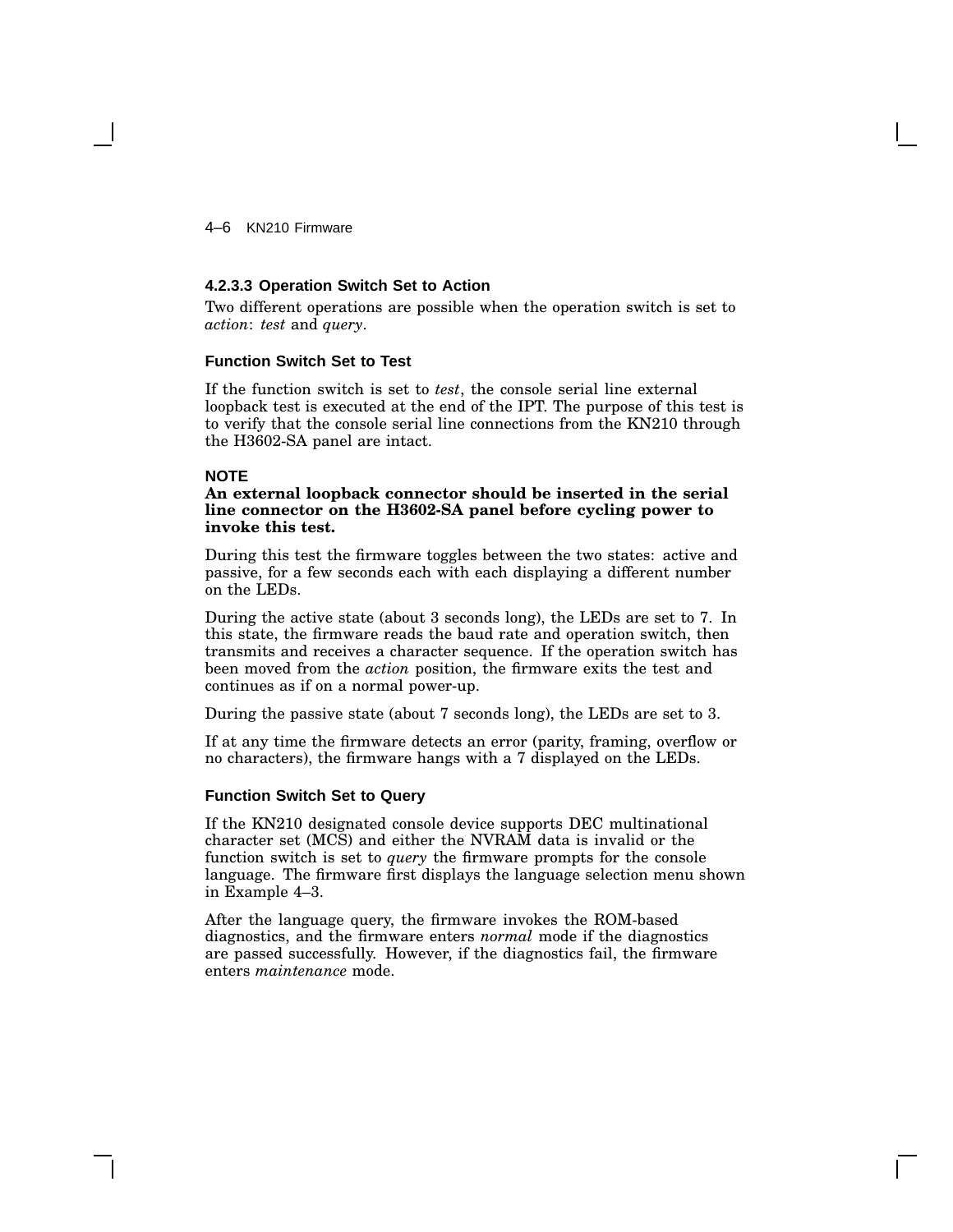#### 4.2.3.3 Operation Switch Set to Action

Two different operations are possible when the operation switch is set to *action*: *test* and *query*.

##### Function Switch Set to Test

If the function switch is set to *test*, the console serial line external loopback test is executed at the end of the IPT. The purpose of this test is to verify that the console serial line connections from the KN210 through the H3602-SA panel are intact.

**NOTE**
**An external loopback connector should be inserted in the serial line connector on the H3602-SA panel before cycling power to invoke this test.**

During this test the firmware toggles between the two states: active and passive, for a few seconds each with each displaying a different number on the LEDs.

During the active state (about 3 seconds long), the LEDs are set to 7. In this state, the firmware reads the baud rate and operation switch, then transmits and receives a character sequence. If the operation switch has been moved from the *action* position, the firmware exits the test and continues as if on a normal power-up.

During the passive state (about 7 seconds long), the LEDs are set to 3.

If at any time the firmware detects an error (parity, framing, overflow or no characters), the firmware hangs with a 7 displayed on the LEDs.

##### Function Switch Set to Query

If the KN210 designated console device supports DEC multinational character set (MCS) and either the NVRAM data is invalid or the function switch is set to *query* the firmware prompts for the console language. The firmware first displays the language selection menu shown in Example 4–3.

After the language query, the firmware invokes the ROM-based diagnostics, and the firmware enters *normal* mode if the diagnostics are passed successfully. However, if the diagnostics fail, the firmware enters *maintenance* mode.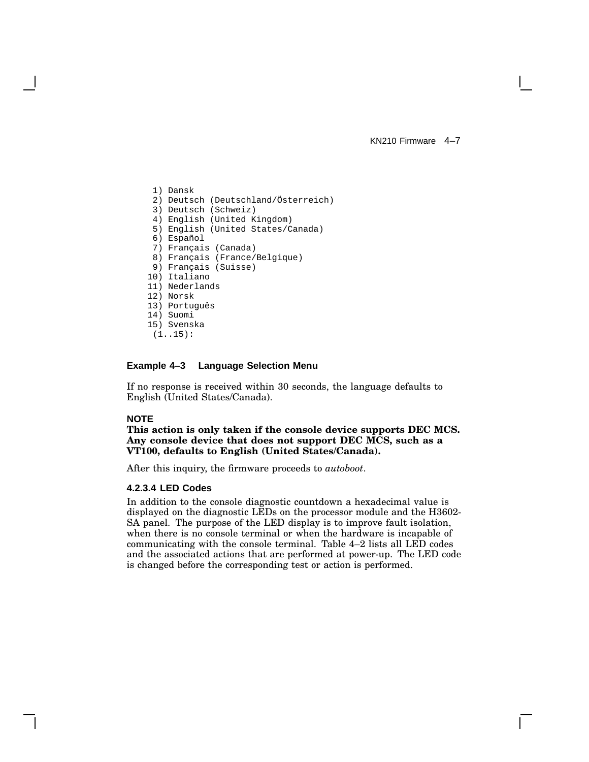```
 1) Dansk
 2) Deutsch (Deutschland/Österreich)
 3) Deutsch (Schweiz)
 4) English (United Kingdom)
 5) English (United States/Canada)
 6) Español
 7) Français (Canada)
 8) Français (France/Belgique)
 9) Français (Suisse)
10) Italiano
11) Nederlands
12) Norsk
13) Português
14) Suomi
15) Svenska
 (1..15):
```

**Example 4–3 Language Selection Menu**

If no response is received within 30 seconds, the language defaults to English (United States/Canada).

**NOTE**

**This action is only taken if the console device supports DEC MCS. Any console device that does not support DEC MCS, such as a VT100, defaults to English (United States/Canada).**

After this inquiry, the firmware proceeds to *autoboot*.

#### 4.2.3.4 LED Codes

In addition to the console diagnostic countdown a hexadecimal value is displayed on the diagnostic LEDs on the processor module and the H3602-SA panel. The purpose of the LED display is to improve fault isolation, when there is no console terminal or when the hardware is incapable of communicating with the console terminal. Table 4–2 lists all LED codes and the associated actions that are performed at power-up. The LED code is changed before the corresponding test or action is performed.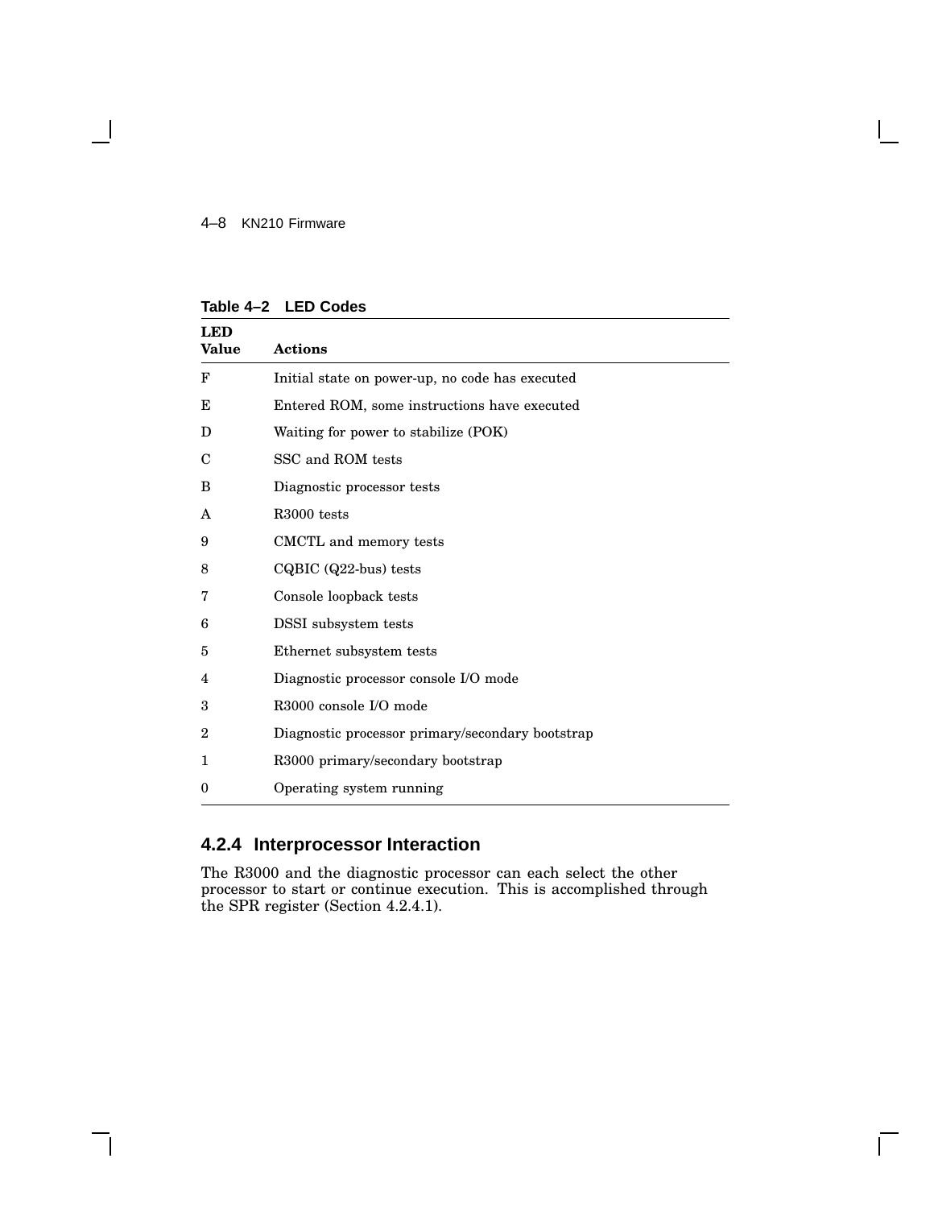**Table 4–2 LED Codes**

| LED Value | Actions |
|---|---|
| F | Initial state on power-up, no code has executed |
| E | Entered ROM, some instructions have executed |
| D | Waiting for power to stabilize (POK) |
| C | SSC and ROM tests |
| B | Diagnostic processor tests |
| A | R3000 tests |
| 9 | CMCTL and memory tests |
| 8 | CQBIC (Q22-bus) tests |
| 7 | Console loopback tests |
| 6 | DSSI subsystem tests |
| 5 | Ethernet subsystem tests |
| 4 | Diagnostic processor console I/O mode |
| 3 | R3000 console I/O mode |
| 2 | Diagnostic processor primary/secondary bootstrap |
| 1 | R3000 primary/secondary bootstrap |
| 0 | Operating system running |

### 4.2.4 Interprocessor Interaction

The R3000 and the diagnostic processor can each select the other processor to start or continue execution. This is accomplished through the SPR register (Section 4.2.4.1).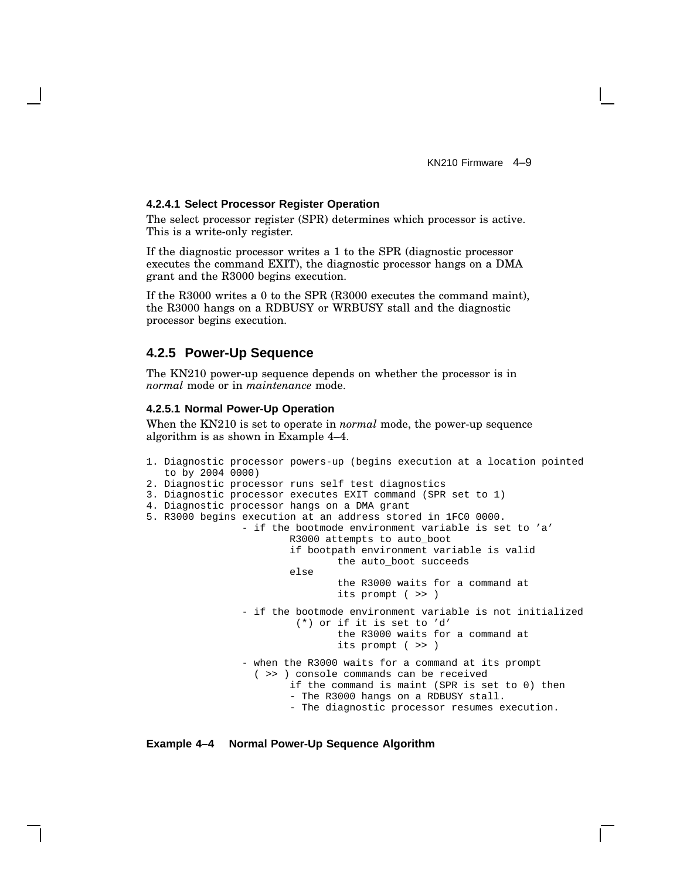#### 4.2.4.1 Select Processor Register Operation

The select processor register (SPR) determines which processor is active. This is a write-only register.

If the diagnostic processor writes a 1 to the SPR (diagnostic processor executes the command EXIT), the diagnostic processor hangs on a DMA grant and the R3000 begins execution.

If the R3000 writes a 0 to the SPR (R3000 executes the command maint), the R3000 hangs on a RDBUSY or WRBUSY stall and the diagnostic processor begins execution.

### 4.2.5 Power-Up Sequence

The KN210 power-up sequence depends on whether the processor is in *normal* mode or in *maintenance* mode.

#### 4.2.5.1 Normal Power-Up Operation

When the KN210 is set to operate in *normal* mode, the power-up sequence algorithm is as shown in Example 4–4.

```
1. Diagnostic processor powers-up (begins execution at a location pointed
   to by 2004 0000)
2. Diagnostic processor runs self test diagnostics
3. Diagnostic processor executes EXIT command (SPR set to 1)
4. Diagnostic processor hangs on a DMA grant
5. R3000 begins execution at an address stored in 1FC0 0000.
                - if the bootmode environment variable is set to 'a'
                        R3000 attempts to auto_boot
                        if bootpath environment variable is valid
                                the auto_boot succeeds
                        else
                                the R3000 waits for a command at
                                its prompt ( >> )

                - if the bootmode environment variable is not initialized
                         (*) or if it is set to 'd'
                                the R3000 waits for a command at
                                its prompt ( >> )

                - when the R3000 waits for a command at its prompt
                  ( >> ) console commands can be received
                        if the command is maint (SPR is set to 0) then
                        - The R3000 hangs on a RDBUSY stall.
                        - The diagnostic processor resumes execution.
```

**Example 4–4 Normal Power-Up Sequence Algorithm**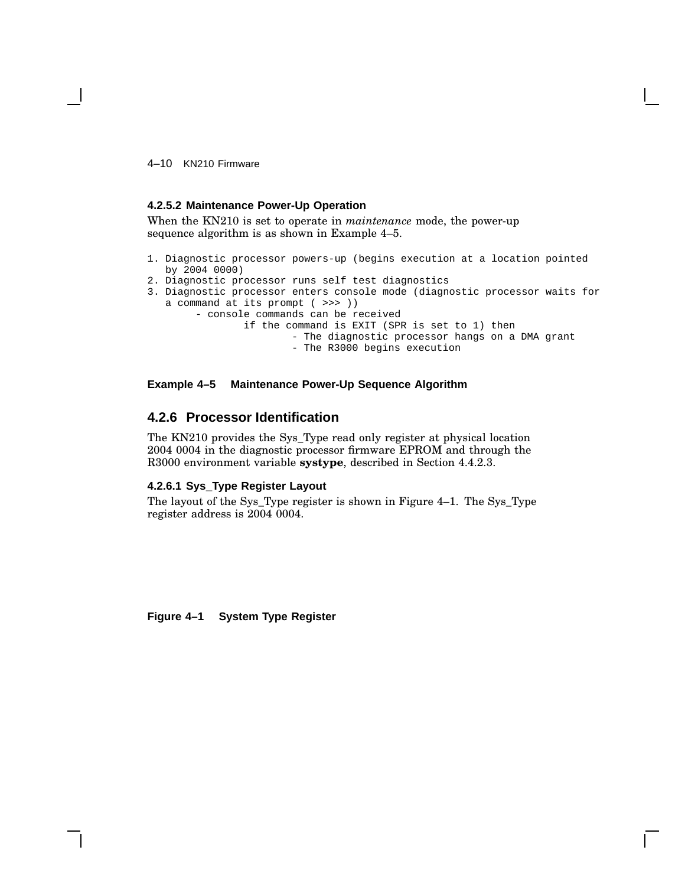#### 4.2.5.2 Maintenance Power-Up Operation

When the KN210 is set to operate in *maintenance* mode, the power-up sequence algorithm is as shown in Example 4–5.

```
1. Diagnostic processor powers-up (begins execution at a location pointed
   by 2004 0000)
2. Diagnostic processor runs self test diagnostics
3. Diagnostic processor enters console mode (diagnostic processor waits for
   a command at its prompt ( >>> ))
       - console commands can be received
              if the command is EXIT (SPR is set to 1) then
                     - The diagnostic processor hangs on a DMA grant
                     - The R3000 begins execution
```

**Example 4–5 Maintenance Power-Up Sequence Algorithm**

### 4.2.6 Processor Identification

The KN210 provides the Sys_Type read only register at physical location 2004 0004 in the diagnostic processor firmware EPROM and through the R3000 environment variable **systype**, described in Section 4.4.2.3.

#### 4.2.6.1 Sys_Type Register Layout

The layout of the Sys_Type register is shown in Figure 4–1. The Sys_Type register address is 2004 0004.

**Figure 4–1 System Type Register**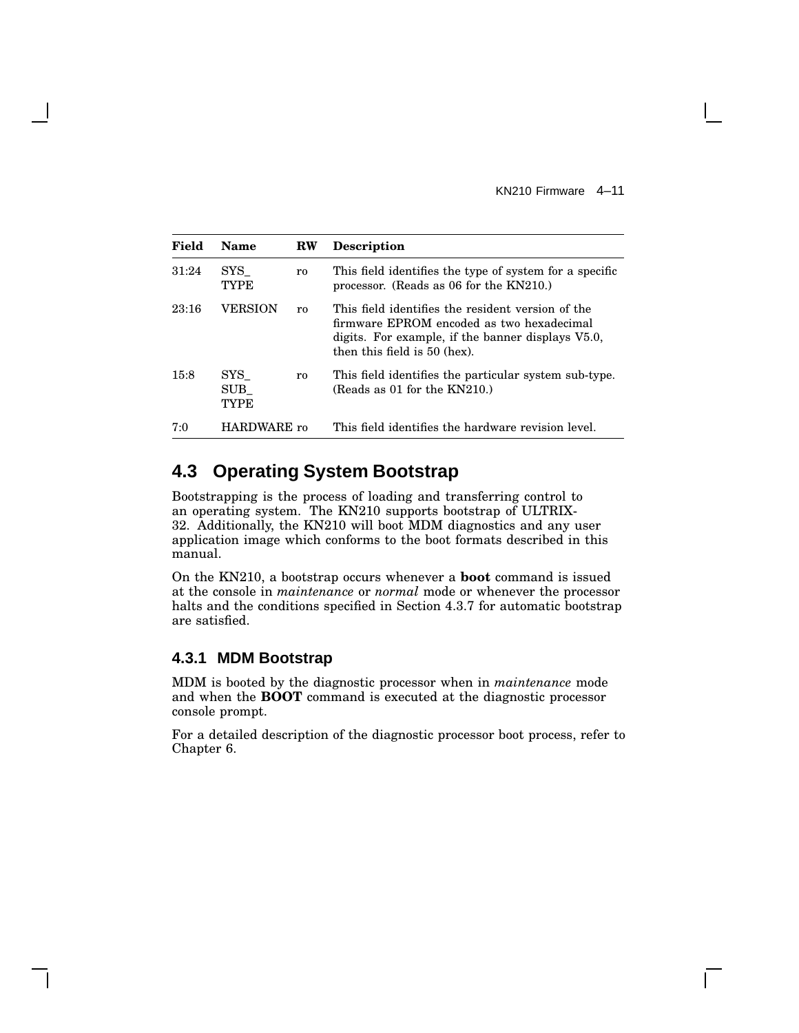| Field | Name | RW | Description |
|---|---|---|---|
| 31:24 | SYS_ TYPE | ro | This field identifies the type of system for a specific processor. (Reads as 06 for the KN210.) |
| 23:16 | VERSION | ro | This field identifies the resident version of the firmware EPROM encoded as two hexadecimal digits. For example, if the banner displays V5.0, then this field is 50 (hex). |
| 15:8 | SYS_ SUB_ TYPE | ro | This field identifies the particular system sub-type. (Reads as 01 for the KN210.) |
| 7:0 | HARDWARE | ro | This field identifies the hardware revision level. |

## 4.3 Operating System Bootstrap

Bootstrapping is the process of loading and transferring control to an operating system. The KN210 supports bootstrap of ULTRIX-32. Additionally, the KN210 will boot MDM diagnostics and any user application image which conforms to the boot formats described in this manual.

On the KN210, a bootstrap occurs whenever a **boot** command is issued at the console in *maintenance* or *normal* mode or whenever the processor halts and the conditions specified in Section 4.3.7 for automatic bootstrap are satisfied.

### 4.3.1 MDM Bootstrap

MDM is booted by the diagnostic processor when in *maintenance* mode and when the **BOOT** command is executed at the diagnostic processor console prompt.

For a detailed description of the diagnostic processor boot process, refer to Chapter 6.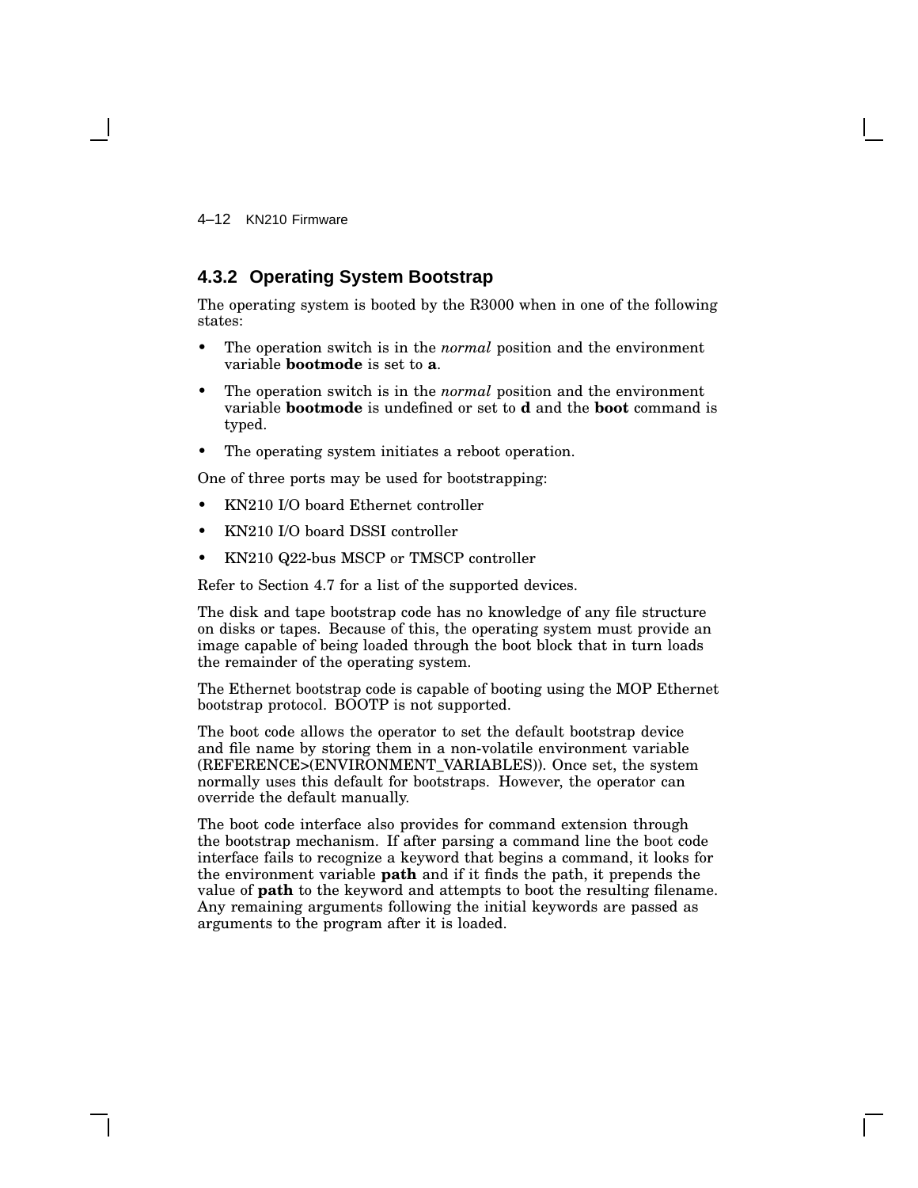### 4.3.2 Operating System Bootstrap

The operating system is booted by the R3000 when in one of the following states:

- The operation switch is in the *normal* position and the environment variable **bootmode** is set to **a**.
- The operation switch is in the *normal* position and the environment variable **bootmode** is undefined or set to **d** and the **boot** command is typed.
- The operating system initiates a reboot operation.

One of three ports may be used for bootstrapping:

- KN210 I/O board Ethernet controller
- KN210 I/O board DSSI controller
- KN210 Q22-bus MSCP or TMSCP controller

Refer to Section 4.7 for a list of the supported devices.

The disk and tape bootstrap code has no knowledge of any file structure on disks or tapes. Because of this, the operating system must provide an image capable of being loaded through the boot block that in turn loads the remainder of the operating system.

The Ethernet bootstrap code is capable of booting using the MOP Ethernet bootstrap protocol. BOOTP is not supported.

The boot code allows the operator to set the default bootstrap device and file name by storing them in a non-volatile environment variable (REFERENCE>(ENVIRONMENT_VARIABLES)). Once set, the system normally uses this default for bootstraps. However, the operator can override the default manually.

The boot code interface also provides for command extension through the bootstrap mechanism. If after parsing a command line the boot code interface fails to recognize a keyword that begins a command, it looks for the environment variable **path** and if it finds the path, it prepends the value of **path** to the keyword and attempts to boot the resulting filename. Any remaining arguments following the initial keywords are passed as arguments to the program after it is loaded.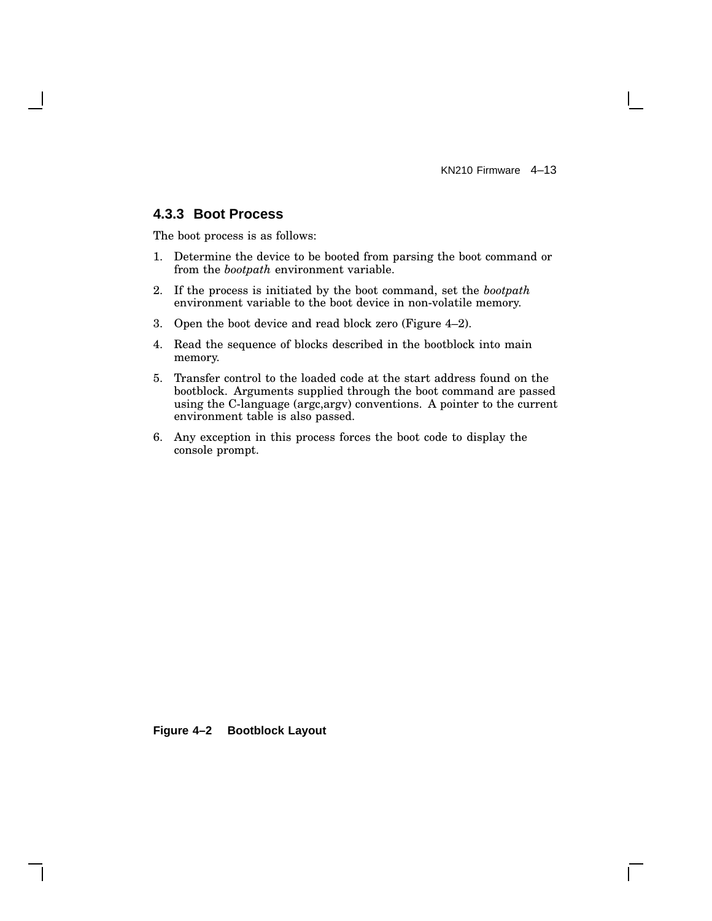### 4.3.3 Boot Process

The boot process is as follows:

1. Determine the device to be booted from parsing the boot command or from the *bootpath* environment variable.
2. If the process is initiated by the boot command, set the *bootpath* environment variable to the boot device in non-volatile memory.
3. Open the boot device and read block zero (Figure 4–2).
4. Read the sequence of blocks described in the bootblock into main memory.
5. Transfer control to the loaded code at the start address found on the bootblock. Arguments supplied through the boot command are passed using the C-language (argc,argv) conventions. A pointer to the current environment table is also passed.
6. Any exception in this process forces the boot code to display the console prompt.

**Figure 4–2 Bootblock Layout**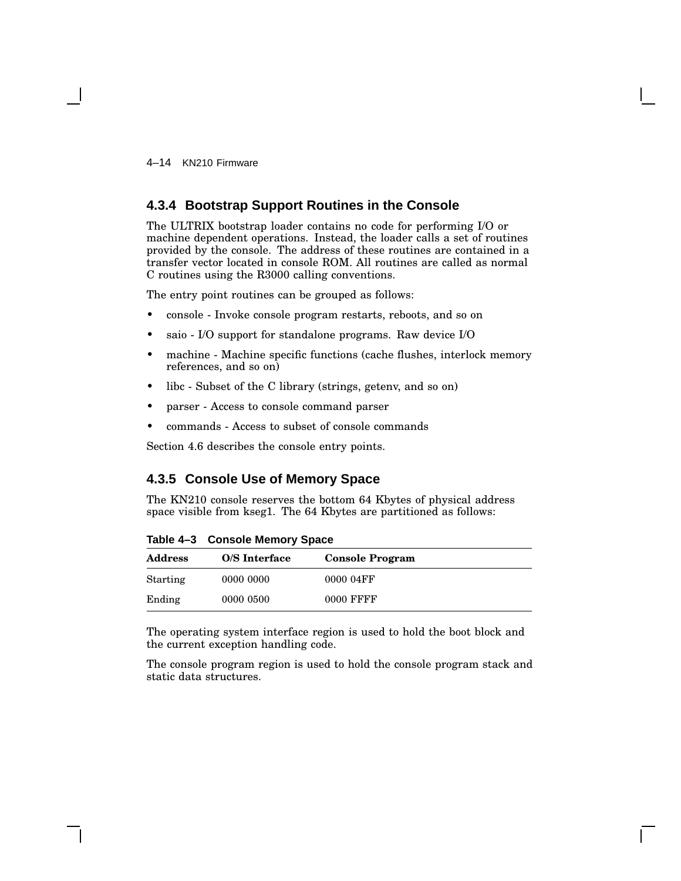### 4.3.4 Bootstrap Support Routines in the Console

The ULTRIX bootstrap loader contains no code for performing I/O or machine dependent operations. Instead, the loader calls a set of routines provided by the console. The address of these routines are contained in a transfer vector located in console ROM. All routines are called as normal C routines using the R3000 calling conventions.

The entry point routines can be grouped as follows:

- console - Invoke console program restarts, reboots, and so on
- saio - I/O support for standalone programs. Raw device I/O
- machine - Machine specific functions (cache flushes, interlock memory references, and so on)
- libc - Subset of the C library (strings, getenv, and so on)
- parser - Access to console command parser
- commands - Access to subset of console commands

Section 4.6 describes the console entry points.

### 4.3.5 Console Use of Memory Space

The KN210 console reserves the bottom 64 Kbytes of physical address space visible from kseg1. The 64 Kbytes are partitioned as follows:

**Table 4–3 Console Memory Space**

| Address | O/S Interface | Console Program |
|---|---|---|
| Starting | 0000 0000 | 0000 04FF |
| Ending | 0000 0500 | 0000 FFFF |

The operating system interface region is used to hold the boot block and the current exception handling code.

The console program region is used to hold the console program stack and static data structures.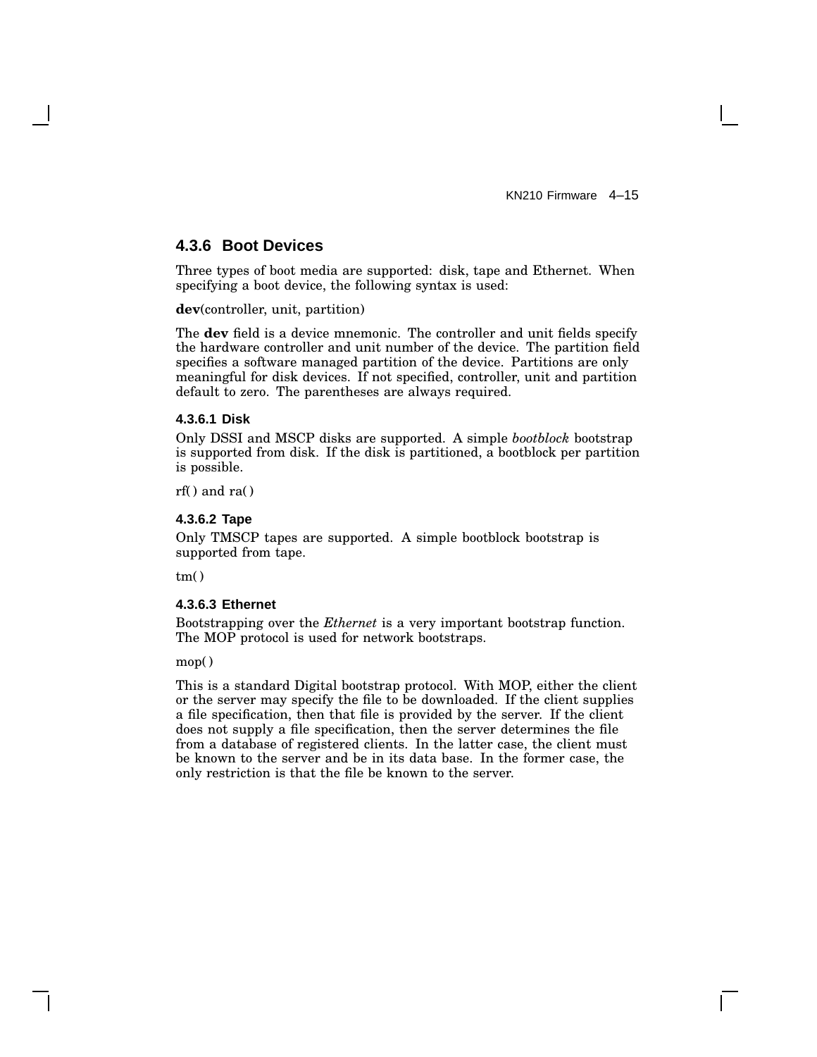### 4.3.6 Boot Devices

Three types of boot media are supported: disk, tape and Ethernet. When specifying a boot device, the following syntax is used:

**dev**(controller, unit, partition)

The **dev** field is a device mnemonic. The controller and unit fields specify the hardware controller and unit number of the device. The partition field specifies a software managed partition of the device. Partitions are only meaningful for disk devices. If not specified, controller, unit and partition default to zero. The parentheses are always required.

#### 4.3.6.1 Disk

Only DSSI and MSCP disks are supported. A simple *bootblock* bootstrap is supported from disk. If the disk is partitioned, a bootblock per partition is possible.

rf( ) and ra( )

#### 4.3.6.2 Tape

Only TMSCP tapes are supported. A simple bootblock bootstrap is supported from tape.

tm( )

#### 4.3.6.3 Ethernet

Bootstrapping over the *Ethernet* is a very important bootstrap function. The MOP protocol is used for network bootstraps.

mop( )

This is a standard Digital bootstrap protocol. With MOP, either the client or the server may specify the file to be downloaded. If the client supplies a file specification, then that file is provided by the server. If the client does not supply a file specification, then the server determines the file from a database of registered clients. In the latter case, the client must be known to the server and be in its data base. In the former case, the only restriction is that the file be known to the server.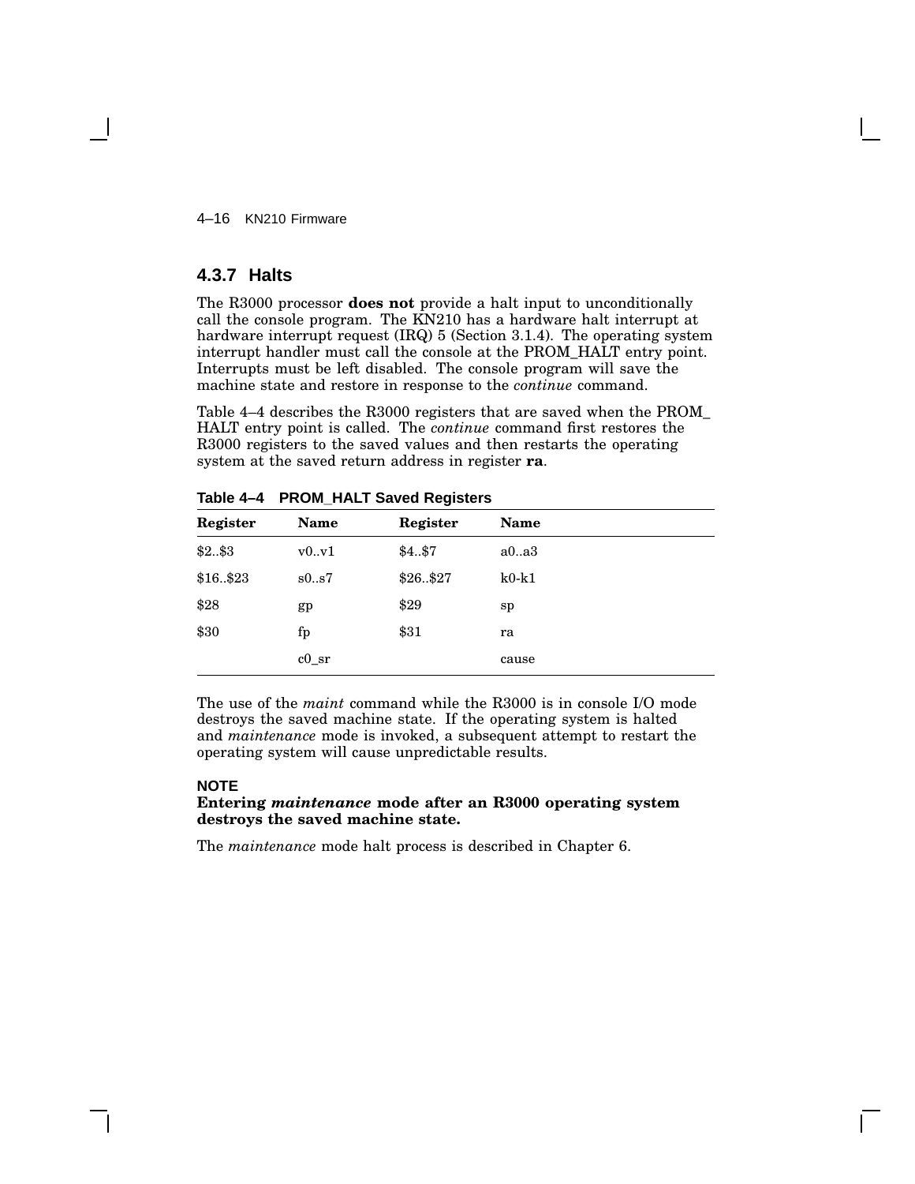### 4.3.7 Halts

The R3000 processor **does not** provide a halt input to unconditionally call the console program. The KN210 has a hardware halt interrupt at hardware interrupt request (IRQ) 5 (Section 3.1.4). The operating system interrupt handler must call the console at the PROM_HALT entry point. Interrupts must be left disabled. The console program will save the machine state and restore in response to the *continue* command.

Table 4–4 describes the R3000 registers that are saved when the PROM_HALT entry point is called. The *continue* command first restores the R3000 registers to the saved values and then restarts the operating system at the saved return address in register **ra**.

**Table 4–4 PROM_HALT Saved Registers**

| Register | Name | Register | Name |
|---|---|---|---|
| $2..$3 | v0..v1 | $4..$7 | a0..a3 |
| $16..$23 | s0..s7 | $26..$27 | k0-k1 |
| $28 | gp | $29 | sp |
| $30 | fp | $31 | ra |
| | c0_sr | | cause |

The use of the *maint* command while the R3000 is in console I/O mode destroys the saved machine state. If the operating system is halted and *maintenance* mode is invoked, a subsequent attempt to restart the operating system will cause unpredictable results.

**NOTE**

**Entering *maintenance* mode after an R3000 operating system destroys the saved machine state.**

The *maintenance* mode halt process is described in Chapter 6.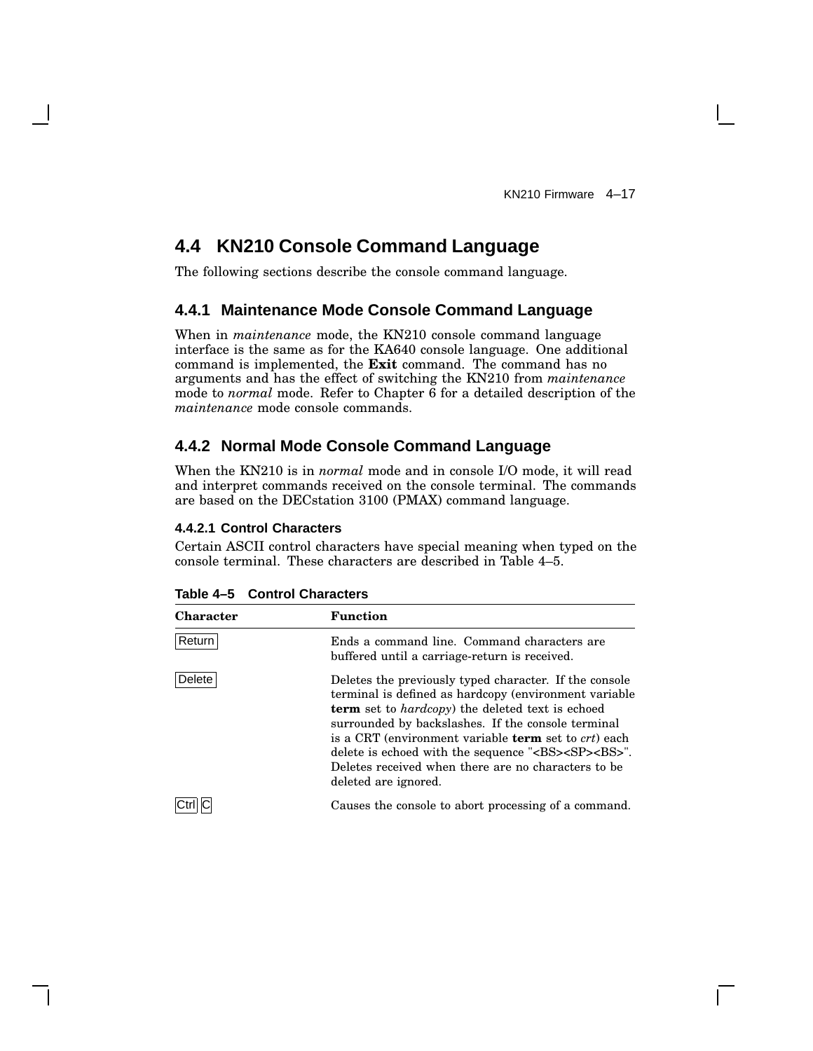## 4.4 KN210 Console Command Language

The following sections describe the console command language.

### 4.4.1 Maintenance Mode Console Command Language

When in *maintenance* mode, the KN210 console command language interface is the same as for the KA640 console language. One additional command is implemented, the **Exit** command. The command has no arguments and has the effect of switching the KN210 from *maintenance* mode to *normal* mode. Refer to Chapter 6 for a detailed description of the *maintenance* mode console commands.

### 4.4.2 Normal Mode Console Command Language

When the KN210 is in *normal* mode and in console I/O mode, it will read and interpret commands received on the console terminal. The commands are based on the DECstation 3100 (PMAX) command language.

#### 4.4.2.1 Control Characters

Certain ASCII control characters have special meaning when typed on the console terminal. These characters are described in Table 4–5.

**Table 4–5 Control Characters**

| Character | Function |
|---|---|
| Return | Ends a command line. Command characters are buffered until a carriage-return is received. |
| Delete | Deletes the previously typed character. If the console terminal is defined as hardcopy (environment variable **term** set to *hardcopy*) the deleted text is echoed surrounded by backslashes. If the console terminal is a CRT (environment variable **term** set to *crt*) each delete is echoed with the sequence "<BS><SP><BS>". Deletes received when there are no characters to be deleted are ignored. |
| Ctrl C | Causes the console to abort processing of a command. |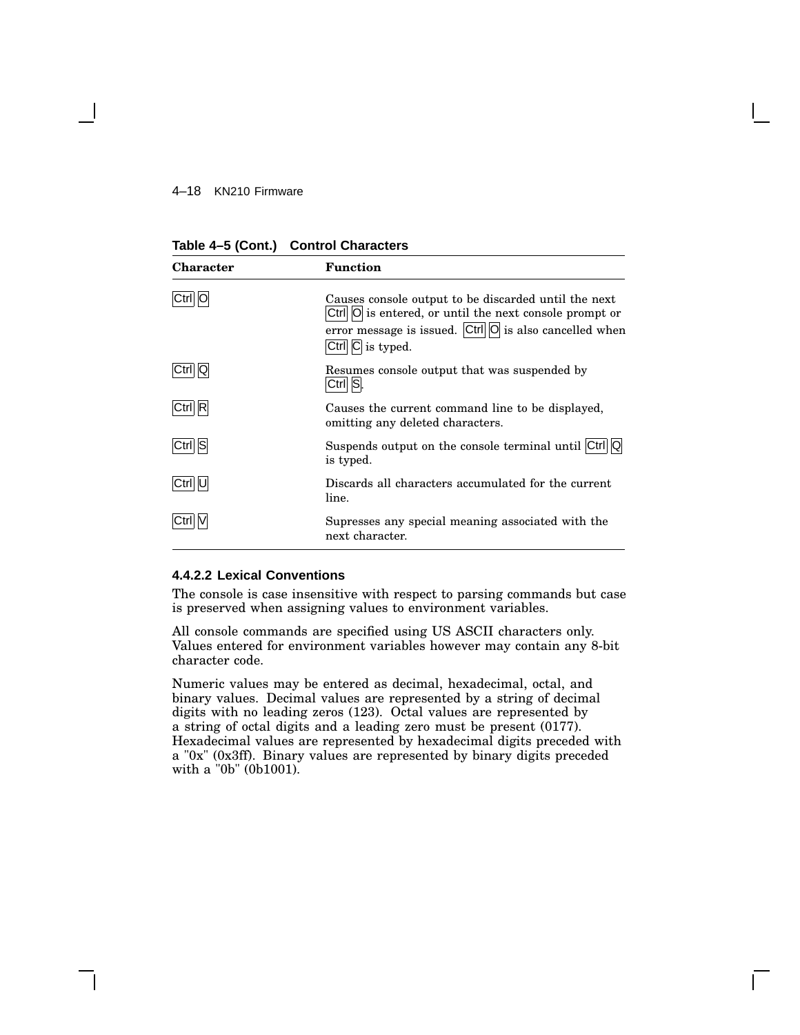**Table 4–5 (Cont.) Control Characters**

| Character | Function |
| --- | --- |
| Ctrl O | Causes console output to be discarded until the next Ctrl O is entered, or until the next console prompt or error message is issued. Ctrl O is also cancelled when Ctrl C is typed. |
| Ctrl Q | Resumes console output that was suspended by Ctrl S. |
| Ctrl R | Causes the current command line to be displayed, omitting any deleted characters. |
| Ctrl S | Suspends output on the console terminal until Ctrl Q is typed. |
| Ctrl U | Discards all characters accumulated for the current line. |
| Ctrl V | Supresses any special meaning associated with the next character. |

#### 4.4.2.2 Lexical Conventions

The console is case insensitive with respect to parsing commands but case is preserved when assigning values to environment variables.

All console commands are specified using US ASCII characters only. Values entered for environment variables however may contain any 8-bit character code.

Numeric values may be entered as decimal, hexadecimal, octal, and binary values. Decimal values are represented by a string of decimal digits with no leading zeros (123). Octal values are represented by a string of octal digits and a leading zero must be present (0177). Hexadecimal values are represented by hexadecimal digits preceded with a "0x" (0x3ff). Binary values are represented by binary digits preceded with a "0b" (0b1001).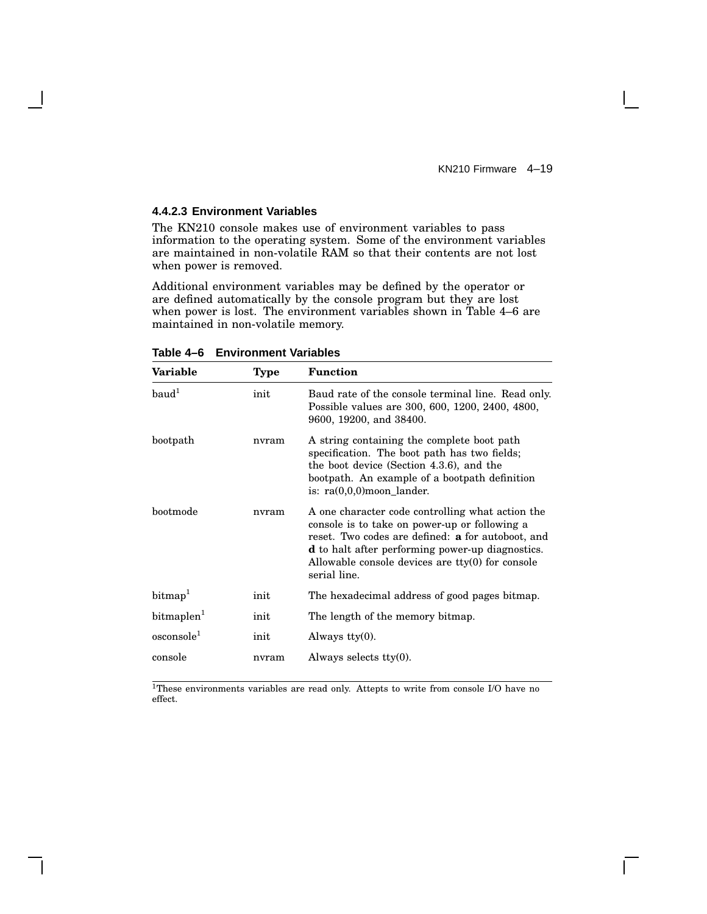#### 4.4.2.3 Environment Variables

The KN210 console makes use of environment variables to pass information to the operating system. Some of the environment variables are maintained in non-volatile RAM so that their contents are not lost when power is removed.

Additional environment variables may be defined by the operator or are defined automatically by the console program but they are lost when power is lost. The environment variables shown in Table 4–6 are maintained in non-volatile memory.

**Table 4–6 Environment Variables**

| Variable | Type | Function |
|---|---|---|
| baud[1] | init | Baud rate of the console terminal line. Read only. Possible values are 300, 600, 1200, 2400, 4800, 9600, 19200, and 38400. |
| bootpath | nvram | A string containing the complete boot path specification. The boot path has two fields; the boot device (Section 4.3.6), and the bootpath. An example of a bootpath definition is: ra(0,0,0)moon_lander. |
| bootmode | nvram | A one character code controlling what action the console is to take on power-up or following a reset. Two codes are defined: **a** for autoboot, and **d** to halt after performing power-up diagnostics. Allowable console devices are tty(0) for console serial line. |
| bitmap[1] | init | The hexadecimal address of good pages bitmap. |
| bitmaplen[1] | init | The length of the memory bitmap. |
| osconsole[1] | init | Always tty(0). |
| console | nvram | Always selects tty(0). |

[1]These environments variables are read only. Attepts to write from console I/O have no effect.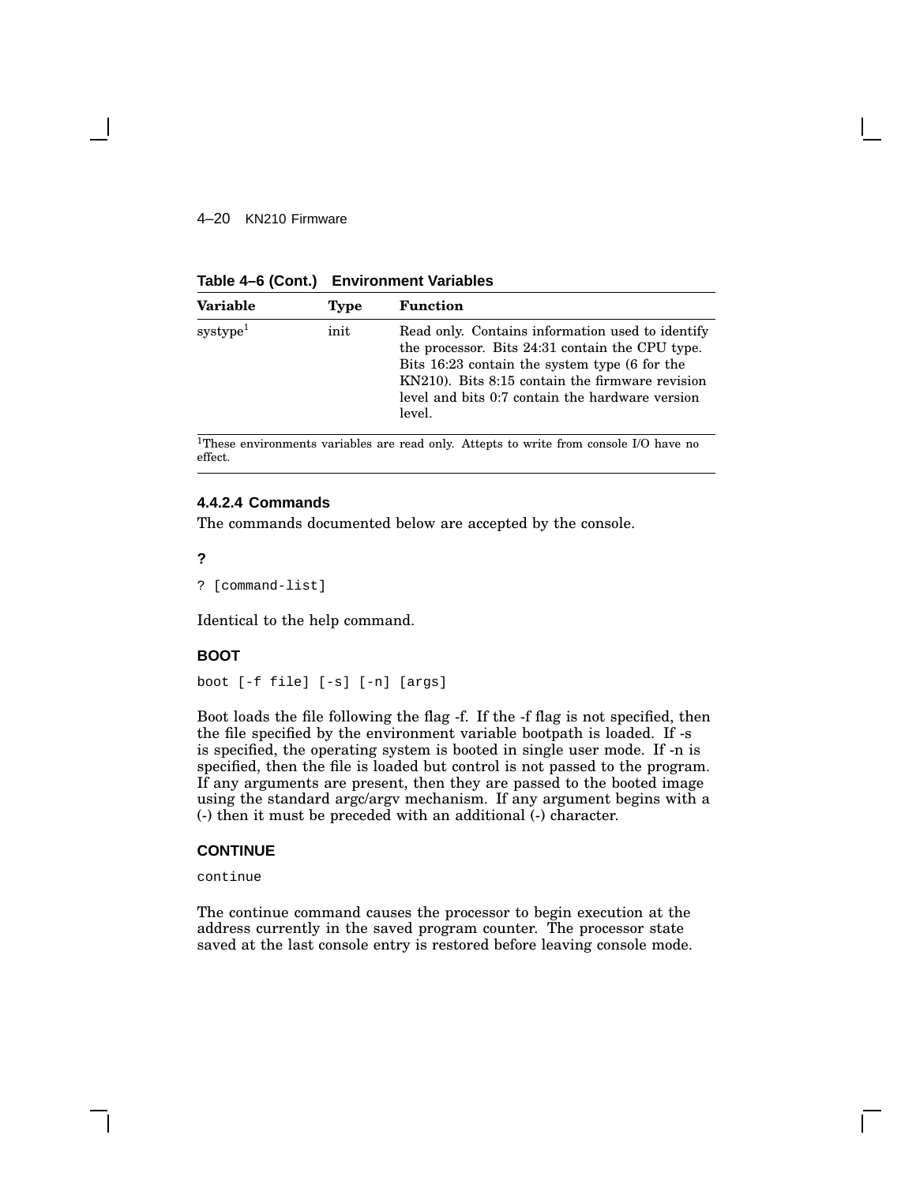**Table 4–6 (Cont.) Environment Variables**

| Variable | Type | Function |
|---|---|---|
| systype[1] | init | Read only. Contains information used to identify the processor. Bits 24:31 contain the CPU type. Bits 16:23 contain the system type (6 for the KN210). Bits 8:15 contain the firmware revision level and bits 0:7 contain the hardware version level. |

[1]These environments variables are read only. Attepts to write from console I/O have no effect.

#### 4.4.2.4 Commands

The commands documented below are accepted by the console.

**?**

```
? [command-list]
```

Identical to the help command.

**BOOT**

```
boot [-f file] [-s] [-n] [args]
```

Boot loads the file following the flag -f. If the -f flag is not specified, then the file specified by the environment variable bootpath is loaded. If -s is specified, the operating system is booted in single user mode. If -n is specified, then the file is loaded but control is not passed to the program. If any arguments are present, then they are passed to the booted image using the standard argc/argv mechanism. If any argument begins with a (-) then it must be preceded with an additional (-) character.

**CONTINUE**

```
continue
```

The continue command causes the processor to begin execution at the address currently in the saved program counter. The processor state saved at the last console entry is restored before leaving console mode.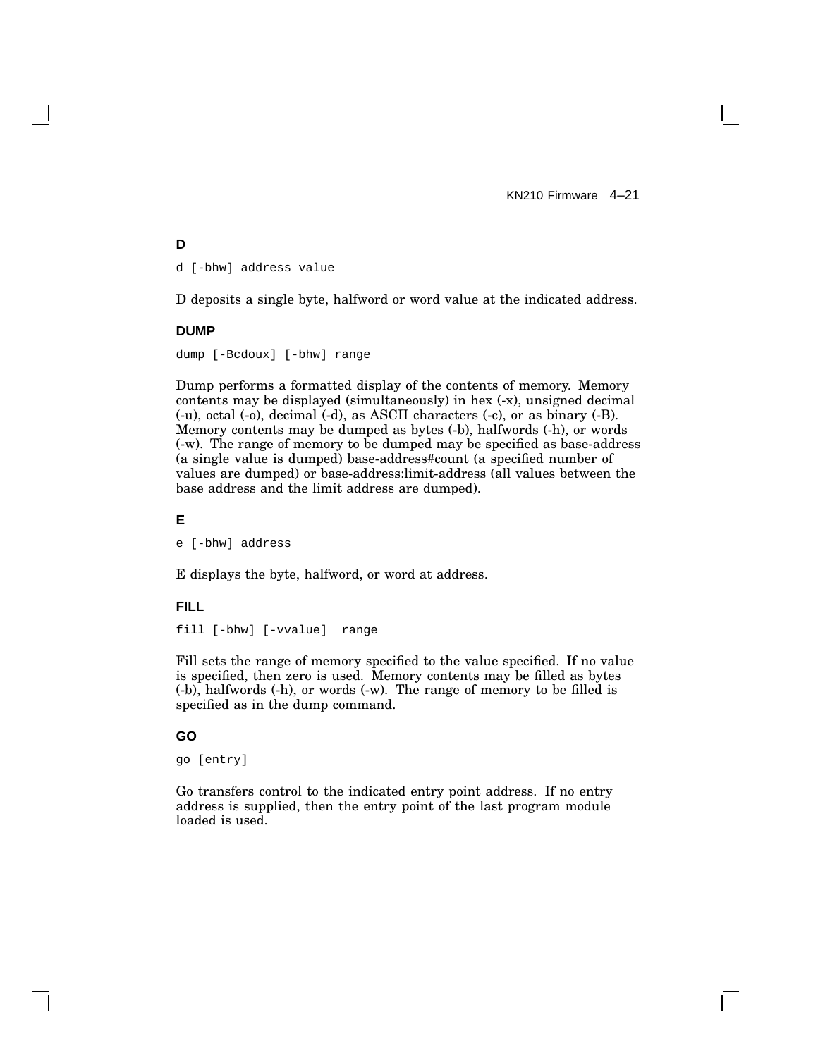### D

```
d [-bhw] address value
```

D deposits a single byte, halfword or word value at the indicated address.

### DUMP

```
dump [-Bcdoux] [-bhw] range
```

Dump performs a formatted display of the contents of memory. Memory contents may be displayed (simultaneously) in hex (-x), unsigned decimal (-u), octal (-o), decimal (-d), as ASCII characters (-c), or as binary (-B). Memory contents may be dumped as bytes (-b), halfwords (-h), or words (-w). The range of memory to be dumped may be specified as base-address (a single value is dumped) base-address#count (a specified number of values are dumped) or base-address:limit-address (all values between the base address and the limit address are dumped).

### E

```
e [-bhw] address
```

E displays the byte, halfword, or word at address.

### FILL

```
fill [-bhw] [-vvalue]  range
```

Fill sets the range of memory specified to the value specified. If no value is specified, then zero is used. Memory contents may be filled as bytes (-b), halfwords (-h), or words (-w). The range of memory to be filled is specified as in the dump command.

### GO

```
go [entry]
```

Go transfers control to the indicated entry point address. If no entry address is supplied, then the entry point of the last program module loaded is used.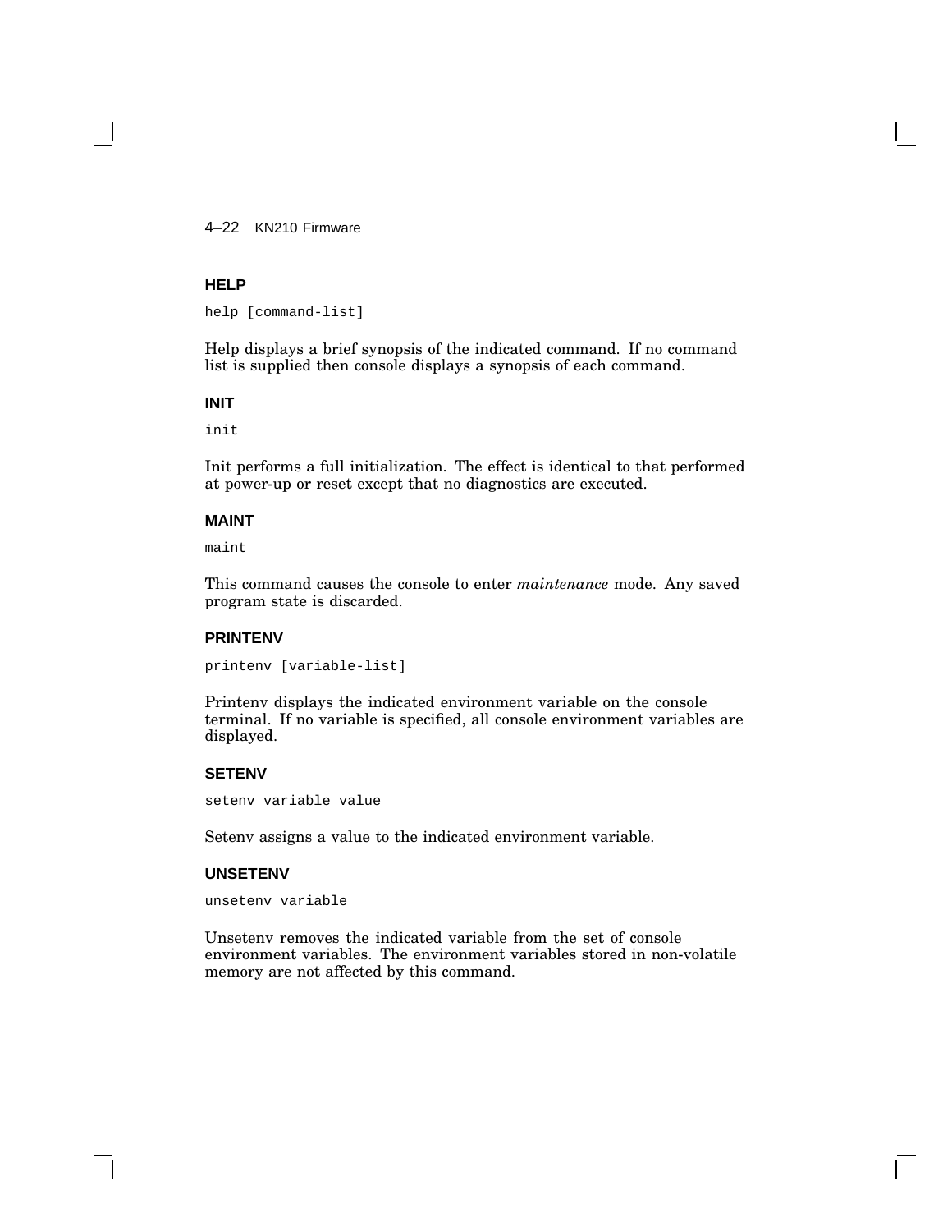### HELP

```
help [command-list]
```

Help displays a brief synopsis of the indicated command. If no command list is supplied then console displays a synopsis of each command.

### INIT

```
init
```

Init performs a full initialization. The effect is identical to that performed at power-up or reset except that no diagnostics are executed.

### MAINT

```
maint
```

This command causes the console to enter *maintenance* mode. Any saved program state is discarded.

### PRINTENV

```
printenv [variable-list]
```

Printenv displays the indicated environment variable on the console terminal. If no variable is specified, all console environment variables are displayed.

### SETENV

```
setenv variable value
```

Setenv assigns a value to the indicated environment variable.

### UNSETENV

```
unsetenv variable
```

Unsetenv removes the indicated variable from the set of console environment variables. The environment variables stored in non-volatile memory are not affected by this command.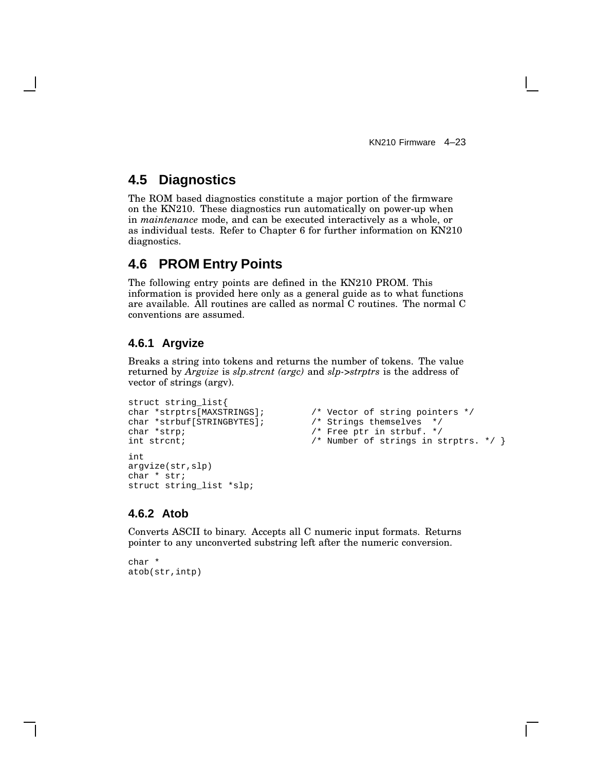## 4.5 Diagnostics

The ROM based diagnostics constitute a major portion of the firmware on the KN210. These diagnostics run automatically on power-up when in *maintenance* mode, and can be executed interactively as a whole, or as individual tests. Refer to Chapter 6 for further information on KN210 diagnostics.

## 4.6 PROM Entry Points

The following entry points are defined in the KN210 PROM. This information is provided here only as a general guide as to what functions are available. All routines are called as normal C routines. The normal C conventions are assumed.

### 4.6.1 Argvize

Breaks a string into tokens and returns the number of tokens. The value returned by *Argvize* is *slp.strcnt (argc)* and *slp->strptrs* is the address of vector of strings (argv).

```
struct string_list{
char *strptrs[MAXSTRINGS];         /* Vector of string pointers */
char *strbuf[STRINGBYTES];         /* Strings themselves  */
char *strp;                        /* Free ptr in strbuf. */
int strcnt;                        /* Number of strings in strptrs. */ }

int
argvize(str,slp)
char * str;
struct string_list *slp;
```

### 4.6.2 Atob

Converts ASCII to binary. Accepts all C numeric input formats. Returns pointer to any unconverted substring left after the numeric conversion.

```
char *
atob(str,intp)
```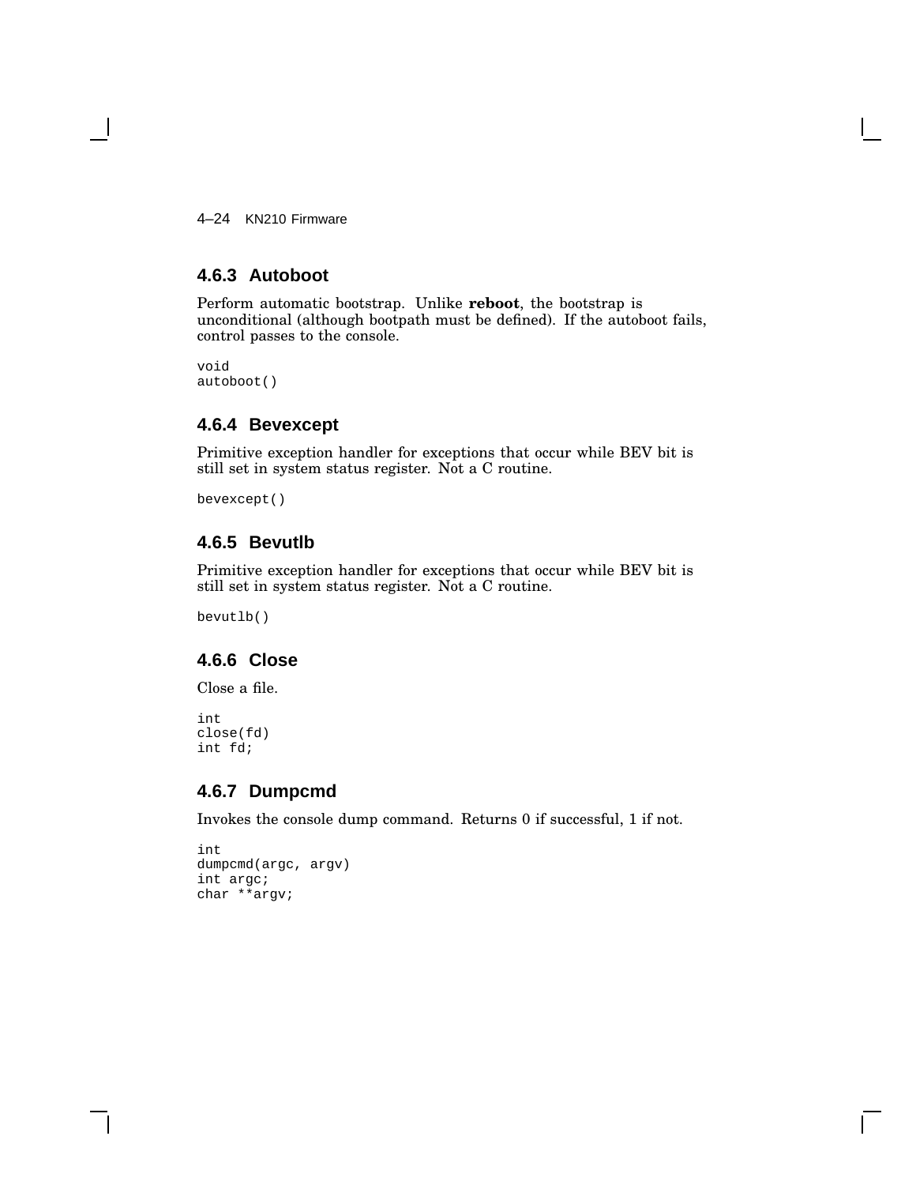### 4.6.3 Autoboot

Perform automatic bootstrap. Unlike **reboot**, the bootstrap is unconditional (although bootpath must be defined). If the autoboot fails, control passes to the console.

```
void
autoboot()
```

### 4.6.4 Bevexcept

Primitive exception handler for exceptions that occur while BEV bit is still set in system status register. Not a C routine.

```
bevexcept()
```

### 4.6.5 Bevutlb

Primitive exception handler for exceptions that occur while BEV bit is still set in system status register. Not a C routine.

```
bevutlb()
```

### 4.6.6 Close

Close a file.

```
int
close(fd)
int fd;
```

### 4.6.7 Dumpcmd

Invokes the console dump command. Returns 0 if successful, 1 if not.

```
int
dumpcmd(argc, argv)
int argc;
char **argv;
```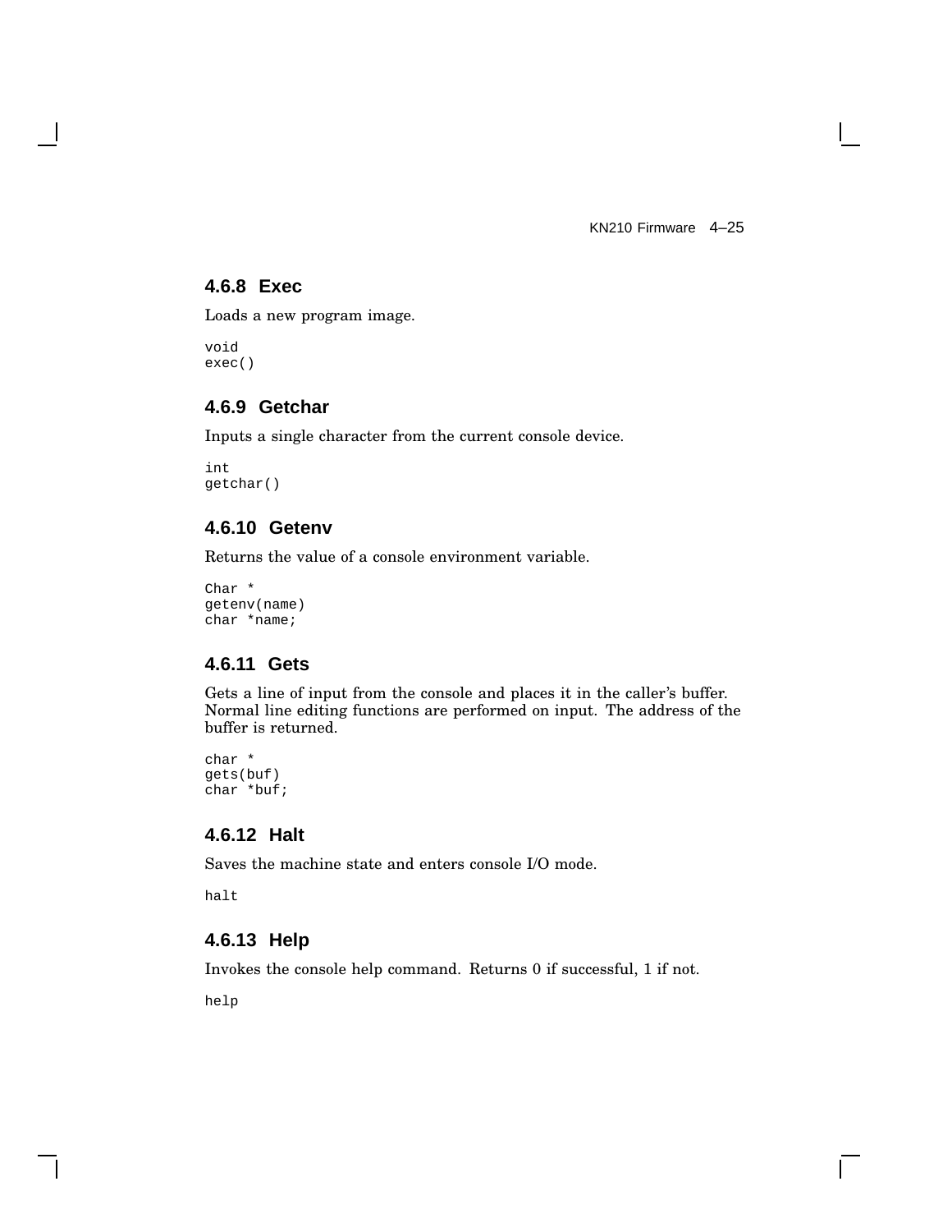### 4.6.8 Exec

Loads a new program image.

```
void
exec()
```

### 4.6.9 Getchar

Inputs a single character from the current console device.

```
int
getchar()
```

### 4.6.10 Getenv

Returns the value of a console environment variable.

```
Char *
getenv(name)
char *name;
```

### 4.6.11 Gets

Gets a line of input from the console and places it in the caller's buffer. Normal line editing functions are performed on input. The address of the buffer is returned.

```
char *
gets(buf)
char *buf;
```

### 4.6.12 Halt

Saves the machine state and enters console I/O mode.

```
halt
```

### 4.6.13 Help

Invokes the console help command. Returns 0 if successful, 1 if not.

```
help
```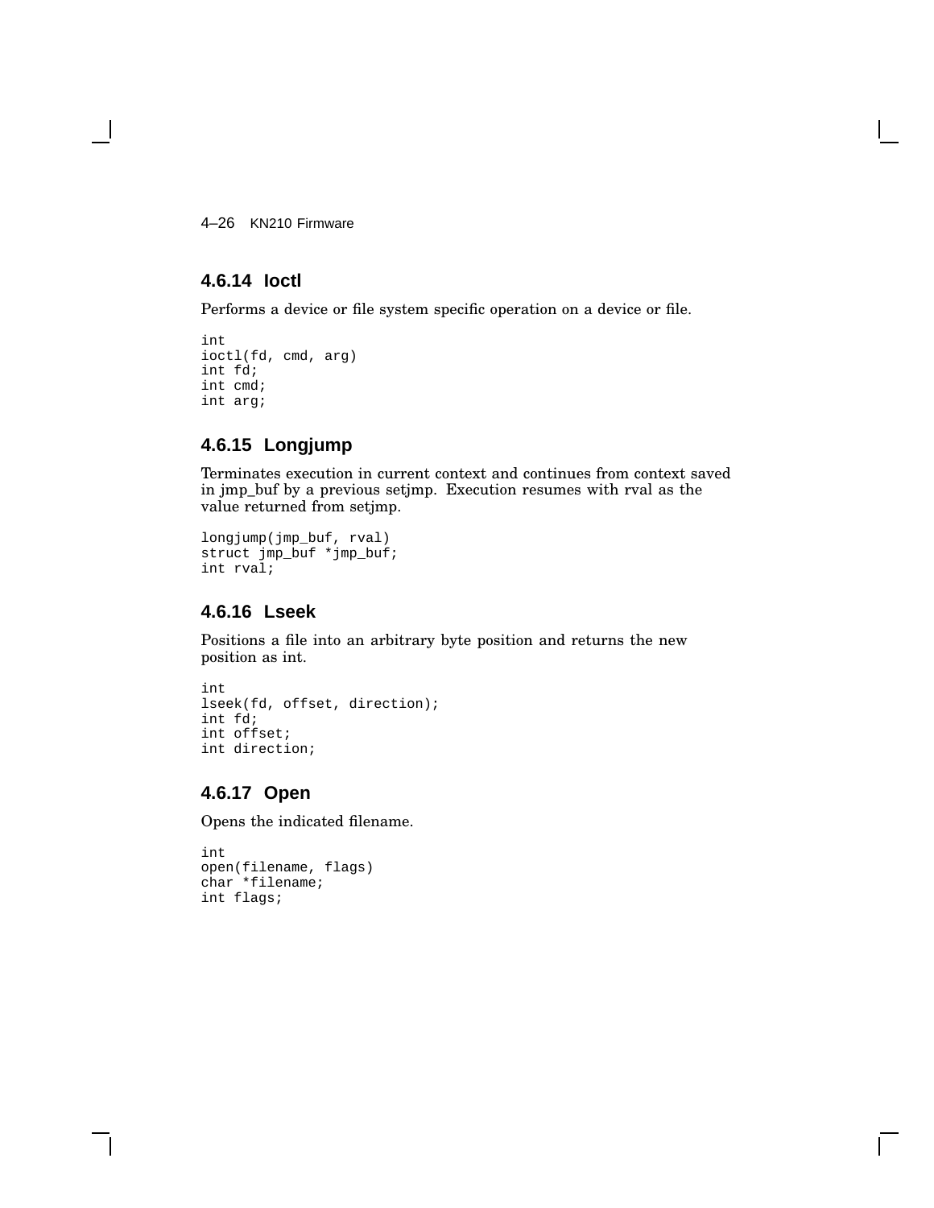### 4.6.14 Ioctl

Performs a device or file system specific operation on a device or file.

```
int
ioctl(fd, cmd, arg)
int fd;
int cmd;
int arg;
```

### 4.6.15 Longjump

Terminates execution in current context and continues from context saved in jmp_buf by a previous setjmp. Execution resumes with rval as the value returned from setjmp.

```
longjump(jmp_buf, rval)
struct jmp_buf *jmp_buf;
int rval;
```

### 4.6.16 Lseek

Positions a file into an arbitrary byte position and returns the new position as int.

```
int
lseek(fd, offset, direction);
int fd;
int offset;
int direction;
```

### 4.6.17 Open

Opens the indicated filename.

```
int
open(filename, flags)
char *filename;
int flags;
```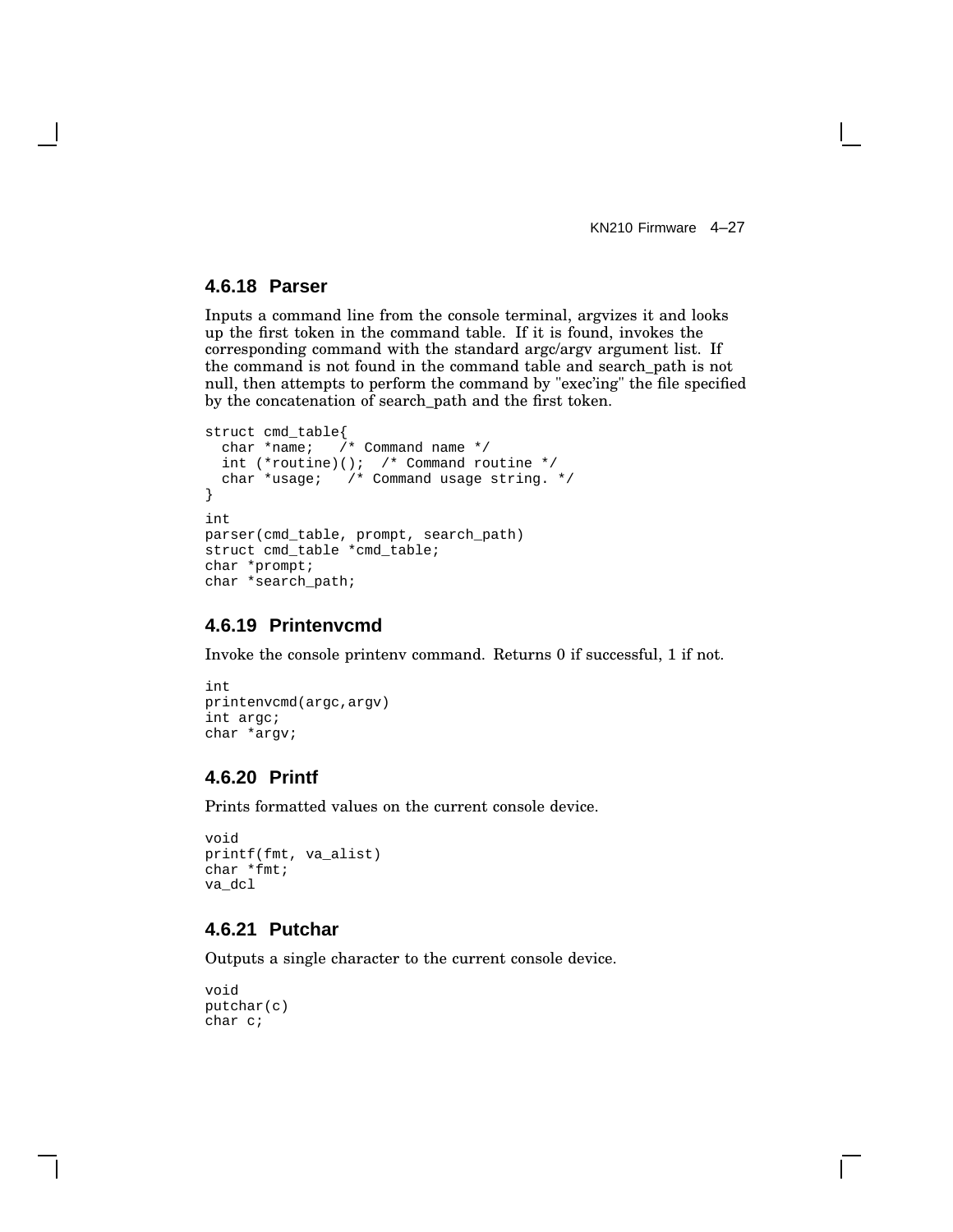### 4.6.18 Parser

Inputs a command line from the console terminal, argvizes it and looks up the first token in the command table. If it is found, invokes the corresponding command with the standard argc/argv argument list. If the command is not found in the command table and search_path is not null, then attempts to perform the command by "exec'ing" the file specified by the concatenation of search_path and the first token.

```
struct cmd_table{
  char *name;   /* Command name */
  int (*routine)();  /* Command routine */
  char *usage;   /* Command usage string. */
}

int
parser(cmd_table, prompt, search_path)
struct cmd_table *cmd_table;
char *prompt;
char *search_path;
```

### 4.6.19 Printenvcmd

Invoke the console printenv command. Returns 0 if successful, 1 if not.

```
int
printenvcmd(argc,argv)
int argc;
char *argv;
```

### 4.6.20 Printf

Prints formatted values on the current console device.

```
void
printf(fmt, va_alist)
char *fmt;
va_dcl
```

### 4.6.21 Putchar

Outputs a single character to the current console device.

```
void
putchar(c)
char c;
```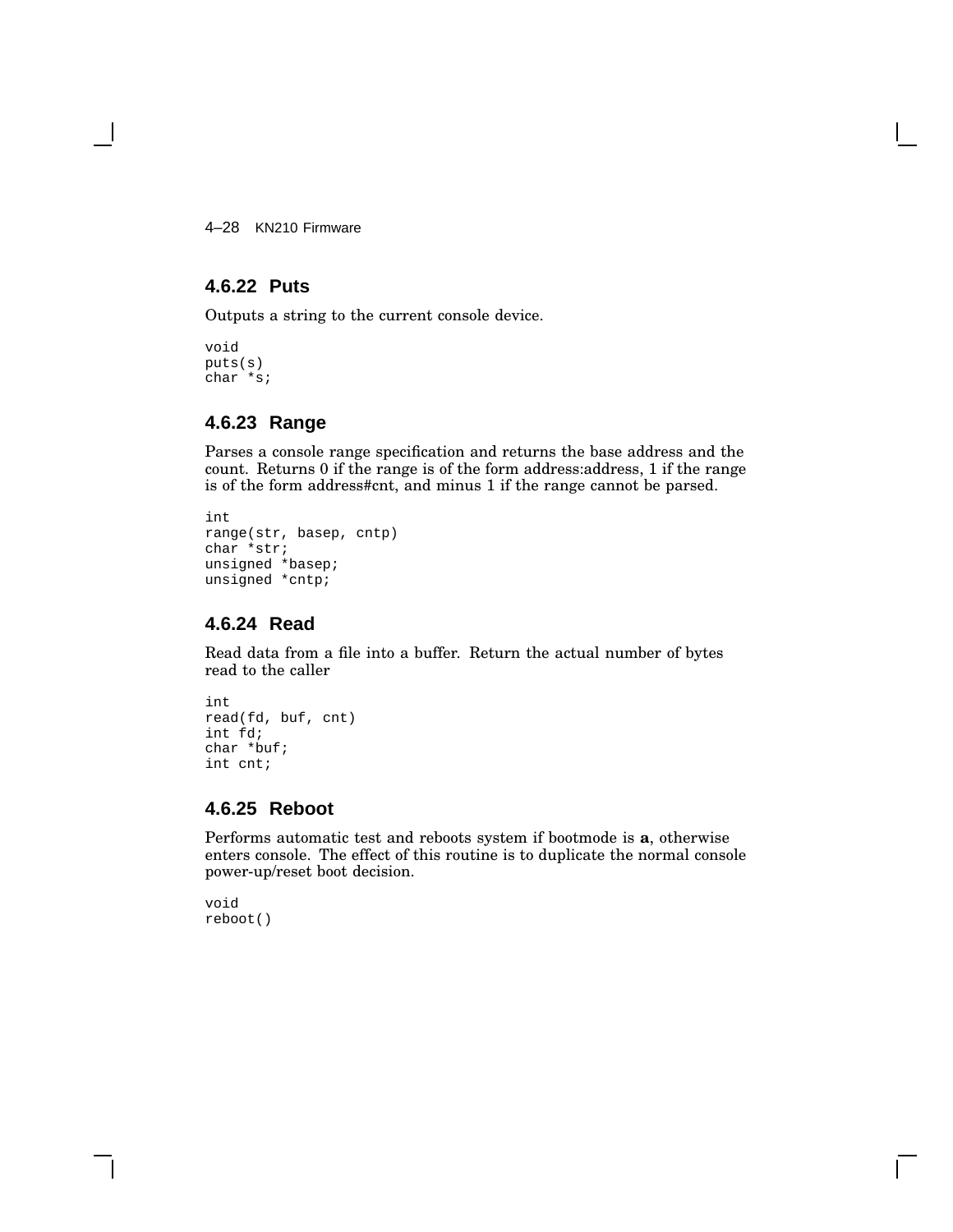### 4.6.22 Puts

Outputs a string to the current console device.

```
void
puts(s)
char *s;
```

### 4.6.23 Range

Parses a console range specification and returns the base address and the count. Returns 0 if the range is of the form address:address, 1 if the range is of the form address#cnt, and minus 1 if the range cannot be parsed.

```
int
range(str, basep, cntp)
char *str;
unsigned *basep;
unsigned *cntp;
```

### 4.6.24 Read

Read data from a file into a buffer. Return the actual number of bytes read to the caller

```
int
read(fd, buf, cnt)
int fd;
char *buf;
int cnt;
```

### 4.6.25 Reboot

Performs automatic test and reboots system if bootmode is **a**, otherwise enters console. The effect of this routine is to duplicate the normal console power-up/reset boot decision.

```
void
reboot()
```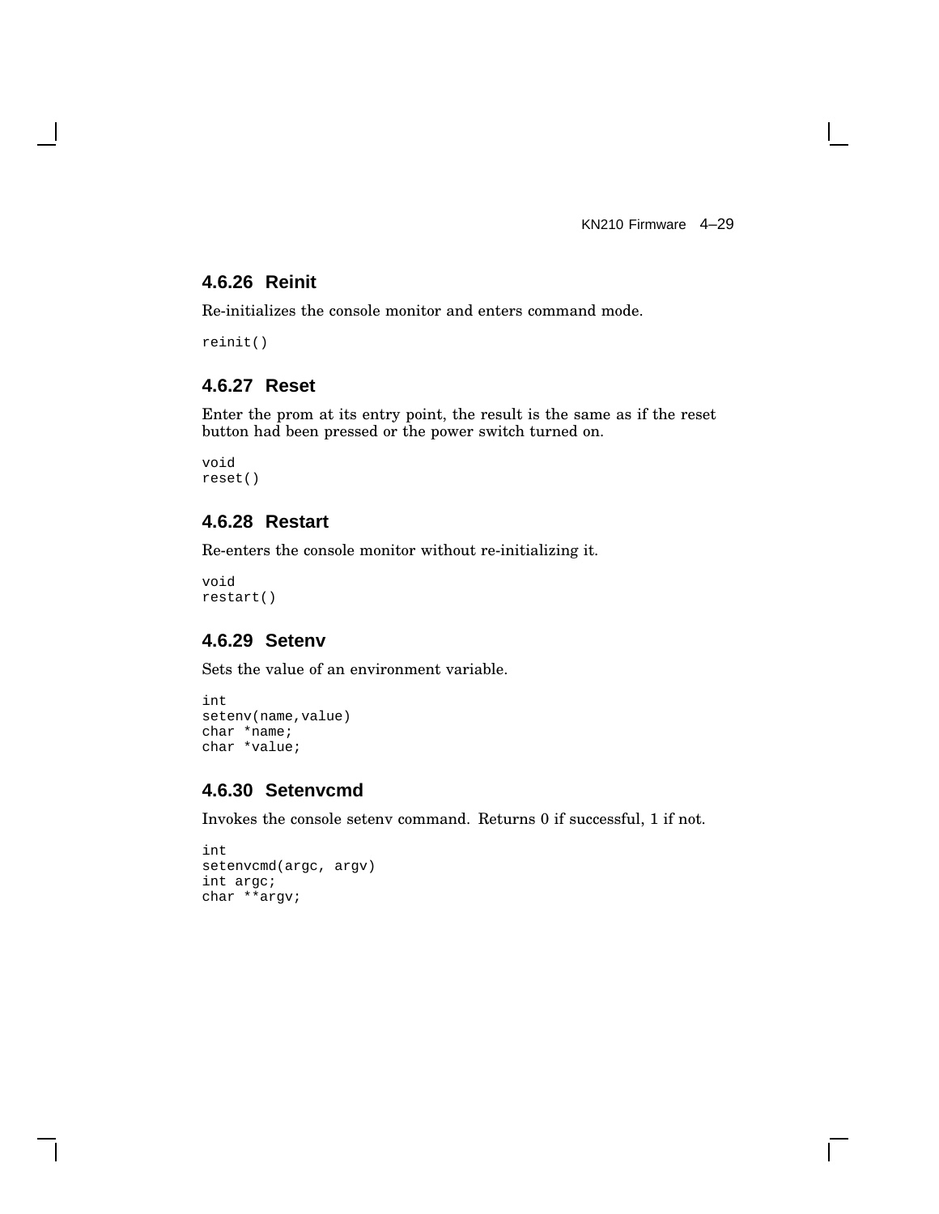### 4.6.26 Reinit

Re-initializes the console monitor and enters command mode.

```
reinit()
```

### 4.6.27 Reset

Enter the prom at its entry point, the result is the same as if the reset button had been pressed or the power switch turned on.

```
void
reset()
```

### 4.6.28 Restart

Re-enters the console monitor without re-initializing it.

```
void
restart()
```

### 4.6.29 Setenv

Sets the value of an environment variable.

```
int
setenv(name,value)
char *name;
char *value;
```

### 4.6.30 Setenvcmd

Invokes the console setenv command. Returns 0 if successful, 1 if not.

```
int
setenvcmd(argc, argv)
int argc;
char **argv;
```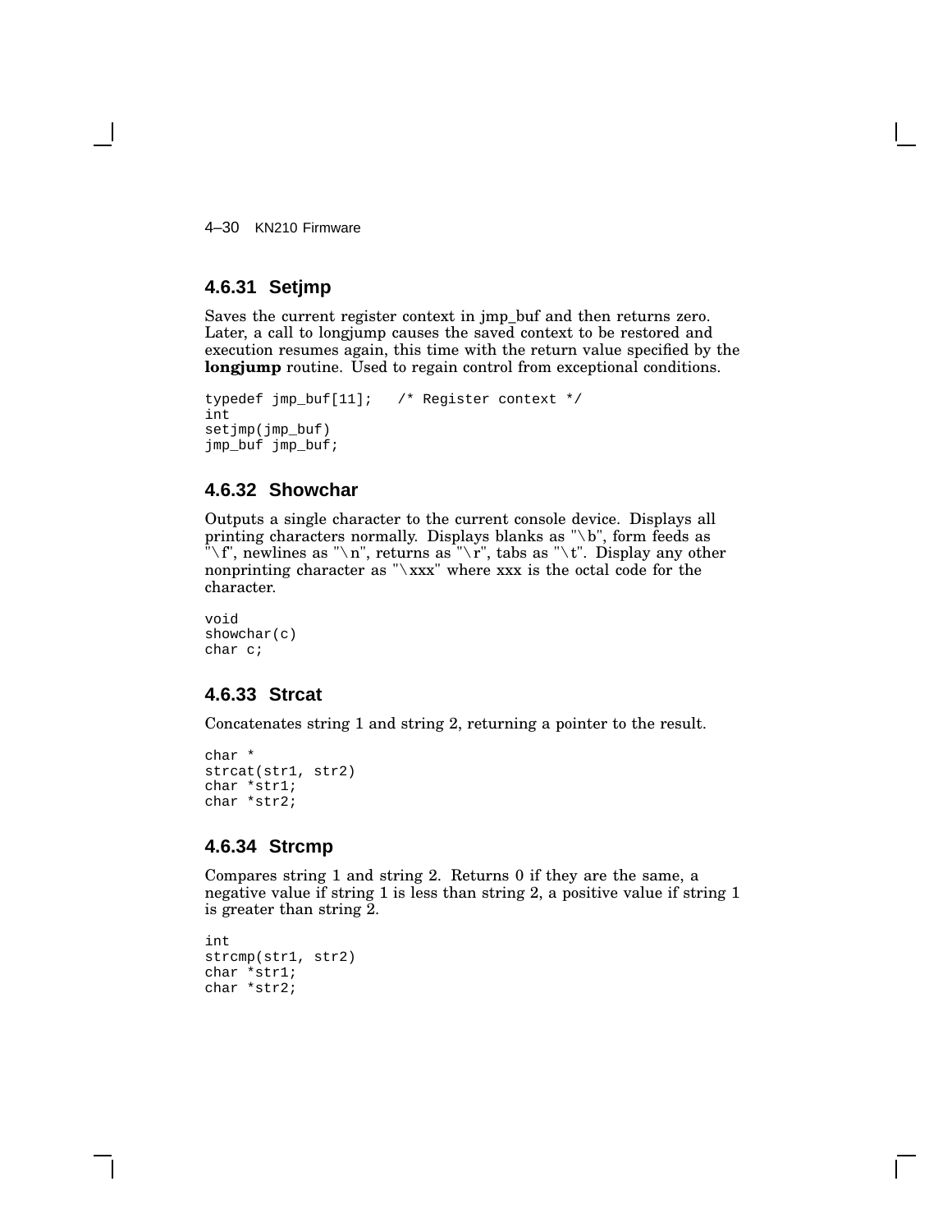### 4.6.31 Setjmp

Saves the current register context in jmp_buf and then returns zero. Later, a call to longjump causes the saved context to be restored and execution resumes again, this time with the return value specified by the **longjump** routine. Used to regain control from exceptional conditions.

```
typedef jmp_buf[11];   /* Register context */
int
setjmp(jmp_buf)
jmp_buf jmp_buf;
```

### 4.6.32 Showchar

Outputs a single character to the current console device. Displays all printing characters normally. Displays blanks as "\b", form feeds as "\f", newlines as "\n", returns as "\r", tabs as "\t". Display any other nonprinting character as "\xxx" where xxx is the octal code for the character.

```
void
showchar(c)
char c;
```

### 4.6.33 Strcat

Concatenates string 1 and string 2, returning a pointer to the result.

```
char *
strcat(str1, str2)
char *str1;
char *str2;
```

### 4.6.34 Strcmp

Compares string 1 and string 2. Returns 0 if they are the same, a negative value if string 1 is less than string 2, a positive value if string 1 is greater than string 2.

```
int
strcmp(str1, str2)
char *str1;
char *str2;
```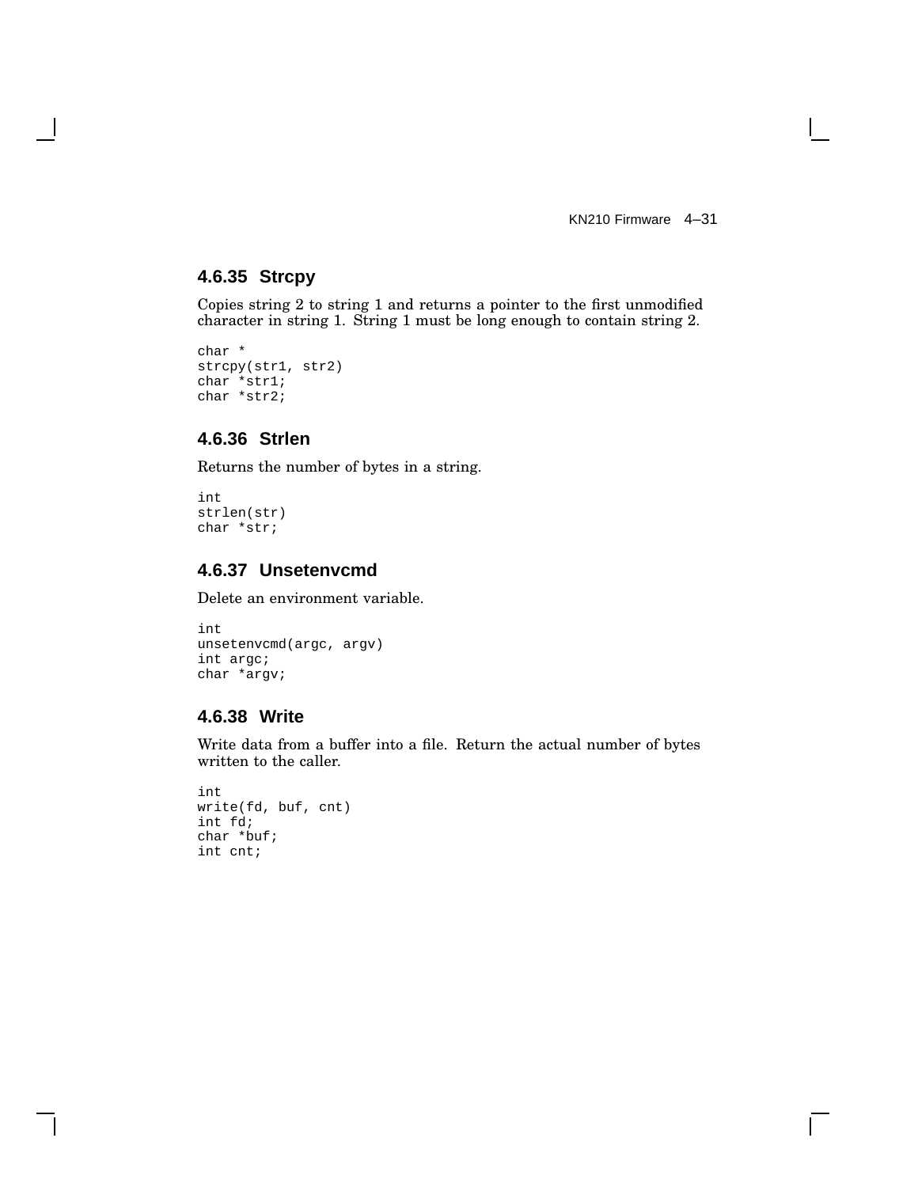### 4.6.35 Strcpy

Copies string 2 to string 1 and returns a pointer to the first unmodified character in string 1. String 1 must be long enough to contain string 2.

```
char *
strcpy(str1, str2)
char *str1;
char *str2;
```

### 4.6.36 Strlen

Returns the number of bytes in a string.

```
int
strlen(str)
char *str;
```

### 4.6.37 Unsetenvcmd

Delete an environment variable.

```
int
unsetenvcmd(argc, argv)
int argc;
char *argv;
```

### 4.6.38 Write

Write data from a buffer into a file. Return the actual number of bytes written to the caller.

```
int
write(fd, buf, cnt)
int fd;
char *buf;
int cnt;
```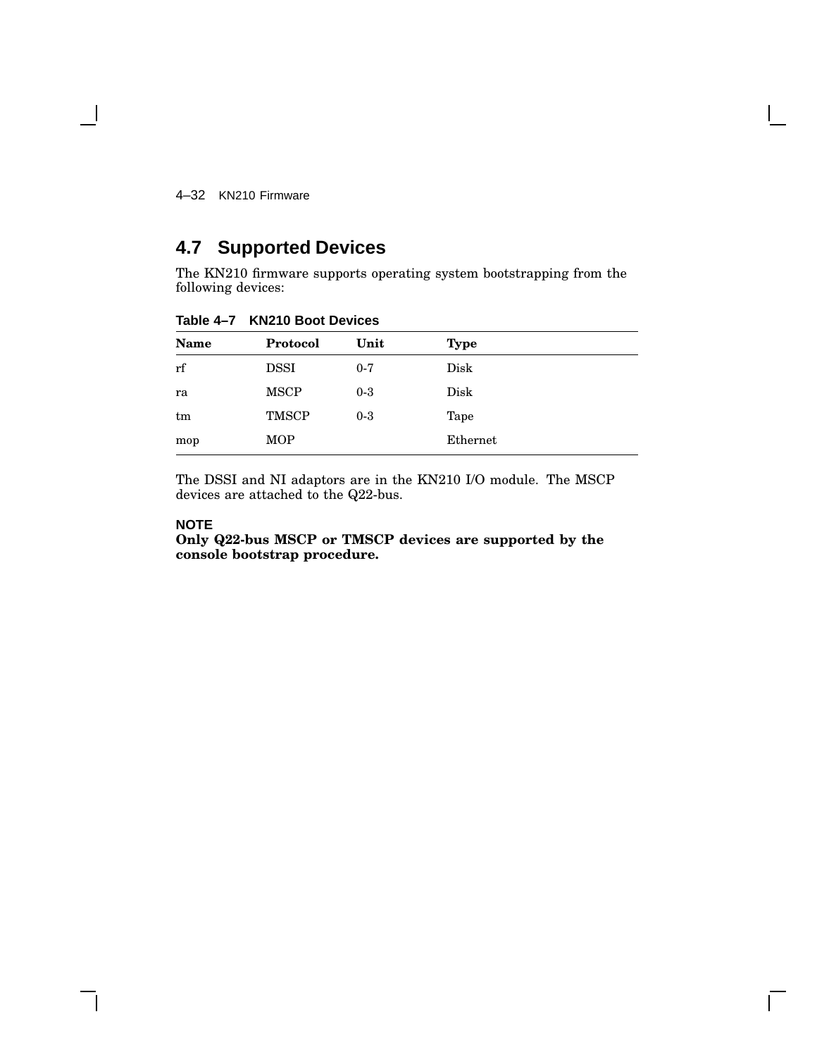## 4.7 Supported Devices

The KN210 firmware supports operating system bootstrapping from the following devices:

**Table 4–7 KN210 Boot Devices**

| Name | Protocol | Unit | Type |
|---|---|---|---|
| rf | DSSI | 0-7 | Disk |
| ra | MSCP | 0-3 | Disk |
| tm | TMSCP | 0-3 | Tape |
| mop | MOP | | Ethernet |

The DSSI and NI adaptors are in the KN210 I/O module. The MSCP devices are attached to the Q22-bus.

**NOTE**
**Only Q22-bus MSCP or TMSCP devices are supported by the console bootstrap procedure.**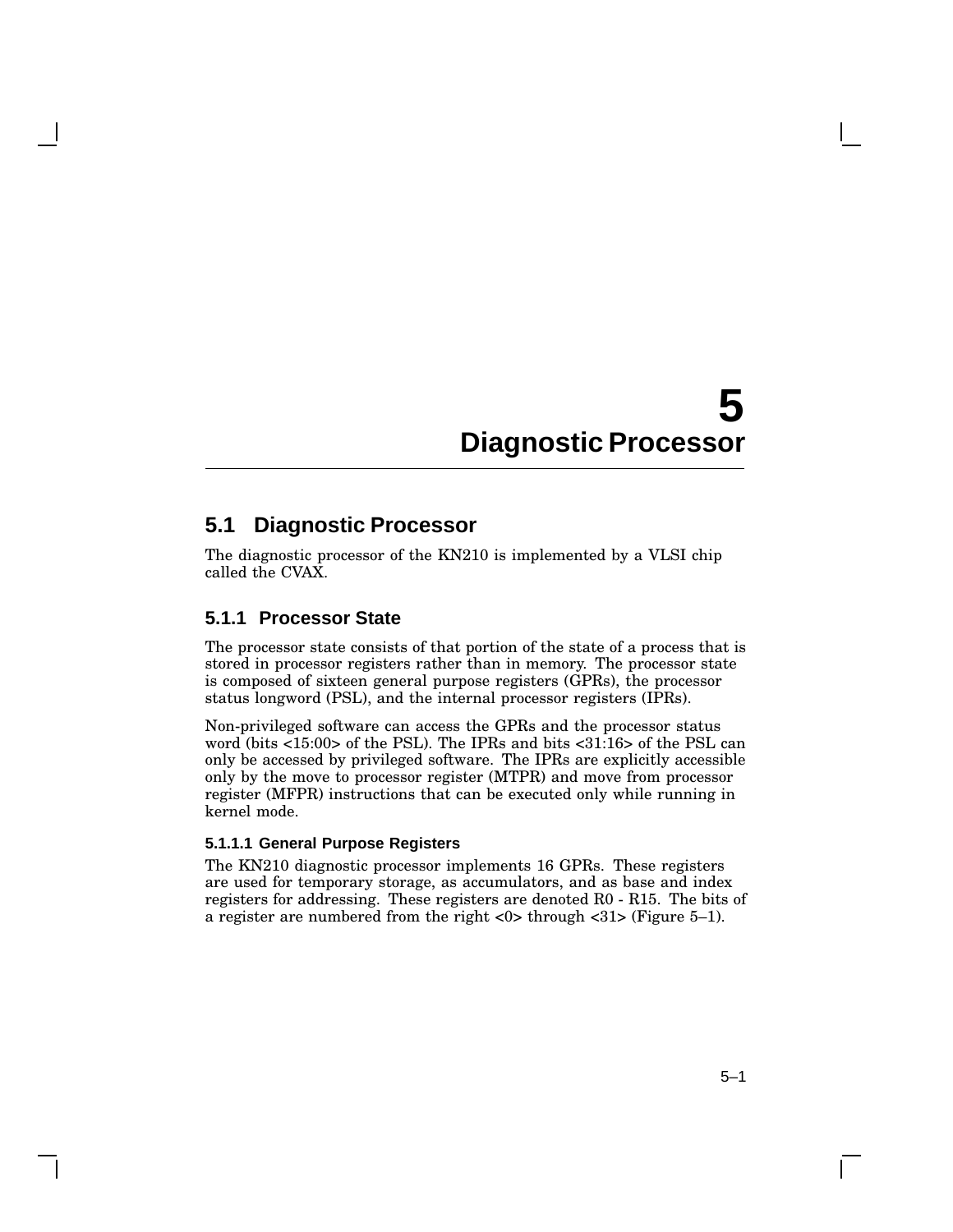# 5 Diagnostic Processor

## 5.1 Diagnostic Processor

The diagnostic processor of the KN210 is implemented by a VLSI chip called the CVAX.

### 5.1.1 Processor State

The processor state consists of that portion of the state of a process that is stored in processor registers rather than in memory. The processor state is composed of sixteen general purpose registers (GPRs), the processor status longword (PSL), and the internal processor registers (IPRs).

Non-privileged software can access the GPRs and the processor status word (bits <15:00> of the PSL). The IPRs and bits <31:16> of the PSL can only be accessed by privileged software. The IPRs are explicitly accessible only by the move to processor register (MTPR) and move from processor register (MFPR) instructions that can be executed only while running in kernel mode.

#### 5.1.1.1 General Purpose Registers

The KN210 diagnostic processor implements 16 GPRs. These registers are used for temporary storage, as accumulators, and as base and index registers for addressing. These registers are denoted R0 - R15. The bits of a register are numbered from the right <0> through <31> (Figure 5–1).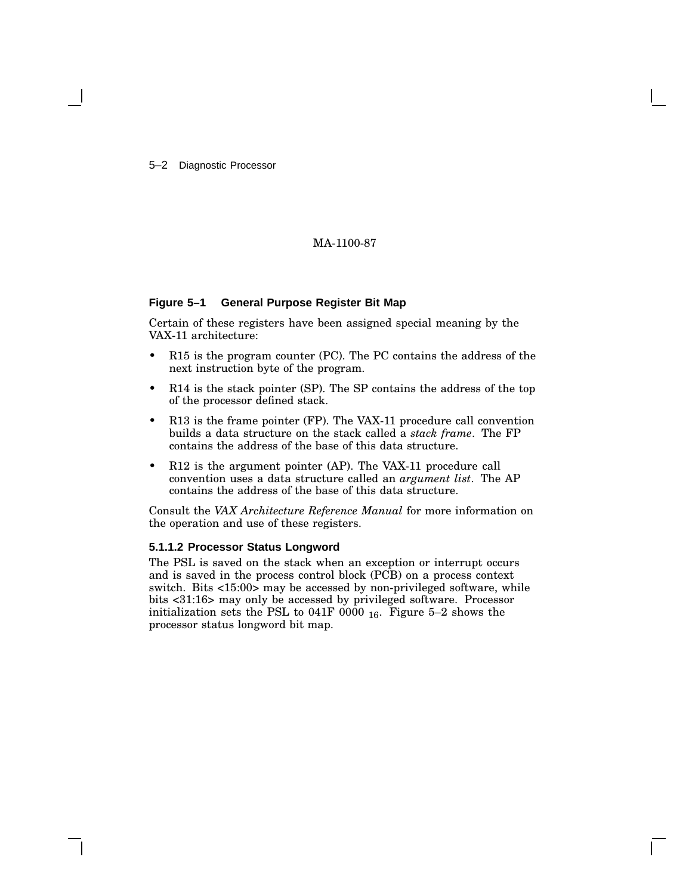MA-1100-87

**Figure 5–1 General Purpose Register Bit Map**

Certain of these registers have been assigned special meaning by the VAX-11 architecture:

- R15 is the program counter (PC). The PC contains the address of the next instruction byte of the program.
- R14 is the stack pointer (SP). The SP contains the address of the top of the processor defined stack.
- R13 is the frame pointer (FP). The VAX-11 procedure call convention builds a data structure on the stack called a *stack frame*. The FP contains the address of the base of this data structure.
- R12 is the argument pointer (AP). The VAX-11 procedure call convention uses a data structure called an *argument list*. The AP contains the address of the base of this data structure.

Consult the *VAX Architecture Reference Manual* for more information on the operation and use of these registers.

#### 5.1.1.2 Processor Status Longword

The PSL is saved on the stack when an exception or interrupt occurs and is saved in the process control block (PCB) on a process context switch. Bits <15:00> may be accessed by non-privileged software, while bits <31:16> may only be accessed by privileged software. Processor initialization sets the PSL to 041F 0000 $_{16}$. Figure 5–2 shows the processor status longword bit map.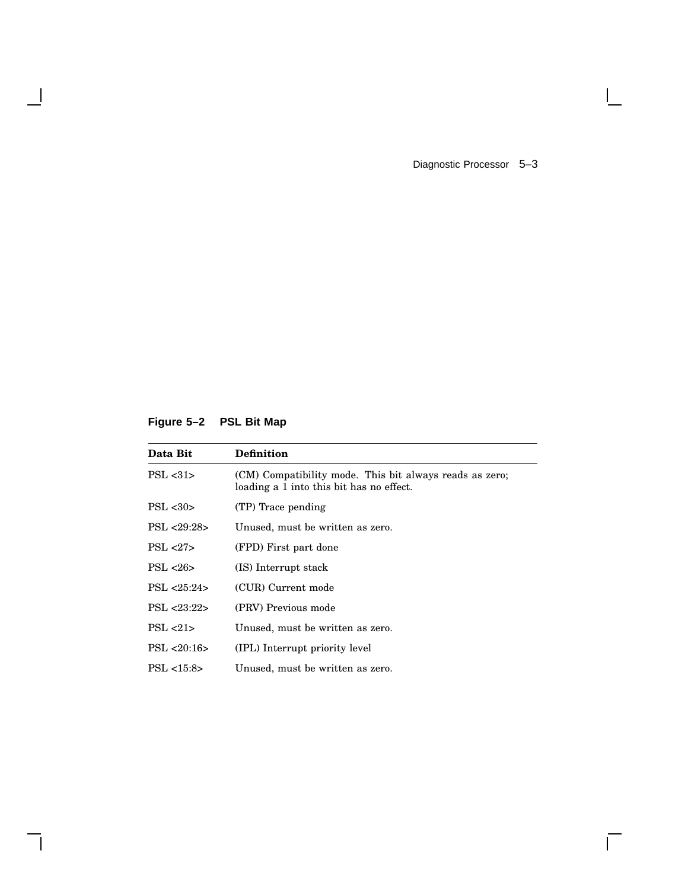**Figure 5–2 PSL Bit Map**

| Data Bit | Definition |
|---|---|
| PSL <31> | (CM) Compatibility mode. This bit always reads as zero; loading a 1 into this bit has no effect. |
| PSL <30> | (TP) Trace pending |
| PSL <29:28> | Unused, must be written as zero. |
| PSL <27> | (FPD) First part done |
| PSL <26> | (IS) Interrupt stack |
| PSL <25:24> | (CUR) Current mode |
| PSL <23:22> | (PRV) Previous mode |
| PSL <21> | Unused, must be written as zero. |
| PSL <20:16> | (IPL) Interrupt priority level |
| PSL <15:8> | Unused, must be written as zero. |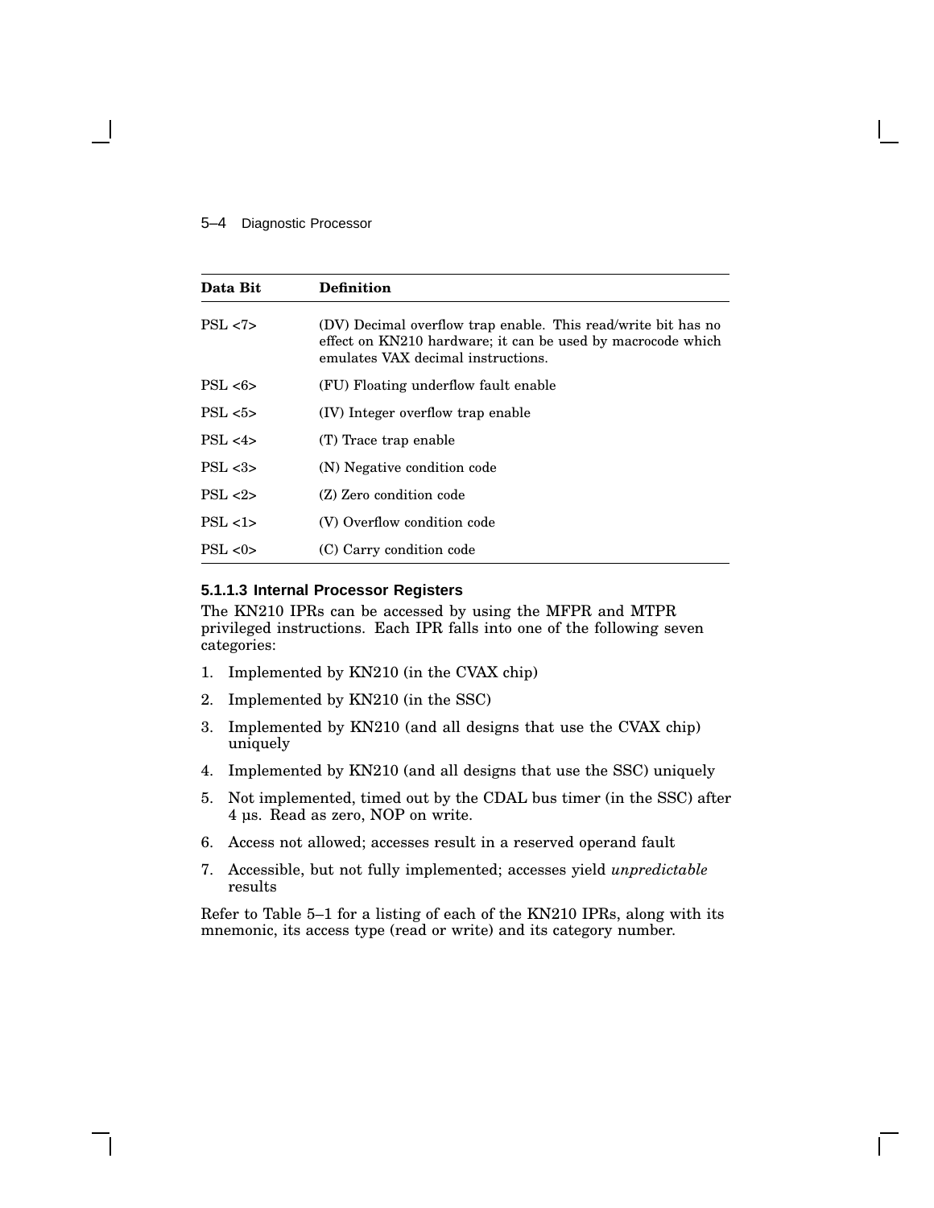| Data Bit | Definition |
|---|---|
| PSL <7> | (DV) Decimal overflow trap enable. This read/write bit has no effect on KN210 hardware; it can be used by macrocode which emulates VAX decimal instructions. |
| PSL <6> | (FU) Floating underflow fault enable |
| PSL <5> | (IV) Integer overflow trap enable |
| PSL <4> | (T) Trace trap enable |
| PSL <3> | (N) Negative condition code |
| PSL <2> | (Z) Zero condition code |
| PSL <1> | (V) Overflow condition code |
| PSL <0> | (C) Carry condition code |

#### 5.1.1.3 Internal Processor Registers

The KN210 IPRs can be accessed by using the MFPR and MTPR privileged instructions. Each IPR falls into one of the following seven categories:

1. Implemented by KN210 (in the CVAX chip)
2. Implemented by KN210 (in the SSC)
3. Implemented by KN210 (and all designs that use the CVAX chip) uniquely
4. Implemented by KN210 (and all designs that use the SSC) uniquely
5. Not implemented, timed out by the CDAL bus timer (in the SSC) after 4 µs. Read as zero, NOP on write.
6. Access not allowed; accesses result in a reserved operand fault
7. Accessible, but not fully implemented; accesses yield *unpredictable* results

Refer to Table 5–1 for a listing of each of the KN210 IPRs, along with its mnemonic, its access type (read or write) and its category number.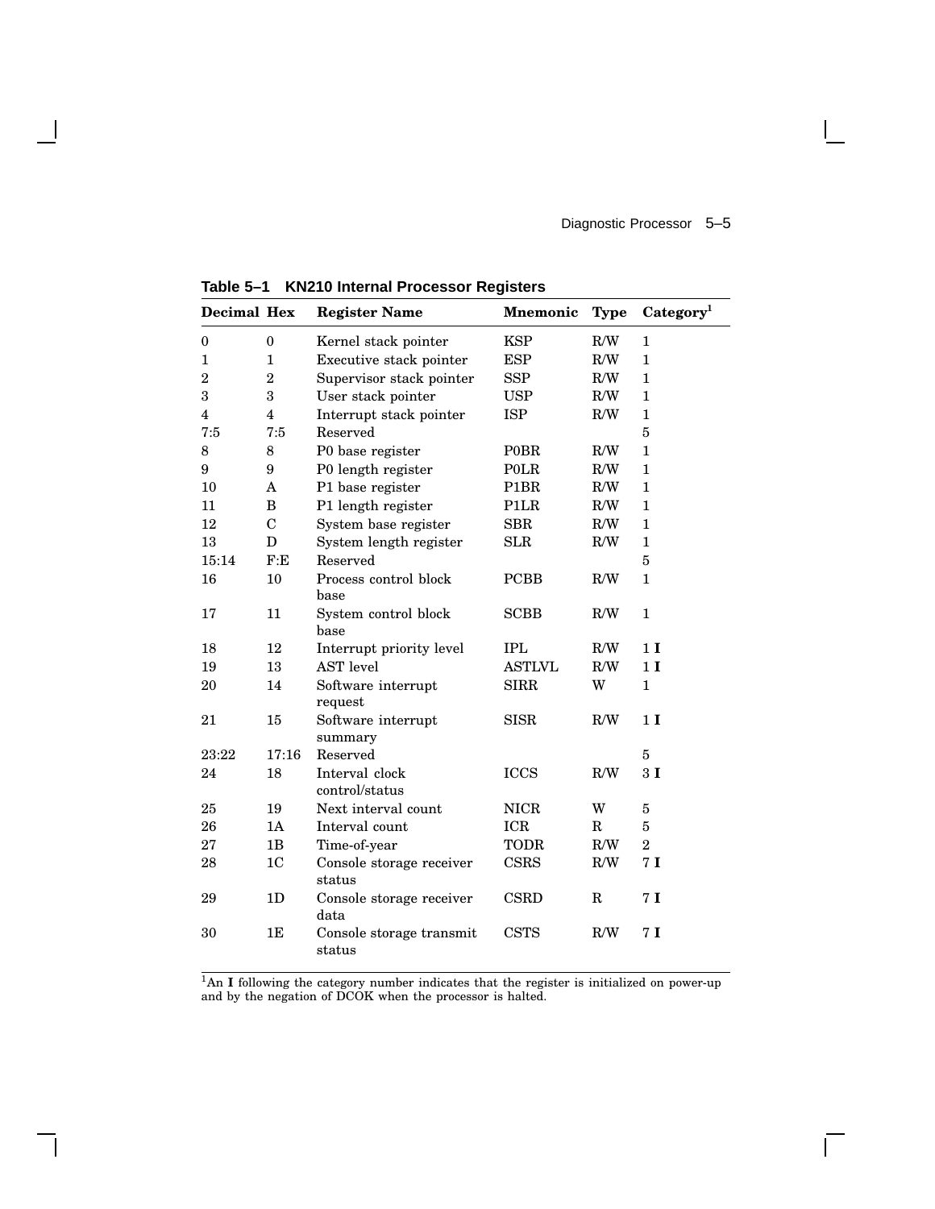**Table 5–1 KN210 Internal Processor Registers**

| Decimal | Hex | Register Name | Mnemonic | Type | Category[1] |
|---|---|---|---|---|---|
| 0 | 0 | Kernel stack pointer | KSP | R/W | 1 |
| 1 | 1 | Executive stack pointer | ESP | R/W | 1 |
| 2 | 2 | Supervisor stack pointer | SSP | R/W | 1 |
| 3 | 3 | User stack pointer | USP | R/W | 1 |
| 4 | 4 | Interrupt stack pointer | ISP | R/W | 1 |
| 7:5 | 7:5 | Reserved | | | 5 |
| 8 | 8 | P0 base register | P0BR | R/W | 1 |
| 9 | 9 | P0 length register | P0LR | R/W | 1 |
| 10 | A | P1 base register | P1BR | R/W | 1 |
| 11 | B | P1 length register | P1LR | R/W | 1 |
| 12 | C | System base register | SBR | R/W | 1 |
| 13 | D | System length register | SLR | R/W | 1 |
| 15:14 | F:E | Reserved | | | 5 |
| 16 | 10 | Process control block base | PCBB | R/W | 1 |
| 17 | 11 | System control block base | SCBB | R/W | 1 |
| 18 | 12 | Interrupt priority level | IPL | R/W | 1 **I** |
| 19 | 13 | AST level | ASTLVL | R/W | 1 **I** |
| 20 | 14 | Software interrupt request | SIRR | W | 1 |
| 21 | 15 | Software interrupt summary | SISR | R/W | 1 **I** |
| 23:22 | 17:16 | Reserved | | | 5 |
| 24 | 18 | Interval clock control/status | ICCS | R/W | 3 **I** |
| 25 | 19 | Next interval count | NICR | W | 5 |
| 26 | 1A | Interval count | ICR | R | 5 |
| 27 | 1B | Time-of-year | TODR | R/W | 2 |
| 28 | 1C | Console storage receiver status | CSRS | R/W | 7 **I** |
| 29 | 1D | Console storage receiver data | CSRD | R | 7 **I** |
| 30 | 1E | Console storage transmit status | CSTS | R/W | 7 **I** |

[1]An **I** following the category number indicates that the register is initialized on power-up and by the negation of DCOK when the processor is halted.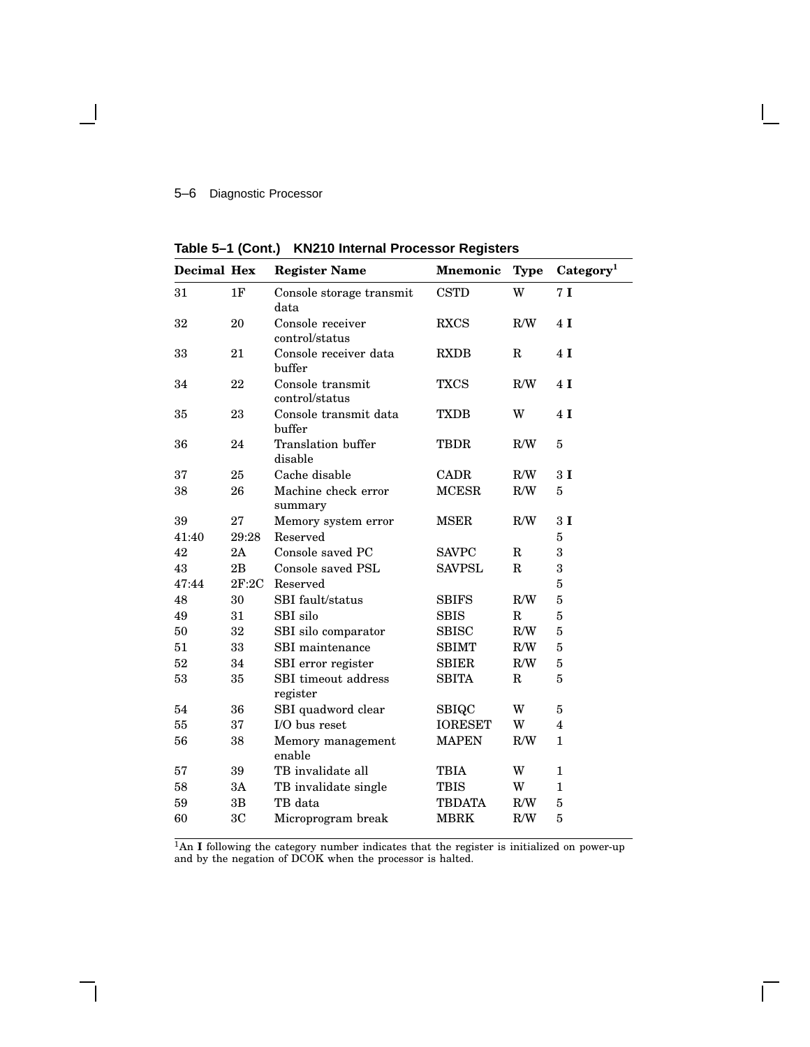**Table 5–1 (Cont.) KN210 Internal Processor Registers**

| Decimal | Hex | Register Name | Mnemonic | Type | Category[1] |
|---|---|---|---|---|---|
| 31 | 1F | Console storage transmit data | CSTD | W | 7 **I** |
| 32 | 20 | Console receiver control/status | RXCS | R/W | 4 **I** |
| 33 | 21 | Console receiver data buffer | RXDB | R | 4 **I** |
| 34 | 22 | Console transmit control/status | TXCS | R/W | 4 **I** |
| 35 | 23 | Console transmit data buffer | TXDB | W | 4 **I** |
| 36 | 24 | Translation buffer disable | TBDR | R/W | 5 |
| 37 | 25 | Cache disable | CADR | R/W | 3 **I** |
| 38 | 26 | Machine check error summary | MCESR | R/W | 5 |
| 39 | 27 | Memory system error | MSER | R/W | 3 **I** |
| 41:40 | 29:28 | Reserved | | | 5 |
| 42 | 2A | Console saved PC | SAVPC | R | 3 |
| 43 | 2B | Console saved PSL | SAVPSL | R | 3 |
| 47:44 | 2F:2C | Reserved | | | 5 |
| 48 | 30 | SBI fault/status | SBIFS | R/W | 5 |
| 49 | 31 | SBI silo | SBIS | R | 5 |
| 50 | 32 | SBI silo comparator | SBISC | R/W | 5 |
| 51 | 33 | SBI maintenance | SBIMT | R/W | 5 |
| 52 | 34 | SBI error register | SBIER | R/W | 5 |
| 53 | 35 | SBI timeout address register | SBITA | R | 5 |
| 54 | 36 | SBI quadword clear | SBIQC | W | 5 |
| 55 | 37 | I/O bus reset | IORESET | W | 4 |
| 56 | 38 | Memory management enable | MAPEN | R/W | 1 |
| 57 | 39 | TB invalidate all | TBIA | W | 1 |
| 58 | 3A | TB invalidate single | TBIS | W | 1 |
| 59 | 3B | TB data | TBDATA | R/W | 5 |
| 60 | 3C | Microprogram break | MBRK | R/W | 5 |

[1]An **I** following the category number indicates that the register is initialized on power-up and by the negation of DCOK when the processor is halted.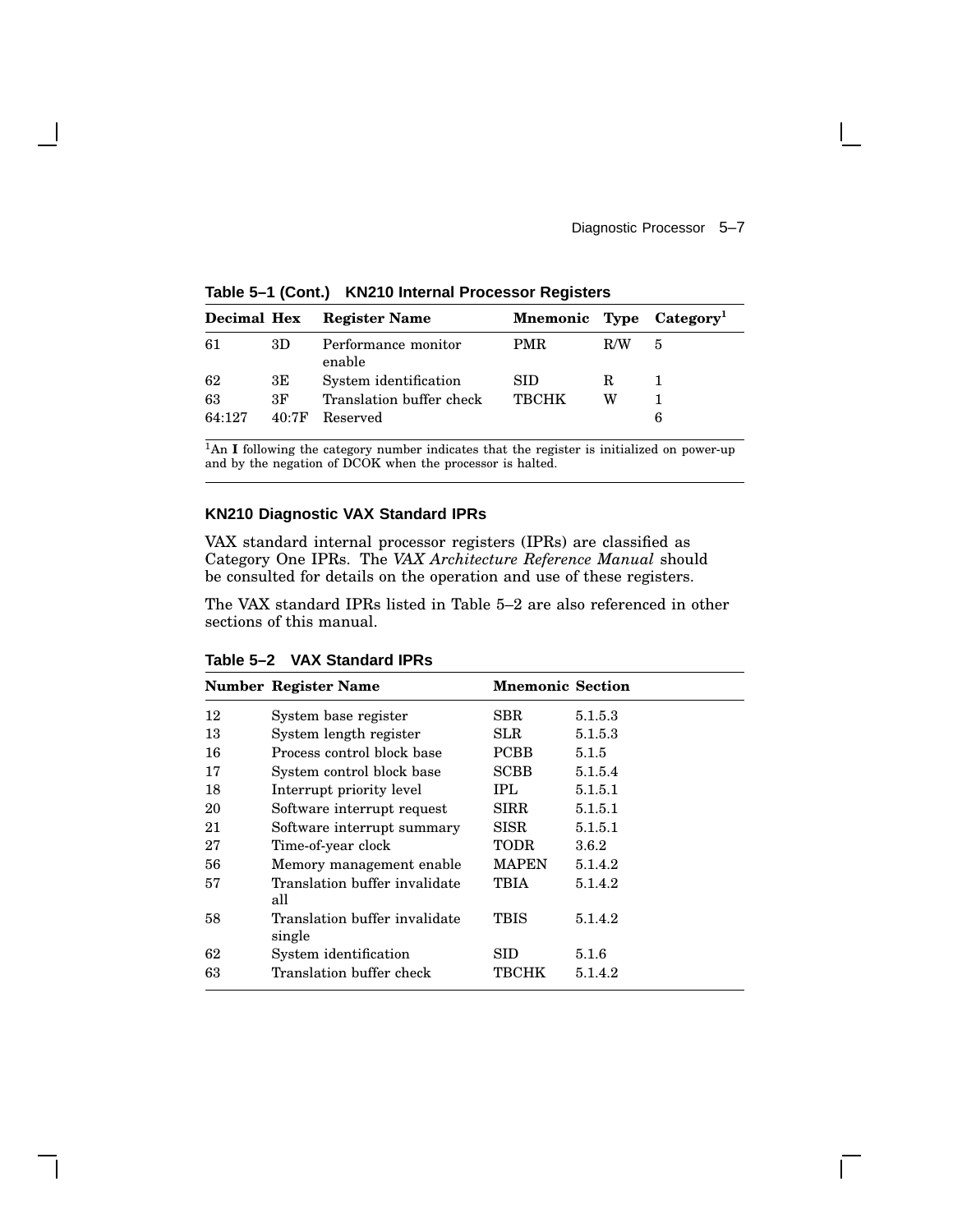**Table 5–1 (Cont.) KN210 Internal Processor Registers**

| Decimal | Hex | Register Name | Mnemonic | Type | Category[1] |
|---|---|---|---|---|---|
| 61 | 3D | Performance monitor enable | PMR | R/W | 5 |
| 62 | 3E | System identification | SID | R | 1 |
| 63 | 3F | Translation buffer check | TBCHK | W | 1 |
| 64:127 | 40:7F | Reserved | | | 6 |

[1]An **I** following the category number indicates that the register is initialized on power-up and by the negation of DCOK when the processor is halted.

### KN210 Diagnostic VAX Standard IPRs

VAX standard internal processor registers (IPRs) are classified as Category One IPRs. The *VAX Architecture Reference Manual* should be consulted for details on the operation and use of these registers.

The VAX standard IPRs listed in Table 5–2 are also referenced in other sections of this manual.

**Table 5–2 VAX Standard IPRs**

| Number | Register Name | Mnemonic | Section |
|---|---|---|---|
| 12 | System base register | SBR | 5.1.5.3 |
| 13 | System length register | SLR | 5.1.5.3 |
| 16 | Process control block base | PCBB | 5.1.5 |
| 17 | System control block base | SCBB | 5.1.5.4 |
| 18 | Interrupt priority level | IPL | 5.1.5.1 |
| 20 | Software interrupt request | SIRR | 5.1.5.1 |
| 21 | Software interrupt summary | SISR | 5.1.5.1 |
| 27 | Time-of-year clock | TODR | 3.6.2 |
| 56 | Memory management enable | MAPEN | 5.1.4.2 |
| 57 | Translation buffer invalidate all | TBIA | 5.1.4.2 |
| 58 | Translation buffer invalidate single | TBIS | 5.1.4.2 |
| 62 | System identification | SID | 5.1.6 |
| 63 | Translation buffer check | TBCHK | 5.1.4.2 |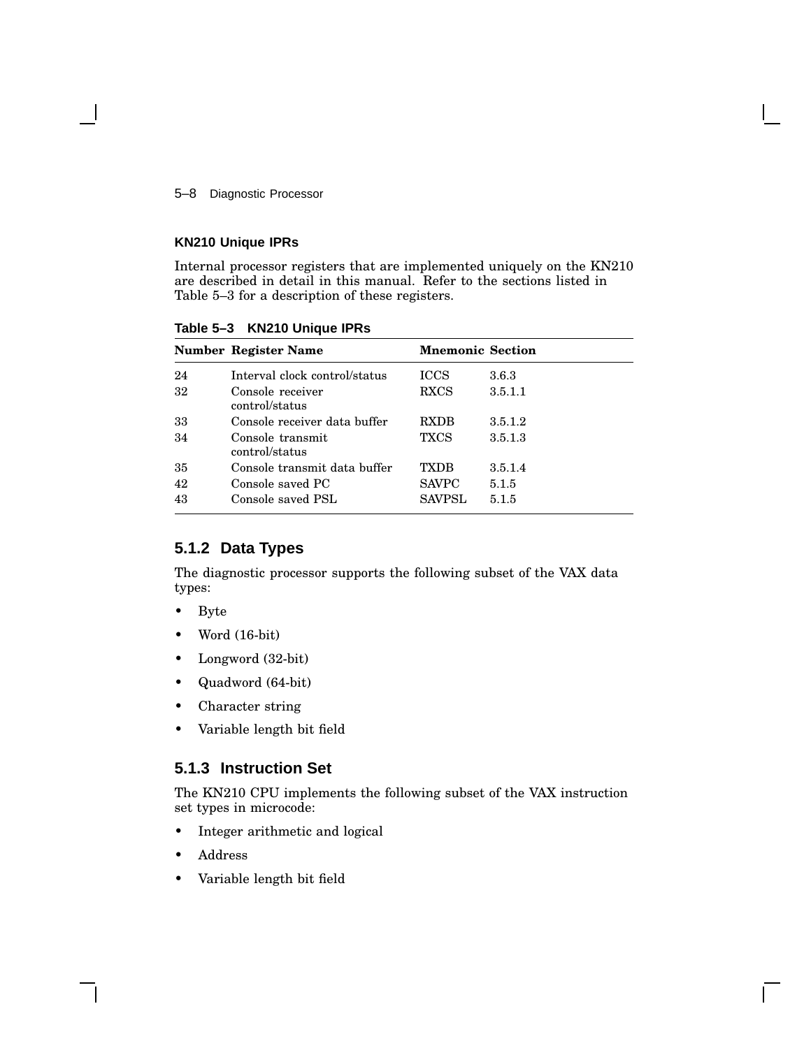**KN210 Unique IPRs**

Internal processor registers that are implemented uniquely on the KN210 are described in detail in this manual. Refer to the sections listed in Table 5–3 for a description of these registers.

**Table 5–3 KN210 Unique IPRs**

| Number | Register Name | Mnemonic | Section |
|---|---|---|---|
| 24 | Interval clock control/status | ICCS | 3.6.3 |
| 32 | Console receiver control/status | RXCS | 3.5.1.1 |
| 33 | Console receiver data buffer | RXDB | 3.5.1.2 |
| 34 | Console transmit control/status | TXCS | 3.5.1.3 |
| 35 | Console transmit data buffer | TXDB | 3.5.1.4 |
| 42 | Console saved PC | SAVPC | 5.1.5 |
| 43 | Console saved PSL | SAVPSL | 5.1.5 |

### 5.1.2 Data Types

The diagnostic processor supports the following subset of the VAX data types:

- Byte
- Word (16-bit)
- Longword (32-bit)
- Quadword (64-bit)
- Character string
- Variable length bit field

### 5.1.3 Instruction Set

The KN210 CPU implements the following subset of the VAX instruction set types in microcode:

- Integer arithmetic and logical
- Address
- Variable length bit field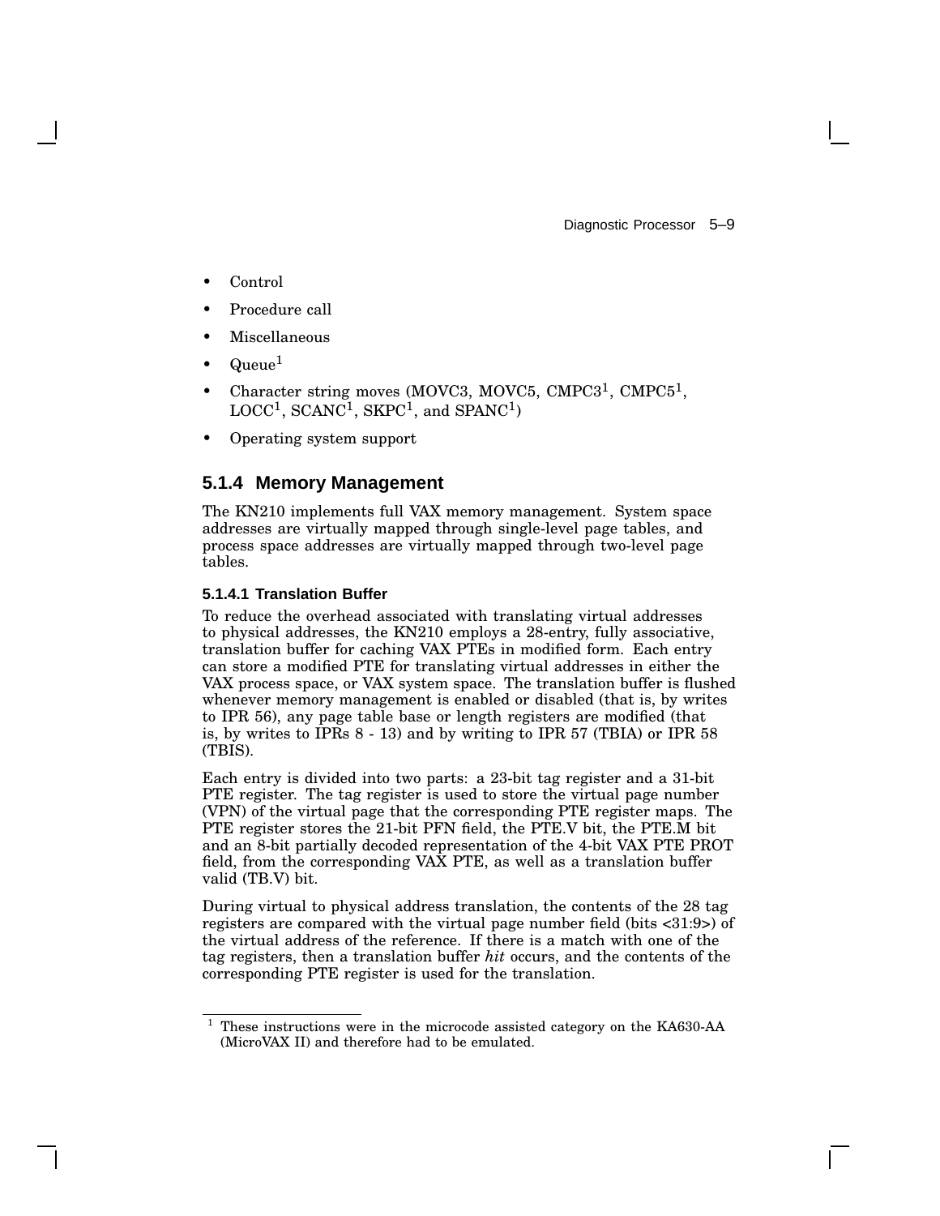- Control
- Procedure call
- Miscellaneous
- Queue[1]
- Character string moves (MOVC3, MOVC5, CMPC3[1], CMPC5[1], LOCC[1], SCANC[1], SKPC[1], and SPANC[1])
- Operating system support

### 5.1.4 Memory Management

The KN210 implements full VAX memory management. System space addresses are virtually mapped through single-level page tables, and process space addresses are virtually mapped through two-level page tables.

#### 5.1.4.1 Translation Buffer

To reduce the overhead associated with translating virtual addresses to physical addresses, the KN210 employs a 28-entry, fully associative, translation buffer for caching VAX PTEs in modified form. Each entry can store a modified PTE for translating virtual addresses in either the VAX process space, or VAX system space. The translation buffer is flushed whenever memory management is enabled or disabled (that is, by writes to IPR 56), any page table base or length registers are modified (that is, by writes to IPRs 8 - 13) and by writing to IPR 57 (TBIA) or IPR 58 (TBIS).

Each entry is divided into two parts: a 23-bit tag register and a 31-bit PTE register. The tag register is used to store the virtual page number (VPN) of the virtual page that the corresponding PTE register maps. The PTE register stores the 21-bit PFN field, the PTE.V bit, the PTE.M bit and an 8-bit partially decoded representation of the 4-bit VAX PTE PROT field, from the corresponding VAX PTE, as well as a translation buffer valid (TB.V) bit.

During virtual to physical address translation, the contents of the 28 tag registers are compared with the virtual page number field (bits <31:9>) of the virtual address of the reference. If there is a match with one of the tag registers, then a translation buffer *hit* occurs, and the contents of the corresponding PTE register is used for the translation.

---

[1] These instructions were in the microcode assisted category on the KA630-AA (MicroVAX II) and therefore had to be emulated.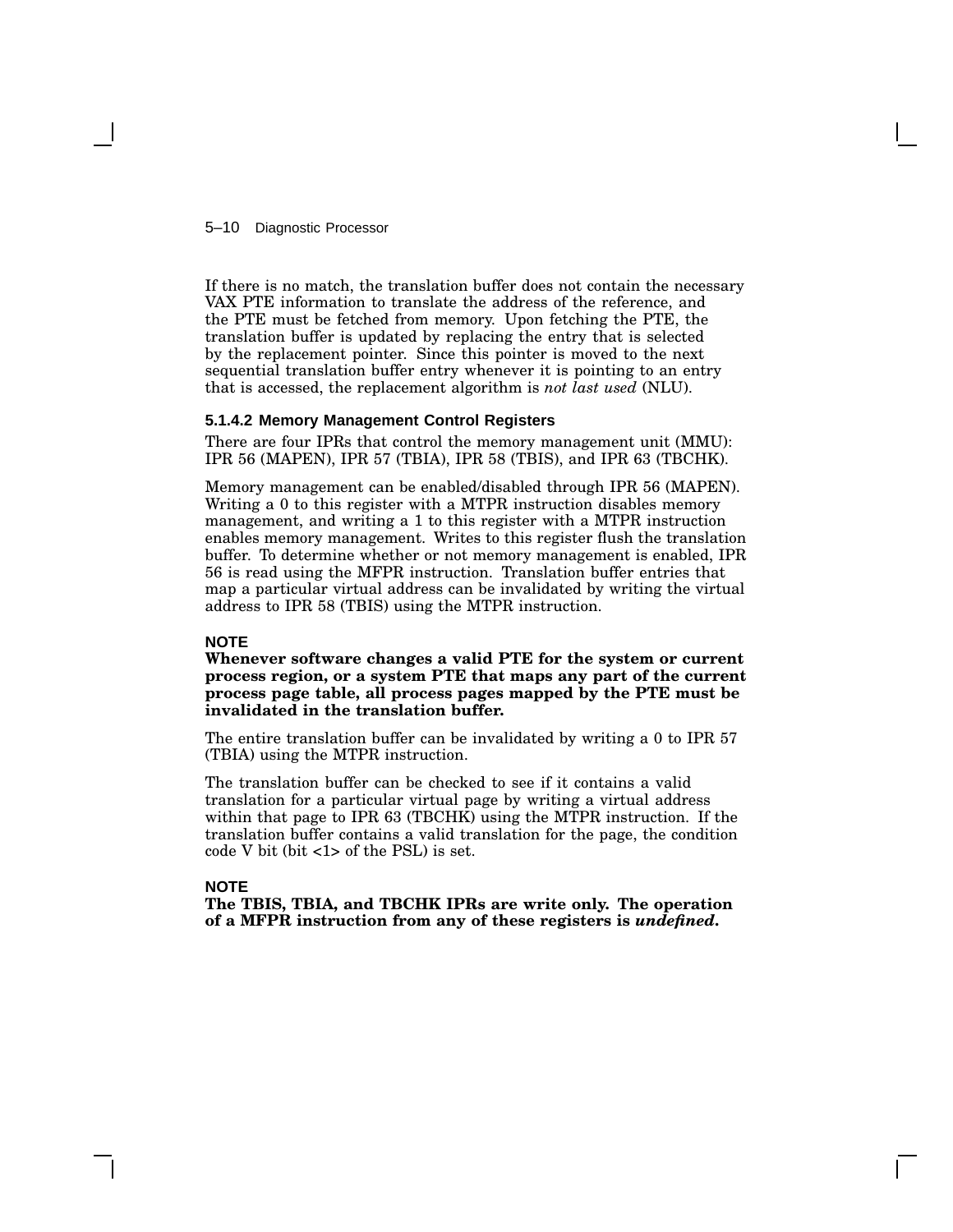If there is no match, the translation buffer does not contain the necessary VAX PTE information to translate the address of the reference, and the PTE must be fetched from memory. Upon fetching the PTE, the translation buffer is updated by replacing the entry that is selected by the replacement pointer. Since this pointer is moved to the next sequential translation buffer entry whenever it is pointing to an entry that is accessed, the replacement algorithm is *not last used* (NLU).

#### 5.1.4.2 Memory Management Control Registers

There are four IPRs that control the memory management unit (MMU): IPR 56 (MAPEN), IPR 57 (TBIA), IPR 58 (TBIS), and IPR 63 (TBCHK).

Memory management can be enabled/disabled through IPR 56 (MAPEN). Writing a 0 to this register with a MTPR instruction disables memory management, and writing a 1 to this register with a MTPR instruction enables memory management. Writes to this register flush the translation buffer. To determine whether or not memory management is enabled, IPR 56 is read using the MFPR instruction. Translation buffer entries that map a particular virtual address can be invalidated by writing the virtual address to IPR 58 (TBIS) using the MTPR instruction.

**NOTE**

**Whenever software changes a valid PTE for the system or current process region, or a system PTE that maps any part of the current process page table, all process pages mapped by the PTE must be invalidated in the translation buffer.**

The entire translation buffer can be invalidated by writing a 0 to IPR 57 (TBIA) using the MTPR instruction.

The translation buffer can be checked to see if it contains a valid translation for a particular virtual page by writing a virtual address within that page to IPR 63 (TBCHK) using the MTPR instruction. If the translation buffer contains a valid translation for the page, the condition code V bit (bit <1> of the PSL) is set.

**NOTE**

**The TBIS, TBIA, and TBCHK IPRs are write only. The operation of a MFPR instruction from any of these registers is *undefined*.**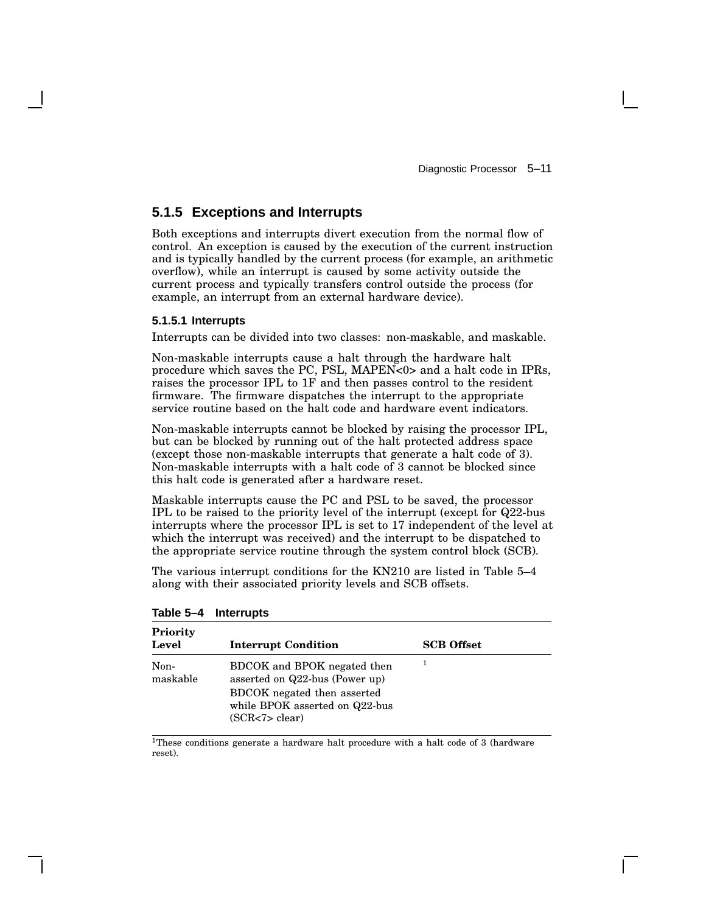### 5.1.5 Exceptions and Interrupts

Both exceptions and interrupts divert execution from the normal flow of control. An exception is caused by the execution of the current instruction and is typically handled by the current process (for example, an arithmetic overflow), while an interrupt is caused by some activity outside the current process and typically transfers control outside the process (for example, an interrupt from an external hardware device).

#### 5.1.5.1 Interrupts

Interrupts can be divided into two classes: non-maskable, and maskable.

Non-maskable interrupts cause a halt through the hardware halt procedure which saves the PC, PSL, MAPEN<0> and a halt code in IPRs, raises the processor IPL to 1F and then passes control to the resident firmware. The firmware dispatches the interrupt to the appropriate service routine based on the halt code and hardware event indicators.

Non-maskable interrupts cannot be blocked by raising the processor IPL, but can be blocked by running out of the halt protected address space (except those non-maskable interrupts that generate a halt code of 3). Non-maskable interrupts with a halt code of 3 cannot be blocked since this halt code is generated after a hardware reset.

Maskable interrupts cause the PC and PSL to be saved, the processor IPL to be raised to the priority level of the interrupt (except for Q22-bus interrupts where the processor IPL is set to 17 independent of the level at which the interrupt was received) and the interrupt to be dispatched to the appropriate service routine through the system control block (SCB).

The various interrupt conditions for the KN210 are listed in Table 5–4 along with their associated priority levels and SCB offsets.

**Table 5–4 Interrupts**

| Priority Level | Interrupt Condition | SCB Offset |
|---|---|---|
| Non-maskable | BDCOK and BPOK negated then asserted on Q22-bus (Power up)<br>BDCOK negated then asserted while BPOK asserted on Q22-bus (SCR<7> clear) | [1] |

[1]These conditions generate a hardware halt procedure with a halt code of 3 (hardware reset).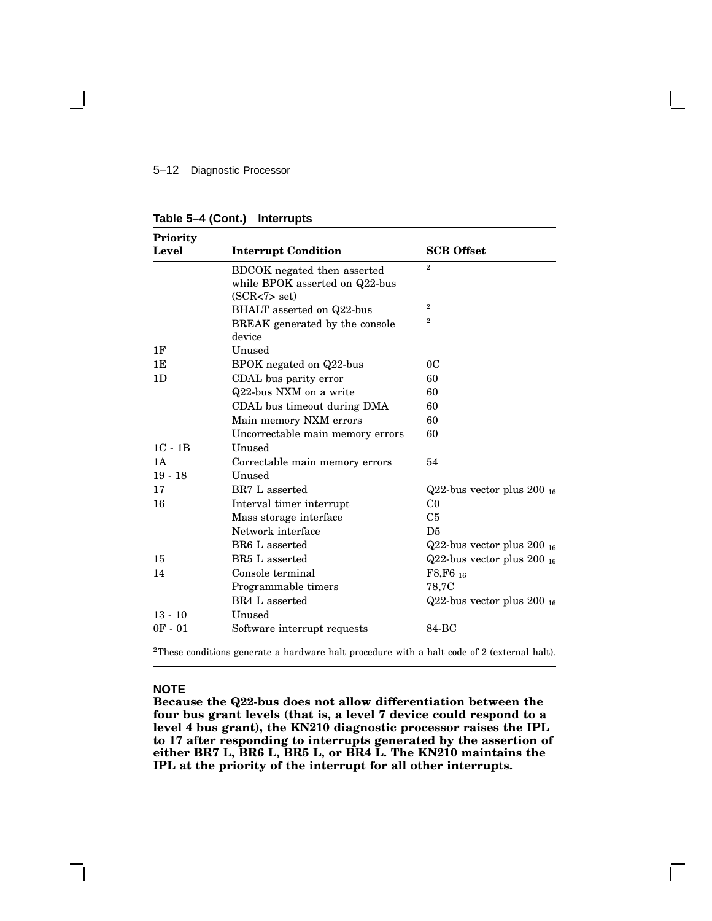**Table 5–4 (Cont.) Interrupts**

| Priority Level | Interrupt Condition | SCB Offset |
|---|---|---|
| | BDCOK negated then asserted while BPOK asserted on Q22-bus (SCR<7> set) | [2] |
| | BHALT asserted on Q22-bus | [2] |
| | BREAK generated by the console device | [2] |
| 1F | Unused | |
| 1E | BPOK negated on Q22-bus | 0C |
| 1D | CDAL bus parity error | 60 |
| | Q22-bus NXM on a write | 60 |
| | CDAL bus timeout during DMA | 60 |
| | Main memory NXM errors | 60 |
| | Uncorrectable main memory errors | 60 |
| 1C - 1B | Unused | |
| 1A | Correctable main memory errors | 54 |
| 19 - 18 | Unused | |
| 17 | BR7 L asserted | Q22-bus vector plus $200_{16}$ |
| 16 | Interval timer interrupt | C0 |
| | Mass storage interface | C5 |
| | Network interface | D5 |
| | BR6 L asserted | Q22-bus vector plus $200_{16}$ |
| 15 | BR5 L asserted | Q22-bus vector plus $200_{16}$ |
| 14 | Console terminal | F8,$F6_{16}$ |
| | Programmable timers | 78,7C |
| | BR4 L asserted | Q22-bus vector plus $200_{16}$ |
| 13 - 10 | Unused | |
| 0F - 01 | Software interrupt requests | 84-BC |

[2]These conditions generate a hardware halt procedure with a halt code of 2 (external halt).

**NOTE**

**Because the Q22-bus does not allow differentiation between the four bus grant levels (that is, a level 7 device could respond to a level 4 bus grant), the KN210 diagnostic processor raises the IPL to 17 after responding to interrupts generated by the assertion of either BR7 L, BR6 L, BR5 L, or BR4 L. The KN210 maintains the IPL at the priority of the interrupt for all other interrupts.**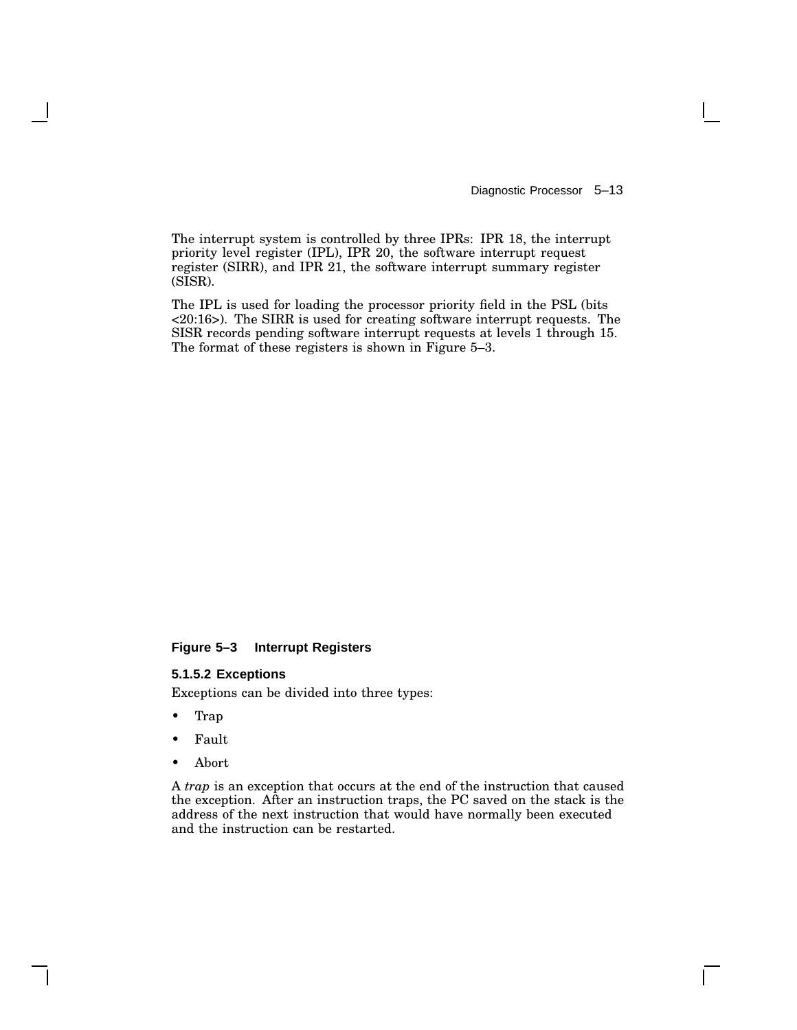The interrupt system is controlled by three IPRs: IPR 18, the interrupt priority level register (IPL), IPR 20, the software interrupt request register (SIRR), and IPR 21, the software interrupt summary register (SISR).

The IPL is used for loading the processor priority field in the PSL (bits <20:16>). The SIRR is used for creating software interrupt requests. The SISR records pending software interrupt requests at levels 1 through 15. The format of these registers is shown in Figure 5–3.

**Figure 5–3 Interrupt Registers**

#### 5.1.5.2 Exceptions

Exceptions can be divided into three types:

- Trap
- Fault
- Abort

A *trap* is an exception that occurs at the end of the instruction that caused the exception. After an instruction traps, the PC saved on the stack is the address of the next instruction that would have normally been executed and the instruction can be restarted.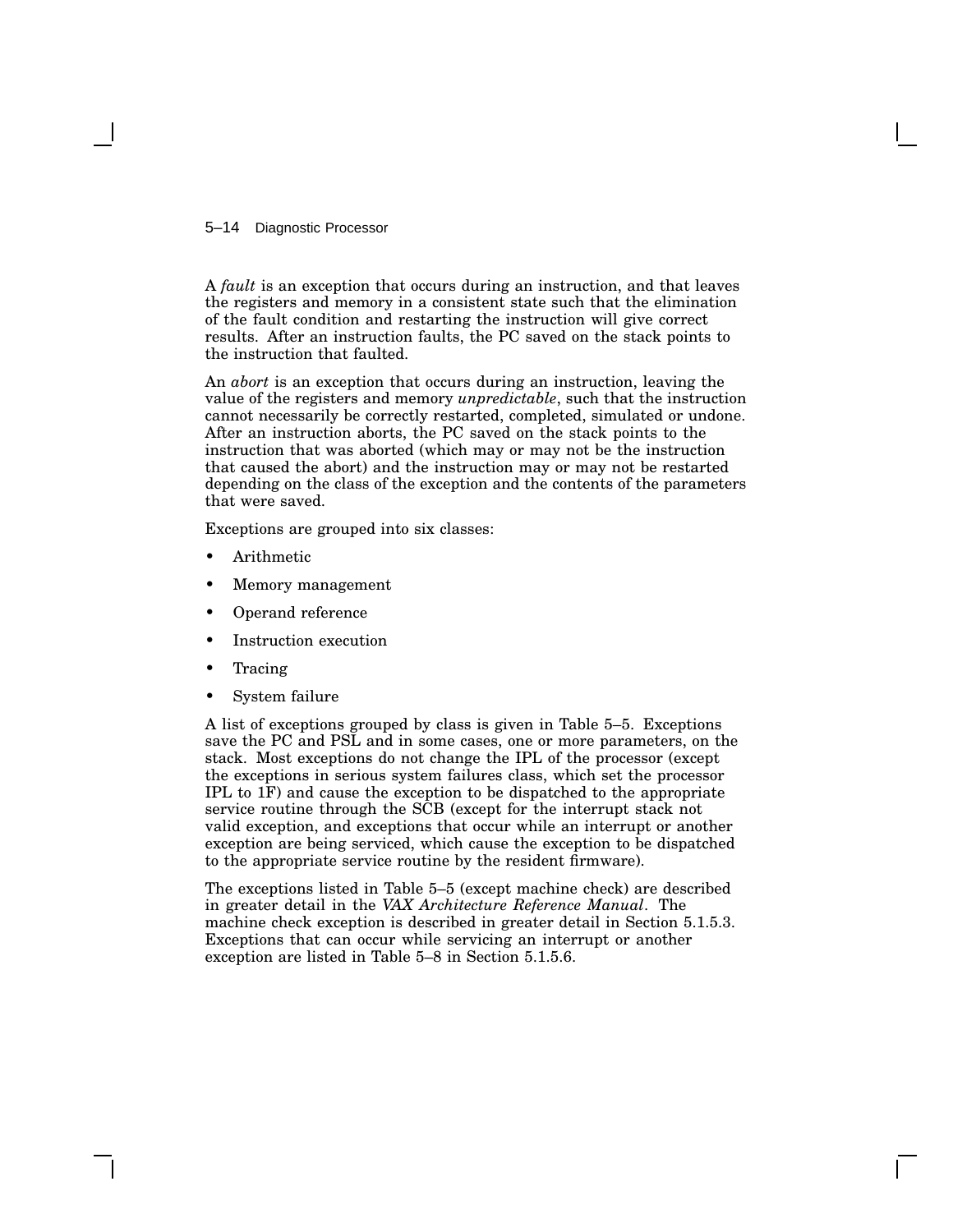A *fault* is an exception that occurs during an instruction, and that leaves the registers and memory in a consistent state such that the elimination of the fault condition and restarting the instruction will give correct results. After an instruction faults, the PC saved on the stack points to the instruction that faulted.

An *abort* is an exception that occurs during an instruction, leaving the value of the registers and memory *unpredictable*, such that the instruction cannot necessarily be correctly restarted, completed, simulated or undone. After an instruction aborts, the PC saved on the stack points to the instruction that was aborted (which may or may not be the instruction that caused the abort) and the instruction may or may not be restarted depending on the class of the exception and the contents of the parameters that were saved.

Exceptions are grouped into six classes:

- Arithmetic
- Memory management
- Operand reference
- Instruction execution
- Tracing
- System failure

A list of exceptions grouped by class is given in Table 5–5. Exceptions save the PC and PSL and in some cases, one or more parameters, on the stack. Most exceptions do not change the IPL of the processor (except the exceptions in serious system failures class, which set the processor IPL to 1F) and cause the exception to be dispatched to the appropriate service routine through the SCB (except for the interrupt stack not valid exception, and exceptions that occur while an interrupt or another exception are being serviced, which cause the exception to be dispatched to the appropriate service routine by the resident firmware).

The exceptions listed in Table 5–5 (except machine check) are described in greater detail in the *VAX Architecture Reference Manual*. The machine check exception is described in greater detail in Section 5.1.5.3. Exceptions that can occur while servicing an interrupt or another exception are listed in Table 5–8 in Section 5.1.5.6.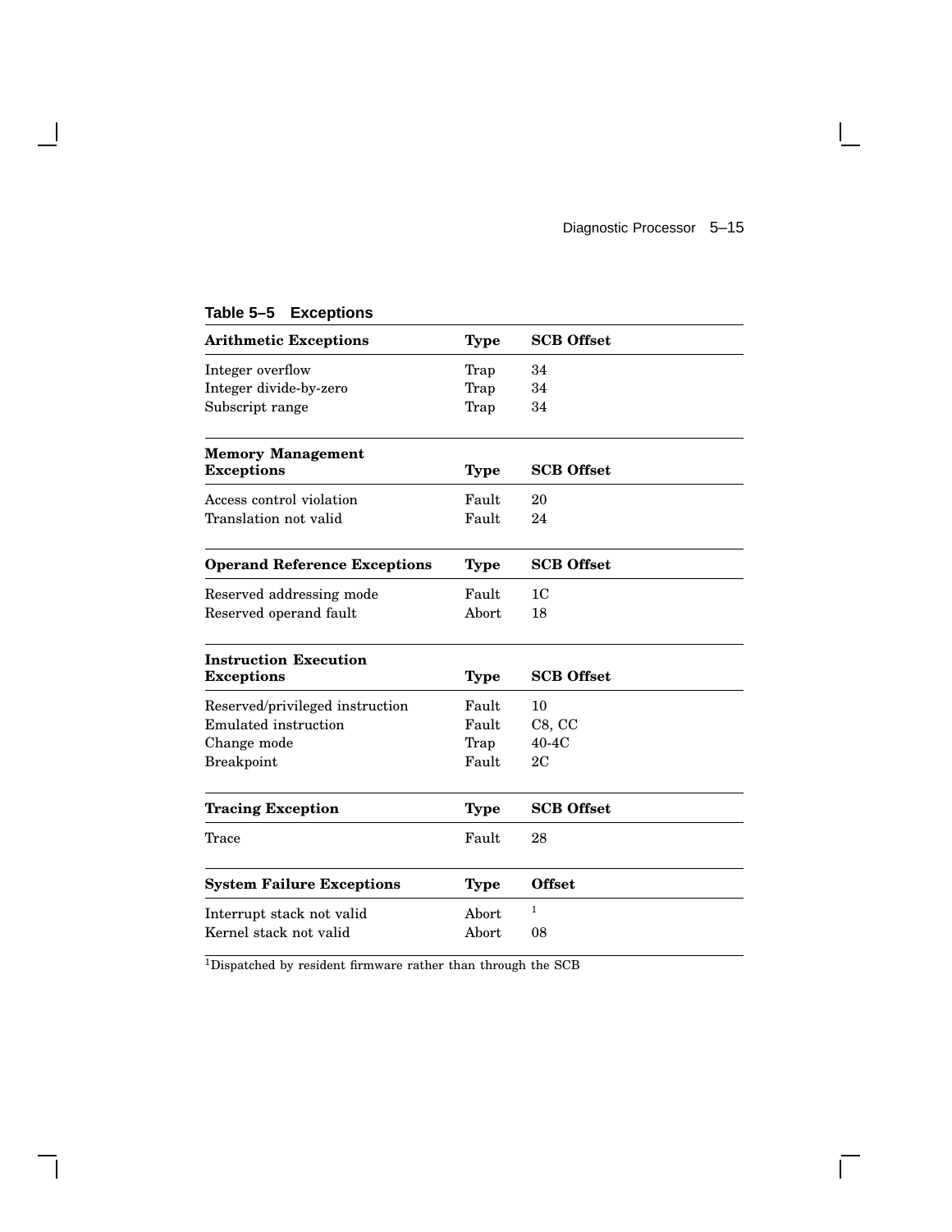**Table 5–5 Exceptions**

| Arithmetic Exceptions | Type | SCB Offset |
|---|---|---|
| Integer overflow | Trap | 34 |
| Integer divide-by-zero | Trap | 34 |
| Subscript range | Trap | 34 |
| **Memory Management Exceptions** | **Type** | **SCB Offset** |
| Access control violation | Fault | 20 |
| Translation not valid | Fault | 24 |
| **Operand Reference Exceptions** | **Type** | **SCB Offset** |
| Reserved addressing mode | Fault | 1C |
| Reserved operand fault | Abort | 18 |
| **Instruction Execution Exceptions** | **Type** | **SCB Offset** |
| Reserved/privileged instruction | Fault | 10 |
| Emulated instruction | Fault | C8, CC |
| Change mode | Trap | 40-4C |
| Breakpoint | Fault | 2C |
| **Tracing Exception** | **Type** | **SCB Offset** |
| Trace | Fault | 28 |
| **System Failure Exceptions** | **Type** | **Offset** |
| Interrupt stack not valid | Abort | [1] |
| Kernel stack not valid | Abort | 08 |

[1]Dispatched by resident firmware rather than through the SCB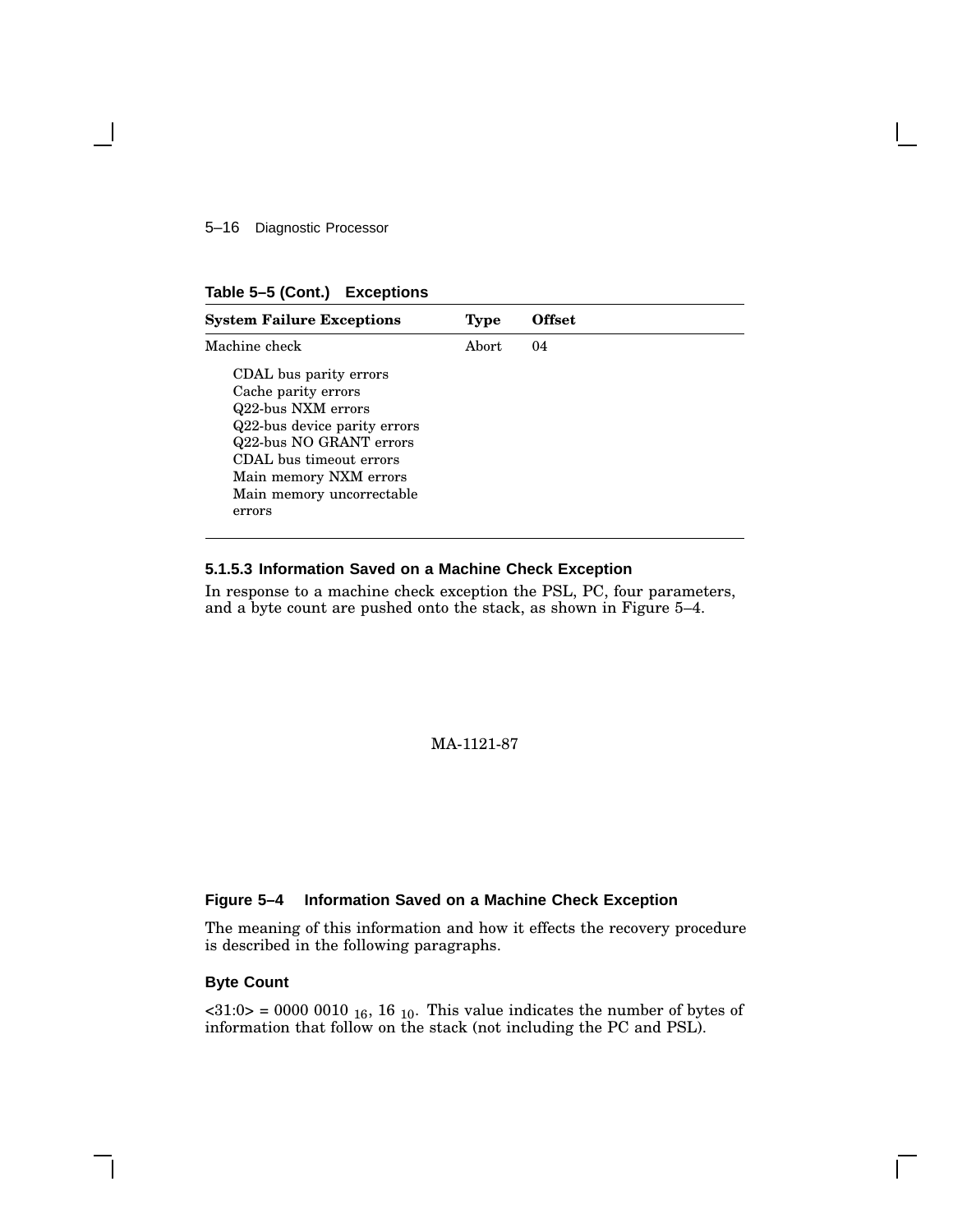**Table 5–5 (Cont.) Exceptions**

| System Failure Exceptions | Type | Offset |
|---|---|---|
| Machine check | Abort | 04 |
| CDAL bus parity errors<br>Cache parity errors<br>Q22-bus NXM errors<br>Q22-bus device parity errors<br>Q22-bus NO GRANT errors<br>CDAL bus timeout errors<br>Main memory NXM errors<br>Main memory uncorrectable errors | | |

#### 5.1.5.3 Information Saved on a Machine Check Exception

In response to a machine check exception the PSL, PC, four parameters, and a byte count are pushed onto the stack, as shown in Figure 5–4.

MA-1121-87

**Figure 5–4 Information Saved on a Machine Check Exception**

The meaning of this information and how it effects the recovery procedure is described in the following paragraphs.

**Byte Count**

<31:0> = 0000 0010 $_{16}$, 16 $_{10}$. This value indicates the number of bytes of information that follow on the stack (not including the PC and PSL).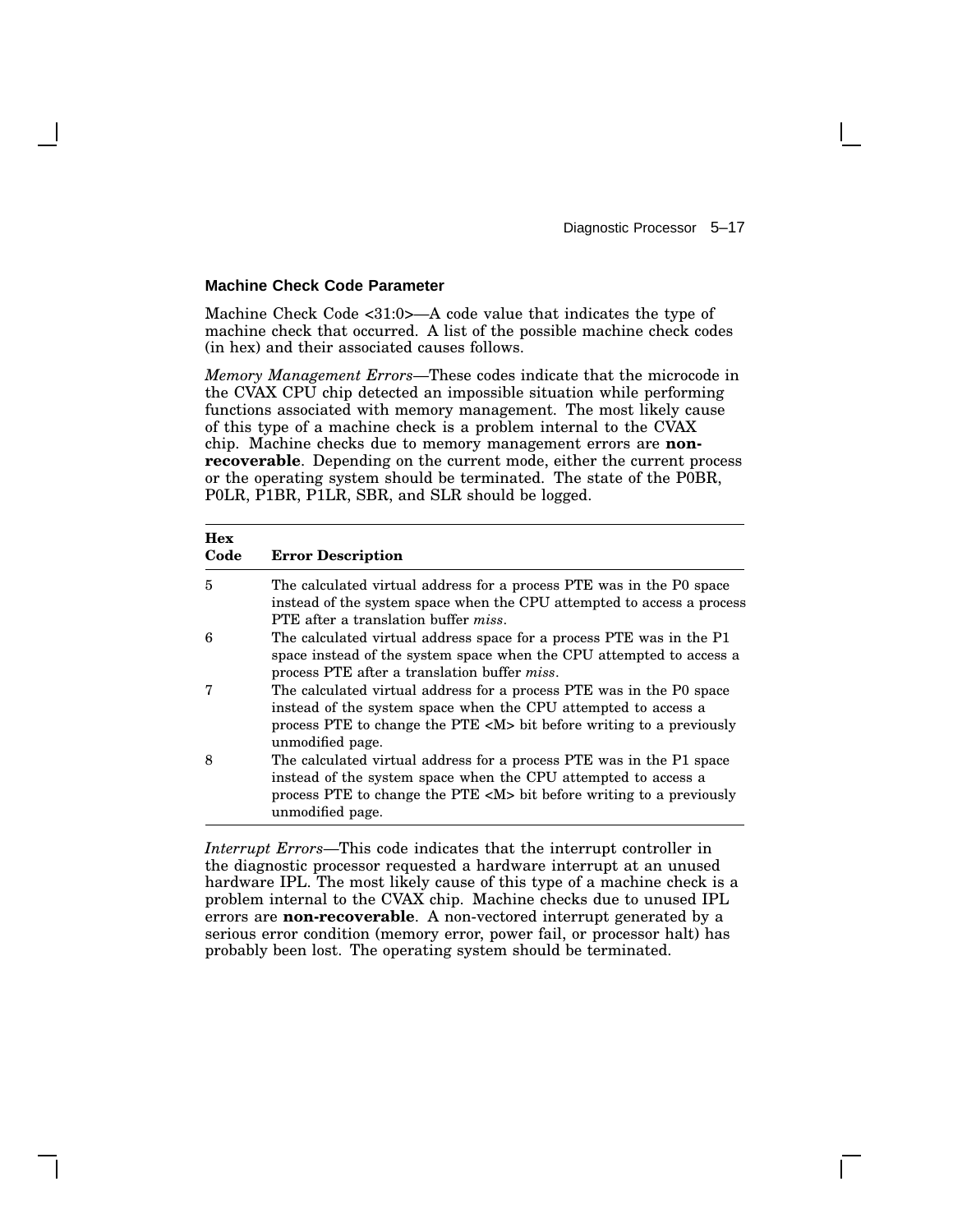### Machine Check Code Parameter

Machine Check Code <31:0>—A code value that indicates the type of machine check that occurred. A list of the possible machine check codes (in hex) and their associated causes follows.

*Memory Management Errors*—These codes indicate that the microcode in the CVAX CPU chip detected an impossible situation while performing functions associated with memory management. The most likely cause of this type of a machine check is a problem internal to the CVAX chip. Machine checks due to memory management errors are **non-recoverable**. Depending on the current mode, either the current process or the operating system should be terminated. The state of the P0BR, P0LR, P1BR, P1LR, SBR, and SLR should be logged.

| Hex Code | Error Description |
|---|---|
| 5 | The calculated virtual address for a process PTE was in the P0 space instead of the system space when the CPU attempted to access a process PTE after a translation buffer *miss*. |
| 6 | The calculated virtual address space for a process PTE was in the P1 space instead of the system space when the CPU attempted to access a process PTE after a translation buffer *miss*. |
| 7 | The calculated virtual address for a process PTE was in the P0 space instead of the system space when the CPU attempted to access a process PTE to change the PTE <M> bit before writing to a previously unmodified page. |
| 8 | The calculated virtual address for a process PTE was in the P1 space instead of the system space when the CPU attempted to access a process PTE to change the PTE <M> bit before writing to a previously unmodified page. |

*Interrupt Errors*—This code indicates that the interrupt controller in the diagnostic processor requested a hardware interrupt at an unused hardware IPL. The most likely cause of this type of a machine check is a problem internal to the CVAX chip. Machine checks due to unused IPL errors are **non-recoverable**. A non-vectored interrupt generated by a serious error condition (memory error, power fail, or processor halt) has probably been lost. The operating system should be terminated.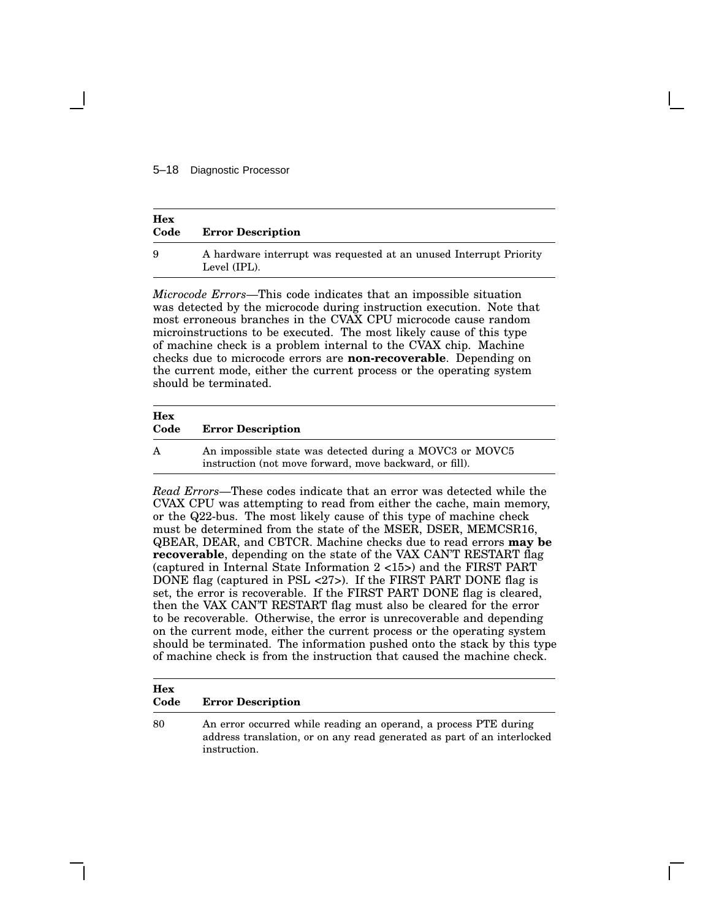| Hex Code | Error Description |
|---|---|
| 9 | A hardware interrupt was requested at an unused Interrupt Priority Level (IPL). |

*Microcode Errors*—This code indicates that an impossible situation was detected by the microcode during instruction execution. Note that most erroneous branches in the CVAX CPU microcode cause random microinstructions to be executed. The most likely cause of this type of machine check is a problem internal to the CVAX chip. Machine checks due to microcode errors are **non-recoverable**. Depending on the current mode, either the current process or the operating system should be terminated.

| Hex Code | Error Description |
|---|---|
| A | An impossible state was detected during a MOVC3 or MOVC5 instruction (not move forward, move backward, or fill). |

*Read Errors*—These codes indicate that an error was detected while the CVAX CPU was attempting to read from either the cache, main memory, or the Q22-bus. The most likely cause of this type of machine check must be determined from the state of the MSER, DSER, MEMCSR16, QBEAR, DEAR, and CBTCR. Machine checks due to read errors **may be recoverable**, depending on the state of the VAX CAN'T RESTART flag (captured in Internal State Information 2 <15>) and the FIRST PART DONE flag (captured in PSL <27>). If the FIRST PART DONE flag is set, the error is recoverable. If the FIRST PART DONE flag is cleared, then the VAX CAN'T RESTART flag must also be cleared for the error to be recoverable. Otherwise, the error is unrecoverable and depending on the current mode, either the current process or the operating system should be terminated. The information pushed onto the stack by this type of machine check is from the instruction that caused the machine check.

| Hex Code | Error Description |
|---|---|
| 80 | An error occurred while reading an operand, a process PTE during address translation, or on any read generated as part of an interlocked instruction. |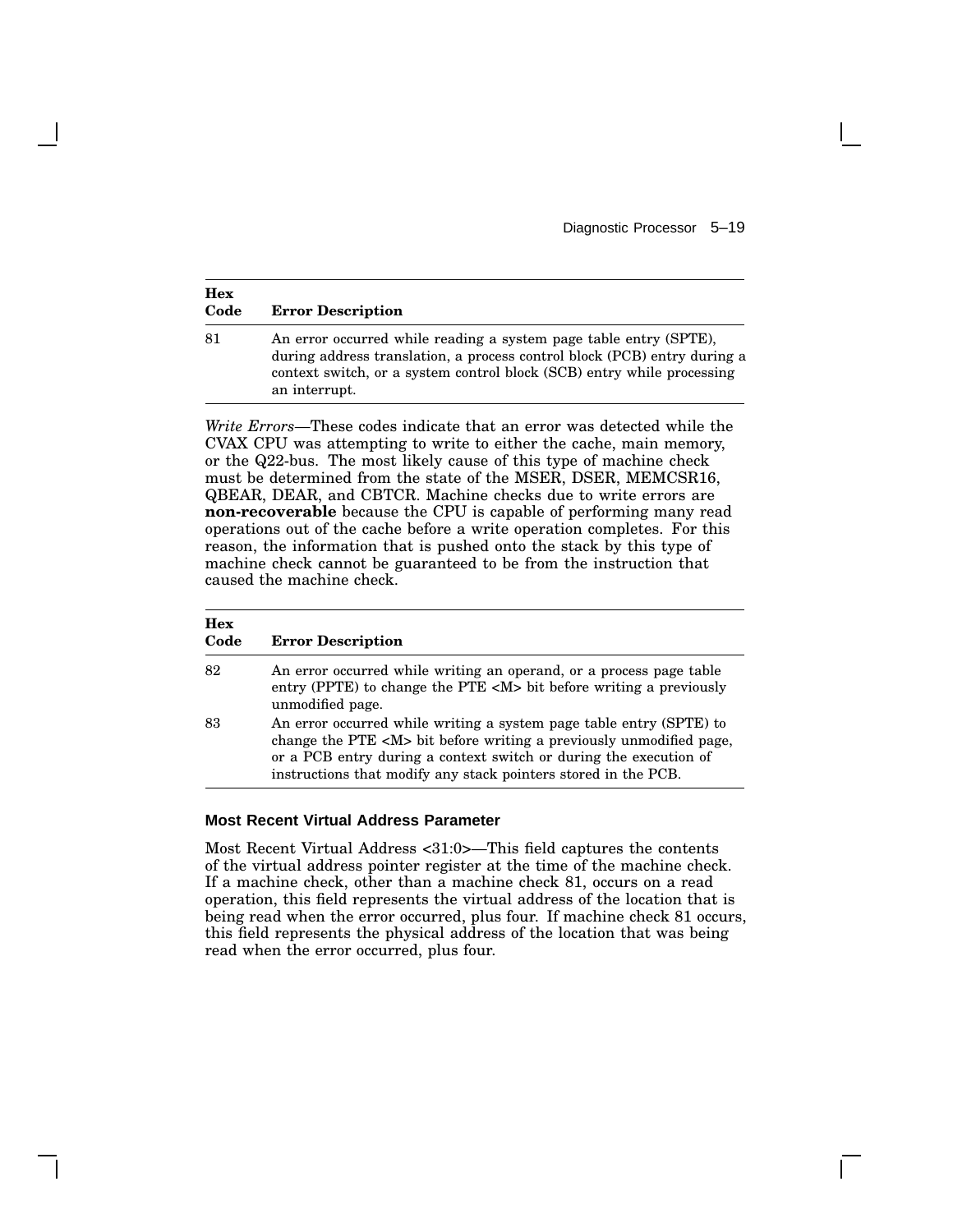| Hex Code | Error Description |
|---|---|
| 81 | An error occurred while reading a system page table entry (SPTE), during address translation, a process control block (PCB) entry during a context switch, or a system control block (SCB) entry while processing an interrupt. |

*Write Errors*—These codes indicate that an error was detected while the CVAX CPU was attempting to write to either the cache, main memory, or the Q22-bus. The most likely cause of this type of machine check must be determined from the state of the MSER, DSER, MEMCSR16, QBEAR, DEAR, and CBTCR. Machine checks due to write errors are **non-recoverable** because the CPU is capable of performing many read operations out of the cache before a write operation completes. For this reason, the information that is pushed onto the stack by this type of machine check cannot be guaranteed to be from the instruction that caused the machine check.

| Hex Code | Error Description |
|---|---|
| 82 | An error occurred while writing an operand, or a process page table entry (PPTE) to change the PTE <M> bit before writing a previously unmodified page. |
| 83 | An error occurred while writing a system page table entry (SPTE) to change the PTE <M> bit before writing a previously unmodified page, or a PCB entry during a context switch or during the execution of instructions that modify any stack pointers stored in the PCB. |

### Most Recent Virtual Address Parameter

Most Recent Virtual Address <31:0>—This field captures the contents of the virtual address pointer register at the time of the machine check. If a machine check, other than a machine check 81, occurs on a read operation, this field represents the virtual address of the location that is being read when the error occurred, plus four. If machine check 81 occurs, this field represents the physical address of the location that was being read when the error occurred, plus four.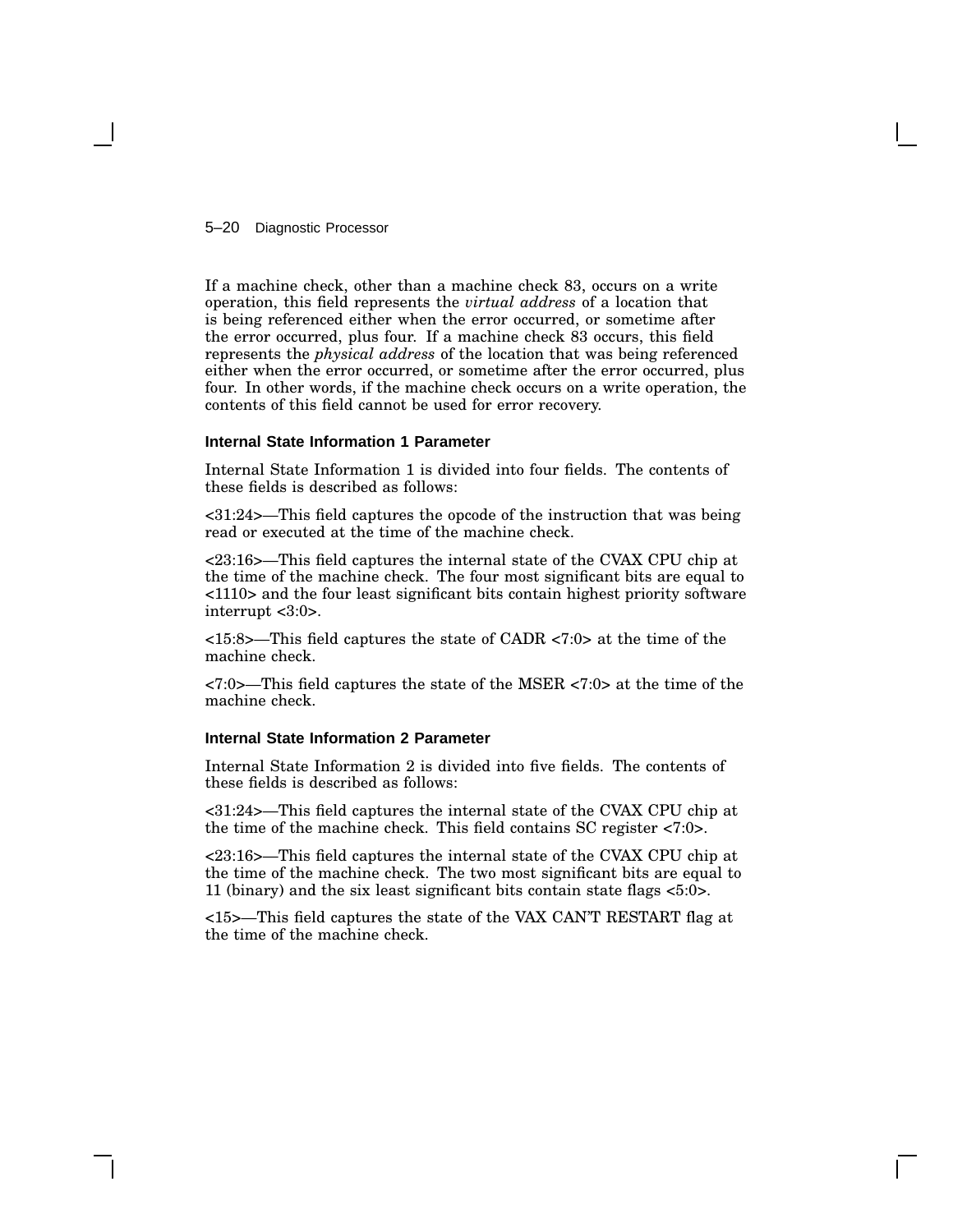If a machine check, other than a machine check 83, occurs on a write operation, this field represents the *virtual address* of a location that is being referenced either when the error occurred, or sometime after the error occurred, plus four. If a machine check 83 occurs, this field represents the *physical address* of the location that was being referenced either when the error occurred, or sometime after the error occurred, plus four. In other words, if the machine check occurs on a write operation, the contents of this field cannot be used for error recovery.

### Internal State Information 1 Parameter

Internal State Information 1 is divided into four fields. The contents of these fields is described as follows:

<31:24>—This field captures the opcode of the instruction that was being read or executed at the time of the machine check.

<23:16>—This field captures the internal state of the CVAX CPU chip at the time of the machine check. The four most significant bits are equal to <1110> and the four least significant bits contain highest priority software interrupt <3:0>.

<15:8>—This field captures the state of CADR <7:0> at the time of the machine check.

<7:0>—This field captures the state of the MSER <7:0> at the time of the machine check.

### Internal State Information 2 Parameter

Internal State Information 2 is divided into five fields. The contents of these fields is described as follows:

<31:24>—This field captures the internal state of the CVAX CPU chip at the time of the machine check. This field contains SC register <7:0>.

<23:16>—This field captures the internal state of the CVAX CPU chip at the time of the machine check. The two most significant bits are equal to 11 (binary) and the six least significant bits contain state flags <5:0>.

<15>—This field captures the state of the VAX CAN'T RESTART flag at the time of the machine check.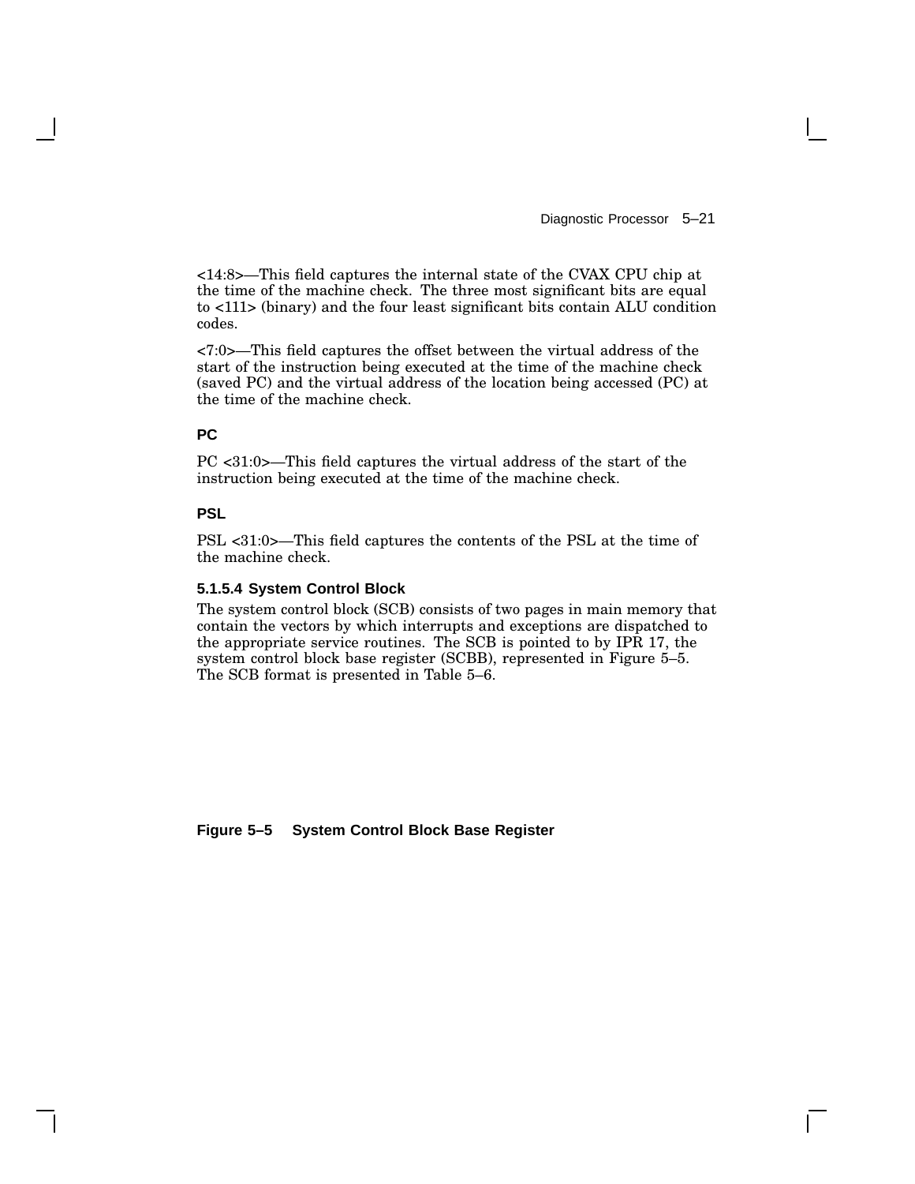<14:8>—This field captures the internal state of the CVAX CPU chip at the time of the machine check. The three most significant bits are equal to <111> (binary) and the four least significant bits contain ALU condition codes.

<7:0>—This field captures the offset between the virtual address of the start of the instruction being executed at the time of the machine check (saved PC) and the virtual address of the location being accessed (PC) at the time of the machine check.

**PC**

PC <31:0>—This field captures the virtual address of the start of the instruction being executed at the time of the machine check.

**PSL**

PSL <31:0>—This field captures the contents of the PSL at the time of the machine check.

#### 5.1.5.4 System Control Block

The system control block (SCB) consists of two pages in main memory that contain the vectors by which interrupts and exceptions are dispatched to the appropriate service routines. The SCB is pointed to by IPR 17, the system control block base register (SCBB), represented in Figure 5–5. The SCB format is presented in Table 5–6.

**Figure 5–5 System Control Block Base Register**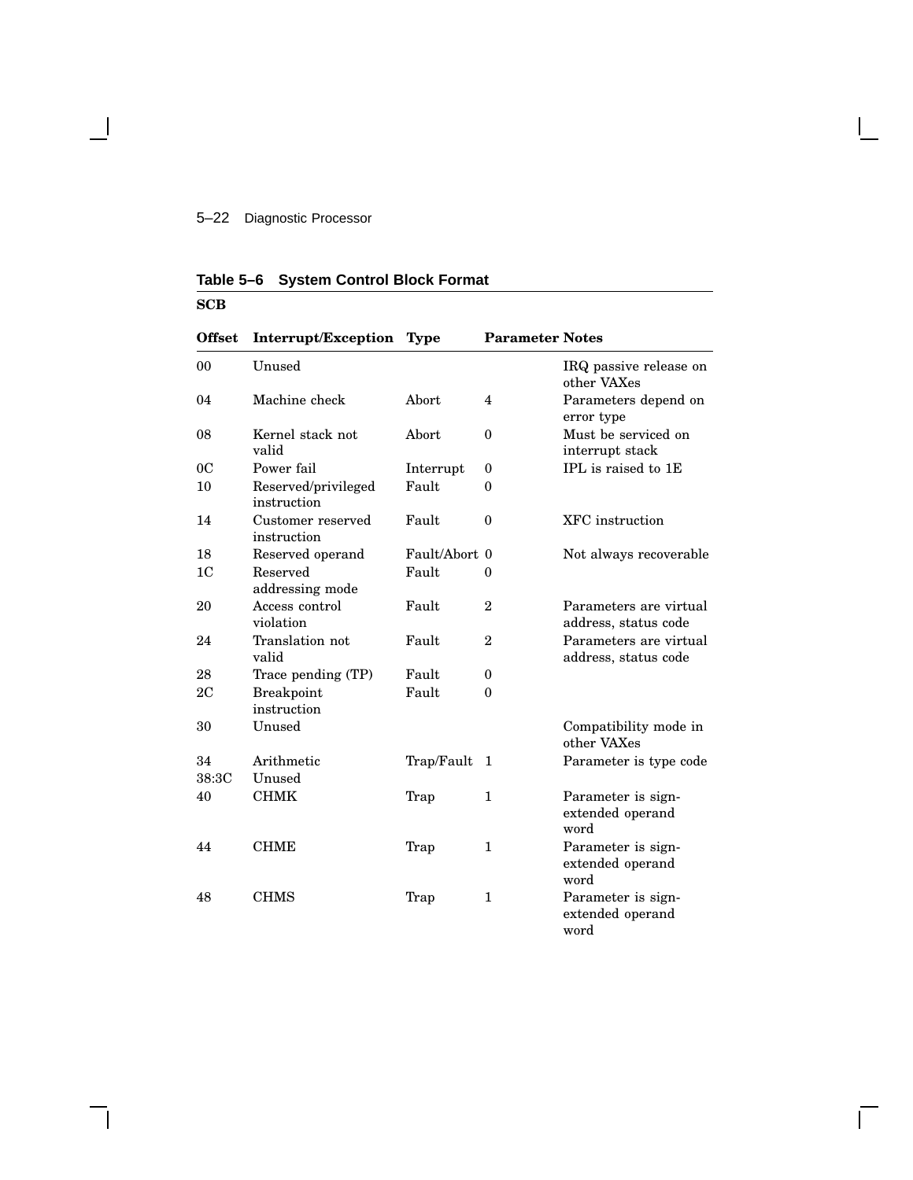**Table 5–6 System Control Block Format**

**SCB**

| Offset | Interrupt/Exception | Type | Parameter | Notes |
|---|---|---|---|---|
| 00 | Unused | | | IRQ passive release on other VAXes |
| 04 | Machine check | Abort | 4 | Parameters depend on error type |
| 08 | Kernel stack not valid | Abort | 0 | Must be serviced on interrupt stack |
| 0C | Power fail | Interrupt | 0 | IPL is raised to 1E |
| 10 | Reserved/privileged instruction | Fault | 0 | |
| 14 | Customer reserved instruction | Fault | 0 | XFC instruction |
| 18 | Reserved operand | Fault/Abort | 0 | Not always recoverable |
| 1C | Reserved addressing mode | Fault | 0 | |
| 20 | Access control violation | Fault | 2 | Parameters are virtual address, status code |
| 24 | Translation not valid | Fault | 2 | Parameters are virtual address, status code |
| 28 | Trace pending (TP) | Fault | 0 | |
| 2C | Breakpoint instruction | Fault | 0 | |
| 30 | Unused | | | Compatibility mode in other VAXes |
| 34 | Arithmetic | Trap/Fault | 1 | Parameter is type code |
| 38:3C | Unused | | | |
| 40 | CHMK | Trap | 1 | Parameter is sign-extended operand word |
| 44 | CHME | Trap | 1 | Parameter is sign-extended operand word |
| 48 | CHMS | Trap | 1 | Parameter is sign-extended operand word |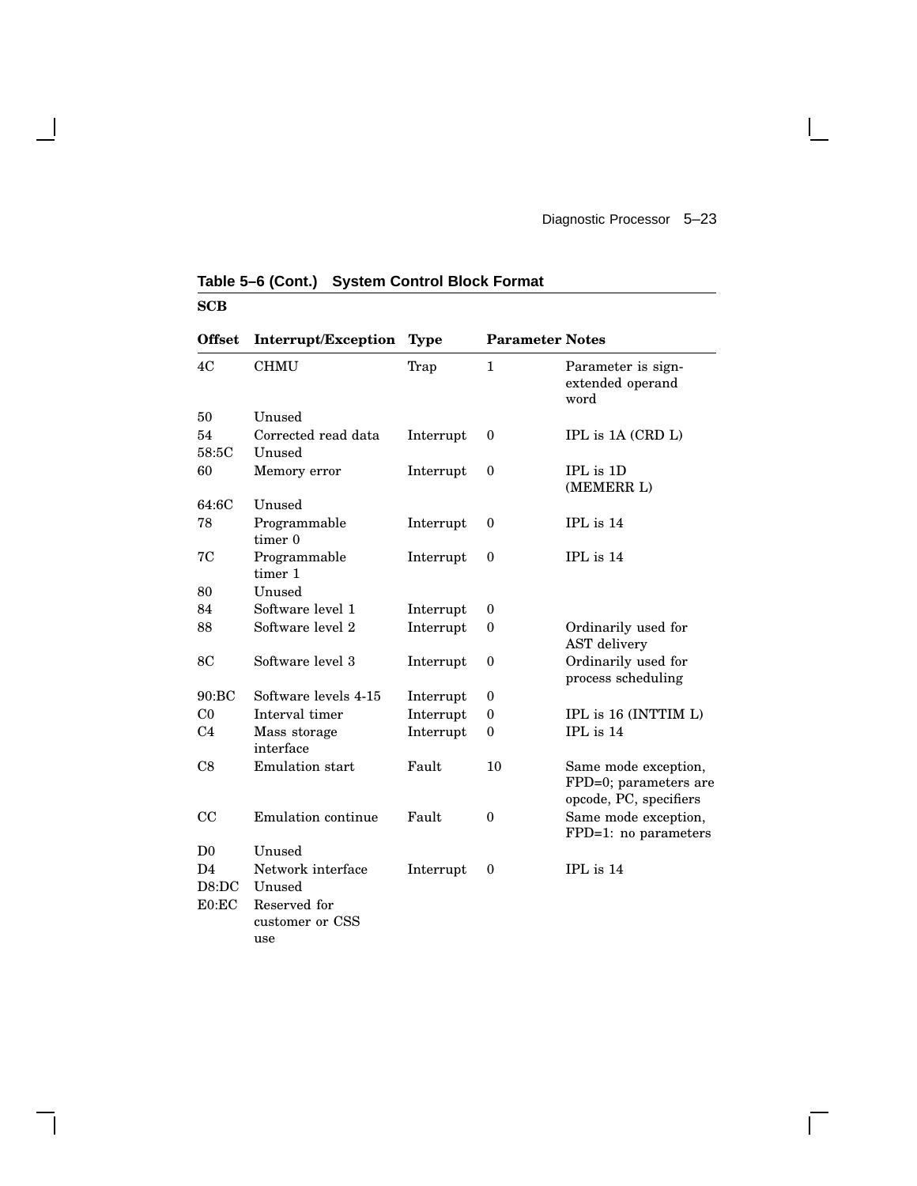**Table 5–6 (Cont.) System Control Block Format**

**SCB**

| Offset | Interrupt/Exception | Type | Parameter | Notes |
|---|---|---|---|---|
| 4C | CHMU | Trap | 1 | Parameter is sign-extended operand word |
| 50 | Unused | | | |
| 54 | Corrected read data | Interrupt | 0 | IPL is 1A (CRD L) |
| 58:5C | Unused | | | |
| 60 | Memory error | Interrupt | 0 | IPL is 1D (MEMERR L) |
| 64:6C | Unused | | | |
| 78 | Programmable timer 0 | Interrupt | 0 | IPL is 14 |
| 7C | Programmable timer 1 | Interrupt | 0 | IPL is 14 |
| 80 | Unused | | | |
| 84 | Software level 1 | Interrupt | 0 | |
| 88 | Software level 2 | Interrupt | 0 | Ordinarily used for AST delivery |
| 8C | Software level 3 | Interrupt | 0 | Ordinarily used for process scheduling |
| 90:BC | Software levels 4-15 | Interrupt | 0 | |
| C0 | Interval timer | Interrupt | 0 | IPL is 16 (INTTIM L) |
| C4 | Mass storage interface | Interrupt | 0 | IPL is 14 |
| C8 | Emulation start | Fault | 10 | Same mode exception, FPD=0; parameters are opcode, PC, specifiers |
| CC | Emulation continue | Fault | 0 | Same mode exception, FPD=1: no parameters |
| D0 | Unused | | | |
| D4 | Network interface | Interrupt | 0 | IPL is 14 |
| D8:DC | Unused | | | |
| E0:EC | Reserved for customer or CSS use | | | |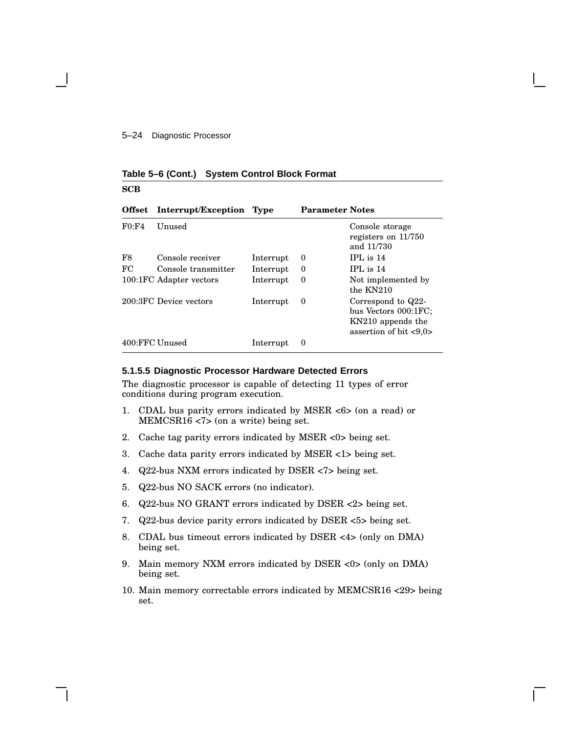**Table 5–6 (Cont.) System Control Block Format**

**SCB**

| Offset | Interrupt/Exception | Type | Parameter | Notes |
|---|---|---|---|---|
| F0:F4 | Unused | | | Console storage registers on 11/750 and 11/730 |
| F8 | Console receiver | Interrupt | 0 | IPL is 14 |
| FC | Console transmitter | Interrupt | 0 | IPL is 14 |
| 100:1FC | Adapter vectors | Interrupt | 0 | Not implemented by the KN210 |
| 200:3FC | Device vectors | Interrupt | 0 | Correspond to Q22-bus Vectors 000:1FC; KN210 appends the assertion of bit <9,0> |
| 400:FFC | Unused | Interrupt | 0 | |

#### 5.1.5.5 Diagnostic Processor Hardware Detected Errors

The diagnostic processor is capable of detecting 11 types of error conditions during program execution.

1. CDAL bus parity errors indicated by MSER <6> (on a read) or MEMCSR16 <7> (on a write) being set.
2. Cache tag parity errors indicated by MSER <0> being set.
3. Cache data parity errors indicated by MSER <1> being set.
4. Q22-bus NXM errors indicated by DSER <7> being set.
5. Q22-bus NO SACK errors (no indicator).
6. Q22-bus NO GRANT errors indicated by DSER <2> being set.
7. Q22-bus device parity errors indicated by DSER <5> being set.
8. CDAL bus timeout errors indicated by DSER <4> (only on DMA) being set.
9. Main memory NXM errors indicated by DSER <0> (only on DMA) being set.
10. Main memory correctable errors indicated by MEMCSR16 <29> being set.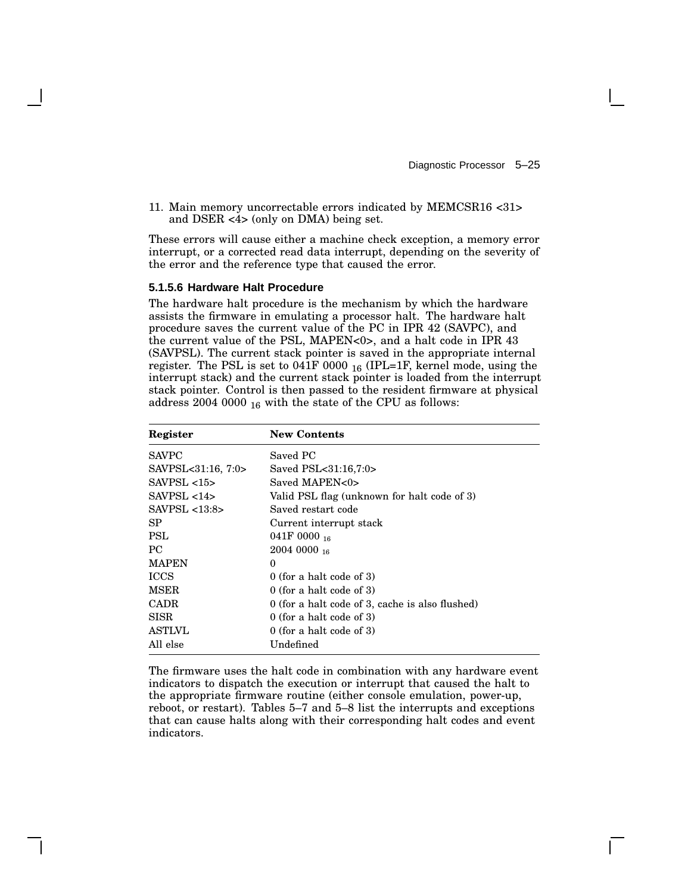11. Main memory uncorrectable errors indicated by MEMCSR16 <31> and DSER <4> (only on DMA) being set.

These errors will cause either a machine check exception, a memory error interrupt, or a corrected read data interrupt, depending on the severity of the error and the reference type that caused the error.

#### 5.1.5.6 Hardware Halt Procedure

The hardware halt procedure is the mechanism by which the hardware assists the firmware in emulating a processor halt. The hardware halt procedure saves the current value of the PC in IPR 42 (SAVPC), and the current value of the PSL, MAPEN<0>, and a halt code in IPR 43 (SAVPSL). The current stack pointer is saved in the appropriate internal register. The PSL is set to 041F 0000 $_{16}$ (IPL=1F, kernel mode, using the interrupt stack) and the current stack pointer is loaded from the interrupt stack pointer. Control is then passed to the resident firmware at physical address 2004 0000 $_{16}$ with the state of the CPU as follows:

| Register | New Contents |
|---|---|
| SAVPC | Saved PC |
| SAVPSL<31:16, 7:0> | Saved PSL<31:16,7:0> |
| SAVPSL <15> | Saved MAPEN<0> |
| SAVPSL <14> | Valid PSL flag (unknown for halt code of 3) |
| SAVPSL <13:8> | Saved restart code |
| SP | Current interrupt stack |
| PSL | 041F 0000 $_{16}$ |
| PC | 2004 0000 $_{16}$ |
| MAPEN | 0 |
| ICCS | 0 (for a halt code of 3) |
| MSER | 0 (for a halt code of 3) |
| CADR | 0 (for a halt code of 3, cache is also flushed) |
| SISR | 0 (for a halt code of 3) |
| ASTLVL | 0 (for a halt code of 3) |
| All else | Undefined |

The firmware uses the halt code in combination with any hardware event indicators to dispatch the execution or interrupt that caused the halt to the appropriate firmware routine (either console emulation, power-up, reboot, or restart). Tables 5–7 and 5–8 list the interrupts and exceptions that can cause halts along with their corresponding halt codes and event indicators.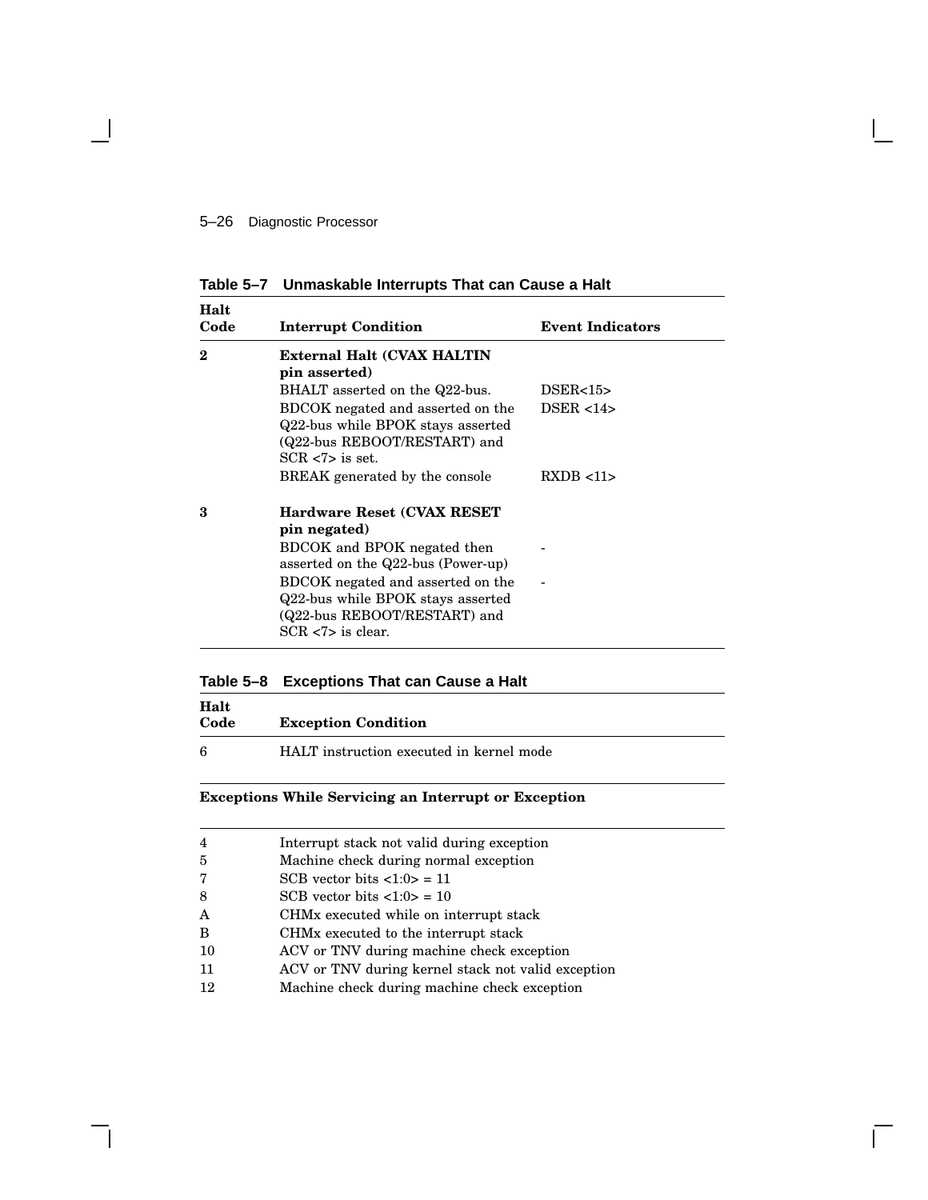**Table 5–7 Unmaskable Interrupts That can Cause a Halt**

| Halt Code | Interrupt Condition | Event Indicators |
|---|---|---|
| **2** | **External Halt (CVAX HALTIN pin asserted)** | |
| | BHALT asserted on the Q22-bus. | DSER<15> |
| | BDCOK negated and asserted on the Q22-bus while BPOK stays asserted (Q22-bus REBOOT/RESTART) and SCR <7> is set. | DSER <14> |
| | BREAK generated by the console | RXDB <11> |
| **3** | **Hardware Reset (CVAX RESET pin negated)** | |
| | BDCOK and BPOK negated then asserted on the Q22-bus (Power-up) | - |
| | BDCOK negated and asserted on the Q22-bus while BPOK stays asserted (Q22-bus REBOOT/RESTART) and SCR <7> is clear. | - |

**Table 5–8 Exceptions That can Cause a Halt**

| Halt Code | Exception Condition |
|---|---|
| 6 | HALT instruction executed in kernel mode |
| | **Exceptions While Servicing an Interrupt or Exception** |
| 4 | Interrupt stack not valid during exception |
| 5 | Machine check during normal exception |
| 7 | SCB vector bits <1:0> = 11 |
| 8 | SCB vector bits <1:0> = 10 |
| A | CHMx executed while on interrupt stack |
| B | CHMx executed to the interrupt stack |
| 10 | ACV or TNV during machine check exception |
| 11 | ACV or TNV during kernel stack not valid exception |
| 12 | Machine check during machine check exception |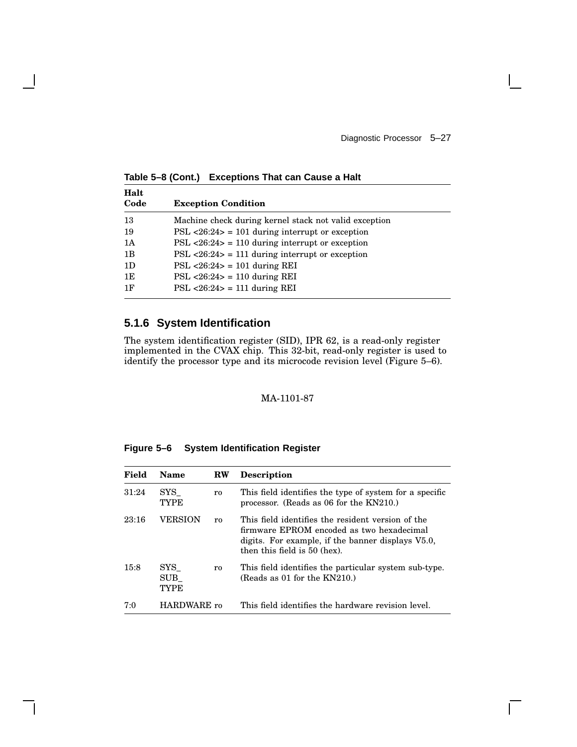**Table 5–8 (Cont.) Exceptions That can Cause a Halt**

| Halt Code | Exception Condition |
|---|---|
| 13 | Machine check during kernel stack not valid exception |
| 19 | PSL <26:24> = 101 during interrupt or exception |
| 1A | PSL <26:24> = 110 during interrupt or exception |
| 1B | PSL <26:24> = 111 during interrupt or exception |
| 1D | PSL <26:24> = 101 during REI |
| 1E | PSL <26:24> = 110 during REI |
| 1F | PSL <26:24> = 111 during REI |

### 5.1.6 System Identification

The system identification register (SID), IPR 62, is a read-only register implemented in the CVAX chip. This 32-bit, read-only register is used to identify the processor type and its microcode revision level (Figure 5–6).

MA-1101-87

**Figure 5–6 System Identification Register**

| Field | Name | RW | Description |
|---|---|---|---|
| 31:24 | SYS_TYPE | ro | This field identifies the type of system for a specific processor. (Reads as 06 for the KN210.) |
| 23:16 | VERSION | ro | This field identifies the resident version of the firmware EPROM encoded as two hexadecimal digits. For example, if the banner displays V5.0, then this field is 50 (hex). |
| 15:8 | SYS_SUB_TYPE | ro | This field identifies the particular system sub-type. (Reads as 01 for the KN210.) |
| 7:0 | HARDWARE | ro | This field identifies the hardware revision level. |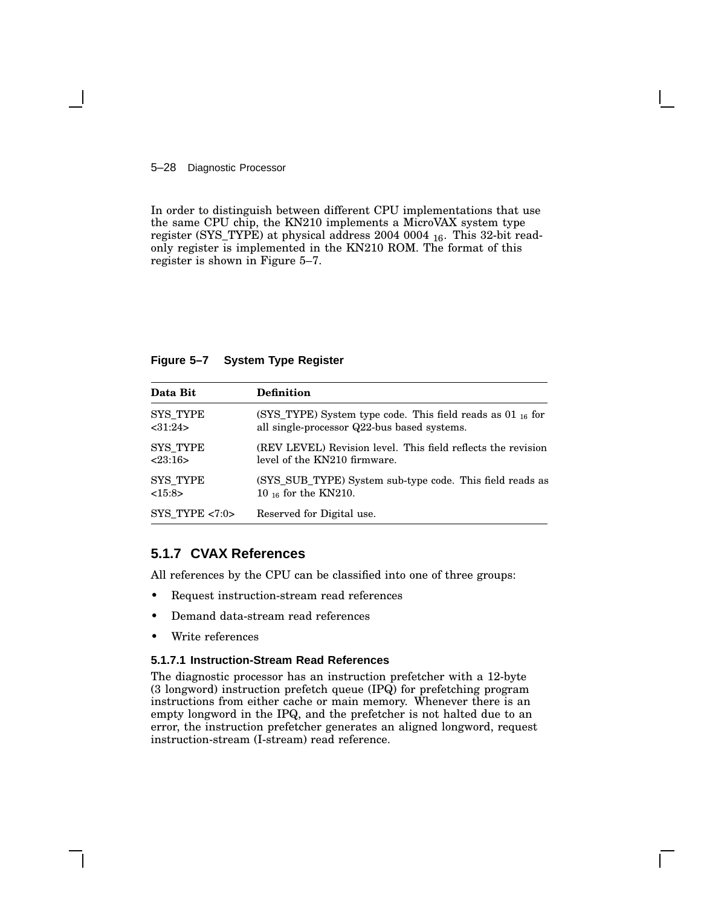In order to distinguish between different CPU implementations that use the same CPU chip, the KN210 implements a MicroVAX system type register (SYS_TYPE) at physical address 2004 0004 $_{16}$. This 32-bit read-only register is implemented in the KN210 ROM. The format of this register is shown in Figure 5–7.

**Figure 5–7 System Type Register**

| Data Bit | Definition |
|---|---|
| SYS_TYPE <31:24> | (SYS_TYPE) System type code. This field reads as 01 $_{16}$ for all single-processor Q22-bus based systems. |
| SYS_TYPE <23:16> | (REV LEVEL) Revision level. This field reflects the revision level of the KN210 firmware. |
| SYS_TYPE <15:8> | (SYS_SUB_TYPE) System sub-type code. This field reads as 10 $_{16}$ for the KN210. |
| SYS_TYPE <7:0> | Reserved for Digital use. |

### 5.1.7 CVAX References

All references by the CPU can be classified into one of three groups:

- Request instruction-stream read references
- Demand data-stream read references
- Write references

#### 5.1.7.1 Instruction-Stream Read References

The diagnostic processor has an instruction prefetcher with a 12-byte (3 longword) instruction prefetch queue (IPQ) for prefetching program instructions from either cache or main memory. Whenever there is an empty longword in the IPQ, and the prefetcher is not halted due to an error, the instruction prefetcher generates an aligned longword, request instruction-stream (I-stream) read reference.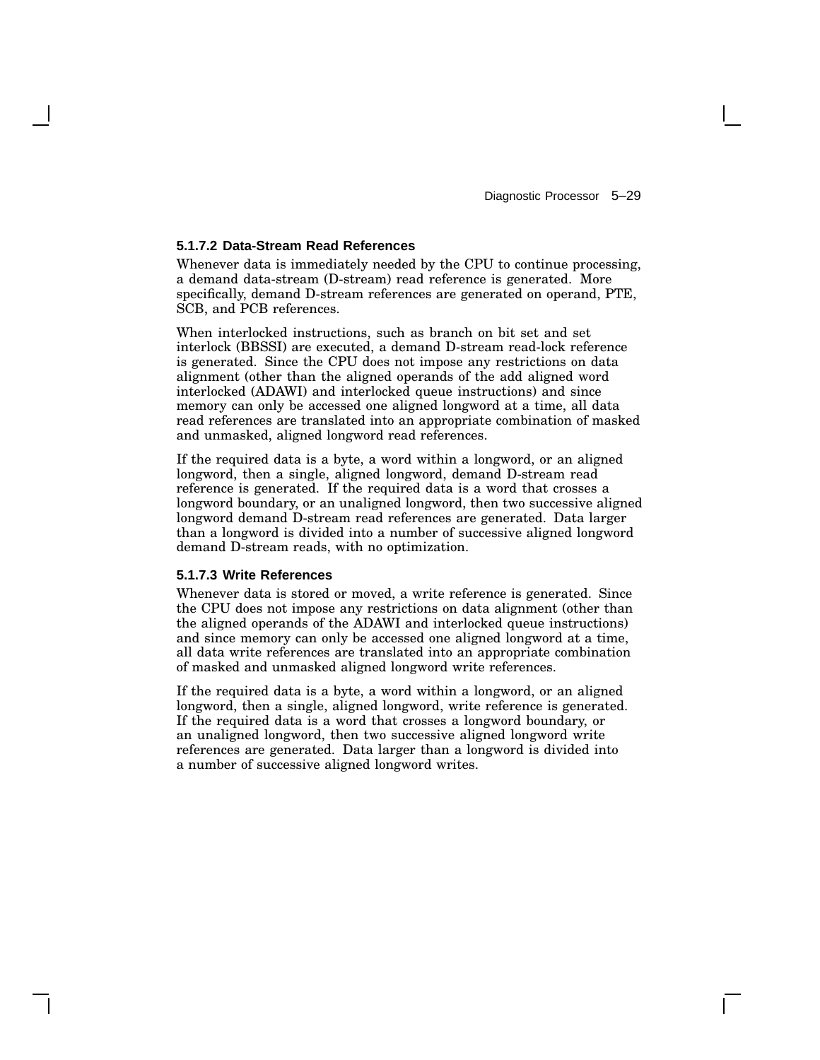#### 5.1.7.2 Data-Stream Read References

Whenever data is immediately needed by the CPU to continue processing, a demand data-stream (D-stream) read reference is generated. More specifically, demand D-stream references are generated on operand, PTE, SCB, and PCB references.

When interlocked instructions, such as branch on bit set and set interlock (BBSSI) are executed, a demand D-stream read-lock reference is generated. Since the CPU does not impose any restrictions on data alignment (other than the aligned operands of the add aligned word interlocked (ADAWI) and interlocked queue instructions) and since memory can only be accessed one aligned longword at a time, all data read references are translated into an appropriate combination of masked and unmasked, aligned longword read references.

If the required data is a byte, a word within a longword, or an aligned longword, then a single, aligned longword, demand D-stream read reference is generated. If the required data is a word that crosses a longword boundary, or an unaligned longword, then two successive aligned longword demand D-stream read references are generated. Data larger than a longword is divided into a number of successive aligned longword demand D-stream reads, with no optimization.

#### 5.1.7.3 Write References

Whenever data is stored or moved, a write reference is generated. Since the CPU does not impose any restrictions on data alignment (other than the aligned operands of the ADAWI and interlocked queue instructions) and since memory can only be accessed one aligned longword at a time, all data write references are translated into an appropriate combination of masked and unmasked aligned longword write references.

If the required data is a byte, a word within a longword, or an aligned longword, then a single, aligned longword, write reference is generated. If the required data is a word that crosses a longword boundary, or an unaligned longword, then two successive aligned longword write references are generated. Data larger than a longword is divided into a number of successive aligned longword writes.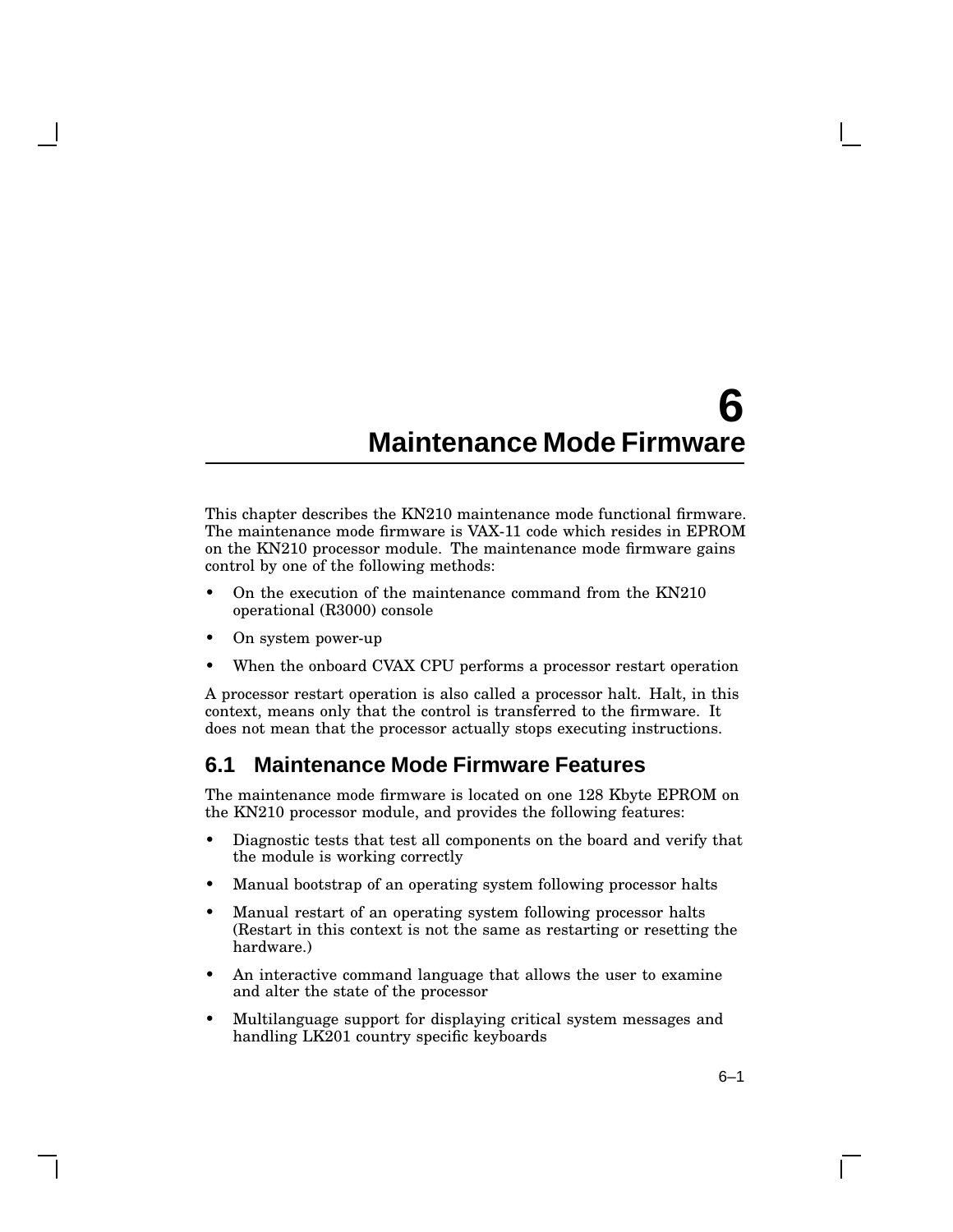# 6 Maintenance Mode Firmware

This chapter describes the KN210 maintenance mode functional firmware. The maintenance mode firmware is VAX-11 code which resides in EPROM on the KN210 processor module. The maintenance mode firmware gains control by one of the following methods:

- On the execution of the maintenance command from the KN210 operational (R3000) console
- On system power-up
- When the onboard CVAX CPU performs a processor restart operation

A processor restart operation is also called a processor halt. Halt, in this context, means only that the control is transferred to the firmware. It does not mean that the processor actually stops executing instructions.

## 6.1 Maintenance Mode Firmware Features

The maintenance mode firmware is located on one 128 Kbyte EPROM on the KN210 processor module, and provides the following features:

- Diagnostic tests that test all components on the board and verify that the module is working correctly
- Manual bootstrap of an operating system following processor halts
- Manual restart of an operating system following processor halts (Restart in this context is not the same as restarting or resetting the hardware.)
- An interactive command language that allows the user to examine and alter the state of the processor
- Multilanguage support for displaying critical system messages and handling LK201 country specific keyboards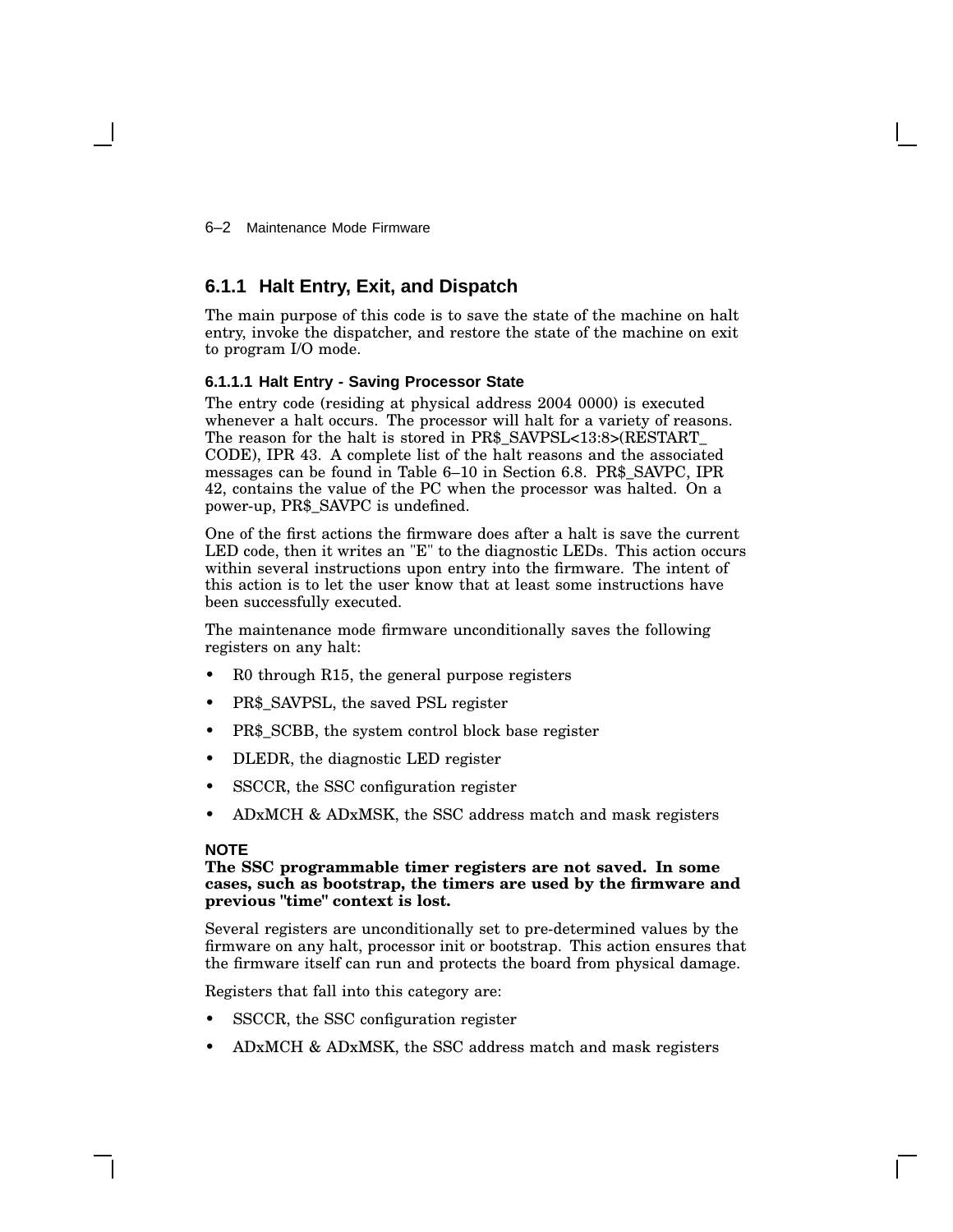### 6.1.1 Halt Entry, Exit, and Dispatch

The main purpose of this code is to save the state of the machine on halt entry, invoke the dispatcher, and restore the state of the machine on exit to program I/O mode.

#### 6.1.1.1 Halt Entry - Saving Processor State

The entry code (residing at physical address 2004 0000) is executed whenever a halt occurs. The processor will halt for a variety of reasons. The reason for the halt is stored in PR$_SAVPSL<13:8>(RESTART_CODE), IPR 43. A complete list of the halt reasons and the associated messages can be found in Table 6–10 in Section 6.8. PR$_SAVPC, IPR 42, contains the value of the PC when the processor was halted. On a power-up, PR$_SAVPC is undefined.

One of the first actions the firmware does after a halt is save the current LED code, then it writes an "E" to the diagnostic LEDs. This action occurs within several instructions upon entry into the firmware. The intent of this action is to let the user know that at least some instructions have been successfully executed.

The maintenance mode firmware unconditionally saves the following registers on any halt:

- R0 through R15, the general purpose registers
- PR$_SAVPSL, the saved PSL register
- PR$_SCBB, the system control block base register
- DLEDR, the diagnostic LED register
- SSCCR, the SSC configuration register
- ADxMCH & ADxMSK, the SSC address match and mask registers

**NOTE**
**The SSC programmable timer registers are not saved. In some cases, such as bootstrap, the timers are used by the firmware and previous "time" context is lost.**

Several registers are unconditionally set to pre-determined values by the firmware on any halt, processor init or bootstrap. This action ensures that the firmware itself can run and protects the board from physical damage.

Registers that fall into this category are:

- SSCCR, the SSC configuration register
- ADxMCH & ADxMSK, the SSC address match and mask registers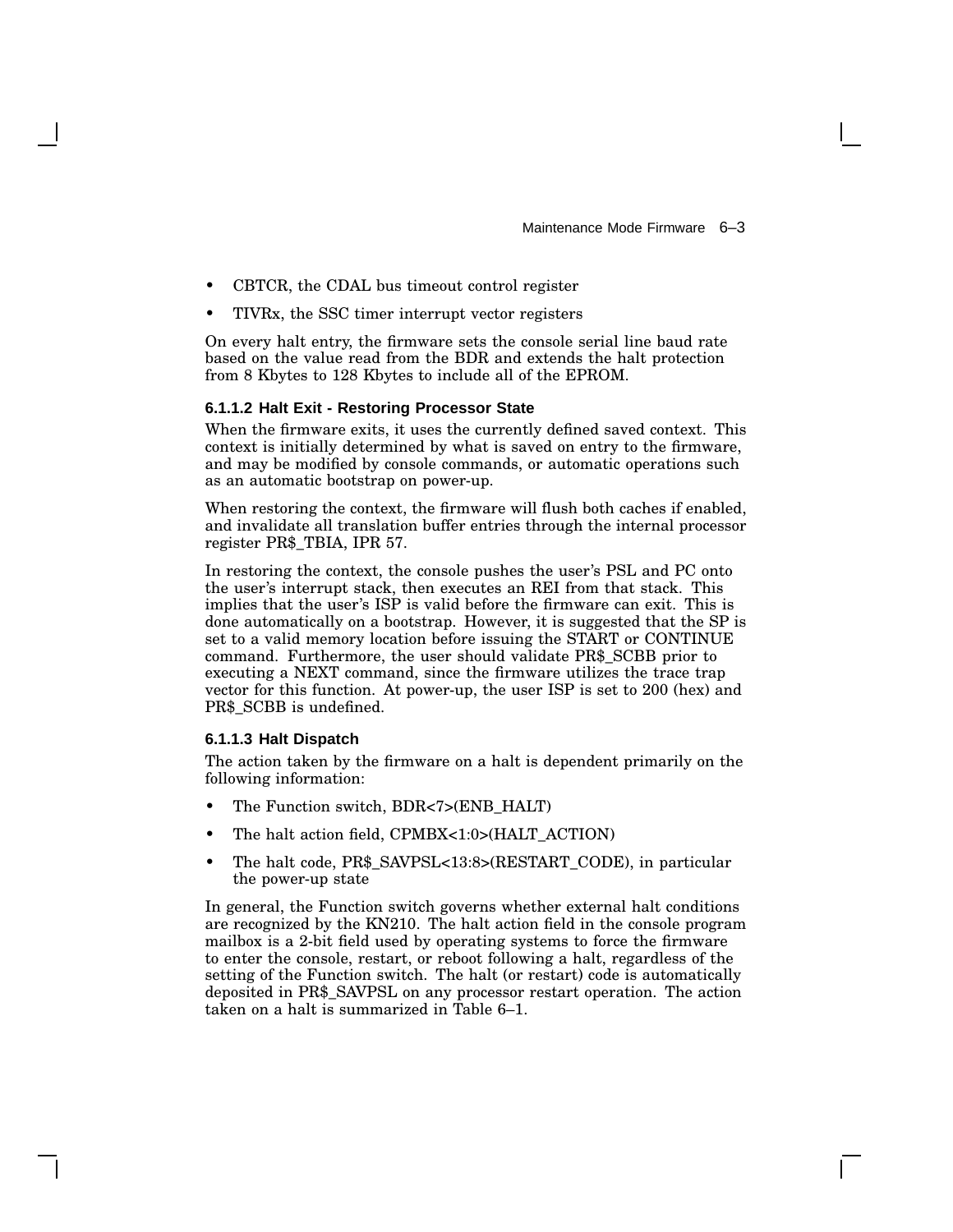- CBTCR, the CDAL bus timeout control register
- TIVRx, the SSC timer interrupt vector registers

On every halt entry, the firmware sets the console serial line baud rate based on the value read from the BDR and extends the halt protection from 8 Kbytes to 128 Kbytes to include all of the EPROM.

#### 6.1.1.2 Halt Exit - Restoring Processor State

When the firmware exits, it uses the currently defined saved context. This context is initially determined by what is saved on entry to the firmware, and may be modified by console commands, or automatic operations such as an automatic bootstrap on power-up.

When restoring the context, the firmware will flush both caches if enabled, and invalidate all translation buffer entries through the internal processor register PR$_TBIA, IPR 57.

In restoring the context, the console pushes the user's PSL and PC onto the user's interrupt stack, then executes an REI from that stack. This implies that the user's ISP is valid before the firmware can exit. This is done automatically on a bootstrap. However, it is suggested that the SP is set to a valid memory location before issuing the START or CONTINUE command. Furthermore, the user should validate PR$_SCBB prior to executing a NEXT command, since the firmware utilizes the trace trap vector for this function. At power-up, the user ISP is set to 200 (hex) and PR$_SCBB is undefined.

#### 6.1.1.3 Halt Dispatch

The action taken by the firmware on a halt is dependent primarily on the following information:

- The Function switch, BDR<7>(ENB_HALT)
- The halt action field, CPMBX<1:0>(HALT_ACTION)
- The halt code, PR$_SAVPSL<13:8>(RESTART_CODE), in particular the power-up state

In general, the Function switch governs whether external halt conditions are recognized by the KN210. The halt action field in the console program mailbox is a 2-bit field used by operating systems to force the firmware to enter the console, restart, or reboot following a halt, regardless of the setting of the Function switch. The halt (or restart) code is automatically deposited in PR$_SAVPSL on any processor restart operation. The action taken on a halt is summarized in Table 6–1.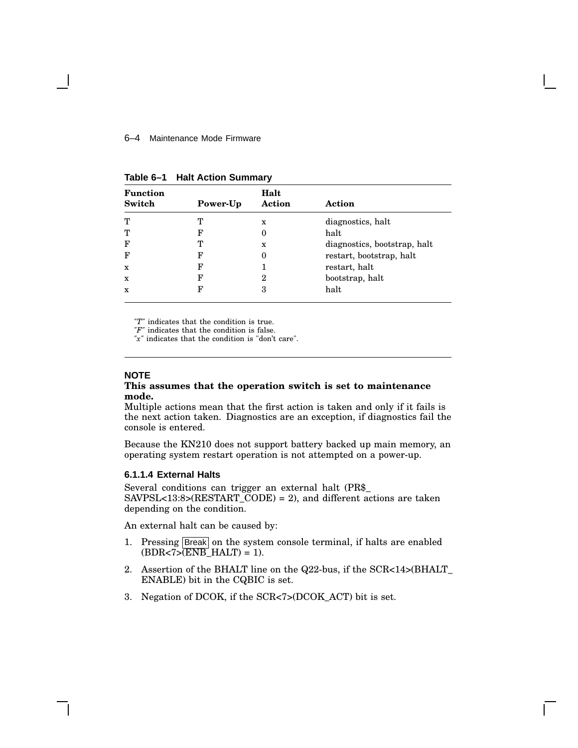**Table 6–1 Halt Action Summary**

| Function Switch | Power-Up | Halt Action | Action |
|---|---|---|---|
| T | T | x | diagnostics, halt |
| T | F | 0 | halt |
| F | T | x | diagnostics, bootstrap, halt |
| F | F | 0 | restart, bootstrap, halt |
| x | F | 1 | restart, halt |
| x | F | 2 | bootstrap, halt |
| x | F | 3 | halt |

*"T"* indicates that the condition is true.
*"F"* indicates that the condition is false.
*"x"* indicates that the condition is "don't care".

---

**NOTE**

**This assumes that the operation switch is set to maintenance mode.**

Multiple actions mean that the first action is taken and only if it fails is the next action taken. Diagnostics are an exception, if diagnostics fail the console is entered.

Because the KN210 does not support battery backed up main memory, an operating system restart operation is not attempted on a power-up.

#### 6.1.1.4 External Halts

Several conditions can trigger an external halt (PR$_SAVPSL<13:8>(RESTART_CODE) = 2), and different actions are taken depending on the condition.

An external halt can be caused by:

1. Pressing Break on the system console terminal, if halts are enabled (BDR<7>(ENB_HALT) = 1).
2. Assertion of the BHALT line on the Q22-bus, if the SCR<14>(BHALT_ENABLE) bit in the CQBIC is set.
3. Negation of DCOK, if the SCR<7>(DCOK_ACT) bit is set.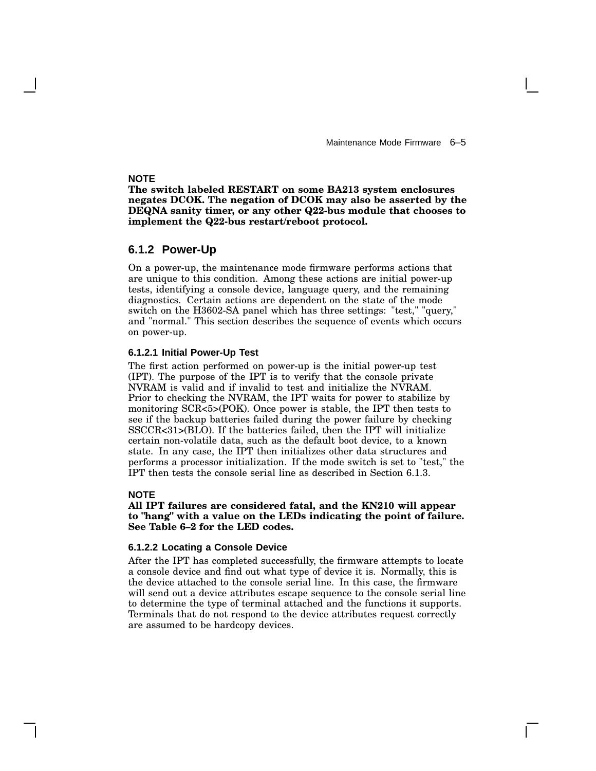**NOTE**

**The switch labeled RESTART on some BA213 system enclosures negates DCOK. The negation of DCOK may also be asserted by the DEQNA sanity timer, or any other Q22-bus module that chooses to implement the Q22-bus restart/reboot protocol.**

### 6.1.2 Power-Up

On a power-up, the maintenance mode firmware performs actions that are unique to this condition. Among these actions are initial power-up tests, identifying a console device, language query, and the remaining diagnostics. Certain actions are dependent on the state of the mode switch on the H3602-SA panel which has three settings: "test," "query," and "normal." This section describes the sequence of events which occurs on power-up.

#### 6.1.2.1 Initial Power-Up Test

The first action performed on power-up is the initial power-up test (IPT). The purpose of the IPT is to verify that the console private NVRAM is valid and if invalid to test and initialize the NVRAM. Prior to checking the NVRAM, the IPT waits for power to stabilize by monitoring SCR<5>(POK). Once power is stable, the IPT then tests to see if the backup batteries failed during the power failure by checking SSCCR<31>(BLO). If the batteries failed, then the IPT will initialize certain non-volatile data, such as the default boot device, to a known state. In any case, the IPT then initializes other data structures and performs a processor initialization. If the mode switch is set to "test," the IPT then tests the console serial line as described in Section 6.1.3.

**NOTE**

**All IPT failures are considered fatal, and the KN210 will appear to "hang" with a value on the LEDs indicating the point of failure. See Table 6–2 for the LED codes.**

#### 6.1.2.2 Locating a Console Device

After the IPT has completed successfully, the firmware attempts to locate a console device and find out what type of device it is. Normally, this is the device attached to the console serial line. In this case, the firmware will send out a device attributes escape sequence to the console serial line to determine the type of terminal attached and the functions it supports. Terminals that do not respond to the device attributes request correctly are assumed to be hardcopy devices.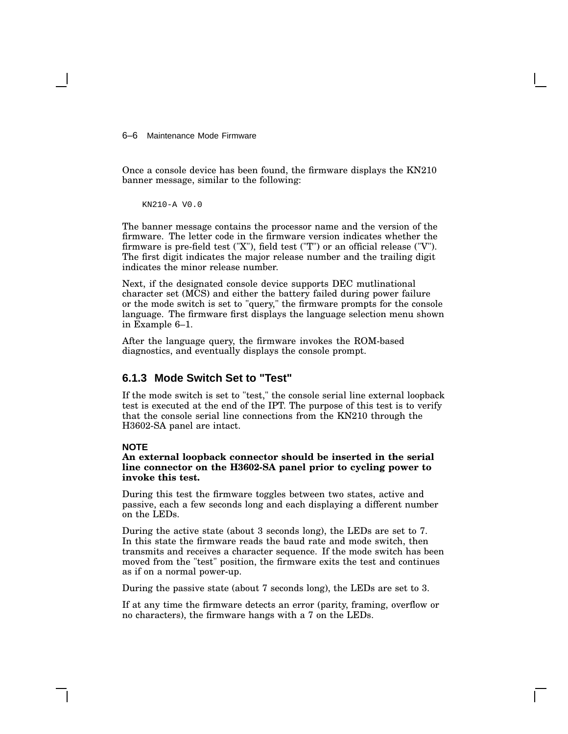Once a console device has been found, the firmware displays the KN210 banner message, similar to the following:

```
KN210-A V0.0
```

The banner message contains the processor name and the version of the firmware. The letter code in the firmware version indicates whether the firmware is pre-field test ("X"), field test ("T") or an official release ("V"). The first digit indicates the major release number and the trailing digit indicates the minor release number.

Next, if the designated console device supports DEC mutlinational character set (MCS) and either the battery failed during power failure or the mode switch is set to "query," the firmware prompts for the console language. The firmware first displays the language selection menu shown in Example 6–1.

After the language query, the firmware invokes the ROM-based diagnostics, and eventually displays the console prompt.

### 6.1.3 Mode Switch Set to "Test"

If the mode switch is set to "test," the console serial line external loopback test is executed at the end of the IPT. The purpose of this test is to verify that the console serial line connections from the KN210 through the H3602-SA panel are intact.

**NOTE**
**An external loopback connector should be inserted in the serial line connector on the H3602-SA panel prior to cycling power to invoke this test.**

During this test the firmware toggles between two states, active and passive, each a few seconds long and each displaying a different number on the LEDs.

During the active state (about 3 seconds long), the LEDs are set to 7. In this state the firmware reads the baud rate and mode switch, then transmits and receives a character sequence. If the mode switch has been moved from the "test" position, the firmware exits the test and continues as if on a normal power-up.

During the passive state (about 7 seconds long), the LEDs are set to 3.

If at any time the firmware detects an error (parity, framing, overflow or no characters), the firmware hangs with a 7 on the LEDs.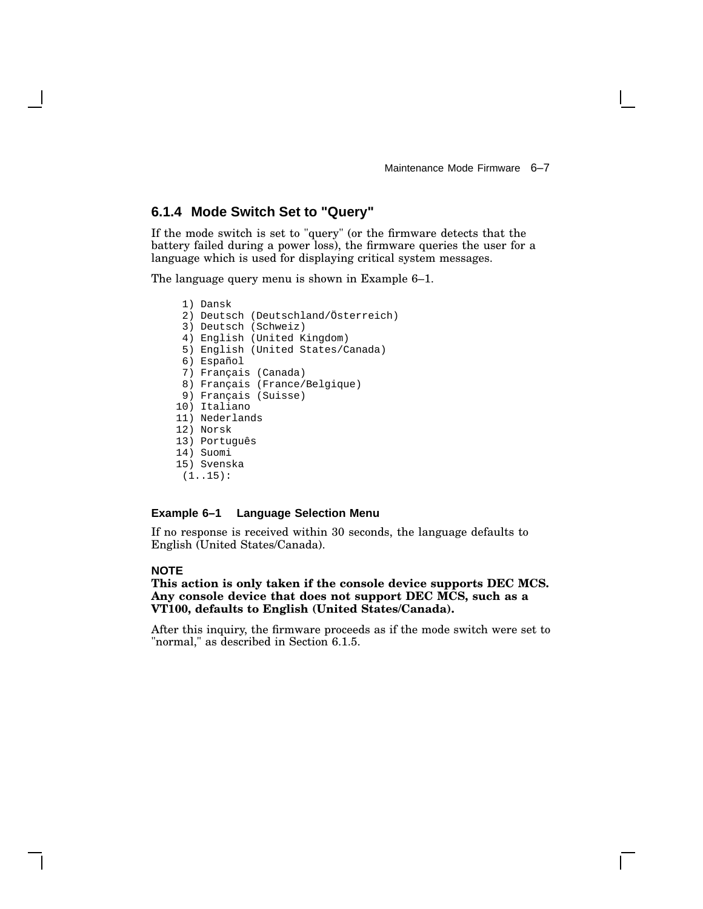### 6.1.4 Mode Switch Set to "Query"

If the mode switch is set to "query" (or the firmware detects that the battery failed during a power loss), the firmware queries the user for a language which is used for displaying critical system messages.

The language query menu is shown in Example 6–1.

```
 1) Dansk
 2) Deutsch (Deutschland/Österreich)
 3) Deutsch (Schweiz)
 4) English (United Kingdom)
 5) English (United States/Canada)
 6) Español
 7) Français (Canada)
 8) Français (France/Belgique)
 9) Français (Suisse)
10) Italiano
11) Nederlands
12) Norsk
13) Português
14) Suomi
15) Svenska
 (1..15):
```

**Example 6–1 Language Selection Menu**

If no response is received within 30 seconds, the language defaults to English (United States/Canada).

**NOTE**

**This action is only taken if the console device supports DEC MCS. Any console device that does not support DEC MCS, such as a VT100, defaults to English (United States/Canada).**

After this inquiry, the firmware proceeds as if the mode switch were set to "normal," as described in Section 6.1.5.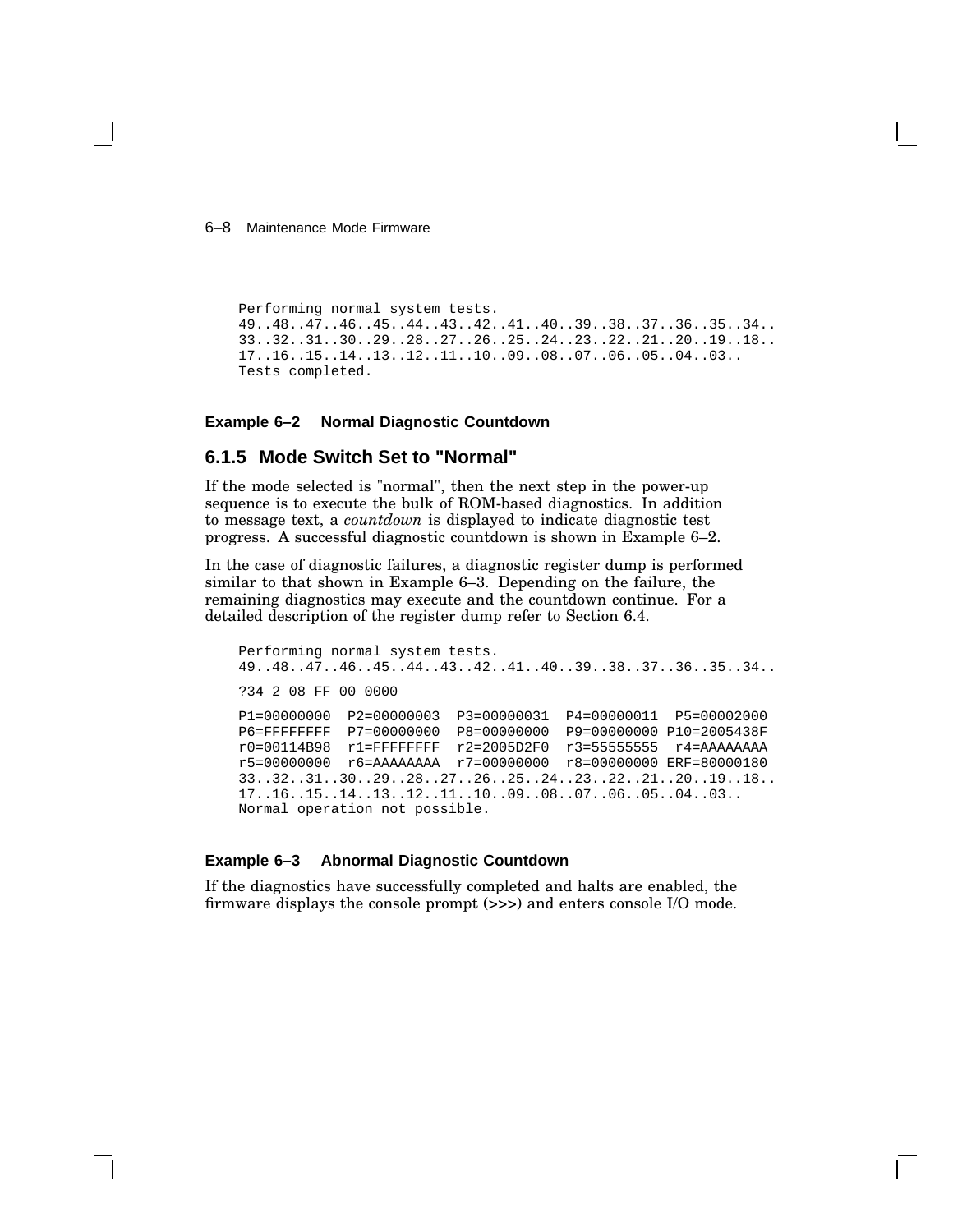```
Performing normal system tests.
49..48..47..46..45..44..43..42..41..40..39..38..37..36..35..34..
33..32..31..30..29..28..27..26..25..24..23..22..21..20..19..18..
17..16..15..14..13..12..11..10..09..08..07..06..05..04..03..
Tests completed.
```

**Example 6–2 Normal Diagnostic Countdown**

### 6.1.5 Mode Switch Set to "Normal"

If the mode selected is "normal", then the next step in the power-up sequence is to execute the bulk of ROM-based diagnostics. In addition to message text, a *countdown* is displayed to indicate diagnostic test progress. A successful diagnostic countdown is shown in Example 6–2.

In the case of diagnostic failures, a diagnostic register dump is performed similar to that shown in Example 6–3. Depending on the failure, the remaining diagnostics may execute and the countdown continue. For a detailed description of the register dump refer to Section 6.4.

```
Performing normal system tests.
49..48..47..46..45..44..43..42..41..40..39..38..37..36..35..34..

?34 2 08 FF 00 0000

P1=00000000  P2=00000003  P3=00000031  P4=00000011  P5=00002000
P6=FFFFFFFF  P7=00000000  P8=00000000  P9=00000000 P10=2005438F
r0=00114B98  r1=FFFFFFFF  r2=2005D2F0  r3=55555555  r4=AAAAAAAA
r5=00000000  r6=AAAAAAAA  r7=00000000  r8=00000000 ERF=80000180
33..32..31..30..29..28..27..26..25..24..23..22..21..20..19..18..
17..16..15..14..13..12..11..10..09..08..07..06..05..04..03..
Normal operation not possible.
```

**Example 6–3 Abnormal Diagnostic Countdown**

If the diagnostics have successfully completed and halts are enabled, the firmware displays the console prompt (>>>) and enters console I/O mode.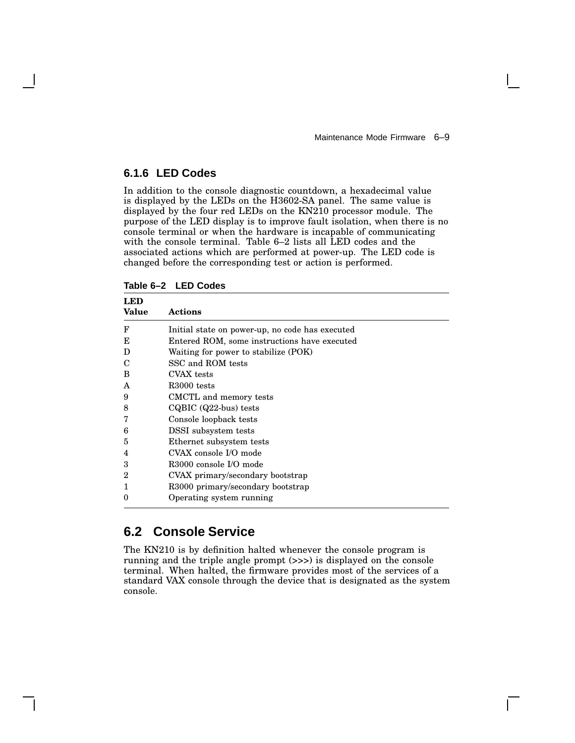### 6.1.6 LED Codes

In addition to the console diagnostic countdown, a hexadecimal value is displayed by the LEDs on the H3602-SA panel. The same value is displayed by the four red LEDs on the KN210 processor module. The purpose of the LED display is to improve fault isolation, when there is no console terminal or when the hardware is incapable of communicating with the console terminal. Table 6–2 lists all LED codes and the associated actions which are performed at power-up. The LED code is changed before the corresponding test or action is performed.

**Table 6–2 LED Codes**

| LED Value | Actions |
|---|---|
| F | Initial state on power-up, no code has executed |
| E | Entered ROM, some instructions have executed |
| D | Waiting for power to stabilize (POK) |
| C | SSC and ROM tests |
| B | CVAX tests |
| A | R3000 tests |
| 9 | CMCTL and memory tests |
| 8 | CQBIC (Q22-bus) tests |
| 7 | Console loopback tests |
| 6 | DSSI subsystem tests |
| 5 | Ethernet subsystem tests |
| 4 | CVAX console I/O mode |
| 3 | R3000 console I/O mode |
| 2 | CVAX primary/secondary bootstrap |
| 1 | R3000 primary/secondary bootstrap |
| 0 | Operating system running |

## 6.2 Console Service

The KN210 is by definition halted whenever the console program is running and the triple angle prompt (>>>) is displayed on the console terminal. When halted, the firmware provides most of the services of a standard VAX console through the device that is designated as the system console.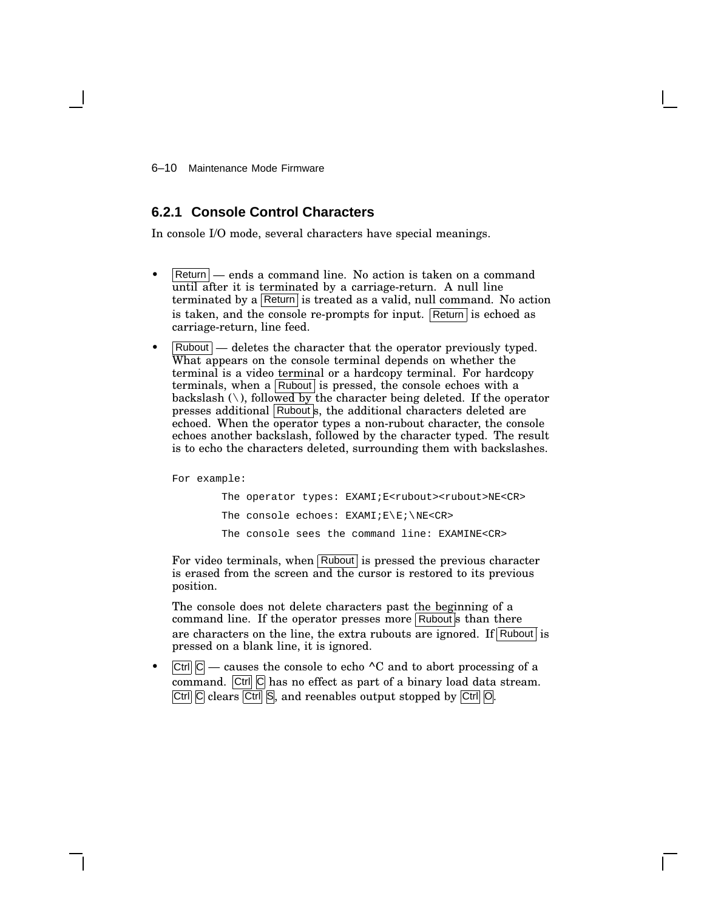### 6.2.1 Console Control Characters

In console I/O mode, several characters have special meanings.

- Return — ends a command line. No action is taken on a command until after it is terminated by a carriage-return. A null line terminated by a Return is treated as a valid, null command. No action is taken, and the console re-prompts for input. Return is echoed as carriage-return, line feed.
- Rubout — deletes the character that the operator previously typed. What appears on the console terminal depends on whether the terminal is a video terminal or a hardcopy terminal. For hardcopy terminals, when a Rubout is pressed, the console echoes with a backslash (\), followed by the character being deleted. If the operator presses additional Rubouts, the additional characters deleted are echoed. When the operator types a non-rubout character, the console echoes another backslash, followed by the character typed. The result is to echo the characters deleted, surrounding them with backslashes.

  ```
  For example:
          The operator types: EXAMI;E<rubout><rubout>NE<CR>
          The console echoes: EXAMI;E\E;\NE<CR>
          The console sees the command line: EXAMINE<CR>
  ```

  For video terminals, when Rubout is pressed the previous character is erased from the screen and the cursor is restored to its previous position.

  The console does not delete characters past the beginning of a command line. If the operator presses more Rubouts than there are characters on the line, the extra rubouts are ignored. If Rubout is pressed on a blank line, it is ignored.
- Ctrl C — causes the console to echo ^C and to abort processing of a command. Ctrl C has no effect as part of a binary load data stream. Ctrl C clears Ctrl S, and reenables output stopped by Ctrl O.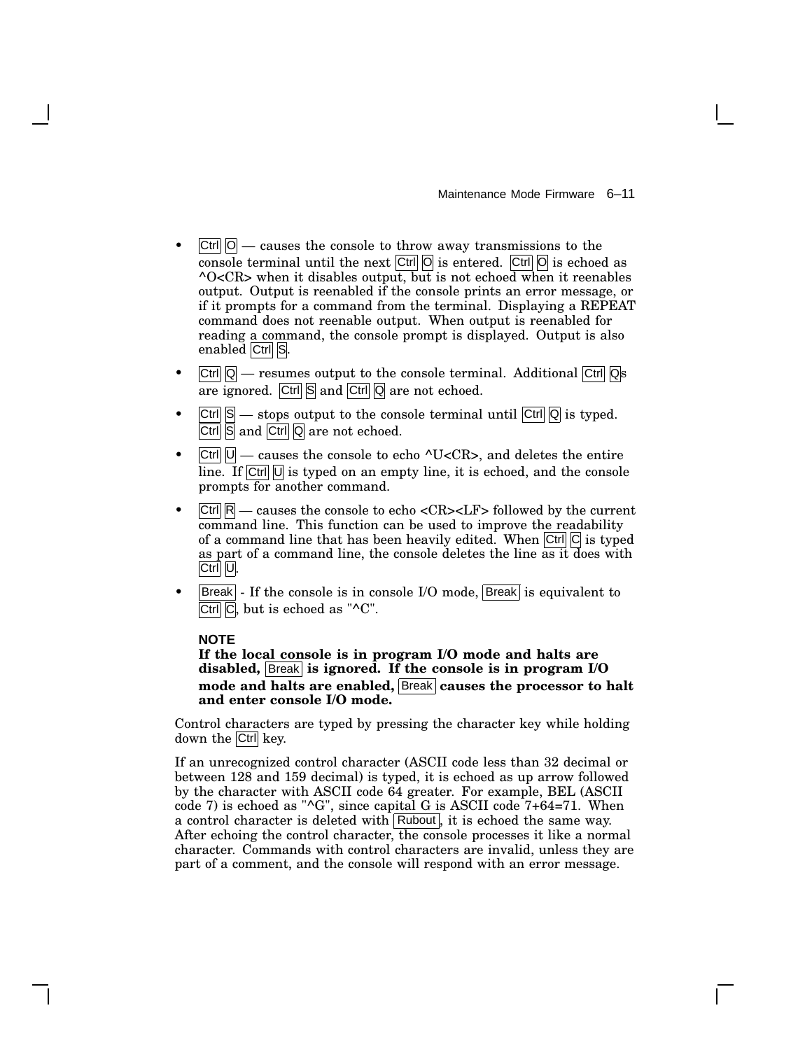- Ctrl O — causes the console to throw away transmissions to the console terminal until the next Ctrl O is entered. Ctrl O is echoed as ^O<CR> when it disables output, but is not echoed when it reenables output. Output is reenabled if the console prints an error message, or if it prompts for a command from the terminal. Displaying a REPEAT command does not reenable output. When output is reenabled for reading a command, the console prompt is displayed. Output is also enabled Ctrl S.
- Ctrl Q — resumes output to the console terminal. Additional Ctrl Qs are ignored. Ctrl S and Ctrl Q are not echoed.
- Ctrl S — stops output to the console terminal until Ctrl Q is typed. Ctrl S and Ctrl Q are not echoed.
- Ctrl U — causes the console to echo ^U<CR>, and deletes the entire line. If Ctrl U is typed on an empty line, it is echoed, and the console prompts for another command.
- Ctrl R — causes the console to echo <CR><LF> followed by the current command line. This function can be used to improve the readability of a command line that has been heavily edited. When Ctrl C is typed as part of a command line, the console deletes the line as it does with Ctrl U.
- Break - If the console is in console I/O mode, Break is equivalent to Ctrl C, but is echoed as "^C".

**NOTE**

**If the local console is in program I/O mode and halts are disabled, Break is ignored. If the console is in program I/O mode and halts are enabled, Break causes the processor to halt and enter console I/O mode.**

Control characters are typed by pressing the character key while holding down the Ctrl key.

If an unrecognized control character (ASCII code less than 32 decimal or between 128 and 159 decimal) is typed, it is echoed as up arrow followed by the character with ASCII code 64 greater. For example, BEL (ASCII code 7) is echoed as "^G", since capital G is ASCII code 7+64=71. When a control character is deleted with Rubout, it is echoed the same way. After echoing the control character, the console processes it like a normal character. Commands with control characters are invalid, unless they are part of a comment, and the console will respond with an error message.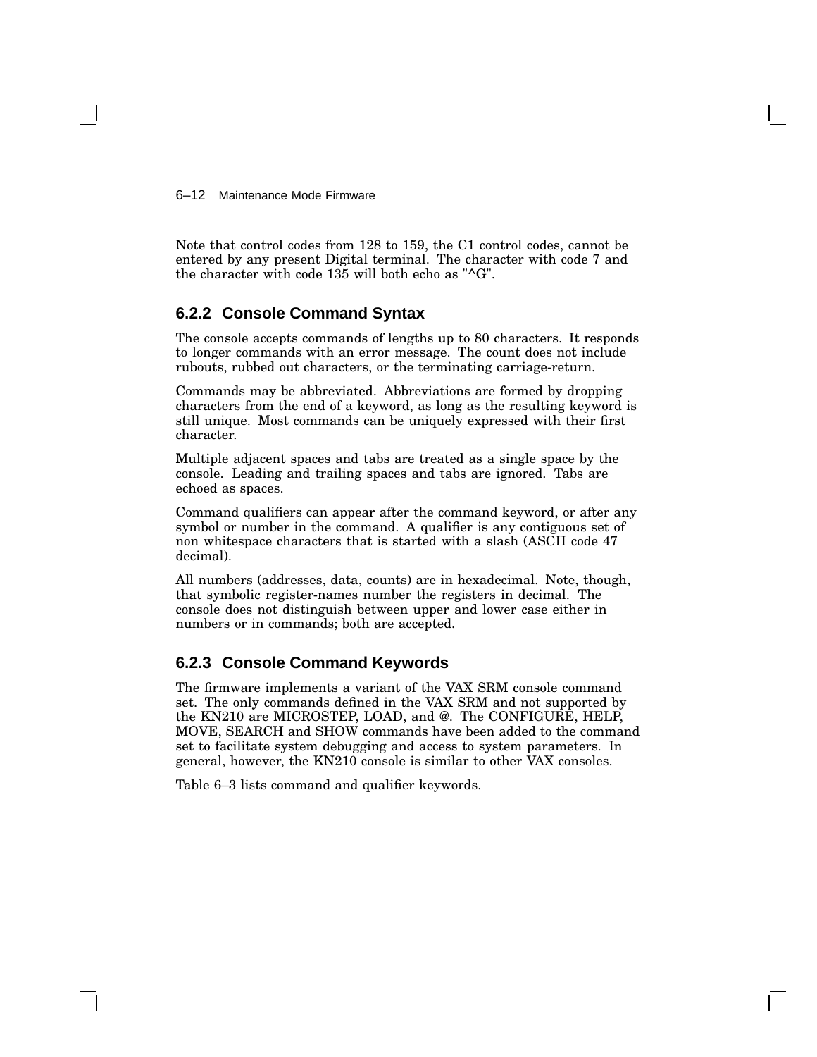Note that control codes from 128 to 159, the C1 control codes, cannot be entered by any present Digital terminal. The character with code 7 and the character with code 135 will both echo as "^G".

### 6.2.2 Console Command Syntax

The console accepts commands of lengths up to 80 characters. It responds to longer commands with an error message. The count does not include rubouts, rubbed out characters, or the terminating carriage-return.

Commands may be abbreviated. Abbreviations are formed by dropping characters from the end of a keyword, as long as the resulting keyword is still unique. Most commands can be uniquely expressed with their first character.

Multiple adjacent spaces and tabs are treated as a single space by the console. Leading and trailing spaces and tabs are ignored. Tabs are echoed as spaces.

Command qualifiers can appear after the command keyword, or after any symbol or number in the command. A qualifier is any contiguous set of non whitespace characters that is started with a slash (ASCII code 47 decimal).

All numbers (addresses, data, counts) are in hexadecimal. Note, though, that symbolic register-names number the registers in decimal. The console does not distinguish between upper and lower case either in numbers or in commands; both are accepted.

### 6.2.3 Console Command Keywords

The firmware implements a variant of the VAX SRM console command set. The only commands defined in the VAX SRM and not supported by the KN210 are MICROSTEP, LOAD, and @. The CONFIGURE, HELP, MOVE, SEARCH and SHOW commands have been added to the command set to facilitate system debugging and access to system parameters. In general, however, the KN210 console is similar to other VAX consoles.

Table 6–3 lists command and qualifier keywords.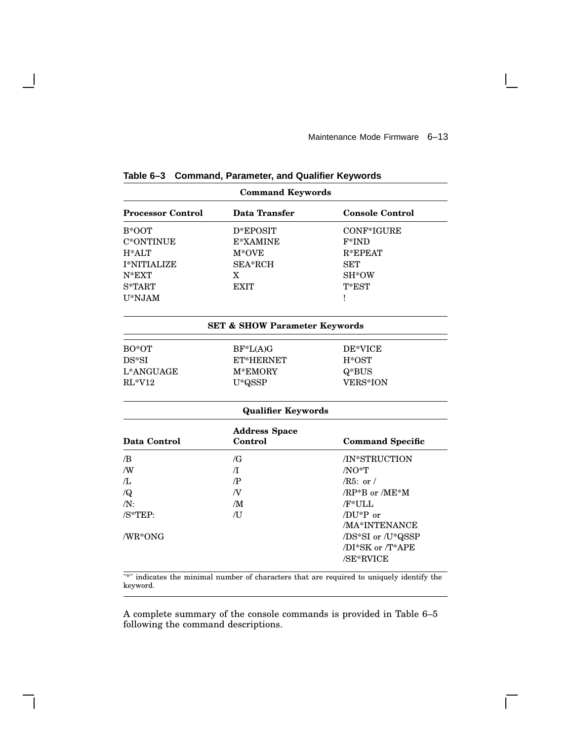**Table 6–3 Command, Parameter, and Qualifier Keywords**

| Command Keywords | | |
|---|---|---|
| **Processor Control** | **Data Transfer** | **Console Control** |
| B*OOT | D*EPOSIT | CONF*IGURE |
| C*ONTINUE | E*XAMINE | F*IND |
| H*ALT | M*OVE | R*EPEAT |
| I*NITIALIZE | SEA*RCH | SET |
| N*EXT | X | SH*OW |
| S*TART | EXIT | T*EST |
| U*NJAM | | ! |
| **SET & SHOW Parameter Keywords** | | |
| BO*OT | BF*L(A)G | DE*VICE |
| DS*SI | ET*HERNET | H*OST |
| L*ANGUAGE | M*EMORY | Q*BUS |
| RL*V12 | U*QSSP | VERS*ION |
| **Qualifier Keywords** | | |
| **Data Control** | **Address Space Control** | **Command Specific** |
| /B | /G | /IN*STRUCTION |
| /W | /I | /NO*T |
| /L | /P | /R5: or / |
| /Q | /V | /RP*B or /ME*M |
| /N: | /M | /F*ULL |
| /S*TEP: | /U | /DU*P or /MA*INTENANCE |
| /WR*ONG | | /DS*SI or /U*QSSP |
| | | /DI*SK or /T*APE |
| | | /SE*RVICE |

"*" indicates the minimal number of characters that are required to uniquely identify the keyword.

A complete summary of the console commands is provided in Table 6–5 following the command descriptions.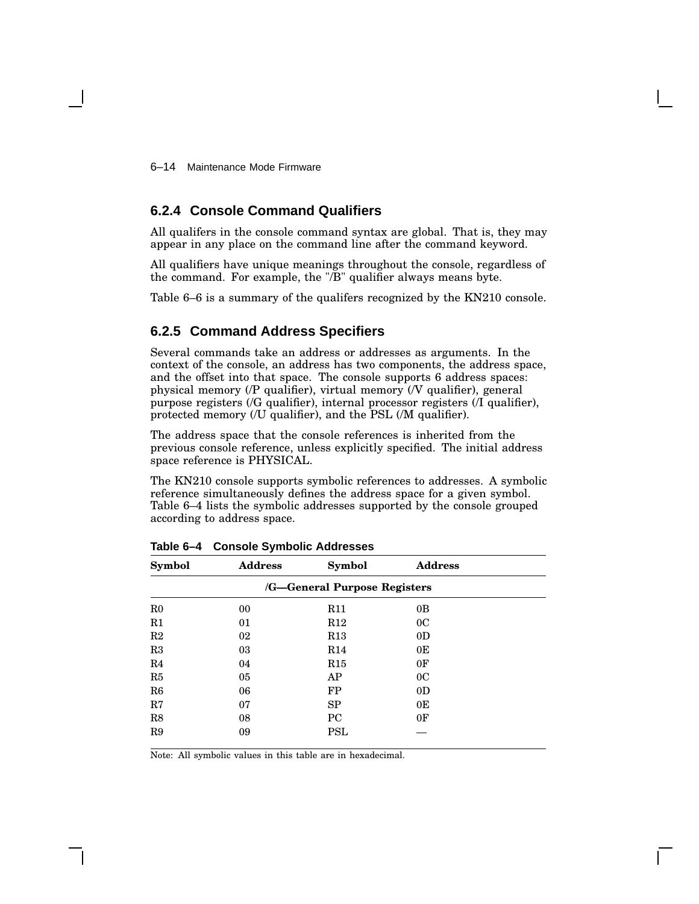### 6.2.4 Console Command Qualifiers

All qualifers in the console command syntax are global. That is, they may appear in any place on the command line after the command keyword.

All qualifiers have unique meanings throughout the console, regardless of the command. For example, the "/B" qualifier always means byte.

Table 6–6 is a summary of the qualifers recognized by the KN210 console.

### 6.2.5 Command Address Specifiers

Several commands take an address or addresses as arguments. In the context of the console, an address has two components, the address space, and the offset into that space. The console supports 6 address spaces: physical memory (/P qualifier), virtual memory (/V qualifier), general purpose registers (/G qualifier), internal processor registers (/I qualifier), protected memory (/U qualifier), and the PSL (/M qualifier).

The address space that the console references is inherited from the previous console reference, unless explicitly specified. The initial address space reference is PHYSICAL.

The KN210 console supports symbolic references to addresses. A symbolic reference simultaneously defines the address space for a given symbol. Table 6–4 lists the symbolic addresses supported by the console grouped according to address space.

**Table 6–4 Console Symbolic Addresses**

| Symbol | Address | Symbol | Address |
|---|---|---|---|
| **/G—General Purpose Registers** | | | |
| R0 | 00 | R11 | 0B |
| R1 | 01 | R12 | 0C |
| R2 | 02 | R13 | 0D |
| R3 | 03 | R14 | 0E |
| R4 | 04 | R15 | 0F |
| R5 | 05 | AP | 0C |
| R6 | 06 | FP | 0D |
| R7 | 07 | SP | 0E |
| R8 | 08 | PC | 0F |
| R9 | 09 | PSL | — |

Note: All symbolic values in this table are in hexadecimal.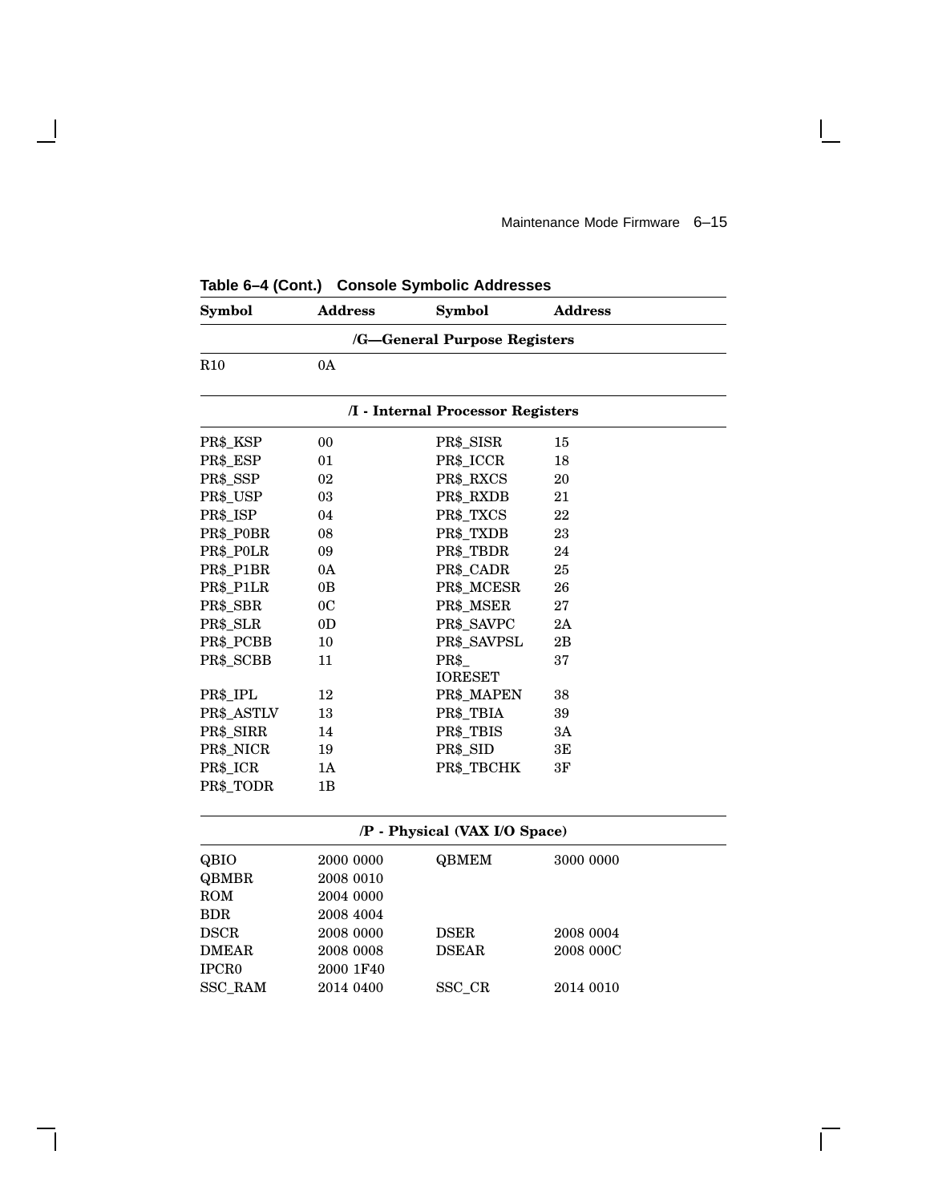**Table 6–4 (Cont.) Console Symbolic Addresses**

| Symbol | Address | Symbol | Address |
|---|---|---|---|
| **/G—General Purpose Registers** | | | |
| R10 | 0A | | |
| **/I - Internal Processor Registers** | | | |
| PR$_KSP | 00 | PR$_SISR | 15 |
| PR$_ESP | 01 | PR$_ICCR | 18 |
| PR$_SSP | 02 | PR$_RXCS | 20 |
| PR$_USP | 03 | PR$_RXDB | 21 |
| PR$_ISP | 04 | PR$_TXCS | 22 |
| PR$_P0BR | 08 | PR$_TXDB | 23 |
| PR$_P0LR | 09 | PR$_TBDR | 24 |
| PR$_P1BR | 0A | PR$_CADR | 25 |
| PR$_P1LR | 0B | PR$_MCESR | 26 |
| PR$_SBR | 0C | PR$_MSER | 27 |
| PR$_SLR | 0D | PR$_SAVPC | 2A |
| PR$_PCBB | 10 | PR$_SAVPSL | 2B |
| PR$_SCBB | 11 | PR$_IORESET | 37 |
| PR$_IPL | 12 | PR$_MAPEN | 38 |
| PR$_ASTLV | 13 | PR$_TBIA | 39 |
| PR$_SIRR | 14 | PR$_TBIS | 3A |
| PR$_NICR | 19 | PR$_SID | 3E |
| PR$_ICR | 1A | PR$_TBCHK | 3F |
| PR$_TODR | 1B | | |
| **/P - Physical (VAX I/O Space)** | | | |
| QBIO | 2000 0000 | QBMEM | 3000 0000 |
| QBMBR | 2008 0010 | | |
| ROM | 2004 0000 | | |
| BDR | 2008 4004 | | |
| DSCR | 2008 0000 | DSER | 2008 0004 |
| DMEAR | 2008 0008 | DSEAR | 2008 000C |
| IPCR0 | 2000 1F40 | | |
| SSC_RAM | 2014 0400 | SSC_CR | 2014 0010 |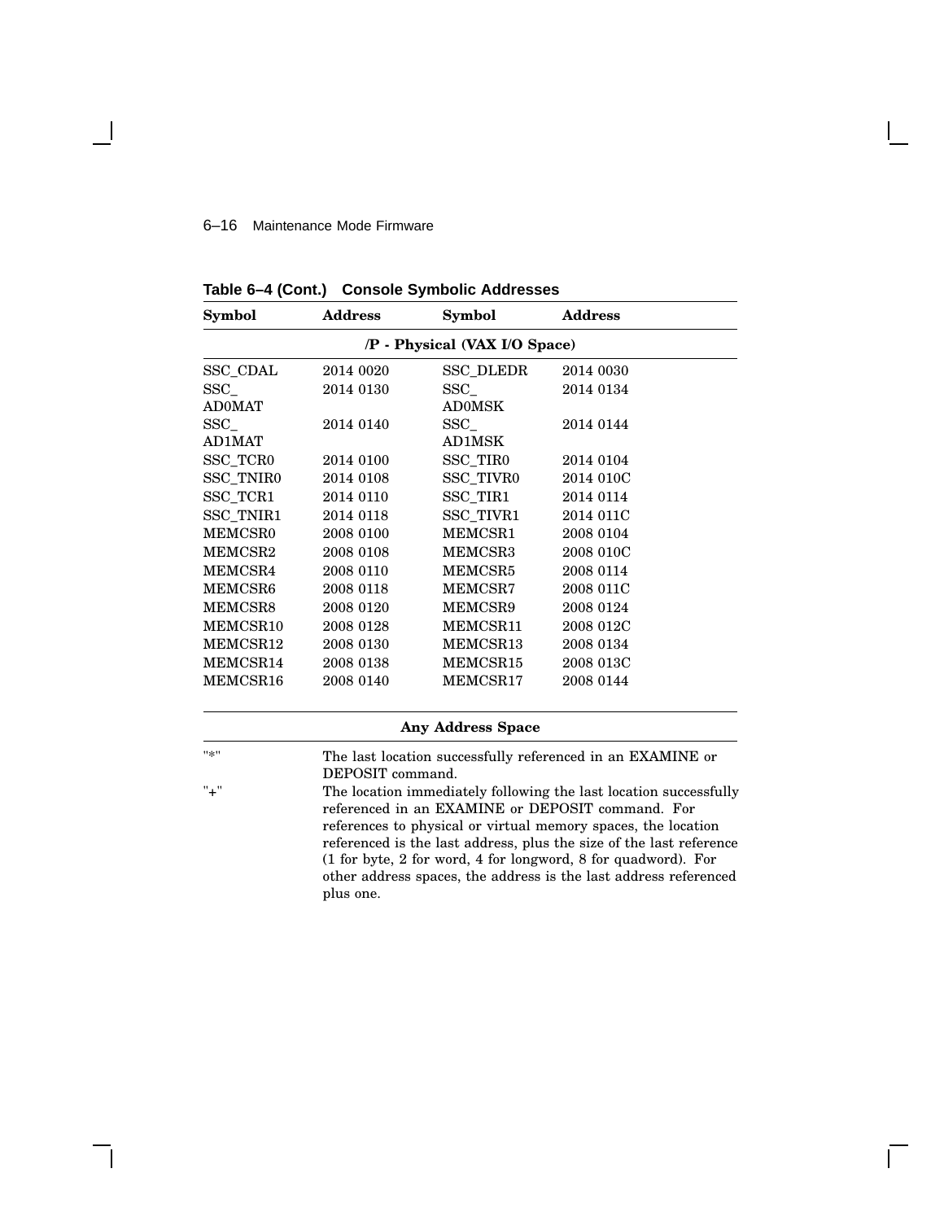**Table 6–4 (Cont.) Console Symbolic Addresses**

| Symbol | Address | Symbol | Address |
|---|---|---|---|
| **/P - Physical (VAX I/O Space)** | | | |
| SSC_CDAL | 2014 0020 | SSC_DLEDR | 2014 0030 |
| SSC_AD0MAT | 2014 0130 | SSC_AD0MSK | 2014 0134 |
| SSC_AD1MAT | 2014 0140 | SSC_AD1MSK | 2014 0144 |
| SSC_TCR0 | 2014 0100 | SSC_TIR0 | 2014 0104 |
| SSC_TNIR0 | 2014 0108 | SSC_TIVR0 | 2014 010C |
| SSC_TCR1 | 2014 0110 | SSC_TIR1 | 2014 0114 |
| SSC_TNIR1 | 2014 0118 | SSC_TIVR1 | 2014 011C |
| MEMCSR0 | 2008 0100 | MEMCSR1 | 2008 0104 |
| MEMCSR2 | 2008 0108 | MEMCSR3 | 2008 010C |
| MEMCSR4 | 2008 0110 | MEMCSR5 | 2008 0114 |
| MEMCSR6 | 2008 0118 | MEMCSR7 | 2008 011C |
| MEMCSR8 | 2008 0120 | MEMCSR9 | 2008 0124 |
| MEMCSR10 | 2008 0128 | MEMCSR11 | 2008 012C |
| MEMCSR12 | 2008 0130 | MEMCSR13 | 2008 0134 |
| MEMCSR14 | 2008 0138 | MEMCSR15 | 2008 013C |
| MEMCSR16 | 2008 0140 | MEMCSR17 | 2008 0144 |

| Any Address Space | |
|---|---|
| "*" | The last location successfully referenced in an EXAMINE or DEPOSIT command. |
| "+" | The location immediately following the last location successfully referenced in an EXAMINE or DEPOSIT command. For references to physical or virtual memory spaces, the location referenced is the last address, plus the size of the last reference (1 for byte, 2 for word, 4 for longword, 8 for quadword). For other address spaces, the address is the last address referenced plus one. |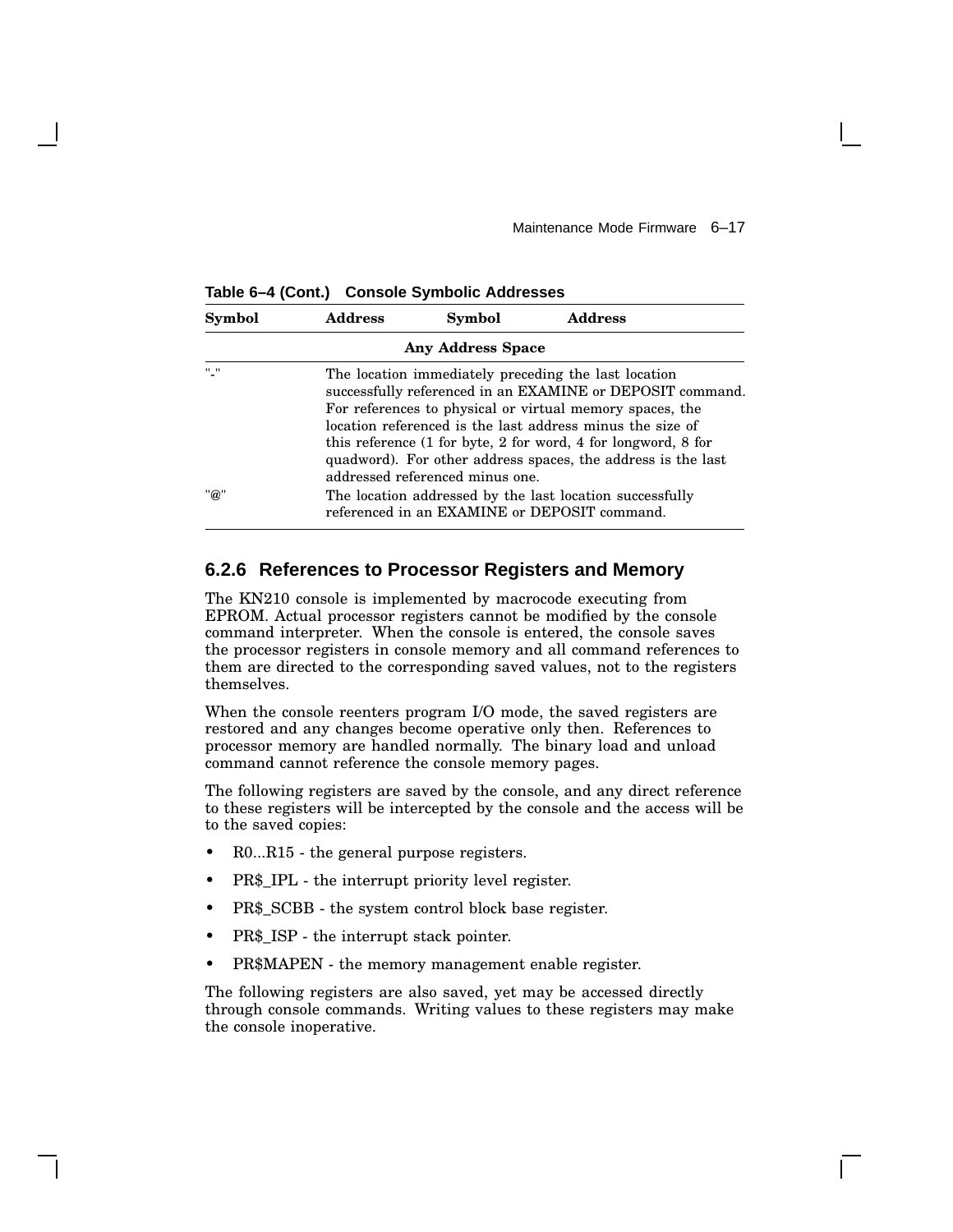**Table 6–4 (Cont.) Console Symbolic Addresses**

| Symbol | Address | Symbol | Address |
|---|---|---|---|
| | | **Any Address Space** | |
| "-" | The location immediately preceding the last location successfully referenced in an EXAMINE or DEPOSIT command. For references to physical or virtual memory spaces, the location referenced is the last address minus the size of this reference (1 for byte, 2 for word, 4 for longword, 8 for quadword). For other address spaces, the address is the last addressed referenced minus one. | | |
| "@" | The location addressed by the last location successfully referenced in an EXAMINE or DEPOSIT command. | | |

### 6.2.6 References to Processor Registers and Memory

The KN210 console is implemented by macrocode executing from EPROM. Actual processor registers cannot be modified by the console command interpreter. When the console is entered, the console saves the processor registers in console memory and all command references to them are directed to the corresponding saved values, not to the registers themselves.

When the console reenters program I/O mode, the saved registers are restored and any changes become operative only then. References to processor memory are handled normally. The binary load and unload command cannot reference the console memory pages.

The following registers are saved by the console, and any direct reference to these registers will be intercepted by the console and the access will be to the saved copies:

- R0...R15 - the general purpose registers.
- PR$_IPL - the interrupt priority level register.
- PR$_SCBB - the system control block base register.
- PR$_ISP - the interrupt stack pointer.
- PR$MAPEN - the memory management enable register.

The following registers are also saved, yet may be accessed directly through console commands. Writing values to these registers may make the console inoperative.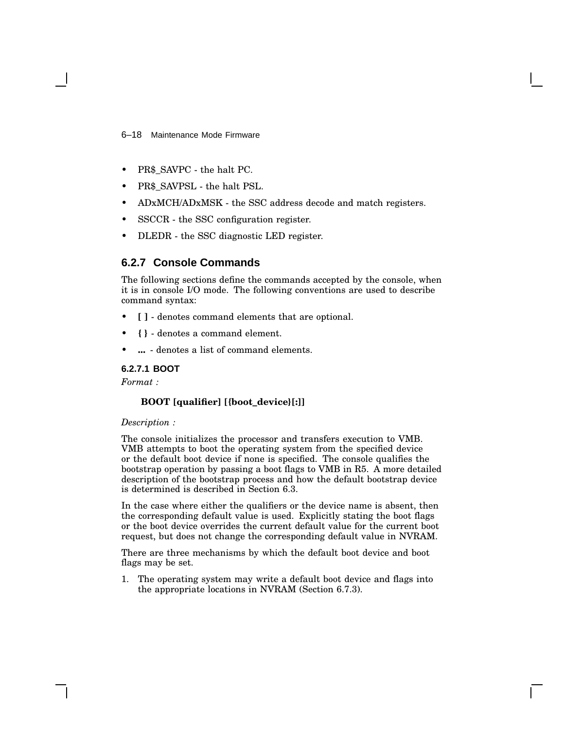- PR$_SAVPC - the halt PC.
- PR$_SAVPSL - the halt PSL.
- ADxMCH/ADxMSK - the SSC address decode and match registers.
- SSCCR - the SSC configuration register.
- DLEDR - the SSC diagnostic LED register.

### 6.2.7 Console Commands

The following sections define the commands accepted by the console, when it is in console I/O mode. The following conventions are used to describe command syntax:

- **[ ]** - denotes command elements that are optional.
- **{ }** - denotes a command element.
- **...** - denotes a list of command elements.

#### 6.2.7.1 BOOT

*Format :*

**BOOT [qualifier] [{boot_device}[:]]**

*Description :*

The console initializes the processor and transfers execution to VMB. VMB attempts to boot the operating system from the specified device or the default boot device if none is specified. The console qualifies the bootstrap operation by passing a boot flags to VMB in R5. A more detailed description of the bootstrap process and how the default bootstrap device is determined is described in Section 6.3.

In the case where either the qualifiers or the device name is absent, then the corresponding default value is used. Explicitly stating the boot flags or the boot device overrides the current default value for the current boot request, but does not change the corresponding default value in NVRAM.

There are three mechanisms by which the default boot device and boot flags may be set.

1. The operating system may write a default boot device and flags into the appropriate locations in NVRAM (Section 6.7.3).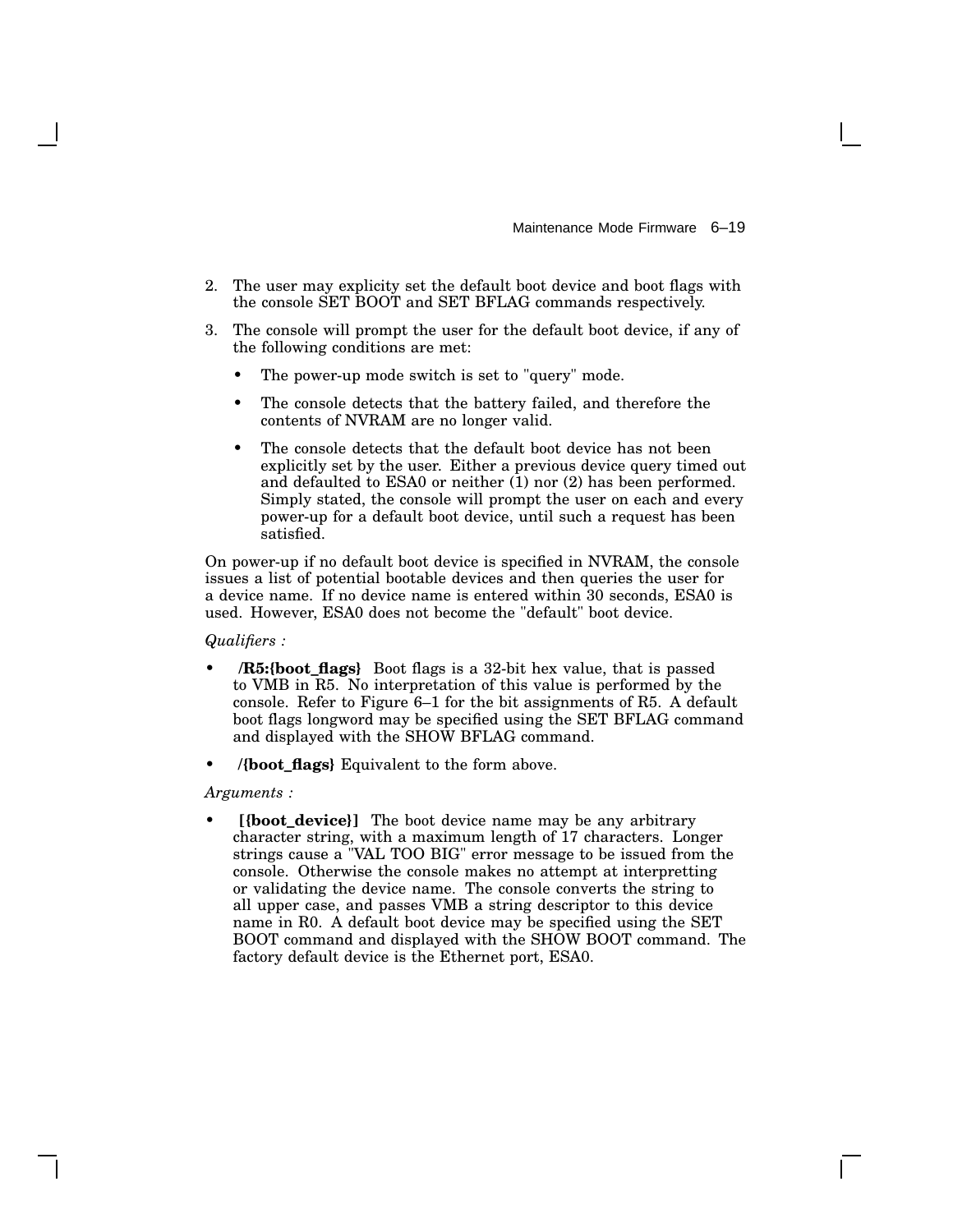2. The user may explicity set the default boot device and boot flags with the console SET BOOT and SET BFLAG commands respectively.

3. The console will prompt the user for the default boot device, if any of the following conditions are met:

   - The power-up mode switch is set to "query" mode.
   - The console detects that the battery failed, and therefore the contents of NVRAM are no longer valid.
   - The console detects that the default boot device has not been explicitly set by the user. Either a previous device query timed out and defaulted to ESA0 or neither (1) nor (2) has been performed. Simply stated, the console will prompt the user on each and every power-up for a default boot device, until such a request has been satisfied.

On power-up if no default boot device is specified in NVRAM, the console issues a list of potential bootable devices and then queries the user for a device name. If no device name is entered within 30 seconds, ESA0 is used. However, ESA0 does not become the "default" boot device.

*Qualifiers :*

- **/R5:{boot_flags}** Boot flags is a 32-bit hex value, that is passed to VMB in R5. No interpretation of this value is performed by the console. Refer to Figure 6–1 for the bit assignments of R5. A default boot flags longword may be specified using the SET BFLAG command and displayed with the SHOW BFLAG command.
- **/{boot_flags}** Equivalent to the form above.

*Arguments :*

- **[{boot_device}]** The boot device name may be any arbitrary character string, with a maximum length of 17 characters. Longer strings cause a "VAL TOO BIG" error message to be issued from the console. Otherwise the console makes no attempt at interpretting or validating the device name. The console converts the string to all upper case, and passes VMB a string descriptor to this device name in R0. A default boot device may be specified using the SET BOOT command and displayed with the SHOW BOOT command. The factory default device is the Ethernet port, ESA0.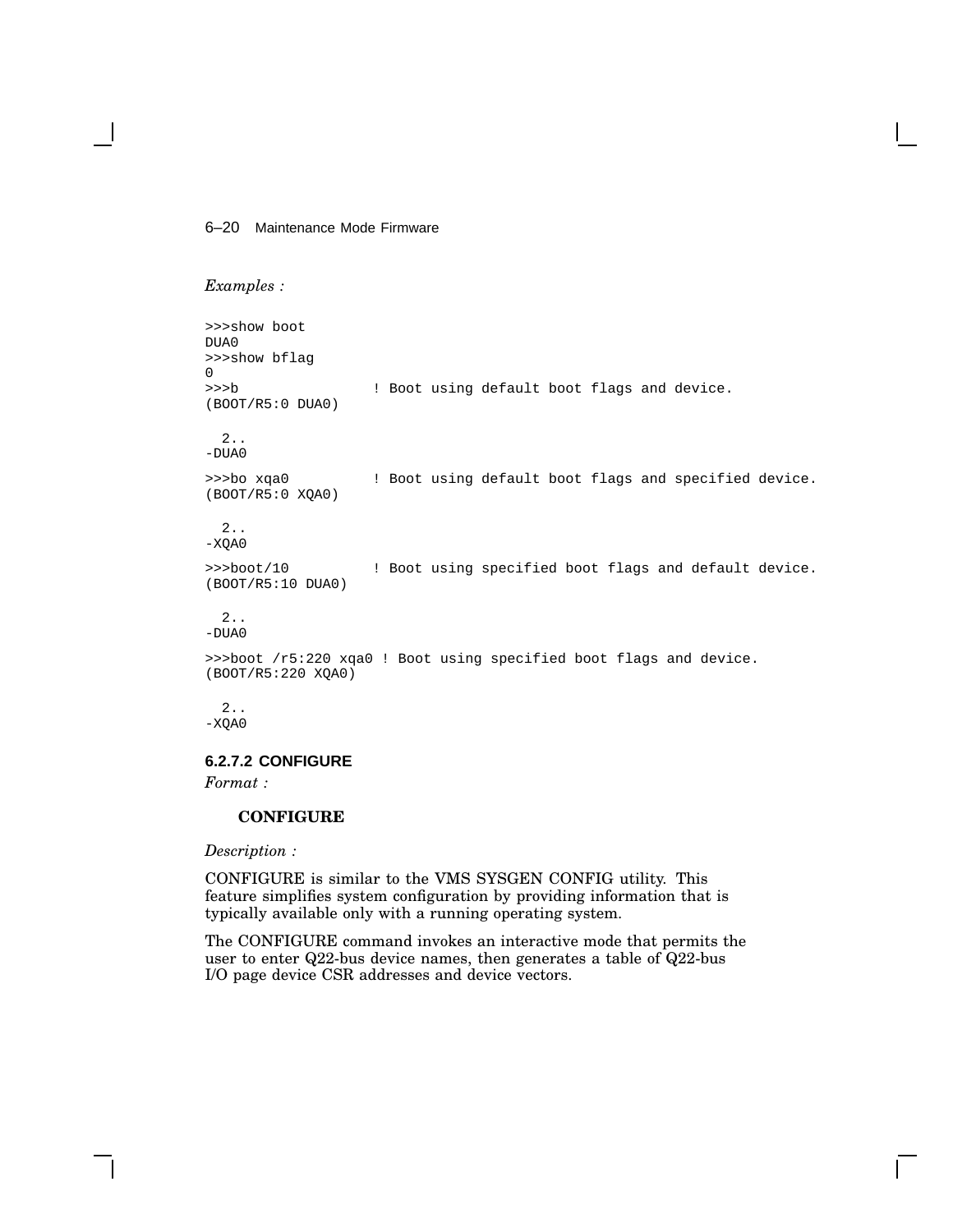*Examples :*

```
>>>show boot
DUA0
>>>show bflag
0
>>>b                ! Boot using default boot flags and device.
(BOOT/R5:0 DUA0)

  2..
-DUA0

>>>bo xqa0          ! Boot using default boot flags and specified device.
(BOOT/R5:0 XQA0)

  2..
-XQA0

>>>boot/10          ! Boot using specified boot flags and default device.
(BOOT/R5:10 DUA0)

  2..
-DUA0

>>>boot /r5:220 xqa0 ! Boot using specified boot flags and device.
(BOOT/R5:220 XQA0)

  2..
-XQA0
```

#### 6.2.7.2 CONFIGURE

*Format :*

**CONFIGURE**

*Description :*

CONFIGURE is similar to the VMS SYSGEN CONFIG utility. This feature simplifies system configuration by providing information that is typically available only with a running operating system.

The CONFIGURE command invokes an interactive mode that permits the user to enter Q22-bus device names, then generates a table of Q22-bus I/O page device CSR addresses and device vectors.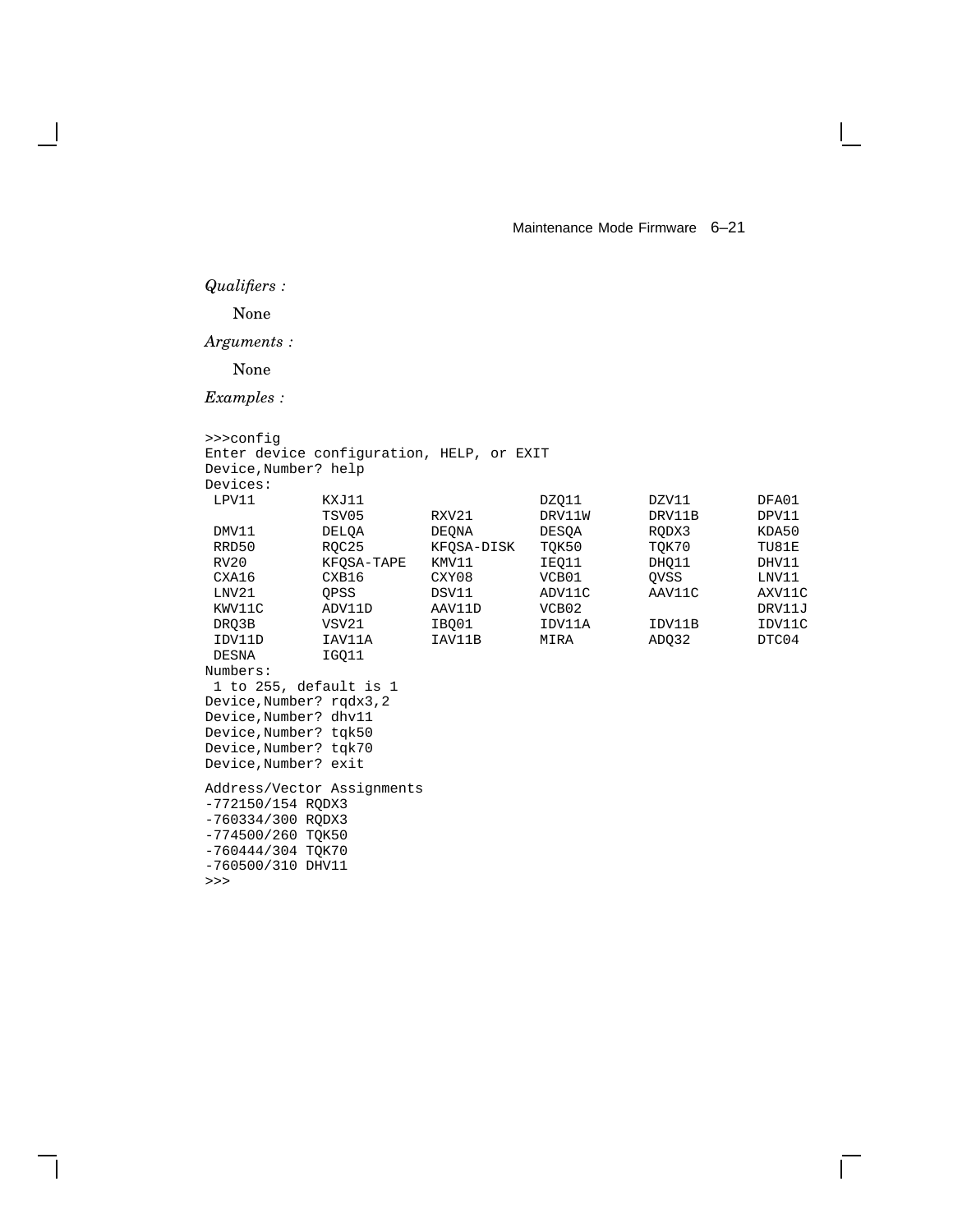*Qualifiers :*

None

*Arguments :*

None

*Examples :*

```
>>>config
Enter device configuration, HELP, or EXIT
Device,Number? help
Devices:
 LPV11       KXJ11                    DZQ11       DZV11       DFA01
             TSV05       RXV21        DRV11W      DRV11B      DPV11
 DMV11       DELQA       DEQNA        DESQA       RQDX3       KDA50
 RRD50       RQC25       KFQSA-DISK   TQK50       TQK70       TU81E
 RV20        KFQSA-TAPE  KMV11        IEQ11       DHQ11       DHV11
 CXA16       CXB16       CXY08        VCB01       QVSS        LNV11
 LNV21       QPSS        DSV11        ADV11C      AAV11C      AXV11C
 KWV11C      ADV11D      AAV11D       VCB02                   DRV11J
 DRQ3B       VSV21       IBQ01        IDV11A      IDV11B      IDV11C
 IDV11D      IAV11A      IAV11B       MIRA        ADQ32       DTC04
 DESNA       IGQ11
Numbers:
 1 to 255, default is 1
Device,Number? rqdx3,2
Device,Number? dhv11
Device,Number? tqk50
Device,Number? tqk70
Device,Number? exit

Address/Vector Assignments
-772150/154 RQDX3
-760334/300 RQDX3
-774500/260 TQK50
-760444/304 TQK70
-760500/310 DHV11
>>>
```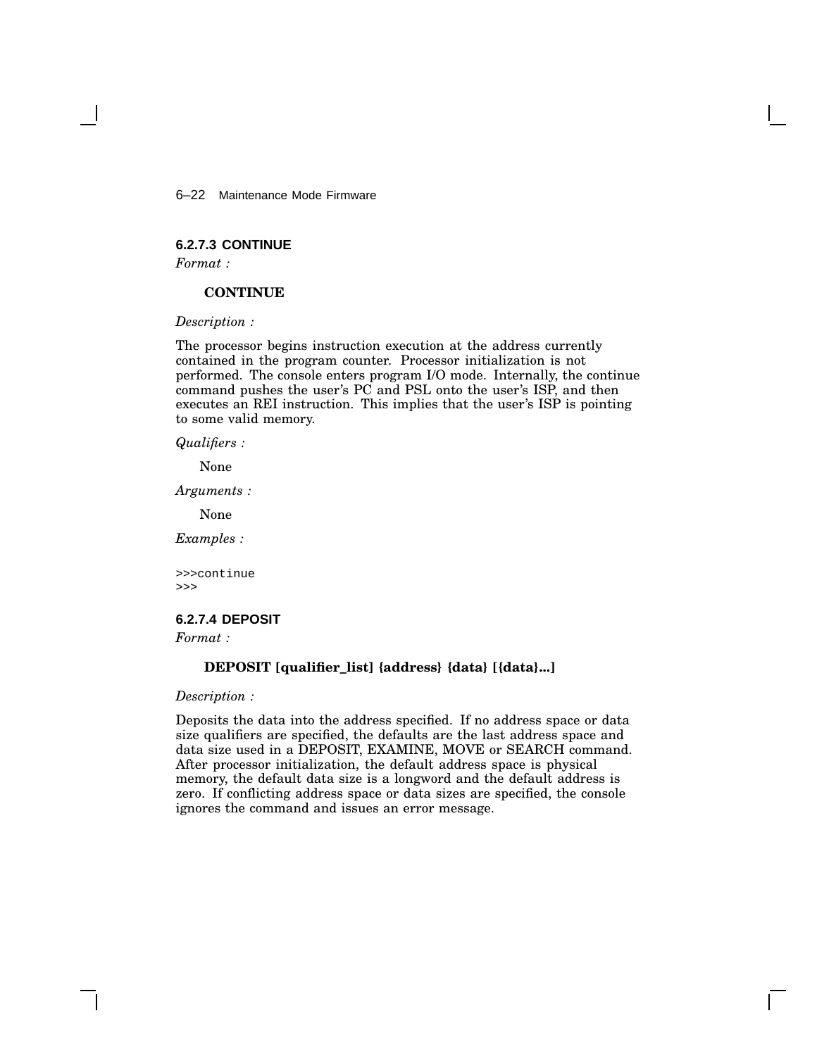#### 6.2.7.3 CONTINUE

*Format :*

**CONTINUE**

*Description :*

The processor begins instruction execution at the address currently contained in the program counter. Processor initialization is not performed. The console enters program I/O mode. Internally, the continue command pushes the user's PC and PSL onto the user's ISP, and then executes an REI instruction. This implies that the user's ISP is pointing to some valid memory.

*Qualifiers :*

None

*Arguments :*

None

*Examples :*

```
>>>continue
>>>
```

#### 6.2.7.4 DEPOSIT

*Format :*

**DEPOSIT [qualifier_list] {address} {data} [{data}...]**

*Description :*

Deposits the data into the address specified. If no address space or data size qualifiers are specified, the defaults are the last address space and data size used in a DEPOSIT, EXAMINE, MOVE or SEARCH command. After processor initialization, the default address space is physical memory, the default data size is a longword and the default address is zero. If conflicting address space or data sizes are specified, the console ignores the command and issues an error message.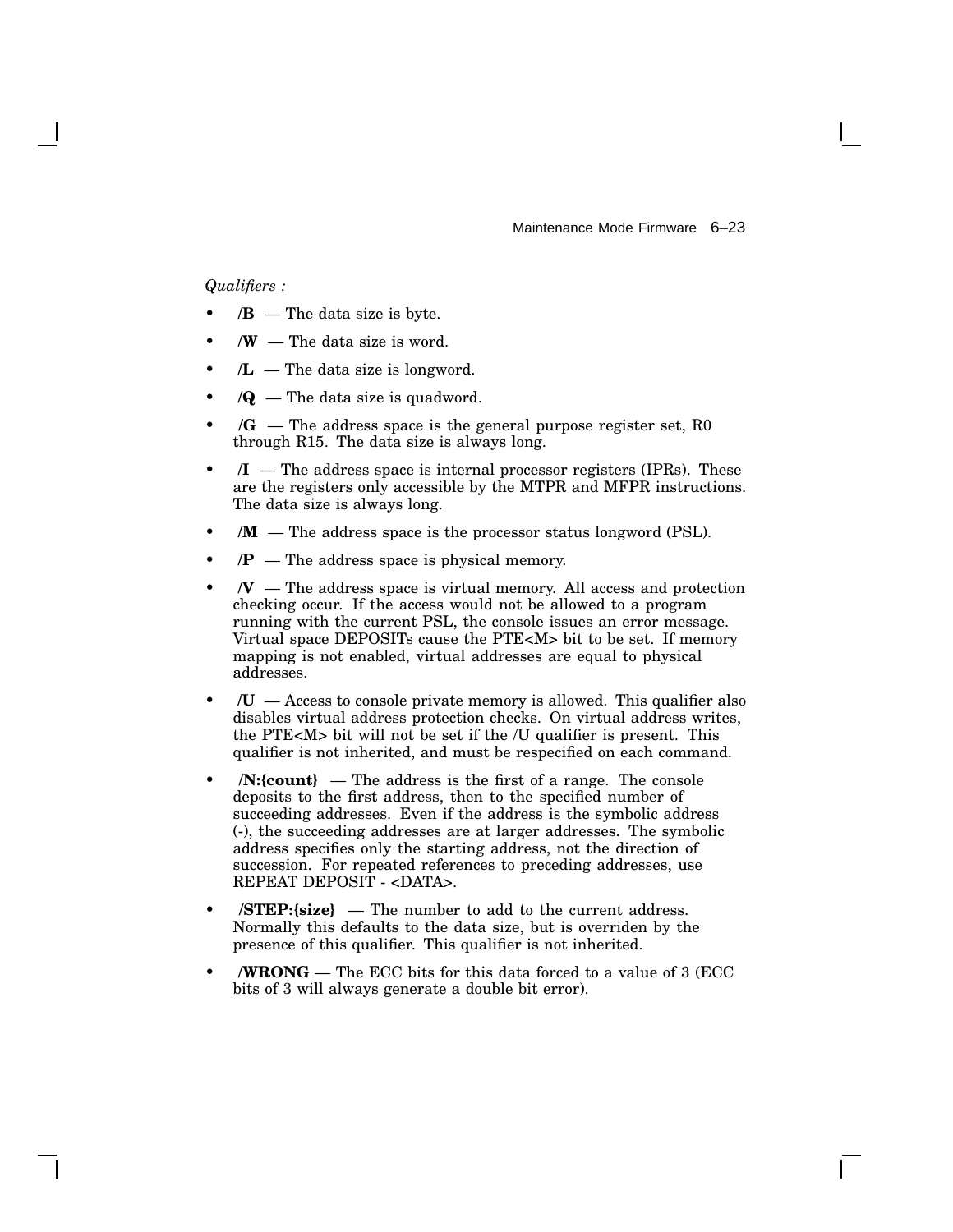*Qualifiers :*

- **/B** — The data size is byte.
- **/W** — The data size is word.
- **/L** — The data size is longword.
- **/Q** — The data size is quadword.
- **/G** — The address space is the general purpose register set, R0 through R15. The data size is always long.
- **/I** — The address space is internal processor registers (IPRs). These are the registers only accessible by the MTPR and MFPR instructions. The data size is always long.
- **/M** — The address space is the processor status longword (PSL).
- **/P** — The address space is physical memory.
- **/V** — The address space is virtual memory. All access and protection checking occur. If the access would not be allowed to a program running with the current PSL, the console issues an error message. Virtual space DEPOSITs cause the PTE<M> bit to be set. If memory mapping is not enabled, virtual addresses are equal to physical addresses.
- **/U** — Access to console private memory is allowed. This qualifier also disables virtual address protection checks. On virtual address writes, the PTE<M> bit will not be set if the /U qualifier is present. This qualifier is not inherited, and must be respecified on each command.
- **/N:{count}** — The address is the first of a range. The console deposits to the first address, then to the specified number of succeeding addresses. Even if the address is the symbolic address (-), the succeeding addresses are at larger addresses. The symbolic address specifies only the starting address, not the direction of succession. For repeated references to preceding addresses, use REPEAT DEPOSIT - <DATA>.
- **/STEP:{size}** — The number to add to the current address. Normally this defaults to the data size, but is overriden by the presence of this qualifier. This qualifier is not inherited.
- **/WRONG** — The ECC bits for this data forced to a value of 3 (ECC bits of 3 will always generate a double bit error).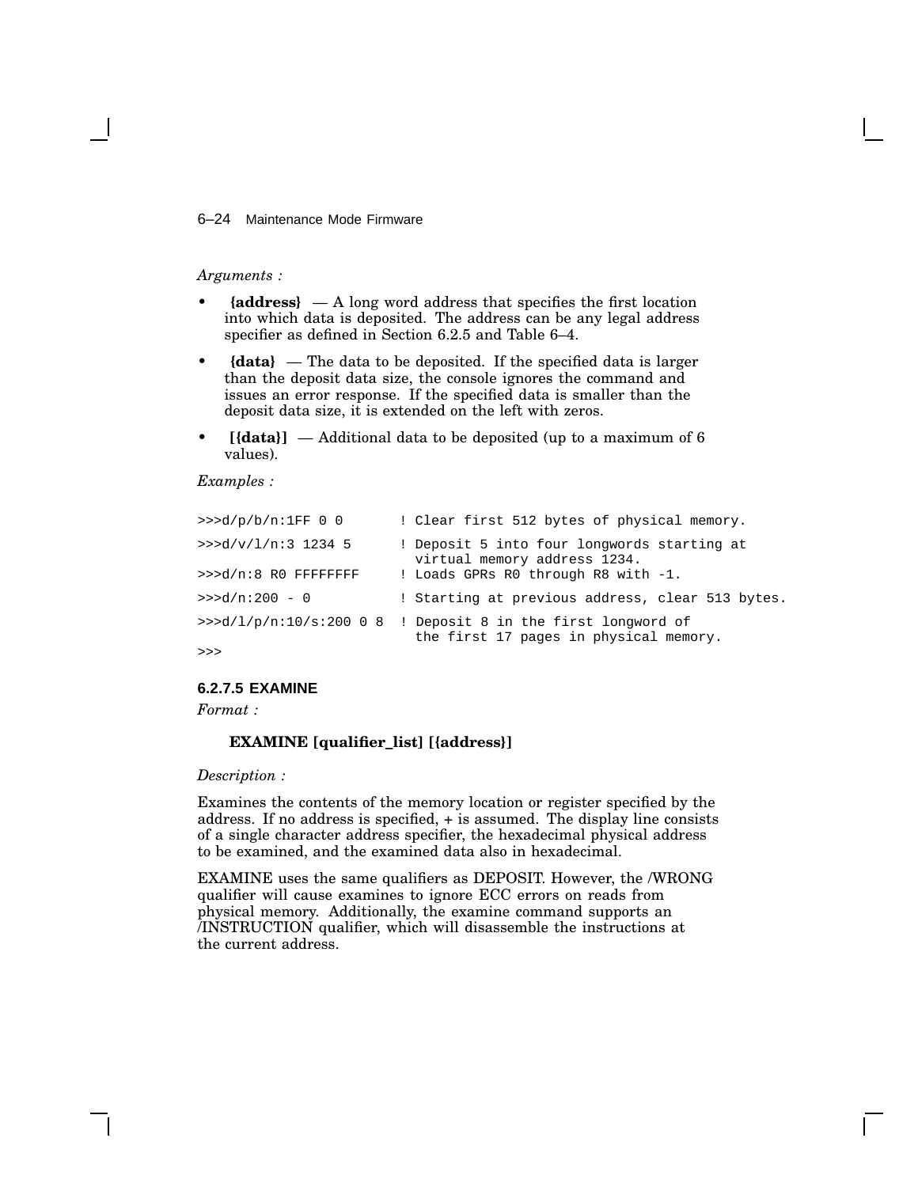*Arguments :*

- **{address}** — A long word address that specifies the first location into which data is deposited. The address can be any legal address specifier as defined in Section 6.2.5 and Table 6–4.
- **{data}** — The data to be deposited. If the specified data is larger than the deposit data size, the console ignores the command and issues an error response. If the specified data is smaller than the deposit data size, it is extended on the left with zeros.
- **[{data}]** — Additional data to be deposited (up to a maximum of 6 values).

*Examples :*

```
>>>d/p/b/n:1FF 0 0       ! Clear first 512 bytes of physical memory.
>>>d/v/l/n:3 1234 5      ! Deposit 5 into four longwords starting at
                           virtual memory address 1234.
>>>d/n:8 R0 FFFFFFFF     ! Loads GPRs R0 through R8 with -1.
>>>d/n:200 - 0           ! Starting at previous address, clear 513 bytes.
>>>d/l/p/n:10/s:200 0 8  ! Deposit 8 in the first longword of
                           the first 17 pages in physical memory.
>>>
```

### 6.2.7.5 EXAMINE

*Format :*

**EXAMINE [qualifier_list] [{address}]**

*Description :*

Examines the contents of the memory location or register specified by the address. If no address is specified, + is assumed. The display line consists of a single character address specifier, the hexadecimal physical address to be examined, and the examined data also in hexadecimal.

EXAMINE uses the same qualifiers as DEPOSIT. However, the /WRONG qualifier will cause examines to ignore ECC errors on reads from physical memory. Additionally, the examine command supports an /INSTRUCTION qualifier, which will disassemble the instructions at the current address.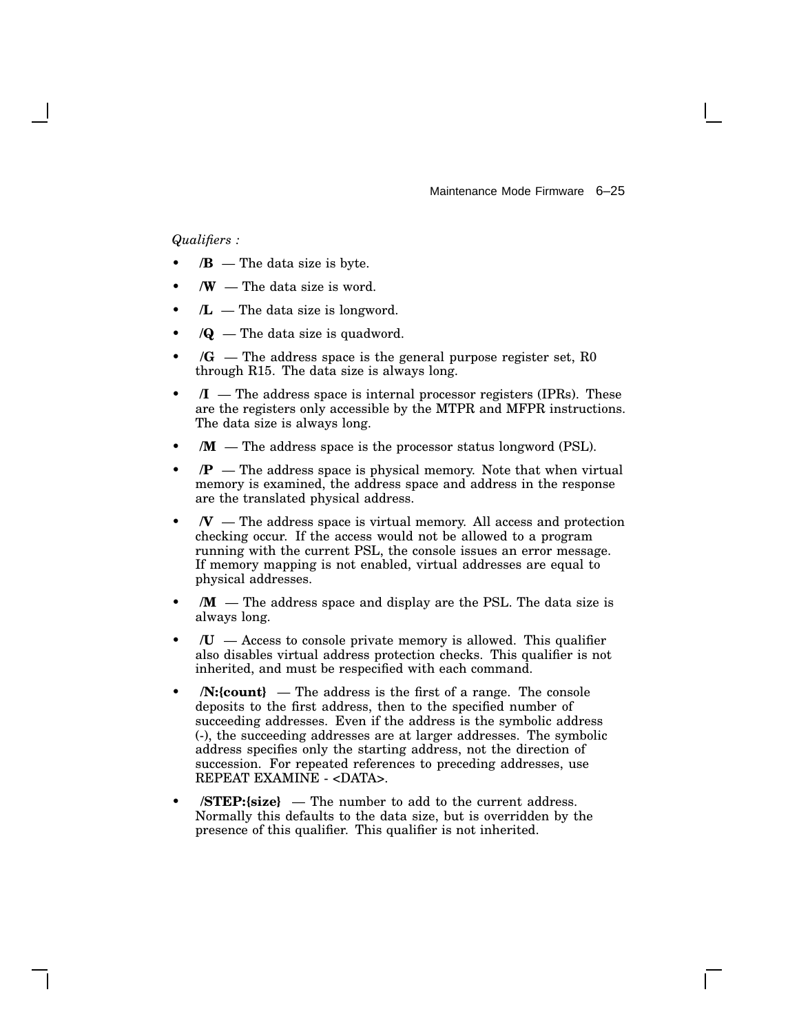*Qualifiers :*

- **/B** — The data size is byte.
- **/W** — The data size is word.
- **/L** — The data size is longword.
- **/Q** — The data size is quadword.
- **/G** — The address space is the general purpose register set, R0 through R15. The data size is always long.
- **/I** — The address space is internal processor registers (IPRs). These are the registers only accessible by the MTPR and MFPR instructions. The data size is always long.
- **/M** — The address space is the processor status longword (PSL).
- **/P** — The address space is physical memory. Note that when virtual memory is examined, the address space and address in the response are the translated physical address.
- **/V** — The address space is virtual memory. All access and protection checking occur. If the access would not be allowed to a program running with the current PSL, the console issues an error message. If memory mapping is not enabled, virtual addresses are equal to physical addresses.
- **/M** — The address space and display are the PSL. The data size is always long.
- **/U** — Access to console private memory is allowed. This qualifier also disables virtual address protection checks. This qualifier is not inherited, and must be respecified with each command.
- **/N:{count}** — The address is the first of a range. The console deposits to the first address, then to the specified number of succeeding addresses. Even if the address is the symbolic address (-), the succeeding addresses are at larger addresses. The symbolic address specifies only the starting address, not the direction of succession. For repeated references to preceding addresses, use REPEAT EXAMINE - <DATA>.
- **/STEP:{size}** — The number to add to the current address. Normally this defaults to the data size, but is overridden by the presence of this qualifier. This qualifier is not inherited.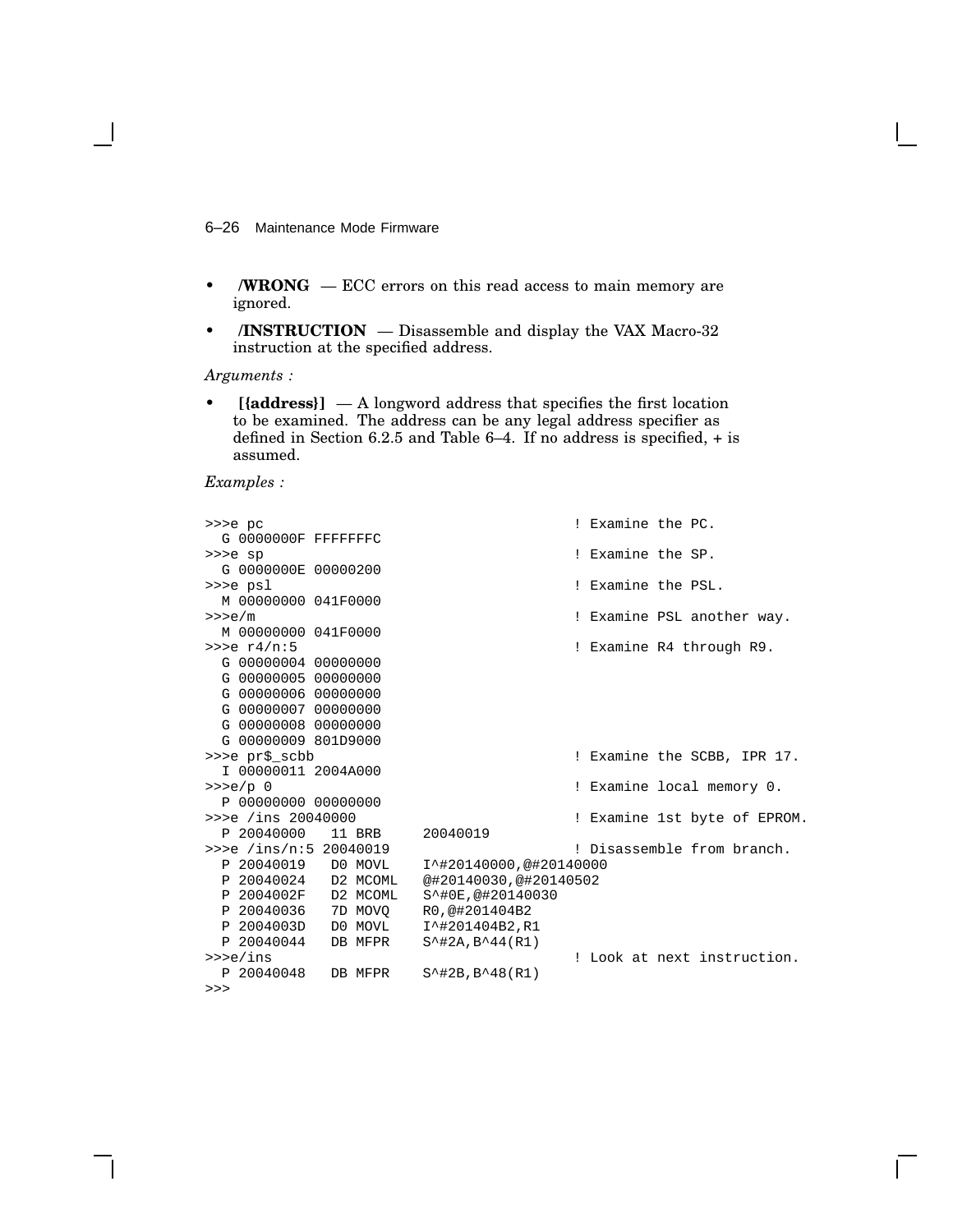- **/WRONG** — ECC errors on this read access to main memory are ignored.
- **/INSTRUCTION** — Disassemble and display the VAX Macro-32 instruction at the specified address.

*Arguments :*

- **[{address}]** — A longword address that specifies the first location to be examined. The address can be any legal address specifier as defined in Section 6.2.5 and Table 6–4. If no address is specified, + is assumed.

*Examples :*

```
>>>e pc                                         ! Examine the PC.
  G 0000000F FFFFFFFC
>>>e sp                                         ! Examine the SP.
  G 0000000E 00000200
>>>e psl                                        ! Examine the PSL.
  M 00000000 041F0000
>>>e/m                                          ! Examine PSL another way.
  M 00000000 041F0000
>>>e r4/n:5                                     ! Examine R4 through R9.
  G 00000004 00000000
  G 00000005 00000000
  G 00000006 00000000
  G 00000007 00000000
  G 00000008 00000000
  G 00000009 801D9000
>>>e pr$_scbb                                   ! Examine the SCBB, IPR 17.
  I 00000011 2004A000
>>>e/p 0                                        ! Examine local memory 0.
  P 00000000 00000000
>>>e /ins 20040000                              ! Examine 1st byte of EPROM.
  P 20040000   11 BRB     20040019
>>>e /ins/n:5 20040019                          ! Disassemble from branch.
  P 20040019   D0 MOVL    I^#20140000,@#20140000
  P 20040024   D2 MCOML   @#20140030,@#20140502
  P 2004002F   D2 MCOML   S^#0E,@#20140030
  P 20040036   7D MOVQ    R0,@#201404B2
  P 2004003D   D0 MOVL    I^#201404B2,R1
  P 20040044   DB MFPR    S^#2A,B^44(R1)
>>>e/ins                                        ! Look at next instruction.
  P 20040048   DB MFPR    S^#2B,B^48(R1)
>>>
```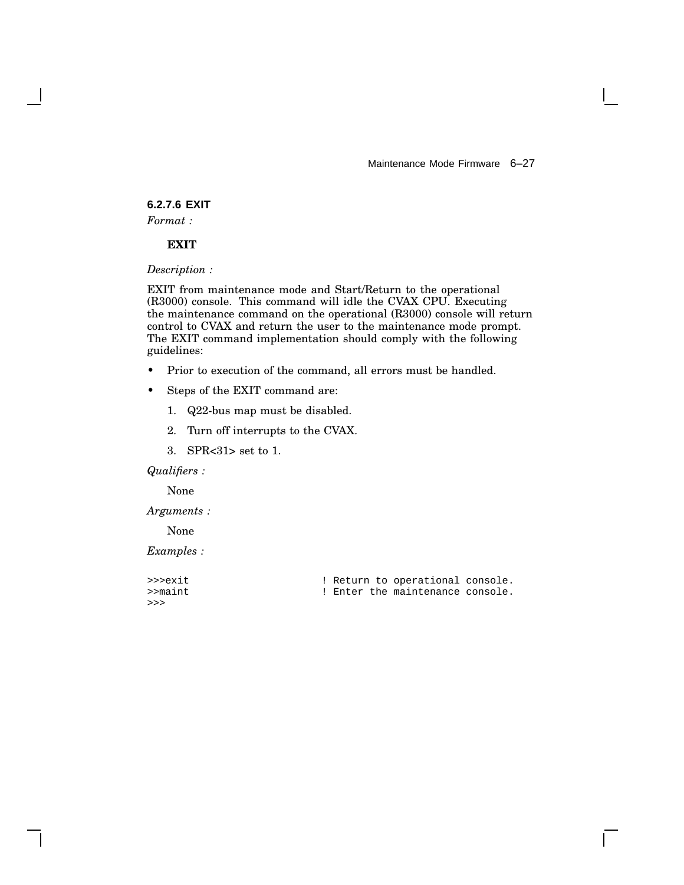#### 6.2.7.6 EXIT

*Format :*

**EXIT**

*Description :*

EXIT from maintenance mode and Start/Return to the operational (R3000) console. This command will idle the CVAX CPU. Executing the maintenance command on the operational (R3000) console will return control to CVAX and return the user to the maintenance mode prompt. The EXIT command implementation should comply with the following guidelines:

- Prior to execution of the command, all errors must be handled.
- Steps of the EXIT command are:
  1. Q22-bus map must be disabled.
  2. Turn off interrupts to the CVAX.
  3. SPR<31> set to 1.

*Qualifiers :*

None

*Arguments :*

None

*Examples :*

```
>>>exit                      ! Return to operational console.
>>maint                      ! Enter the maintenance console.
>>>
```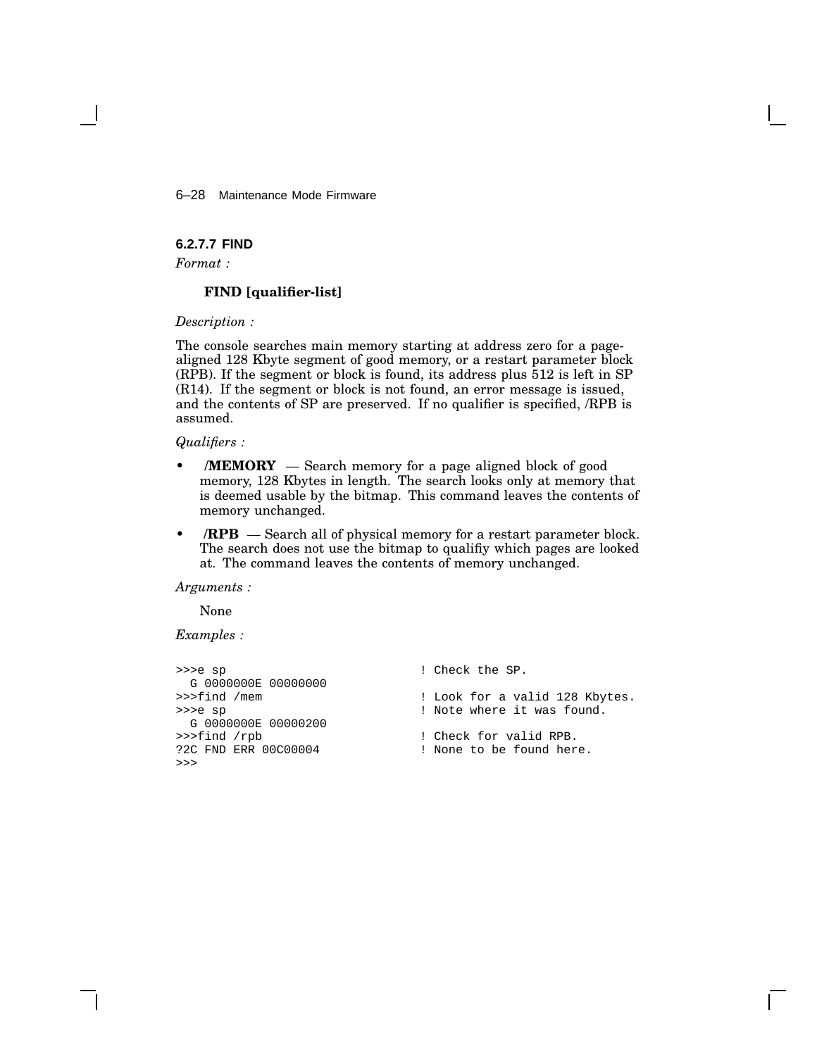### 6.2.7.7 FIND

*Format :*

**FIND [qualifier-list]**

*Description :*

The console searches main memory starting at address zero for a page-aligned 128 Kbyte segment of good memory, or a restart parameter block (RPB). If the segment or block is found, its address plus 512 is left in SP (R14). If the segment or block is not found, an error message is issued, and the contents of SP are preserved. If no qualifier is specified, /RPB is assumed.

*Qualifiers :*

- **/MEMORY** — Search memory for a page aligned block of good memory, 128 Kbytes in length. The search looks only at memory that is deemed usable by the bitmap. This command leaves the contents of memory unchanged.
- **/RPB** — Search all of physical memory for a restart parameter block. The search does not use the bitmap to qualifiy which pages are looked at. The command leaves the contents of memory unchanged.

*Arguments :*

None

*Examples :*

```
>>>e sp                             ! Check the SP.
  G 0000000E 00000000
>>>find /mem                        ! Look for a valid 128 Kbytes.
>>>e sp                             ! Note where it was found.
  G 0000000E 00000200
>>>find /rpb                        ! Check for valid RPB.
?2C FND ERR 00C00004                ! None to be found here.
>>>
```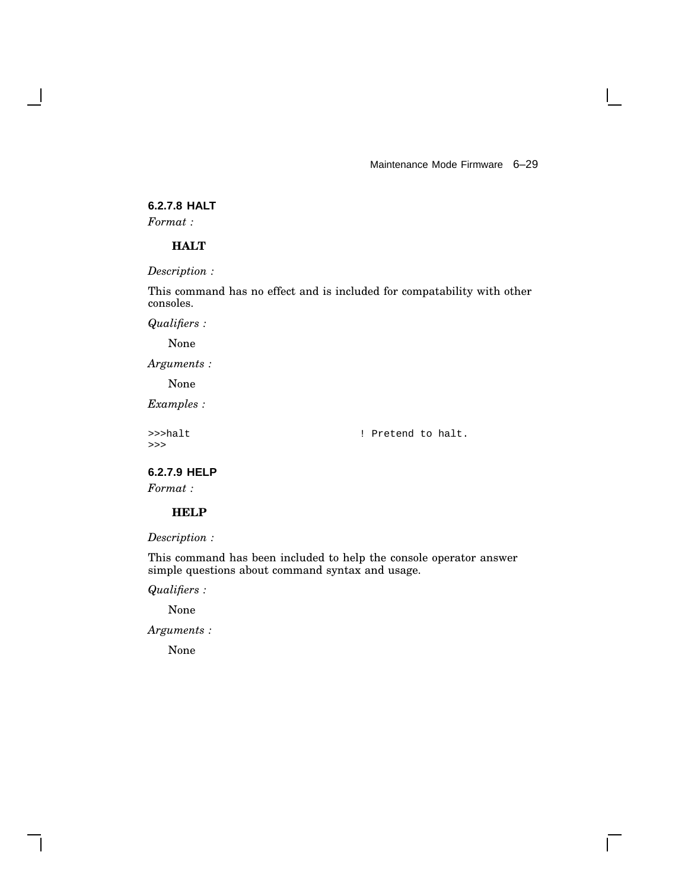### 6.2.7.8 HALT

*Format :*

**HALT**

*Description :*

This command has no effect and is included for compatability with other consoles.

*Qualifiers :*

None

*Arguments :*

None

*Examples :*

```
>>>halt                              ! Pretend to halt.
>>>
```

### 6.2.7.9 HELP

*Format :*

**HELP**

*Description :*

This command has been included to help the console operator answer simple questions about command syntax and usage.

*Qualifiers :*

None

*Arguments :*

None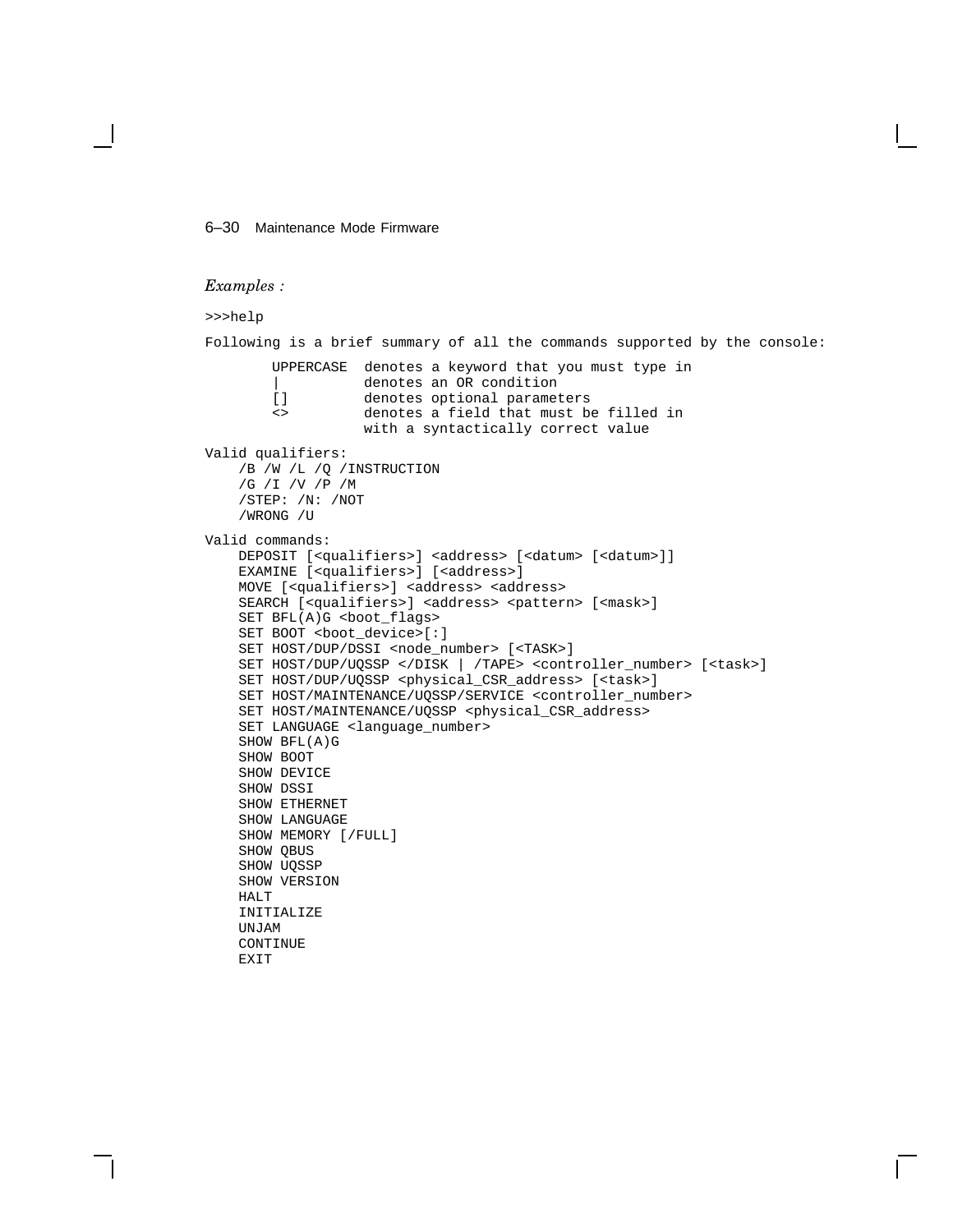*Examples :*

```
>>>help

Following is a brief summary of all the commands supported by the console:

       UPPERCASE  denotes a keyword that you must type in
       |          denotes an OR condition
       []         denotes optional parameters
       <>         denotes a field that must be filled in
                  with a syntactically correct value

Valid qualifiers:
    /B /W /L /Q /INSTRUCTION
    /G /I /V /P /M
    /STEP: /N: /NOT
    /WRONG /U

Valid commands:
    DEPOSIT [<qualifiers>] <address> [<datum> [<datum>]]
    EXAMINE [<qualifiers>] [<address>]
    MOVE [<qualifiers>] <address> <address>
    SEARCH [<qualifiers>] <address> <pattern> [<mask>]
    SET BFL(A)G <boot_flags>
    SET BOOT <boot_device>[:]
    SET HOST/DUP/DSSI <node_number> [<TASK>]
    SET HOST/DUP/UQSSP </DISK | /TAPE> <controller_number> [<task>]
    SET HOST/DUP/UQSSP <physical_CSR_address> [<task>]
    SET HOST/MAINTENANCE/UQSSP/SERVICE <controller_number>
    SET HOST/MAINTENANCE/UQSSP <physical_CSR_address>
    SET LANGUAGE <language_number>
    SHOW BFL(A)G
    SHOW BOOT
    SHOW DEVICE
    SHOW DSSI
    SHOW ETHERNET
    SHOW LANGUAGE
    SHOW MEMORY [/FULL]
    SHOW QBUS
    SHOW UQSSP
    SHOW VERSION
    HALT
    INITIALIZE
    UNJAM
    CONTINUE
    EXIT
```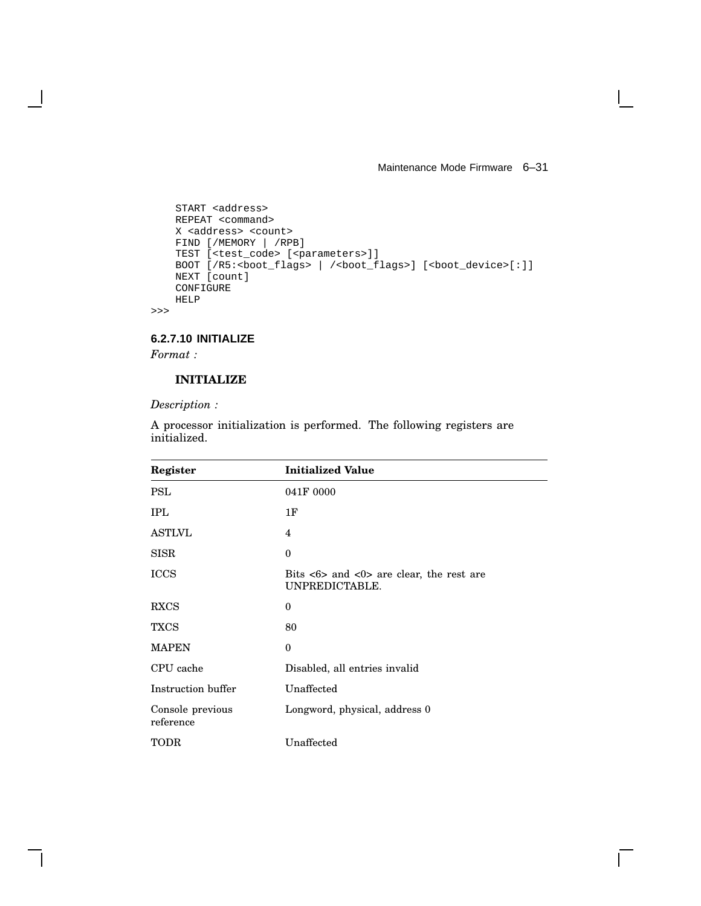```
    START <address>
    REPEAT <command>
    X <address> <count>
    FIND [/MEMORY | /RPB]
    TEST [<test_code> [<parameters>]]
    BOOT [/R5:<boot_flags> | /<boot_flags>] [<boot_device>[:]]
    NEXT [count]
    CONFIGURE
    HELP
>>>
```

#### 6.2.7.10 INITIALIZE

*Format :*

**INITIALIZE**

*Description :*

A processor initialization is performed. The following registers are initialized.

| Register | Initialized Value |
|---|---|
| PSL | 041F 0000 |
| IPL | 1F |
| ASTLVL | 4 |
| SISR | 0 |
| ICCS | Bits <6> and <0> are clear, the rest are UNPREDICTABLE. |
| RXCS | 0 |
| TXCS | 80 |
| MAPEN | 0 |
| CPU cache | Disabled, all entries invalid |
| Instruction buffer | Unaffected |
| Console previous reference | Longword, physical, address 0 |
| TODR | Unaffected |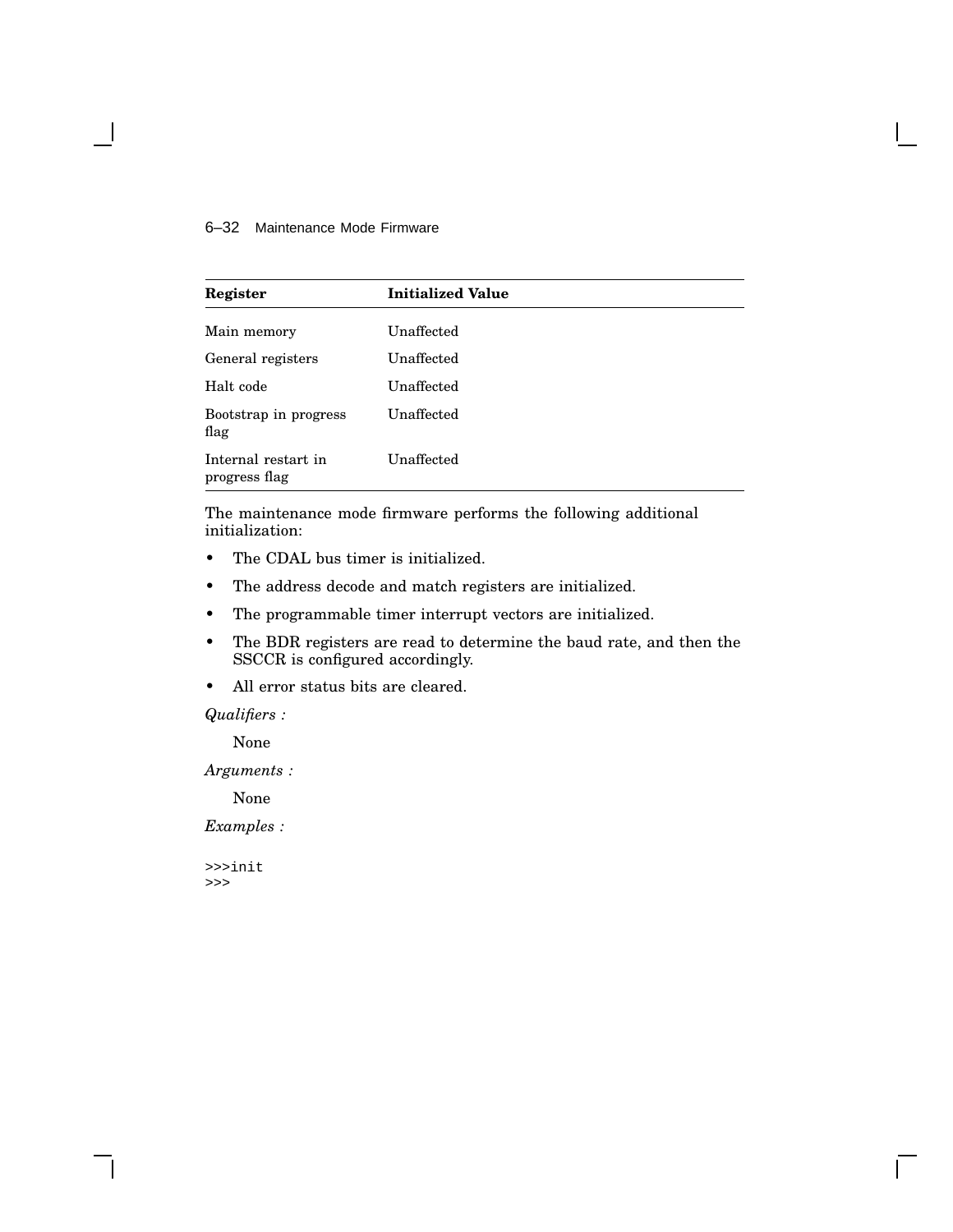| Register | Initialized Value |
|---|---|
| Main memory | Unaffected |
| General registers | Unaffected |
| Halt code | Unaffected |
| Bootstrap in progress flag | Unaffected |
| Internal restart in progress flag | Unaffected |

The maintenance mode firmware performs the following additional initialization:

- The CDAL bus timer is initialized.
- The address decode and match registers are initialized.
- The programmable timer interrupt vectors are initialized.
- The BDR registers are read to determine the baud rate, and then the SSCCR is configured accordingly.
- All error status bits are cleared.

*Qualifiers :*

None

*Arguments :*

None

*Examples :*

```
>>>init
>>>
```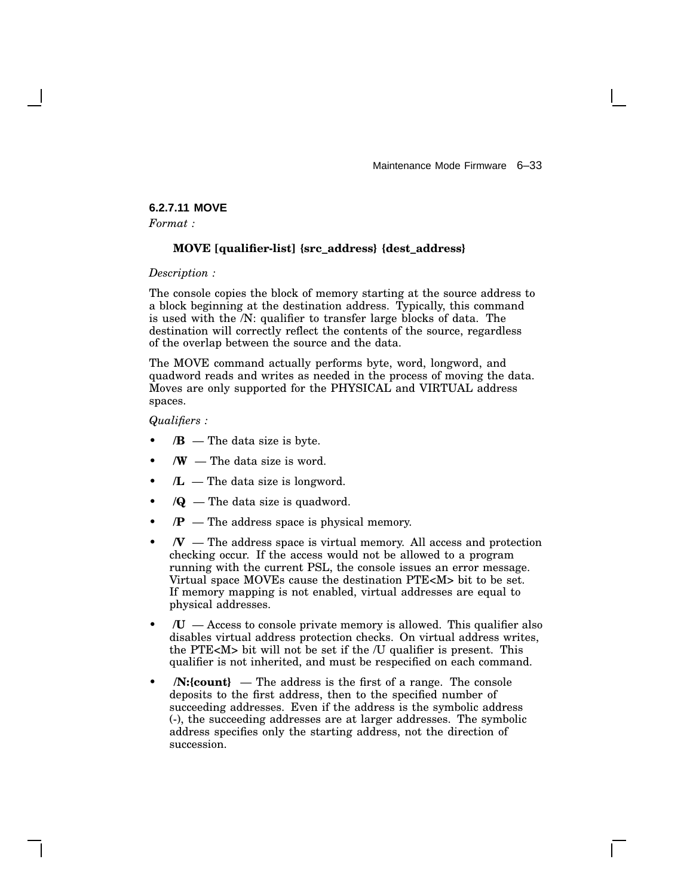#### 6.2.7.11 MOVE

*Format :*

**MOVE [qualifier-list] {src_address} {dest_address}**

*Description :*

The console copies the block of memory starting at the source address to a block beginning at the destination address. Typically, this command is used with the /N: qualifier to transfer large blocks of data. The destination will correctly reflect the contents of the source, regardless of the overlap between the source and the data.

The MOVE command actually performs byte, word, longword, and quadword reads and writes as needed in the process of moving the data. Moves are only supported for the PHYSICAL and VIRTUAL address spaces.

*Qualifiers :*

- **/B** — The data size is byte.
- **/W** — The data size is word.
- **/L** — The data size is longword.
- **/Q** — The data size is quadword.
- **/P** — The address space is physical memory.
- **/V** — The address space is virtual memory. All access and protection checking occur. If the access would not be allowed to a program running with the current PSL, the console issues an error message. Virtual space MOVEs cause the destination PTE<M> bit to be set. If memory mapping is not enabled, virtual addresses are equal to physical addresses.
- **/U** — Access to console private memory is allowed. This qualifier also disables virtual address protection checks. On virtual address writes, the PTE<M> bit will not be set if the /U qualifier is present. This qualifier is not inherited, and must be respecified on each command.
- **/N:{count}** — The address is the first of a range. The console deposits to the first address, then to the specified number of succeeding addresses. Even if the address is the symbolic address (-), the succeeding addresses are at larger addresses. The symbolic address specifies only the starting address, not the direction of succession.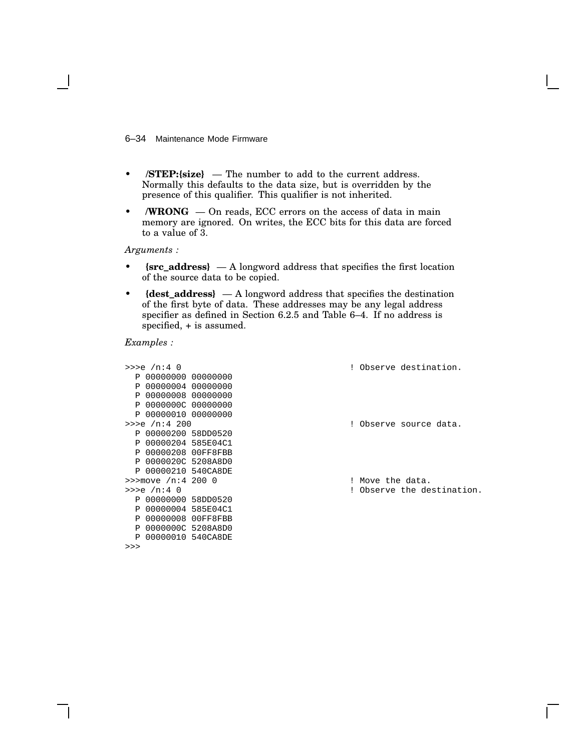- **/STEP:{size}** — The number to add to the current address. Normally this defaults to the data size, but is overridden by the presence of this qualifier. This qualifier is not inherited.
- **/WRONG** — On reads, ECC errors on the access of data in main memory are ignored. On writes, the ECC bits for this data are forced to a value of 3.

*Arguments :*

- **{src_address}** — A longword address that specifies the first location of the source data to be copied.
- **{dest_address}** — A longword address that specifies the destination of the first byte of data. These addresses may be any legal address specifier as defined in Section 6.2.5 and Table 6–4. If no address is specified, + is assumed.

*Examples :*

```
>>>e /n:4 0                                   ! Observe destination.
  P 00000000 00000000
  P 00000004 00000000
  P 00000008 00000000
  P 0000000C 00000000
  P 00000010 00000000
>>>e /n:4 200                                 ! Observe source data.
  P 00000200 58DD0520
  P 00000204 585E04C1
  P 00000208 00FF8FBB
  P 0000020C 5208A8D0
  P 00000210 540CA8DE
>>>move /n:4 200 0                            ! Move the data.
>>>e /n:4 0                                   ! Observe the destination.
  P 00000000 58DD0520
  P 00000004 585E04C1
  P 00000008 00FF8FBB
  P 0000000C 5208A8D0
  P 00000010 540CA8DE
>>>
```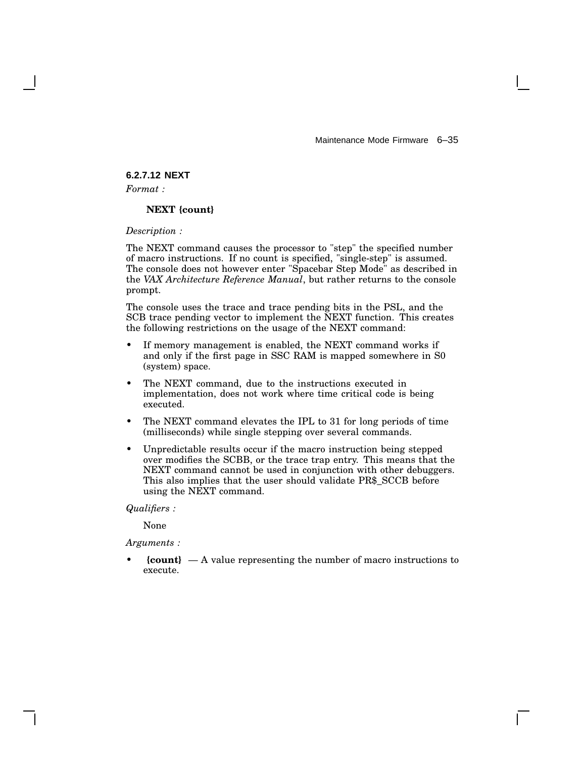#### 6.2.7.12 NEXT

*Format :*

**NEXT {count}**

*Description :*

The NEXT command causes the processor to "step" the specified number of macro instructions. If no count is specified, "single-step" is assumed. The console does not however enter "Spacebar Step Mode" as described in the *VAX Architecture Reference Manual*, but rather returns to the console prompt.

The console uses the trace and trace pending bits in the PSL, and the SCB trace pending vector to implement the NEXT function. This creates the following restrictions on the usage of the NEXT command:

- If memory management is enabled, the NEXT command works if and only if the first page in SSC RAM is mapped somewhere in S0 (system) space.
- The NEXT command, due to the instructions executed in implementation, does not work where time critical code is being executed.
- The NEXT command elevates the IPL to 31 for long periods of time (milliseconds) while single stepping over several commands.
- Unpredictable results occur if the macro instruction being stepped over modifies the SCBB, or the trace trap entry. This means that the NEXT command cannot be used in conjunction with other debuggers. This also implies that the user should validate PR$_SCCB before using the NEXT command.

*Qualifiers :*

None

*Arguments :*

- **{count}** — A value representing the number of macro instructions to execute.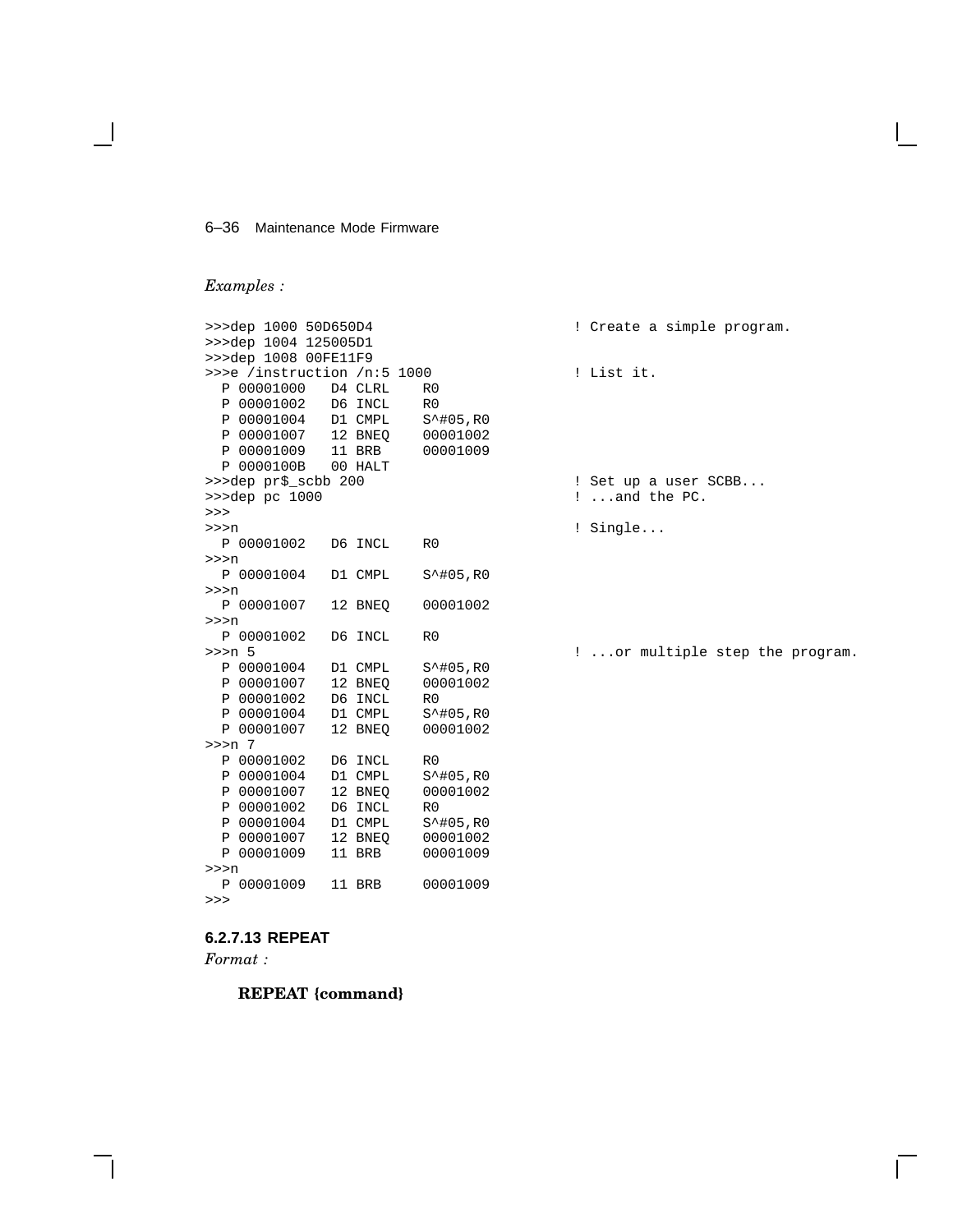*Examples :*

```
>>>dep 1000 50D650D4                          ! Create a simple program.
>>>dep 1004 125005D1
>>>dep 1008 00FE11F9
>>>e /instruction /n:5 1000                   ! List it.
  P 00001000   D4 CLRL    R0
  P 00001002   D6 INCL    R0
  P 00001004   D1 CMPL    S^#05,R0
  P 00001007   12 BNEQ    00001002
  P 00001009   11 BRB     00001009
  P 0000100B   00 HALT
>>>dep pr$_scbb 200                           ! Set up a user SCBB...
>>>dep pc 1000                                ! ...and the PC.
>>>
>>>n                                          ! Single...
  P 00001002   D6 INCL    R0
>>>n
  P 00001004   D1 CMPL    S^#05,R0
>>>n
  P 00001007   12 BNEQ    00001002
>>>n
  P 00001002   D6 INCL    R0
>>>n 5                                        ! ...or multiple step the program.
  P 00001004   D1 CMPL    S^#05,R0
  P 00001007   12 BNEQ    00001002
  P 00001002   D6 INCL    R0
  P 00001004   D1 CMPL    S^#05,R0
  P 00001007   12 BNEQ    00001002
>>>n 7
  P 00001002   D6 INCL    R0
  P 00001004   D1 CMPL    S^#05,R0
  P 00001007   12 BNEQ    00001002
  P 00001002   D6 INCL    R0
  P 00001004   D1 CMPL    S^#05,R0
  P 00001007   12 BNEQ    00001002
  P 00001009   11 BRB     00001009
>>>n
  P 00001009   11 BRB     00001009
>>>
```

#### 6.2.7.13 REPEAT

*Format :*

**REPEAT {command}**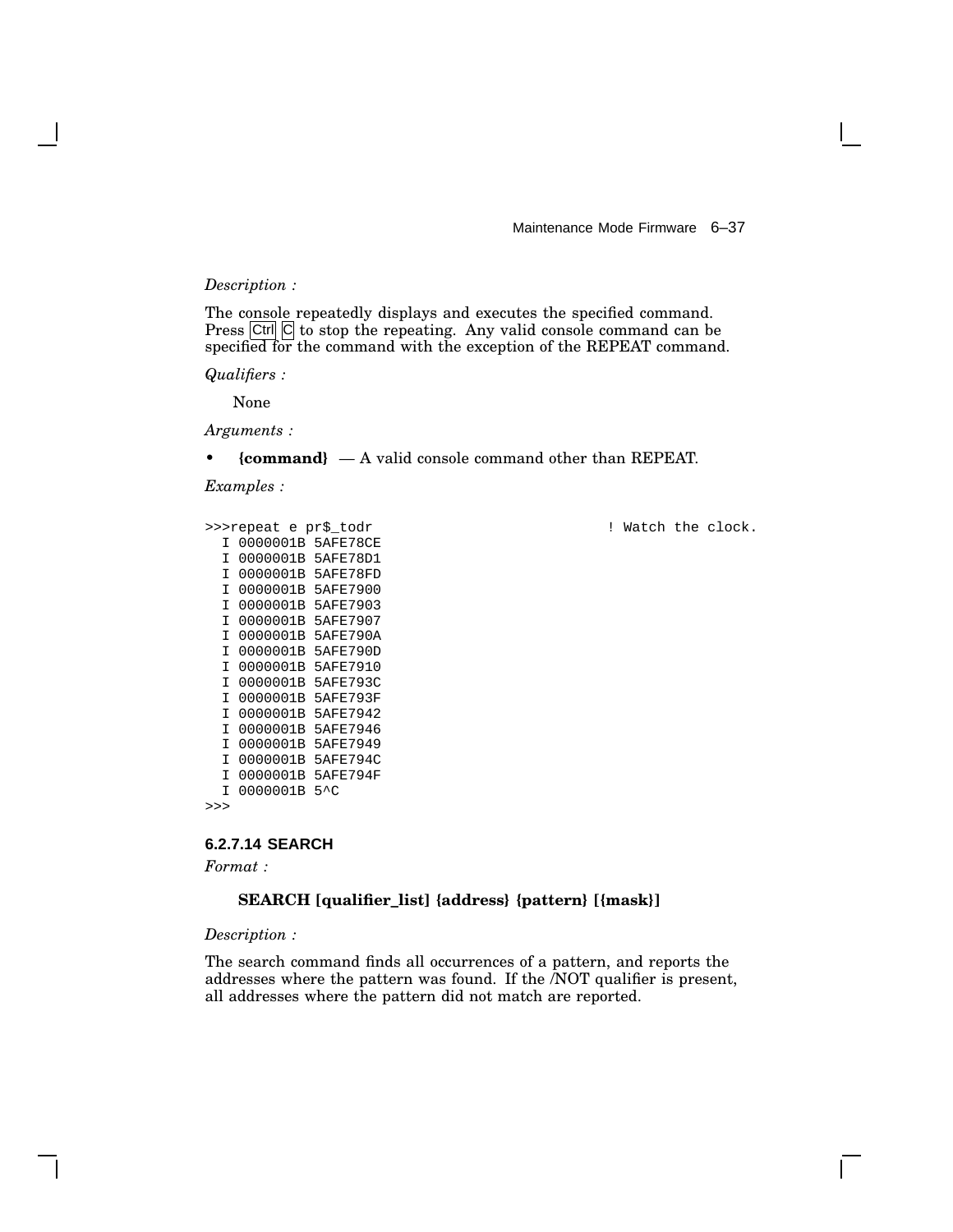*Description :*

The console repeatedly displays and executes the specified command. Press Ctrl C to stop the repeating. Any valid console command can be specified for the command with the exception of the REPEAT command.

*Qualifiers :*

None

*Arguments :*

- **{command}** — A valid console command other than REPEAT.

*Examples :*

```
>>>repeat e pr$_todr                                  ! Watch the clock.
  I 0000001B 5AFE78CE
  I 0000001B 5AFE78D1
  I 0000001B 5AFE78FD
  I 0000001B 5AFE7900
  I 0000001B 5AFE7903
  I 0000001B 5AFE7907
  I 0000001B 5AFE790A
  I 0000001B 5AFE790D
  I 0000001B 5AFE7910
  I 0000001B 5AFE793C
  I 0000001B 5AFE793F
  I 0000001B 5AFE7942
  I 0000001B 5AFE7946
  I 0000001B 5AFE7949
  I 0000001B 5AFE794C
  I 0000001B 5AFE794F
  I 0000001B 5^C
>>>
```

#### 6.2.7.14 SEARCH

*Format :*

**SEARCH [qualifier_list] {address} {pattern} [{mask}]**

*Description :*

The search command finds all occurrences of a pattern, and reports the addresses where the pattern was found. If the /NOT qualifier is present, all addresses where the pattern did not match are reported.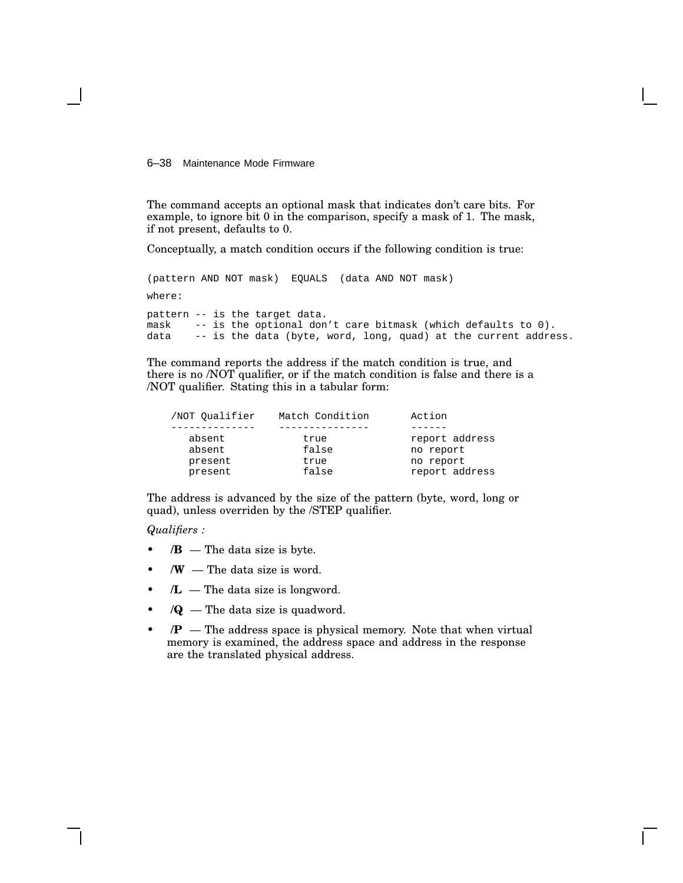The command accepts an optional mask that indicates don't care bits. For example, to ignore bit 0 in the comparison, specify a mask of 1. The mask, if not present, defaults to 0.

Conceptually, a match condition occurs if the following condition is true:

```
(pattern AND NOT mask)  EQUALS  (data AND NOT mask)

where:

pattern -- is the target data.
mask    -- is the optional don't care bitmask (which defaults to 0).
data    -- is the data (byte, word, long, quad) at the current address.
```

The command reports the address if the match condition is true, and there is no /NOT qualifier, or if the match condition is false and there is a /NOT qualifier. Stating this in a tabular form:

| /NOT Qualifier | Match Condition | Action |
|---|---|---|
| absent | true | report address |
| absent | false | no report |
| present | true | no report |
| present | false | report address |

The address is advanced by the size of the pattern (byte, word, long or quad), unless overriden by the /STEP qualifier.

*Qualifiers :*

- **/B** — The data size is byte.
- **/W** — The data size is word.
- **/L** — The data size is longword.
- **/Q** — The data size is quadword.
- **/P** — The address space is physical memory. Note that when virtual memory is examined, the address space and address in the response are the translated physical address.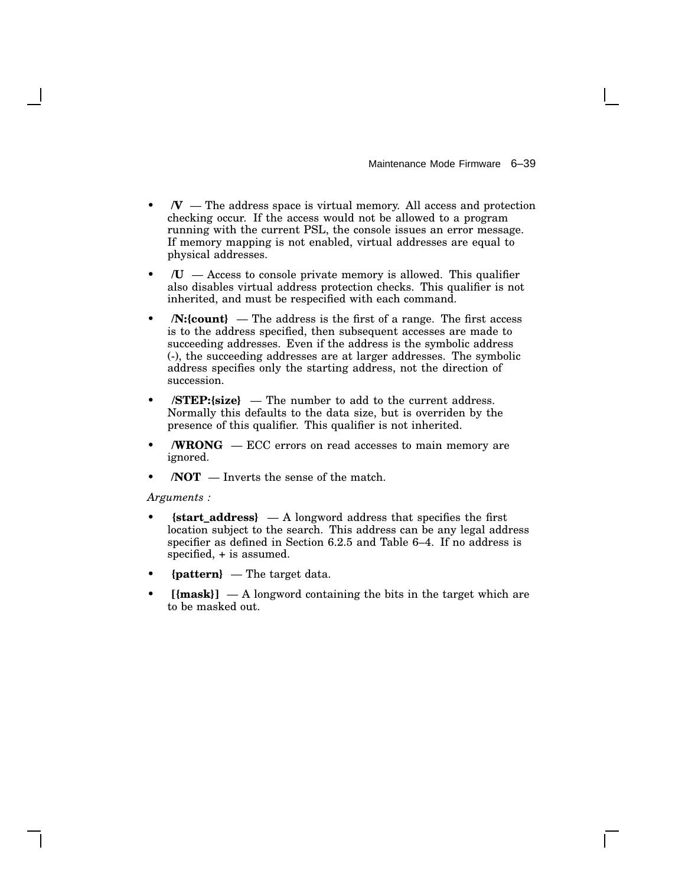- **/V** — The address space is virtual memory. All access and protection checking occur. If the access would not be allowed to a program running with the current PSL, the console issues an error message. If memory mapping is not enabled, virtual addresses are equal to physical addresses.
- **/U** — Access to console private memory is allowed. This qualifier also disables virtual address protection checks. This qualifier is not inherited, and must be respecified with each command.
- **/N:{count}** — The address is the first of a range. The first access is to the address specified, then subsequent accesses are made to succeeding addresses. Even if the address is the symbolic address (-), the succeeding addresses are at larger addresses. The symbolic address specifies only the starting address, not the direction of succession.
- **/STEP:{size}** — The number to add to the current address. Normally this defaults to the data size, but is overriden by the presence of this qualifier. This qualifier is not inherited.
- **/WRONG** — ECC errors on read accesses to main memory are ignored.
- **/NOT** — Inverts the sense of the match.

*Arguments :*

- **{start_address}** — A longword address that specifies the first location subject to the search. This address can be any legal address specifier as defined in Section 6.2.5 and Table 6–4. If no address is specified, + is assumed.
- **{pattern}** — The target data.
- **[{mask}]** — A longword containing the bits in the target which are to be masked out.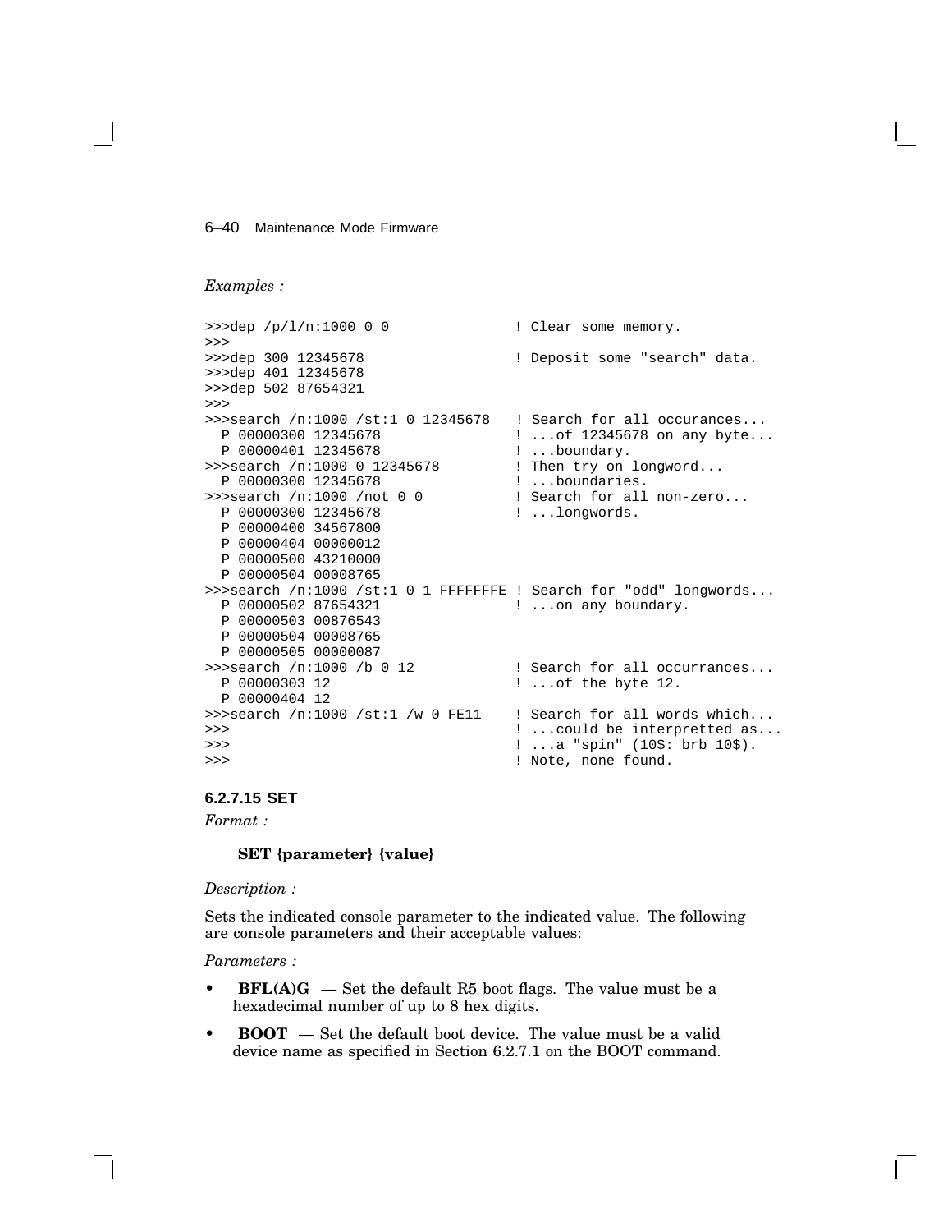*Examples :*

```
>>>dep /p/l/n:1000 0 0               ! Clear some memory.
>>>
>>>dep 300 12345678                  ! Deposit some "search" data.
>>>dep 401 12345678
>>>dep 502 87654321
>>>
>>>search /n:1000 /st:1 0 12345678   ! Search for all occurances...
  P 00000300 12345678                ! ...of 12345678 on any byte...
  P 00000401 12345678                ! ...boundary.
>>>search /n:1000 0 12345678         ! Then try on longword...
  P 00000300 12345678                ! ...boundaries.
>>>search /n:1000 /not 0 0           ! Search for all non-zero...
  P 00000300 12345678                ! ...longwords.
  P 00000400 34567800
  P 00000404 00000012
  P 00000500 43210000
  P 00000504 00008765
>>>search /n:1000 /st:1 0 1 FFFFFFFE ! Search for "odd" longwords...
  P 00000502 87654321                ! ...on any boundary.
  P 00000503 00876543
  P 00000504 00008765
  P 00000505 00000087
>>>search /n:1000 /b 0 12            ! Search for all occurrances...
  P 00000303 12                      ! ...of the byte 12.
  P 00000404 12
>>>search /n:1000 /st:1 /w 0 FE11    ! Search for all words which...
>>>                                  ! ...could be interpretted as...
>>>                                  ! ...a "spin" (10$: brb 10$).
>>>                                  ! Note, none found.
```

#### 6.2.7.15 SET

*Format :*

**SET {parameter} {value}**

*Description :*

Sets the indicated console parameter to the indicated value. The following are console parameters and their acceptable values:

*Parameters :*

- **BFL(A)G** — Set the default R5 boot flags. The value must be a hexadecimal number of up to 8 hex digits.
- **BOOT** — Set the default boot device. The value must be a valid device name as specified in Section 6.2.7.1 on the BOOT command.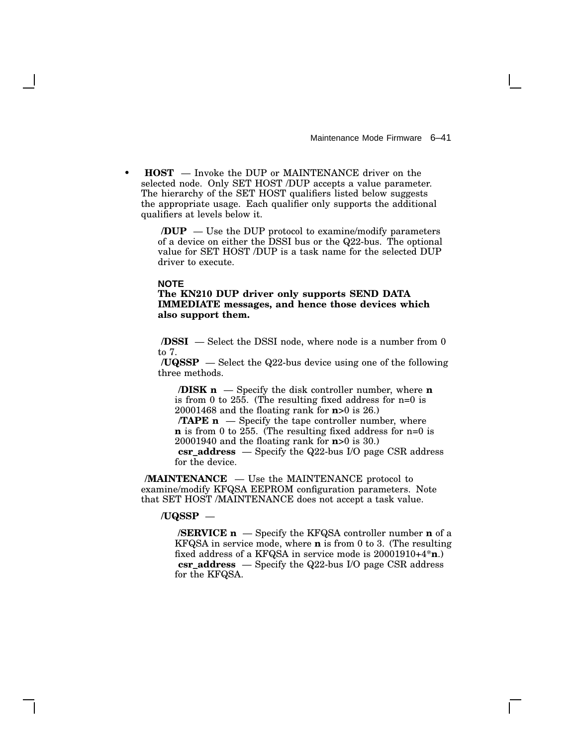- **HOST** — Invoke the DUP or MAINTENANCE driver on the selected node. Only SET HOST /DUP accepts a value parameter. The hierarchy of the SET HOST qualifiers listed below suggests the appropriate usage. Each qualifier only supports the additional qualifiers at levels below it.

  **/DUP** — Use the DUP protocol to examine/modify parameters of a device on either the DSSI bus or the Q22-bus. The optional value for SET HOST /DUP is a task name for the selected DUP driver to execute.

  **NOTE**
  **The KN210 DUP driver only supports SEND DATA IMMEDIATE messages, and hence those devices which also support them.**

  **/DSSI** — Select the DSSI node, where node is a number from 0 to 7.
  **/UQSSP** — Select the Q22-bus device using one of the following three methods.

    **/DISK n** — Specify the disk controller number, where **n** is from 0 to 255. (The resulting fixed address for n=0 is 20001468 and the floating rank for **n**>0 is 26.)
    **/TAPE n** — Specify the tape controller number, where **n** is from 0 to 255. (The resulting fixed address for n=0 is 20001940 and the floating rank for **n**>0 is 30.)
    **csr_address** — Specify the Q22-bus I/O page CSR address for the device.

  **/MAINTENANCE** — Use the MAINTENANCE protocol to examine/modify KFQSA EEPROM configuration parameters. Note that SET HOST /MAINTENANCE does not accept a task value.

  **/UQSSP** —

    **/SERVICE n** — Specify the KFQSA controller number **n** of a KFQSA in service mode, where **n** is from 0 to 3. (The resulting fixed address of a KFQSA in service mode is 20001910+4*​**n**.)
    **csr_address** — Specify the Q22-bus I/O page CSR address for the KFQSA.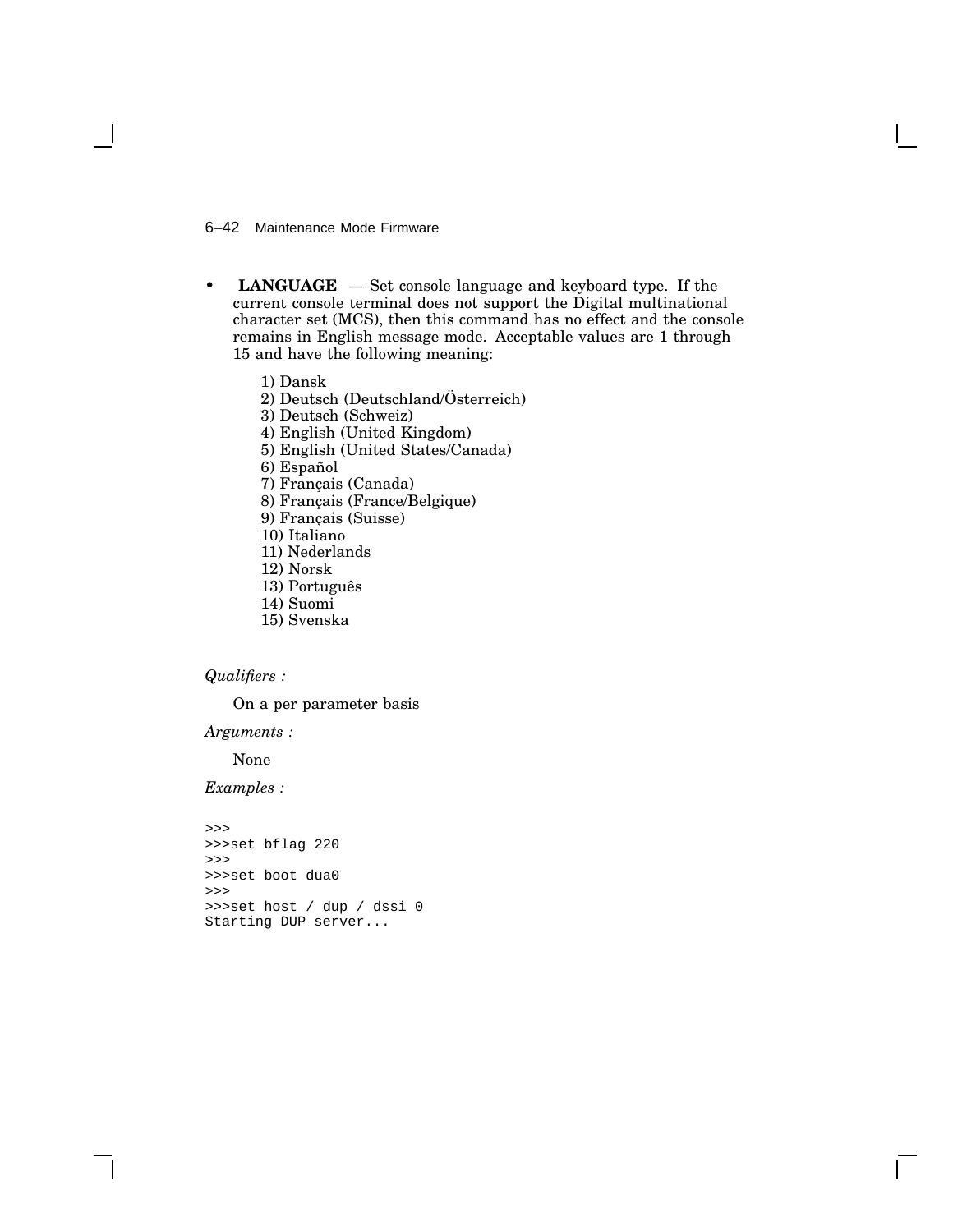- **LANGUAGE** — Set console language and keyboard type. If the current console terminal does not support the Digital multinational character set (MCS), then this command has no effect and the console remains in English message mode. Acceptable values are 1 through 15 and have the following meaning:

  1) Dansk
  2) Deutsch (Deutschland/Österreich)
  3) Deutsch (Schweiz)
  4) English (United Kingdom)
  5) English (United States/Canada)
  6) Español
  7) Français (Canada)
  8) Français (France/Belgique)
  9) Français (Suisse)
  10) Italiano
  11) Nederlands
  12) Norsk
  13) Português
  14) Suomi
  15) Svenska

*Qualifiers :*

On a per parameter basis

*Arguments :*

None

*Examples :*

```
>>>
>>>set bflag 220
>>>
>>>set boot dua0
>>>
>>>set host / dup / dssi 0
Starting DUP server...
```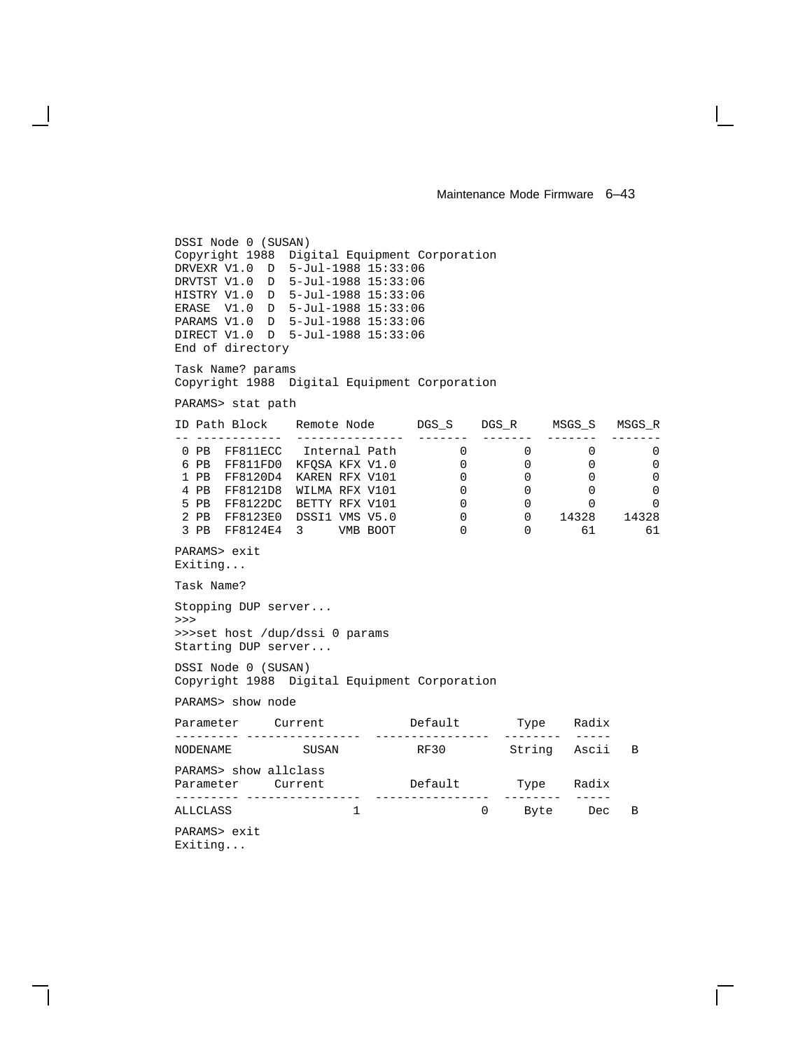```
DSSI Node 0 (SUSAN)
Copyright 1988  Digital Equipment Corporation
DRVEXR V1.0  D  5-Jul-1988 15:33:06
DRVTST V1.0  D  5-Jul-1988 15:33:06
HISTRY V1.0  D  5-Jul-1988 15:33:06
ERASE  V1.0  D  5-Jul-1988 15:33:06
PARAMS V1.0  D  5-Jul-1988 15:33:06
DIRECT V1.0  D  5-Jul-1988 15:33:06
End of directory

Task Name? params
Copyright 1988  Digital Equipment Corporation

PARAMS> stat path

ID Path Block    Remote Node      DGS_S    DGS_R     MSGS_S   MSGS_R
-- ------------  ---------------  -------  -------  -------  -------
 0 PB  FF811ECC   Internal Path        0        0        0        0
 6 PB  FF811FD0  KFQSA KFX V1.0        0        0        0        0
 1 PB  FF8120D4  KAREN RFX V101        0        0        0        0
 4 PB  FF8121D8  WILMA RFX V101        0        0        0        0
 5 PB  FF8122DC  BETTY RFX V101        0        0        0        0
 2 PB  FF8123E0  DSSI1 VMS V5.0        0        0    14328    14328
 3 PB  FF8124E4  3     VMB BOOT        0        0       61       61

PARAMS> exit
Exiting...

Task Name?

Stopping DUP server...
>>>
>>>set host /dup/dssi 0 params
Starting DUP server...

DSSI Node 0 (SUSAN)
Copyright 1988  Digital Equipment Corporation

PARAMS> show node

Parameter     Current            Default        Type    Radix
--------- ----------------  ----------------  --------  -----
NODENAME          SUSAN            RF30         String   Ascii   B

PARAMS> show allclass
Parameter     Current            Default        Type    Radix
--------- ----------------  ----------------  --------  -----
ALLCLASS                 1                 0     Byte     Dec   B

PARAMS> exit
Exiting...
```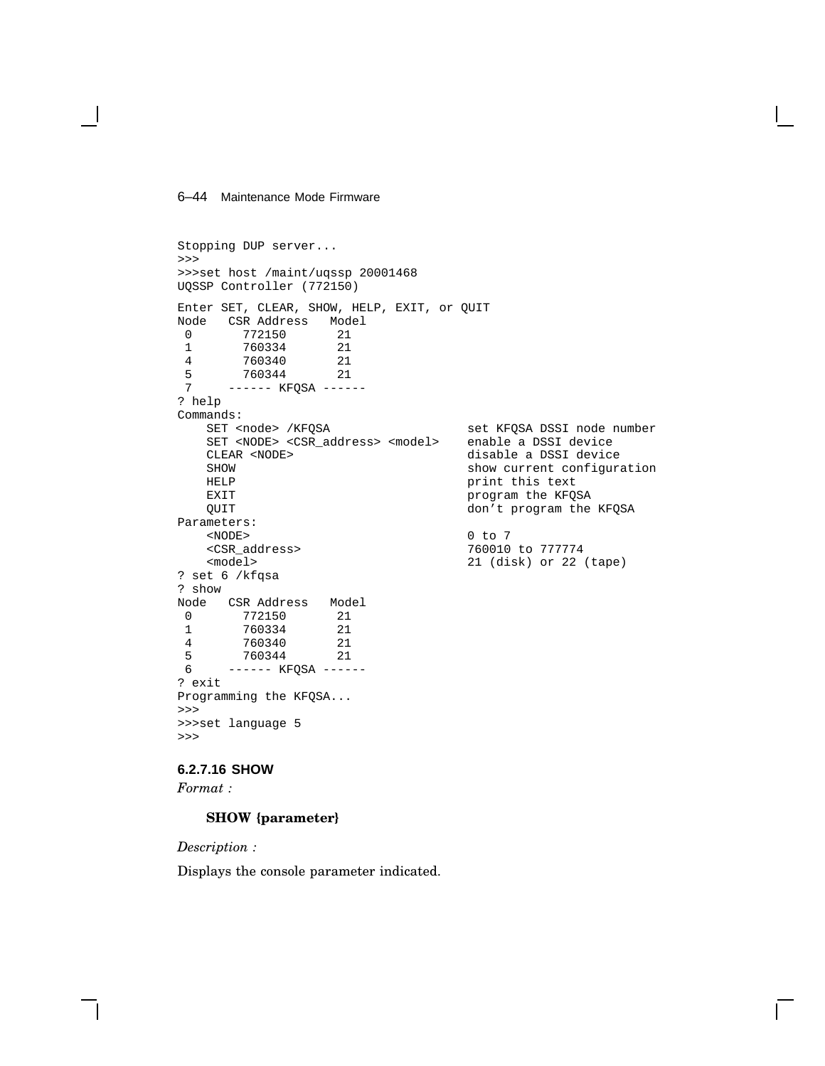```
Stopping DUP server...
>>>
>>>set host /maint/uqssp 20001468
UQSSP Controller (772150)

Enter SET, CLEAR, SHOW, HELP, EXIT, or QUIT
Node   CSR Address   Model
 0       772150       21
 1       760334       21
 4       760340       21
 5       760344       21
 7     ------ KFQSA ------
? help
Commands:
    SET <node> /KFQSA                   set KFQSA DSSI node number
    SET <NODE> <CSR_address> <model>    enable a DSSI device
    CLEAR <NODE>                        disable a DSSI device
    SHOW                                show current configuration
    HELP                                print this text
    EXIT                                program the KFQSA
    QUIT                                don't program the KFQSA
Parameters:
    <NODE>                              0 to 7
    <CSR_address>                       760010 to 777774
    <model>                             21 (disk) or 22 (tape)
? set 6 /kfqsa
? show
Node   CSR Address   Model
 0       772150       21
 1       760334       21
 4       760340       21
 5       760344       21
 6     ------ KFQSA ------
? exit
Programming the KFQSA...
>>>
>>>set language 5
>>>
```

### 6.2.7.16 SHOW

*Format :*

**SHOW {parameter}**

*Description :*

Displays the console parameter indicated.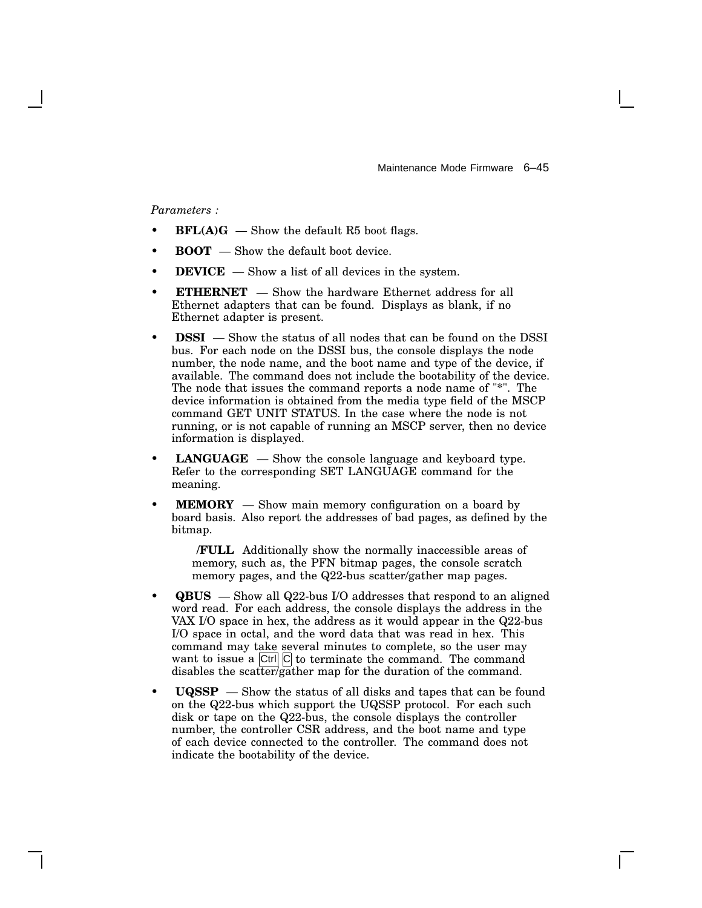*Parameters :*

- **BFL(A)G** — Show the default R5 boot flags.
- **BOOT** — Show the default boot device.
- **DEVICE** — Show a list of all devices in the system.
- **ETHERNET** — Show the hardware Ethernet address for all Ethernet adapters that can be found. Displays as blank, if no Ethernet adapter is present.
- **DSSI** — Show the status of all nodes that can be found on the DSSI bus. For each node on the DSSI bus, the console displays the node number, the node name, and the boot name and type of the device, if available. The command does not include the bootability of the device. The node that issues the command reports a node name of "*". The device information is obtained from the media type field of the MSCP command GET UNIT STATUS. In the case where the node is not running, or is not capable of running an MSCP server, then no device information is displayed.
- **LANGUAGE** — Show the console language and keyboard type. Refer to the corresponding SET LANGUAGE command for the meaning.
- **MEMORY** — Show main memory configuration on a board by board basis. Also report the addresses of bad pages, as defined by the bitmap.

  **/FULL** Additionally show the normally inaccessible areas of memory, such as, the PFN bitmap pages, the console scratch memory pages, and the Q22-bus scatter/gather map pages.

- **QBUS** — Show all Q22-bus I/O addresses that respond to an aligned word read. For each address, the console displays the address in the VAX I/O space in hex, the address as it would appear in the Q22-bus I/O space in octal, and the word data that was read in hex. This command may take several minutes to complete, so the user may want to issue a Ctrl C to terminate the command. The command disables the scatter/gather map for the duration of the command.
- **UQSSP** — Show the status of all disks and tapes that can be found on the Q22-bus which support the UQSSP protocol. For each such disk or tape on the Q22-bus, the console displays the controller number, the controller CSR address, and the boot name and type of each device connected to the controller. The command does not indicate the bootability of the device.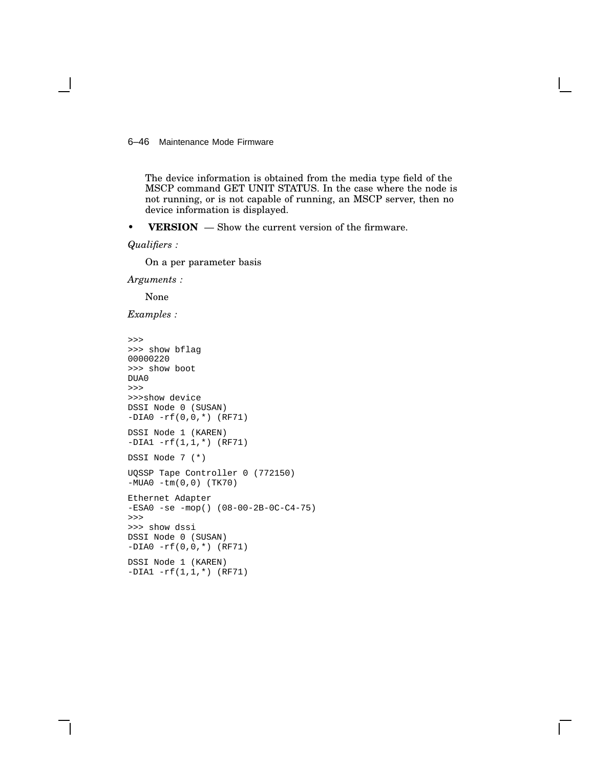The device information is obtained from the media type field of the MSCP command GET UNIT STATUS. In the case where the node is not running, or is not capable of running, an MSCP server, then no device information is displayed.

- **VERSION** — Show the current version of the firmware.

*Qualifiers :*

On a per parameter basis

*Arguments :*

None

*Examples :*

```
>>>
>>> show bflag
00000220
>>> show boot
DUA0
>>>
>>>show device
DSSI Node 0 (SUSAN)
-DIA0 -rf(0,0,*) (RF71)

DSSI Node 1 (KAREN)
-DIA1 -rf(1,1,*) (RF71)

DSSI Node 7 (*)

UQSSP Tape Controller 0 (772150)
-MUA0 -tm(0,0) (TK70)

Ethernet Adapter
-ESA0 -se -mop() (08-00-2B-0C-C4-75)
>>>
>>> show dssi
DSSI Node 0 (SUSAN)
-DIA0 -rf(0,0,*) (RF71)

DSSI Node 1 (KAREN)
-DIA1 -rf(1,1,*) (RF71)
```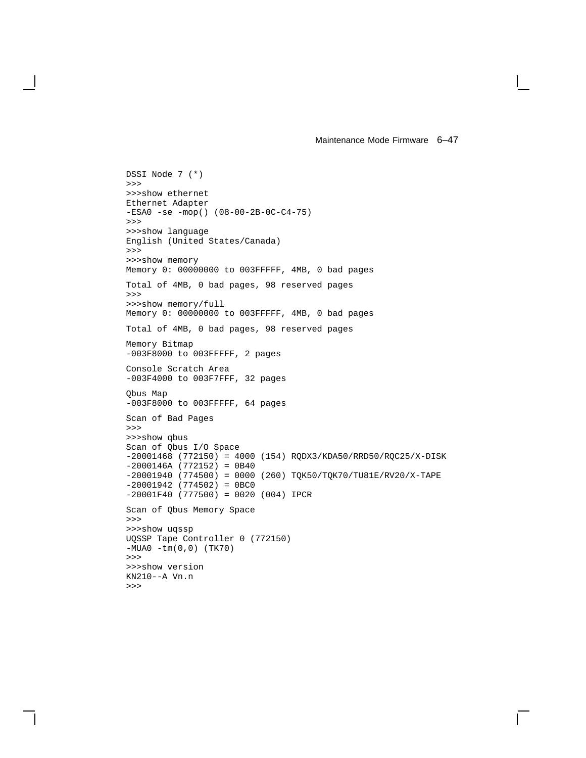```
DSSI Node 7 (*)
>>>
>>>show ethernet
Ethernet Adapter
-ESA0 -se -mop() (08-00-2B-0C-C4-75)
>>>
>>>show language
English (United States/Canada)
>>>
>>>show memory
Memory 0: 00000000 to 003FFFFF, 4MB, 0 bad pages

Total of 4MB, 0 bad pages, 98 reserved pages
>>>
>>>show memory/full
Memory 0: 00000000 to 003FFFFF, 4MB, 0 bad pages

Total of 4MB, 0 bad pages, 98 reserved pages

Memory Bitmap
-003F8000 to 003FFFFF, 2 pages

Console Scratch Area
-003F4000 to 003F7FFF, 32 pages

Qbus Map
-003F8000 to 003FFFFF, 64 pages

Scan of Bad Pages
>>>
>>>show qbus
Scan of Qbus I/O Space
-20001468 (772150) = 4000 (154) RQDX3/KDA50/RRD50/RQC25/X-DISK
-2000146A (772152) = 0B40
-20001940 (774500) = 0000 (260) TQK50/TQK70/TU81E/RV20/X-TAPE
-20001942 (774502) = 0BC0
-20001F40 (777500) = 0020 (004) IPCR

Scan of Qbus Memory Space
>>>
>>>show uqssp
UQSSP Tape Controller 0 (772150)
-MUA0 -tm(0,0) (TK70)
>>>
>>>show version
KN210--A Vn.n
>>>
```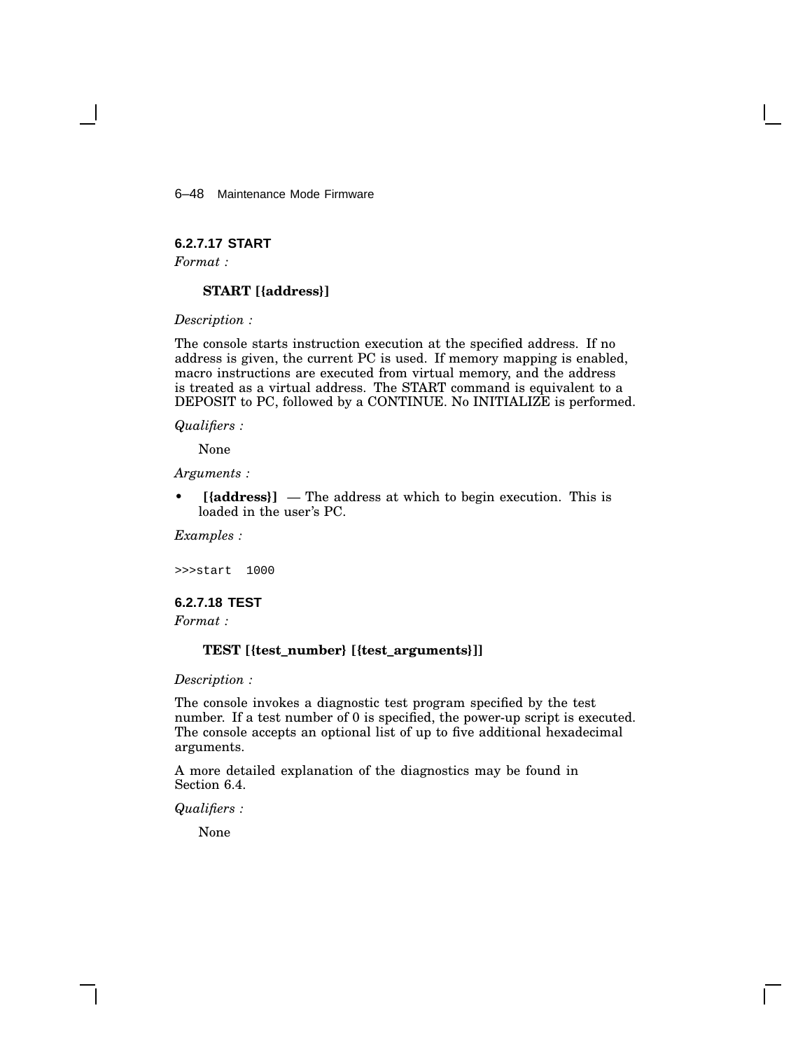#### 6.2.7.17 START

*Format :*

**START [{address}]**

*Description :*

The console starts instruction execution at the specified address. If no address is given, the current PC is used. If memory mapping is enabled, macro instructions are executed from virtual memory, and the address is treated as a virtual address. The START command is equivalent to a DEPOSIT to PC, followed by a CONTINUE. No INITIALIZE is performed.

*Qualifiers :*

None

*Arguments :*

- **[{address}]** — The address at which to begin execution. This is loaded in the user's PC.

*Examples :*

```
>>>start  1000
```

#### 6.2.7.18 TEST

*Format :*

**TEST [{test_number} [{test_arguments}]]**

*Description :*

The console invokes a diagnostic test program specified by the test number. If a test number of 0 is specified, the power-up script is executed. The console accepts an optional list of up to five additional hexadecimal arguments.

A more detailed explanation of the diagnostics may be found in Section 6.4.

*Qualifiers :*

None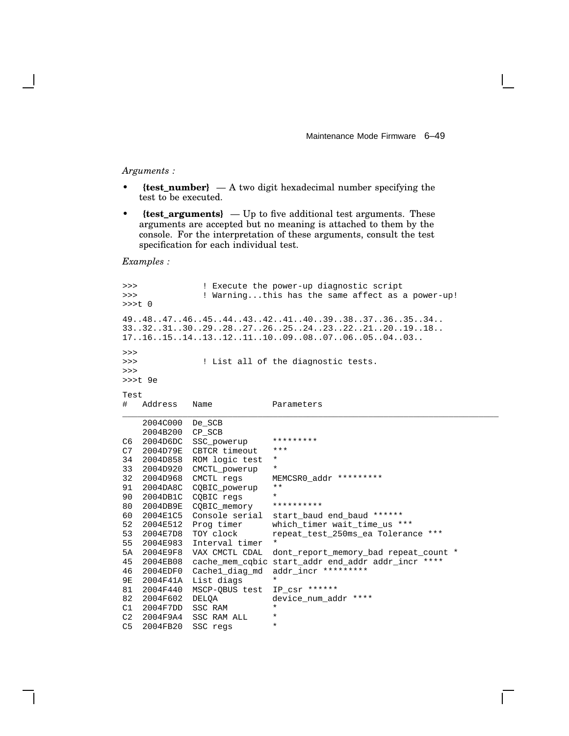*Arguments :*

- **{test_number}** — A two digit hexadecimal number specifying the test to be executed.
- **{test_arguments}** — Up to five additional test arguments. These arguments are accepted but no meaning is attached to them by the console. For the interpretation of these arguments, consult the test specification for each individual test.

*Examples :*

```
>>>              ! Execute the power-up diagnostic script
>>>              ! Warning...this has the same affect as a power-up!
>>>t 0

49..48..47..46..45..44..43..42..41..40..39..38..37..36..35..34..
33..32..31..30..29..28..27..26..25..24..23..22..21..20..19..18..
17..16..15..14..13..12..11..10..09..08..07..06..05..04..03..

>>>
>>>              ! List all of the diagnostic tests.
>>>
>>>t 9e

Test
#   Address   Name            Parameters
_____________________________________________________________________________
    2004C000  De_SCB
    2004B200  CP_SCB
C6  2004D6DC  SSC_powerup     *********
C7  2004D79E  CBTCR timeout   ***
34  2004D858  ROM logic test  *
33  2004D920  CMCTL_powerup   *
32  2004D968  CMCTL regs      MEMCSR0_addr *********
91  2004DA8C  CQBIC_powerup   **
90  2004DB1C  CQBIC regs      *
80  2004DB9E  CQBIC_memory    **********
60  2004E1C5  Console serial  start_baud end_baud ******
52  2004E512  Prog timer      which_timer wait_time_us ***
53  2004E7D8  TOY clock       repeat_test_250ms_ea Tolerance ***
55  2004E983  Interval timer  *
5A  2004E9F8  VAX CMCTL CDAL  dont_report_memory_bad repeat_count *
45  2004EB08  cache_mem_cqbic start_addr end_addr addr_incr ****
46  2004EDF0  Cache1_diag_md  addr_incr *********
9E  2004F41A  List diags      *
81  2004F440  MSCP-QBUS test  IP_csr ******
82  2004F602  DELQA           device_num_addr ****
C1  2004F7DD  SSC RAM         *
C2  2004F9A4  SSC RAM ALL     *
C5  2004FB20  SSC regs        *
```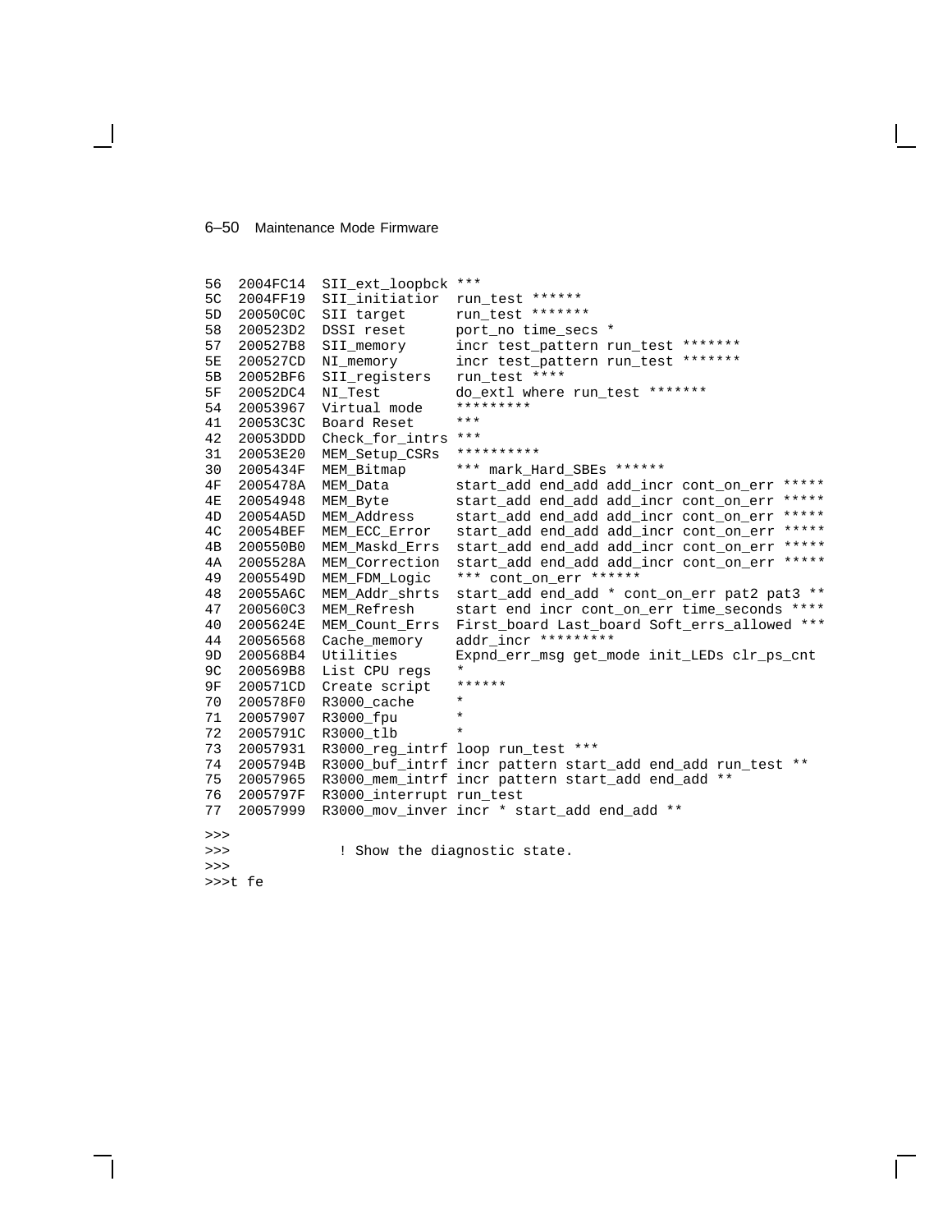```
56  2004FC14  SII_ext_loopbck ***
5C  2004FF19  SII_initiatior  run_test ******
5D  20050C0C  SII target      run_test *******
58  200523D2  DSSI reset      port_no time_secs *
57  200527B8  SII_memory      incr test_pattern run_test *******
5E  200527CD  NI_memory       incr test_pattern run_test *******
5B  20052BF6  SII_registers   run_test ****
5F  20052DC4  NI_Test         do_extl where run_test *******
54  20053967  Virtual mode    *********
41  20053C3C  Board Reset     ***
42  20053DDD  Check_for_intrs ***
31  20053E20  MEM_Setup_CSRs  **********
30  2005434F  MEM_Bitmap      *** mark_Hard_SBEs ******
4F  2005478A  MEM_Data        start_add end_add add_incr cont_on_err *****
4E  20054948  MEM_Byte        start_add end_add add_incr cont_on_err *****
4D  20054A5D  MEM_Address     start_add end_add add_incr cont_on_err *****
4C  20054BEF  MEM_ECC_Error   start_add end_add add_incr cont_on_err *****
4B  200550B0  MEM_Maskd_Errs  start_add end_add add_incr cont_on_err *****
4A  2005528A  MEM_Correction  start_add end_add add_incr cont_on_err *****
49  2005549D  MEM_FDM_Logic   *** cont_on_err ******
48  20055A6C  MEM_Addr_shrts  start_add end_add * cont_on_err pat2 pat3 **
47  200560C3  MEM_Refresh     start end incr cont_on_err time_seconds ****
40  2005624E  MEM_Count_Errs  First_board Last_board Soft_errs_allowed ***
44  20056568  Cache_memory    addr_incr *********
9D  200568B4  Utilities       Expnd_err_msg get_mode init_LEDs clr_ps_cnt
9C  200569B8  List CPU regs   *
9F  200571CD  Create script   ******
70  200578F0  R3000_cache     *
71  20057907  R3000_fpu       *
72  2005791C  R3000_tlb       *
73  20057931  R3000_reg_intrf loop run_test ***
74  2005794B  R3000_buf_intrf incr pattern start_add end_add run_test **
75  20057965  R3000_mem_intrf incr pattern start_add end_add **
76  2005797F  R3000_interrupt run_test
77  20057999  R3000_mov_inver incr * start_add end_add **

>>>
>>>            ! Show the diagnostic state.
>>>
>>>t fe
```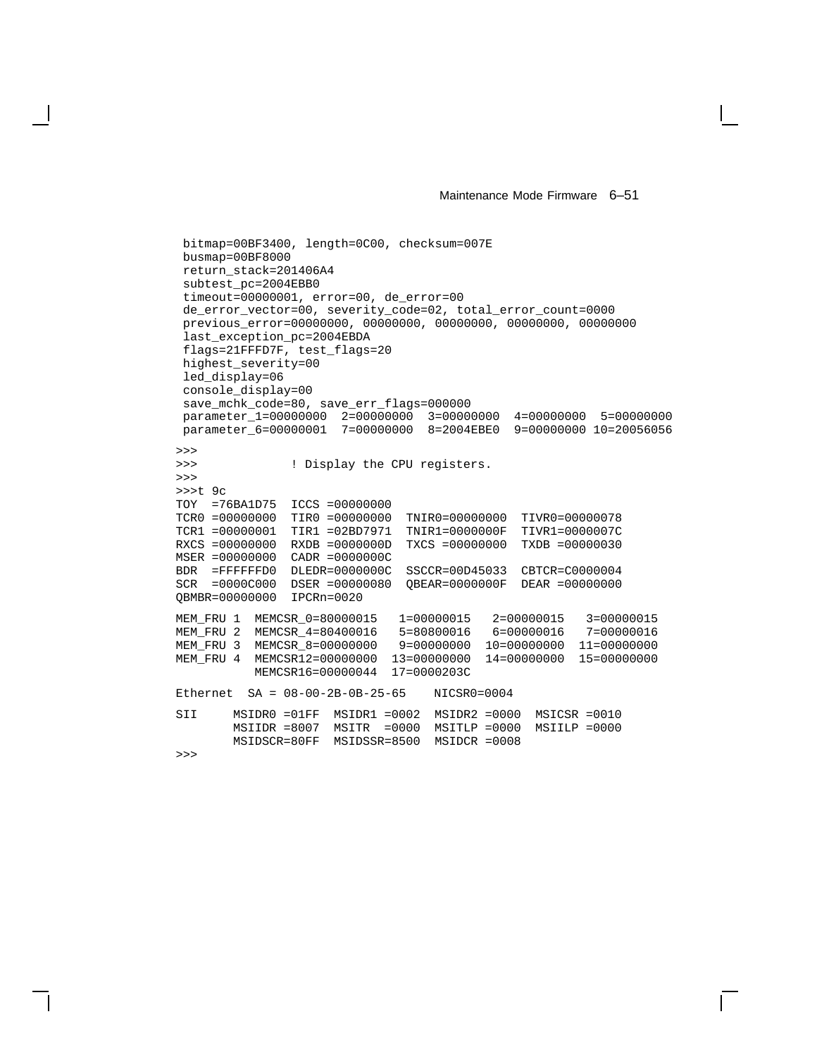```
 bitmap=00BF3400, length=0C00, checksum=007E
 busmap=00BF8000
 return_stack=201406A4
 subtest_pc=2004EBB0
 timeout=00000001, error=00, de_error=00
 de_error_vector=00, severity_code=02, total_error_count=0000
 previous_error=00000000, 00000000, 00000000, 00000000, 00000000
 last_exception_pc=2004EBDA
 flags=21FFFD7F, test_flags=20
 highest_severity=00
 led_display=06
 console_display=00
 save_mchk_code=80, save_err_flags=000000
 parameter_1=00000000  2=00000000  3=00000000  4=00000000  5=00000000
 parameter_6=00000001  7=00000000  8=2004EBE0  9=00000000 10=20056056

>>>
>>>              ! Display the CPU registers.
>>>
>>>t 9c
TOY  =76BA1D75  ICCS =00000000
TCR0 =00000000  TIR0 =00000000  TNIR0=00000000  TIVR0=00000078
TCR1 =00000001  TIR1 =02BD7971  TNIR1=0000000F  TIVR1=0000007C
RXCS =00000000  RXDB =0000000D  TXCS =00000000  TXDB =00000030
MSER =00000000  CADR =0000000C
BDR  =FFFFFFD0  DLEDR=0000000C  SSCCR=00D45033  CBTCR=C0000004
SCR  =0000C000  DSER =00000080  QBEAR=0000000F  DEAR =00000000
QBMBR=00000000  IPCRn=0020

MEM_FRU 1  MEMCSR_0=80000015   1=00000015   2=00000015   3=00000015
MEM_FRU 2  MEMCSR_4=80400016   5=80800016   6=00000016   7=00000016
MEM_FRU 3  MEMCSR_8=00000000   9=00000000  10=00000000  11=00000000
MEM_FRU 4  MEMCSR12=00000000  13=00000000  14=00000000  15=00000000
           MEMCSR16=00000044  17=0000203C

Ethernet  SA = 08-00-2B-0B-25-65    NICSR0=0004

SII     MSIDR0 =01FF  MSIDR1 =0002  MSIDR2 =0000  MSICSR =0010
        MSIIDR =8007  MSITR  =0000  MSITLP =0000  MSIILP =0000
        MSIDSCR=80FF  MSIDSSR=8500  MSIDCR =0008
>>>
```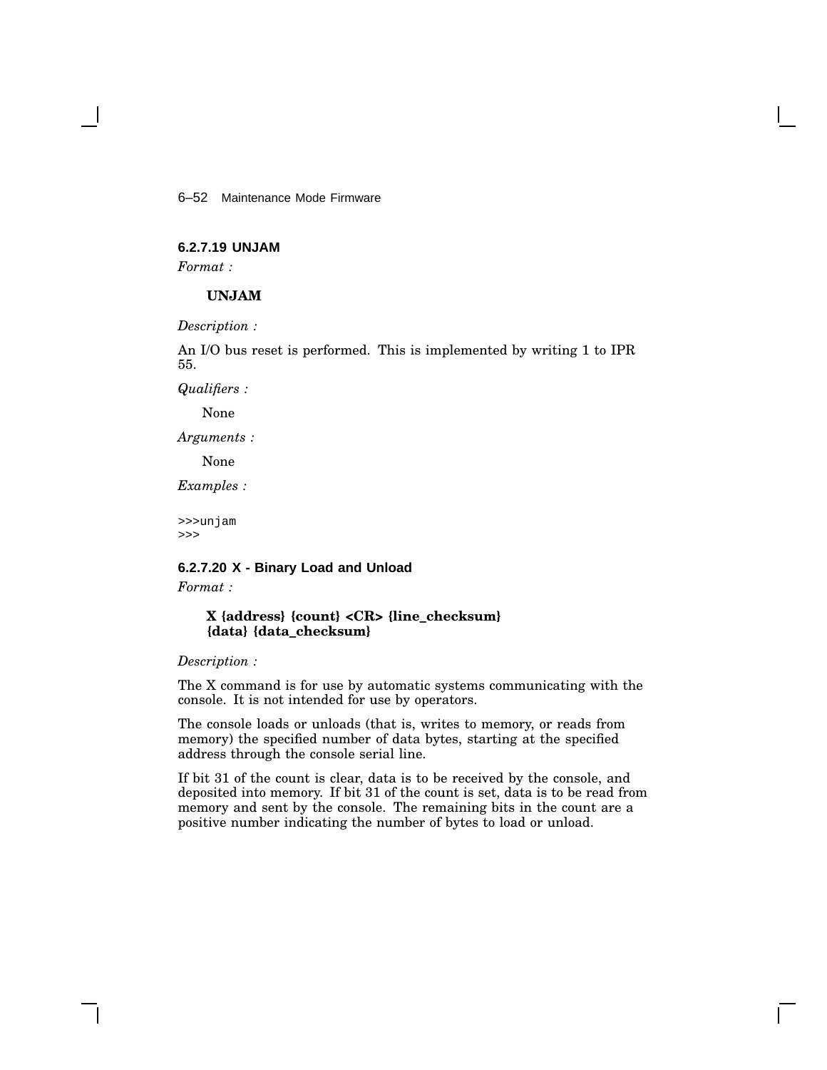#### 6.2.7.19 UNJAM

*Format :*

**UNJAM**

*Description :*

An I/O bus reset is performed. This is implemented by writing 1 to IPR 55.

*Qualifiers :*

None

*Arguments :*

None

*Examples :*

```
>>>unjam
>>>
```

#### 6.2.7.20 X - Binary Load and Unload

*Format :*

**X {address} {count} <CR> {line_checksum}**
**{data} {data_checksum}**

*Description :*

The X command is for use by automatic systems communicating with the console. It is not intended for use by operators.

The console loads or unloads (that is, writes to memory, or reads from memory) the specified number of data bytes, starting at the specified address through the console serial line.

If bit 31 of the count is clear, data is to be received by the console, and deposited into memory. If bit 31 of the count is set, data is to be read from memory and sent by the console. The remaining bits in the count are a positive number indicating the number of bytes to load or unload.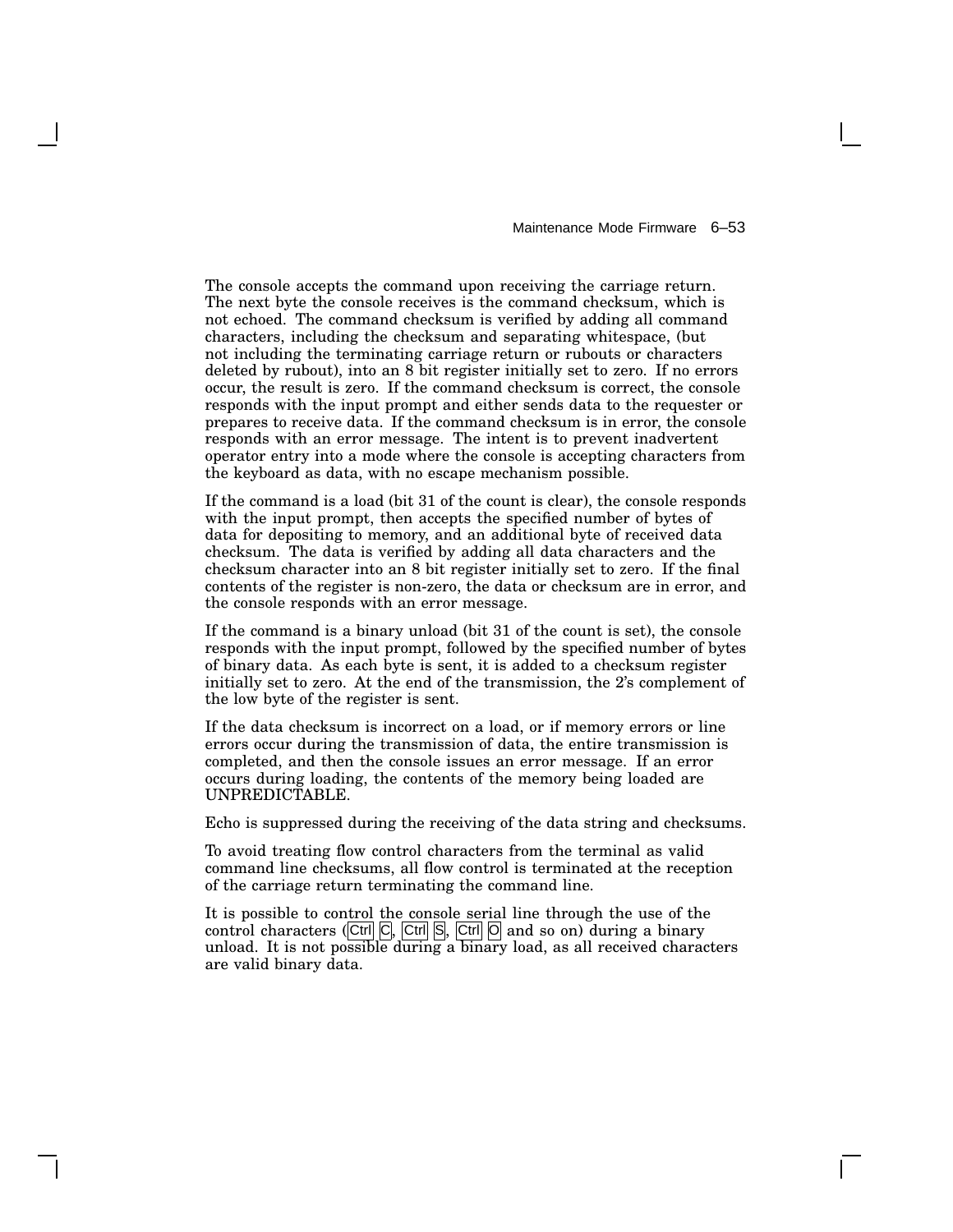The console accepts the command upon receiving the carriage return. The next byte the console receives is the command checksum, which is not echoed. The command checksum is verified by adding all command characters, including the checksum and separating whitespace, (but not including the terminating carriage return or rubouts or characters deleted by rubout), into an 8 bit register initially set to zero. If no errors occur, the result is zero. If the command checksum is correct, the console responds with the input prompt and either sends data to the requester or prepares to receive data. If the command checksum is in error, the console responds with an error message. The intent is to prevent inadvertent operator entry into a mode where the console is accepting characters from the keyboard as data, with no escape mechanism possible.

If the command is a load (bit 31 of the count is clear), the console responds with the input prompt, then accepts the specified number of bytes of data for depositing to memory, and an additional byte of received data checksum. The data is verified by adding all data characters and the checksum character into an 8 bit register initially set to zero. If the final contents of the register is non-zero, the data or checksum are in error, and the console responds with an error message.

If the command is a binary unload (bit 31 of the count is set), the console responds with the input prompt, followed by the specified number of bytes of binary data. As each byte is sent, it is added to a checksum register initially set to zero. At the end of the transmission, the 2's complement of the low byte of the register is sent.

If the data checksum is incorrect on a load, or if memory errors or line errors occur during the transmission of data, the entire transmission is completed, and then the console issues an error message. If an error occurs during loading, the contents of the memory being loaded are UNPREDICTABLE.

Echo is suppressed during the receiving of the data string and checksums.

To avoid treating flow control characters from the terminal as valid command line checksums, all flow control is terminated at the reception of the carriage return terminating the command line.

It is possible to control the console serial line through the use of the control characters (Ctrl C, Ctrl S, Ctrl O and so on) during a binary unload. It is not possible during a binary load, as all received characters are valid binary data.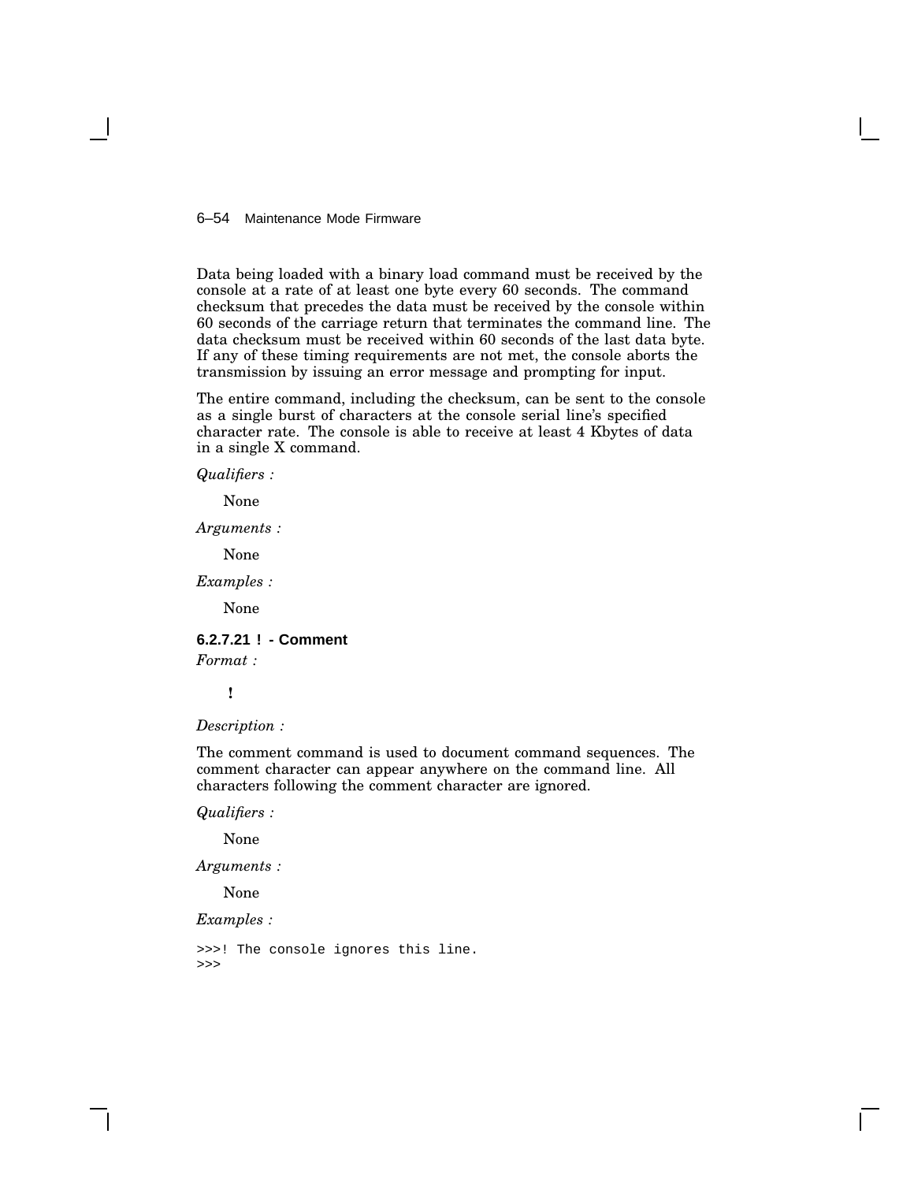Data being loaded with a binary load command must be received by the console at a rate of at least one byte every 60 seconds. The command checksum that precedes the data must be received by the console within 60 seconds of the carriage return that terminates the command line. The data checksum must be received within 60 seconds of the last data byte. If any of these timing requirements are not met, the console aborts the transmission by issuing an error message and prompting for input.

The entire command, including the checksum, can be sent to the console as a single burst of characters at the console serial line's specified character rate. The console is able to receive at least 4 Kbytes of data in a single X command.

*Qualifiers :*

None

*Arguments :*

None

*Examples :*

None

#### 6.2.7.21 ! - Comment

*Format :*

**!**

*Description :*

The comment command is used to document command sequences. The comment character can appear anywhere on the command line. All characters following the comment character are ignored.

*Qualifiers :*

None

*Arguments :*

None

*Examples :*

```
>>>! The console ignores this line.
>>>
```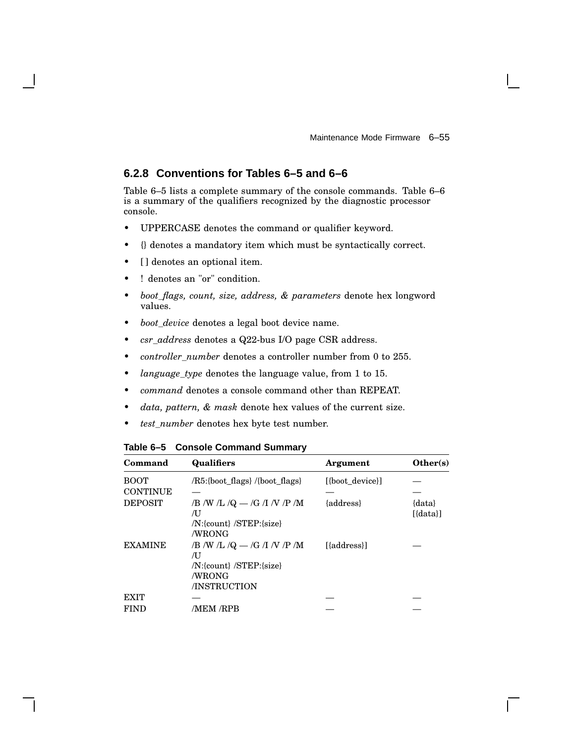### 6.2.8 Conventions for Tables 6–5 and 6–6

Table 6–5 lists a complete summary of the console commands. Table 6–6 is a summary of the qualifiers recognized by the diagnostic processor console.

- UPPERCASE denotes the command or qualifier keyword.
- {} denotes a mandatory item which must be syntactically correct.
- [ ] denotes an optional item.
- ! denotes an "or" condition.
- *boot_flags, count, size, address, & parameters* denote hex longword values.
- *boot_device* denotes a legal boot device name.
- *csr_address* denotes a Q22-bus I/O page CSR address.
- *controller_number* denotes a controller number from 0 to 255.
- *language_type* denotes the language value, from 1 to 15.
- *command* denotes a console command other than REPEAT.
- *data, pattern, & mask* denote hex values of the current size.
- *test_number* denotes hex byte test number.

**Table 6–5 Console Command Summary**

| Command | Qualifiers | Argument | Other(s) |
|---|---|---|---|
| BOOT | /R5:{boot_flags} /{boot_flags} | [{boot_device}] | — |
| CONTINUE | — | — | — |
| DEPOSIT | /B /W /L /Q — /G /I /V /P /M /U /N:{count} /STEP:{size} /WRONG | {address} | {data} [{data}] |
| EXAMINE | /B /W /L /Q — /G /I /V /P /M /U /N:{count} /STEP:{size} /WRONG /INSTRUCTION | [{address}] | — |
| EXIT | — | — | — |
| FIND | /MEM /RPB | — | — |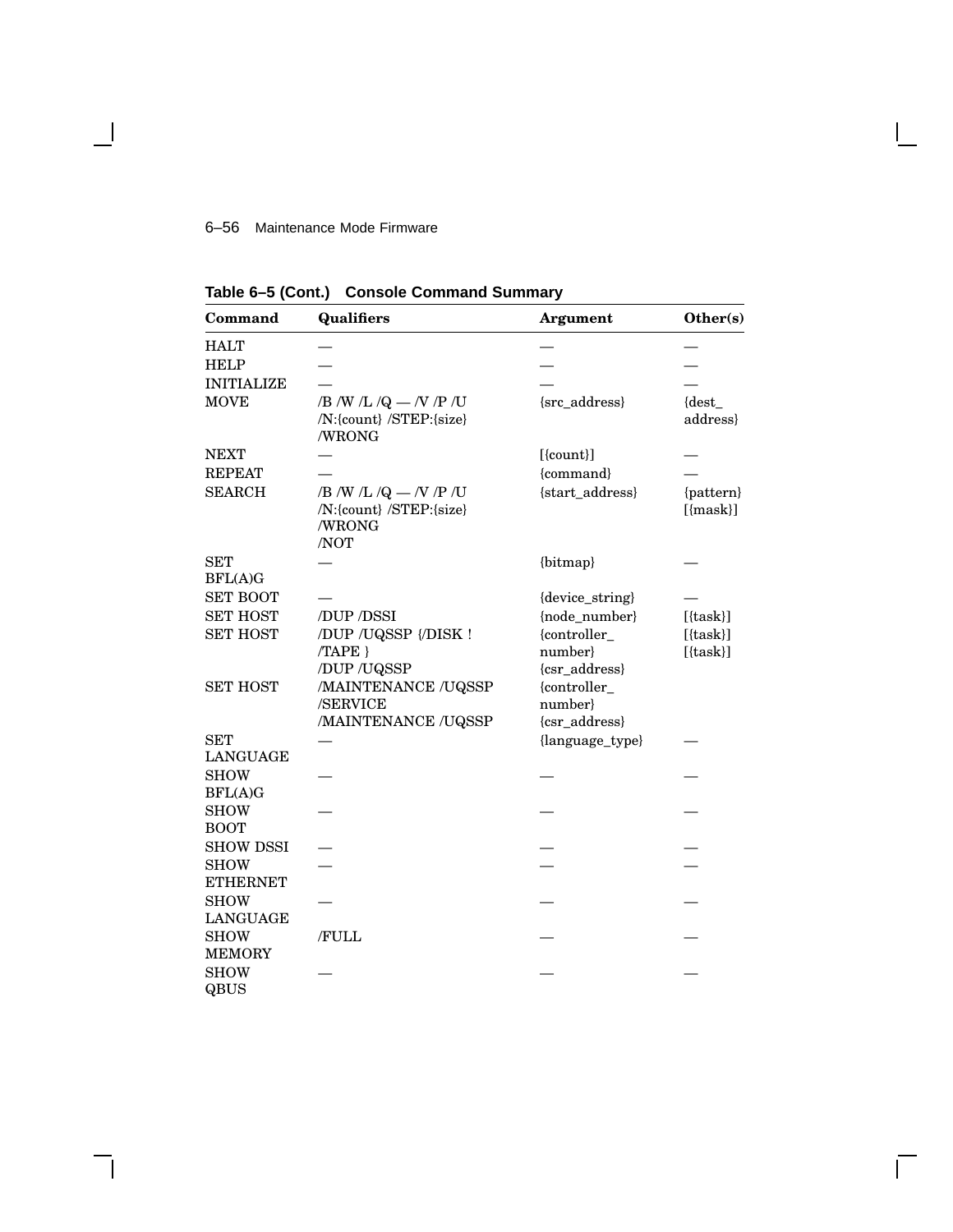**Table 6–5 (Cont.) Console Command Summary**

| Command | Qualifiers | Argument | Other(s) |
|---|---|---|---|
| HALT | — | — | — |
| HELP | — | — | — |
| INITIALIZE | — | — | — |
| MOVE | /B /W /L /Q — /V /P /U /N:{count} /STEP:{size} /WRONG | {src_address} | {dest_ address} |
| NEXT | — | [{count}] | — |
| REPEAT | — | {command} | — |
| SEARCH | /B /W /L /Q — /V /P /U /N:{count} /STEP:{size} /WRONG /NOT | {start_address} | {pattern} [{mask}] |
| SET BFL(A)G | — | {bitmap} | — |
| SET BOOT | — | {device_string} | — |
| SET HOST | /DUP /DSSI | {node_number} | [{task}] |
| SET HOST | /DUP /UQSSP {/DISK ! /TAPE } /DUP /UQSSP | {controller_ number} {csr_address} | [{task}] [{task}] |
| SET HOST | /MAINTENANCE /UQSSP /SERVICE /MAINTENANCE /UQSSP | {controller_ number} {csr_address} | |
| SET LANGUAGE | — | {language_type} | — |
| SHOW BFL(A)G | — | — | — |
| SHOW BOOT | — | — | — |
| SHOW DSSI | — | — | — |
| SHOW ETHERNET | — | — | — |
| SHOW LANGUAGE | — | — | — |
| SHOW MEMORY | /FULL | — | — |
| SHOW QBUS | — | — | — |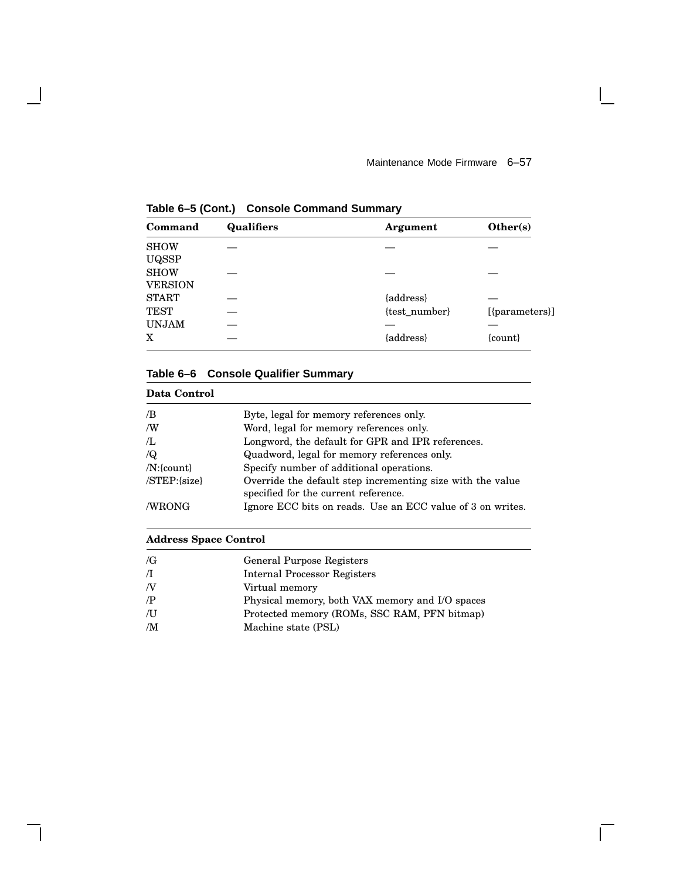**Table 6–5 (Cont.) Console Command Summary**

| Command | Qualifiers | Argument | Other(s) |
|---|---|---|---|
| SHOW UQSSP | — | — | — |
| SHOW VERSION | — | — | — |
| START | — | {address} | — |
| TEST | — | {test_number} | [{parameters}] |
| UNJAM | — | — | — |
| X | — | {address} | {count} |

**Table 6–6 Console Qualifier Summary**

| **Data Control** | |
|---|---|
| /B | Byte, legal for memory references only. |
| /W | Word, legal for memory references only. |
| /L | Longword, the default for GPR and IPR references. |
| /Q | Quadword, legal for memory references only. |
| /N:{count} | Specify number of additional operations. |
| /STEP:{size} | Override the default step incrementing size with the value specified for the current reference. |
| /WRONG | Ignore ECC bits on reads. Use an ECC value of 3 on writes. |

| **Address Space Control** | |
|---|---|
| /G | General Purpose Registers |
| /I | Internal Processor Registers |
| /V | Virtual memory |
| /P | Physical memory, both VAX memory and I/O spaces |
| /U | Protected memory (ROMs, SSC RAM, PFN bitmap) |
| /M | Machine state (PSL) |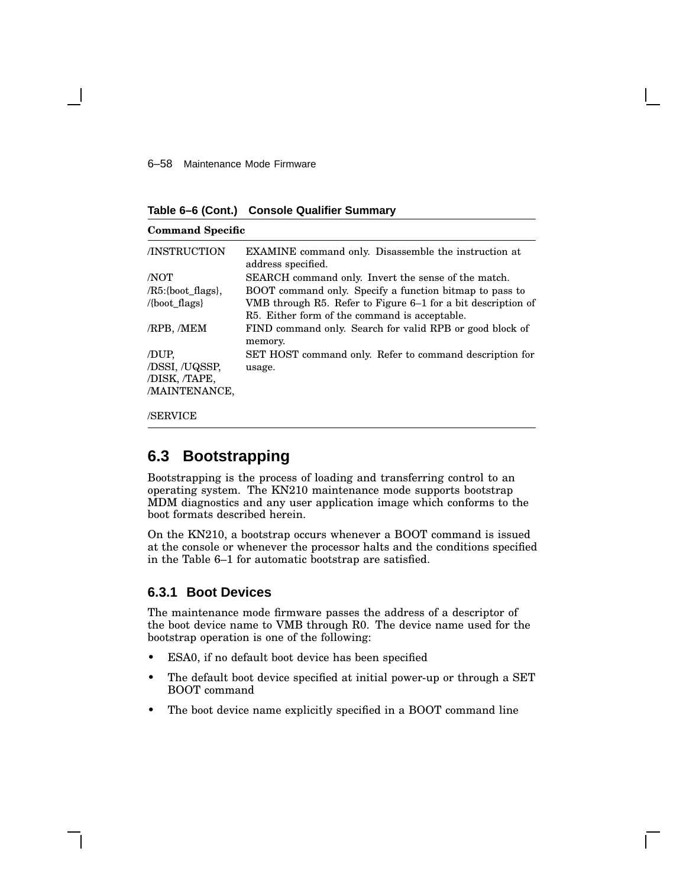**Table 6–6 (Cont.) Console Qualifier Summary**

| Command Specific | |
|---|---|
| /INSTRUCTION | EXAMINE command only. Disassemble the instruction at address specified. |
| /NOT | SEARCH command only. Invert the sense of the match. |
| /R5:{boot_flags}, /{boot_flags} | BOOT command only. Specify a function bitmap to pass to VMB through R5. Refer to Figure 6–1 for a bit description of R5. Either form of the command is acceptable. |
| /RPB, /MEM | FIND command only. Search for valid RPB or good block of memory. |
| /DUP, /DSSI, /UQSSP, /DISK, /TAPE, /MAINTENANCE, /SERVICE | SET HOST command only. Refer to command description for usage. |

## 6.3 Bootstrapping

Bootstrapping is the process of loading and transferring control to an operating system. The KN210 maintenance mode supports bootstrap MDM diagnostics and any user application image which conforms to the boot formats described herein.

On the KN210, a bootstrap occurs whenever a BOOT command is issued at the console or whenever the processor halts and the conditions specified in the Table 6–1 for automatic bootstrap are satisfied.

### 6.3.1 Boot Devices

The maintenance mode firmware passes the address of a descriptor of the boot device name to VMB through R0. The device name used for the bootstrap operation is one of the following:

- ESA0, if no default boot device has been specified
- The default boot device specified at initial power-up or through a SET BOOT command
- The boot device name explicitly specified in a BOOT command line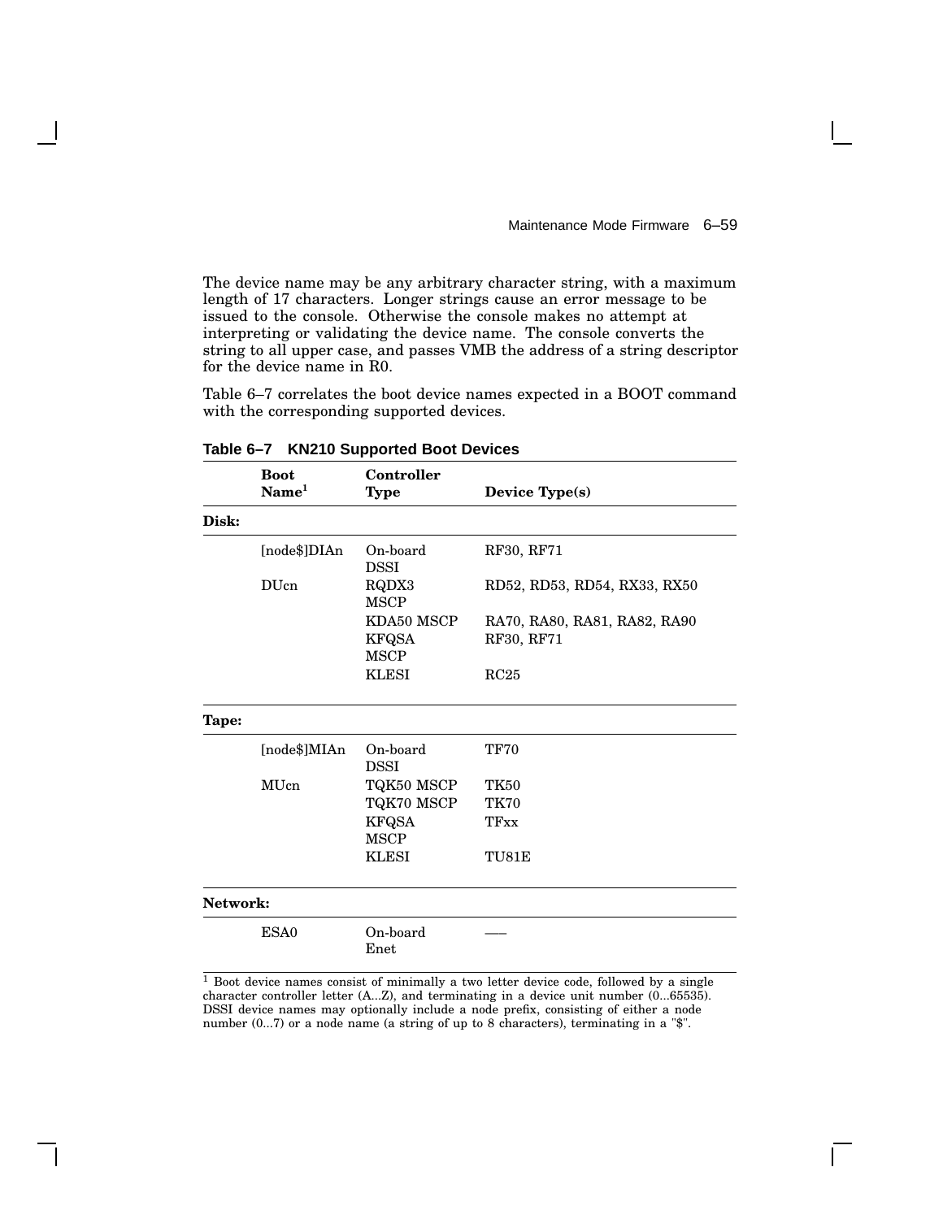The device name may be any arbitrary character string, with a maximum length of 17 characters. Longer strings cause an error message to be issued to the console. Otherwise the console makes no attempt at interpreting or validating the device name. The console converts the string to all upper case, and passes VMB the address of a string descriptor for the device name in R0.

Table 6–7 correlates the boot device names expected in a BOOT command with the corresponding supported devices.

**Table 6–7 KN210 Supported Boot Devices**

| | Boot Name[1] | Controller Type | Device Type(s) |
|---|---|---|---|
| **Disk:** | | | |
| | [node$]DIAn | On-board DSSI | RF30, RF71 |
| | DUcn | RQDX3 MSCP | RD52, RD53, RD54, RX33, RX50 |
| | | KDA50 MSCP | RA70, RA80, RA81, RA82, RA90 |
| | | KFQSA MSCP | RF30, RF71 |
| | | KLESI | RC25 |
| **Tape:** | | | |
| | [node$]MIAn | On-board DSSI | TF70 |
| | MUcn | TQK50 MSCP | TK50 |
| | | TQK70 MSCP | TK70 |
| | | KFQSA MSCP | TFxx |
| | | KLESI | TU81E |
| **Network:** | | | |
| | ESA0 | On-board Enet | —– |

[1] Boot device names consist of minimally a two letter device code, followed by a single character controller letter (A...Z), and terminating in a device unit number (0...65535). DSSI device names may optionally include a node prefix, consisting of either a node number (0...7) or a node name (a string of up to 8 characters), terminating in a "$".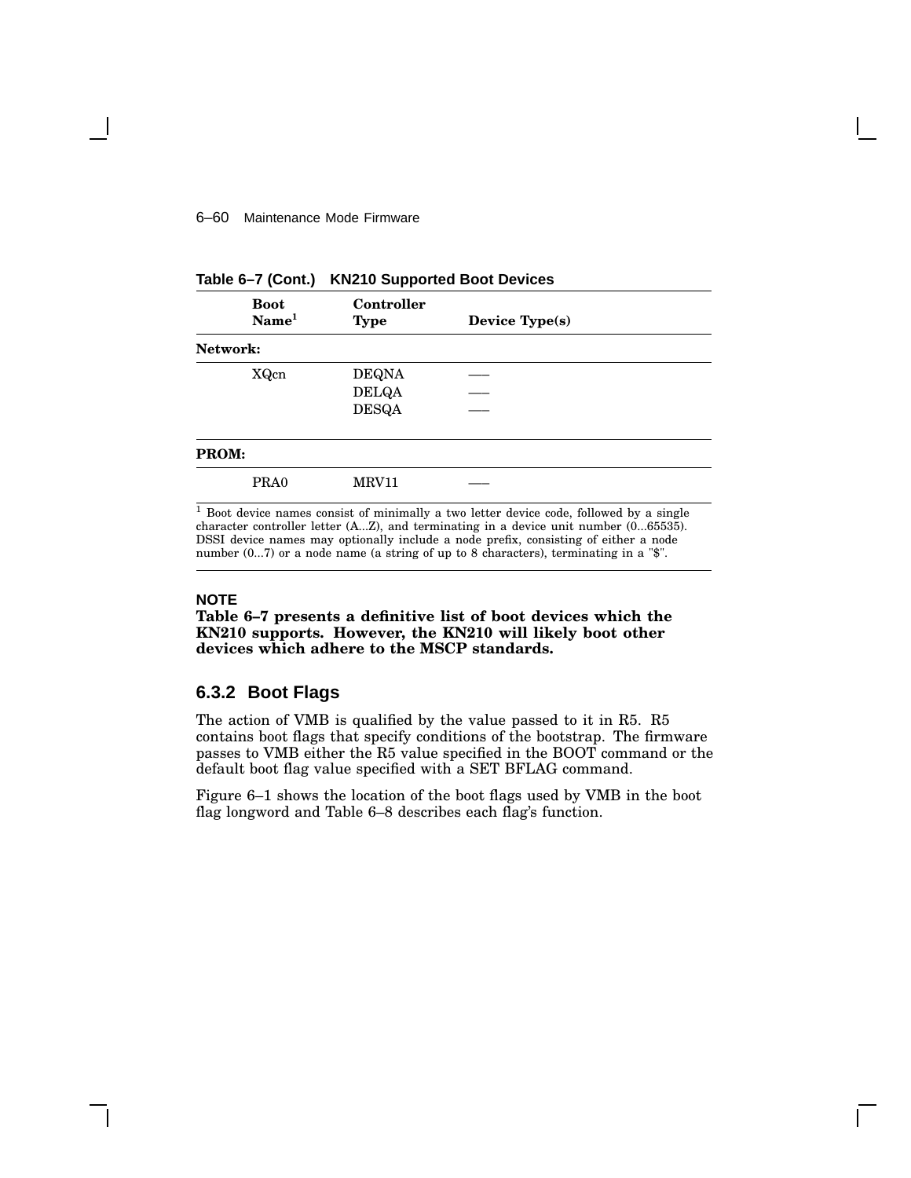**Table 6–7 (Cont.) KN210 Supported Boot Devices**

| Boot Name[1] | Controller Type | Device Type(s) |
|---|---|---|
| **Network:** | | |
| XQcn | DEQNA | — |
| | DELQA | — |
| | DESQA | — |
| **PROM:** | | |
| PRA0 | MRV11 | — |

[1] Boot device names consist of minimally a two letter device code, followed by a single character controller letter (A...Z), and terminating in a device unit number (0...65535). DSSI device names may optionally include a node prefix, consisting of either a node number (0...7) or a node name (a string of up to 8 characters), terminating in a "$".

**NOTE**

**Table 6–7 presents a definitive list of boot devices which the KN210 supports. However, the KN210 will likely boot other devices which adhere to the MSCP standards.**

### 6.3.2 Boot Flags

The action of VMB is qualified by the value passed to it in R5. R5 contains boot flags that specify conditions of the bootstrap. The firmware passes to VMB either the R5 value specified in the BOOT command or the default boot flag value specified with a SET BFLAG command.

Figure 6–1 shows the location of the boot flags used by VMB in the boot flag longword and Table 6–8 describes each flag's function.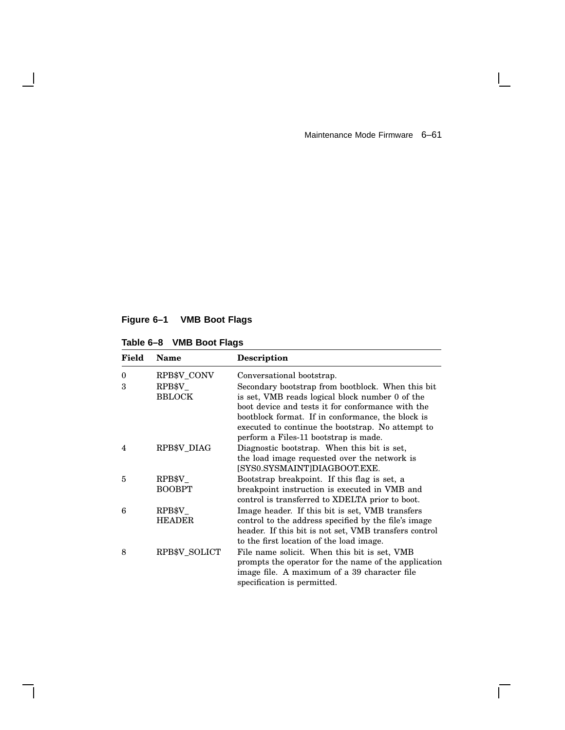**Figure 6–1 VMB Boot Flags**

**Table 6–8 VMB Boot Flags**

| Field | Name | Description |
|---|---|---|
| 0 | RPB$V_CONV | Conversational bootstrap. |
| 3 | RPB$V_BBLOCK | Secondary bootstrap from bootblock. When this bit is set, VMB reads logical block number 0 of the boot device and tests it for conformance with the bootblock format. If in conformance, the block is executed to continue the bootstrap. No attempt to perform a Files-11 bootstrap is made. |
| 4 | RPB$V_DIAG | Diagnostic bootstrap. When this bit is set, the load image requested over the network is [SYS0.SYSMAINT]DIAGBOOT.EXE. |
| 5 | RPB$V_BOOBPT | Bootstrap breakpoint. If this flag is set, a breakpoint instruction is executed in VMB and control is transferred to XDELTA prior to boot. |
| 6 | RPB$V_HEADER | Image header. If this bit is set, VMB transfers control to the address specified by the file's image header. If this bit is not set, VMB transfers control to the first location of the load image. |
| 8 | RPB$V_SOLICT | File name solicit. When this bit is set, VMB prompts the operator for the name of the application image file. A maximum of a 39 character file specification is permitted. |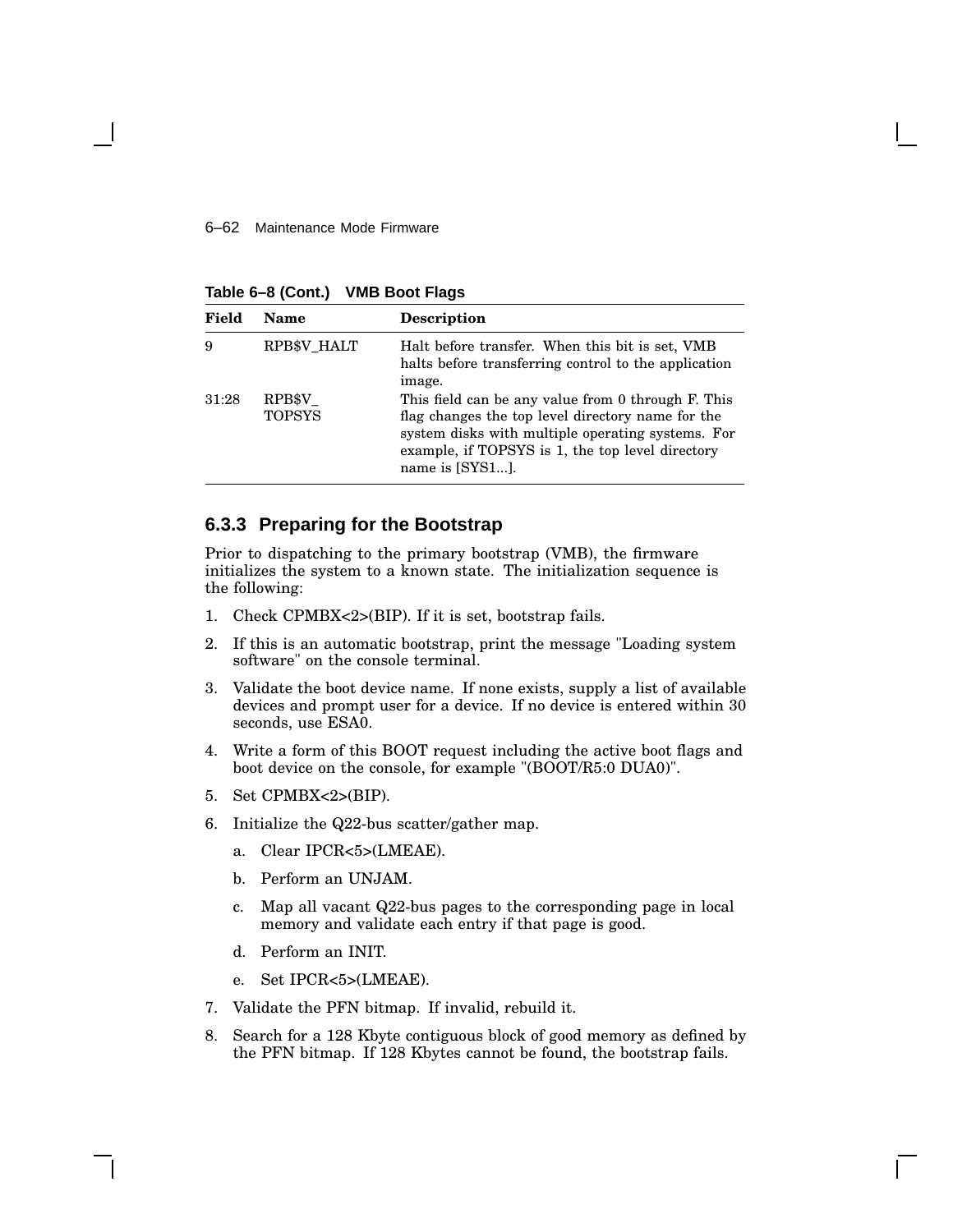**Table 6–8 (Cont.) VMB Boot Flags**

| Field | Name | Description |
|---|---|---|
| 9 | RPB$V_HALT | Halt before transfer. When this bit is set, VMB halts before transferring control to the application image. |
| 31:28 | RPB$V_TOPSYS | This field can be any value from 0 through F. This flag changes the top level directory name for the system disks with multiple operating systems. For example, if TOPSYS is 1, the top level directory name is [SYS1...]. |

### 6.3.3 Preparing for the Bootstrap

Prior to dispatching to the primary bootstrap (VMB), the firmware initializes the system to a known state. The initialization sequence is the following:

1. Check CPMBX<2>(BIP). If it is set, bootstrap fails.
2. If this is an automatic bootstrap, print the message "Loading system software" on the console terminal.
3. Validate the boot device name. If none exists, supply a list of available devices and prompt user for a device. If no device is entered within 30 seconds, use ESA0.
4. Write a form of this BOOT request including the active boot flags and boot device on the console, for example "(BOOT/R5:0 DUA0)".
5. Set CPMBX<2>(BIP).
6. Initialize the Q22-bus scatter/gather map.
   a. Clear IPCR<5>(LMEAE).
   b. Perform an UNJAM.
   c. Map all vacant Q22-bus pages to the corresponding page in local memory and validate each entry if that page is good.
   d. Perform an INIT.
   e. Set IPCR<5>(LMEAE).
7. Validate the PFN bitmap. If invalid, rebuild it.
8. Search for a 128 Kbyte contiguous block of good memory as defined by the PFN bitmap. If 128 Kbytes cannot be found, the bootstrap fails.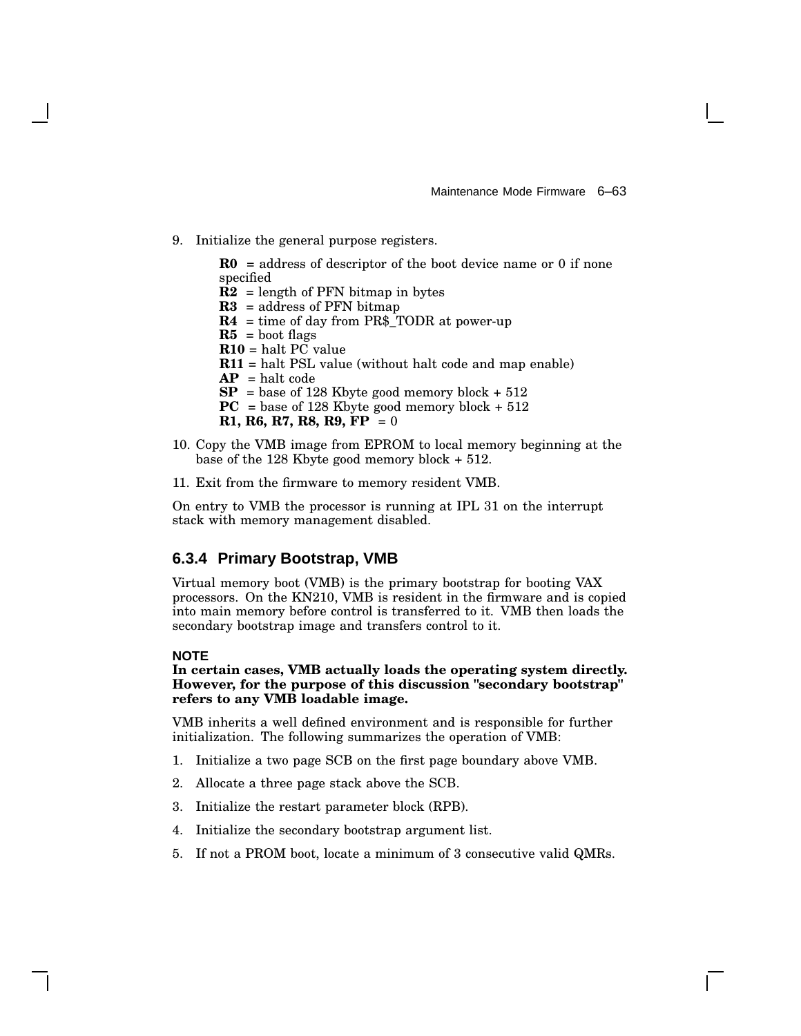9. Initialize the general purpose registers.

   **R0** = address of descriptor of the boot device name or 0 if none specified
   **R2** = length of PFN bitmap in bytes
   **R3** = address of PFN bitmap
   **R4** = time of day from PR$_TODR at power-up
   **R5** = boot flags
   **R10** = halt PC value
   **R11** = halt PSL value (without halt code and map enable)
   **AP** = halt code
   **SP** = base of 128 Kbyte good memory block + 512
   **PC** = base of 128 Kbyte good memory block + 512
   **R1, R6, R7, R8, R9, FP** = 0

10. Copy the VMB image from EPROM to local memory beginning at the base of the 128 Kbyte good memory block + 512.

11. Exit from the firmware to memory resident VMB.

On entry to VMB the processor is running at IPL 31 on the interrupt stack with memory management disabled.

### 6.3.4 Primary Bootstrap, VMB

Virtual memory boot (VMB) is the primary bootstrap for booting VAX processors. On the KN210, VMB is resident in the firmware and is copied into main memory before control is transferred to it. VMB then loads the secondary bootstrap image and transfers control to it.

**NOTE**

**In certain cases, VMB actually loads the operating system directly. However, for the purpose of this discussion "secondary bootstrap" refers to any VMB loadable image.**

VMB inherits a well defined environment and is responsible for further initialization. The following summarizes the operation of VMB:

1. Initialize a two page SCB on the first page boundary above VMB.
2. Allocate a three page stack above the SCB.
3. Initialize the restart parameter block (RPB).
4. Initialize the secondary bootstrap argument list.
5. If not a PROM boot, locate a minimum of 3 consecutive valid QMRs.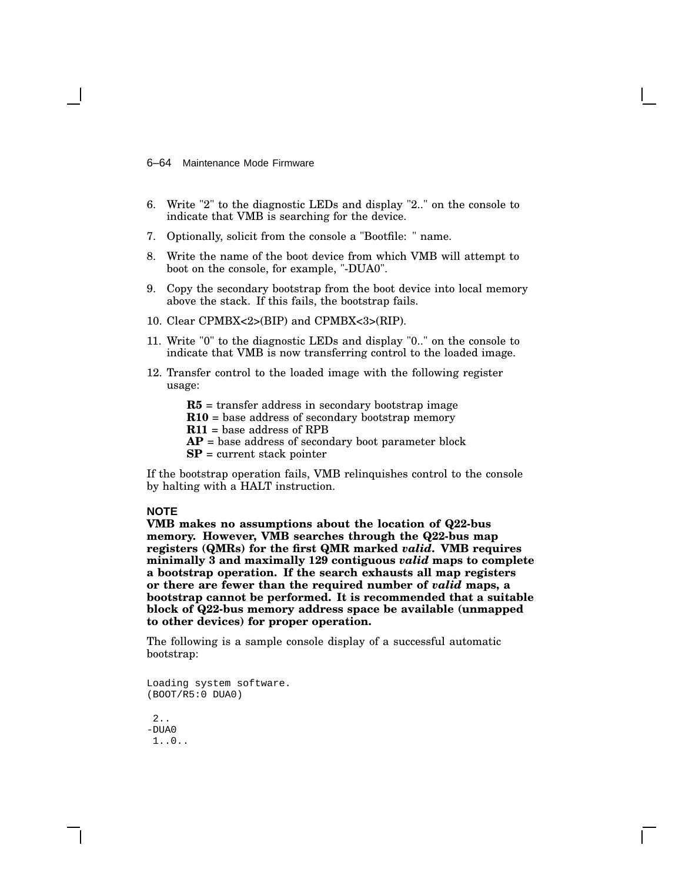6. Write "2" to the diagnostic LEDs and display "2.." on the console to indicate that VMB is searching for the device.

7. Optionally, solicit from the console a "Bootfile: " name.

8. Write the name of the boot device from which VMB will attempt to boot on the console, for example, "-DUA0".

9. Copy the secondary bootstrap from the boot device into local memory above the stack. If this fails, the bootstrap fails.

10. Clear CPMBX<2>(BIP) and CPMBX<3>(RIP).

11. Write "0" to the diagnostic LEDs and display "0.." on the console to indicate that VMB is now transferring control to the loaded image.

12. Transfer control to the loaded image with the following register usage:

    **R5** = transfer address in secondary bootstrap image
    **R10** = base address of secondary bootstrap memory
    **R11** = base address of RPB
    **AP** = base address of secondary boot parameter block
    **SP** = current stack pointer

If the bootstrap operation fails, VMB relinquishes control to the console by halting with a HALT instruction.

**NOTE**
**VMB makes no assumptions about the location of Q22-bus memory. However, VMB searches through the Q22-bus map registers (QMRs) for the first QMR marked *valid*. VMB requires minimally 3 and maximally 129 contiguous *valid* maps to complete a bootstrap operation. If the search exhausts all map registers or there are fewer than the required number of *valid* maps, a bootstrap cannot be performed. It is recommended that a suitable block of Q22-bus memory address space be available (unmapped to other devices) for proper operation.**

The following is a sample console display of a successful automatic bootstrap:

```
Loading system software.
(BOOT/R5:0 DUA0)

 2..
-DUA0
 1..0..
```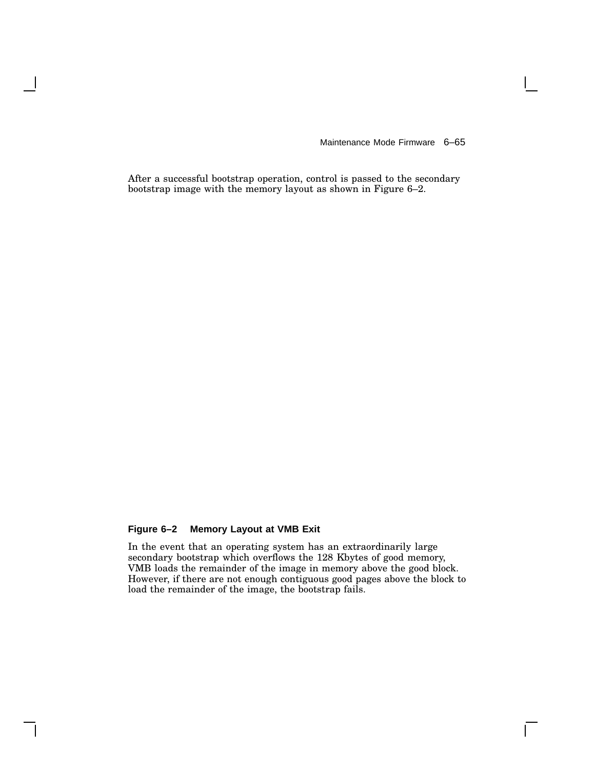After a successful bootstrap operation, control is passed to the secondary bootstrap image with the memory layout as shown in Figure 6–2.

**Figure 6–2 Memory Layout at VMB Exit**

In the event that an operating system has an extraordinarily large secondary bootstrap which overflows the 128 Kbytes of good memory, VMB loads the remainder of the image in memory above the good block. However, if there are not enough contiguous good pages above the block to load the remainder of the image, the bootstrap fails.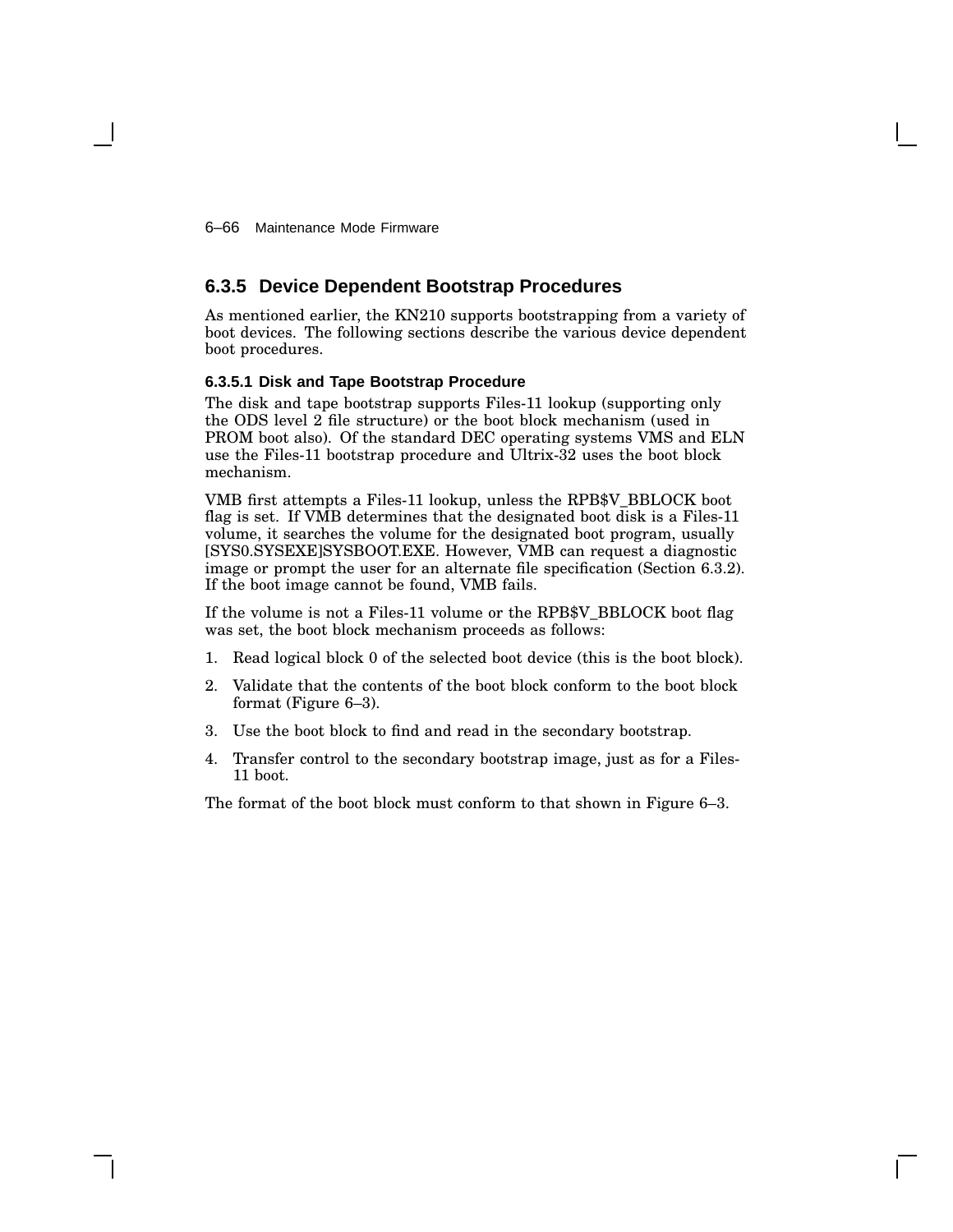## 6.3.5 Device Dependent Bootstrap Procedures

As mentioned earlier, the KN210 supports bootstrapping from a variety of boot devices. The following sections describe the various device dependent boot procedures.

### 6.3.5.1 Disk and Tape Bootstrap Procedure

The disk and tape bootstrap supports Files-11 lookup (supporting only the ODS level 2 file structure) or the boot block mechanism (used in PROM boot also). Of the standard DEC operating systems VMS and ELN use the Files-11 bootstrap procedure and Ultrix-32 uses the boot block mechanism.

VMB first attempts a Files-11 lookup, unless the RPB$V_BBLOCK boot flag is set. If VMB determines that the designated boot disk is a Files-11 volume, it searches the volume for the designated boot program, usually [SYS0.SYSEXE]SYSBOOT.EXE. However, VMB can request a diagnostic image or prompt the user for an alternate file specification (Section 6.3.2). If the boot image cannot be found, VMB fails.

If the volume is not a Files-11 volume or the RPB$V_BBLOCK boot flag was set, the boot block mechanism proceeds as follows:

1. Read logical block 0 of the selected boot device (this is the boot block).
2. Validate that the contents of the boot block conform to the boot block format (Figure 6–3).
3. Use the boot block to find and read in the secondary bootstrap.
4. Transfer control to the secondary bootstrap image, just as for a Files-11 boot.

The format of the boot block must conform to that shown in Figure 6–3.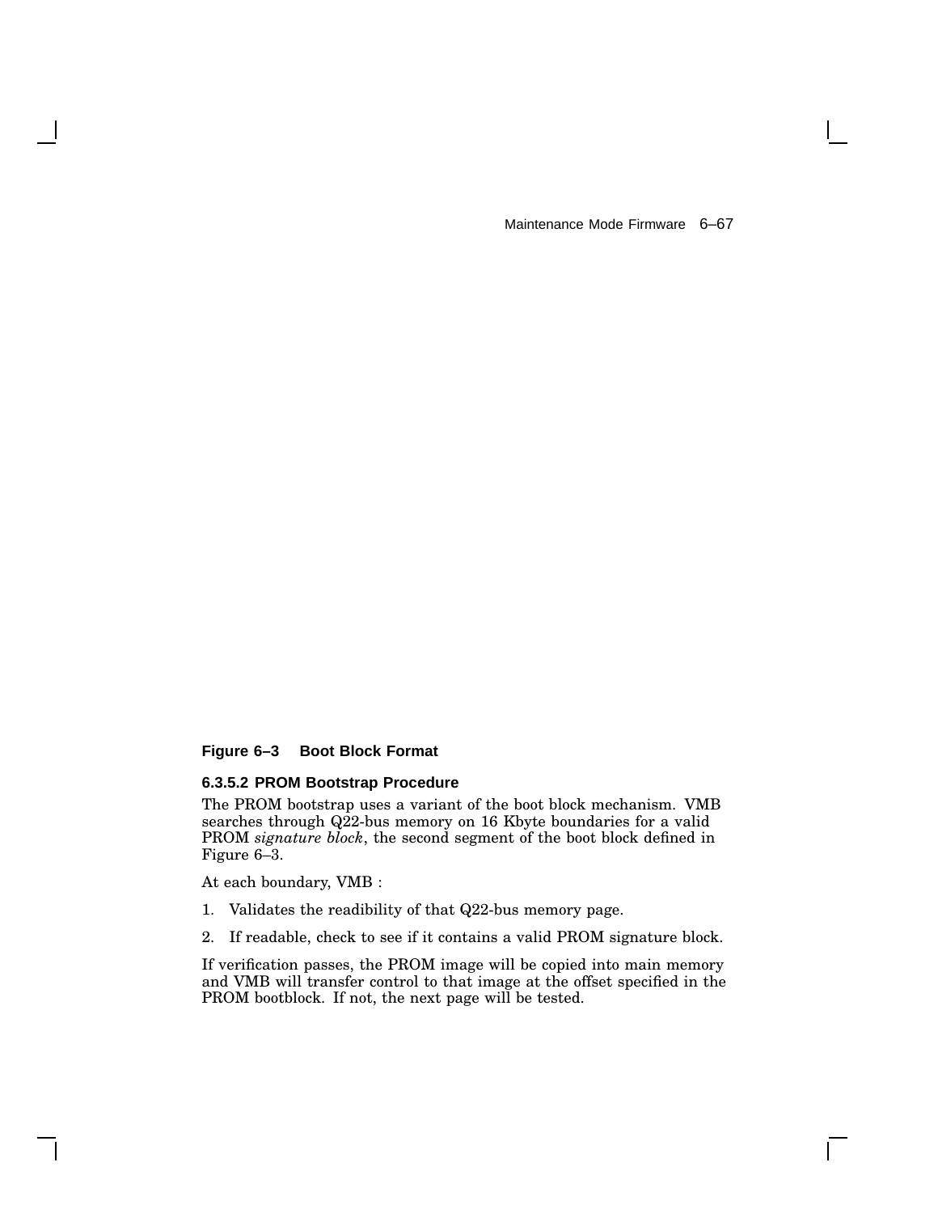**Figure 6–3 Boot Block Format**

#### 6.3.5.2 PROM Bootstrap Procedure

The PROM bootstrap uses a variant of the boot block mechanism. VMB searches through Q22-bus memory on 16 Kbyte boundaries for a valid PROM *signature block*, the second segment of the boot block defined in Figure 6–3.

At each boundary, VMB :

1. Validates the readibility of that Q22-bus memory page.
2. If readable, check to see if it contains a valid PROM signature block.

If verification passes, the PROM image will be copied into main memory and VMB will transfer control to that image at the offset specified in the PROM bootblock. If not, the next page will be tested.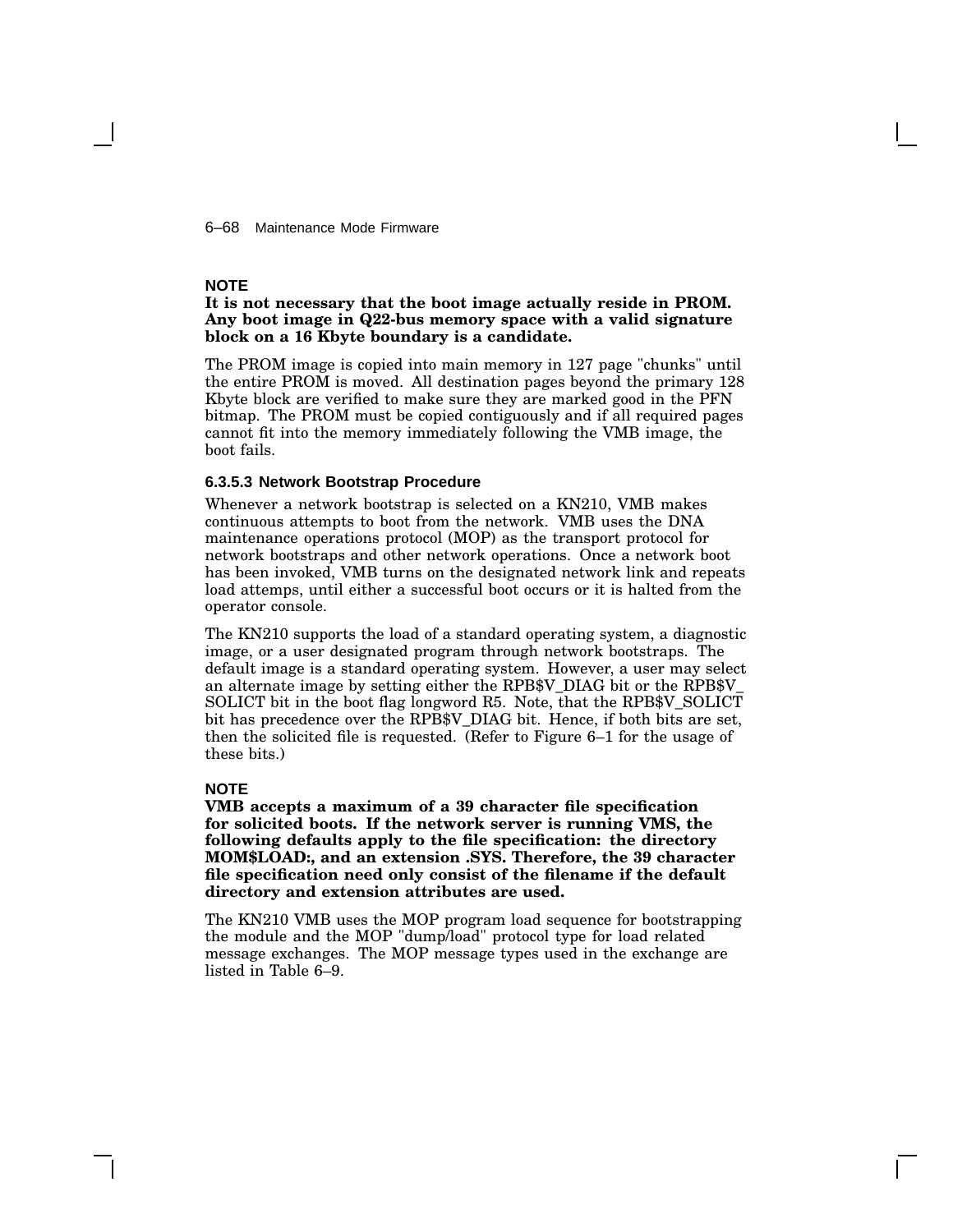**NOTE**

**It is not necessary that the boot image actually reside in PROM. Any boot image in Q22-bus memory space with a valid signature block on a 16 Kbyte boundary is a candidate.**

The PROM image is copied into main memory in 127 page "chunks" until the entire PROM is moved. All destination pages beyond the primary 128 Kbyte block are verified to make sure they are marked good in the PFN bitmap. The PROM must be copied contiguously and if all required pages cannot fit into the memory immediately following the VMB image, the boot fails.

#### 6.3.5.3 Network Bootstrap Procedure

Whenever a network bootstrap is selected on a KN210, VMB makes continuous attempts to boot from the network. VMB uses the DNA maintenance operations protocol (MOP) as the transport protocol for network bootstraps and other network operations. Once a network boot has been invoked, VMB turns on the designated network link and repeats load attemps, until either a successful boot occurs or it is halted from the operator console.

The KN210 supports the load of a standard operating system, a diagnostic image, or a user designated program through network bootstraps. The default image is a standard operating system. However, a user may select an alternate image by setting either the RPB$V_DIAG bit or the RPB$V_SOLICT bit in the boot flag longword R5. Note, that the RPB$V_SOLICT bit has precedence over the RPB$V_DIAG bit. Hence, if both bits are set, then the solicited file is requested. (Refer to Figure 6–1 for the usage of these bits.)

**NOTE**

**VMB accepts a maximum of a 39 character file specification for solicited boots. If the network server is running VMS, the following defaults apply to the file specification: the directory MOM$LOAD:, and an extension .SYS. Therefore, the 39 character file specification need only consist of the filename if the default directory and extension attributes are used.**

The KN210 VMB uses the MOP program load sequence for bootstrapping the module and the MOP "dump/load" protocol type for load related message exchanges. The MOP message types used in the exchange are listed in Table 6–9.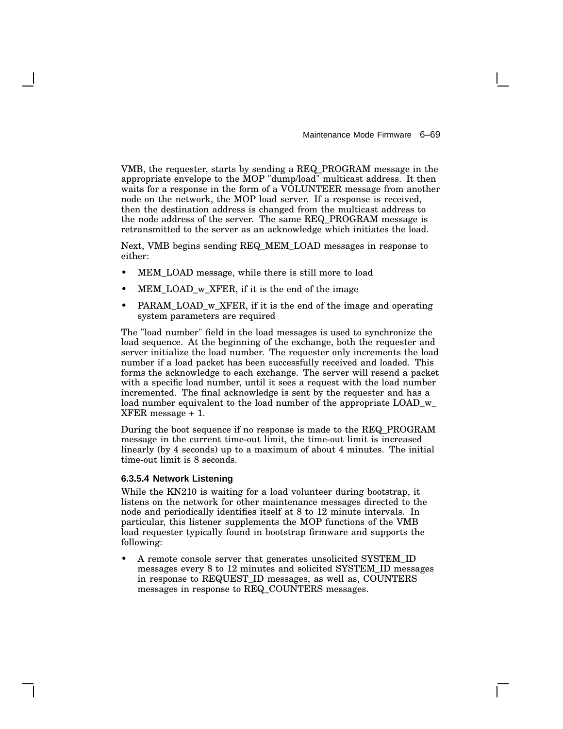VMB, the requester, starts by sending a REQ_PROGRAM message in the appropriate envelope to the MOP "dump/load" multicast address. It then waits for a response in the form of a VOLUNTEER message from another node on the network, the MOP load server. If a response is received, then the destination address is changed from the multicast address to the node address of the server. The same REQ_PROGRAM message is retransmitted to the server as an acknowledge which initiates the load.

Next, VMB begins sending REQ_MEM_LOAD messages in response to either:

- MEM_LOAD message, while there is still more to load
- MEM_LOAD_w_XFER, if it is the end of the image
- PARAM_LOAD_w_XFER, if it is the end of the image and operating system parameters are required

The "load number" field in the load messages is used to synchronize the load sequence. At the beginning of the exchange, both the requester and server initialize the load number. The requester only increments the load number if a load packet has been successfully received and loaded. This forms the acknowledge to each exchange. The server will resend a packet with a specific load number, until it sees a request with the load number incremented. The final acknowledge is sent by the requester and has a load number equivalent to the load number of the appropriate LOAD_w_XFER message + 1.

During the boot sequence if no response is made to the REQ_PROGRAM message in the current time-out limit, the time-out limit is increased linearly (by 4 seconds) up to a maximum of about 4 minutes. The initial time-out limit is 8 seconds.

#### 6.3.5.4 Network Listening

While the KN210 is waiting for a load volunteer during bootstrap, it listens on the network for other maintenance messages directed to the node and periodically identifies itself at 8 to 12 minute intervals. In particular, this listener supplements the MOP functions of the VMB load requester typically found in bootstrap firmware and supports the following:

- A remote console server that generates unsolicited SYSTEM_ID messages every 8 to 12 minutes and solicited SYSTEM_ID messages in response to REQUEST_ID messages, as well as, COUNTERS messages in response to REQ_COUNTERS messages.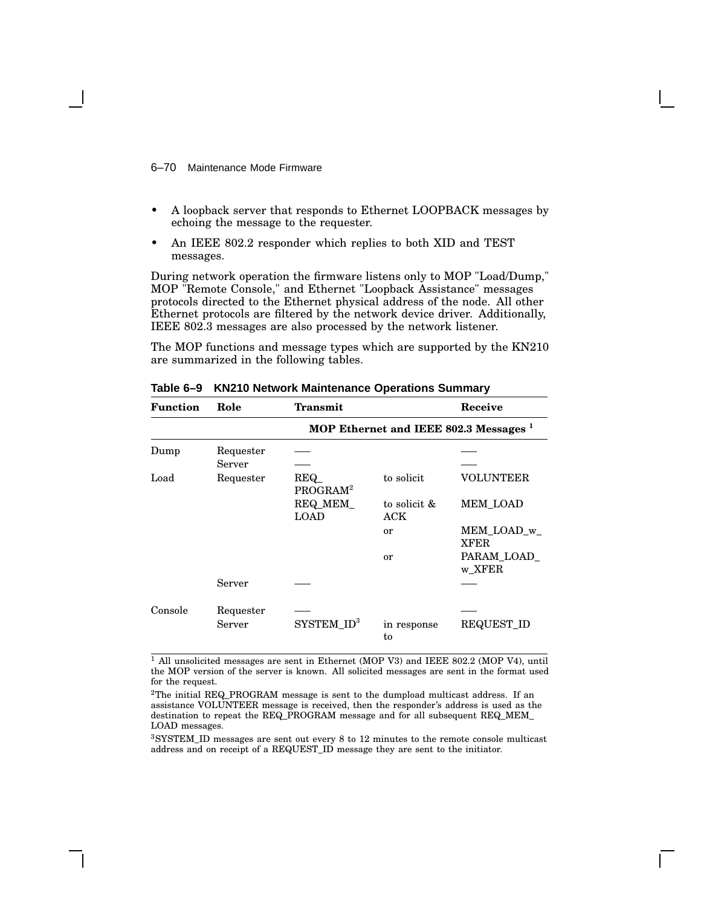- A loopback server that responds to Ethernet LOOPBACK messages by echoing the message to the requester.
- An IEEE 802.2 responder which replies to both XID and TEST messages.

During network operation the firmware listens only to MOP "Load/Dump," MOP "Remote Console," and Ethernet "Loopback Assistance" messages protocols directed to the Ethernet physical address of the node. All other Ethernet protocols are filtered by the network device driver. Additionally, IEEE 802.3 messages are also processed by the network listener.

The MOP functions and message types which are supported by the KN210 are summarized in the following tables.

**Table 6–9 KN210 Network Maintenance Operations Summary**

| Function | Role | Transmit | | Receive |
|---|---|---|---|---|
| | | MOP Ethernet and IEEE 802.3 Messages [1] | | |
| Dump | Requester | — | | — |
| | Server | — | | — |
| Load | Requester | REQ_PROGRAM[2] | to solicit | VOLUNTEER |
| | | REQ_MEM_LOAD | to solicit & ACK | MEM_LOAD |
| | | | or | MEM_LOAD_w_XFER |
| | | | or | PARAM_LOAD_w_XFER |
| | Server | — | | — |
| Console | Requester | — | | — |
| | Server | SYSTEM_ID[3] | in response to | REQUEST_ID |

[1] All unsolicited messages are sent in Ethernet (MOP V3) and IEEE 802.2 (MOP V4), until the MOP version of the server is known. All solicited messages are sent in the format used for the request.

[2] The initial REQ_PROGRAM message is sent to the dumpload multicast address. If an assistance VOLUNTEER message is received, then the responder's address is used as the destination to repeat the REQ_PROGRAM message and for all subsequent REQ_MEM_LOAD messages.

[3] SYSTEM_ID messages are sent out every 8 to 12 minutes to the remote console multicast address and on receipt of a REQUEST_ID message they are sent to the initiator.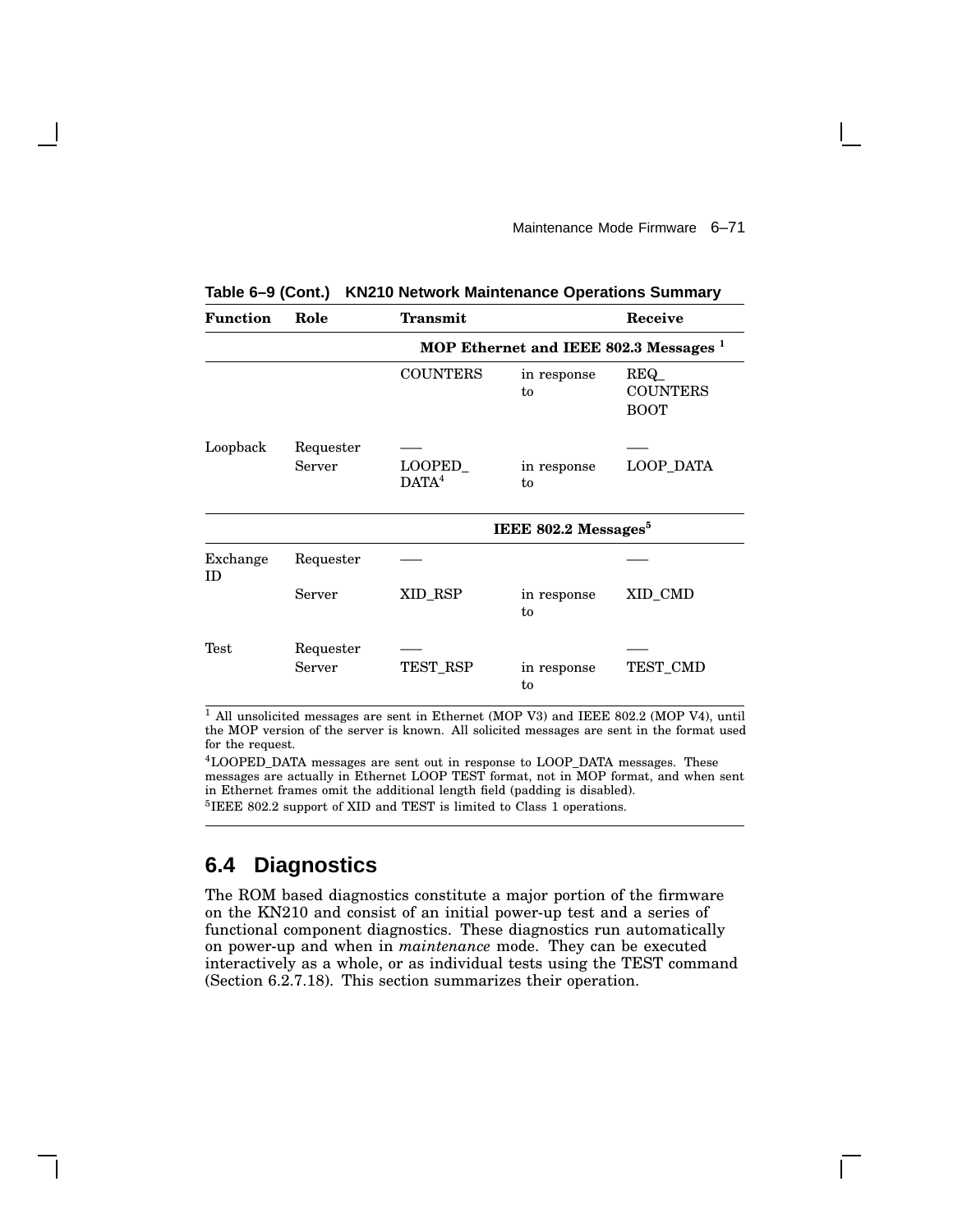**Table 6–9 (Cont.) KN210 Network Maintenance Operations Summary**

| Function | Role | Transmit | | Receive |
|---|---|---|---|---|
| | | MOP Ethernet and IEEE 802.3 Messages [1] | | |
| | | COUNTERS | in response to | REQ_ COUNTERS BOOT |
| Loopback | Requester | — | | — |
| | Server | LOOPED_ DATA[4] | in response to | LOOP_DATA |
| | | IEEE 802.2 Messages[5] | | |
| Exchange ID | Requester | — | | — |
| | Server | XID_RSP | in response to | XID_CMD |
| Test | Requester | — | | — |
| | Server | TEST_RSP | in response to | TEST_CMD |

[1] All unsolicited messages are sent in Ethernet (MOP V3) and IEEE 802.2 (MOP V4), until the MOP version of the server is known. All solicited messages are sent in the format used for the request.

[4] LOOPED_DATA messages are sent out in response to LOOP_DATA messages. These messages are actually in Ethernet LOOP TEST format, not in MOP format, and when sent in Ethernet frames omit the additional length field (padding is disabled).

[5] IEEE 802.2 support of XID and TEST is limited to Class 1 operations.

## 6.4 Diagnostics

The ROM based diagnostics constitute a major portion of the firmware on the KN210 and consist of an initial power-up test and a series of functional component diagnostics. These diagnostics run automatically on power-up and when in *maintenance* mode. They can be executed interactively as a whole, or as individual tests using the TEST command (Section 6.2.7.18). This section summarizes their operation.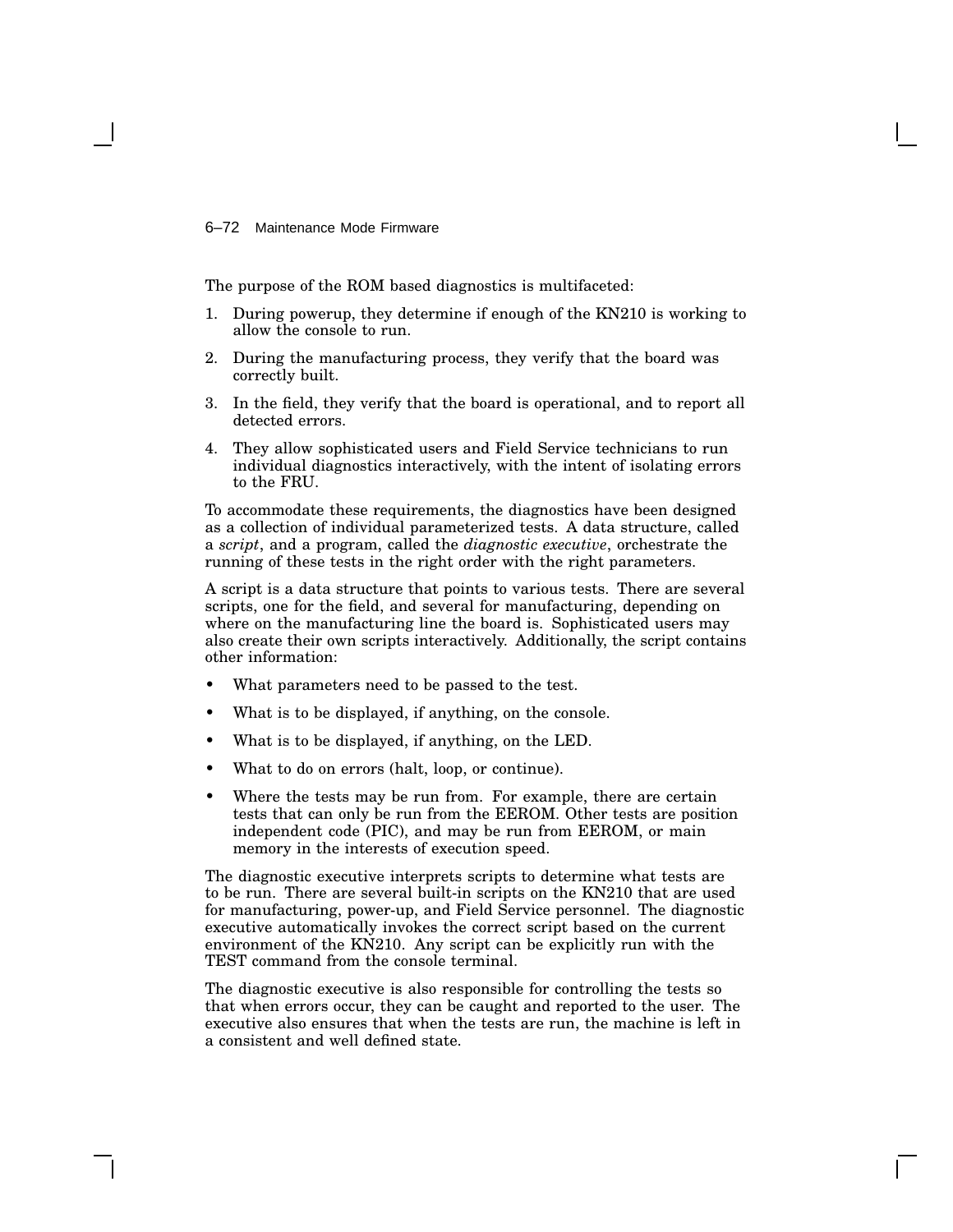The purpose of the ROM based diagnostics is multifaceted:

1. During powerup, they determine if enough of the KN210 is working to allow the console to run.
2. During the manufacturing process, they verify that the board was correctly built.
3. In the field, they verify that the board is operational, and to report all detected errors.
4. They allow sophisticated users and Field Service technicians to run individual diagnostics interactively, with the intent of isolating errors to the FRU.

To accommodate these requirements, the diagnostics have been designed as a collection of individual parameterized tests. A data structure, called a *script*, and a program, called the *diagnostic executive*, orchestrate the running of these tests in the right order with the right parameters.

A script is a data structure that points to various tests. There are several scripts, one for the field, and several for manufacturing, depending on where on the manufacturing line the board is. Sophisticated users may also create their own scripts interactively. Additionally, the script contains other information:

- What parameters need to be passed to the test.
- What is to be displayed, if anything, on the console.
- What is to be displayed, if anything, on the LED.
- What to do on errors (halt, loop, or continue).
- Where the tests may be run from. For example, there are certain tests that can only be run from the EEROM. Other tests are position independent code (PIC), and may be run from EEROM, or main memory in the interests of execution speed.

The diagnostic executive interprets scripts to determine what tests are to be run. There are several built-in scripts on the KN210 that are used for manufacturing, power-up, and Field Service personnel. The diagnostic executive automatically invokes the correct script based on the current environment of the KN210. Any script can be explicitly run with the TEST command from the console terminal.

The diagnostic executive is also responsible for controlling the tests so that when errors occur, they can be caught and reported to the user. The executive also ensures that when the tests are run, the machine is left in a consistent and well defined state.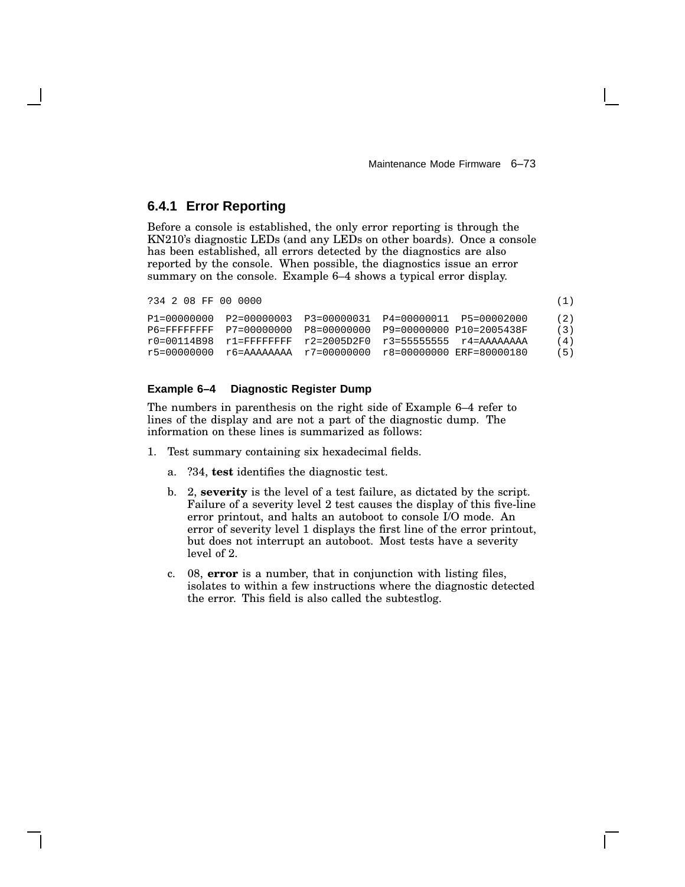### 6.4.1 Error Reporting

Before a console is established, the only error reporting is through the KN210's diagnostic LEDs (and any LEDs on other boards). Once a console has been established, all errors detected by the diagnostics are also reported by the console. When possible, the diagnostics issue an error summary on the console. Example 6–4 shows a typical error display.

```
?34 2 08 FF 00 0000                                                        (1)

P1=00000000  P2=00000003  P3=00000031  P4=00000011  P5=00002000      (2)
P6=FFFFFFFF  P7=00000000  P8=00000000  P9=00000000 P10=2005438F      (3)
r0=00114B98  r1=FFFFFFFF  r2=2005D2F0  r3=55555555  r4=AAAAAAAA      (4)
r5=00000000  r6=AAAAAAAA  r7=00000000  r8=00000000 ERF=80000180      (5)
```

**Example 6–4 Diagnostic Register Dump**

The numbers in parenthesis on the right side of Example 6–4 refer to lines of the display and are not a part of the diagnostic dump. The information on these lines is summarized as follows:

1. Test summary containing six hexadecimal fields.
   a. ?34, **test** identifies the diagnostic test.
   b. 2, **severity** is the level of a test failure, as dictated by the script. Failure of a severity level 2 test causes the display of this five-line error printout, and halts an autoboot to console I/O mode. An error of severity level 1 displays the first line of the error printout, but does not interrupt an autoboot. Most tests have a severity level of 2.
   c. 08, **error** is a number, that in conjunction with listing files, isolates to within a few instructions where the diagnostic detected the error. This field is also called the subtestlog.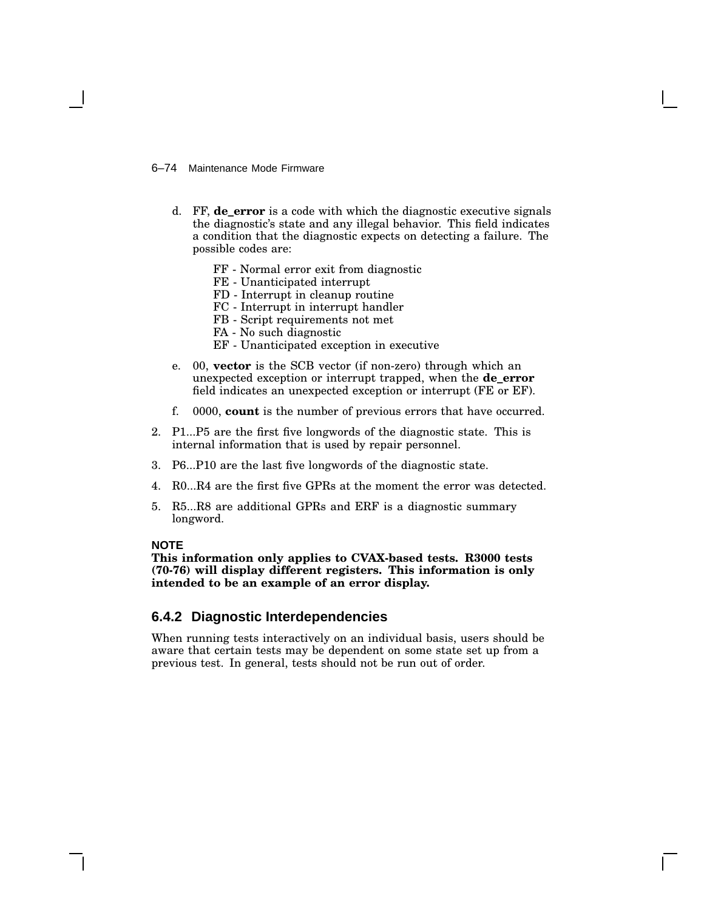d. FF, **de_error** is a code with which the diagnostic executive signals the diagnostic's state and any illegal behavior. This field indicates a condition that the diagnostic expects on detecting a failure. The possible codes are:

   FF - Normal error exit from diagnostic
   FE - Unanticipated interrupt
   FD - Interrupt in cleanup routine
   FC - Interrupt in interrupt handler
   FB - Script requirements not met
   FA - No such diagnostic
   EF - Unanticipated exception in executive

e. 00, **vector** is the SCB vector (if non-zero) through which an unexpected exception or interrupt trapped, when the **de_error** field indicates an unexpected exception or interrupt (FE or EF).

f. 0000, **count** is the number of previous errors that have occurred.

2. P1...P5 are the first five longwords of the diagnostic state. This is internal information that is used by repair personnel.
3. P6...P10 are the last five longwords of the diagnostic state.
4. R0...R4 are the first five GPRs at the moment the error was detected.
5. R5...R8 are additional GPRs and ERF is a diagnostic summary longword.

**NOTE**

**This information only applies to CVAX-based tests. R3000 tests (70-76) will display different registers. This information is only intended to be an example of an error display.**

### 6.4.2 Diagnostic Interdependencies

When running tests interactively on an individual basis, users should be aware that certain tests may be dependent on some state set up from a previous test. In general, tests should not be run out of order.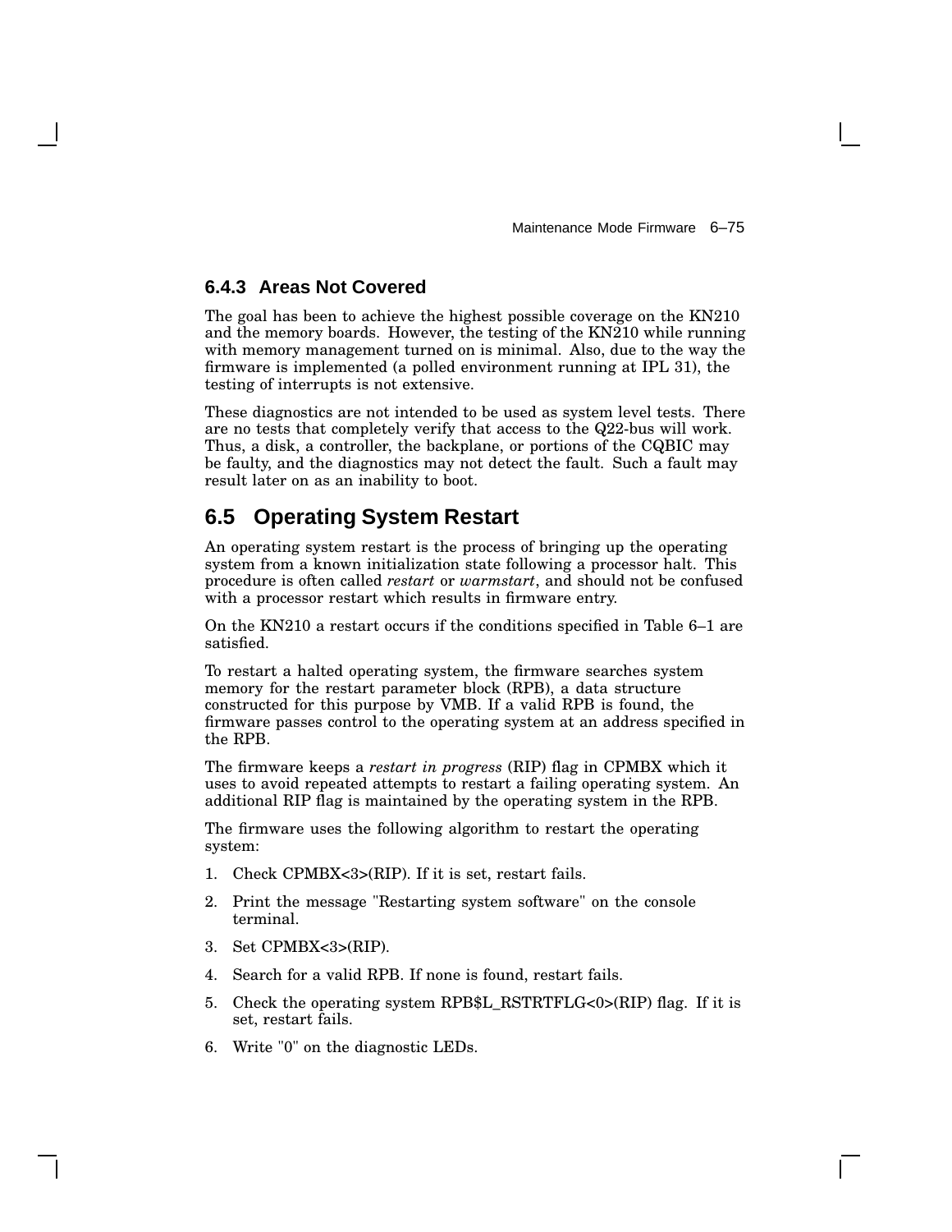### 6.4.3 Areas Not Covered

The goal has been to achieve the highest possible coverage on the KN210 and the memory boards. However, the testing of the KN210 while running with memory management turned on is minimal. Also, due to the way the firmware is implemented (a polled environment running at IPL 31), the testing of interrupts is not extensive.

These diagnostics are not intended to be used as system level tests. There are no tests that completely verify that access to the Q22-bus will work. Thus, a disk, a controller, the backplane, or portions of the CQBIC may be faulty, and the diagnostics may not detect the fault. Such a fault may result later on as an inability to boot.

## 6.5 Operating System Restart

An operating system restart is the process of bringing up the operating system from a known initialization state following a processor halt. This procedure is often called *restart* or *warmstart*, and should not be confused with a processor restart which results in firmware entry.

On the KN210 a restart occurs if the conditions specified in Table 6–1 are satisfied.

To restart a halted operating system, the firmware searches system memory for the restart parameter block (RPB), a data structure constructed for this purpose by VMB. If a valid RPB is found, the firmware passes control to the operating system at an address specified in the RPB.

The firmware keeps a *restart in progress* (RIP) flag in CPMBX which it uses to avoid repeated attempts to restart a failing operating system. An additional RIP flag is maintained by the operating system in the RPB.

The firmware uses the following algorithm to restart the operating system:

1. Check CPMBX<3>(RIP). If it is set, restart fails.
2. Print the message "Restarting system software" on the console terminal.
3. Set CPMBX<3>(RIP).
4. Search for a valid RPB. If none is found, restart fails.
5. Check the operating system RPB$L_RSTRTFLG<0>(RIP) flag. If it is set, restart fails.
6. Write "0" on the diagnostic LEDs.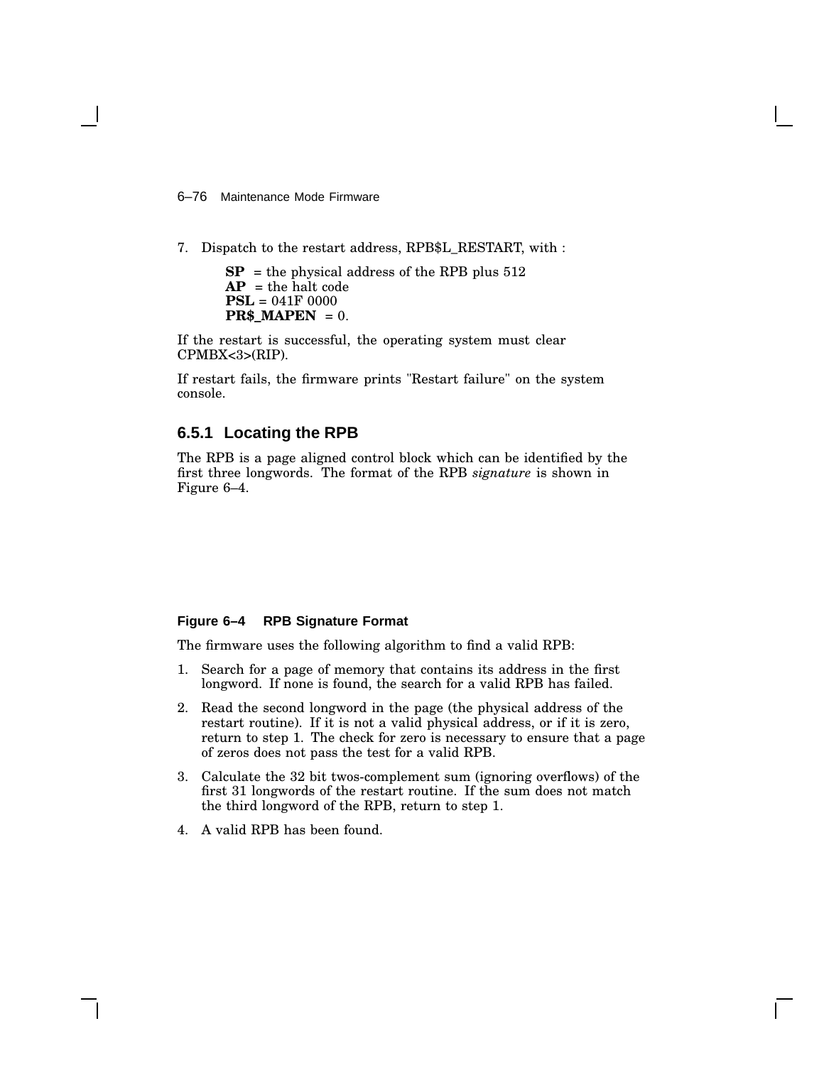7. Dispatch to the restart address, RPB$L_RESTART, with :

   **SP** = the physical address of the RPB plus 512
   **AP** = the halt code
   **PSL** = 041F 0000
   **PR$_MAPEN** = 0.

If the restart is successful, the operating system must clear CPMBX<3>(RIP).

If restart fails, the firmware prints "Restart failure" on the system console.

### 6.5.1 Locating the RPB

The RPB is a page aligned control block which can be identified by the first three longwords. The format of the RPB *signature* is shown in Figure 6–4.

**Figure 6–4 RPB Signature Format**

The firmware uses the following algorithm to find a valid RPB:

1. Search for a page of memory that contains its address in the first longword. If none is found, the search for a valid RPB has failed.
2. Read the second longword in the page (the physical address of the restart routine). If it is not a valid physical address, or if it is zero, return to step 1. The check for zero is necessary to ensure that a page of zeros does not pass the test for a valid RPB.
3. Calculate the 32 bit twos-complement sum (ignoring overflows) of the first 31 longwords of the restart routine. If the sum does not match the third longword of the RPB, return to step 1.
4. A valid RPB has been found.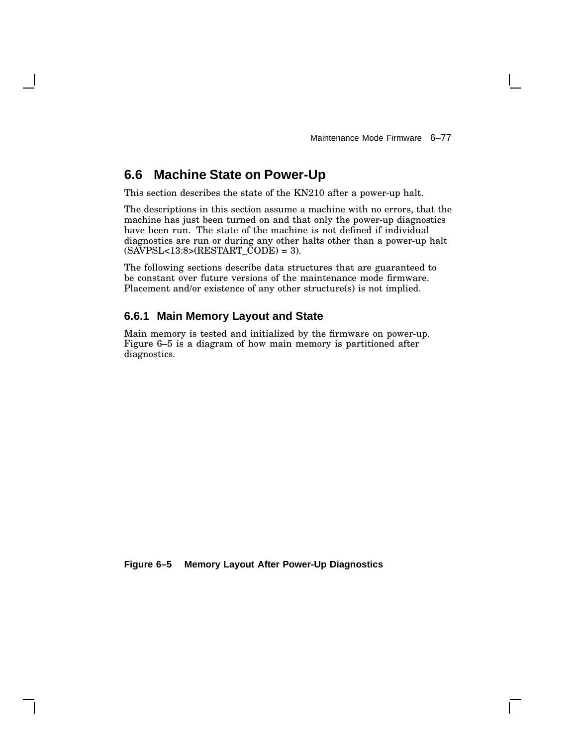## 6.6 Machine State on Power-Up

This section describes the state of the KN210 after a power-up halt.

The descriptions in this section assume a machine with no errors, that the machine has just been turned on and that only the power-up diagnostics have been run. The state of the machine is not defined if individual diagnostics are run or during any other halts other than a power-up halt (SAVPSL<13:8>(RESTART_CODE) = 3).

The following sections describe data structures that are guaranteed to be constant over future versions of the maintenance mode firmware. Placement and/or existence of any other structure(s) is not implied.

### 6.6.1 Main Memory Layout and State

Main memory is tested and initialized by the firmware on power-up. Figure 6–5 is a diagram of how main memory is partitioned after diagnostics.

**Figure 6–5 Memory Layout After Power-Up Diagnostics**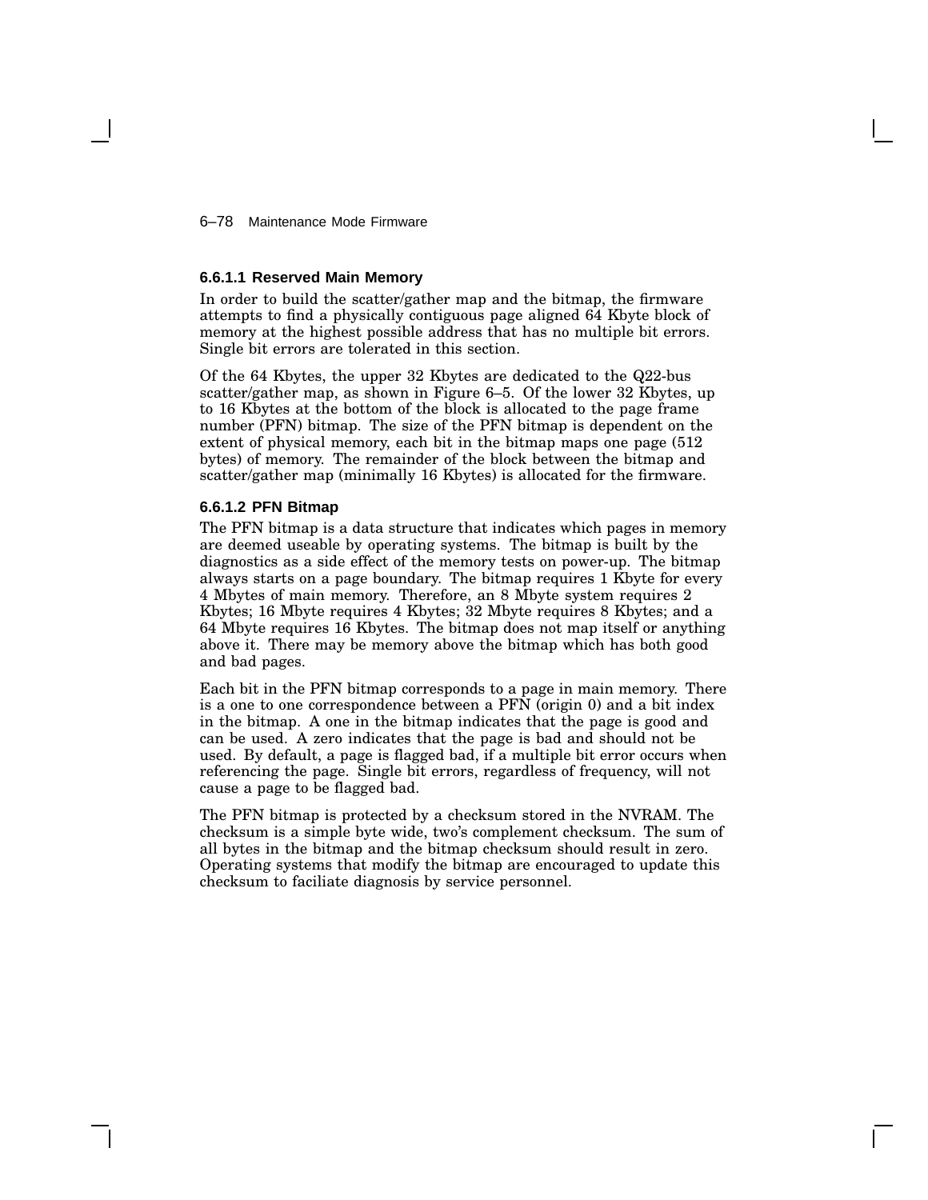### 6.6.1.1 Reserved Main Memory

In order to build the scatter/gather map and the bitmap, the firmware attempts to find a physically contiguous page aligned 64 Kbyte block of memory at the highest possible address that has no multiple bit errors. Single bit errors are tolerated in this section.

Of the 64 Kbytes, the upper 32 Kbytes are dedicated to the Q22-bus scatter/gather map, as shown in Figure 6–5. Of the lower 32 Kbytes, up to 16 Kbytes at the bottom of the block is allocated to the page frame number (PFN) bitmap. The size of the PFN bitmap is dependent on the extent of physical memory, each bit in the bitmap maps one page (512 bytes) of memory. The remainder of the block between the bitmap and scatter/gather map (minimally 16 Kbytes) is allocated for the firmware.

### 6.6.1.2 PFN Bitmap

The PFN bitmap is a data structure that indicates which pages in memory are deemed useable by operating systems. The bitmap is built by the diagnostics as a side effect of the memory tests on power-up. The bitmap always starts on a page boundary. The bitmap requires 1 Kbyte for every 4 Mbytes of main memory. Therefore, an 8 Mbyte system requires 2 Kbytes; 16 Mbyte requires 4 Kbytes; 32 Mbyte requires 8 Kbytes; and a 64 Mbyte requires 16 Kbytes. The bitmap does not map itself or anything above it. There may be memory above the bitmap which has both good and bad pages.

Each bit in the PFN bitmap corresponds to a page in main memory. There is a one to one correspondence between a PFN (origin 0) and a bit index in the bitmap. A one in the bitmap indicates that the page is good and can be used. A zero indicates that the page is bad and should not be used. By default, a page is flagged bad, if a multiple bit error occurs when referencing the page. Single bit errors, regardless of frequency, will not cause a page to be flagged bad.

The PFN bitmap is protected by a checksum stored in the NVRAM. The checksum is a simple byte wide, two's complement checksum. The sum of all bytes in the bitmap and the bitmap checksum should result in zero. Operating systems that modify the bitmap are encouraged to update this checksum to faciliate diagnosis by service personnel.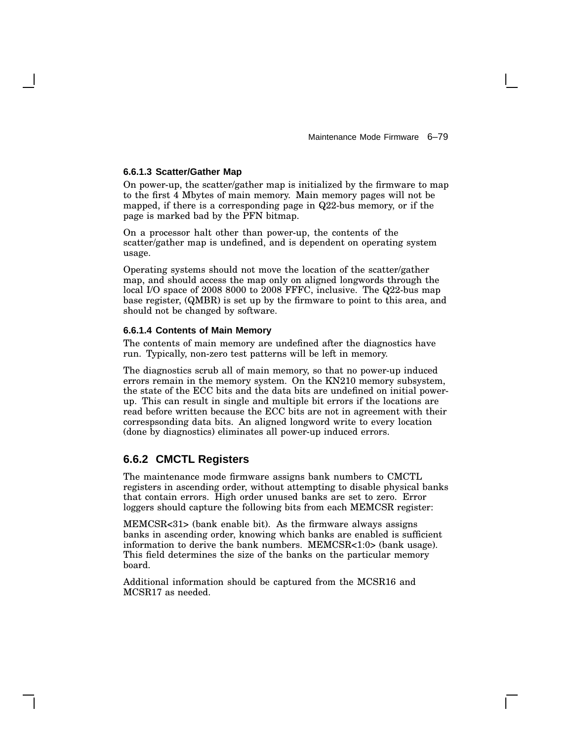#### 6.6.1.3 Scatter/Gather Map

On power-up, the scatter/gather map is initialized by the firmware to map to the first 4 Mbytes of main memory. Main memory pages will not be mapped, if there is a corresponding page in Q22-bus memory, or if the page is marked bad by the PFN bitmap.

On a processor halt other than power-up, the contents of the scatter/gather map is undefined, and is dependent on operating system usage.

Operating systems should not move the location of the scatter/gather map, and should access the map only on aligned longwords through the local I/O space of 2008 8000 to 2008 FFFC, inclusive. The Q22-bus map base register, (QMBR) is set up by the firmware to point to this area, and should not be changed by software.

#### 6.6.1.4 Contents of Main Memory

The contents of main memory are undefined after the diagnostics have run. Typically, non-zero test patterns will be left in memory.

The diagnostics scrub all of main memory, so that no power-up induced errors remain in the memory system. On the KN210 memory subsystem, the state of the ECC bits and the data bits are undefined on initial power-up. This can result in single and multiple bit errors if the locations are read before written because the ECC bits are not in agreement with their correspsonding data bits. An aligned longword write to every location (done by diagnostics) eliminates all power-up induced errors.

### 6.6.2 CMCTL Registers

The maintenance mode firmware assigns bank numbers to CMCTL registers in ascending order, without attempting to disable physical banks that contain errors. High order unused banks are set to zero. Error loggers should capture the following bits from each MEMCSR register:

MEMCSR<31> (bank enable bit). As the firmware always assigns banks in ascending order, knowing which banks are enabled is sufficient information to derive the bank numbers. MEMCSR<1:0> (bank usage). This field determines the size of the banks on the particular memory board.

Additional information should be captured from the MCSR16 and MCSR17 as needed.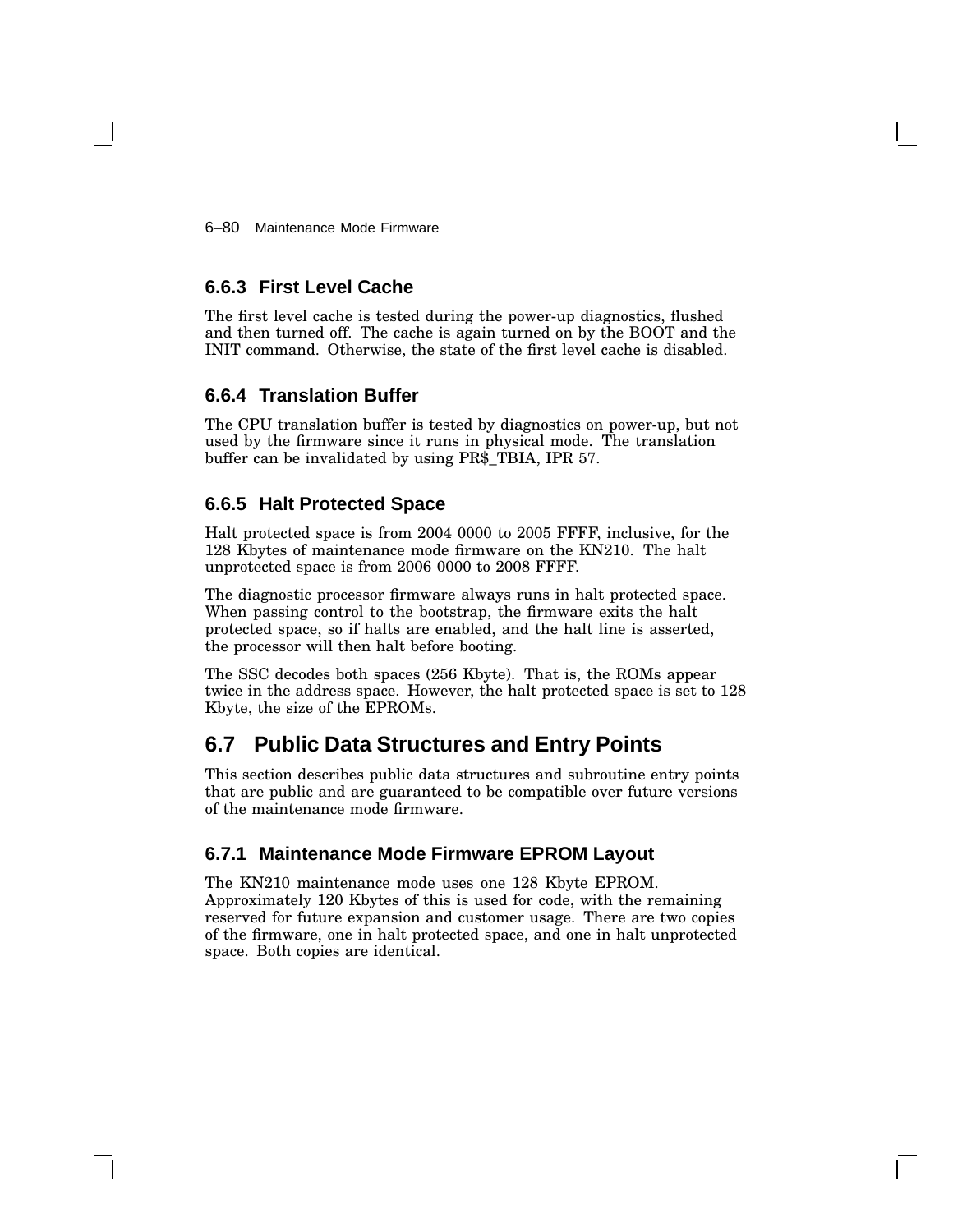### 6.6.3 First Level Cache

The first level cache is tested during the power-up diagnostics, flushed and then turned off. The cache is again turned on by the BOOT and the INIT command. Otherwise, the state of the first level cache is disabled.

### 6.6.4 Translation Buffer

The CPU translation buffer is tested by diagnostics on power-up, but not used by the firmware since it runs in physical mode. The translation buffer can be invalidated by using PR$_TBIA, IPR 57.

### 6.6.5 Halt Protected Space

Halt protected space is from 2004 0000 to 2005 FFFF, inclusive, for the 128 Kbytes of maintenance mode firmware on the KN210. The halt unprotected space is from 2006 0000 to 2008 FFFF.

The diagnostic processor firmware always runs in halt protected space. When passing control to the bootstrap, the firmware exits the halt protected space, so if halts are enabled, and the halt line is asserted, the processor will then halt before booting.

The SSC decodes both spaces (256 Kbyte). That is, the ROMs appear twice in the address space. However, the halt protected space is set to 128 Kbyte, the size of the EPROMs.

## 6.7 Public Data Structures and Entry Points

This section describes public data structures and subroutine entry points that are public and are guaranteed to be compatible over future versions of the maintenance mode firmware.

### 6.7.1 Maintenance Mode Firmware EPROM Layout

The KN210 maintenance mode uses one 128 Kbyte EPROM. Approximately 120 Kbytes of this is used for code, with the remaining reserved for future expansion and customer usage. There are two copies of the firmware, one in halt protected space, and one in halt unprotected space. Both copies are identical.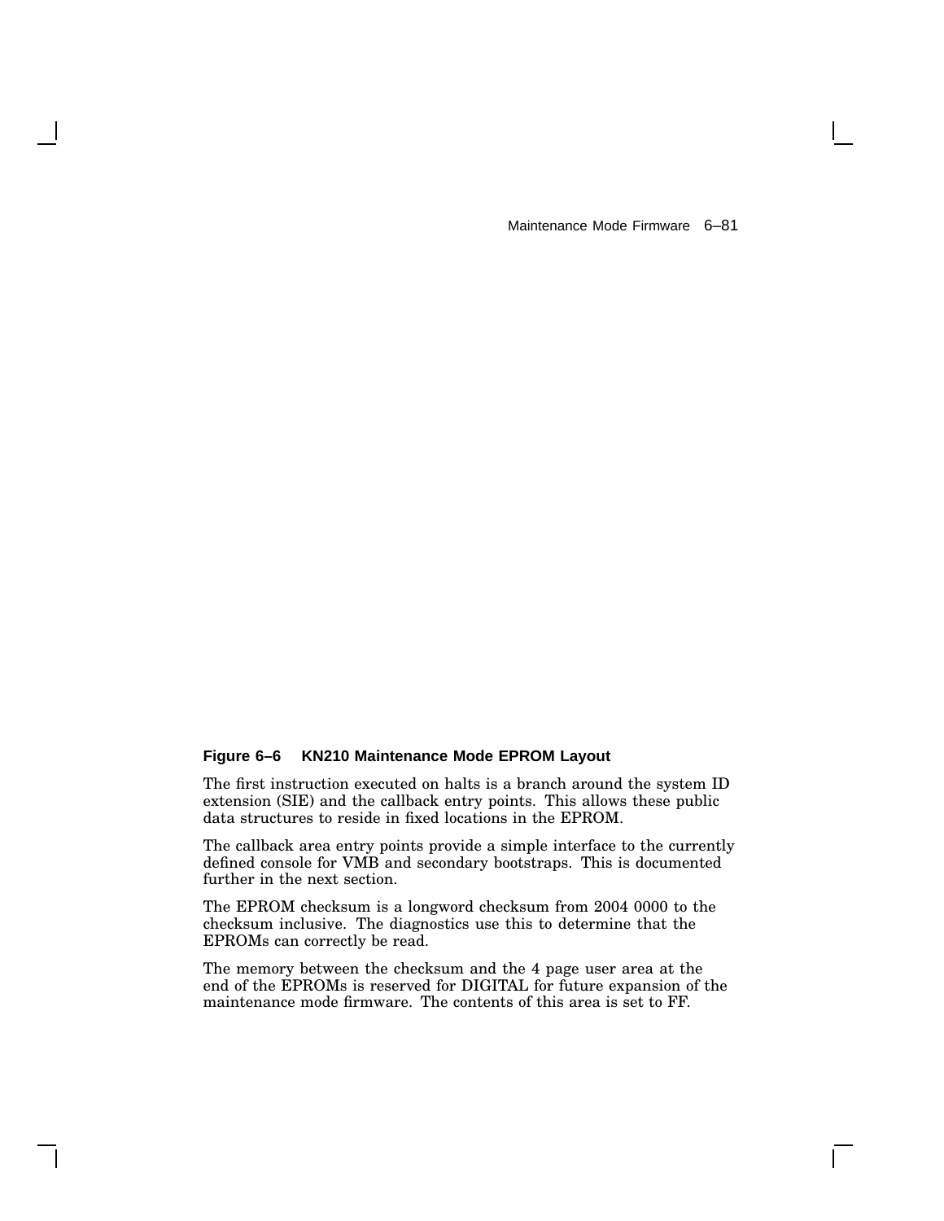**Figure 6–6 KN210 Maintenance Mode EPROM Layout**

The first instruction executed on halts is a branch around the system ID extension (SIE) and the callback entry points. This allows these public data structures to reside in fixed locations in the EPROM.

The callback area entry points provide a simple interface to the currently defined console for VMB and secondary bootstraps. This is documented further in the next section.

The EPROM checksum is a longword checksum from 2004 0000 to the checksum inclusive. The diagnostics use this to determine that the EPROMs can correctly be read.

The memory between the checksum and the 4 page user area at the end of the EPROMs is reserved for DIGITAL for future expansion of the maintenance mode firmware. The contents of this area is set to FF.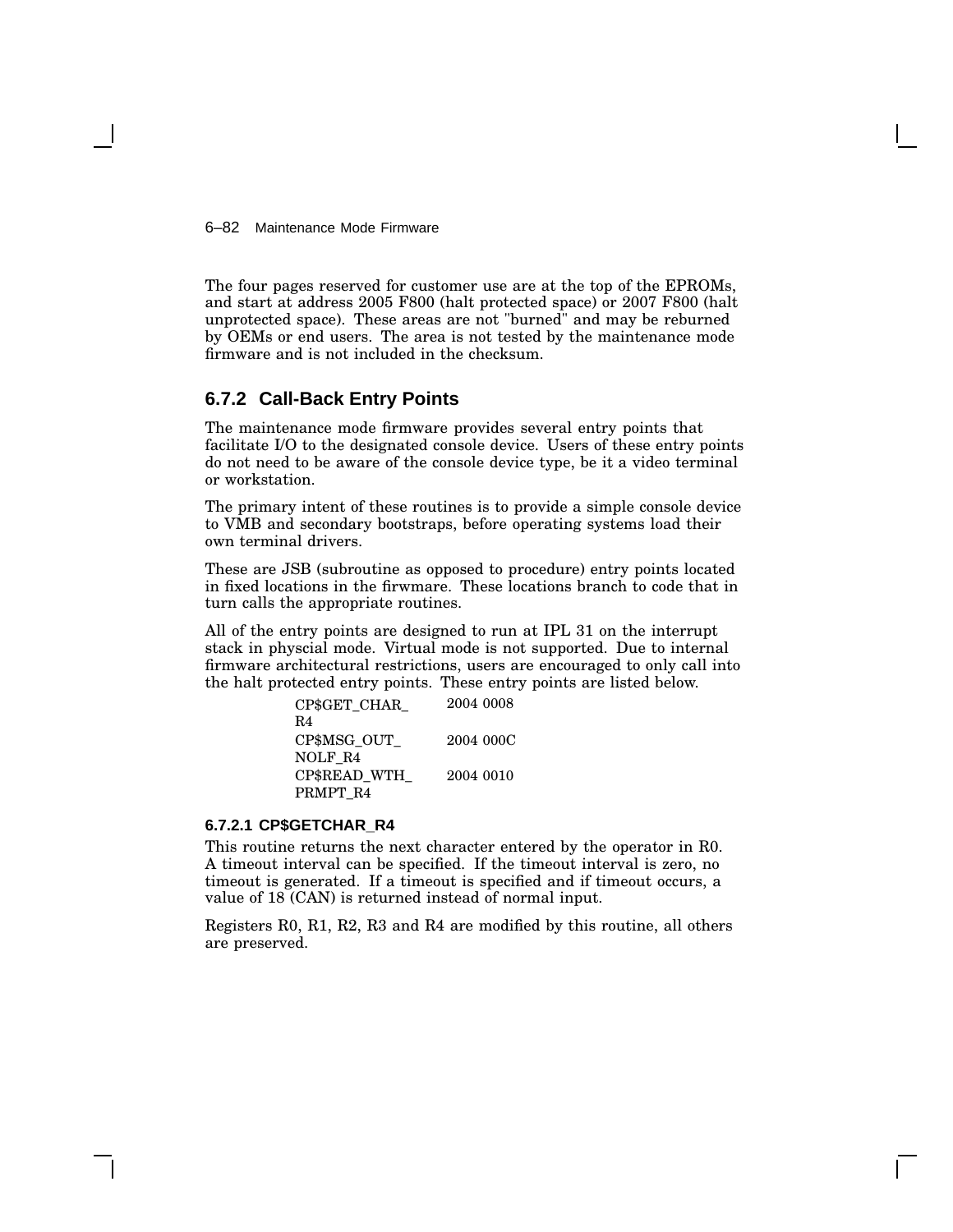The four pages reserved for customer use are at the top of the EPROMs, and start at address 2005 F800 (halt protected space) or 2007 F800 (halt unprotected space). These areas are not "burned" and may be reburned by OEMs or end users. The area is not tested by the maintenance mode firmware and is not included in the checksum.

### 6.7.2 Call-Back Entry Points

The maintenance mode firmware provides several entry points that facilitate I/O to the designated console device. Users of these entry points do not need to be aware of the console device type, be it a video terminal or workstation.

The primary intent of these routines is to provide a simple console device to VMB and secondary bootstraps, before operating systems load their own terminal drivers.

These are JSB (subroutine as opposed to procedure) entry points located in fixed locations in the firwmare. These locations branch to code that in turn calls the appropriate routines.

All of the entry points are designed to run at IPL 31 on the interrupt stack in physcial mode. Virtual mode is not supported. Due to internal firmware architectural restrictions, users are encouraged to only call into the halt protected entry points. These entry points are listed below.

| | |
|---|---|
| CP$GET_CHAR_R4 | 2004 0008 |
| CP$MSG_OUT_NOLF_R4 | 2004 000C |
| CP$READ_WTH_PRMPT_R4 | 2004 0010 |

#### 6.7.2.1 CP$GETCHAR_R4

This routine returns the next character entered by the operator in R0. A timeout interval can be specified. If the timeout interval is zero, no timeout is generated. If a timeout is specified and if timeout occurs, a value of 18 (CAN) is returned instead of normal input.

Registers R0, R1, R2, R3 and R4 are modified by this routine, all others are preserved.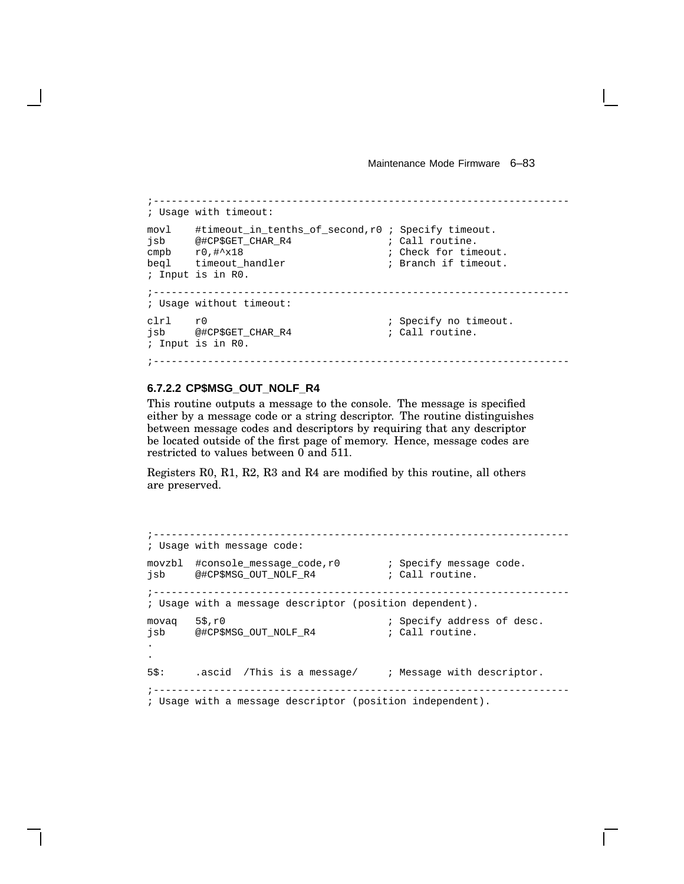```
;--------------------------------------------------------------------
; Usage with timeout:

movl    #timeout_in_tenths_of_second,r0 ; Specify timeout.
jsb     @#CP$GET_CHAR_R4                ; Call routine.
cmpb    r0,#^x18                        ; Check for timeout.
beql    timeout_handler                 ; Branch if timeout.
; Input is in R0.

;--------------------------------------------------------------------
; Usage without timeout:

clrl    r0                              ; Specify no timeout.
jsb     @#CP$GET_CHAR_R4                ; Call routine.
; Input is in R0.

;--------------------------------------------------------------------
```

#### 6.7.2.2 CP$MSG_OUT_NOLF_R4

This routine outputs a message to the console. The message is specified either by a message code or a string descriptor. The routine distinguishes between message codes and descriptors by requiring that any descriptor be located outside of the first page of memory. Hence, message codes are restricted to values between 0 and 511.

Registers R0, R1, R2, R3 and R4 are modified by this routine, all others are preserved.

```
;--------------------------------------------------------------------
; Usage with message code:

movzbl  #console_message_code,r0        ; Specify message code.
jsb     @#CP$MSG_OUT_NOLF_R4            ; Call routine.

;--------------------------------------------------------------------
; Usage with a message descriptor (position dependent).

movaq   5$,r0                           ; Specify address of desc.
jsb     @#CP$MSG_OUT_NOLF_R4            ; Call routine.
.
.
5$:     .ascid  /This is a message/     ; Message with descriptor.

;--------------------------------------------------------------------
; Usage with a message descriptor (position independent).
```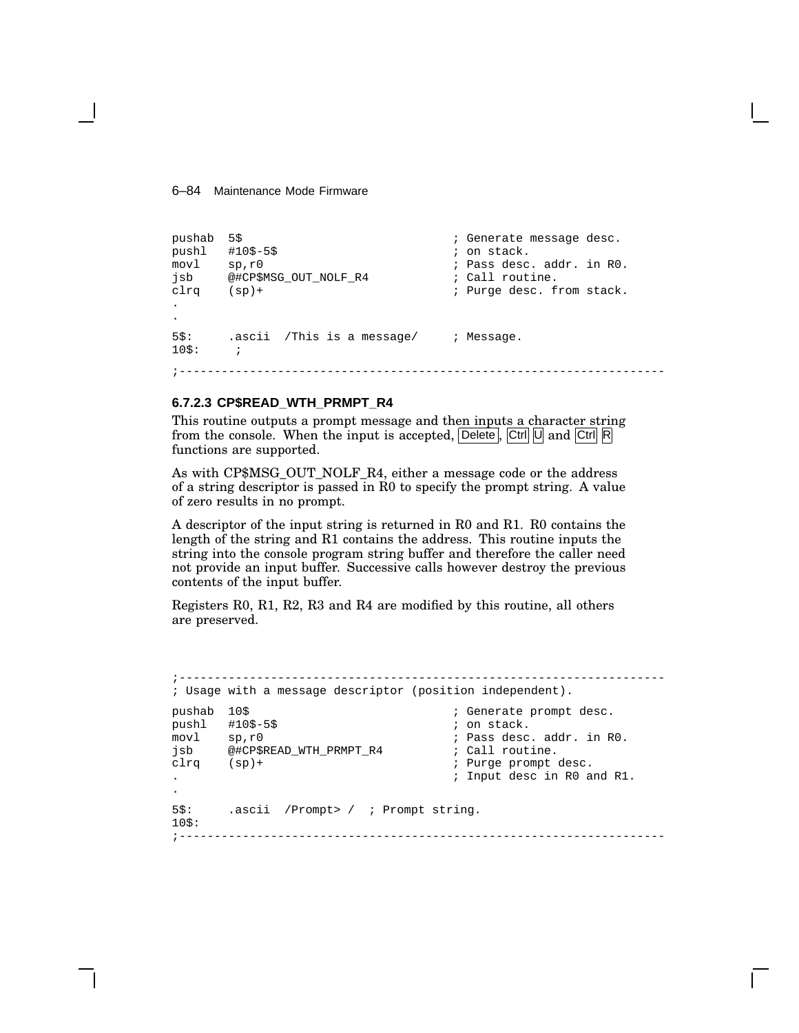```
pushab  5$                              ; Generate message desc.
pushl   #10$-5$                         ; on stack.
movl    sp,r0                           ; Pass desc. addr. in R0.
jsb     @#CP$MSG_OUT_NOLF_R4            ; Call routine.
clrq    (sp)+                           ; Purge desc. from stack.
.
.
5$:     .ascii  /This is a message/     ; Message.
10$:     ;
;--------------------------------------------------------------------
```

### 6.7.2.3 CP$READ_WTH_PRMPT_R4

This routine outputs a prompt message and then inputs a character string from the console. When the input is accepted, Delete, Ctrl U and Ctrl R functions are supported.

As with CP$MSG_OUT_NOLF_R4, either a message code or the address of a string descriptor is passed in R0 to specify the prompt string. A value of zero results in no prompt.

A descriptor of the input string is returned in R0 and R1. R0 contains the length of the string and R1 contains the address. This routine inputs the string into the console program string buffer and therefore the caller need not provide an input buffer. Successive calls however destroy the previous contents of the input buffer.

Registers R0, R1, R2, R3 and R4 are modified by this routine, all others are preserved.

```
;--------------------------------------------------------------------
; Usage with a message descriptor (position independent).

pushab  10$                             ; Generate prompt desc.
pushl   #10$-5$                         ; on stack.
movl    sp,r0                           ; Pass desc. addr. in R0.
jsb     @#CP$READ_WTH_PRMPT_R4          ; Call routine.
clrq    (sp)+                           ; Purge prompt desc.
.                                       ; Input desc in R0 and R1.
.
5$:     .ascii  /Prompt> /  ; Prompt string.
10$:
;--------------------------------------------------------------------
```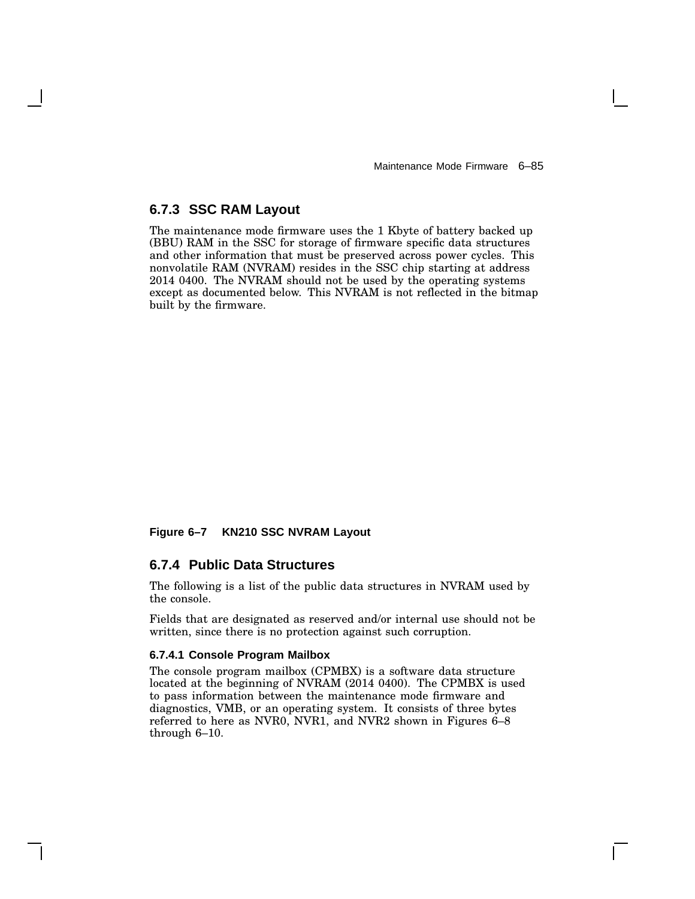### 6.7.3 SSC RAM Layout

The maintenance mode firmware uses the 1 Kbyte of battery backed up (BBU) RAM in the SSC for storage of firmware specific data structures and other information that must be preserved across power cycles. This nonvolatile RAM (NVRAM) resides in the SSC chip starting at address 2014 0400. The NVRAM should not be used by the operating systems except as documented below. This NVRAM is not reflected in the bitmap built by the firmware.

**Figure 6–7 KN210 SSC NVRAM Layout**

### 6.7.4 Public Data Structures

The following is a list of the public data structures in NVRAM used by the console.

Fields that are designated as reserved and/or internal use should not be written, since there is no protection against such corruption.

#### 6.7.4.1 Console Program Mailbox

The console program mailbox (CPMBX) is a software data structure located at the beginning of NVRAM (2014 0400). The CPMBX is used to pass information between the maintenance mode firmware and diagnostics, VMB, or an operating system. It consists of three bytes referred to here as NVR0, NVR1, and NVR2 shown in Figures 6–8 through 6–10.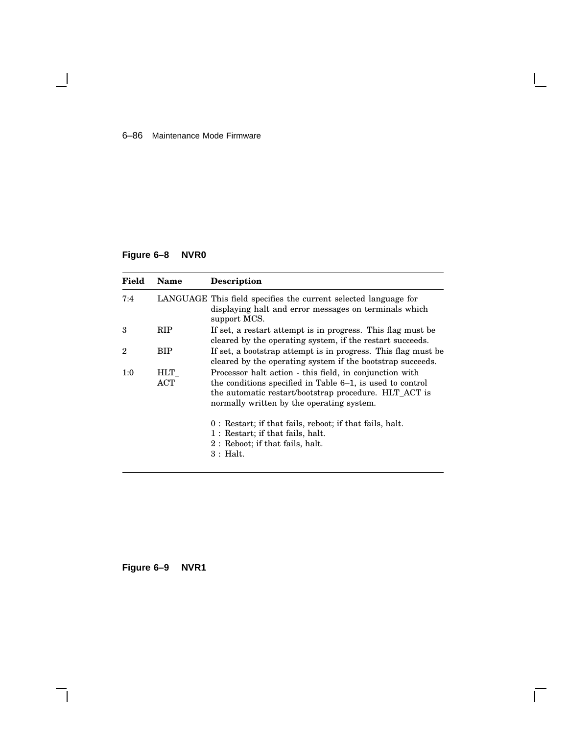**Figure 6–8 NVR0**

| Field | Name | Description |
|---|---|---|
| 7:4 | LANGUAGE | This field specifies the current selected language for displaying halt and error messages on terminals which support MCS. |
| 3 | RIP | If set, a restart attempt is in progress. This flag must be cleared by the operating system, if the restart succeeds. |
| 2 | BIP | If set, a bootstrap attempt is in progress. This flag must be cleared by the operating system if the bootstrap succeeds. |
| 1:0 | HLT_ ACT | Processor halt action - this field, in conjunction with the conditions specified in Table 6–1, is used to control the automatic restart/bootstrap procedure. HLT_ACT is normally written by the operating system.<br><br>0 : Restart; if that fails, reboot; if that fails, halt.<br>1 : Restart; if that fails, halt.<br>2 : Reboot; if that fails, halt.<br>3 : Halt. |

**Figure 6–9 NVR1**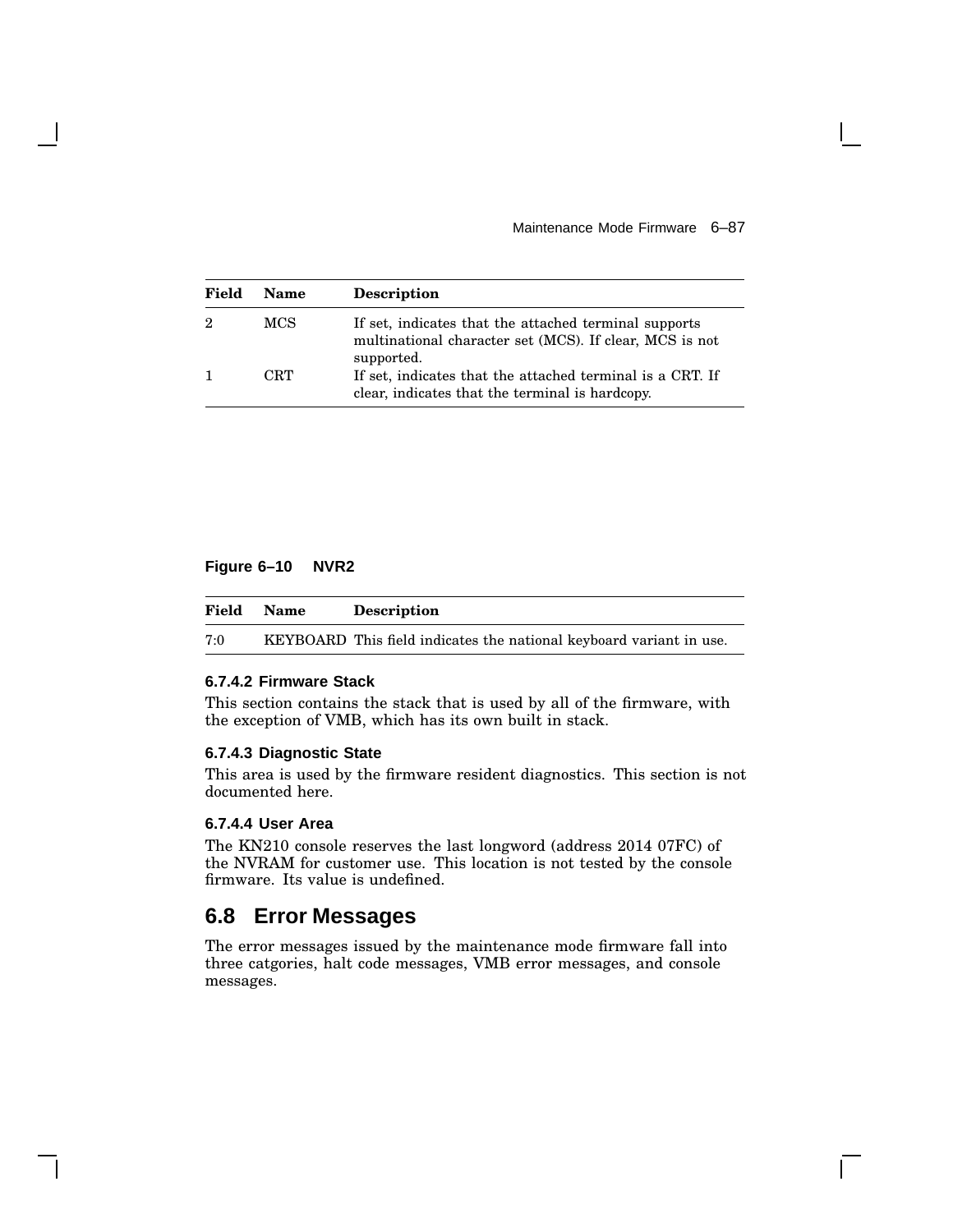| Field | Name | Description |
|---|---|---|
| 2 | MCS | If set, indicates that the attached terminal supports multinational character set (MCS). If clear, MCS is not supported. |
| 1 | CRT | If set, indicates that the attached terminal is a CRT. If clear, indicates that the terminal is hardcopy. |

**Figure 6–10 NVR2**

| Field | Name | Description |
|---|---|---|
| 7:0 | KEYBOARD | This field indicates the national keyboard variant in use. |

#### 6.7.4.2 Firmware Stack

This section contains the stack that is used by all of the firmware, with the exception of VMB, which has its own built in stack.

#### 6.7.4.3 Diagnostic State

This area is used by the firmware resident diagnostics. This section is not documented here.

#### 6.7.4.4 User Area

The KN210 console reserves the last longword (address 2014 07FC) of the NVRAM for customer use. This location is not tested by the console firmware. Its value is undefined.

## 6.8 Error Messages

The error messages issued by the maintenance mode firmware fall into three catgories, halt code messages, VMB error messages, and console messages.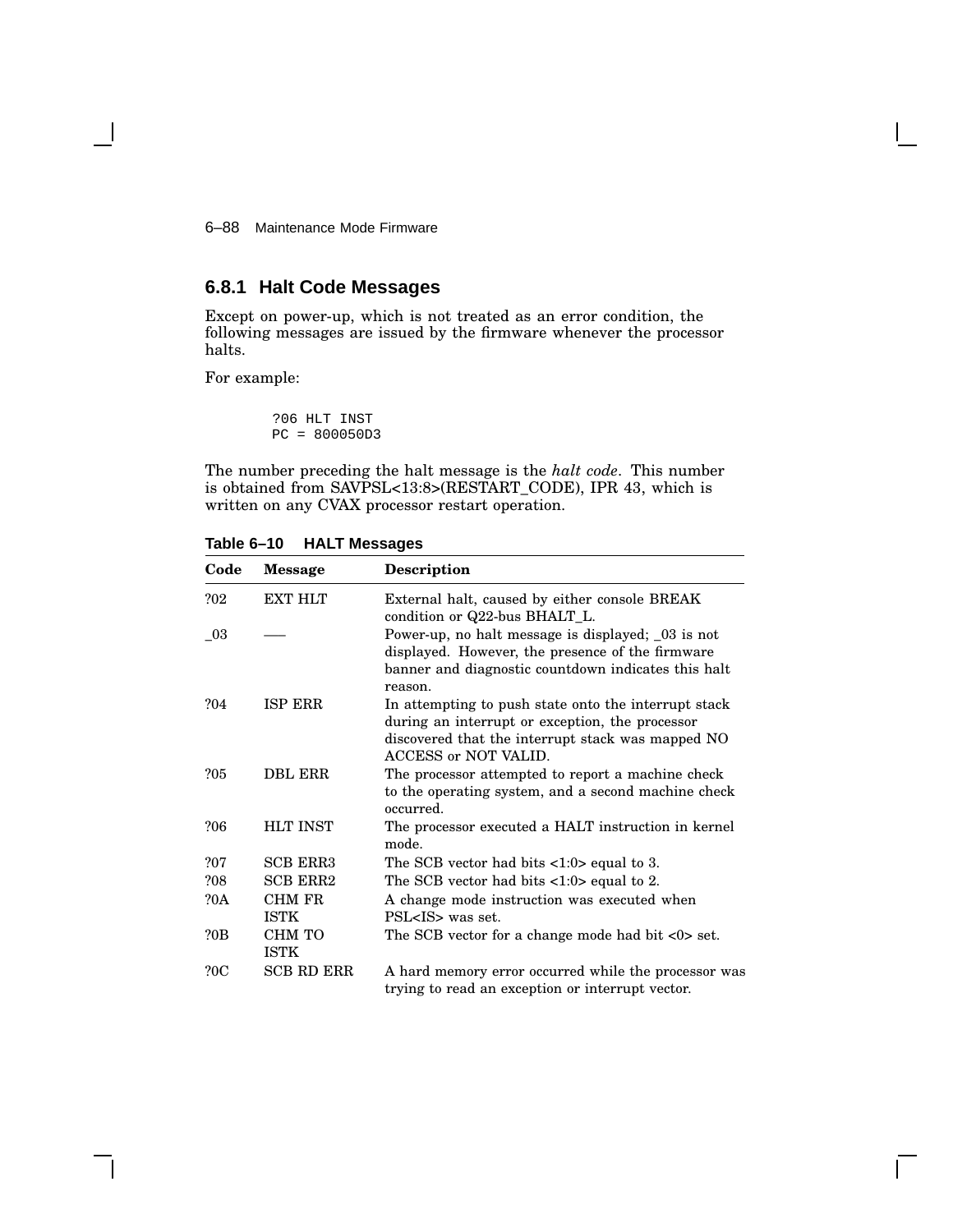## 6.8.1 Halt Code Messages

Except on power-up, which is not treated as an error condition, the following messages are issued by the firmware whenever the processor halts.

For example:

```
?06 HLT INST
PC = 800050D3
```

The number preceding the halt message is the *halt code*. This number is obtained from SAVPSL<13:8>(RESTART_CODE), IPR 43, which is written on any CVAX processor restart operation.

**Table 6–10 HALT Messages**

| Code | Message | Description |
|---|---|---|
| ?02 | EXT HLT | External halt, caused by either console BREAK condition or Q22-bus BHALT_L. |
| _03 | —— | Power-up, no halt message is displayed; _03 is not displayed. However, the presence of the firmware banner and diagnostic countdown indicates this halt reason. |
| ?04 | ISP ERR | In attempting to push state onto the interrupt stack during an interrupt or exception, the processor discovered that the interrupt stack was mapped NO ACCESS or NOT VALID. |
| ?05 | DBL ERR | The processor attempted to report a machine check to the operating system, and a second machine check occurred. |
| ?06 | HLT INST | The processor executed a HALT instruction in kernel mode. |
| ?07 | SCB ERR3 | The SCB vector had bits <1:0> equal to 3. |
| ?08 | SCB ERR2 | The SCB vector had bits <1:0> equal to 2. |
| ?0A | CHM FR ISTK | A change mode instruction was executed when PSL<IS> was set. |
| ?0B | CHM TO ISTK | The SCB vector for a change mode had bit <0> set. |
| ?0C | SCB RD ERR | A hard memory error occurred while the processor was trying to read an exception or interrupt vector. |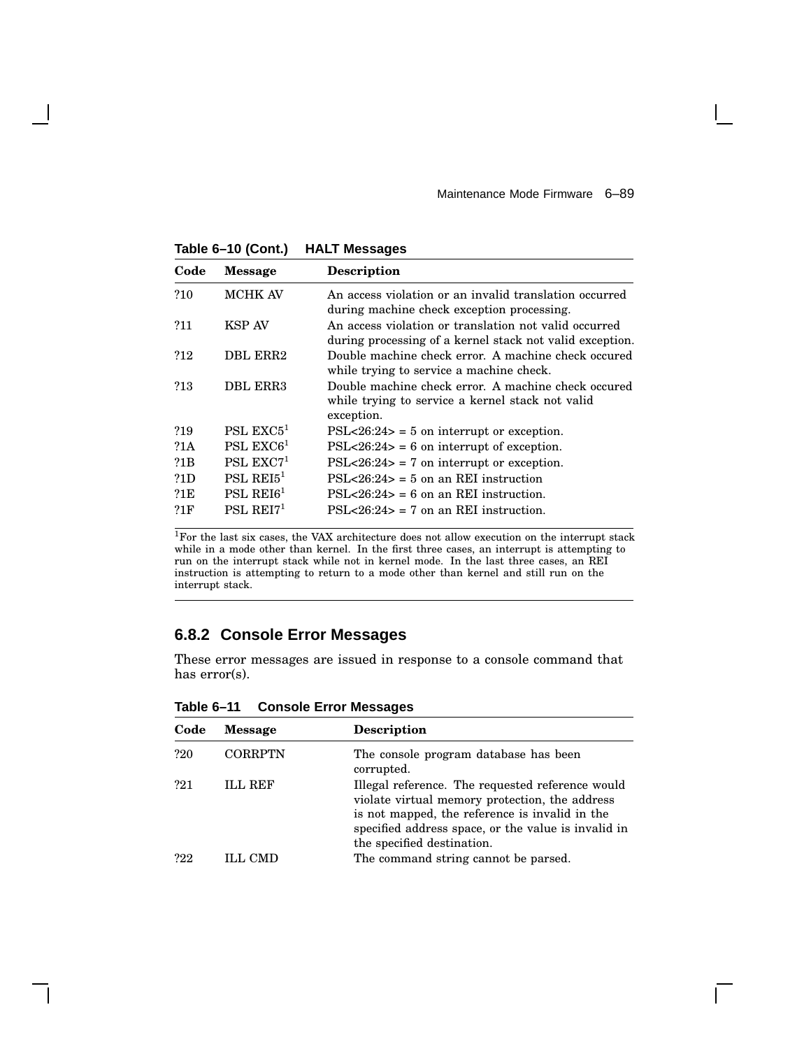**Table 6–10 (Cont.) HALT Messages**

| Code | Message | Description |
|---|---|---|
| ?10 | MCHK AV | An access violation or an invalid translation occurred during machine check exception processing. |
| ?11 | KSP AV | An access violation or translation not valid occurred during processing of a kernel stack not valid exception. |
| ?12 | DBL ERR2 | Double machine check error. A machine check occured while trying to service a machine check. |
| ?13 | DBL ERR3 | Double machine check error. A machine check occured while trying to service a kernel stack not valid exception. |
| ?19 | PSL EXC5[1] | PSL<26:24> = 5 on interrupt or exception. |
| ?1A | PSL EXC6[1] | PSL<26:24> = 6 on interrupt of exception. |
| ?1B | PSL EXC7[1] | PSL<26:24> = 7 on interrupt or exception. |
| ?1D | PSL REI5[1] | PSL<26:24> = 5 on an REI instruction |
| ?1E | PSL REI6[1] | PSL<26:24> = 6 on an REI instruction. |
| ?1F | PSL REI7[1] | PSL<26:24> = 7 on an REI instruction. |

[1]For the last six cases, the VAX architecture does not allow execution on the interrupt stack while in a mode other than kernel. In the first three cases, an interrupt is attempting to run on the interrupt stack while not in kernel mode. In the last three cases, an REI instruction is attempting to return to a mode other than kernel and still run on the interrupt stack.

### 6.8.2 Console Error Messages

These error messages are issued in response to a console command that has error(s).

**Table 6–11 Console Error Messages**

| Code | Message | Description |
|---|---|---|
| ?20 | CORRPTN | The console program database has been corrupted. |
| ?21 | ILL REF | Illegal reference. The requested reference would violate virtual memory protection, the address is not mapped, the reference is invalid in the specified address space, or the value is invalid in the specified destination. |
| ?22 | ILL CMD | The command string cannot be parsed. |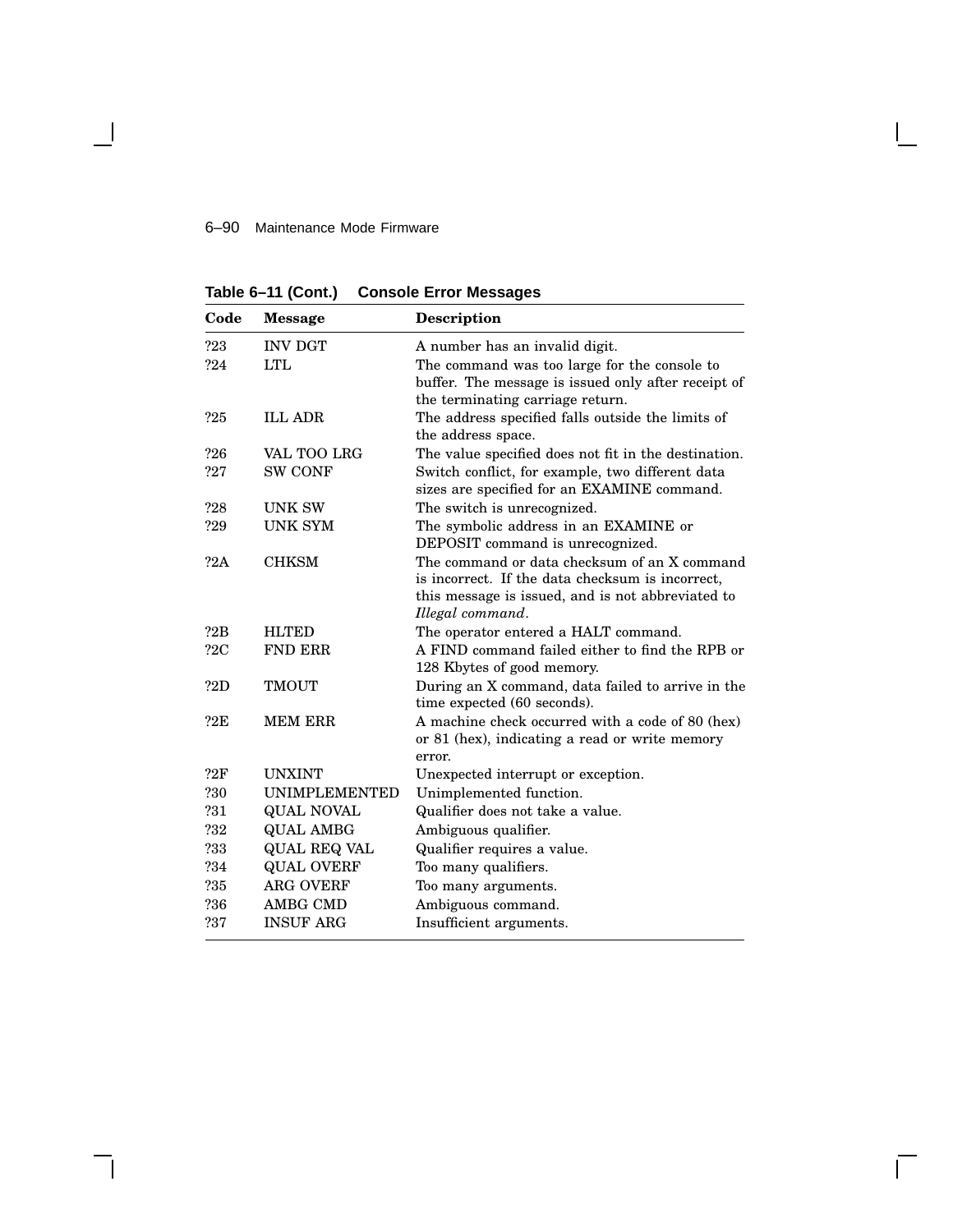**Table 6–11 (Cont.) Console Error Messages**

| Code | Message | Description |
|---|---|---|
| ?23 | INV DGT | A number has an invalid digit. |
| ?24 | LTL | The command was too large for the console to buffer. The message is issued only after receipt of the terminating carriage return. |
| ?25 | ILL ADR | The address specified falls outside the limits of the address space. |
| ?26 | VAL TOO LRG | The value specified does not fit in the destination. |
| ?27 | SW CONF | Switch conflict, for example, two different data sizes are specified for an EXAMINE command. |
| ?28 | UNK SW | The switch is unrecognized. |
| ?29 | UNK SYM | The symbolic address in an EXAMINE or DEPOSIT command is unrecognized. |
| ?2A | CHKSM | The command or data checksum of an X command is incorrect. If the data checksum is incorrect, this message is issued, and is not abbreviated to *Illegal command*. |
| ?2B | HLTED | The operator entered a HALT command. |
| ?2C | FND ERR | A FIND command failed either to find the RPB or 128 Kbytes of good memory. |
| ?2D | TMOUT | During an X command, data failed to arrive in the time expected (60 seconds). |
| ?2E | MEM ERR | A machine check occurred with a code of 80 (hex) or 81 (hex), indicating a read or write memory error. |
| ?2F | UNXINT | Unexpected interrupt or exception. |
| ?30 | UNIMPLEMENTED | Unimplemented function. |
| ?31 | QUAL NOVAL | Qualifier does not take a value. |
| ?32 | QUAL AMBG | Ambiguous qualifier. |
| ?33 | QUAL REQ VAL | Qualifier requires a value. |
| ?34 | QUAL OVERF | Too many qualifiers. |
| ?35 | ARG OVERF | Too many arguments. |
| ?36 | AMBG CMD | Ambiguous command. |
| ?37 | INSUF ARG | Insufficient arguments. |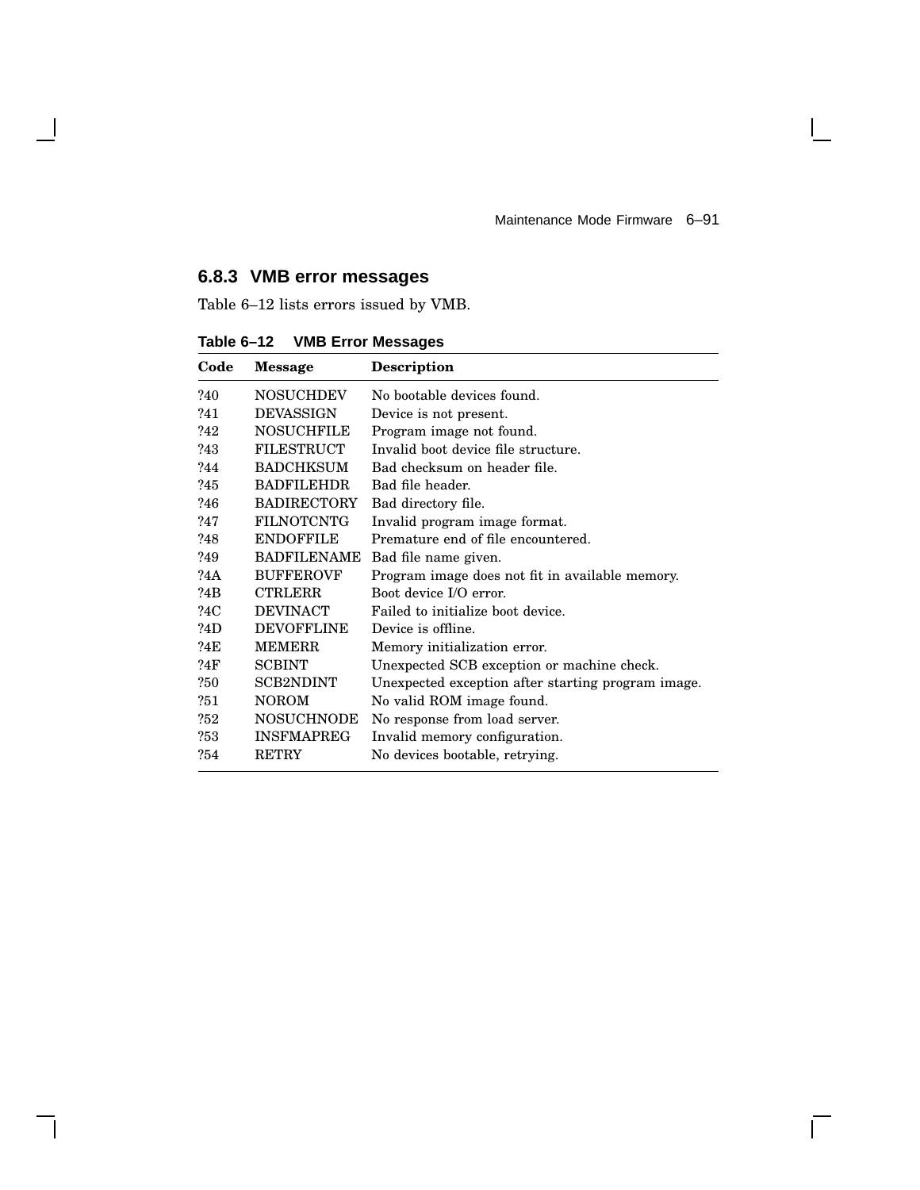### 6.8.3 VMB error messages

Table 6–12 lists errors issued by VMB.

**Table 6–12 VMB Error Messages**

| Code | Message | Description |
|---|---|---|
| ?40 | NOSUCHDEV | No bootable devices found. |
| ?41 | DEVASSIGN | Device is not present. |
| ?42 | NOSUCHFILE | Program image not found. |
| ?43 | FILESTRUCT | Invalid boot device file structure. |
| ?44 | BADCHKSUM | Bad checksum on header file. |
| ?45 | BADFILEHDR | Bad file header. |
| ?46 | BADIRECTORY | Bad directory file. |
| ?47 | FILNOTCNTG | Invalid program image format. |
| ?48 | ENDOFFILE | Premature end of file encountered. |
| ?49 | BADFILENAME | Bad file name given. |
| ?4A | BUFFEROVF | Program image does not fit in available memory. |
| ?4B | CTRLERR | Boot device I/O error. |
| ?4C | DEVINACT | Failed to initialize boot device. |
| ?4D | DEVOFFLINE | Device is offline. |
| ?4E | MEMERR | Memory initialization error. |
| ?4F | SCBINT | Unexpected SCB exception or machine check. |
| ?50 | SCB2NDINT | Unexpected exception after starting program image. |
| ?51 | NOROM | No valid ROM image found. |
| ?52 | NOSUCHNODE | No response from load server. |
| ?53 | INSFMAPREG | Invalid memory configuration. |
| ?54 | RETRY | No devices bootable, retrying. |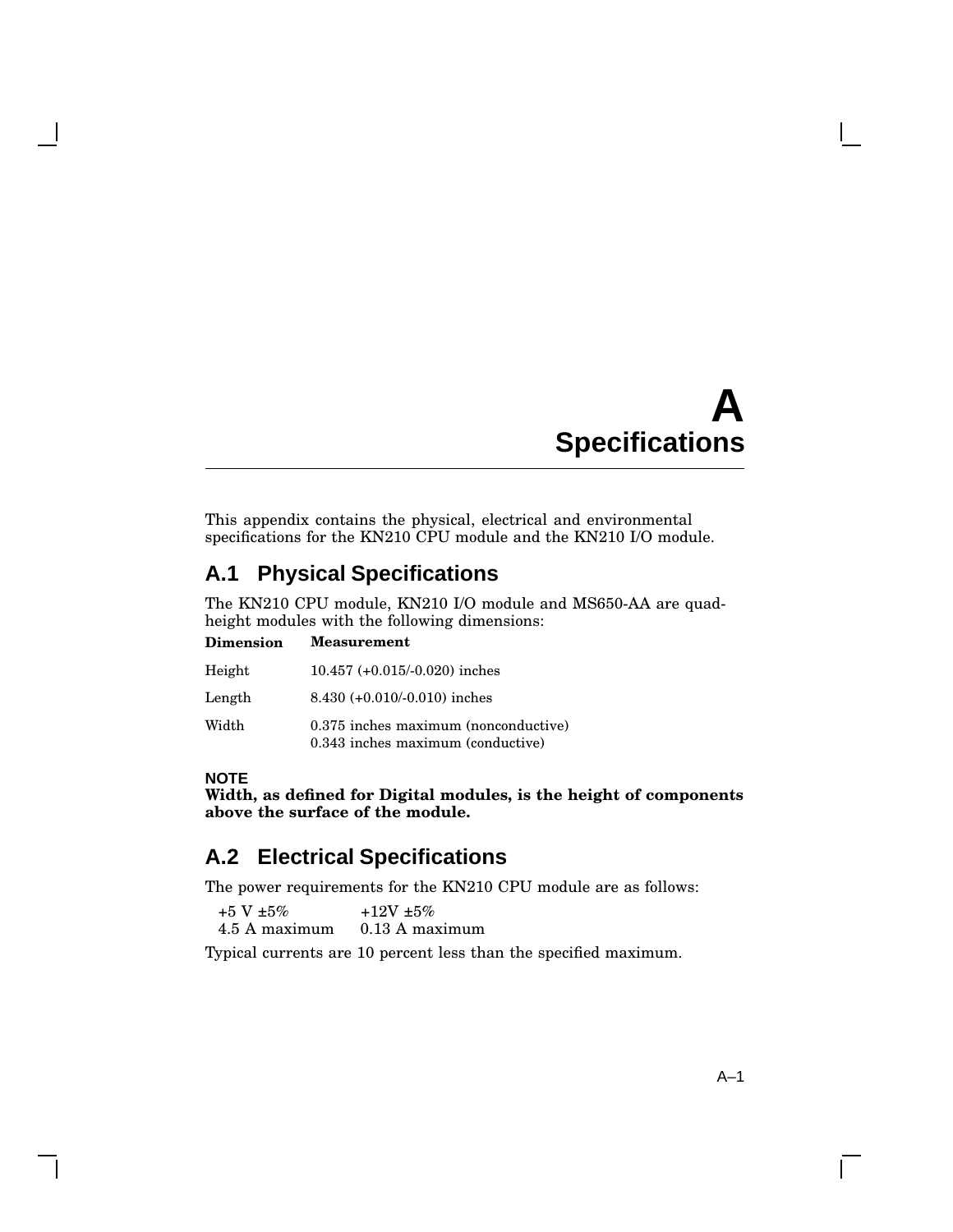# A Specifications

This appendix contains the physical, electrical and environmental specifications for the KN210 CPU module and the KN210 I/O module.

## A.1 Physical Specifications

The KN210 CPU module, KN210 I/O module and MS650-AA are quad-height modules with the following dimensions:

| Dimension | Measurement |
|---|---|
| Height | 10.457 (+0.015/-0.020) inches |
| Length | 8.430 (+0.010/-0.010) inches |
| Width | 0.375 inches maximum (nonconductive)<br>0.343 inches maximum (conductive) |

**NOTE**
**Width, as defined for Digital modules, is the height of components above the surface of the module.**

## A.2 Electrical Specifications

The power requirements for the KN210 CPU module are as follows:

| +5 V ±5% | +12V ±5% |
|---|---|
| 4.5 A maximum | 0.13 A maximum |

Typical currents are 10 percent less than the specified maximum.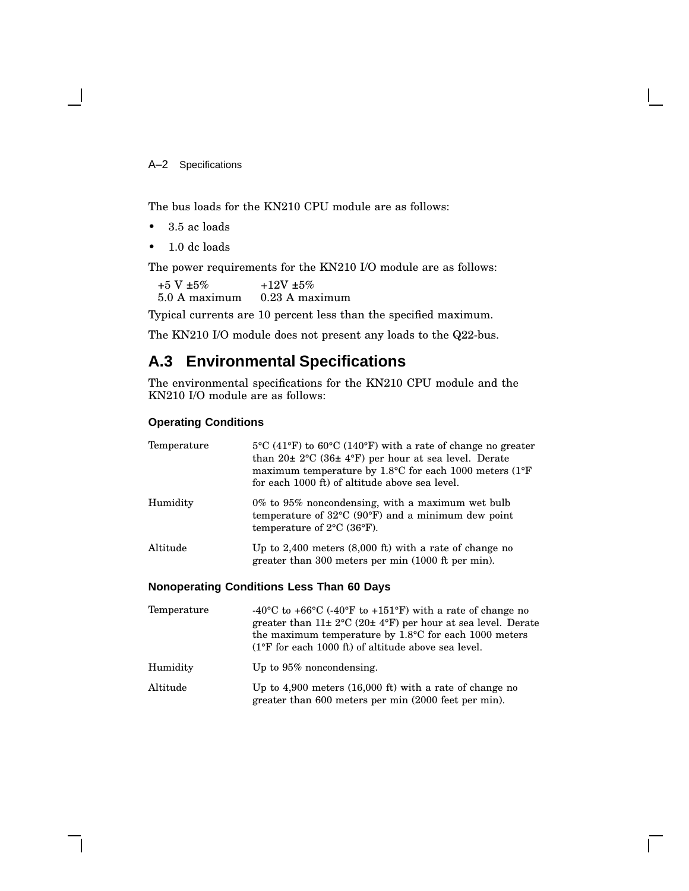The bus loads for the KN210 CPU module are as follows:

- 3.5 ac loads
- 1.0 dc loads

The power requirements for the KN210 I/O module are as follows:

| +5 V ±5% | +12V ±5% |
|---|---|
| 5.0 A maximum | 0.23 A maximum |

Typical currents are 10 percent less than the specified maximum.

The KN210 I/O module does not present any loads to the Q22-bus.

## A.3 Environmental Specifications

The environmental specifications for the KN210 CPU module and the KN210 I/O module are as follows:

### Operating Conditions

| | |
|---|---|
| Temperature | 5°C (41°F) to 60°C (140°F) with a rate of change no greater than 20± 2°C (36± 4°F) per hour at sea level. Derate maximum temperature by 1.8°C for each 1000 meters (1°F for each 1000 ft) of altitude above sea level. |
| Humidity | 0% to 95% noncondensing, with a maximum wet bulb temperature of 32°C (90°F) and a minimum dew point temperature of 2°C (36°F). |
| Altitude | Up to 2,400 meters (8,000 ft) with a rate of change no greater than 300 meters per min (1000 ft per min). |

### Nonoperating Conditions Less Than 60 Days

| | |
|---|---|
| Temperature | -40°C to +66°C (-40°F to +151°F) with a rate of change no greater than 11± 2°C (20± 4°F) per hour at sea level. Derate the maximum temperature by 1.8°C for each 1000 meters (1°F for each 1000 ft) of altitude above sea level. |
| Humidity | Up to 95% noncondensing. |
| Altitude | Up to 4,900 meters (16,000 ft) with a rate of change no greater than 600 meters per min (2000 feet per min). |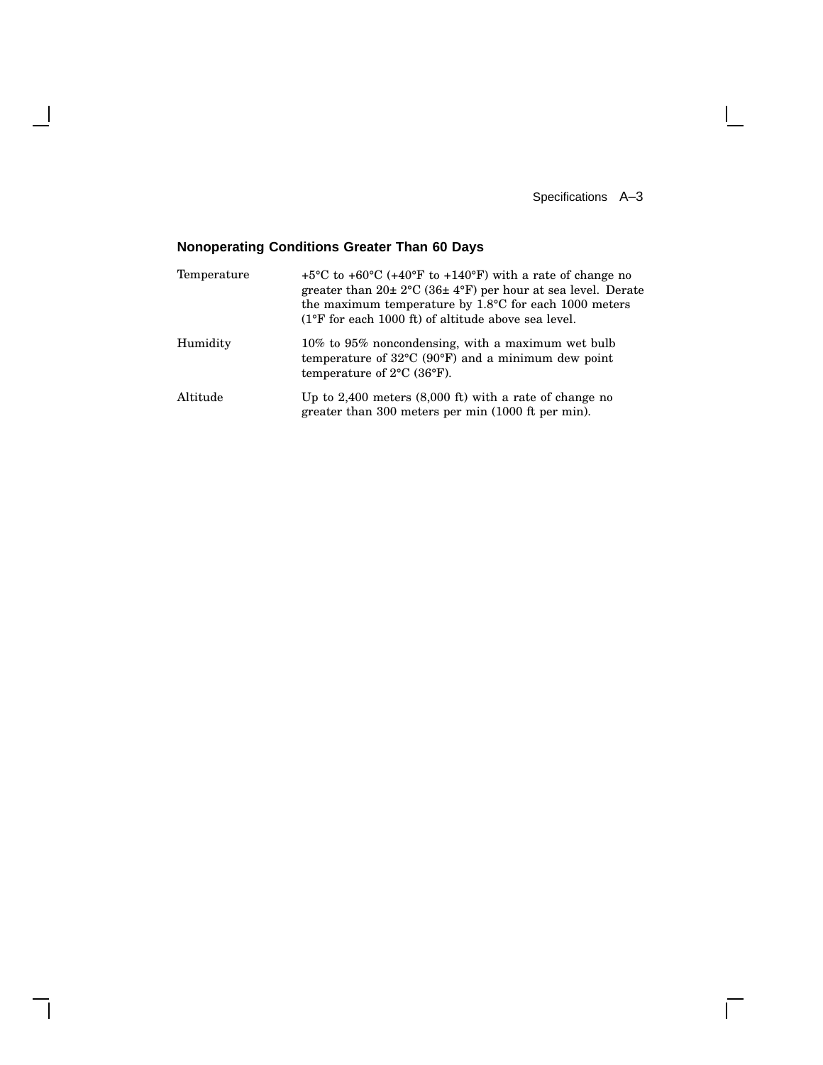### Nonoperating Conditions Greater Than 60 Days

| | |
|---|---|
| Temperature | +5°C to +60°C (+40°F to +140°F) with a rate of change no greater than 20± 2°C (36± 4°F) per hour at sea level. Derate the maximum temperature by 1.8°C for each 1000 meters (1°F for each 1000 ft) of altitude above sea level. |
| Humidity | 10% to 95% noncondensing, with a maximum wet bulb temperature of 32°C (90°F) and a minimum dew point temperature of 2°C (36°F). |
| Altitude | Up to 2,400 meters (8,000 ft) with a rate of change no greater than 300 meters per min (1000 ft per min). |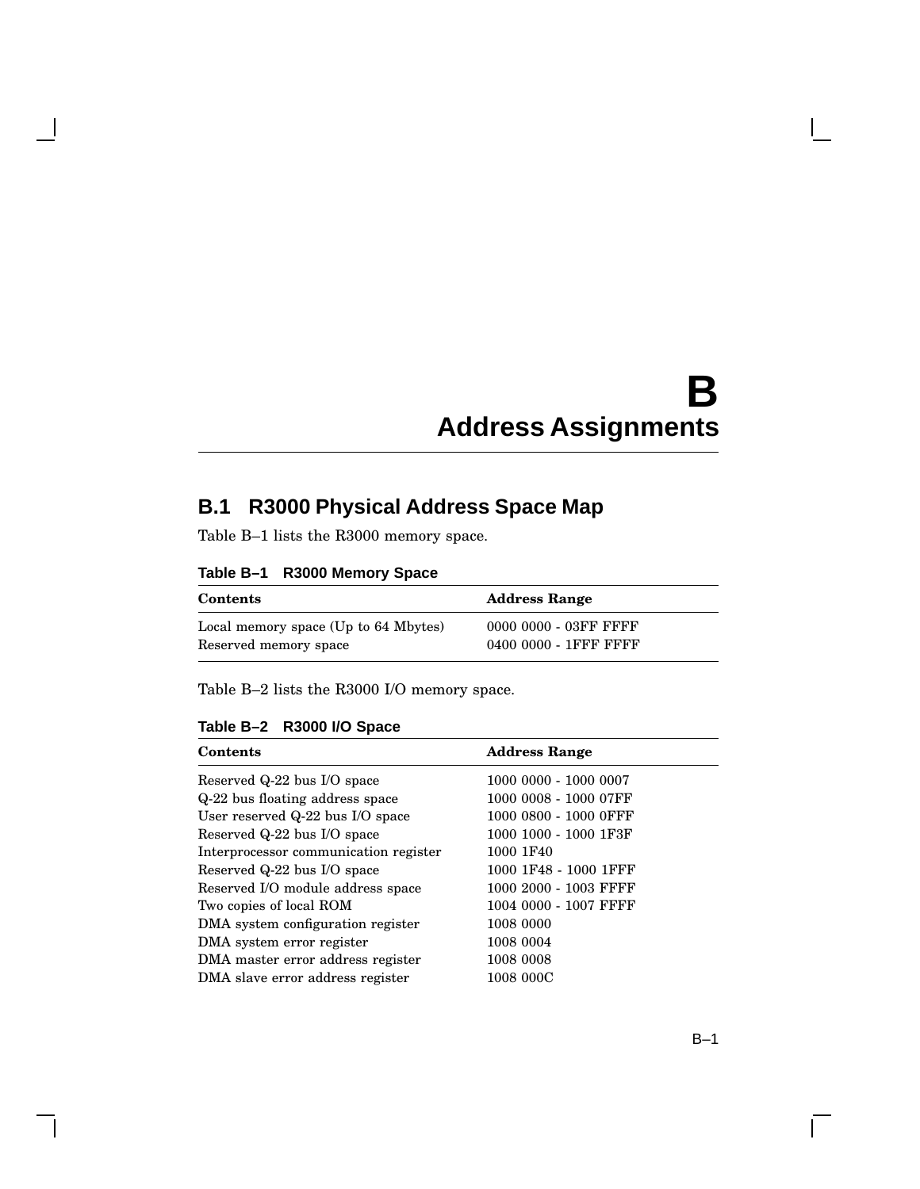# B Address Assignments

## B.1 R3000 Physical Address Space Map

Table B–1 lists the R3000 memory space.

**Table B–1 R3000 Memory Space**

| Contents | Address Range |
|---|---|
| Local memory space (Up to 64 Mbytes) | 0000 0000 - 03FF FFFF |
| Reserved memory space | 0400 0000 - 1FFF FFFF |

Table B–2 lists the R3000 I/O memory space.

**Table B–2 R3000 I/O Space**

| Contents | Address Range |
|---|---|
| Reserved Q-22 bus I/O space | 1000 0000 - 1000 0007 |
| Q-22 bus floating address space | 1000 0008 - 1000 07FF |
| User reserved Q-22 bus I/O space | 1000 0800 - 1000 0FFF |
| Reserved Q-22 bus I/O space | 1000 1000 - 1000 1F3F |
| Interprocessor communication register | 1000 1F40 |
| Reserved Q-22 bus I/O space | 1000 1F48 - 1000 1FFF |
| Reserved I/O module address space | 1000 2000 - 1003 FFFF |
| Two copies of local ROM | 1004 0000 - 1007 FFFF |
| DMA system configuration register | 1008 0000 |
| DMA system error register | 1008 0004 |
| DMA master error address register | 1008 0008 |
| DMA slave error address register | 1008 000C |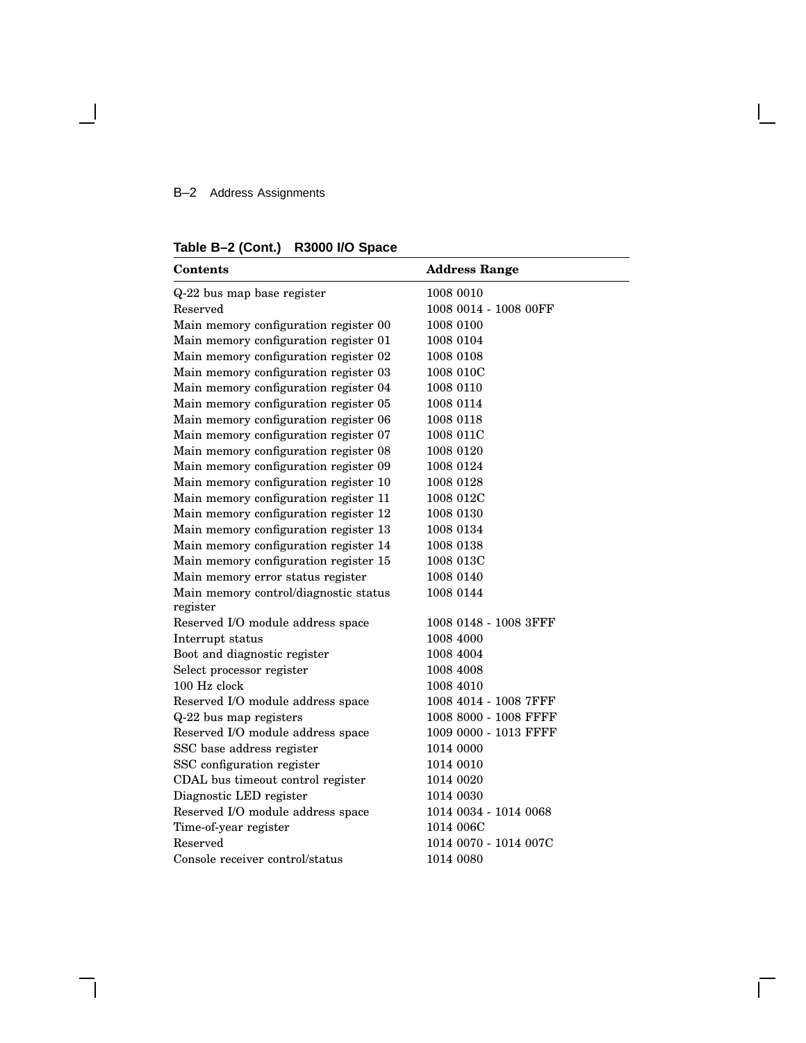**Table B–2 (Cont.) R3000 I/O Space**

| Contents | Address Range |
|---|---|
| Q-22 bus map base register | 1008 0010 |
| Reserved | 1008 0014 - 1008 00FF |
| Main memory configuration register 00 | 1008 0100 |
| Main memory configuration register 01 | 1008 0104 |
| Main memory configuration register 02 | 1008 0108 |
| Main memory configuration register 03 | 1008 010C |
| Main memory configuration register 04 | 1008 0110 |
| Main memory configuration register 05 | 1008 0114 |
| Main memory configuration register 06 | 1008 0118 |
| Main memory configuration register 07 | 1008 011C |
| Main memory configuration register 08 | 1008 0120 |
| Main memory configuration register 09 | 1008 0124 |
| Main memory configuration register 10 | 1008 0128 |
| Main memory configuration register 11 | 1008 012C |
| Main memory configuration register 12 | 1008 0130 |
| Main memory configuration register 13 | 1008 0134 |
| Main memory configuration register 14 | 1008 0138 |
| Main memory configuration register 15 | 1008 013C |
| Main memory error status register | 1008 0140 |
| Main memory control/diagnostic status register | 1008 0144 |
| Reserved I/O module address space | 1008 0148 - 1008 3FFF |
| Interrupt status | 1008 4000 |
| Boot and diagnostic register | 1008 4004 |
| Select processor register | 1008 4008 |
| 100 Hz clock | 1008 4010 |
| Reserved I/O module address space | 1008 4014 - 1008 7FFF |
| Q-22 bus map registers | 1008 8000 - 1008 FFFF |
| Reserved I/O module address space | 1009 0000 - 1013 FFFF |
| SSC base address register | 1014 0000 |
| SSC configuration register | 1014 0010 |
| CDAL bus timeout control register | 1014 0020 |
| Diagnostic LED register | 1014 0030 |
| Reserved I/O module address space | 1014 0034 - 1014 0068 |
| Time-of-year register | 1014 006C |
| Reserved | 1014 0070 - 1014 007C |
| Console receiver control/status | 1014 0080 |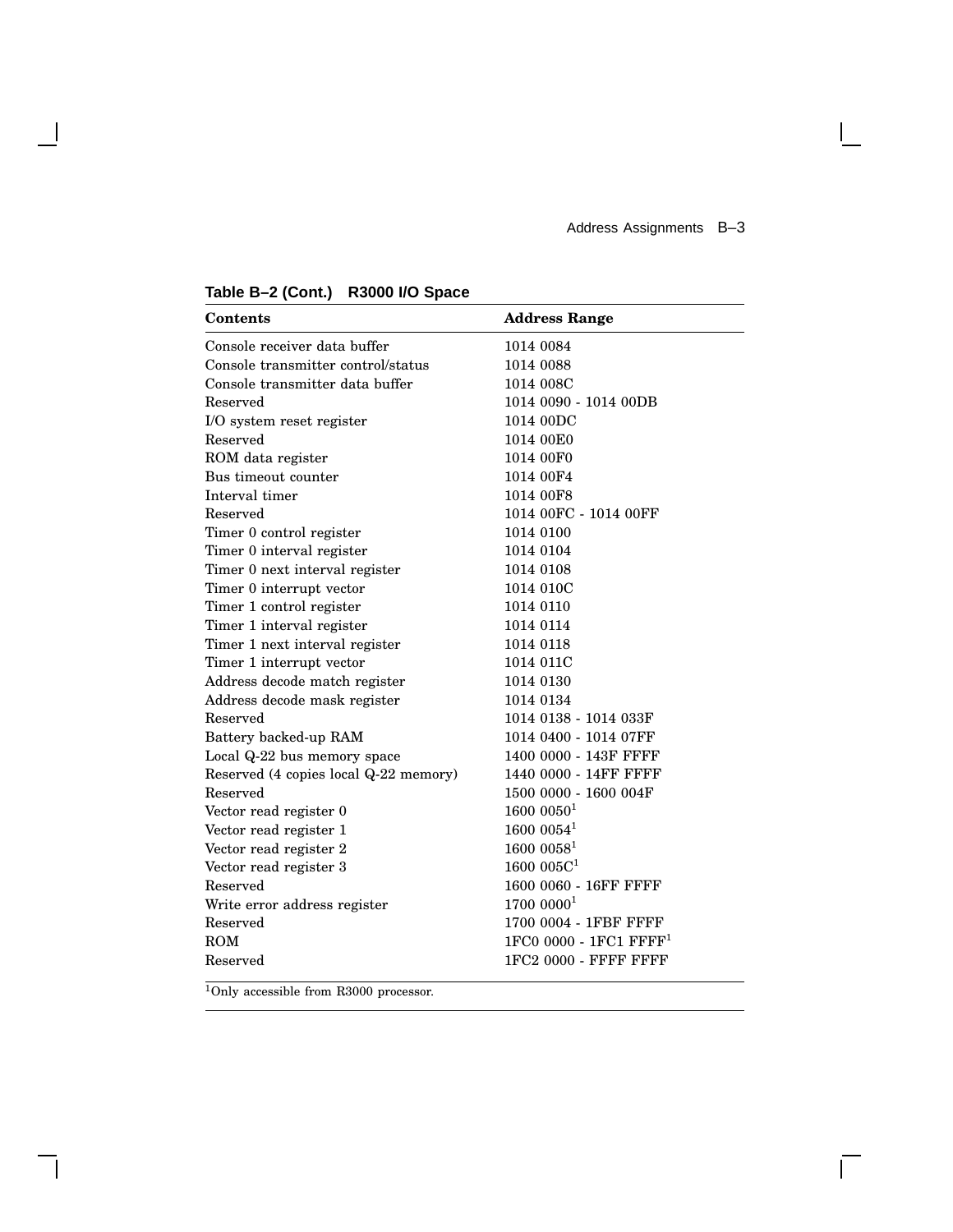**Table B–2 (Cont.) R3000 I/O Space**

| Contents | Address Range |
|---|---|
| Console receiver data buffer | 1014 0084 |
| Console transmitter control/status | 1014 0088 |
| Console transmitter data buffer | 1014 008C |
| Reserved | 1014 0090 - 1014 00DB |
| I/O system reset register | 1014 00DC |
| Reserved | 1014 00E0 |
| ROM data register | 1014 00F0 |
| Bus timeout counter | 1014 00F4 |
| Interval timer | 1014 00F8 |
| Reserved | 1014 00FC - 1014 00FF |
| Timer 0 control register | 1014 0100 |
| Timer 0 interval register | 1014 0104 |
| Timer 0 next interval register | 1014 0108 |
| Timer 0 interrupt vector | 1014 010C |
| Timer 1 control register | 1014 0110 |
| Timer 1 interval register | 1014 0114 |
| Timer 1 next interval register | 1014 0118 |
| Timer 1 interrupt vector | 1014 011C |
| Address decode match register | 1014 0130 |
| Address decode mask register | 1014 0134 |
| Reserved | 1014 0138 - 1014 033F |
| Battery backed-up RAM | 1014 0400 - 1014 07FF |
| Local Q-22 bus memory space | 1400 0000 - 143F FFFF |
| Reserved (4 copies local Q-22 memory) | 1440 0000 - 14FF FFFF |
| Reserved | 1500 0000 - 1600 004F |
| Vector read register 0 | 1600 0050[1] |
| Vector read register 1 | 1600 0054[1] |
| Vector read register 2 | 1600 0058[1] |
| Vector read register 3 | 1600 005C[1] |
| Reserved | 1600 0060 - 16FF FFFF |
| Write error address register | 1700 0000[1] |
| Reserved | 1700 0004 - 1FBF FFFF |
| ROM | 1FC0 0000 - 1FC1 FFFF[1] |
| Reserved | 1FC2 0000 - FFFF FFFF |

[1]Only accessible from R3000 processor.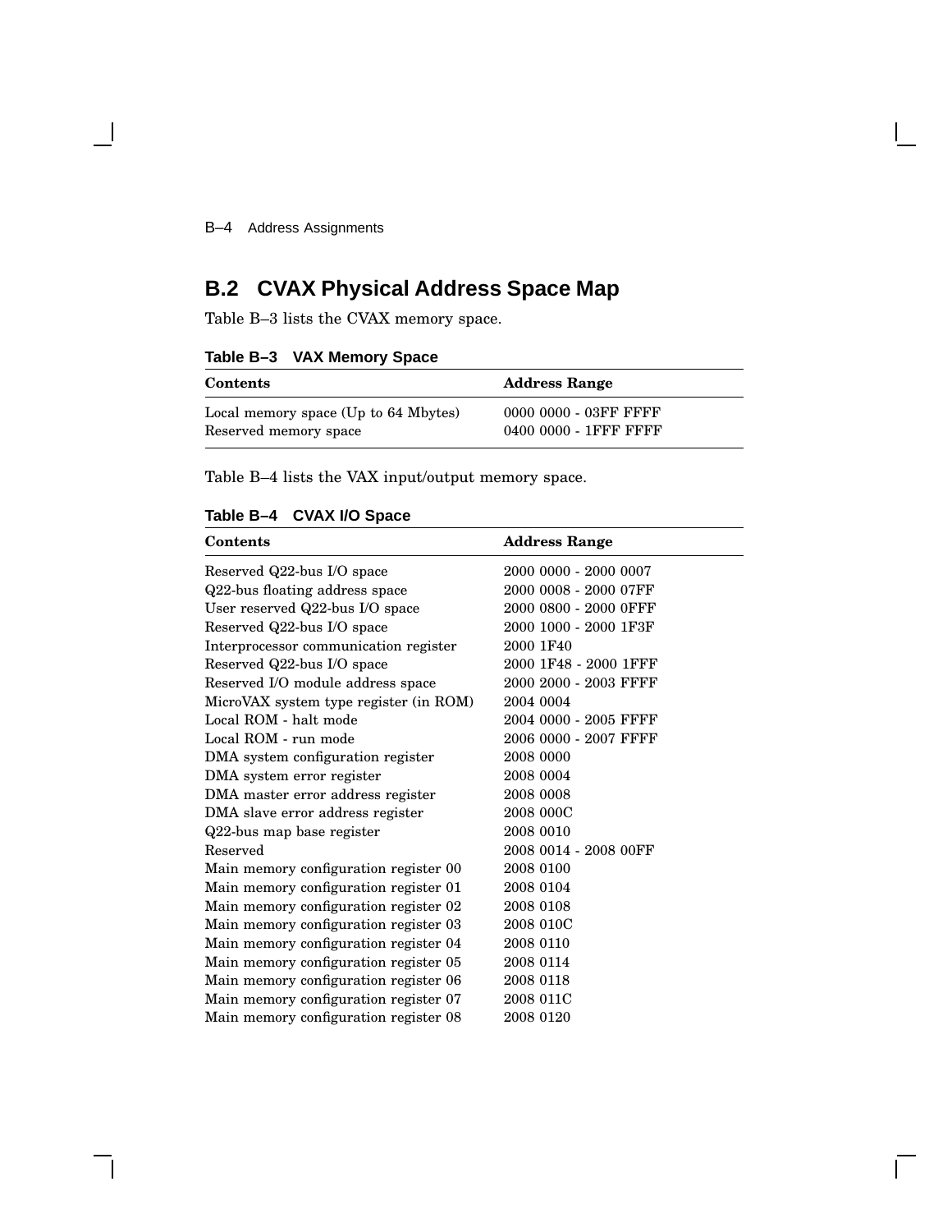## B.2 CVAX Physical Address Space Map

Table B–3 lists the CVAX memory space.

**Table B–3 VAX Memory Space**

| Contents | Address Range |
|---|---|
| Local memory space (Up to 64 Mbytes) | 0000 0000 - 03FF FFFF |
| Reserved memory space | 0400 0000 - 1FFF FFFF |

Table B–4 lists the VAX input/output memory space.

**Table B–4 CVAX I/O Space**

| Contents | Address Range |
|---|---|
| Reserved Q22-bus I/O space | 2000 0000 - 2000 0007 |
| Q22-bus floating address space | 2000 0008 - 2000 07FF |
| User reserved Q22-bus I/O space | 2000 0800 - 2000 0FFF |
| Reserved Q22-bus I/O space | 2000 1000 - 2000 1F3F |
| Interprocessor communication register | 2000 1F40 |
| Reserved Q22-bus I/O space | 2000 1F48 - 2000 1FFF |
| Reserved I/O module address space | 2000 2000 - 2003 FFFF |
| MicroVAX system type register (in ROM) | 2004 0004 |
| Local ROM - halt mode | 2004 0000 - 2005 FFFF |
| Local ROM - run mode | 2006 0000 - 2007 FFFF |
| DMA system configuration register | 2008 0000 |
| DMA system error register | 2008 0004 |
| DMA master error address register | 2008 0008 |
| DMA slave error address register | 2008 000C |
| Q22-bus map base register | 2008 0010 |
| Reserved | 2008 0014 - 2008 00FF |
| Main memory configuration register 00 | 2008 0100 |
| Main memory configuration register 01 | 2008 0104 |
| Main memory configuration register 02 | 2008 0108 |
| Main memory configuration register 03 | 2008 010C |
| Main memory configuration register 04 | 2008 0110 |
| Main memory configuration register 05 | 2008 0114 |
| Main memory configuration register 06 | 2008 0118 |
| Main memory configuration register 07 | 2008 011C |
| Main memory configuration register 08 | 2008 0120 |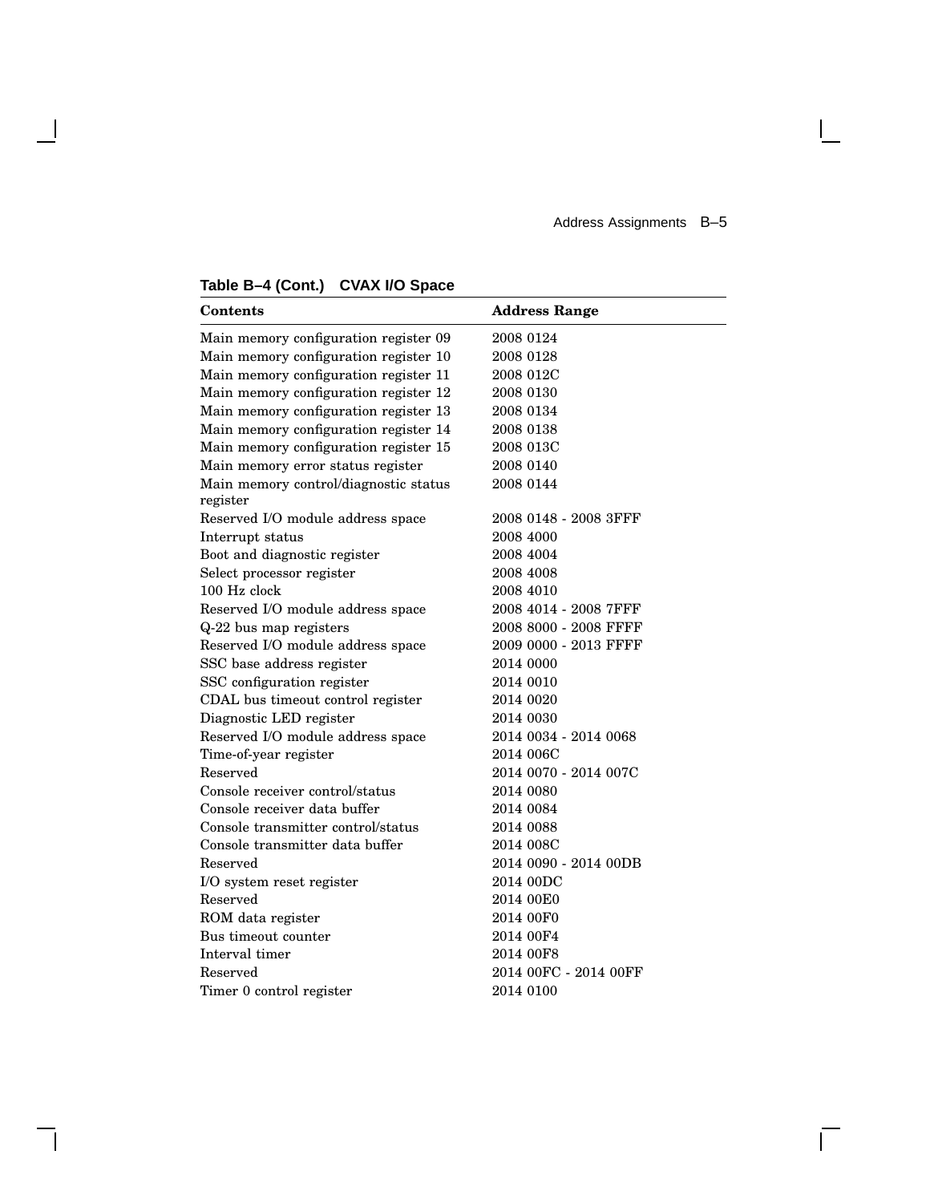**Table B–4 (Cont.) CVAX I/O Space**

| Contents | Address Range |
|---|---|
| Main memory configuration register 09 | 2008 0124 |
| Main memory configuration register 10 | 2008 0128 |
| Main memory configuration register 11 | 2008 012C |
| Main memory configuration register 12 | 2008 0130 |
| Main memory configuration register 13 | 2008 0134 |
| Main memory configuration register 14 | 2008 0138 |
| Main memory configuration register 15 | 2008 013C |
| Main memory error status register | 2008 0140 |
| Main memory control/diagnostic status register | 2008 0144 |
| Reserved I/O module address space | 2008 0148 - 2008 3FFF |
| Interrupt status | 2008 4000 |
| Boot and diagnostic register | 2008 4004 |
| Select processor register | 2008 4008 |
| 100 Hz clock | 2008 4010 |
| Reserved I/O module address space | 2008 4014 - 2008 7FFF |
| Q-22 bus map registers | 2008 8000 - 2008 FFFF |
| Reserved I/O module address space | 2009 0000 - 2013 FFFF |
| SSC base address register | 2014 0000 |
| SSC configuration register | 2014 0010 |
| CDAL bus timeout control register | 2014 0020 |
| Diagnostic LED register | 2014 0030 |
| Reserved I/O module address space | 2014 0034 - 2014 0068 |
| Time-of-year register | 2014 006C |
| Reserved | 2014 0070 - 2014 007C |
| Console receiver control/status | 2014 0080 |
| Console receiver data buffer | 2014 0084 |
| Console transmitter control/status | 2014 0088 |
| Console transmitter data buffer | 2014 008C |
| Reserved | 2014 0090 - 2014 00DB |
| I/O system reset register | 2014 00DC |
| Reserved | 2014 00E0 |
| ROM data register | 2014 00F0 |
| Bus timeout counter | 2014 00F4 |
| Interval timer | 2014 00F8 |
| Reserved | 2014 00FC - 2014 00FF |
| Timer 0 control register | 2014 0100 |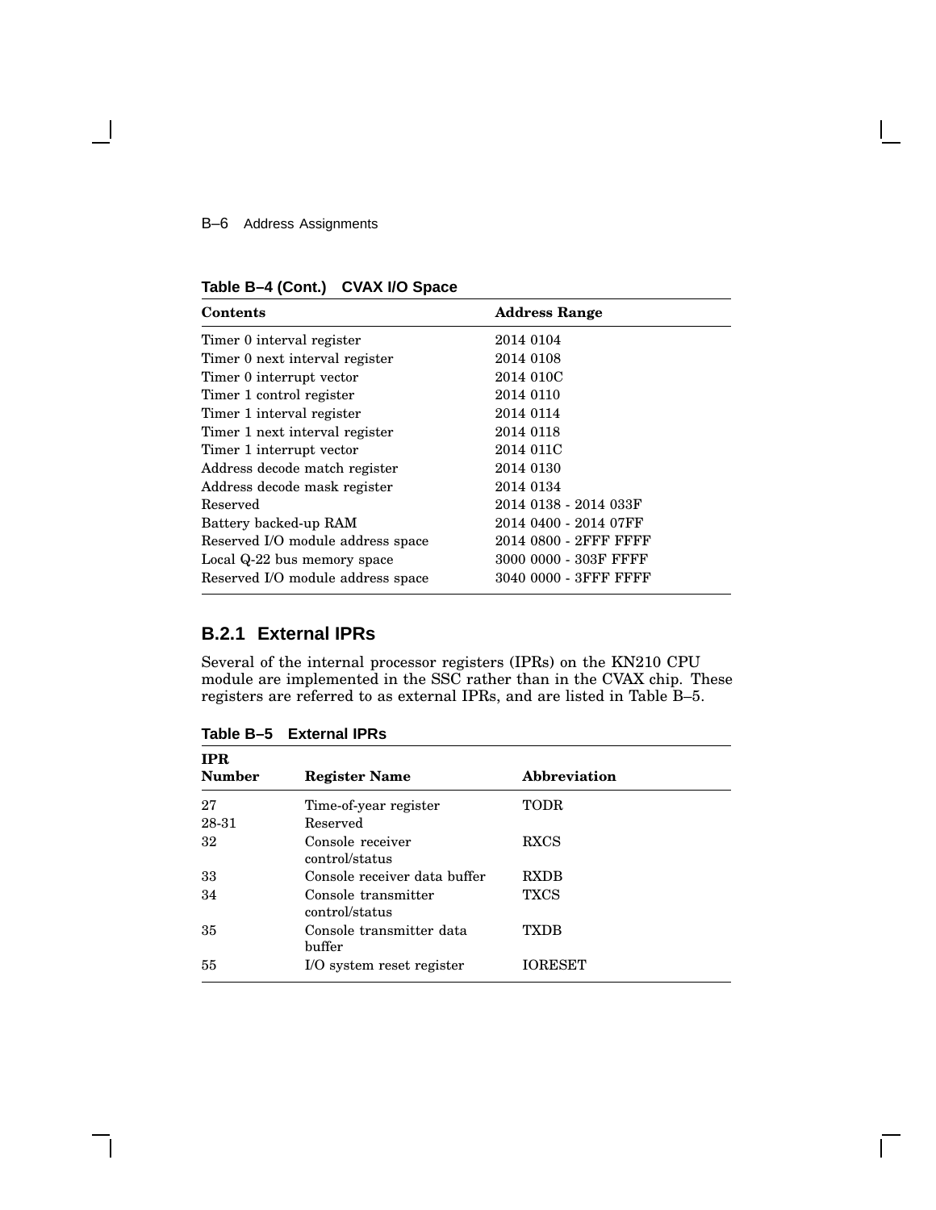**Table B–4 (Cont.) CVAX I/O Space**

| Contents | Address Range |
|---|---|
| Timer 0 interval register | 2014 0104 |
| Timer 0 next interval register | 2014 0108 |
| Timer 0 interrupt vector | 2014 010C |
| Timer 1 control register | 2014 0110 |
| Timer 1 interval register | 2014 0114 |
| Timer 1 next interval register | 2014 0118 |
| Timer 1 interrupt vector | 2014 011C |
| Address decode match register | 2014 0130 |
| Address decode mask register | 2014 0134 |
| Reserved | 2014 0138 - 2014 033F |
| Battery backed-up RAM | 2014 0400 - 2014 07FF |
| Reserved I/O module address space | 2014 0800 - 2FFF FFFF |
| Local Q-22 bus memory space | 3000 0000 - 303F FFFF |
| Reserved I/O module address space | 3040 0000 - 3FFF FFFF |

### B.2.1 External IPRs

Several of the internal processor registers (IPRs) on the KN210 CPU module are implemented in the SSC rather than in the CVAX chip. These registers are referred to as external IPRs, and are listed in Table B–5.

**Table B–5 External IPRs**

| IPR Number | Register Name | Abbreviation |
|---|---|---|
| 27 | Time-of-year register | TODR |
| 28-31 | Reserved | |
| 32 | Console receiver control/status | RXCS |
| 33 | Console receiver data buffer | RXDB |
| 34 | Console transmitter control/status | TXCS |
| 35 | Console transmitter data buffer | TXDB |
| 55 | I/O system reset register | IORESET |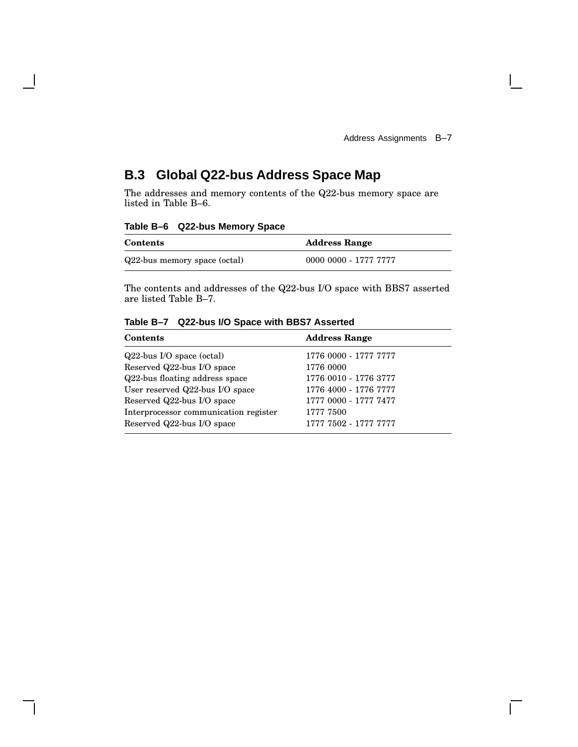## B.3 Global Q22-bus Address Space Map

The addresses and memory contents of the Q22-bus memory space are listed in Table B–6.

**Table B–6 Q22-bus Memory Space**

| Contents | Address Range |
|---|---|
| Q22-bus memory space (octal) | 0000 0000 - 1777 7777 |

The contents and addresses of the Q22-bus I/O space with BBS7 asserted are listed Table B–7.

**Table B–7 Q22-bus I/O Space with BBS7 Asserted**

| Contents | Address Range |
|---|---|
| Q22-bus I/O space (octal) | 1776 0000 - 1777 7777 |
| Reserved Q22-bus I/O space | 1776 0000 |
| Q22-bus floating address space | 1776 0010 - 1776 3777 |
| User reserved Q22-bus I/O space | 1776 4000 - 1776 7777 |
| Reserved Q22-bus I/O space | 1777 0000 - 1777 7477 |
| Interprocessor communication register | 1777 7500 |
| Reserved Q22-bus I/O space | 1777 7502 - 1777 7777 |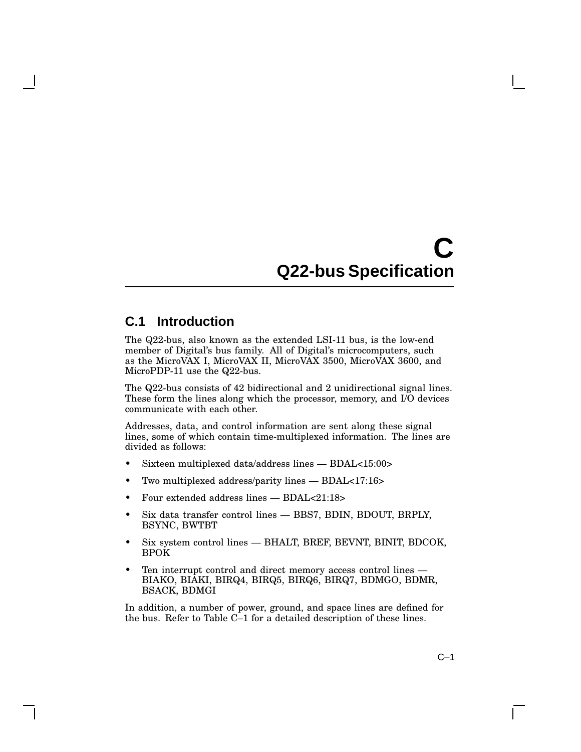# C
# Q22-bus Specification

## C.1 Introduction

The Q22-bus, also known as the extended LSI-11 bus, is the low-end member of Digital's bus family. All of Digital's microcomputers, such as the MicroVAX I, MicroVAX II, MicroVAX 3500, MicroVAX 3600, and MicroPDP-11 use the Q22-bus.

The Q22-bus consists of 42 bidirectional and 2 unidirectional signal lines. These form the lines along which the processor, memory, and I/O devices communicate with each other.

Addresses, data, and control information are sent along these signal lines, some of which contain time-multiplexed information. The lines are divided as follows:

- Sixteen multiplexed data/address lines — BDAL<15:00>
- Two multiplexed address/parity lines — BDAL<17:16>
- Four extended address lines — BDAL<21:18>
- Six data transfer control lines — BBS7, BDIN, BDOUT, BRPLY, BSYNC, BWTBT
- Six system control lines — BHALT, BREF, BEVNT, BINIT, BDCOK, BPOK
- Ten interrupt control and direct memory access control lines — BIAKO, BIAKI, BIRQ4, BIRQ5, BIRQ6, BIRQ7, BDMGO, BDMR, BSACK, BDMGI

In addition, a number of power, ground, and space lines are defined for the bus. Refer to Table C–1 for a detailed description of these lines.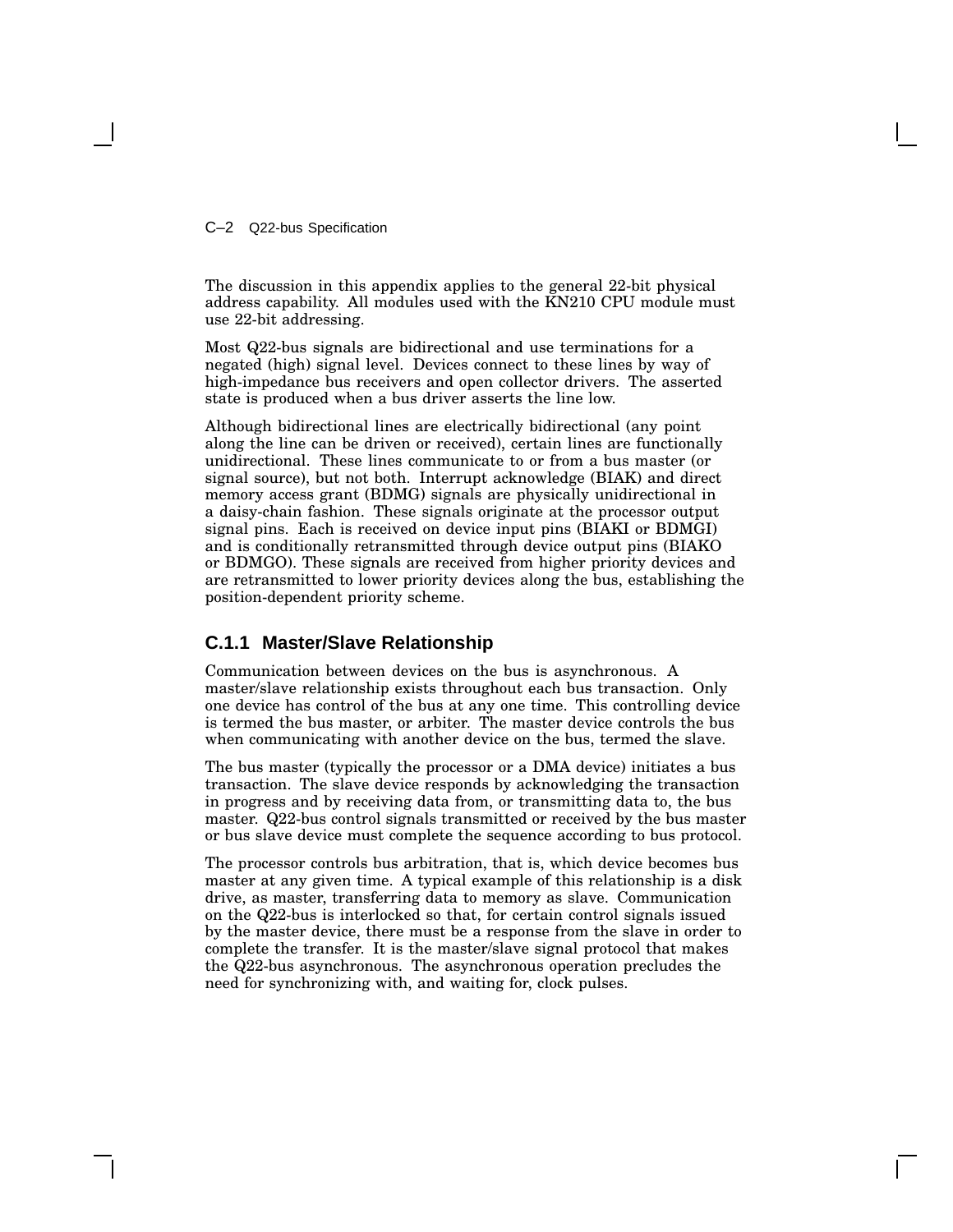The discussion in this appendix applies to the general 22-bit physical address capability. All modules used with the KN210 CPU module must use 22-bit addressing.

Most Q22-bus signals are bidirectional and use terminations for a negated (high) signal level. Devices connect to these lines by way of high-impedance bus receivers and open collector drivers. The asserted state is produced when a bus driver asserts the line low.

Although bidirectional lines are electrically bidirectional (any point along the line can be driven or received), certain lines are functionally unidirectional. These lines communicate to or from a bus master (or signal source), but not both. Interrupt acknowledge (BIAK) and direct memory access grant (BDMG) signals are physically unidirectional in a daisy-chain fashion. These signals originate at the processor output signal pins. Each is received on device input pins (BIAKI or BDMGI) and is conditionally retransmitted through device output pins (BIAKO or BDMGO). These signals are received from higher priority devices and are retransmitted to lower priority devices along the bus, establishing the position-dependent priority scheme.

### C.1.1 Master/Slave Relationship

Communication between devices on the bus is asynchronous. A master/slave relationship exists throughout each bus transaction. Only one device has control of the bus at any one time. This controlling device is termed the bus master, or arbiter. The master device controls the bus when communicating with another device on the bus, termed the slave.

The bus master (typically the processor or a DMA device) initiates a bus transaction. The slave device responds by acknowledging the transaction in progress and by receiving data from, or transmitting data to, the bus master. Q22-bus control signals transmitted or received by the bus master or bus slave device must complete the sequence according to bus protocol.

The processor controls bus arbitration, that is, which device becomes bus master at any given time. A typical example of this relationship is a disk drive, as master, transferring data to memory as slave. Communication on the Q22-bus is interlocked so that, for certain control signals issued by the master device, there must be a response from the slave in order to complete the transfer. It is the master/slave signal protocol that makes the Q22-bus asynchronous. The asynchronous operation precludes the need for synchronizing with, and waiting for, clock pulses.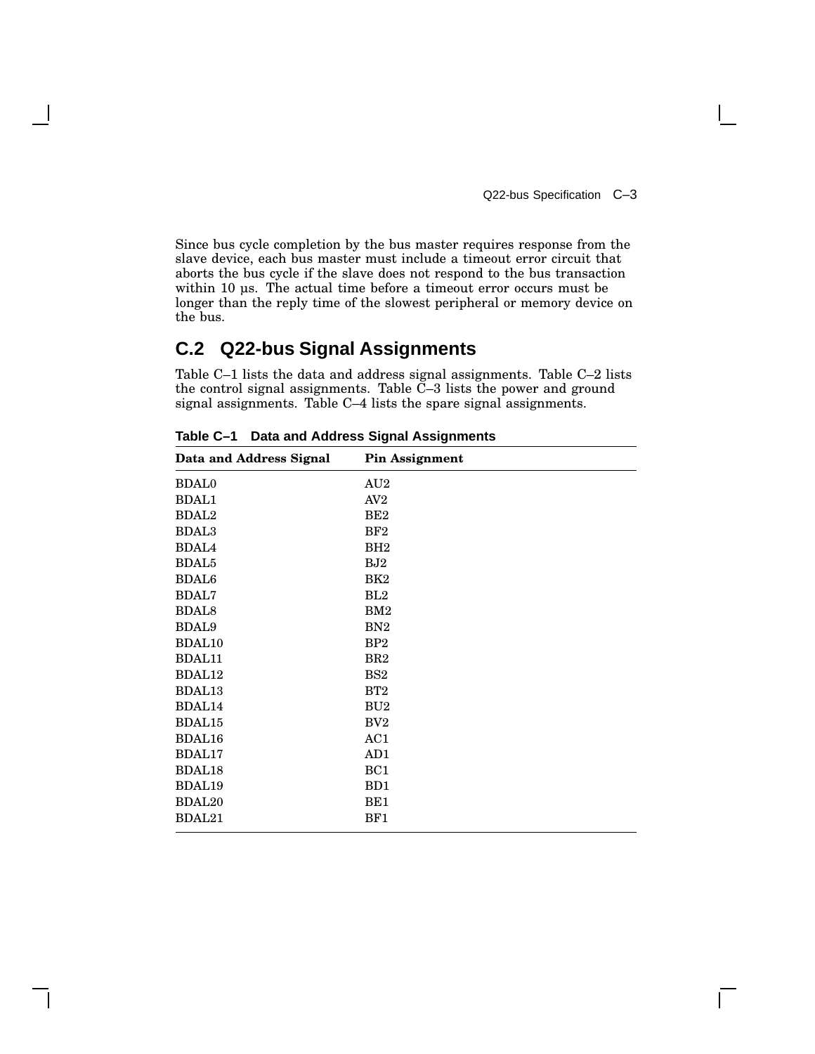Since bus cycle completion by the bus master requires response from the slave device, each bus master must include a timeout error circuit that aborts the bus cycle if the slave does not respond to the bus transaction within 10 µs. The actual time before a timeout error occurs must be longer than the reply time of the slowest peripheral or memory device on the bus.

## C.2 Q22-bus Signal Assignments

Table C–1 lists the data and address signal assignments. Table C–2 lists the control signal assignments. Table C–3 lists the power and ground signal assignments. Table C–4 lists the spare signal assignments.

**Table C–1 Data and Address Signal Assignments**

| Data and Address Signal | Pin Assignment |
|---|---|
| BDAL0 | AU2 |
| BDAL1 | AV2 |
| BDAL2 | BE2 |
| BDAL3 | BF2 |
| BDAL4 | BH2 |
| BDAL5 | BJ2 |
| BDAL6 | BK2 |
| BDAL7 | BL2 |
| BDAL8 | BM2 |
| BDAL9 | BN2 |
| BDAL10 | BP2 |
| BDAL11 | BR2 |
| BDAL12 | BS2 |
| BDAL13 | BT2 |
| BDAL14 | BU2 |
| BDAL15 | BV2 |
| BDAL16 | AC1 |
| BDAL17 | AD1 |
| BDAL18 | BC1 |
| BDAL19 | BD1 |
| BDAL20 | BE1 |
| BDAL21 | BF1 |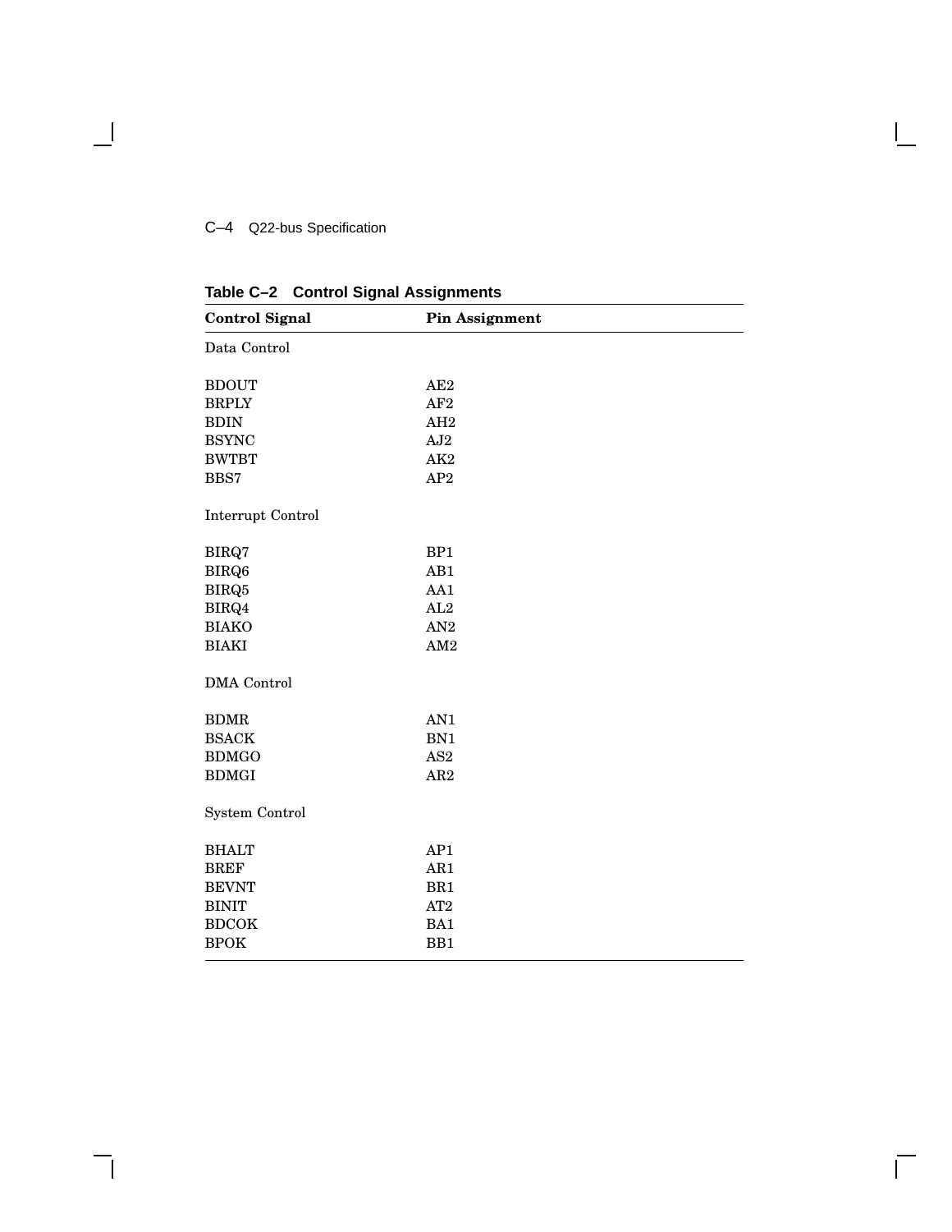**Table C–2 Control Signal Assignments**

| Control Signal | Pin Assignment |
|---|---|
| Data Control | |
| BDOUT | AE2 |
| BRPLY | AF2 |
| BDIN | AH2 |
| BSYNC | AJ2 |
| BWTBT | AK2 |
| BBS7 | AP2 |
| Interrupt Control | |
| BIRQ7 | BP1 |
| BIRQ6 | AB1 |
| BIRQ5 | AA1 |
| BIRQ4 | AL2 |
| BIAKO | AN2 |
| BIAKI | AM2 |
| DMA Control | |
| BDMR | AN1 |
| BSACK | BN1 |
| BDMGO | AS2 |
| BDMGI | AR2 |
| System Control | |
| BHALT | AP1 |
| BREF | AR1 |
| BEVNT | BR1 |
| BINIT | AT2 |
| BDCOK | BA1 |
| BPOK | BB1 |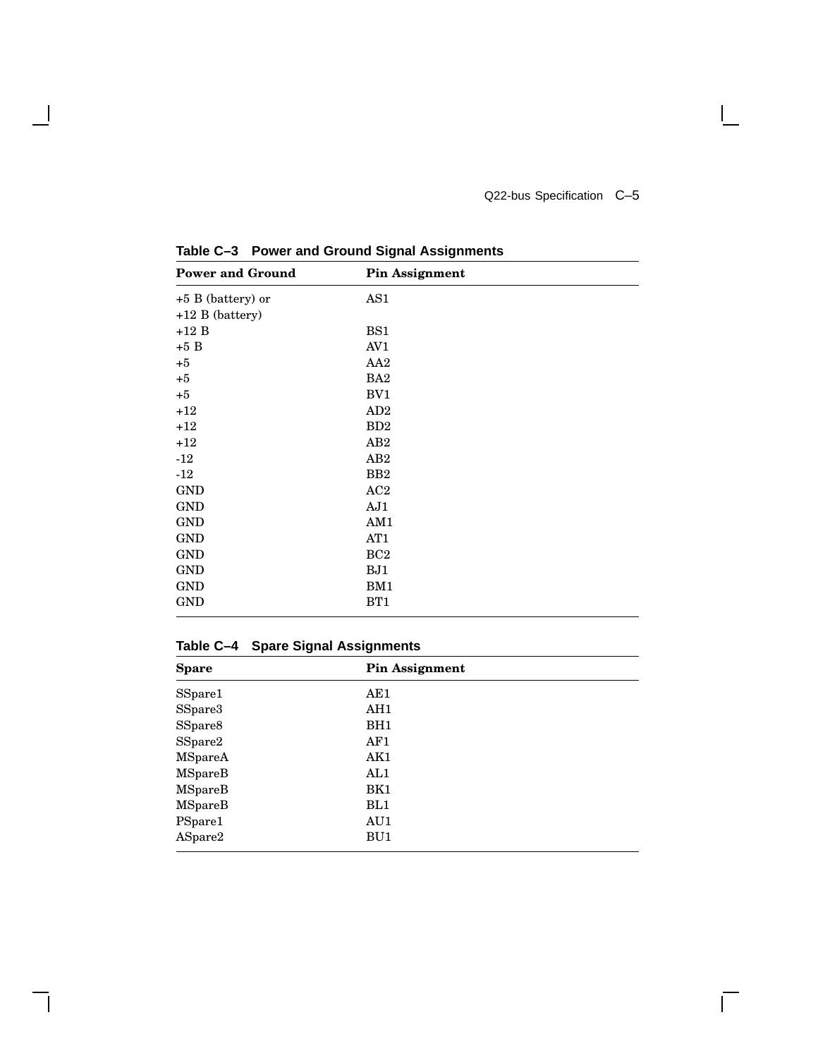**Table C–3 Power and Ground Signal Assignments**

| Power and Ground | Pin Assignment |
|---|---|
| +5 B (battery) or +12 B (battery) | AS1 |
| +12 B | BS1 |
| +5 B | AV1 |
| +5 | AA2 |
| +5 | BA2 |
| +5 | BV1 |
| +12 | AD2 |
| +12 | BD2 |
| +12 | AB2 |
| -12 | AB2 |
| -12 | BB2 |
| GND | AC2 |
| GND | AJ1 |
| GND | AM1 |
| GND | AT1 |
| GND | BC2 |
| GND | BJ1 |
| GND | BM1 |
| GND | BT1 |

**Table C–4 Spare Signal Assignments**

| Spare | Pin Assignment |
|---|---|
| SSpare1 | AE1 |
| SSpare3 | AH1 |
| SSpare8 | BH1 |
| SSpare2 | AF1 |
| MSpareA | AK1 |
| MSpareB | AL1 |
| MSpareB | BK1 |
| MSpareB | BL1 |
| PSpare1 | AU1 |
| ASpare2 | BU1 |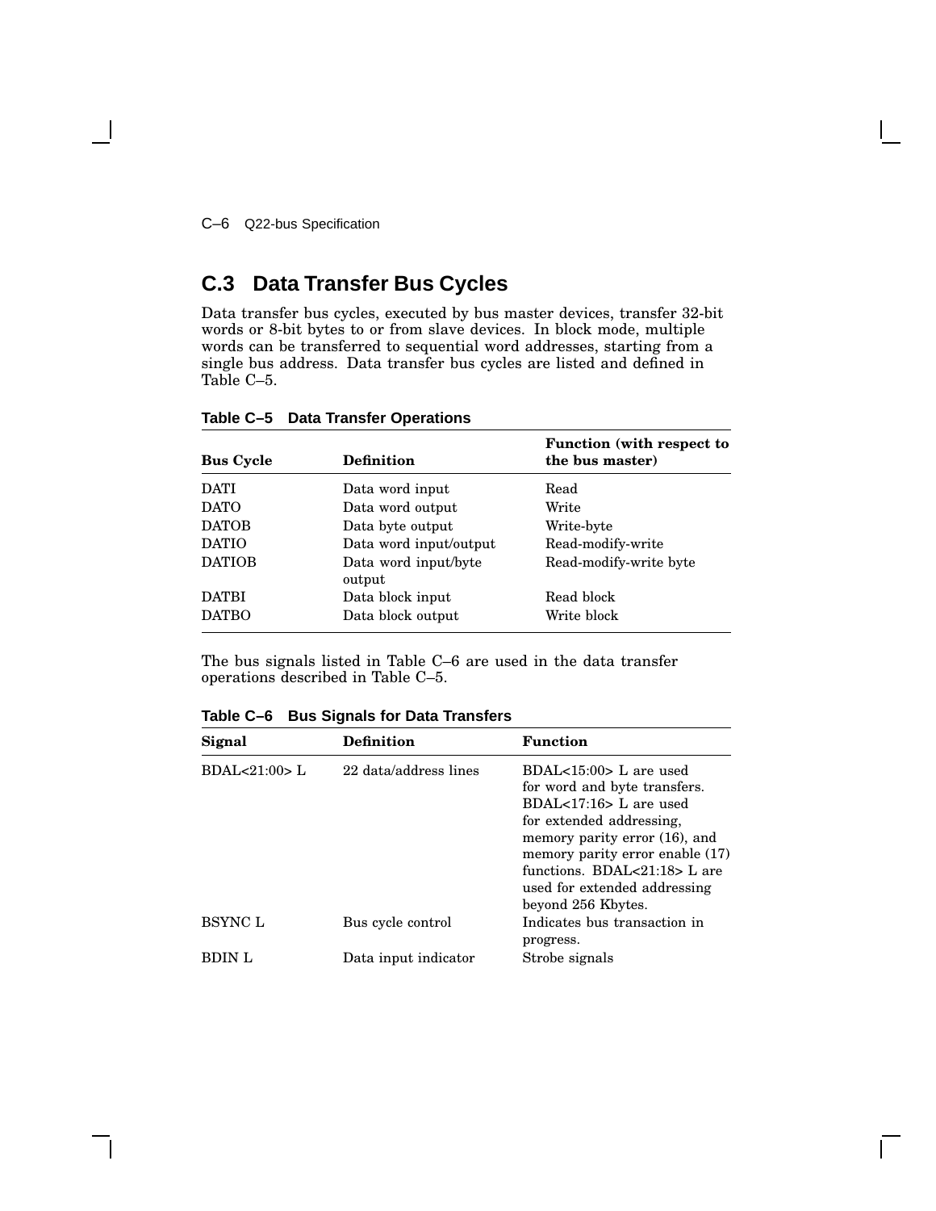## C.3 Data Transfer Bus Cycles

Data transfer bus cycles, executed by bus master devices, transfer 32-bit words or 8-bit bytes to or from slave devices. In block mode, multiple words can be transferred to sequential word addresses, starting from a single bus address. Data transfer bus cycles are listed and defined in Table C–5.

**Table C–5 Data Transfer Operations**

| Bus Cycle | Definition | Function (with respect to the bus master) |
|---|---|---|
| DATI | Data word input | Read |
| DATO | Data word output | Write |
| DATOB | Data byte output | Write-byte |
| DATIO | Data word input/output | Read-modify-write |
| DATIOB | Data word input/byte output | Read-modify-write byte |
| DATBI | Data block input | Read block |
| DATBO | Data block output | Write block |

The bus signals listed in Table C–6 are used in the data transfer operations described in Table C–5.

**Table C–6 Bus Signals for Data Transfers**

| Signal | Definition | Function |
|---|---|---|
| BDAL<21:00> L | 22 data/address lines | BDAL<15:00> L are used for word and byte transfers. BDAL<17:16> L are used for extended addressing, memory parity error (16), and memory parity error enable (17) functions. BDAL<21:18> L are used for extended addressing beyond 256 Kbytes. |
| BSYNC L | Bus cycle control | Indicates bus transaction in progress. |
| BDIN L | Data input indicator | Strobe signals |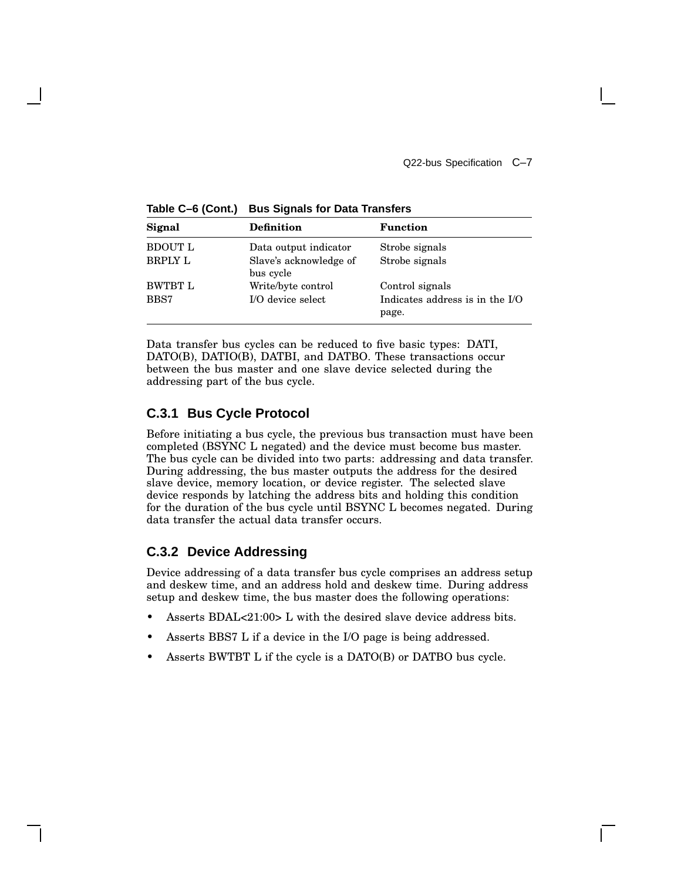**Table C–6 (Cont.) Bus Signals for Data Transfers**

| Signal | Definition | Function |
|---|---|---|
| BDOUT L | Data output indicator | Strobe signals |
| BRPLY L | Slave's acknowledge of bus cycle | Strobe signals |
| BWTBT L | Write/byte control | Control signals |
| BBS7 | I/O device select | Indicates address is in the I/O page. |

Data transfer bus cycles can be reduced to five basic types: DATI, DATO(B), DATIO(B), DATBI, and DATBO. These transactions occur between the bus master and one slave device selected during the addressing part of the bus cycle.

### C.3.1 Bus Cycle Protocol

Before initiating a bus cycle, the previous bus transaction must have been completed (BSYNC L negated) and the device must become bus master. The bus cycle can be divided into two parts: addressing and data transfer. During addressing, the bus master outputs the address for the desired slave device, memory location, or device register. The selected slave device responds by latching the address bits and holding this condition for the duration of the bus cycle until BSYNC L becomes negated. During data transfer the actual data transfer occurs.

### C.3.2 Device Addressing

Device addressing of a data transfer bus cycle comprises an address setup and deskew time, and an address hold and deskew time. During address setup and deskew time, the bus master does the following operations:

- Asserts BDAL<21:00> L with the desired slave device address bits.
- Asserts BBS7 L if a device in the I/O page is being addressed.
- Asserts BWTBT L if the cycle is a DATO(B) or DATBO bus cycle.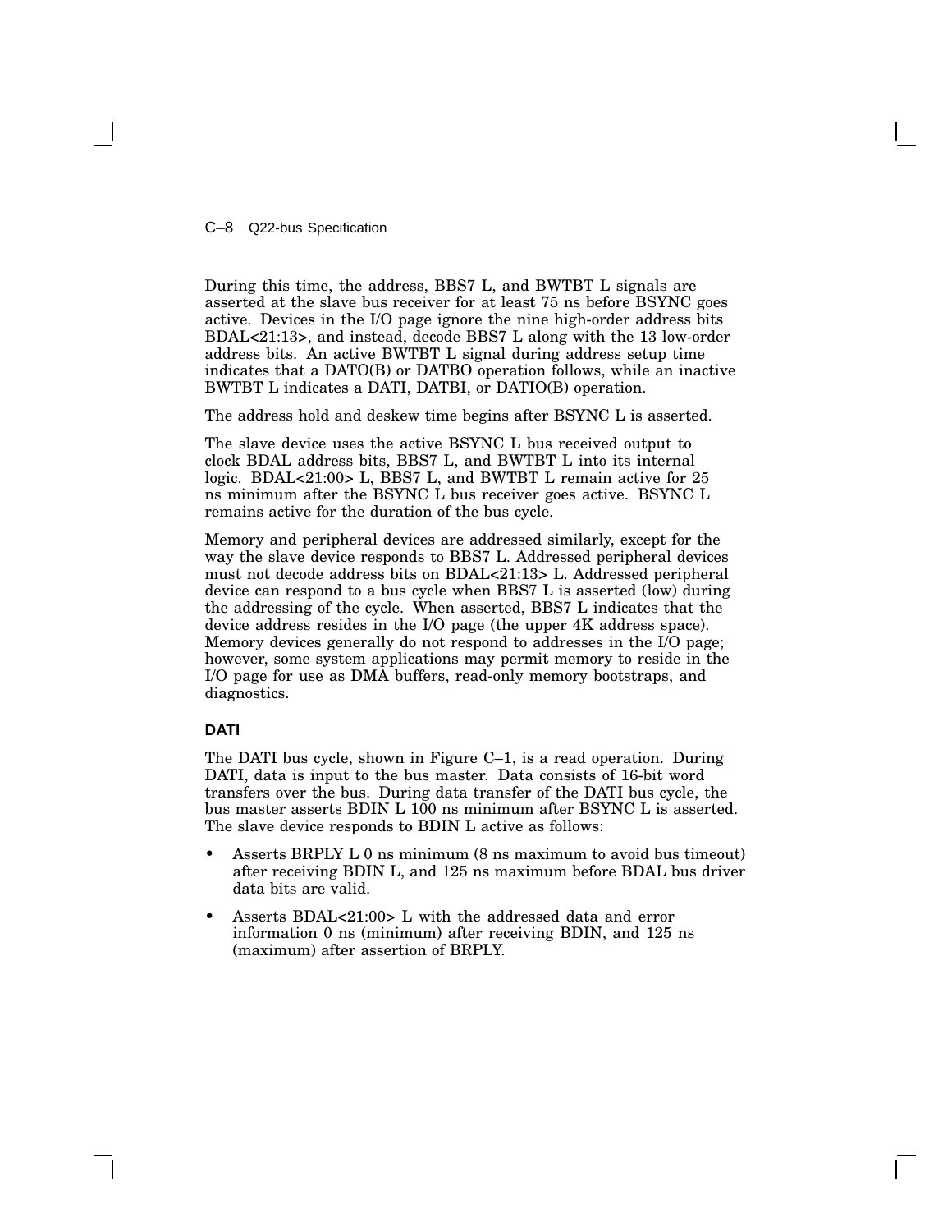During this time, the address, BBS7 L, and BWTBT L signals are asserted at the slave bus receiver for at least 75 ns before BSYNC goes active. Devices in the I/O page ignore the nine high-order address bits BDAL<21:13>, and instead, decode BBS7 L along with the 13 low-order address bits. An active BWTBT L signal during address setup time indicates that a DATO(B) or DATBO operation follows, while an inactive BWTBT L indicates a DATI, DATBI, or DATIO(B) operation.

The address hold and deskew time begins after BSYNC L is asserted.

The slave device uses the active BSYNC L bus received output to clock BDAL address bits, BBS7 L, and BWTBT L into its internal logic. BDAL<21:00> L, BBS7 L, and BWTBT L remain active for 25 ns minimum after the BSYNC L bus receiver goes active. BSYNC L remains active for the duration of the bus cycle.

Memory and peripheral devices are addressed similarly, except for the way the slave device responds to BBS7 L. Addressed peripheral devices must not decode address bits on BDAL<21:13> L. Addressed peripheral device can respond to a bus cycle when BBS7 L is asserted (low) during the addressing of the cycle. When asserted, BBS7 L indicates that the device address resides in the I/O page (the upper 4K address space). Memory devices generally do not respond to addresses in the I/O page; however, some system applications may permit memory to reside in the I/O page for use as DMA buffers, read-only memory bootstraps, and diagnostics.

### DATI

The DATI bus cycle, shown in Figure C–1, is a read operation. During DATI, data is input to the bus master. Data consists of 16-bit word transfers over the bus. During data transfer of the DATI bus cycle, the bus master asserts BDIN L 100 ns minimum after BSYNC L is asserted. The slave device responds to BDIN L active as follows:

- Asserts BRPLY L 0 ns minimum (8 ns maximum to avoid bus timeout) after receiving BDIN L, and 125 ns maximum before BDAL bus driver data bits are valid.
- Asserts BDAL<21:00> L with the addressed data and error information 0 ns (minimum) after receiving BDIN, and 125 ns (maximum) after assertion of BRPLY.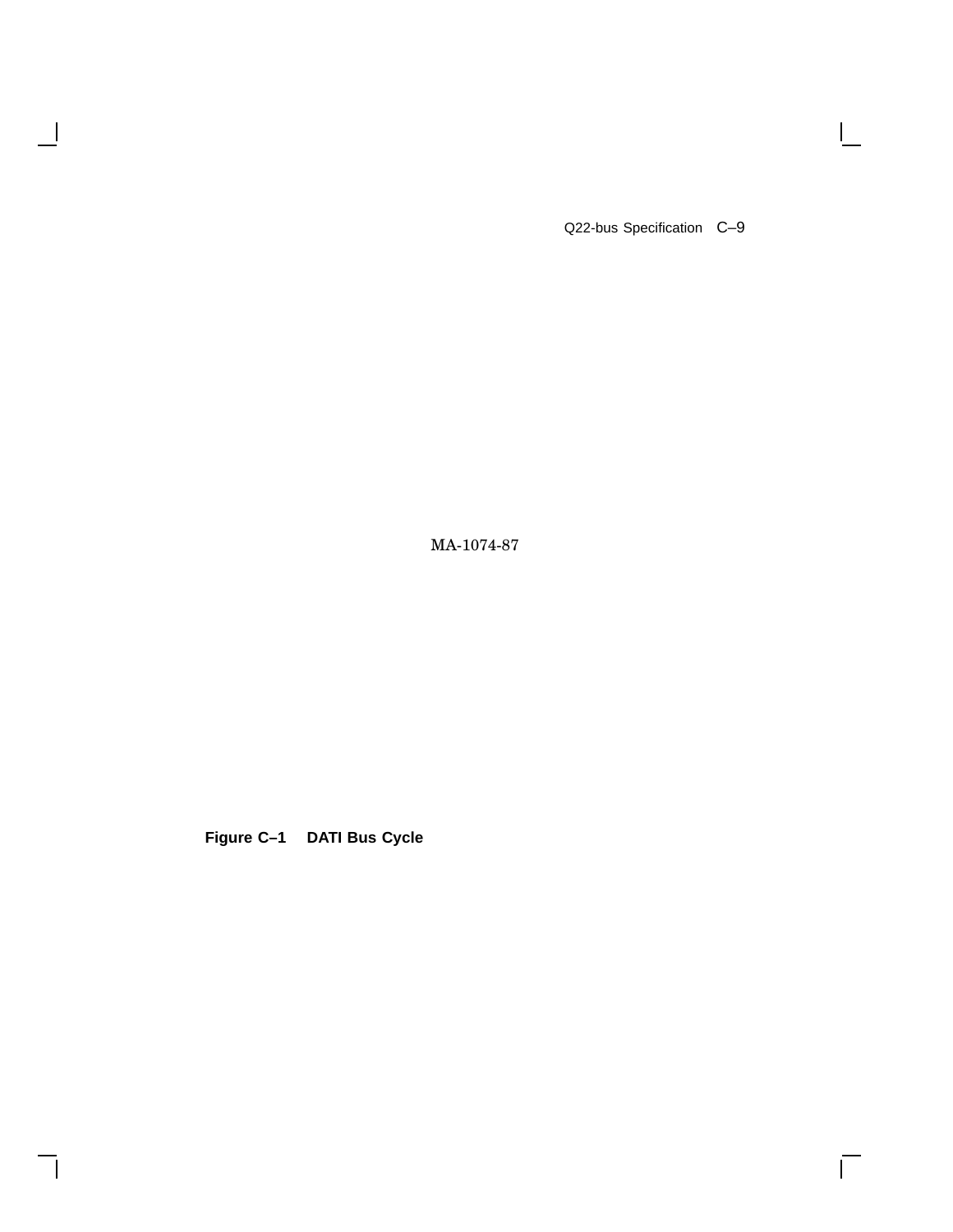MA-1074-87

**Figure C–1 DATI Bus Cycle**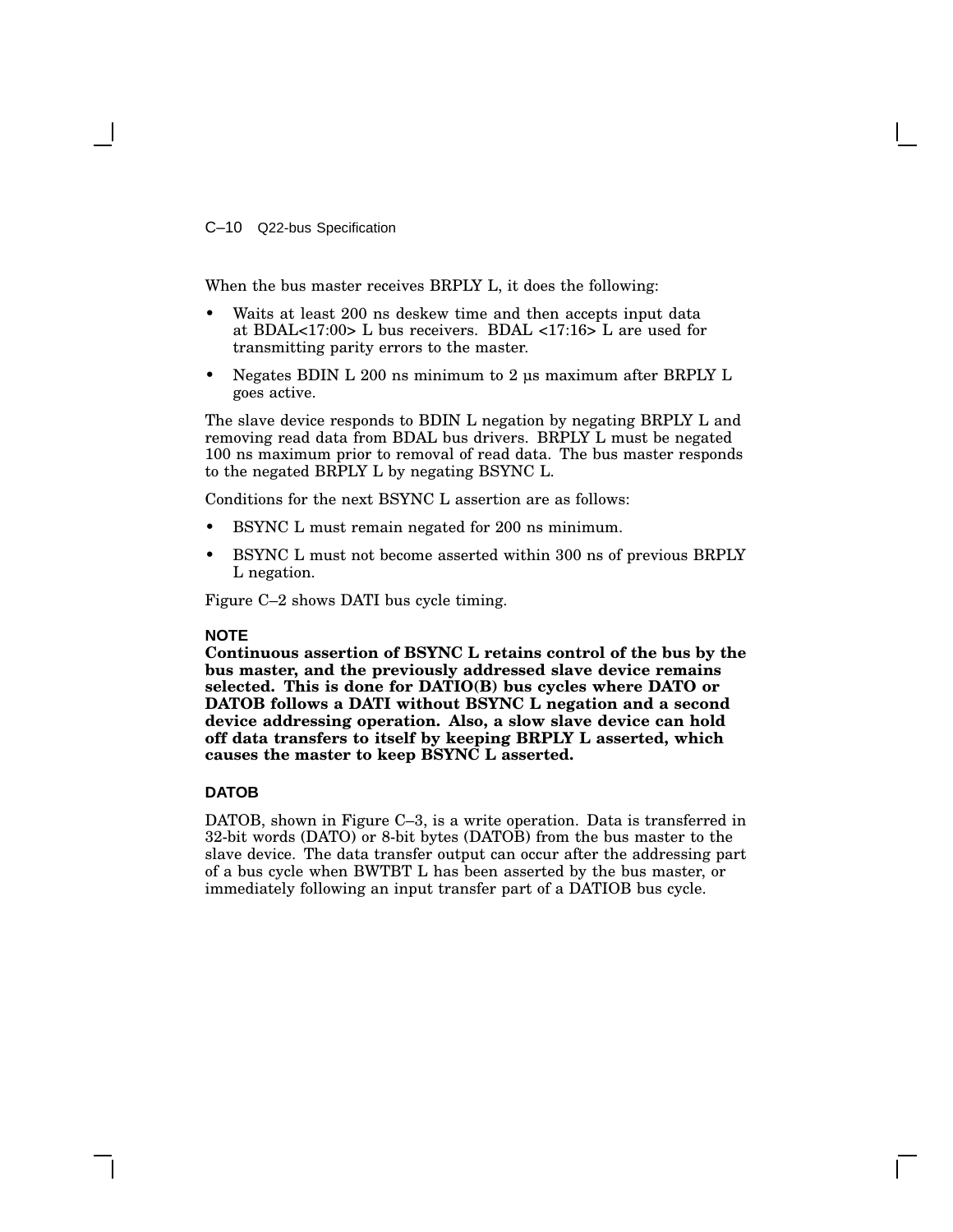When the bus master receives BRPLY L, it does the following:

- Waits at least 200 ns deskew time and then accepts input data at BDAL<17:00> L bus receivers. BDAL <17:16> L are used for transmitting parity errors to the master.
- Negates BDIN L 200 ns minimum to 2 µs maximum after BRPLY L goes active.

The slave device responds to BDIN L negation by negating BRPLY L and removing read data from BDAL bus drivers. BRPLY L must be negated 100 ns maximum prior to removal of read data. The bus master responds to the negated BRPLY L by negating BSYNC L.

Conditions for the next BSYNC L assertion are as follows:

- BSYNC L must remain negated for 200 ns minimum.
- BSYNC L must not become asserted within 300 ns of previous BRPLY L negation.

Figure C–2 shows DATI bus cycle timing.

**NOTE**

**Continuous assertion of BSYNC L retains control of the bus by the bus master, and the previously addressed slave device remains selected. This is done for DATIO(B) bus cycles where DATO or DATOB follows a DATI without BSYNC L negation and a second device addressing operation. Also, a slow slave device can hold off data transfers to itself by keeping BRPLY L asserted, which causes the master to keep BSYNC L asserted.**

### DATOB

DATOB, shown in Figure C–3, is a write operation. Data is transferred in 32-bit words (DATO) or 8-bit bytes (DATOB) from the bus master to the slave device. The data transfer output can occur after the addressing part of a bus cycle when BWTBT L has been asserted by the bus master, or immediately following an input transfer part of a DATIOB bus cycle.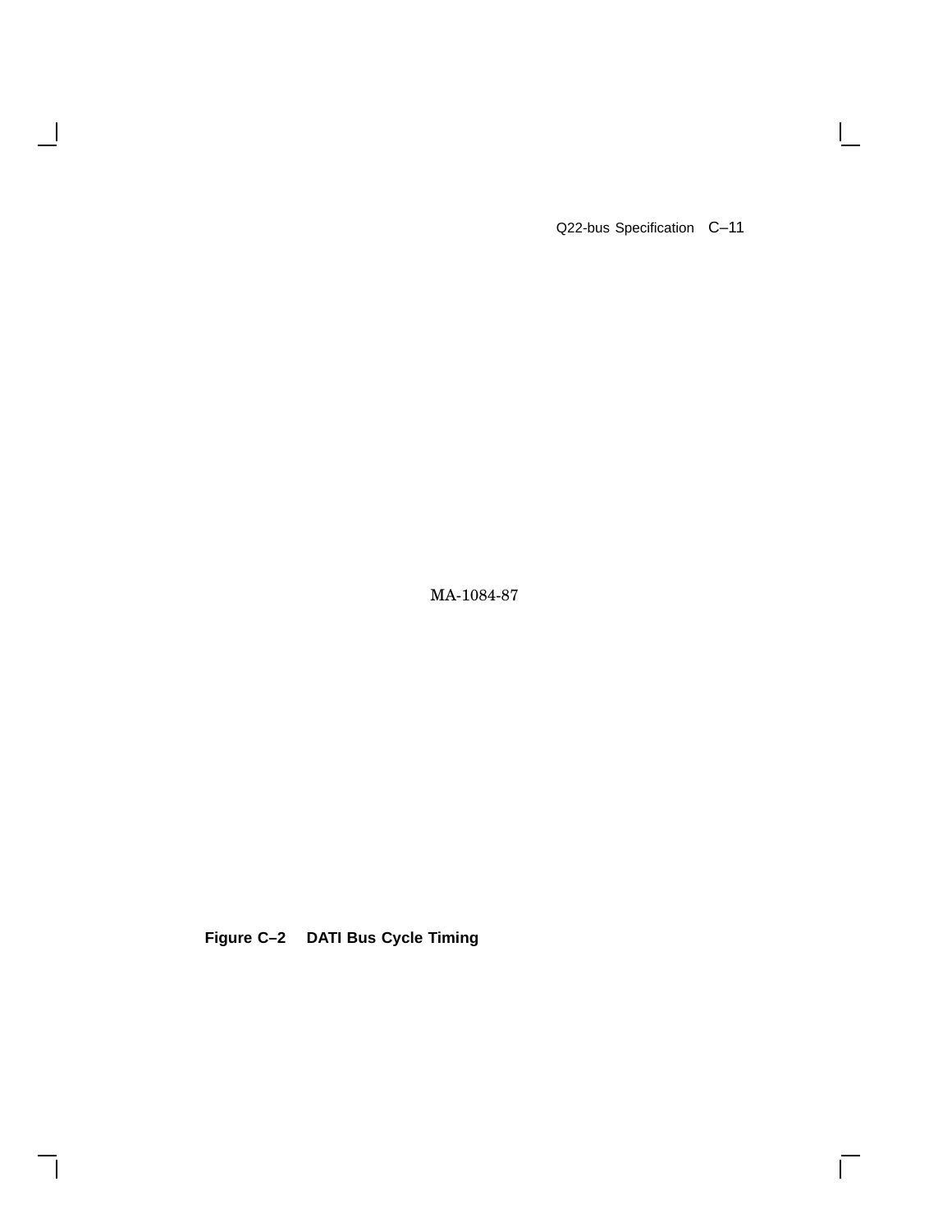MA-1084-87

**Figure C–2 DATI Bus Cycle Timing**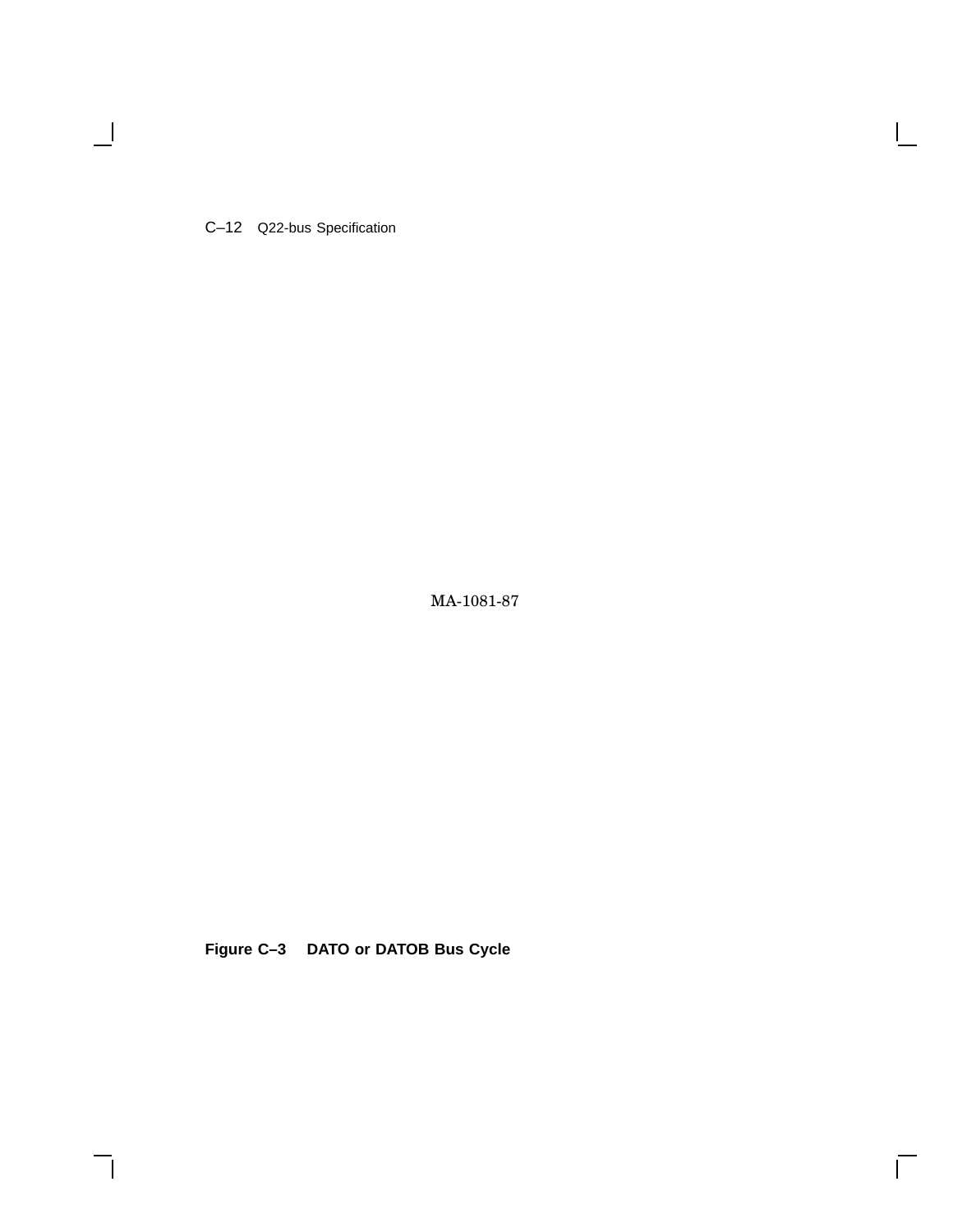MA-1081-87

**Figure C–3 DATO or DATOB Bus Cycle**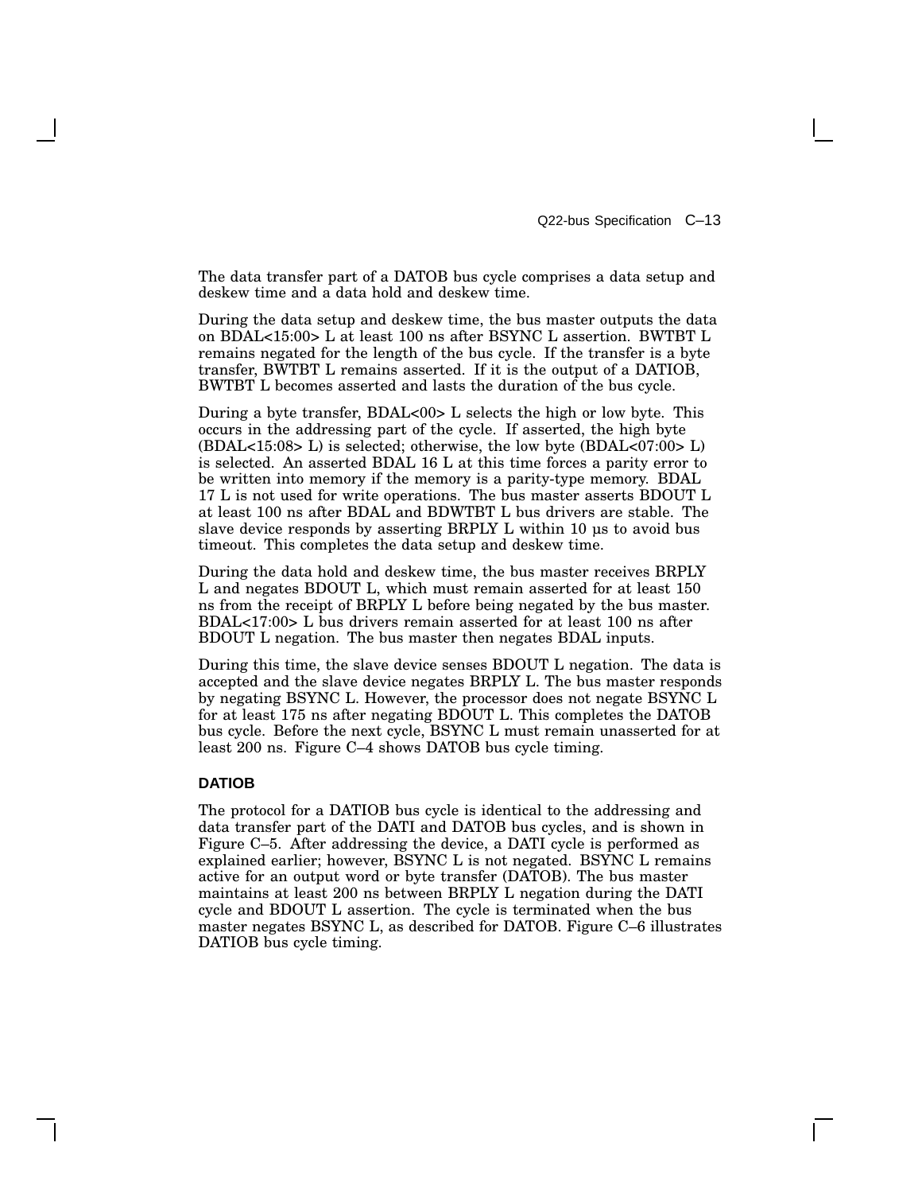The data transfer part of a DATOB bus cycle comprises a data setup and deskew time and a data hold and deskew time.

During the data setup and deskew time, the bus master outputs the data on BDAL<15:00> L at least 100 ns after BSYNC L assertion. BWTBT L remains negated for the length of the bus cycle. If the transfer is a byte transfer, BWTBT L remains asserted. If it is the output of a DATIOB, BWTBT L becomes asserted and lasts the duration of the bus cycle.

During a byte transfer, BDAL<00> L selects the high or low byte. This occurs in the addressing part of the cycle. If asserted, the high byte (BDAL<15:08> L) is selected; otherwise, the low byte (BDAL<07:00> L) is selected. An asserted BDAL 16 L at this time forces a parity error to be written into memory if the memory is a parity-type memory. BDAL 17 L is not used for write operations. The bus master asserts BDOUT L at least 100 ns after BDAL and BDWTBT L bus drivers are stable. The slave device responds by asserting BRPLY L within 10 µs to avoid bus timeout. This completes the data setup and deskew time.

During the data hold and deskew time, the bus master receives BRPLY L and negates BDOUT L, which must remain asserted for at least 150 ns from the receipt of BRPLY L before being negated by the bus master. BDAL<17:00> L bus drivers remain asserted for at least 100 ns after BDOUT L negation. The bus master then negates BDAL inputs.

During this time, the slave device senses BDOUT L negation. The data is accepted and the slave device negates BRPLY L. The bus master responds by negating BSYNC L. However, the processor does not negate BSYNC L for at least 175 ns after negating BDOUT L. This completes the DATOB bus cycle. Before the next cycle, BSYNC L must remain unasserted for at least 200 ns. Figure C–4 shows DATOB bus cycle timing.

#### DATIOB

The protocol for a DATIOB bus cycle is identical to the addressing and data transfer part of the DATI and DATOB bus cycles, and is shown in Figure C–5. After addressing the device, a DATI cycle is performed as explained earlier; however, BSYNC L is not negated. BSYNC L remains active for an output word or byte transfer (DATOB). The bus master maintains at least 200 ns between BRPLY L negation during the DATI cycle and BDOUT L assertion. The cycle is terminated when the bus master negates BSYNC L, as described for DATOB. Figure C–6 illustrates DATIOB bus cycle timing.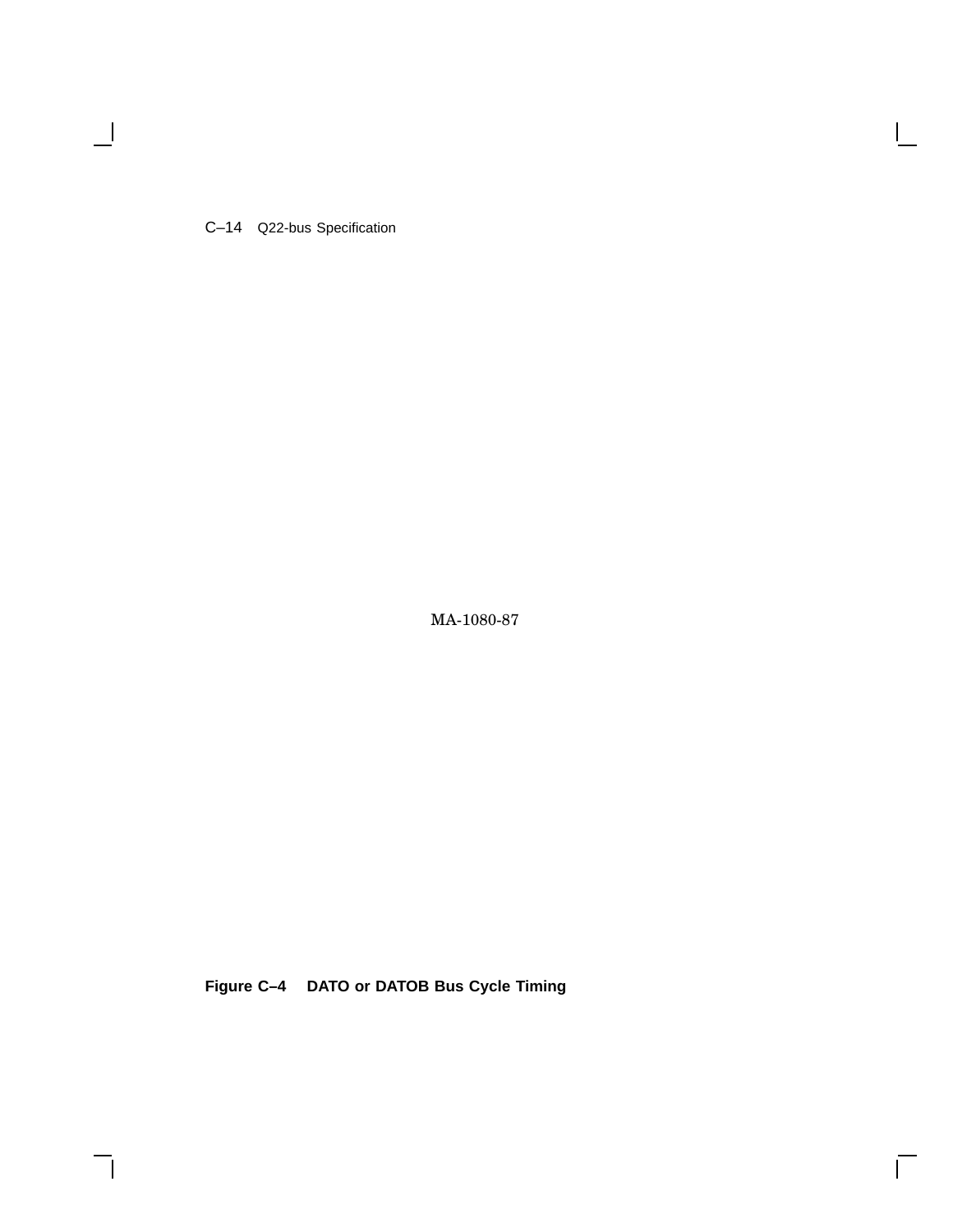MA-1080-87

**Figure C–4 DATO or DATOB Bus Cycle Timing**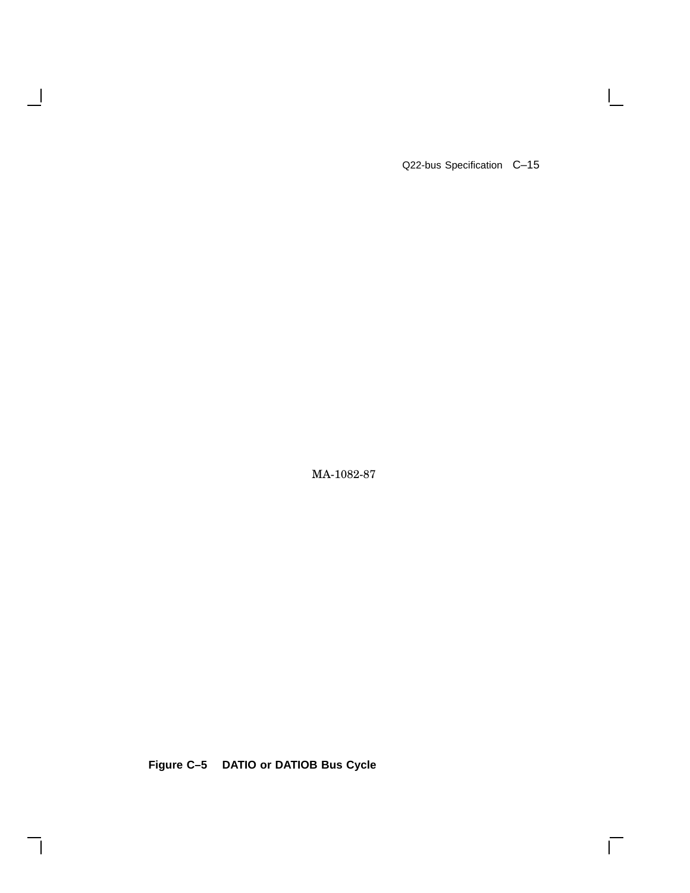MA-1082-87

**Figure C–5 DATIO or DATIOB Bus Cycle**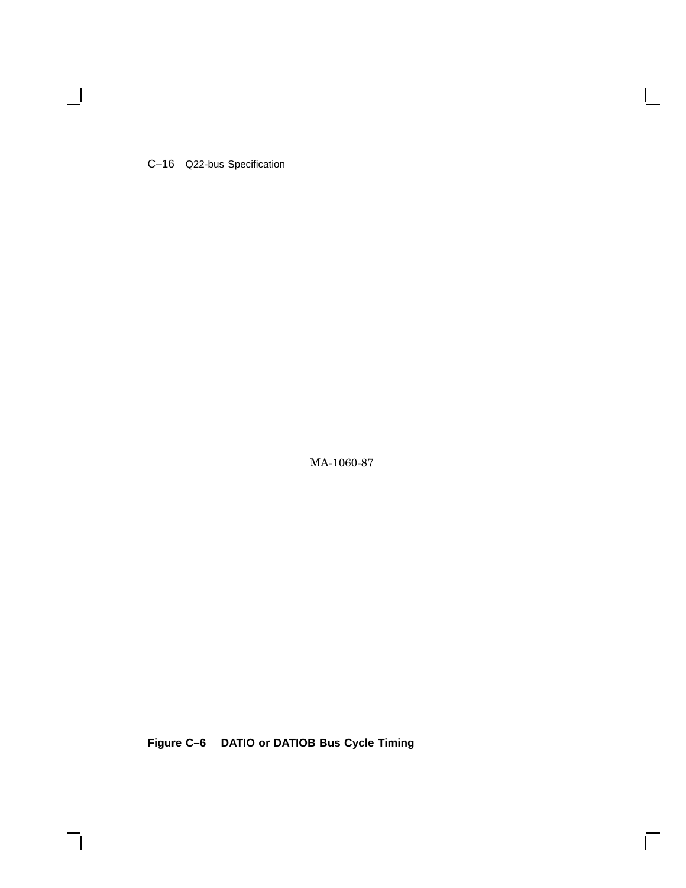MA-1060-87

**Figure C–6 DATIO or DATIOB Bus Cycle Timing**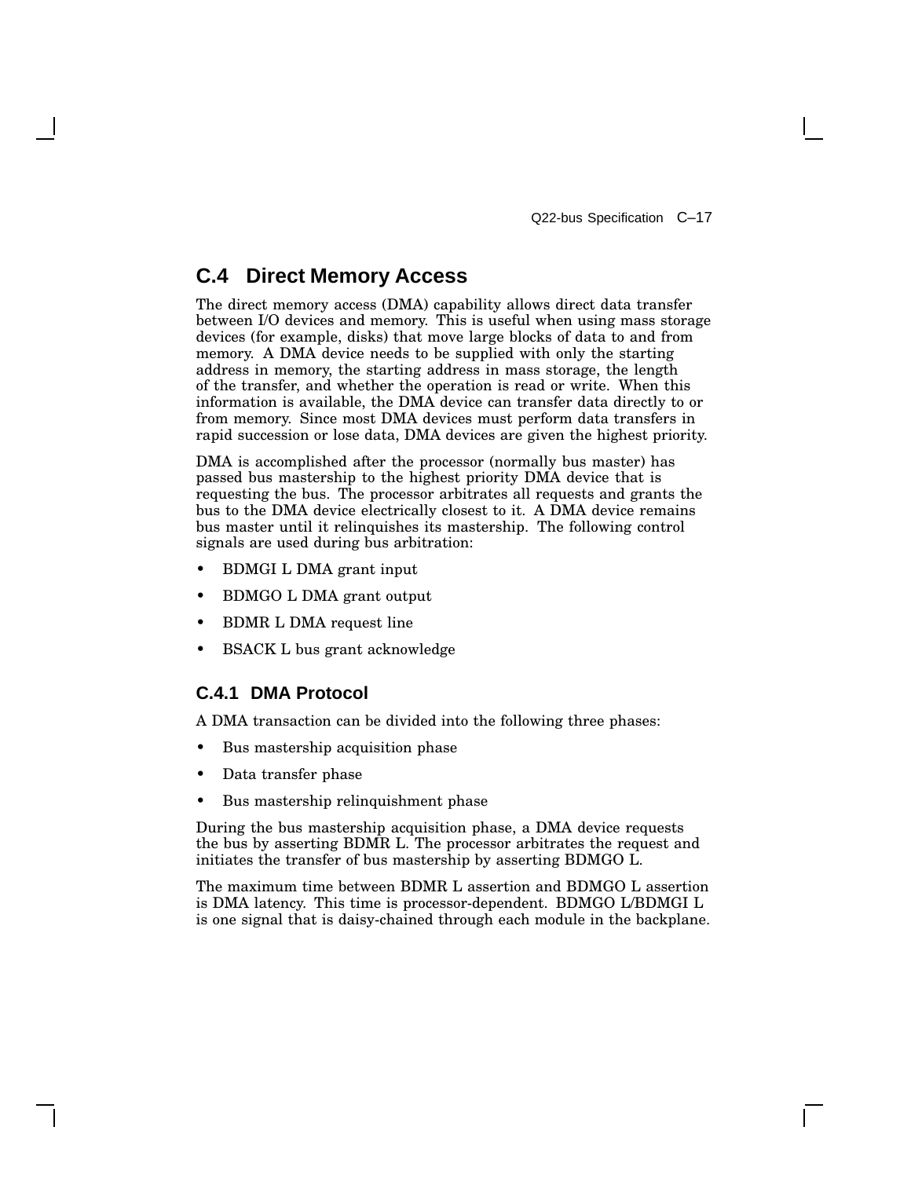## C.4 Direct Memory Access

The direct memory access (DMA) capability allows direct data transfer between I/O devices and memory. This is useful when using mass storage devices (for example, disks) that move large blocks of data to and from memory. A DMA device needs to be supplied with only the starting address in memory, the starting address in mass storage, the length of the transfer, and whether the operation is read or write. When this information is available, the DMA device can transfer data directly to or from memory. Since most DMA devices must perform data transfers in rapid succession or lose data, DMA devices are given the highest priority.

DMA is accomplished after the processor (normally bus master) has passed bus mastership to the highest priority DMA device that is requesting the bus. The processor arbitrates all requests and grants the bus to the DMA device electrically closest to it. A DMA device remains bus master until it relinquishes its mastership. The following control signals are used during bus arbitration:

- BDMGI L DMA grant input
- BDMGO L DMA grant output
- BDMR L DMA request line
- BSACK L bus grant acknowledge

### C.4.1 DMA Protocol

A DMA transaction can be divided into the following three phases:

- Bus mastership acquisition phase
- Data transfer phase
- Bus mastership relinquishment phase

During the bus mastership acquisition phase, a DMA device requests the bus by asserting BDMR L. The processor arbitrates the request and initiates the transfer of bus mastership by asserting BDMGO L.

The maximum time between BDMR L assertion and BDMGO L assertion is DMA latency. This time is processor-dependent. BDMGO L/BDMGI L is one signal that is daisy-chained through each module in the backplane.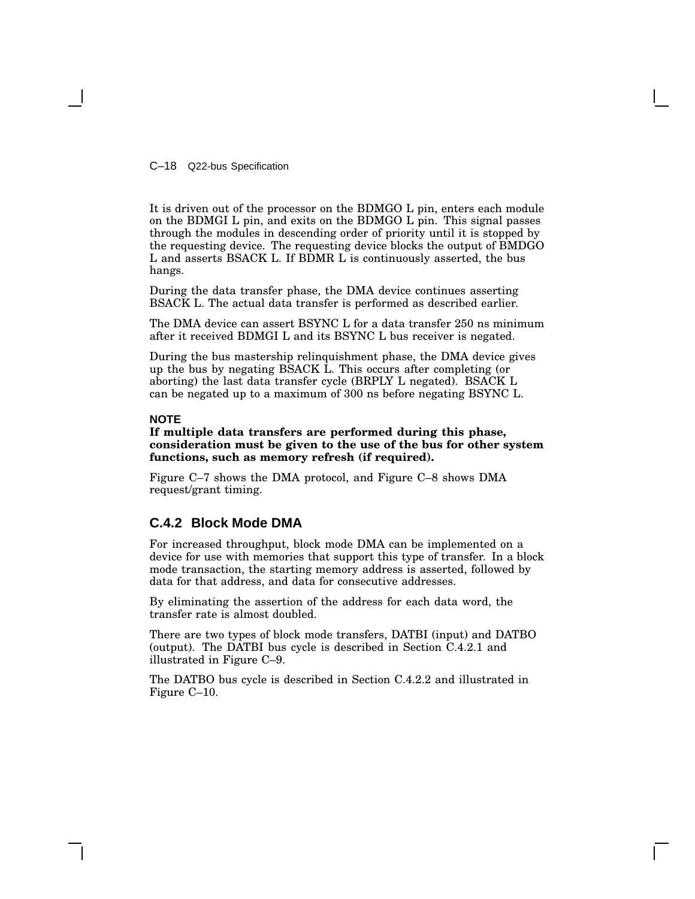It is driven out of the processor on the BDMGO L pin, enters each module on the BDMGI L pin, and exits on the BDMGO L pin. This signal passes through the modules in descending order of priority until it is stopped by the requesting device. The requesting device blocks the output of BMDGO L and asserts BSACK L. If BDMR L is continuously asserted, the bus hangs.

During the data transfer phase, the DMA device continues asserting BSACK L. The actual data transfer is performed as described earlier.

The DMA device can assert BSYNC L for a data transfer 250 ns minimum after it received BDMGI L and its BSYNC L bus receiver is negated.

During the bus mastership relinquishment phase, the DMA device gives up the bus by negating BSACK L. This occurs after completing (or aborting) the last data transfer cycle (BRPLY L negated). BSACK L can be negated up to a maximum of 300 ns before negating BSYNC L.

**NOTE**

**If multiple data transfers are performed during this phase, consideration must be given to the use of the bus for other system functions, such as memory refresh (if required).**

Figure C–7 shows the DMA protocol, and Figure C–8 shows DMA request/grant timing.

### C.4.2 Block Mode DMA

For increased throughput, block mode DMA can be implemented on a device for use with memories that support this type of transfer. In a block mode transaction, the starting memory address is asserted, followed by data for that address, and data for consecutive addresses.

By eliminating the assertion of the address for each data word, the transfer rate is almost doubled.

There are two types of block mode transfers, DATBI (input) and DATBO (output). The DATBI bus cycle is described in Section C.4.2.1 and illustrated in Figure C–9.

The DATBO bus cycle is described in Section C.4.2.2 and illustrated in Figure C–10.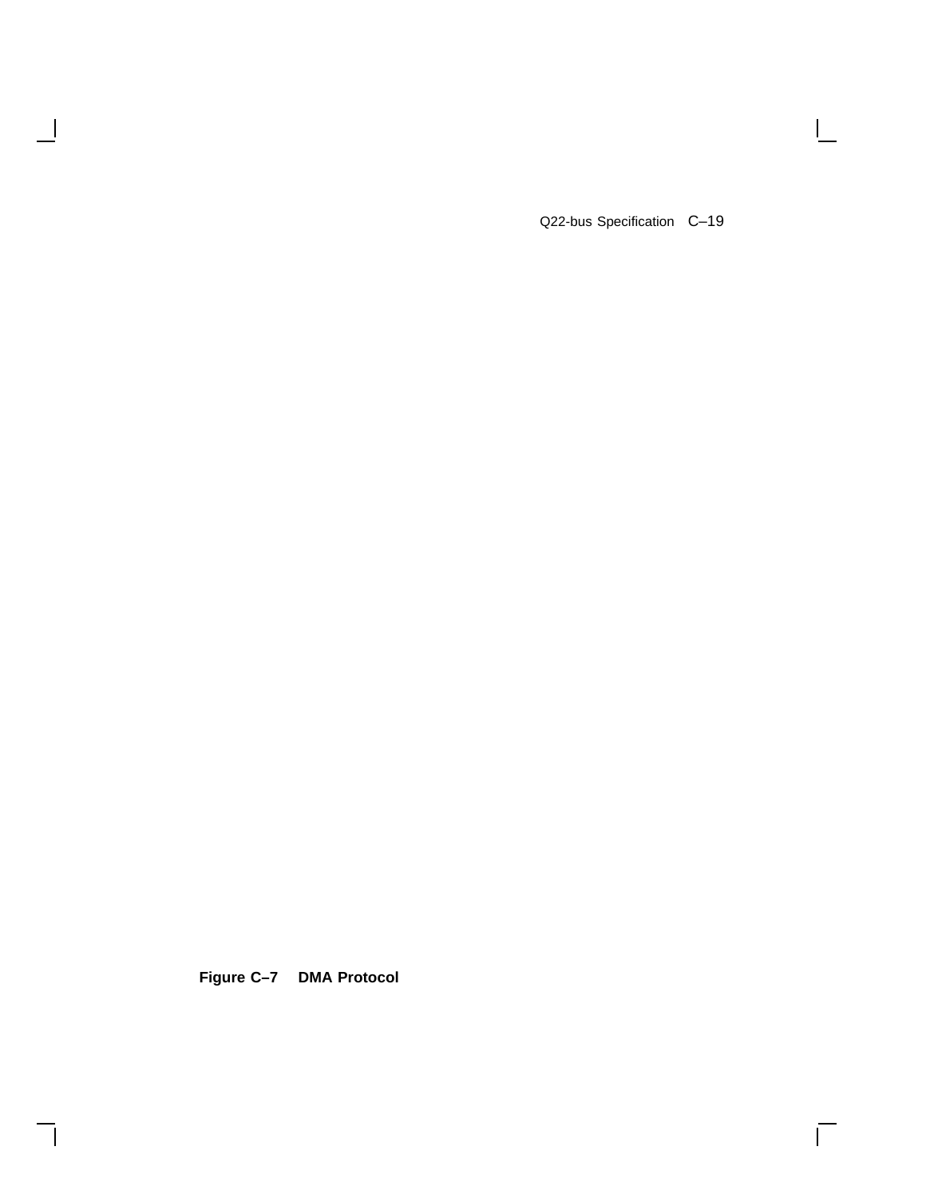**Figure C–7 DMA Protocol**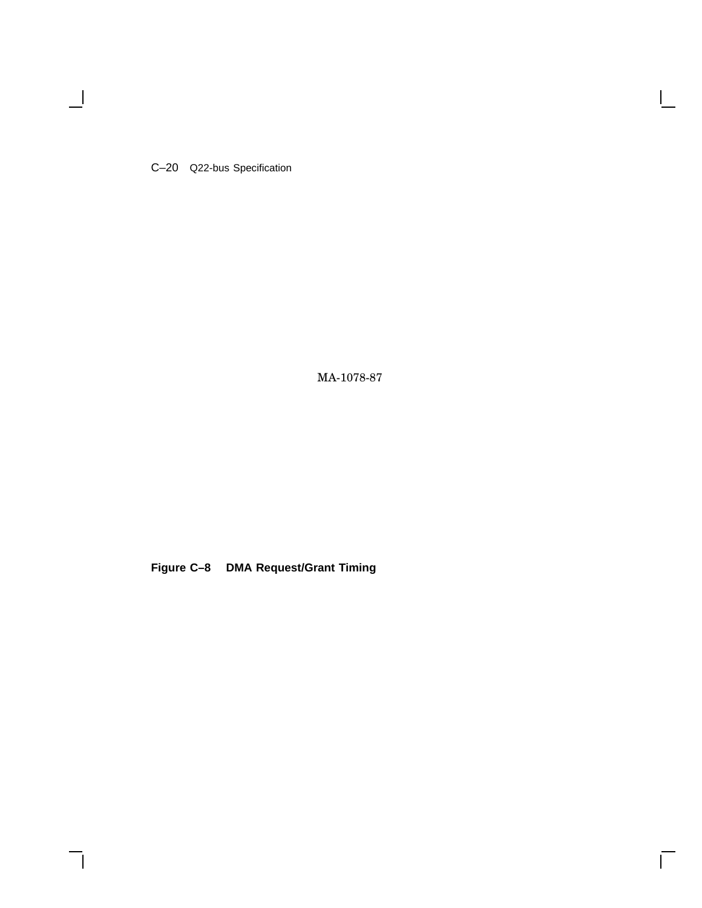MA-1078-87

**Figure C–8 DMA Request/Grant Timing**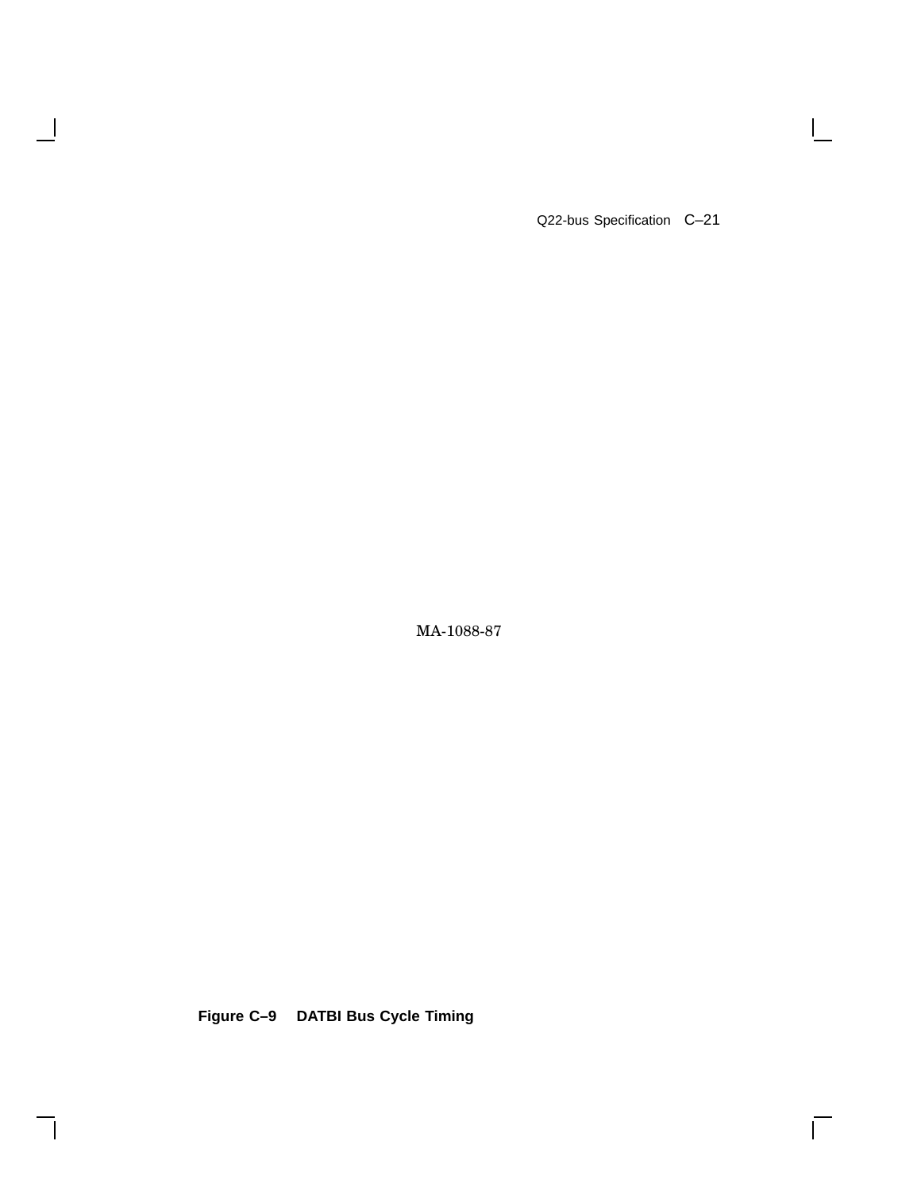MA-1088-87

**Figure C–9 DATBI Bus Cycle Timing**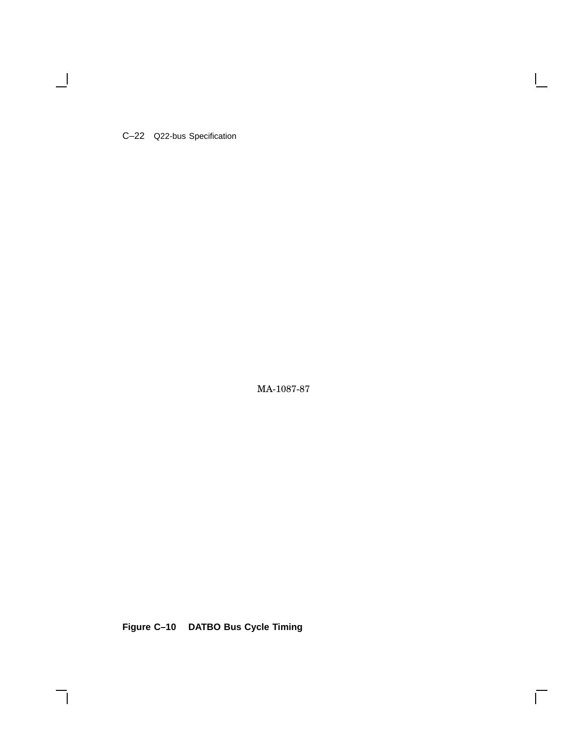MA-1087-87

**Figure C–10 DATBO Bus Cycle Timing**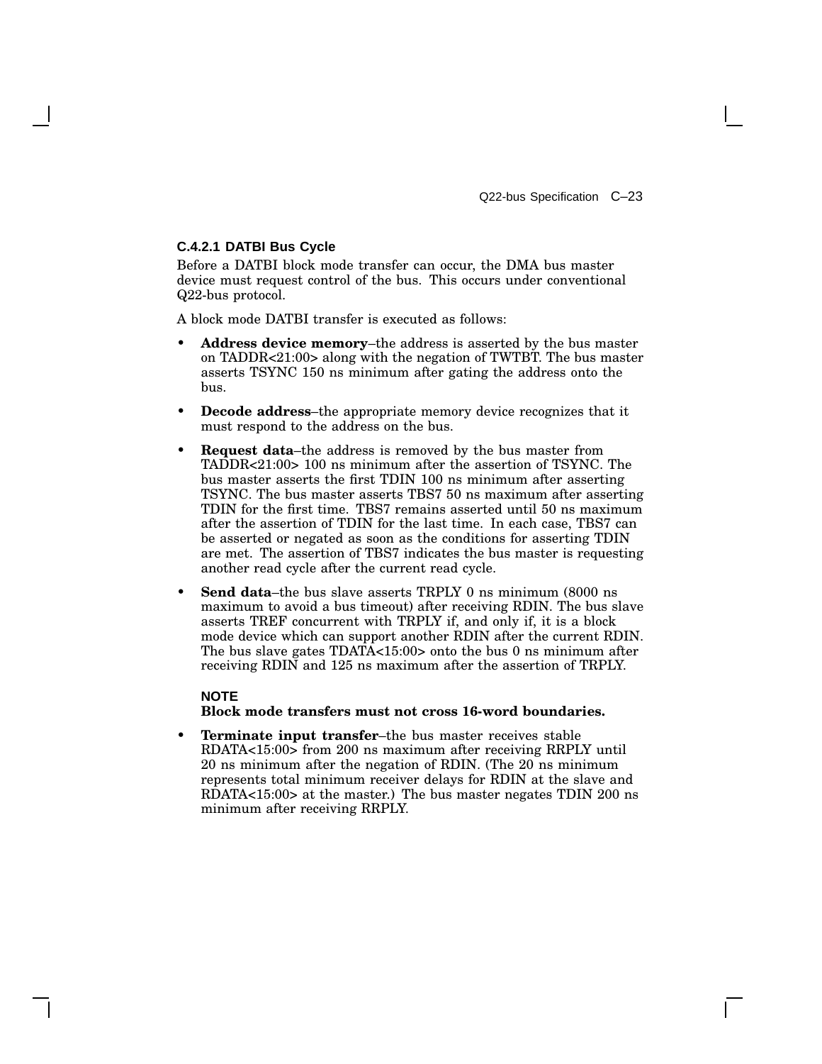#### C.4.2.1 DATBI Bus Cycle

Before a DATBI block mode transfer can occur, the DMA bus master device must request control of the bus. This occurs under conventional Q22-bus protocol.

A block mode DATBI transfer is executed as follows:

- **Address device memory**–the address is asserted by the bus master on TADDR<21:00> along with the negation of TWTBT. The bus master asserts TSYNC 150 ns minimum after gating the address onto the bus.
- **Decode address**–the appropriate memory device recognizes that it must respond to the address on the bus.
- **Request data**–the address is removed by the bus master from TADDR<21:00> 100 ns minimum after the assertion of TSYNC. The bus master asserts the first TDIN 100 ns minimum after asserting TSYNC. The bus master asserts TBS7 50 ns maximum after asserting TDIN for the first time. TBS7 remains asserted until 50 ns maximum after the assertion of TDIN for the last time. In each case, TBS7 can be asserted or negated as soon as the conditions for asserting TDIN are met. The assertion of TBS7 indicates the bus master is requesting another read cycle after the current read cycle.
- **Send data**–the bus slave asserts TRPLY 0 ns minimum (8000 ns maximum to avoid a bus timeout) after receiving RDIN. The bus slave asserts TREF concurrent with TRPLY if, and only if, it is a block mode device which can support another RDIN after the current RDIN. The bus slave gates TDATA<15:00> onto the bus 0 ns minimum after receiving RDIN and 125 ns maximum after the assertion of TRPLY.

  **NOTE**
  **Block mode transfers must not cross 16-word boundaries.**

- **Terminate input transfer**–the bus master receives stable RDATA<15:00> from 200 ns maximum after receiving RRPLY until 20 ns minimum after the negation of RDIN. (The 20 ns minimum represents total minimum receiver delays for RDIN at the slave and RDATA<15:00> at the master.) The bus master negates TDIN 200 ns minimum after receiving RRPLY.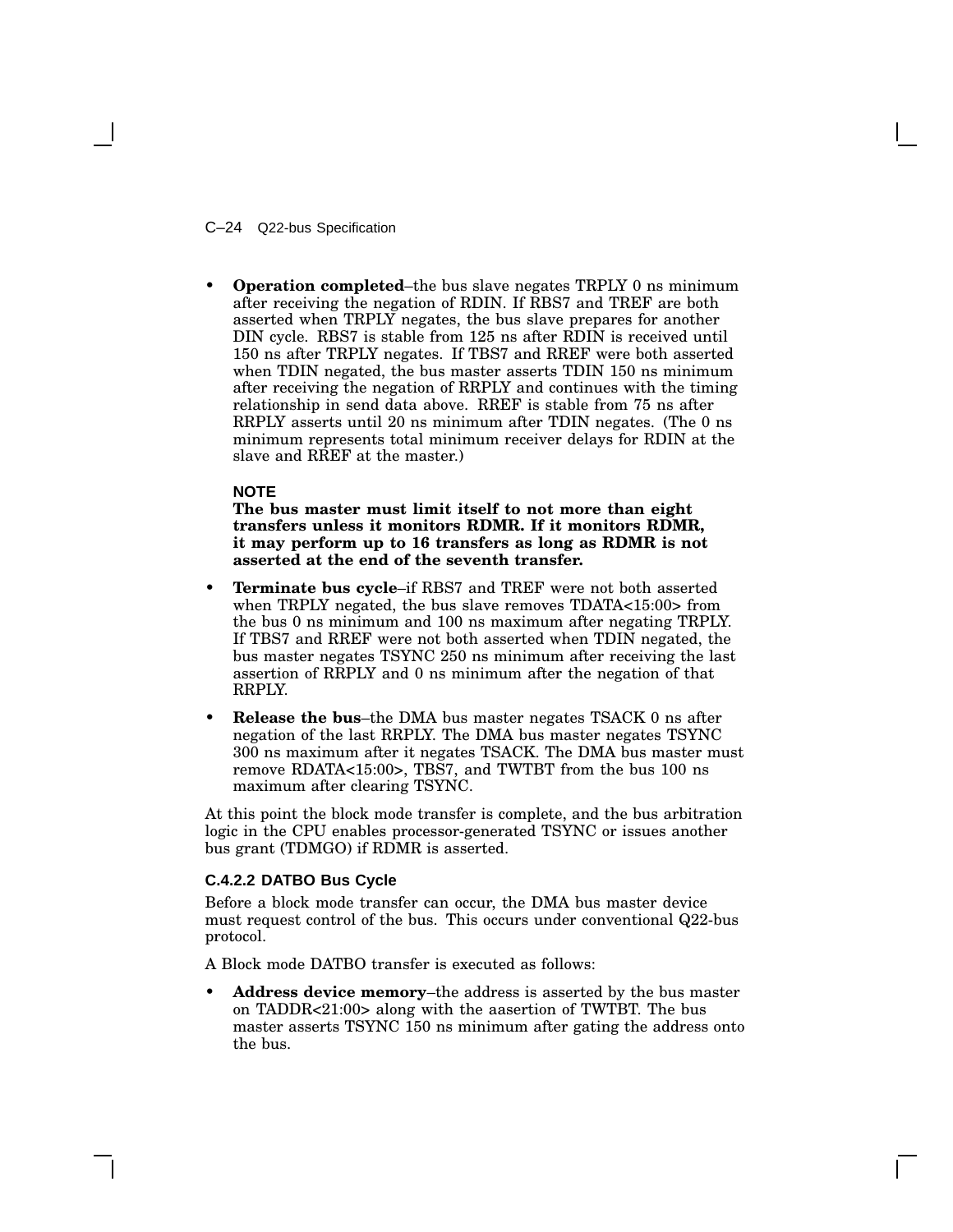- **Operation completed**–the bus slave negates TRPLY 0 ns minimum after receiving the negation of RDIN. If RBS7 and TREF are both asserted when TRPLY negates, the bus slave prepares for another DIN cycle. RBS7 is stable from 125 ns after RDIN is received until 150 ns after TRPLY negates. If TBS7 and RREF were both asserted when TDIN negated, the bus master asserts TDIN 150 ns minimum after receiving the negation of RRPLY and continues with the timing relationship in send data above. RREF is stable from 75 ns after RRPLY asserts until 20 ns minimum after TDIN negates. (The 0 ns minimum represents total minimum receiver delays for RDIN at the slave and RREF at the master.)

  **NOTE**
  **The bus master must limit itself to not more than eight transfers unless it monitors RDMR. If it monitors RDMR, it may perform up to 16 transfers as long as RDMR is not asserted at the end of the seventh transfer.**

- **Terminate bus cycle**–if RBS7 and TREF were not both asserted when TRPLY negated, the bus slave removes TDATA<15:00> from the bus 0 ns minimum and 100 ns maximum after negating TRPLY. If TBS7 and RREF were not both asserted when TDIN negated, the bus master negates TSYNC 250 ns minimum after receiving the last assertion of RRPLY and 0 ns minimum after the negation of that RRPLY.
- **Release the bus**–the DMA bus master negates TSACK 0 ns after negation of the last RRPLY. The DMA bus master negates TSYNC 300 ns maximum after it negates TSACK. The DMA bus master must remove RDATA<15:00>, TBS7, and TWTBT from the bus 100 ns maximum after clearing TSYNC.

At this point the block mode transfer is complete, and the bus arbitration logic in the CPU enables processor-generated TSYNC or issues another bus grant (TDMGO) if RDMR is asserted.

#### C.4.2.2 DATBO Bus Cycle

Before a block mode transfer can occur, the DMA bus master device must request control of the bus. This occurs under conventional Q22-bus protocol.

A Block mode DATBO transfer is executed as follows:

- **Address device memory**–the address is asserted by the bus master on TADDR<21:00> along with the aasertion of TWTBT. The bus master asserts TSYNC 150 ns minimum after gating the address onto the bus.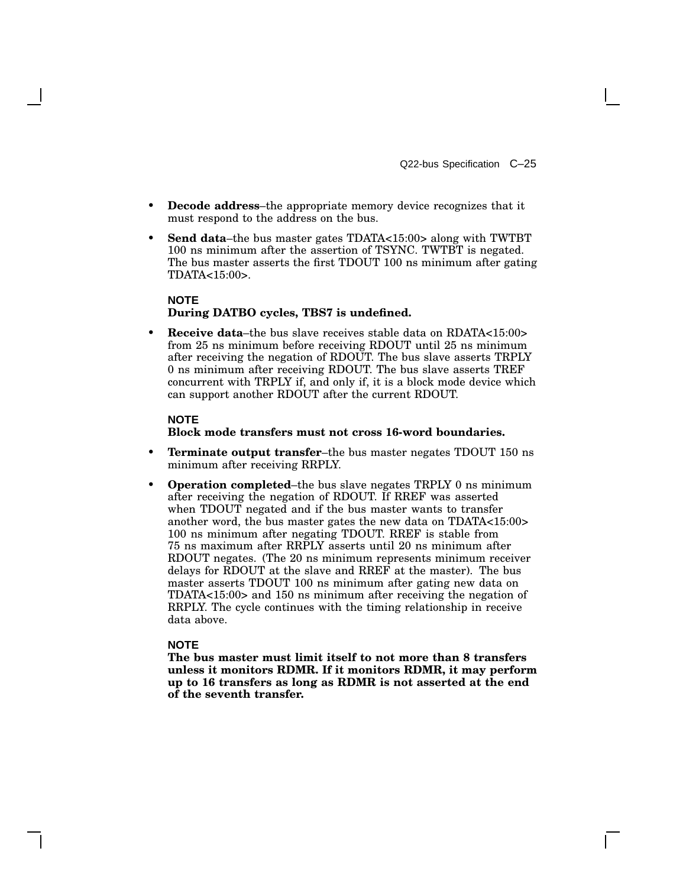- **Decode address**–the appropriate memory device recognizes that it must respond to the address on the bus.
- **Send data**–the bus master gates TDATA<15:00> along with TWTBT 100 ns minimum after the assertion of TSYNC. TWTBT is negated. The bus master asserts the first TDOUT 100 ns minimum after gating TDATA<15:00>.

  **NOTE**
  **During DATBO cycles, TBS7 is undefined.**

- **Receive data**–the bus slave receives stable data on RDATA<15:00> from 25 ns minimum before receiving RDOUT until 25 ns minimum after receiving the negation of RDOUT. The bus slave asserts TRPLY 0 ns minimum after receiving RDOUT. The bus slave asserts TREF concurrent with TRPLY if, and only if, it is a block mode device which can support another RDOUT after the current RDOUT.

  **NOTE**
  **Block mode transfers must not cross 16-word boundaries.**

- **Terminate output transfer**–the bus master negates TDOUT 150 ns minimum after receiving RRPLY.
- **Operation completed**–the bus slave negates TRPLY 0 ns minimum after receiving the negation of RDOUT. If RREF was asserted when TDOUT negated and if the bus master wants to transfer another word, the bus master gates the new data on TDATA<15:00> 100 ns minimum after negating TDOUT. RREF is stable from 75 ns maximum after RRPLY asserts until 20 ns minimum after RDOUT negates. (The 20 ns minimum represents minimum receiver delays for RDOUT at the slave and RREF at the master). The bus master asserts TDOUT 100 ns minimum after gating new data on TDATA<15:00> and 150 ns minimum after receiving the negation of RRPLY. The cycle continues with the timing relationship in receive data above.

  **NOTE**
  **The bus master must limit itself to not more than 8 transfers unless it monitors RDMR. If it monitors RDMR, it may perform up to 16 transfers as long as RDMR is not asserted at the end of the seventh transfer.**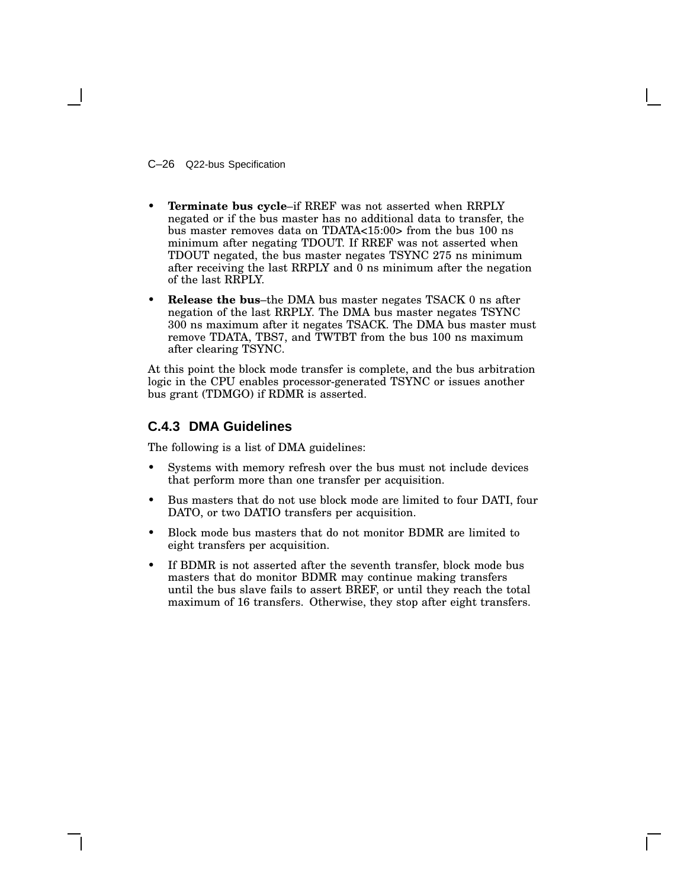- **Terminate bus cycle**–if RREF was not asserted when RRPLY negated or if the bus master has no additional data to transfer, the bus master removes data on TDATA<15:00> from the bus 100 ns minimum after negating TDOUT. If RREF was not asserted when TDOUT negated, the bus master negates TSYNC 275 ns minimum after receiving the last RRPLY and 0 ns minimum after the negation of the last RRPLY.
- **Release the bus**–the DMA bus master negates TSACK 0 ns after negation of the last RRPLY. The DMA bus master negates TSYNC 300 ns maximum after it negates TSACK. The DMA bus master must remove TDATA, TBS7, and TWTBT from the bus 100 ns maximum after clearing TSYNC.

At this point the block mode transfer is complete, and the bus arbitration logic in the CPU enables processor-generated TSYNC or issues another bus grant (TDMGO) if RDMR is asserted.

### C.4.3 DMA Guidelines

The following is a list of DMA guidelines:

- Systems with memory refresh over the bus must not include devices that perform more than one transfer per acquisition.
- Bus masters that do not use block mode are limited to four DATI, four DATO, or two DATIO transfers per acquisition.
- Block mode bus masters that do not monitor BDMR are limited to eight transfers per acquisition.
- If BDMR is not asserted after the seventh transfer, block mode bus masters that do monitor BDMR may continue making transfers until the bus slave fails to assert BREF, or until they reach the total maximum of 16 transfers. Otherwise, they stop after eight transfers.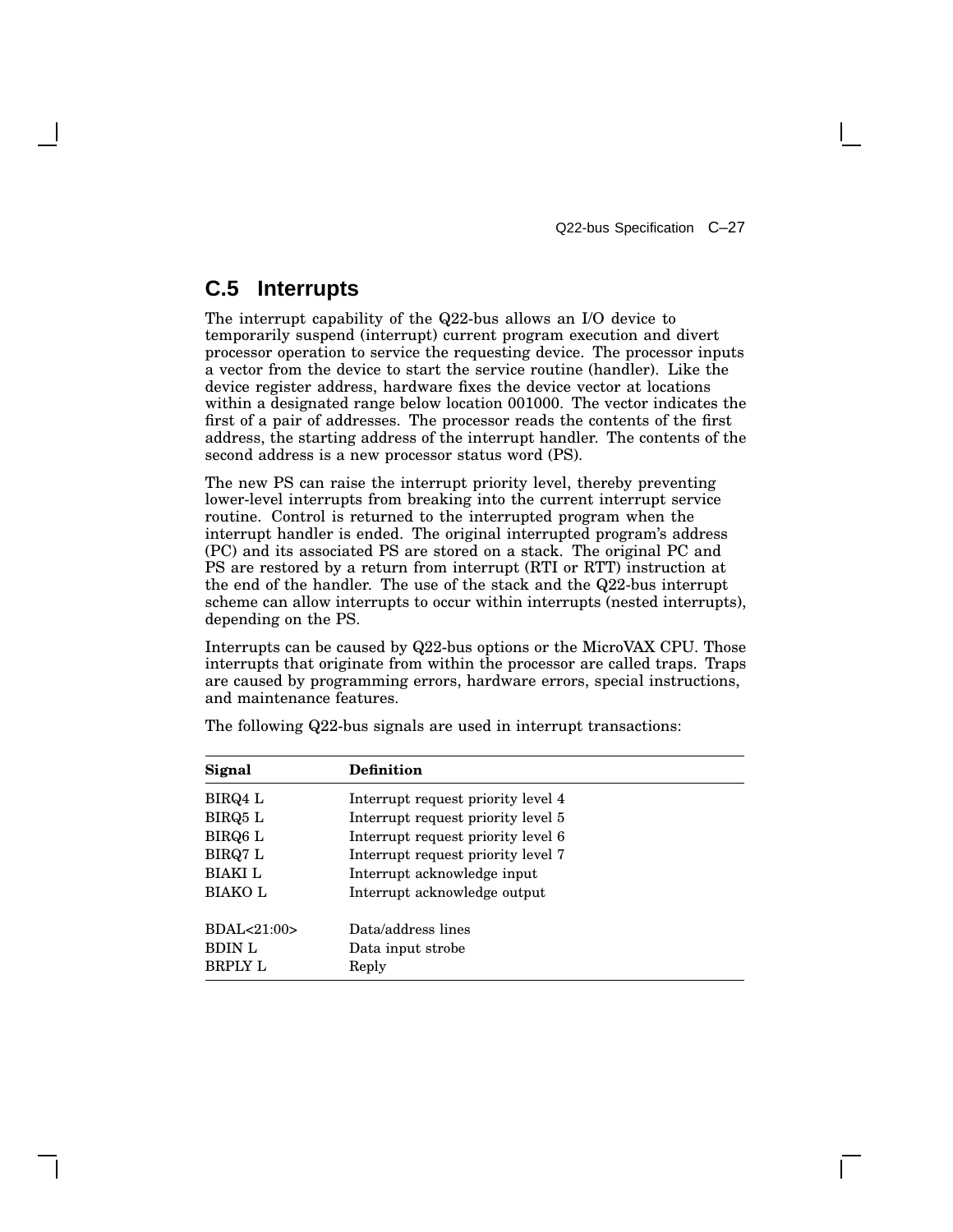## C.5 Interrupts

The interrupt capability of the Q22-bus allows an I/O device to temporarily suspend (interrupt) current program execution and divert processor operation to service the requesting device. The processor inputs a vector from the device to start the service routine (handler). Like the device register address, hardware fixes the device vector at locations within a designated range below location 001000. The vector indicates the first of a pair of addresses. The processor reads the contents of the first address, the starting address of the interrupt handler. The contents of the second address is a new processor status word (PS).

The new PS can raise the interrupt priority level, thereby preventing lower-level interrupts from breaking into the current interrupt service routine. Control is returned to the interrupted program when the interrupt handler is ended. The original interrupted program's address (PC) and its associated PS are stored on a stack. The original PC and PS are restored by a return from interrupt (RTI or RTT) instruction at the end of the handler. The use of the stack and the Q22-bus interrupt scheme can allow interrupts to occur within interrupts (nested interrupts), depending on the PS.

Interrupts can be caused by Q22-bus options or the MicroVAX CPU. Those interrupts that originate from within the processor are called traps. Traps are caused by programming errors, hardware errors, special instructions, and maintenance features.

The following Q22-bus signals are used in interrupt transactions:

| Signal | Definition |
|---|---|
| BIRQ4 L | Interrupt request priority level 4 |
| BIRQ5 L | Interrupt request priority level 5 |
| BIRQ6 L | Interrupt request priority level 6 |
| BIRQ7 L | Interrupt request priority level 7 |
| BIAKI L | Interrupt acknowledge input |
| BIAKO L | Interrupt acknowledge output |
| BDAL<21:00> | Data/address lines |
| BDIN L | Data input strobe |
| BRPLY L | Reply |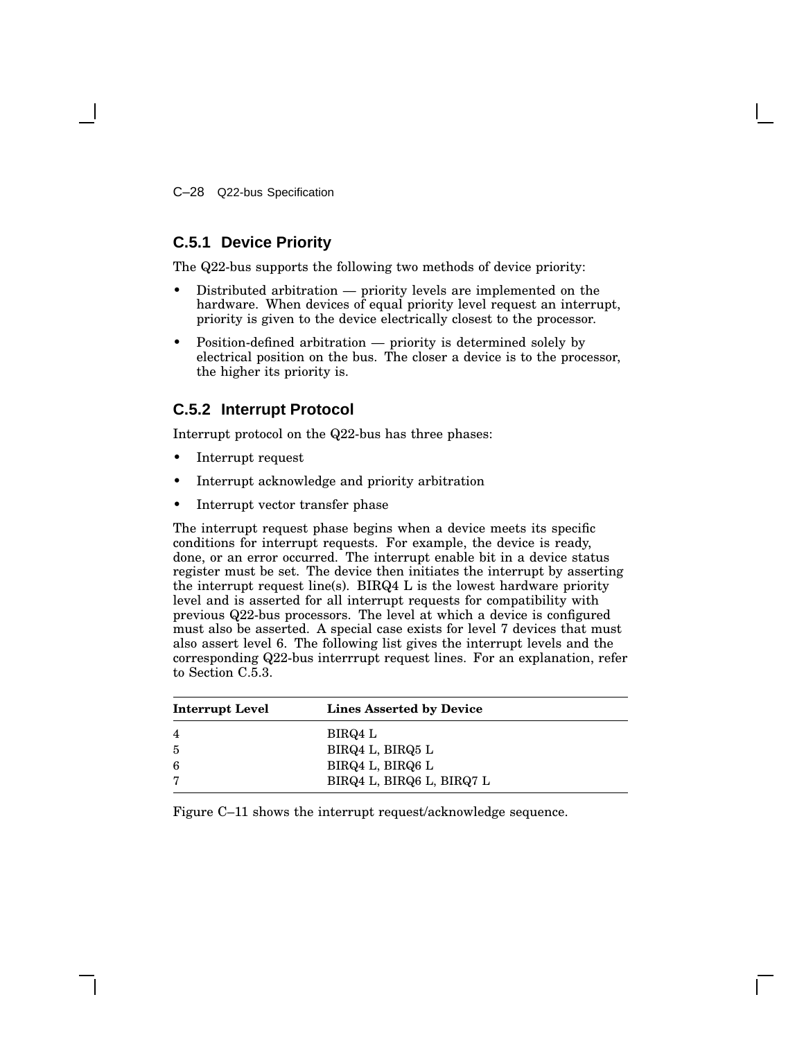### C.5.1 Device Priority

The Q22-bus supports the following two methods of device priority:

- Distributed arbitration — priority levels are implemented on the hardware. When devices of equal priority level request an interrupt, priority is given to the device electrically closest to the processor.
- Position-defined arbitration — priority is determined solely by electrical position on the bus. The closer a device is to the processor, the higher its priority is.

### C.5.2 Interrupt Protocol

Interrupt protocol on the Q22-bus has three phases:

- Interrupt request
- Interrupt acknowledge and priority arbitration
- Interrupt vector transfer phase

The interrupt request phase begins when a device meets its specific conditions for interrupt requests. For example, the device is ready, done, or an error occurred. The interrupt enable bit in a device status register must be set. The device then initiates the interrupt by asserting the interrupt request line(s). BIRQ4 L is the lowest hardware priority level and is asserted for all interrupt requests for compatibility with previous Q22-bus processors. The level at which a device is configured must also be asserted. A special case exists for level 7 devices that must also assert level 6. The following list gives the interrupt levels and the corresponding Q22-bus interrrupt request lines. For an explanation, refer to Section C.5.3.

| Interrupt Level | Lines Asserted by Device |
|---|---|
| 4 | BIRQ4 L |
| 5 | BIRQ4 L, BIRQ5 L |
| 6 | BIRQ4 L, BIRQ6 L |
| 7 | BIRQ4 L, BIRQ6 L, BIRQ7 L |

Figure C–11 shows the interrupt request/acknowledge sequence.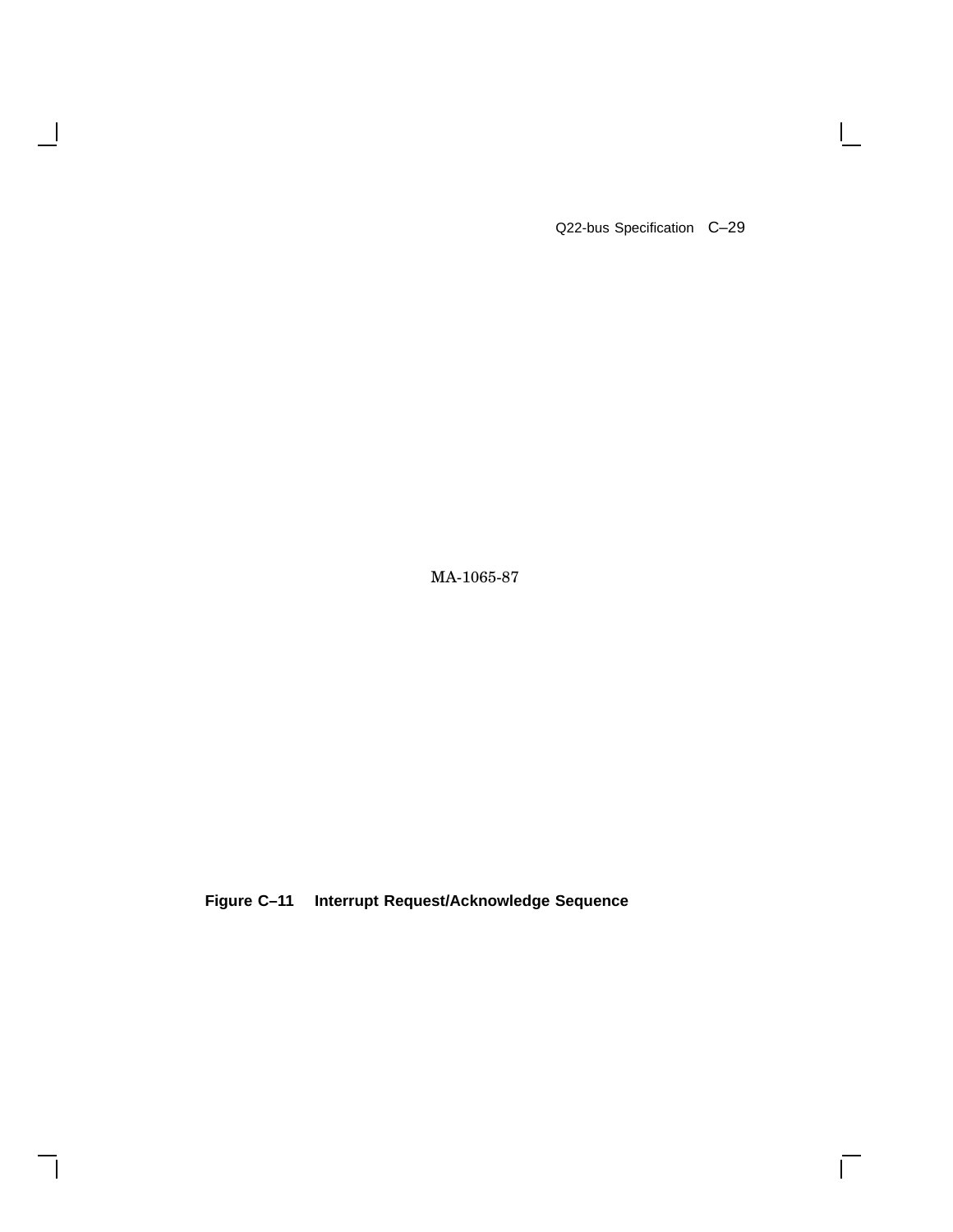MA-1065-87

**Figure C–11 Interrupt Request/Acknowledge Sequence**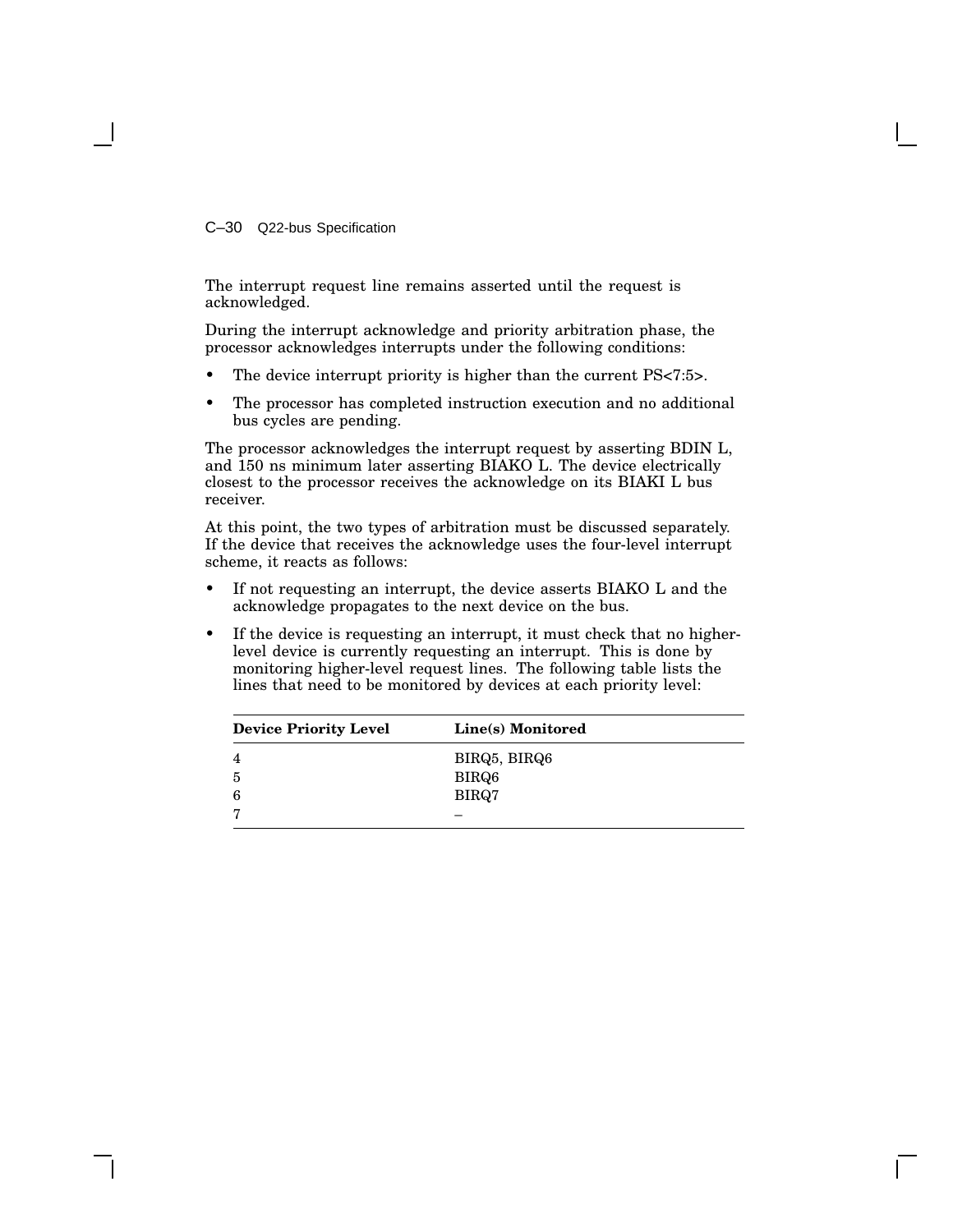The interrupt request line remains asserted until the request is acknowledged.

During the interrupt acknowledge and priority arbitration phase, the processor acknowledges interrupts under the following conditions:

- The device interrupt priority is higher than the current PS<7:5>.
- The processor has completed instruction execution and no additional bus cycles are pending.

The processor acknowledges the interrupt request by asserting BDIN L, and 150 ns minimum later asserting BIAKO L. The device electrically closest to the processor receives the acknowledge on its BIAKI L bus receiver.

At this point, the two types of arbitration must be discussed separately. If the device that receives the acknowledge uses the four-level interrupt scheme, it reacts as follows:

- If not requesting an interrupt, the device asserts BIAKO L and the acknowledge propagates to the next device on the bus.
- If the device is requesting an interrupt, it must check that no higher-level device is currently requesting an interrupt. This is done by monitoring higher-level request lines. The following table lists the lines that need to be monitored by devices at each priority level:

| **Device Priority Level** | **Line(s) Monitored** |
|---|---|
| 4 | BIRQ5, BIRQ6 |
| 5 | BIRQ6 |
| 6 | BIRQ7 |
| 7 | – |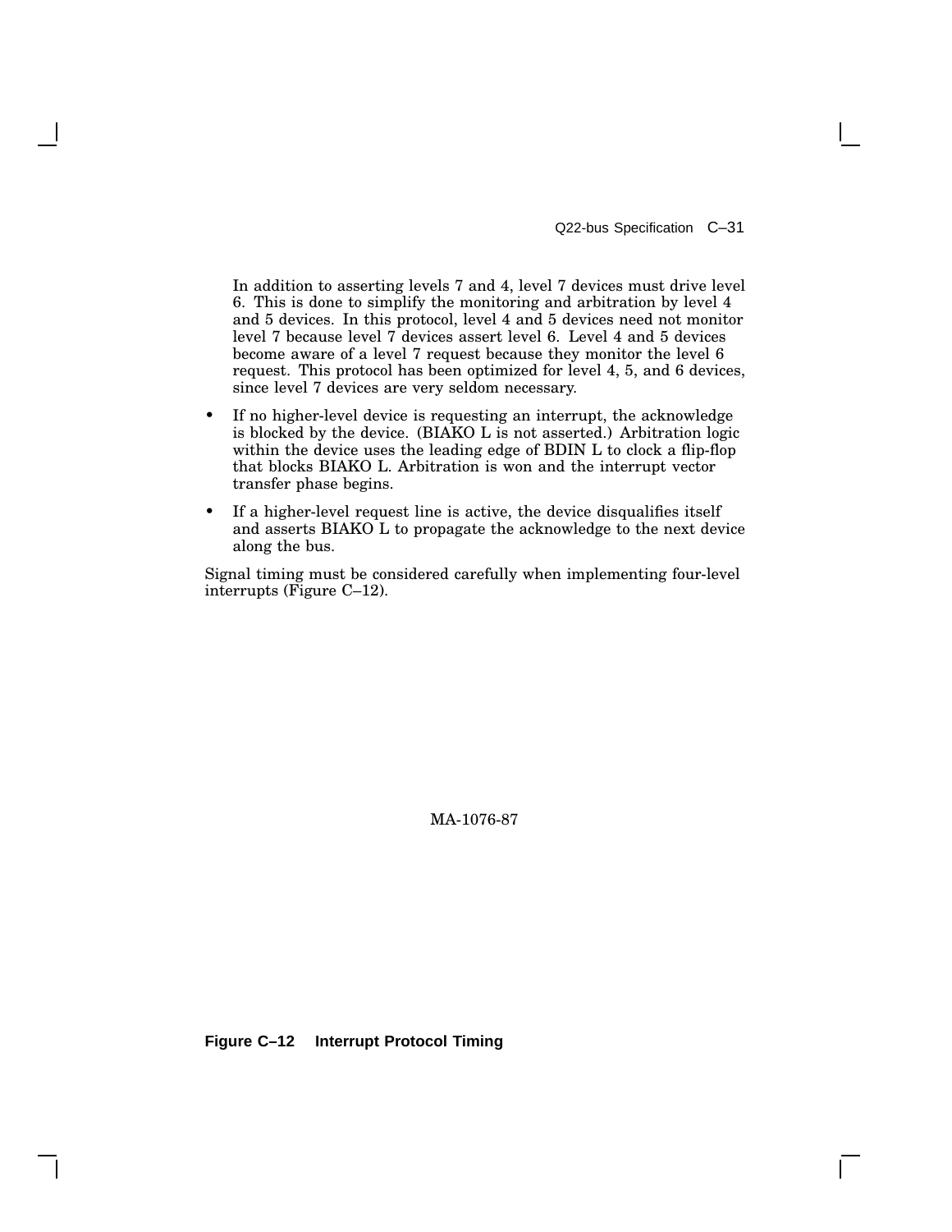In addition to asserting levels 7 and 4, level 7 devices must drive level 6. This is done to simplify the monitoring and arbitration by level 4 and 5 devices. In this protocol, level 4 and 5 devices need not monitor level 7 because level 7 devices assert level 6. Level 4 and 5 devices become aware of a level 7 request because they monitor the level 6 request. This protocol has been optimized for level 4, 5, and 6 devices, since level 7 devices are very seldom necessary.

- If no higher-level device is requesting an interrupt, the acknowledge is blocked by the device. (BIAKO L is not asserted.) Arbitration logic within the device uses the leading edge of BDIN L to clock a flip-flop that blocks BIAKO L. Arbitration is won and the interrupt vector transfer phase begins.
- If a higher-level request line is active, the device disqualifies itself and asserts BIAKO L to propagate the acknowledge to the next device along the bus.

Signal timing must be considered carefully when implementing four-level interrupts (Figure C–12).

MA-1076-87

**Figure C–12 Interrupt Protocol Timing**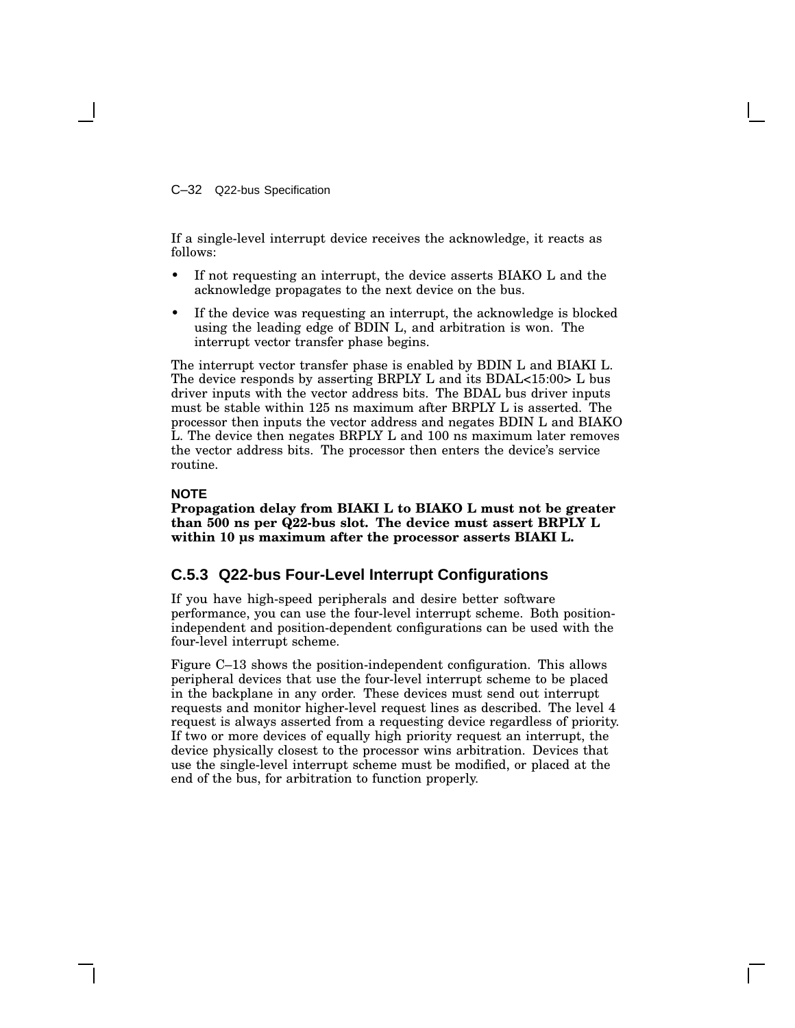If a single-level interrupt device receives the acknowledge, it reacts as follows:

- If not requesting an interrupt, the device asserts BIAKO L and the acknowledge propagates to the next device on the bus.
- If the device was requesting an interrupt, the acknowledge is blocked using the leading edge of BDIN L, and arbitration is won. The interrupt vector transfer phase begins.

The interrupt vector transfer phase is enabled by BDIN L and BIAKI L. The device responds by asserting BRPLY L and its BDAL<15:00> L bus driver inputs with the vector address bits. The BDAL bus driver inputs must be stable within 125 ns maximum after BRPLY L is asserted. The processor then inputs the vector address and negates BDIN L and BIAKO L. The device then negates BRPLY L and 100 ns maximum later removes the vector address bits. The processor then enters the device's service routine.

**NOTE**

**Propagation delay from BIAKI L to BIAKO L must not be greater than 500 ns per Q22-bus slot. The device must assert BRPLY L within 10 µs maximum after the processor asserts BIAKI L.**

### C.5.3 Q22-bus Four-Level Interrupt Configurations

If you have high-speed peripherals and desire better software performance, you can use the four-level interrupt scheme. Both position-independent and position-dependent configurations can be used with the four-level interrupt scheme.

Figure C–13 shows the position-independent configuration. This allows peripheral devices that use the four-level interrupt scheme to be placed in the backplane in any order. These devices must send out interrupt requests and monitor higher-level request lines as described. The level 4 request is always asserted from a requesting device regardless of priority. If two or more devices of equally high priority request an interrupt, the device physically closest to the processor wins arbitration. Devices that use the single-level interrupt scheme must be modified, or placed at the end of the bus, for arbitration to function properly.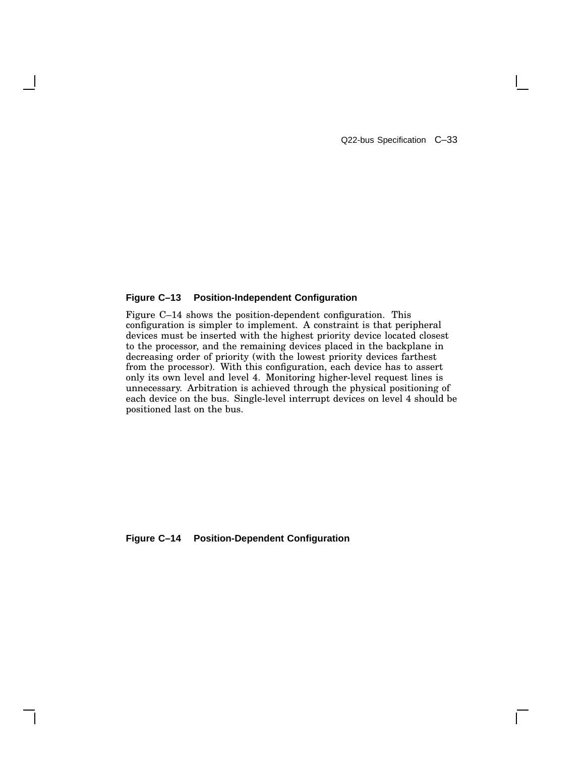**Figure C–13 Position-Independent Configuration**

Figure C–14 shows the position-dependent configuration. This configuration is simpler to implement. A constraint is that peripheral devices must be inserted with the highest priority device located closest to the processor, and the remaining devices placed in the backplane in decreasing order of priority (with the lowest priority devices farthest from the processor). With this configuration, each device has to assert only its own level and level 4. Monitoring higher-level request lines is unnecessary. Arbitration is achieved through the physical positioning of each device on the bus. Single-level interrupt devices on level 4 should be positioned last on the bus.

**Figure C–14 Position-Dependent Configuration**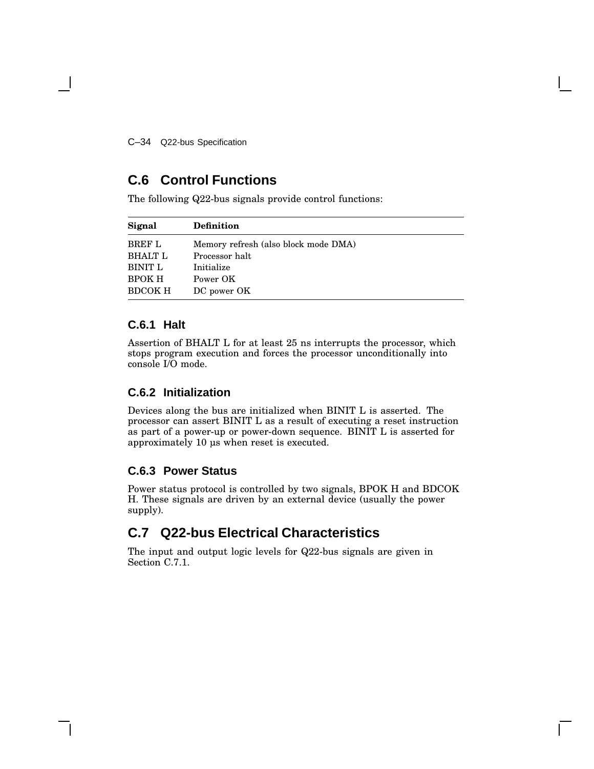## C.6 Control Functions

The following Q22-bus signals provide control functions:

| Signal | Definition |
|---|---|
| BREF L | Memory refresh (also block mode DMA) |
| BHALT L | Processor halt |
| BINIT L | Initialize |
| BPOK H | Power OK |
| BDCOK H | DC power OK |

### C.6.1 Halt

Assertion of BHALT L for at least 25 ns interrupts the processor, which stops program execution and forces the processor unconditionally into console I/O mode.

### C.6.2 Initialization

Devices along the bus are initialized when BINIT L is asserted. The processor can assert BINIT L as a result of executing a reset instruction as part of a power-up or power-down sequence. BINIT L is asserted for approximately 10 µs when reset is executed.

### C.6.3 Power Status

Power status protocol is controlled by two signals, BPOK H and BDCOK H. These signals are driven by an external device (usually the power supply).

## C.7 Q22-bus Electrical Characteristics

The input and output logic levels for Q22-bus signals are given in Section C.7.1.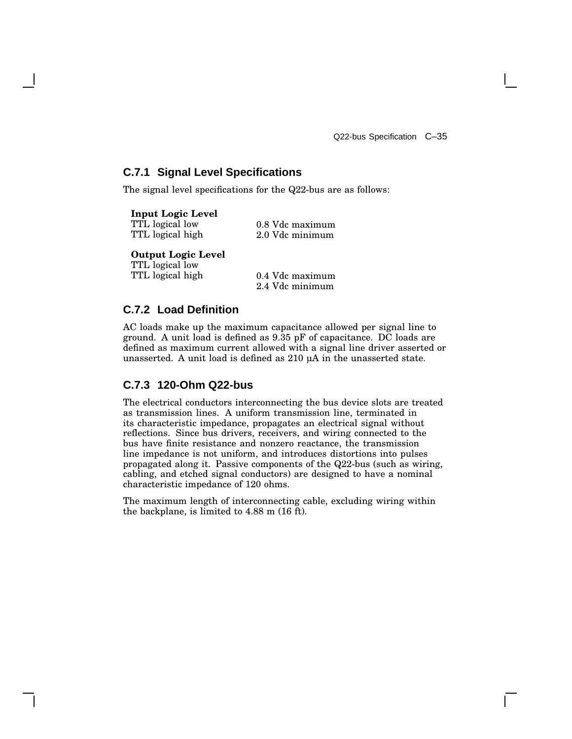### C.7.1 Signal Level Specifications

The signal level specifications for the Q22-bus are as follows:

| | |
|---|---|
| **Input Logic Level** | |
| TTL logical low | 0.8 Vdc maximum |
| TTL logical high | 2.0 Vdc minimum |
| **Output Logic Level** | |
| TTL logical low | 0.4 Vdc maximum |
| TTL logical high | 2.4 Vdc minimum |

### C.7.2 Load Definition

AC loads make up the maximum capacitance allowed per signal line to ground. A unit load is defined as 9.35 pF of capacitance. DC loads are defined as maximum current allowed with a signal line driver asserted or unasserted. A unit load is defined as 210 µA in the unasserted state.

### C.7.3 120-Ohm Q22-bus

The electrical conductors interconnecting the bus device slots are treated as transmission lines. A uniform transmission line, terminated in its characteristic impedance, propagates an electrical signal without reflections. Since bus drivers, receivers, and wiring connected to the bus have finite resistance and nonzero reactance, the transmission line impedance is not uniform, and introduces distortions into pulses propagated along it. Passive components of the Q22-bus (such as wiring, cabling, and etched signal conductors) are designed to have a nominal characteristic impedance of 120 ohms.

The maximum length of interconnecting cable, excluding wiring within the backplane, is limited to 4.88 m (16 ft).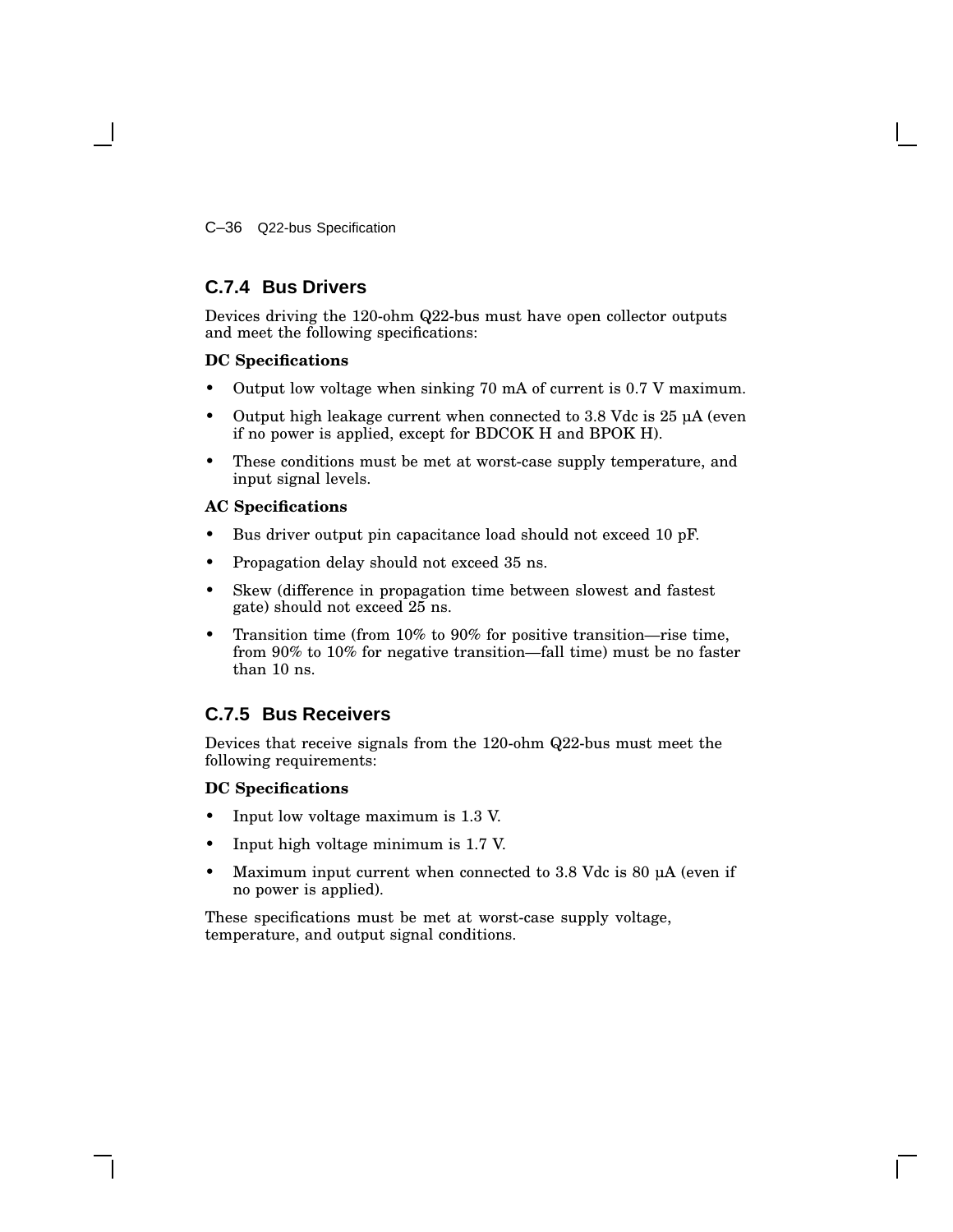### C.7.4 Bus Drivers

Devices driving the 120-ohm Q22-bus must have open collector outputs and meet the following specifications:

**DC Specifications**

- Output low voltage when sinking 70 mA of current is 0.7 V maximum.
- Output high leakage current when connected to 3.8 Vdc is 25 µA (even if no power is applied, except for BDCOK H and BPOK H).
- These conditions must be met at worst-case supply temperature, and input signal levels.

**AC Specifications**

- Bus driver output pin capacitance load should not exceed 10 pF.
- Propagation delay should not exceed 35 ns.
- Skew (difference in propagation time between slowest and fastest gate) should not exceed 25 ns.
- Transition time (from 10% to 90% for positive transition—rise time, from 90% to 10% for negative transition—fall time) must be no faster than 10 ns.

### C.7.5 Bus Receivers

Devices that receive signals from the 120-ohm Q22-bus must meet the following requirements:

**DC Specifications**

- Input low voltage maximum is 1.3 V.
- Input high voltage minimum is 1.7 V.
- Maximum input current when connected to 3.8 Vdc is 80 µA (even if no power is applied).

These specifications must be met at worst-case supply voltage, temperature, and output signal conditions.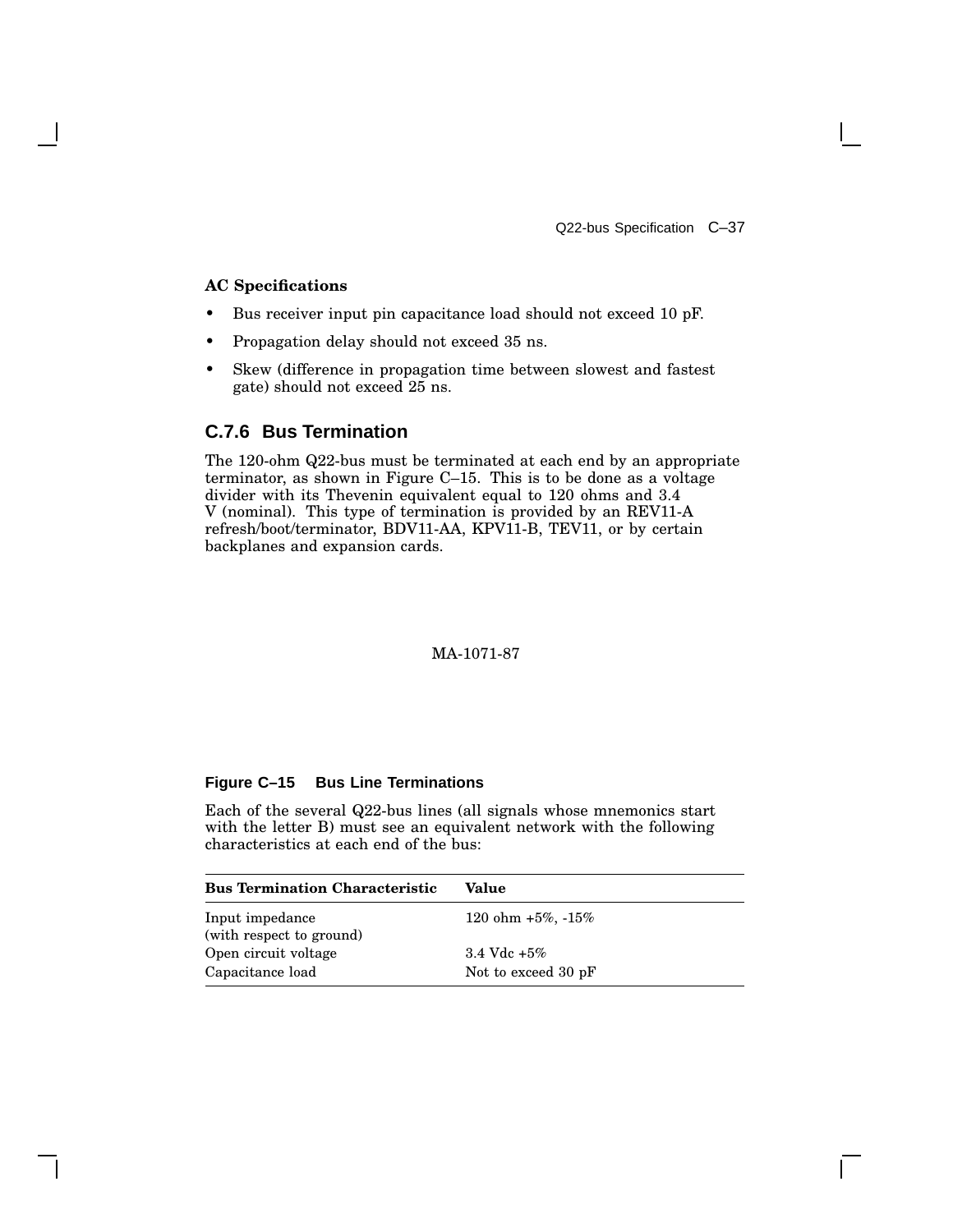**AC Specifications**

- Bus receiver input pin capacitance load should not exceed 10 pF.
- Propagation delay should not exceed 35 ns.
- Skew (difference in propagation time between slowest and fastest gate) should not exceed 25 ns.

### C.7.6 Bus Termination

The 120-ohm Q22-bus must be terminated at each end by an appropriate terminator, as shown in Figure C–15. This is to be done as a voltage divider with its Thevenin equivalent equal to 120 ohms and 3.4 V (nominal). This type of termination is provided by an REV11-A refresh/boot/terminator, BDV11-AA, KPV11-B, TEV11, or by certain backplanes and expansion cards.

MA-1071-87

**Figure C–15 Bus Line Terminations**

Each of the several Q22-bus lines (all signals whose mnemonics start with the letter B) must see an equivalent network with the following characteristics at each end of the bus:

| Bus Termination Characteristic | Value |
|---|---|
| Input impedance (with respect to ground) | 120 ohm +5%, -15% |
| Open circuit voltage | 3.4 Vdc +5% |
| Capacitance load | Not to exceed 30 pF |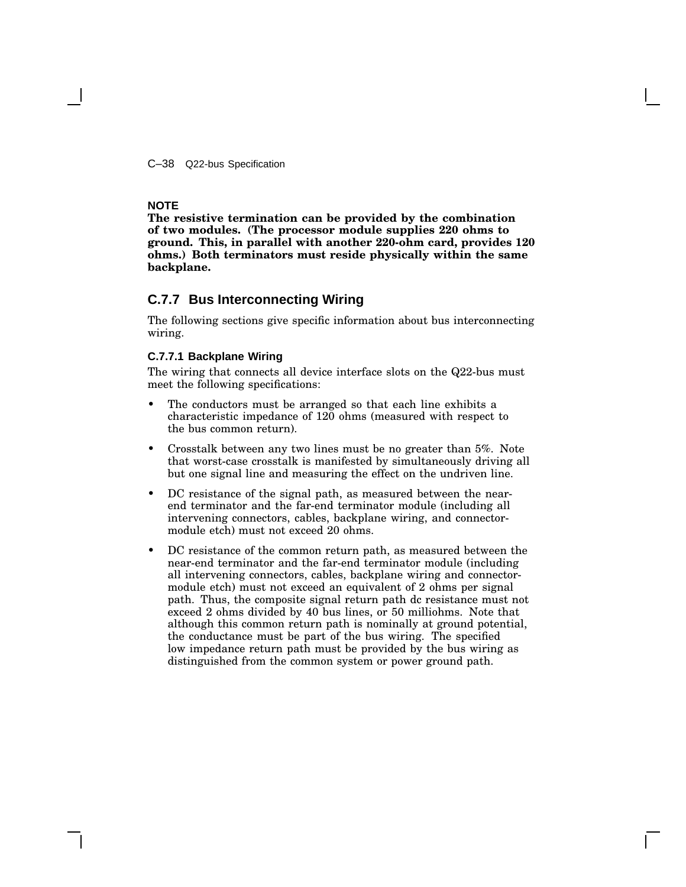**NOTE**
**The resistive termination can be provided by the combination of two modules. (The processor module supplies 220 ohms to ground. This, in parallel with another 220-ohm card, provides 120 ohms.) Both terminators must reside physically within the same backplane.**

## C.7.7 Bus Interconnecting Wiring

The following sections give specific information about bus interconnecting wiring.

### C.7.7.1 Backplane Wiring

The wiring that connects all device interface slots on the Q22-bus must meet the following specifications:

- The conductors must be arranged so that each line exhibits a characteristic impedance of 120 ohms (measured with respect to the bus common return).
- Crosstalk between any two lines must be no greater than 5%. Note that worst-case crosstalk is manifested by simultaneously driving all but one signal line and measuring the effect on the undriven line.
- DC resistance of the signal path, as measured between the near-end terminator and the far-end terminator module (including all intervening connectors, cables, backplane wiring, and connector-module etch) must not exceed 20 ohms.
- DC resistance of the common return path, as measured between the near-end terminator and the far-end terminator module (including all intervening connectors, cables, backplane wiring and connector-module etch) must not exceed an equivalent of 2 ohms per signal path. Thus, the composite signal return path dc resistance must not exceed 2 ohms divided by 40 bus lines, or 50 milliohms. Note that although this common return path is nominally at ground potential, the conductance must be part of the bus wiring. The specified low impedance return path must be provided by the bus wiring as distinguished from the common system or power ground path.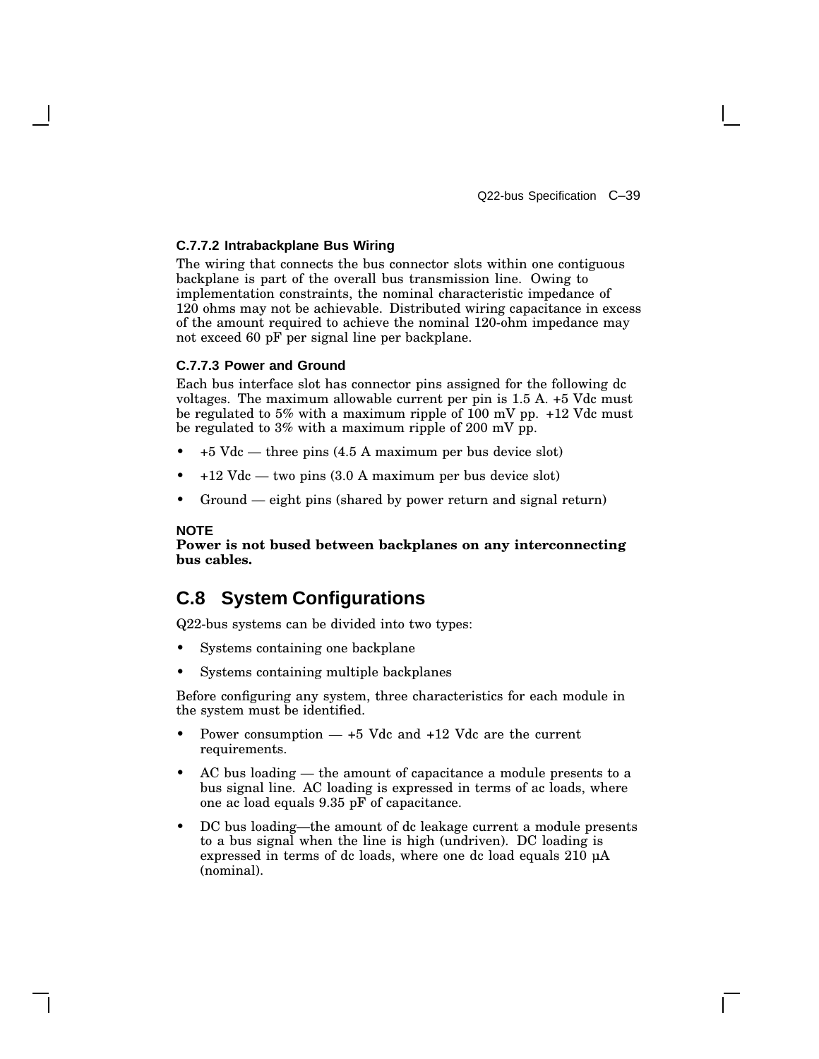#### C.7.7.2 Intrabackplane Bus Wiring

The wiring that connects the bus connector slots within one contiguous backplane is part of the overall bus transmission line. Owing to implementation constraints, the nominal characteristic impedance of 120 ohms may not be achievable. Distributed wiring capacitance in excess of the amount required to achieve the nominal 120-ohm impedance may not exceed 60 pF per signal line per backplane.

#### C.7.7.3 Power and Ground

Each bus interface slot has connector pins assigned for the following dc voltages. The maximum allowable current per pin is 1.5 A. +5 Vdc must be regulated to 5% with a maximum ripple of 100 mV pp. +12 Vdc must be regulated to 3% with a maximum ripple of 200 mV pp.

- +5 Vdc — three pins (4.5 A maximum per bus device slot)
- +12 Vdc — two pins (3.0 A maximum per bus device slot)
- Ground — eight pins (shared by power return and signal return)

**NOTE**

**Power is not bused between backplanes on any interconnecting bus cables.**

## C.8 System Configurations

Q22-bus systems can be divided into two types:

- Systems containing one backplane
- Systems containing multiple backplanes

Before configuring any system, three characteristics for each module in the system must be identified.

- Power consumption — +5 Vdc and +12 Vdc are the current requirements.
- AC bus loading — the amount of capacitance a module presents to a bus signal line. AC loading is expressed in terms of ac loads, where one ac load equals 9.35 pF of capacitance.
- DC bus loading—the amount of dc leakage current a module presents to a bus signal when the line is high (undriven). DC loading is expressed in terms of dc loads, where one dc load equals 210 µA (nominal).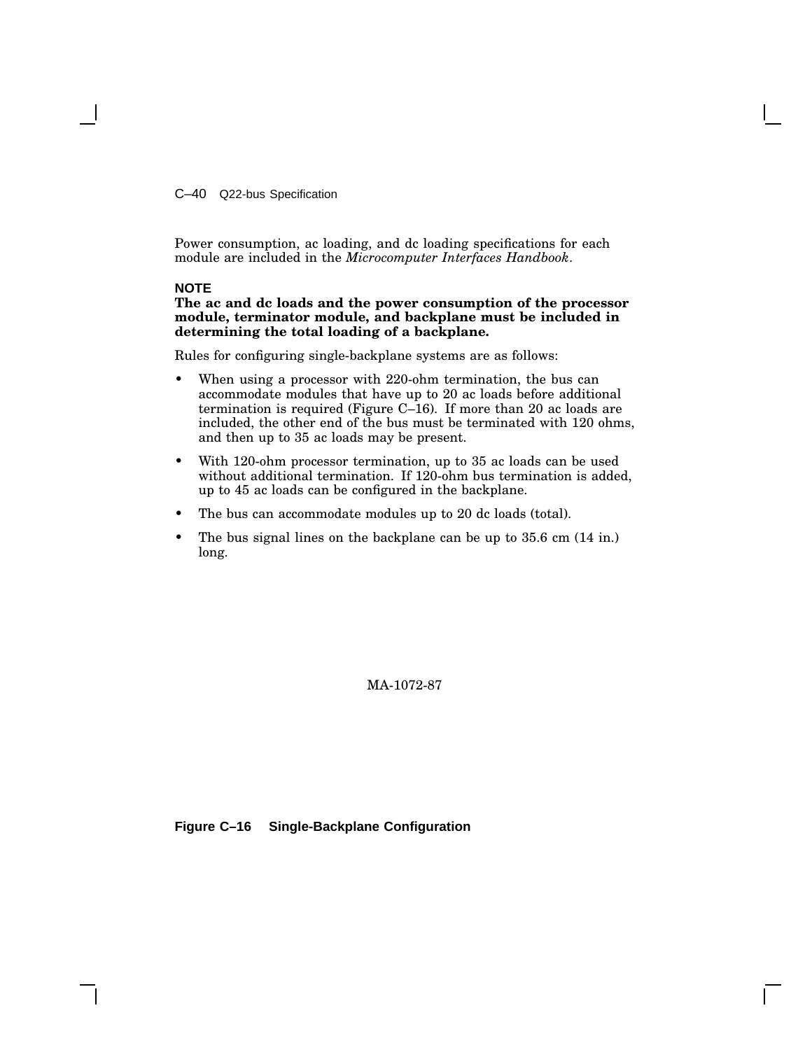Power consumption, ac loading, and dc loading specifications for each module are included in the *Microcomputer Interfaces Handbook*.

**NOTE**

**The ac and dc loads and the power consumption of the processor module, terminator module, and backplane must be included in determining the total loading of a backplane.**

Rules for configuring single-backplane systems are as follows:

- When using a processor with 220-ohm termination, the bus can accommodate modules that have up to 20 ac loads before additional termination is required (Figure C–16). If more than 20 ac loads are included, the other end of the bus must be terminated with 120 ohms, and then up to 35 ac loads may be present.
- With 120-ohm processor termination, up to 35 ac loads can be used without additional termination. If 120-ohm bus termination is added, up to 45 ac loads can be configured in the backplane.
- The bus can accommodate modules up to 20 dc loads (total).
- The bus signal lines on the backplane can be up to 35.6 cm (14 in.) long.

MA-1072-87

**Figure C–16 Single-Backplane Configuration**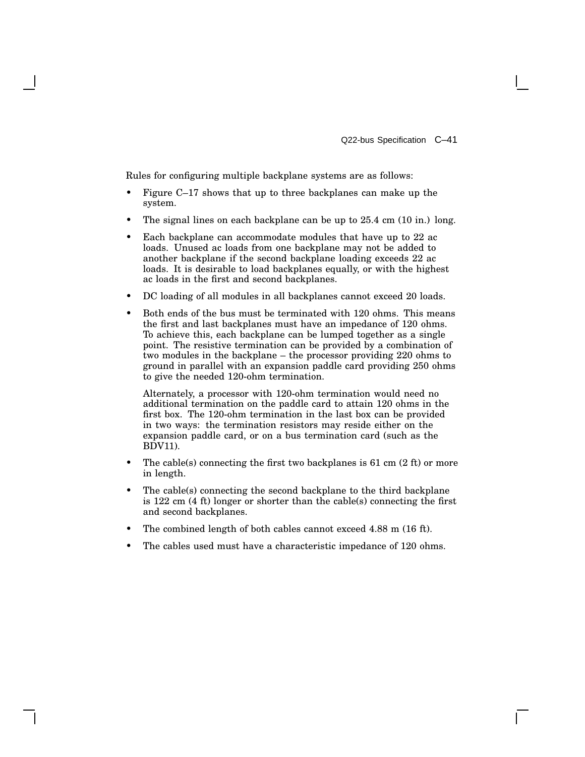Rules for configuring multiple backplane systems are as follows:

- Figure C–17 shows that up to three backplanes can make up the system.
- The signal lines on each backplane can be up to 25.4 cm (10 in.) long.
- Each backplane can accommodate modules that have up to 22 ac loads. Unused ac loads from one backplane may not be added to another backplane if the second backplane loading exceeds 22 ac loads. It is desirable to load backplanes equally, or with the highest ac loads in the first and second backplanes.
- DC loading of all modules in all backplanes cannot exceed 20 loads.
- Both ends of the bus must be terminated with 120 ohms. This means the first and last backplanes must have an impedance of 120 ohms. To achieve this, each backplane can be lumped together as a single point. The resistive termination can be provided by a combination of two modules in the backplane – the processor providing 220 ohms to ground in parallel with an expansion paddle card providing 250 ohms to give the needed 120-ohm termination.

  Alternately, a processor with 120-ohm termination would need no additional termination on the paddle card to attain 120 ohms in the first box. The 120-ohm termination in the last box can be provided in two ways: the termination resistors may reside either on the expansion paddle card, or on a bus termination card (such as the BDV11).
- The cable(s) connecting the first two backplanes is 61 cm (2 ft) or more in length.
- The cable(s) connecting the second backplane to the third backplane is 122 cm (4 ft) longer or shorter than the cable(s) connecting the first and second backplanes.
- The combined length of both cables cannot exceed 4.88 m (16 ft).
- The cables used must have a characteristic impedance of 120 ohms.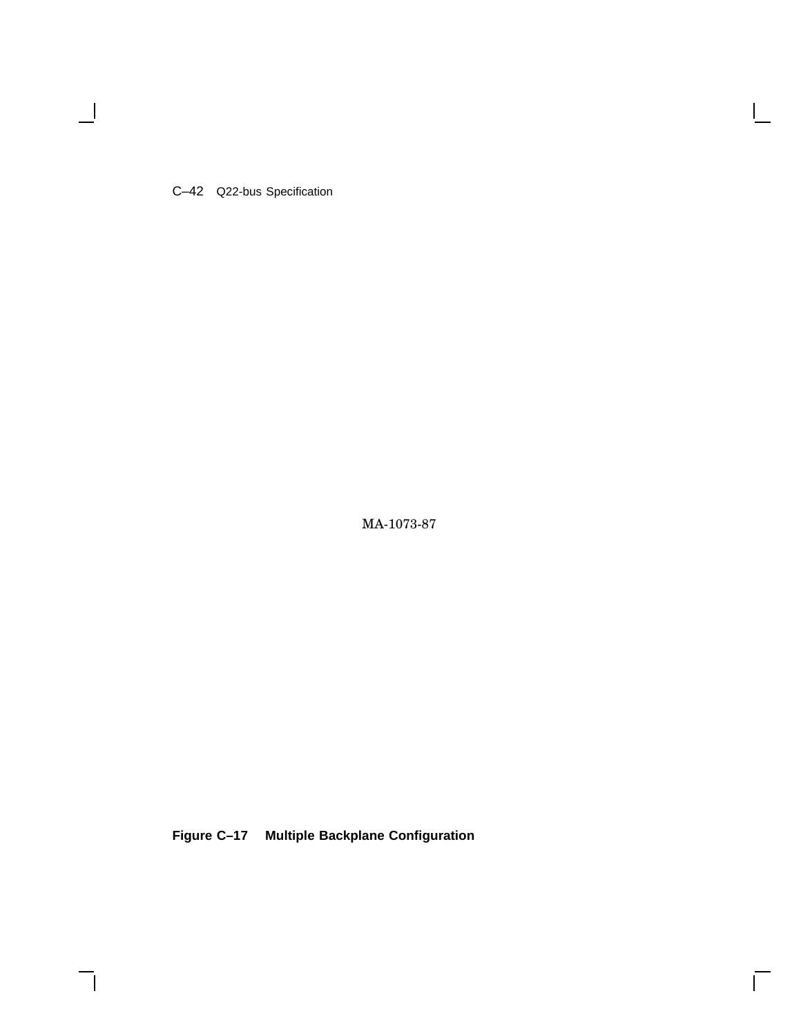MA-1073-87

**Figure C–17 Multiple Backplane Configuration**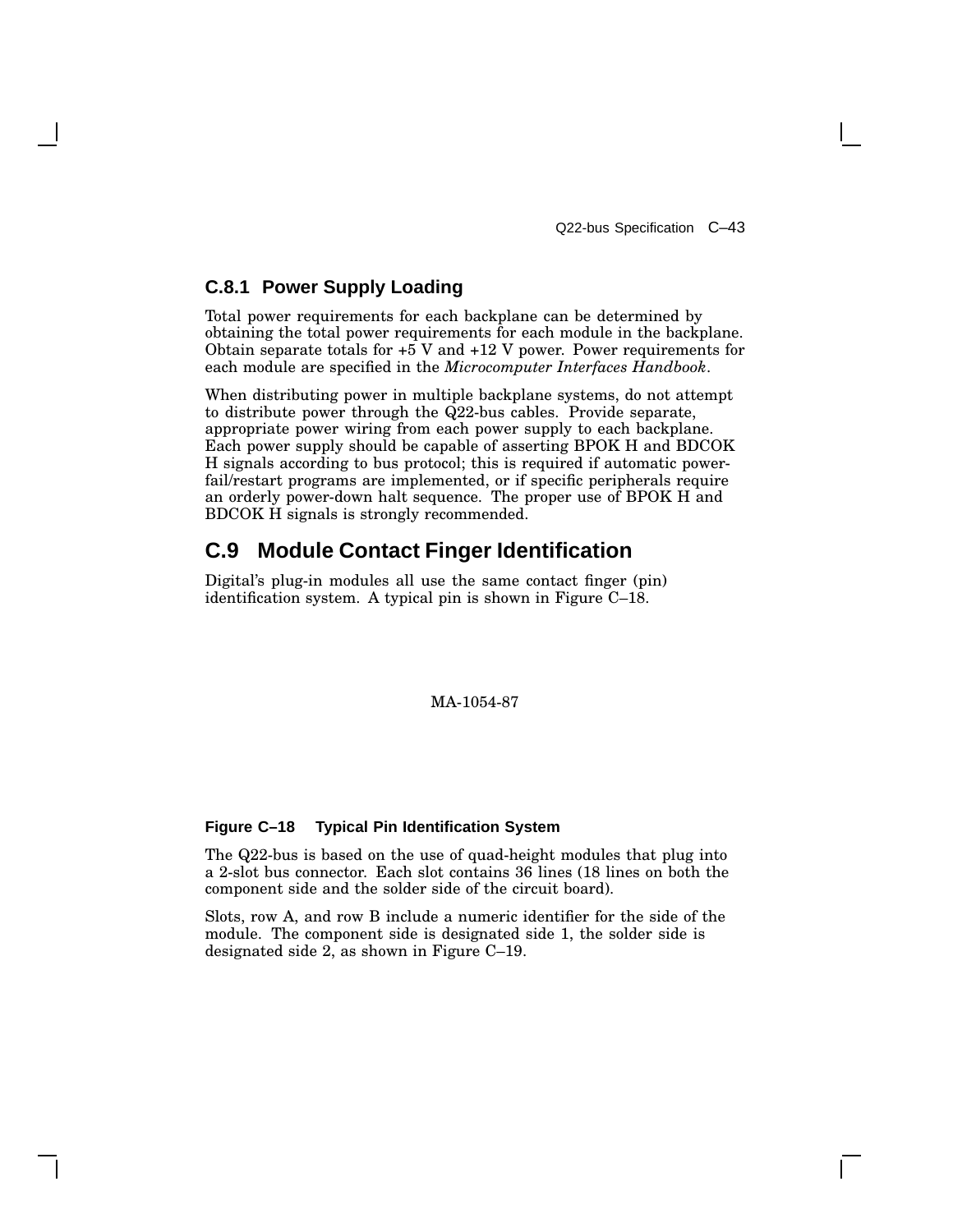### C.8.1 Power Supply Loading

Total power requirements for each backplane can be determined by obtaining the total power requirements for each module in the backplane. Obtain separate totals for +5 V and +12 V power. Power requirements for each module are specified in the *Microcomputer Interfaces Handbook*.

When distributing power in multiple backplane systems, do not attempt to distribute power through the Q22-bus cables. Provide separate, appropriate power wiring from each power supply to each backplane. Each power supply should be capable of asserting BPOK H and BDCOK H signals according to bus protocol; this is required if automatic power-fail/restart programs are implemented, or if specific peripherals require an orderly power-down halt sequence. The proper use of BPOK H and BDCOK H signals is strongly recommended.

## C.9 Module Contact Finger Identification

Digital's plug-in modules all use the same contact finger (pin) identification system. A typical pin is shown in Figure C–18.

MA-1054-87

**Figure C–18 Typical Pin Identification System**

The Q22-bus is based on the use of quad-height modules that plug into a 2-slot bus connector. Each slot contains 36 lines (18 lines on both the component side and the solder side of the circuit board).

Slots, row A, and row B include a numeric identifier for the side of the module. The component side is designated side 1, the solder side is designated side 2, as shown in Figure C–19.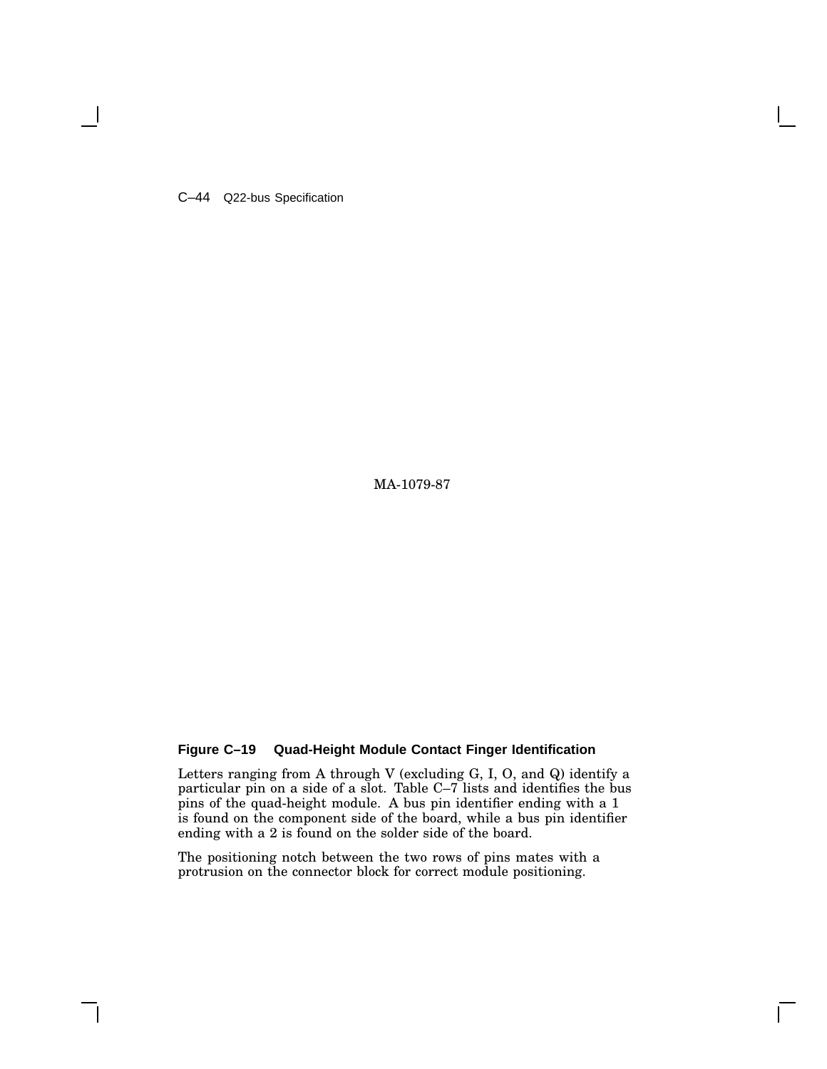MA-1079-87

**Figure C–19 Quad-Height Module Contact Finger Identification**

Letters ranging from A through V (excluding G, I, O, and Q) identify a particular pin on a side of a slot. Table C–7 lists and identifies the bus pins of the quad-height module. A bus pin identifier ending with a 1 is found on the component side of the board, while a bus pin identifier ending with a 2 is found on the solder side of the board.

The positioning notch between the two rows of pins mates with a protrusion on the connector block for correct module positioning.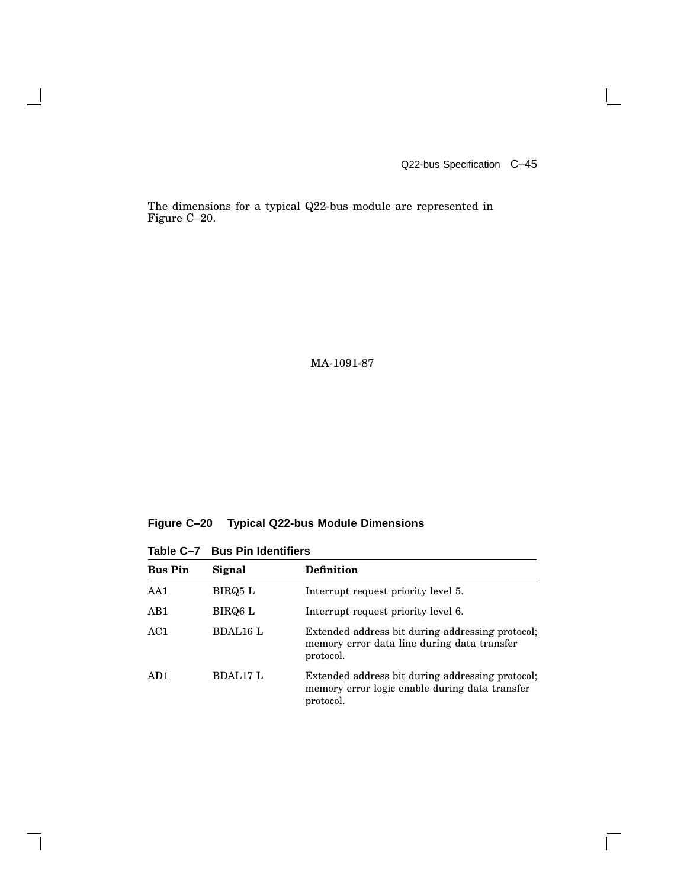The dimensions for a typical Q22-bus module are represented in Figure C–20.

MA-1091-87

**Figure C–20 Typical Q22-bus Module Dimensions**

**Table C–7 Bus Pin Identifiers**

| Bus Pin | Signal | Definition |
|---|---|---|
| AA1 | BIRQ5 L | Interrupt request priority level 5. |
| AB1 | BIRQ6 L | Interrupt request priority level 6. |
| AC1 | BDAL16 L | Extended address bit during addressing protocol; memory error data line during data transfer protocol. |
| AD1 | BDAL17 L | Extended address bit during addressing protocol; memory error logic enable during data transfer protocol. |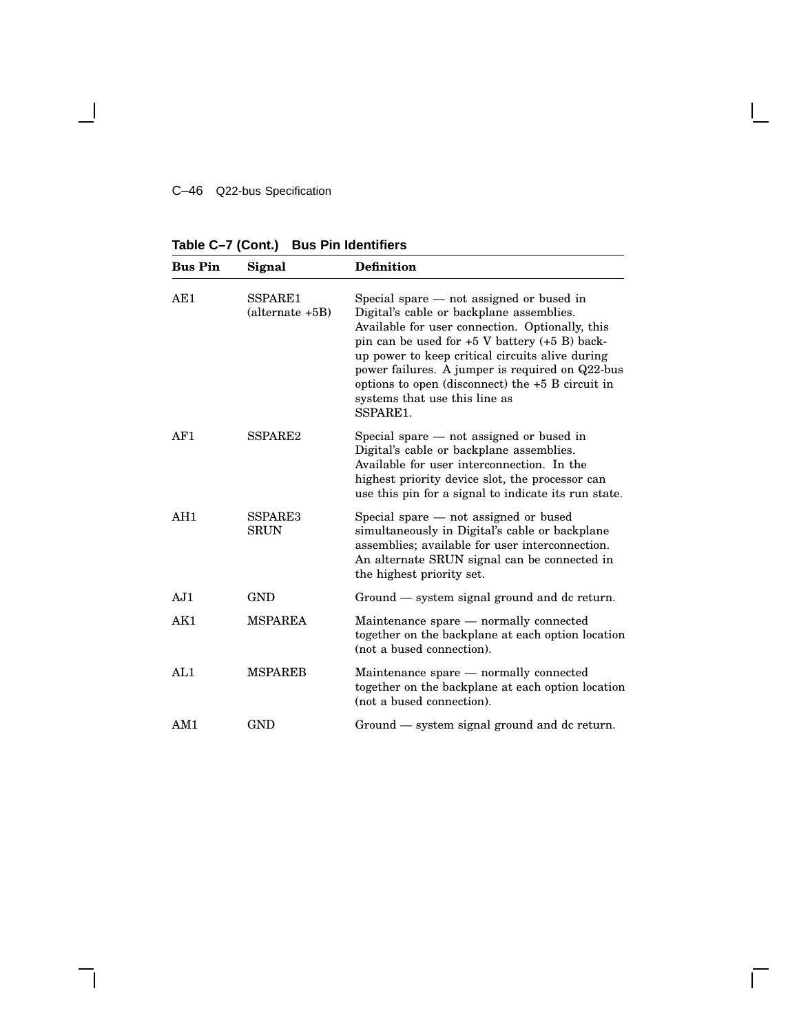**Table C–7 (Cont.) Bus Pin Identifiers**

| Bus Pin | Signal | Definition |
|---|---|---|
| AE1 | SSPARE1 (alternate +5B) | Special spare — not assigned or bused in Digital's cable or backplane assemblies. Available for user connection. Optionally, this pin can be used for +5 V battery (+5 B) back-up power to keep critical circuits alive during power failures. A jumper is required on Q22-bus options to open (disconnect) the +5 B circuit in systems that use this line as SSPARE1. |
| AF1 | SSPARE2 | Special spare — not assigned or bused in Digital's cable or backplane assemblies. Available for user interconnection. In the highest priority device slot, the processor can use this pin for a signal to indicate its run state. |
| AH1 | SSPARE3 SRUN | Special spare — not assigned or bused simultaneously in Digital's cable or backplane assemblies; available for user interconnection. An alternate SRUN signal can be connected in the highest priority set. |
| AJ1 | GND | Ground — system signal ground and dc return. |
| AK1 | MSPAREA | Maintenance spare — normally connected together on the backplane at each option location (not a bused connection). |
| AL1 | MSPAREB | Maintenance spare — normally connected together on the backplane at each option location (not a bused connection). |
| AM1 | GND | Ground — system signal ground and dc return. |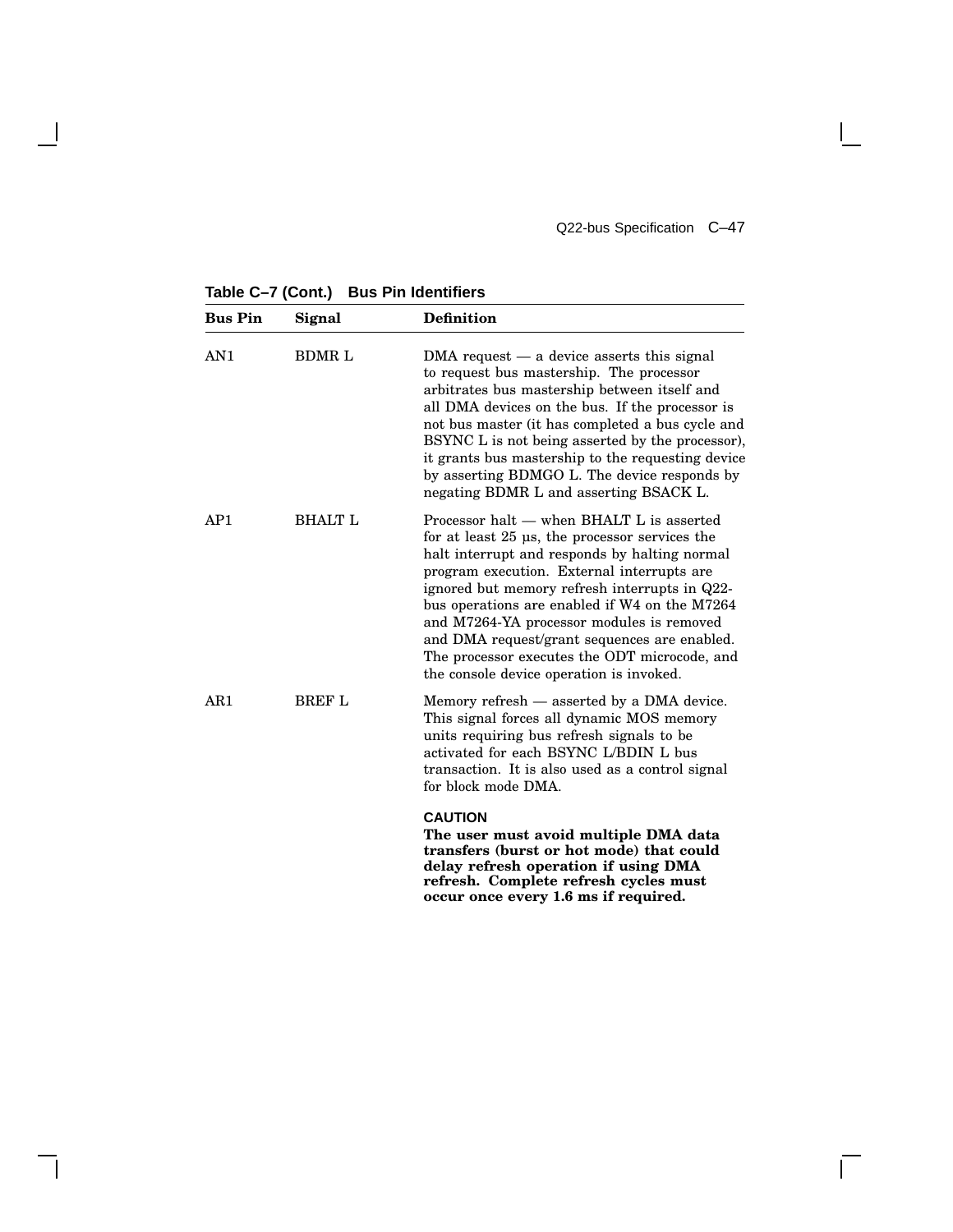**Table C–7 (Cont.) Bus Pin Identifiers**

| Bus Pin | Signal | Definition |
|---|---|---|
| AN1 | BDMR L | DMA request — a device asserts this signal to request bus mastership. The processor arbitrates bus mastership between itself and all DMA devices on the bus. If the processor is not bus master (it has completed a bus cycle and BSYNC L is not being asserted by the processor), it grants bus mastership to the requesting device by asserting BDMGO L. The device responds by negating BDMR L and asserting BSACK L. |
| AP1 | BHALT L | Processor halt — when BHALT L is asserted for at least 25 µs, the processor services the halt interrupt and responds by halting normal program execution. External interrupts are ignored but memory refresh interrupts in Q22-bus operations are enabled if W4 on the M7264 and M7264-YA processor modules is removed and DMA request/grant sequences are enabled. The processor executes the ODT microcode, and the console device operation is invoked. |
| AR1 | BREF L | Memory refresh — asserted by a DMA device. This signal forces all dynamic MOS memory units requiring bus refresh signals to be activated for each BSYNC L/BDIN L bus transaction. It is also used as a control signal for block mode DMA. <br><br> **CAUTION** <br> **The user must avoid multiple DMA data transfers (burst or hot mode) that could delay refresh operation if using DMA refresh. Complete refresh cycles must occur once every 1.6 ms if required.** |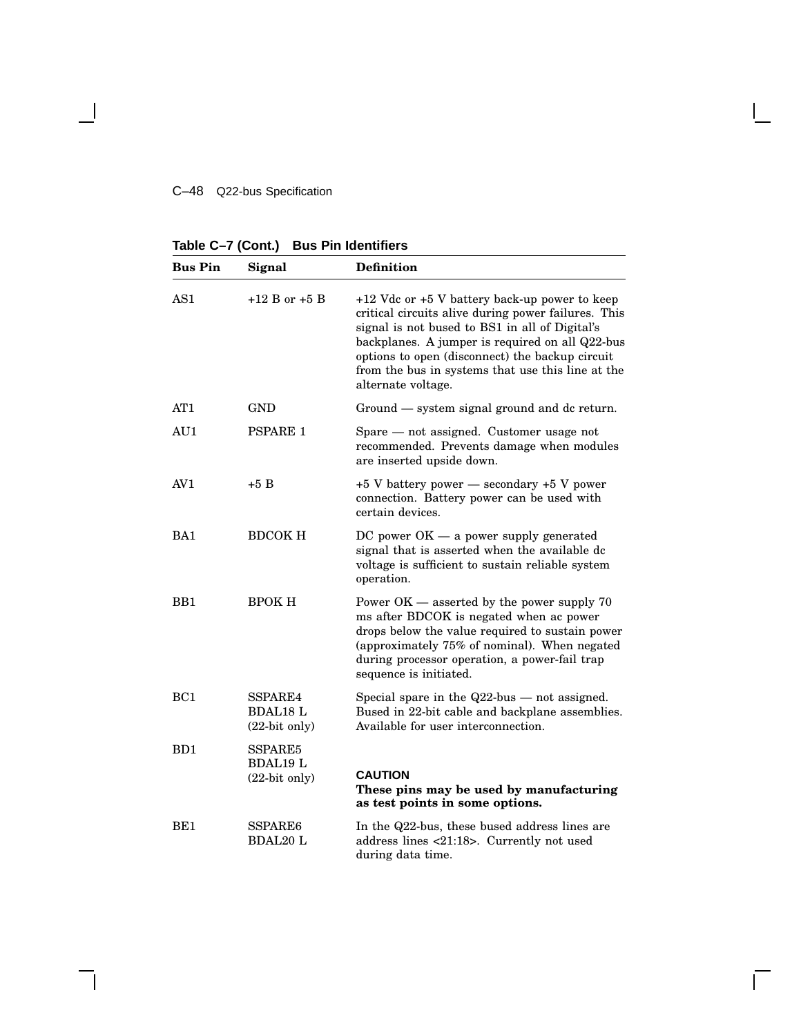**Table C–7 (Cont.) Bus Pin Identifiers**

| Bus Pin | Signal | Definition |
|---|---|---|
| AS1 | +12 B or +5 B | +12 Vdc or +5 V battery back-up power to keep critical circuits alive during power failures. This signal is not bused to BS1 in all of Digital's backplanes. A jumper is required on all Q22-bus options to open (disconnect) the backup circuit from the bus in systems that use this line at the alternate voltage. |
| AT1 | GND | Ground — system signal ground and dc return. |
| AU1 | PSPARE 1 | Spare — not assigned. Customer usage not recommended. Prevents damage when modules are inserted upside down. |
| AV1 | +5 B | +5 V battery power — secondary +5 V power connection. Battery power can be used with certain devices. |
| BA1 | BDCOK H | DC power OK — a power supply generated signal that is asserted when the available dc voltage is sufficient to sustain reliable system operation. |
| BB1 | BPOK H | Power OK — asserted by the power supply 70 ms after BDCOK is negated when ac power drops below the value required to sustain power (approximately 75% of nominal). When negated during processor operation, a power-fail trap sequence is initiated. |
| BC1 | SSPARE4 BDAL18 L (22-bit only) | Special spare in the Q22-bus — not assigned. Bused in 22-bit cable and backplane assemblies. Available for user interconnection. |
| BD1 | SSPARE5 BDAL19 L (22-bit only) | **CAUTION** **These pins may be used by manufacturing as test points in some options.** |
| BE1 | SSPARE6 BDAL20 L | In the Q22-bus, these bused address lines are address lines <21:18>. Currently not used during data time. |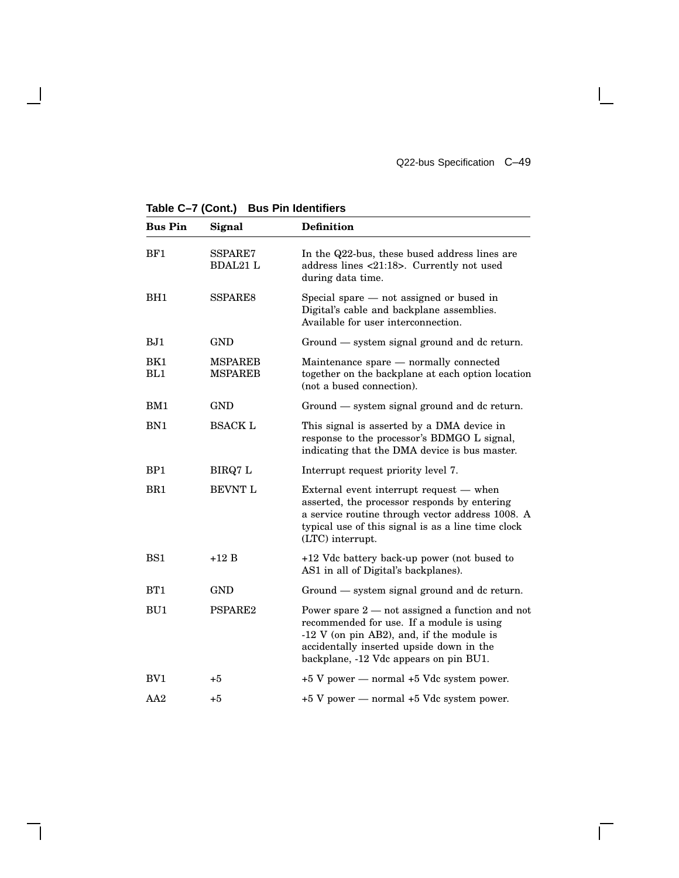**Table C–7 (Cont.) Bus Pin Identifiers**

| Bus Pin | Signal | Definition |
|---|---|---|
| BF1 | SSPARE7<br>BDAL21 L | In the Q22-bus, these bused address lines are address lines <21:18>. Currently not used during data time. |
| BH1 | SSPARE8 | Special spare — not assigned or bused in Digital's cable and backplane assemblies. Available for user interconnection. |
| BJ1 | GND | Ground — system signal ground and dc return. |
| BK1<br>BL1 | MSPAREB<br>MSPAREB | Maintenance spare — normally connected together on the backplane at each option location (not a bused connection). |
| BM1 | GND | Ground — system signal ground and dc return. |
| BN1 | BSACK L | This signal is asserted by a DMA device in response to the processor's BDMGO L signal, indicating that the DMA device is bus master. |
| BP1 | BIRQ7 L | Interrupt request priority level 7. |
| BR1 | BEVNT L | External event interrupt request — when asserted, the processor responds by entering a service routine through vector address 1008. A typical use of this signal is as a line time clock (LTC) interrupt. |
| BS1 | +12 B | +12 Vdc battery back-up power (not bused to AS1 in all of Digital's backplanes). |
| BT1 | GND | Ground — system signal ground and dc return. |
| BU1 | PSPARE2 | Power spare 2 — not assigned a function and not recommended for use. If a module is using -12 V (on pin AB2), and, if the module is accidentally inserted upside down in the backplane, -12 Vdc appears on pin BU1. |
| BV1 | +5 | +5 V power — normal +5 Vdc system power. |
| AA2 | +5 | +5 V power — normal +5 Vdc system power. |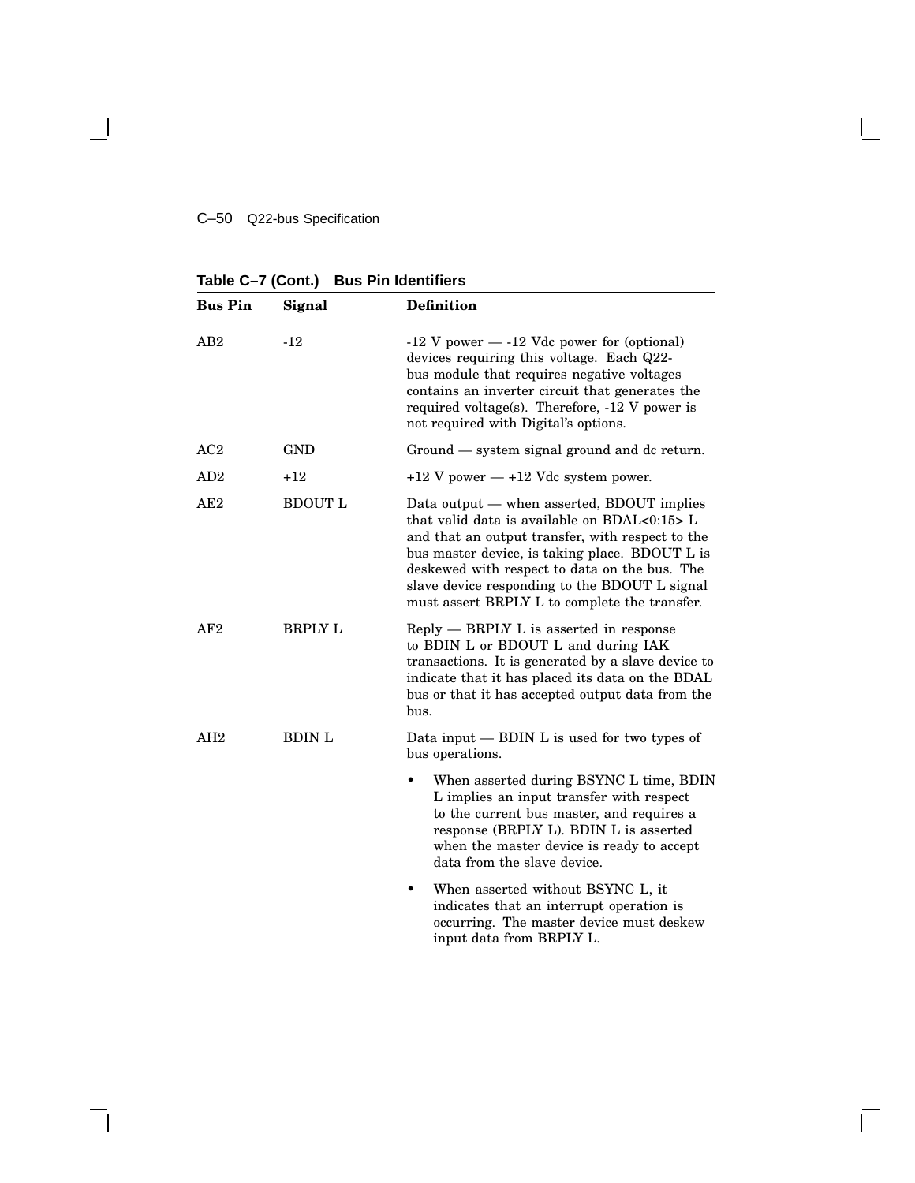**Table C–7 (Cont.) Bus Pin Identifiers**

| Bus Pin | Signal | Definition |
|---|---|---|
| AB2 | -12 | -12 V power — -12 Vdc power for (optional) devices requiring this voltage. Each Q22-bus module that requires negative voltages contains an inverter circuit that generates the required voltage(s). Therefore, -12 V power is not required with Digital's options. |
| AC2 | GND | Ground — system signal ground and dc return. |
| AD2 | +12 | +12 V power — +12 Vdc system power. |
| AE2 | BDOUT L | Data output — when asserted, BDOUT implies that valid data is available on BDAL<0:15> L and that an output transfer, with respect to the bus master device, is taking place. BDOUT L is deskewed with respect to data on the bus. The slave device responding to the BDOUT L signal must assert BRPLY L to complete the transfer. |
| AF2 | BRPLY L | Reply — BRPLY L is asserted in response to BDIN L or BDOUT L and during IAK transactions. It is generated by a slave device to indicate that it has placed its data on the BDAL bus or that it has accepted output data from the bus. |
| AH2 | BDIN L | Data input — BDIN L is used for two types of bus operations.<br>• When asserted during BSYNC L time, BDIN L implies an input transfer with respect to the current bus master, and requires a response (BRPLY L). BDIN L is asserted when the master device is ready to accept data from the slave device.<br>• When asserted without BSYNC L, it indicates that an interrupt operation is occurring. The master device must deskew input data from BRPLY L. |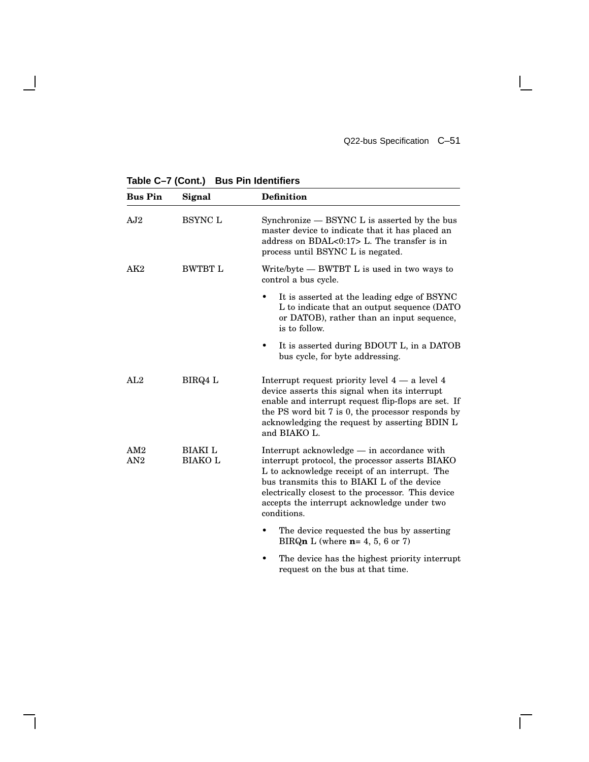**Table C–7 (Cont.) Bus Pin Identifiers**

| Bus Pin | Signal | Definition |
|---|---|---|
| AJ2 | BSYNC L | Synchronize — BSYNC L is asserted by the bus master device to indicate that it has placed an address on BDAL<0:17> L. The transfer is in process until BSYNC L is negated. |
| AK2 | BWTBT L | Write/byte — BWTBT L is used in two ways to control a bus cycle.<br>• It is asserted at the leading edge of BSYNC L to indicate that an output sequence (DATO or DATOB), rather than an input sequence, is to follow.<br>• It is asserted during BDOUT L, in a DATOB bus cycle, for byte addressing. |
| AL2 | BIRQ4 L | Interrupt request priority level 4 — a level 4 device asserts this signal when its interrupt enable and interrupt request flip-flops are set. If the PS word bit 7 is 0, the processor responds by acknowledging the request by asserting BDIN L and BIAKO L. |
| AM2<br>AN2 | BIAKI L<br>BIAKO L | Interrupt acknowledge — in accordance with interrupt protocol, the processor asserts BIAKO L to acknowledge receipt of an interrupt. The bus transmits this to BIAKI L of the device electrically closest to the processor. This device accepts the interrupt acknowledge under two conditions.<br>• The device requested the bus by asserting BIRQ**n** L (where **n**= 4, 5, 6 or 7)<br>• The device has the highest priority interrupt request on the bus at that time. |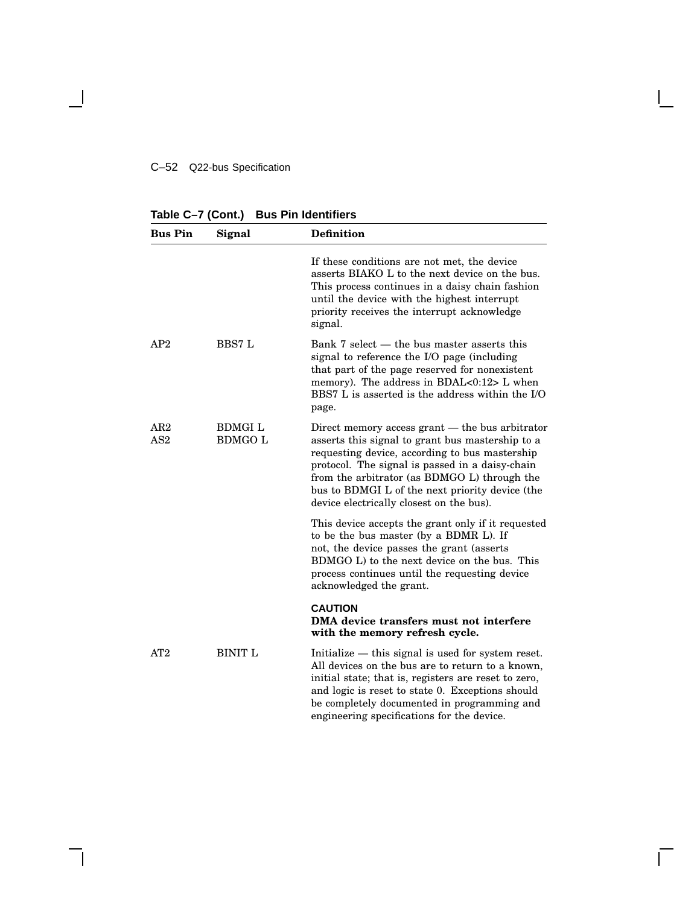**Table C–7 (Cont.) Bus Pin Identifiers**

| Bus Pin | Signal | Definition |
|---|---|---|
| | | If these conditions are not met, the device asserts BIAKO L to the next device on the bus. This process continues in a daisy chain fashion until the device with the highest interrupt priority receives the interrupt acknowledge signal. |
| AP2 | BBS7 L | Bank 7 select — the bus master asserts this signal to reference the I/O page (including that part of the page reserved for nonexistent memory). The address in BDAL<0:12> L when BBS7 L is asserted is the address within the I/O page. |
| AR2<br>AS2 | BDMGI L<br>BDMGO L | Direct memory access grant — the bus arbitrator asserts this signal to grant bus mastership to a requesting device, according to bus mastership protocol. The signal is passed in a daisy-chain from the arbitrator (as BDMGO L) through the bus to BDMGI L of the next priority device (the device electrically closest on the bus).<br><br>This device accepts the grant only if it requested to be the bus master (by a BDMR L). If not, the device passes the grant (asserts BDMGO L) to the next device on the bus. This process continues until the requesting device acknowledged the grant.<br><br>**CAUTION**<br>**DMA device transfers must not interfere with the memory refresh cycle.** |
| AT2 | BINIT L | Initialize — this signal is used for system reset. All devices on the bus are to return to a known, initial state; that is, registers are reset to zero, and logic is reset to state 0. Exceptions should be completely documented in programming and engineering specifications for the device. |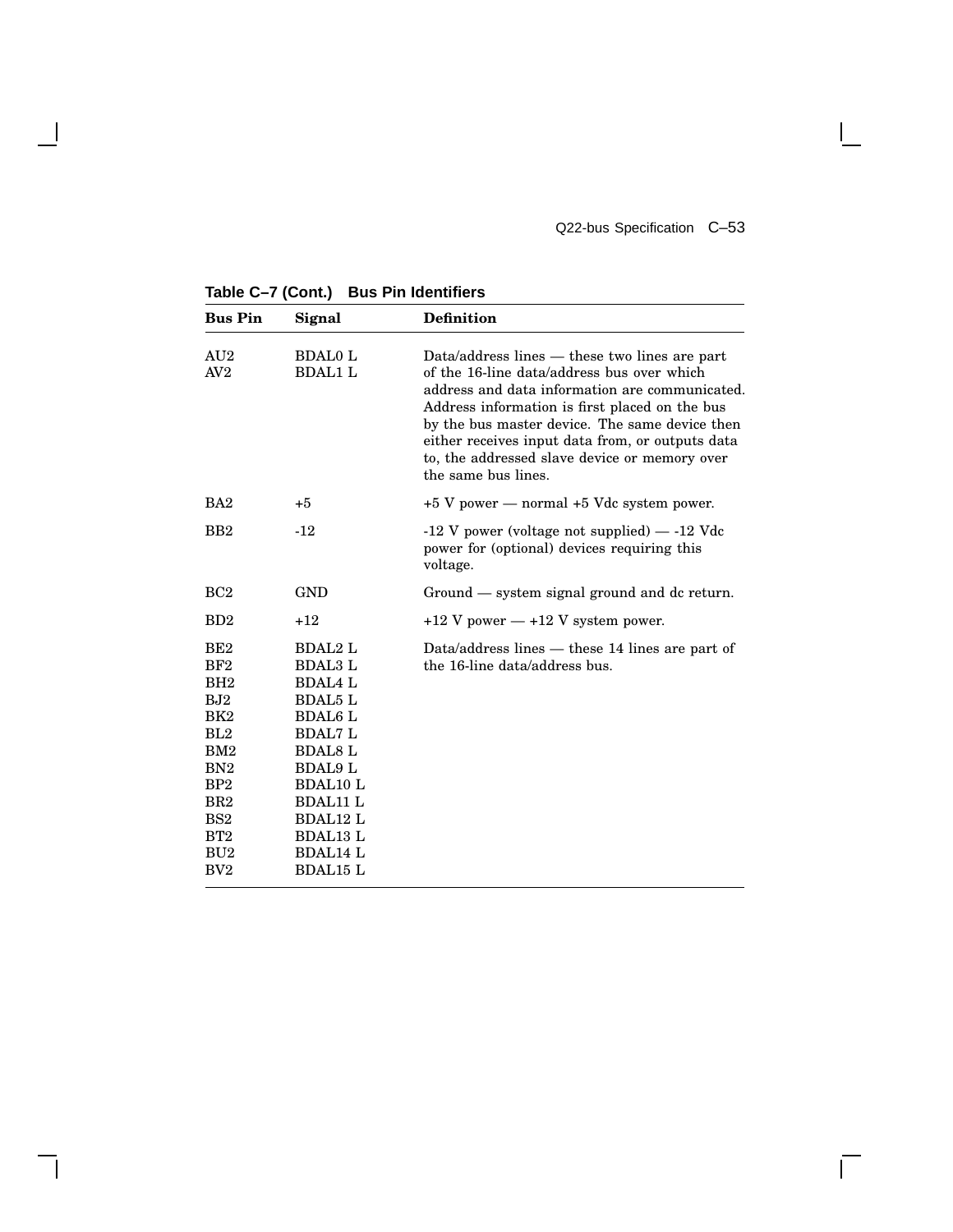**Table C–7 (Cont.) Bus Pin Identifiers**

| Bus Pin | Signal | Definition |
|---|---|---|
| AU2<br>AV2 | BDAL0 L<br>BDAL1 L | Data/address lines — these two lines are part of the 16-line data/address bus over which address and data information are communicated. Address information is first placed on the bus by the bus master device. The same device then either receives input data from, or outputs data to, the addressed slave device or memory over the same bus lines. |
| BA2 | +5 | +5 V power — normal +5 Vdc system power. |
| BB2 | -12 | -12 V power (voltage not supplied) — -12 Vdc power for (optional) devices requiring this voltage. |
| BC2 | GND | Ground — system signal ground and dc return. |
| BD2 | +12 | +12 V power — +12 V system power. |
| BE2<br>BF2<br>BH2<br>BJ2<br>BK2<br>BL2<br>BM2<br>BN2<br>BP2<br>BR2<br>BS2<br>BT2<br>BU2<br>BV2 | BDAL2 L<br>BDAL3 L<br>BDAL4 L<br>BDAL5 L<br>BDAL6 L<br>BDAL7 L<br>BDAL8 L<br>BDAL9 L<br>BDAL10 L<br>BDAL11 L<br>BDAL12 L<br>BDAL13 L<br>BDAL14 L<br>BDAL15 L | Data/address lines — these 14 lines are part of the 16-line data/address bus. |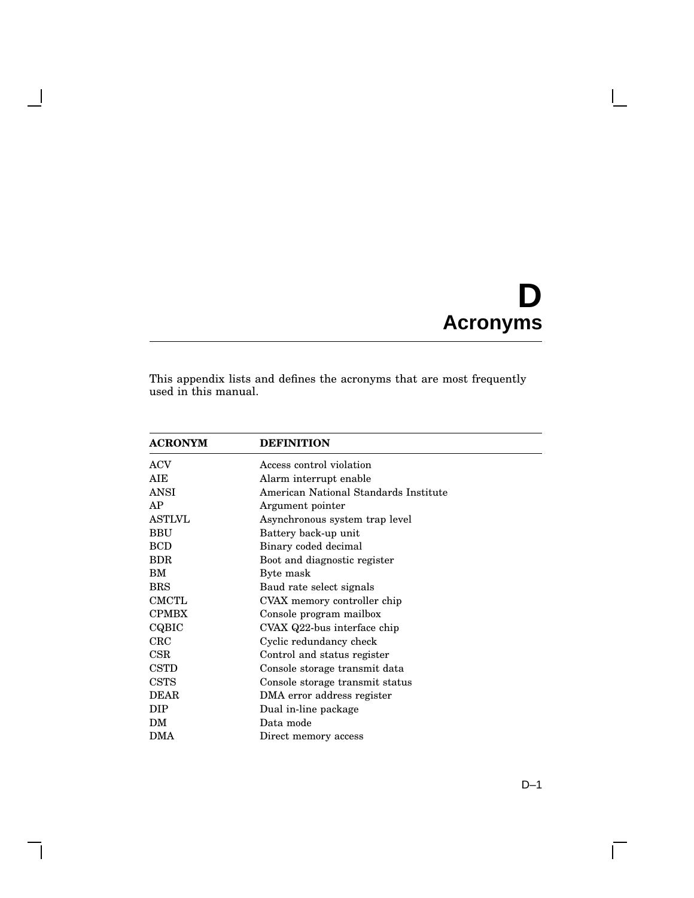# D Acronyms

This appendix lists and defines the acronyms that are most frequently used in this manual.

| ACRONYM | DEFINITION |
|---|---|
| ACV | Access control violation |
| AIE | Alarm interrupt enable |
| ANSI | American National Standards Institute |
| AP | Argument pointer |
| ASTLVL | Asynchronous system trap level |
| BBU | Battery back-up unit |
| BCD | Binary coded decimal |
| BDR | Boot and diagnostic register |
| BM | Byte mask |
| BRS | Baud rate select signals |
| CMCTL | CVAX memory controller chip |
| CPMBX | Console program mailbox |
| CQBIC | CVAX Q22-bus interface chip |
| CRC | Cyclic redundancy check |
| CSR | Control and status register |
| CSTD | Console storage transmit data |
| CSTS | Console storage transmit status |
| DEAR | DMA error address register |
| DIP | Dual in-line package |
| DM | Data mode |
| DMA | Direct memory access |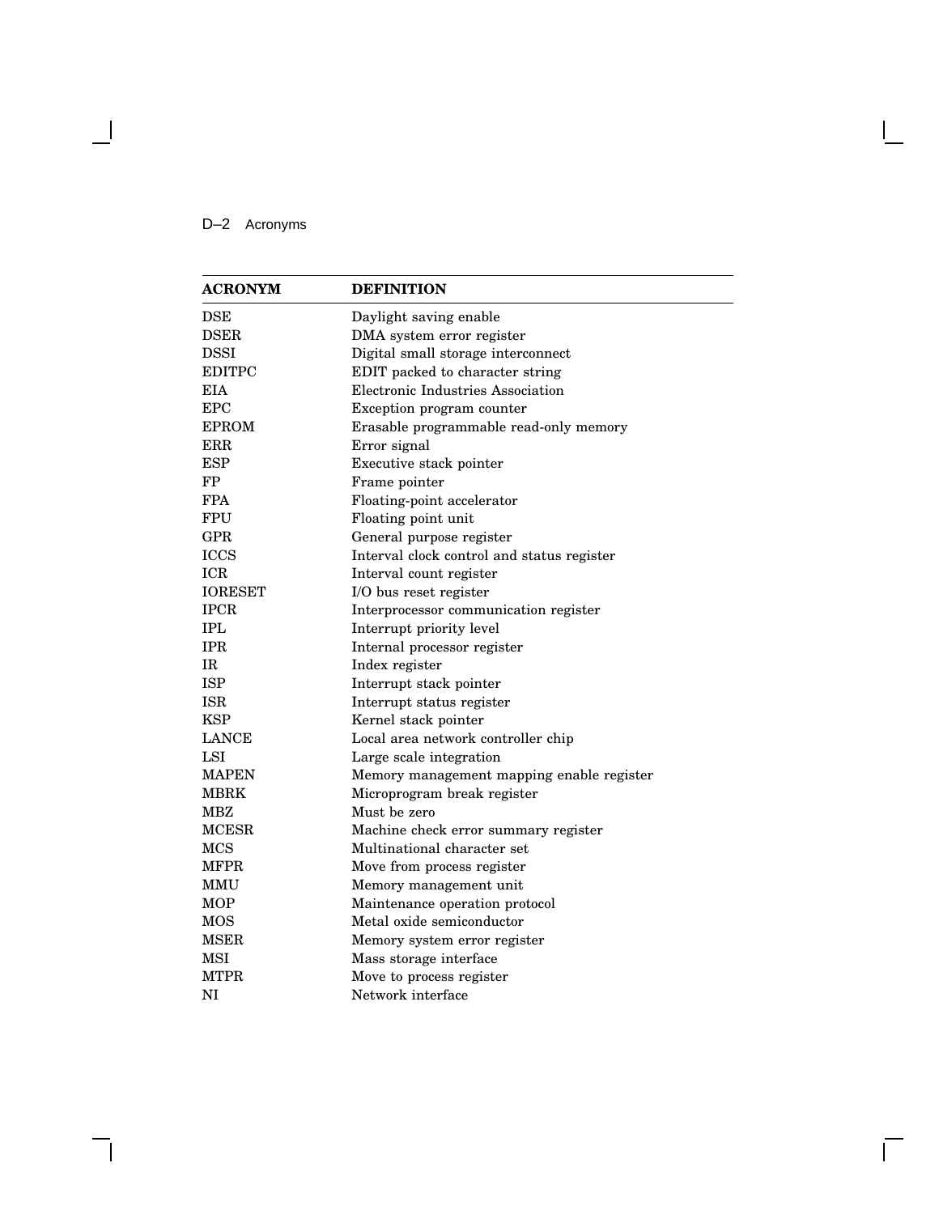| ACRONYM | DEFINITION |
| --- | --- |
| DSE | Daylight saving enable |
| DSER | DMA system error register |
| DSSI | Digital small storage interconnect |
| EDITPC | EDIT packed to character string |
| EIA | Electronic Industries Association |
| EPC | Exception program counter |
| EPROM | Erasable programmable read-only memory |
| ERR | Error signal |
| ESP | Executive stack pointer |
| FP | Frame pointer |
| FPA | Floating-point accelerator |
| FPU | Floating point unit |
| GPR | General purpose register |
| ICCS | Interval clock control and status register |
| ICR | Interval count register |
| IORESET | I/O bus reset register |
| IPCR | Interprocessor communication register |
| IPL | Interrupt priority level |
| IPR | Internal processor register |
| IR | Index register |
| ISP | Interrupt stack pointer |
| ISR | Interrupt status register |
| KSP | Kernel stack pointer |
| LANCE | Local area network controller chip |
| LSI | Large scale integration |
| MAPEN | Memory management mapping enable register |
| MBRK | Microprogram break register |
| MBZ | Must be zero |
| MCESR | Machine check error summary register |
| MCS | Multinational character set |
| MFPR | Move from process register |
| MMU | Memory management unit |
| MOP | Maintenance operation protocol |
| MOS | Metal oxide semiconductor |
| MSER | Memory system error register |
| MSI | Mass storage interface |
| MTPR | Move to process register |
| NI | Network interface |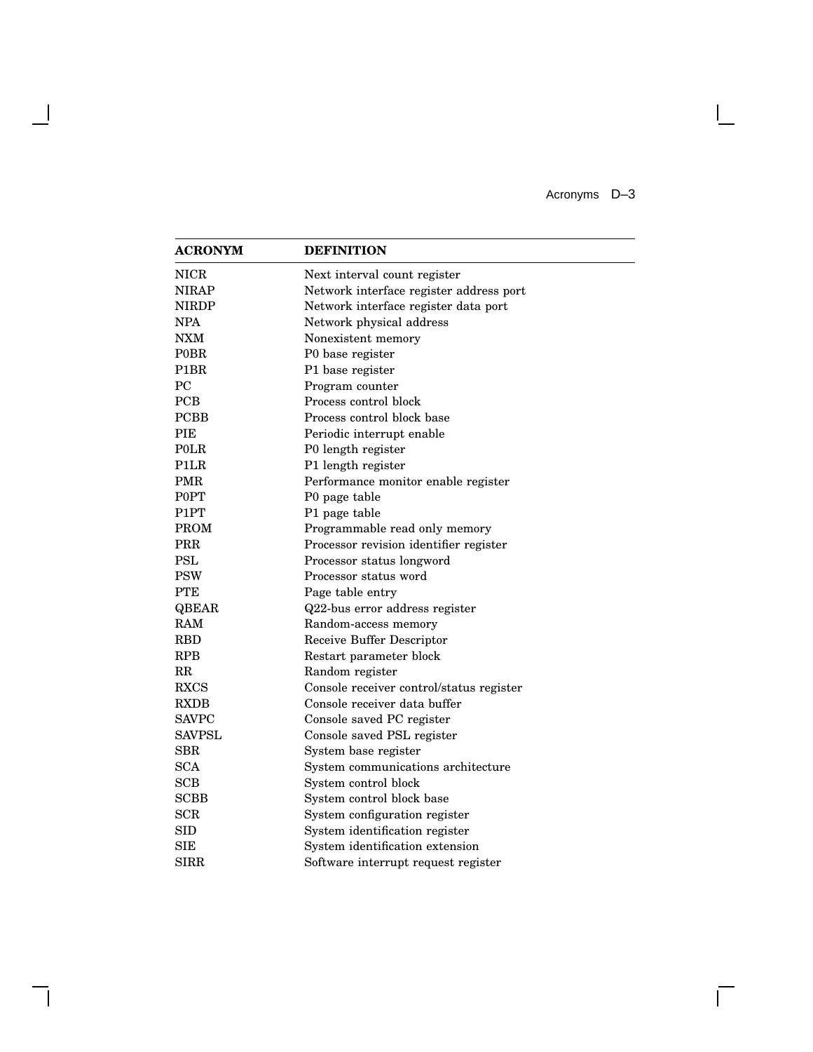| ACRONYM | DEFINITION |
| --- | --- |
| NICR | Next interval count register |
| NIRAP | Network interface register address port |
| NIRDP | Network interface register data port |
| NPA | Network physical address |
| NXM | Nonexistent memory |
| P0BR | P0 base register |
| P1BR | P1 base register |
| PC | Program counter |
| PCB | Process control block |
| PCBB | Process control block base |
| PIE | Periodic interrupt enable |
| P0LR | P0 length register |
| P1LR | P1 length register |
| PMR | Performance monitor enable register |
| P0PT | P0 page table |
| P1PT | P1 page table |
| PROM | Programmable read only memory |
| PRR | Processor revision identifier register |
| PSL | Processor status longword |
| PSW | Processor status word |
| PTE | Page table entry |
| QBEAR | Q22-bus error address register |
| RAM | Random-access memory |
| RBD | Receive Buffer Descriptor |
| RPB | Restart parameter block |
| RR | Random register |
| RXCS | Console receiver control/status register |
| RXDB | Console receiver data buffer |
| SAVPC | Console saved PC register |
| SAVPSL | Console saved PSL register |
| SBR | System base register |
| SCA | System communications architecture |
| SCB | System control block |
| SCBB | System control block base |
| SCR | System configuration register |
| SID | System identification register |
| SIE | System identification extension |
| SIRR | Software interrupt request register |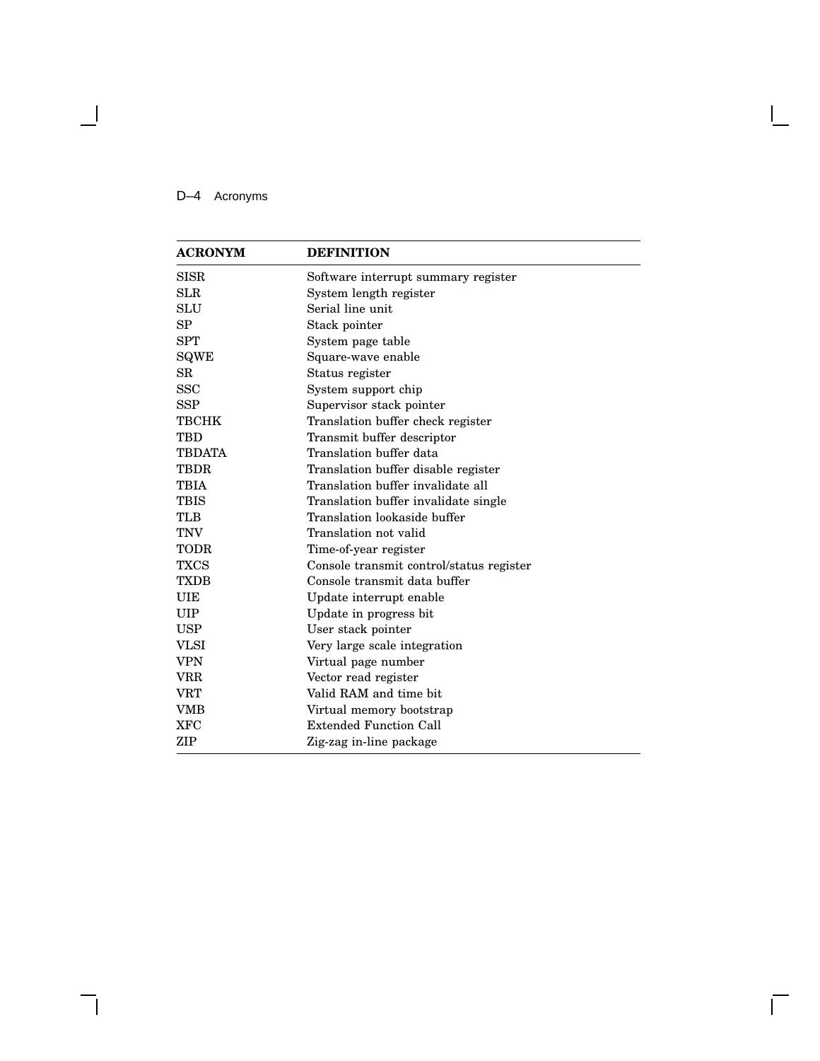| ACRONYM | DEFINITION |
|---|---|
| SISR | Software interrupt summary register |
| SLR | System length register |
| SLU | Serial line unit |
| SP | Stack pointer |
| SPT | System page table |
| SQWE | Square-wave enable |
| SR | Status register |
| SSC | System support chip |
| SSP | Supervisor stack pointer |
| TBCHK | Translation buffer check register |
| TBD | Transmit buffer descriptor |
| TBDATA | Translation buffer data |
| TBDR | Translation buffer disable register |
| TBIA | Translation buffer invalidate all |
| TBIS | Translation buffer invalidate single |
| TLB | Translation lookaside buffer |
| TNV | Translation not valid |
| TODR | Time-of-year register |
| TXCS | Console transmit control/status register |
| TXDB | Console transmit data buffer |
| UIE | Update interrupt enable |
| UIP | Update in progress bit |
| USP | User stack pointer |
| VLSI | Very large scale integration |
| VPN | Virtual page number |
| VRR | Vector read register |
| VRT | Valid RAM and time bit |
| VMB | Virtual memory bootstrap |
| XFC | Extended Function Call |
| ZIP | Zig-zag in-line package |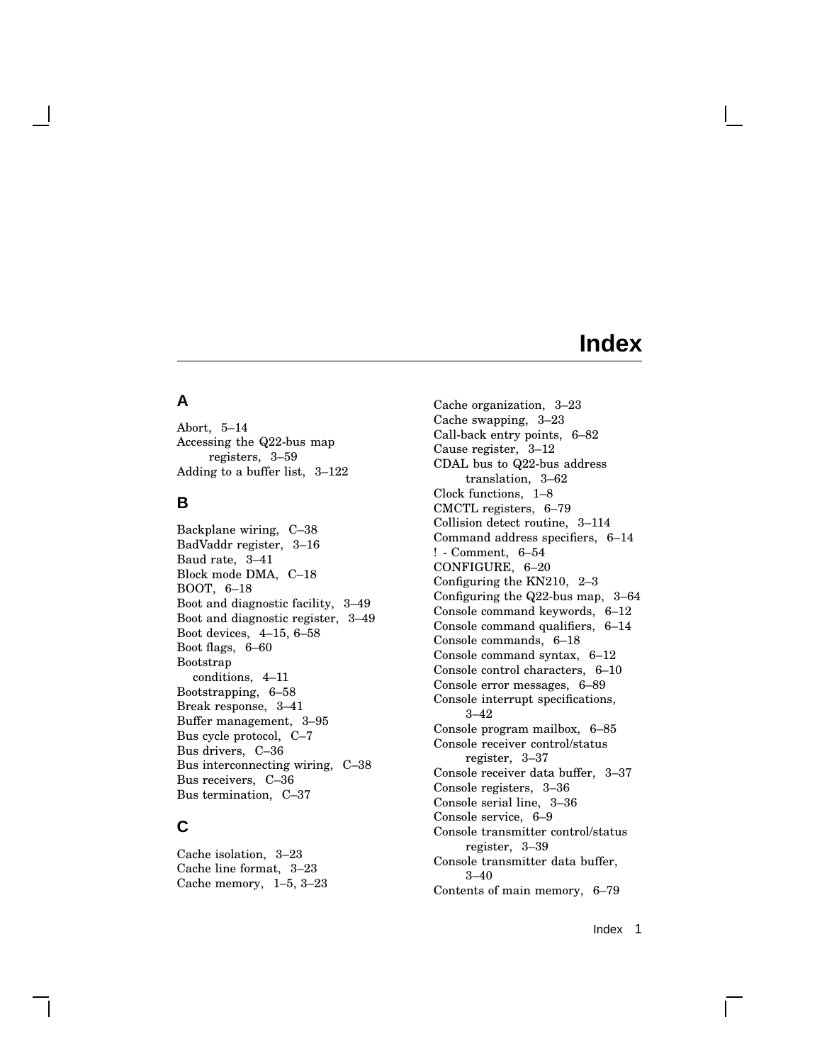# Index

## A

Abort, 5–14
Accessing the Q22-bus map registers, 3–59
Adding to a buffer list, 3–122

## B

Backplane wiring, C–38
BadVaddr register, 3–16
Baud rate, 3–41
Block mode DMA, C–18
BOOT, 6–18
Boot and diagnostic facility, 3–49
Boot and diagnostic register, 3–49
Boot devices, 4–15, 6–58
Boot flags, 6–60
Bootstrap
  conditions, 4–11
Bootstrapping, 6–58
Break response, 3–41
Buffer management, 3–95
Bus cycle protocol, C–7
Bus drivers, C–36
Bus interconnecting wiring, C–38
Bus receivers, C–36
Bus termination, C–37

## C

Cache isolation, 3–23
Cache line format, 3–23
Cache memory, 1–5, 3–23
Cache organization, 3–23
Cache swapping, 3–23
Call-back entry points, 6–82
Cause register, 3–12
CDAL bus to Q22-bus address translation, 3–62
Clock functions, 1–8
CMCTL registers, 6–79
Collision detect routine, 3–114
Command address specifiers, 6–14
! - Comment, 6–54
CONFIGURE, 6–20
Configuring the KN210, 2–3
Configuring the Q22-bus map, 3–64
Console command keywords, 6–12
Console command qualifiers, 6–14
Console commands, 6–18
Console command syntax, 6–12
Console control characters, 6–10
Console error messages, 6–89
Console interrupt specifications, 3–42
Console program mailbox, 6–85
Console receiver control/status register, 3–37
Console receiver data buffer, 3–37
Console registers, 3–36
Console serial line, 3–36
Console service, 6–9
Console transmitter control/status register, 3–39
Console transmitter data buffer, 3–40
Contents of main memory, 6–79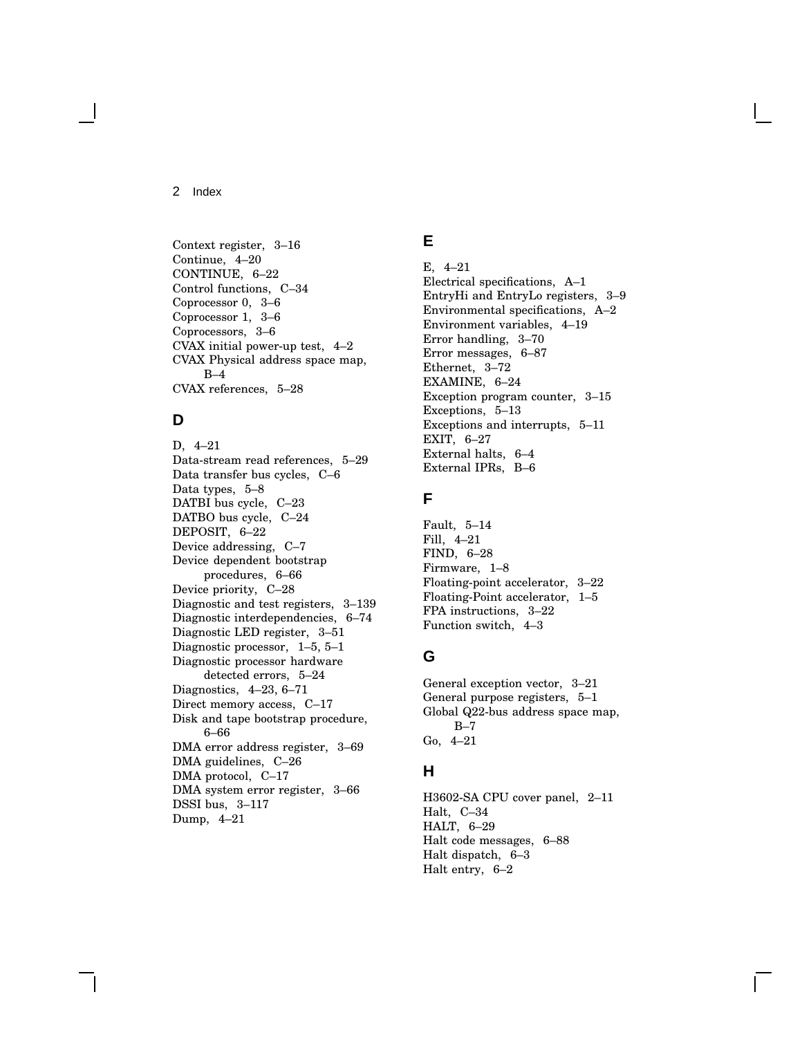Context register, 3–16
Continue, 4–20
CONTINUE, 6–22
Control functions, C–34
Coprocessor 0, 3–6
Coprocessor 1, 3–6
Coprocessors, 3–6
CVAX initial power-up test, 4–2
CVAX Physical address space map, B–4
CVAX references, 5–28

## D

D, 4–21
Data-stream read references, 5–29
Data transfer bus cycles, C–6
Data types, 5–8
DATBI bus cycle, C–23
DATBO bus cycle, C–24
DEPOSIT, 6–22
Device addressing, C–7
Device dependent bootstrap procedures, 6–66
Device priority, C–28
Diagnostic and test registers, 3–139
Diagnostic interdependencies, 6–74
Diagnostic LED register, 3–51
Diagnostic processor, 1–5, 5–1
Diagnostic processor hardware detected errors, 5–24
Diagnostics, 4–23, 6–71
Direct memory access, C–17
Disk and tape bootstrap procedure, 6–66
DMA error address register, 3–69
DMA guidelines, C–26
DMA protocol, C–17
DMA system error register, 3–66
DSSI bus, 3–117
Dump, 4–21

## E

E, 4–21
Electrical specifications, A–1
EntryHi and EntryLo registers, 3–9
Environmental specifications, A–2
Environment variables, 4–19
Error handling, 3–70
Error messages, 6–87
Ethernet, 3–72
EXAMINE, 6–24
Exception program counter, 3–15
Exceptions, 5–13
Exceptions and interrupts, 5–11
EXIT, 6–27
External halts, 6–4
External IPRs, B–6

## F

Fault, 5–14
Fill, 4–21
FIND, 6–28
Firmware, 1–8
Floating-point accelerator, 3–22
Floating-Point accelerator, 1–5
FPA instructions, 3–22
Function switch, 4–3

## G

General exception vector, 3–21
General purpose registers, 5–1
Global Q22-bus address space map, B–7
Go, 4–21

## H

H3602-SA CPU cover panel, 2–11
Halt, C–34
HALT, 6–29
Halt code messages, 6–88
Halt dispatch, 6–3
Halt entry, 6–2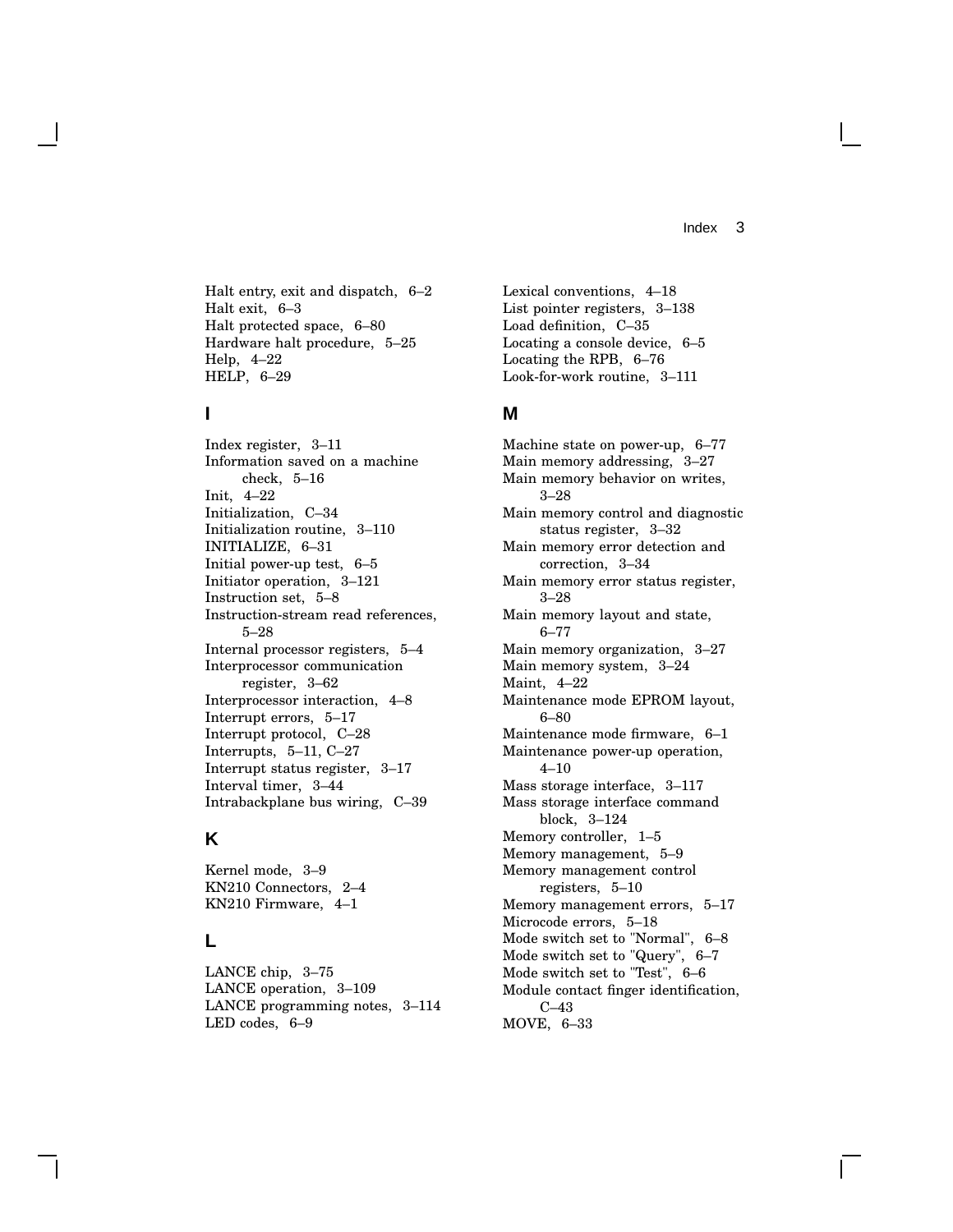Halt entry, exit and dispatch, 6–2
Halt exit, 6–3
Halt protected space, 6–80
Hardware halt procedure, 5–25
Help, 4–22
HELP, 6–29

## I

Index register, 3–11
Information saved on a machine check, 5–16
Init, 4–22
Initialization, C–34
Initialization routine, 3–110
INITIALIZE, 6–31
Initial power-up test, 6–5
Initiator operation, 3–121
Instruction set, 5–8
Instruction-stream read references, 5–28
Internal processor registers, 5–4
Interprocessor communication register, 3–62
Interprocessor interaction, 4–8
Interrupt errors, 5–17
Interrupt protocol, C–28
Interrupts, 5–11, C–27
Interrupt status register, 3–17
Interval timer, 3–44
Intrabackplane bus wiring, C–39

## K

Kernel mode, 3–9
KN210 Connectors, 2–4
KN210 Firmware, 4–1

## L

LANCE chip, 3–75
LANCE operation, 3–109
LANCE programming notes, 3–114
LED codes, 6–9
Lexical conventions, 4–18
List pointer registers, 3–138
Load definition, C–35
Locating a console device, 6–5
Locating the RPB, 6–76
Look-for-work routine, 3–111

## M

Machine state on power-up, 6–77
Main memory addressing, 3–27
Main memory behavior on writes, 3–28
Main memory control and diagnostic status register, 3–32
Main memory error detection and correction, 3–34
Main memory error status register, 3–28
Main memory layout and state, 6–77
Main memory organization, 3–27
Main memory system, 3–24
Maint, 4–22
Maintenance mode EPROM layout, 6–80
Maintenance mode firmware, 6–1
Maintenance power-up operation, 4–10
Mass storage interface, 3–117
Mass storage interface command block, 3–124
Memory controller, 1–5
Memory management, 5–9
Memory management control registers, 5–10
Memory management errors, 5–17
Microcode errors, 5–18
Mode switch set to "Normal", 6–8
Mode switch set to "Query", 6–7
Mode switch set to "Test", 6–6
Module contact finger identification, C–43
MOVE, 6–33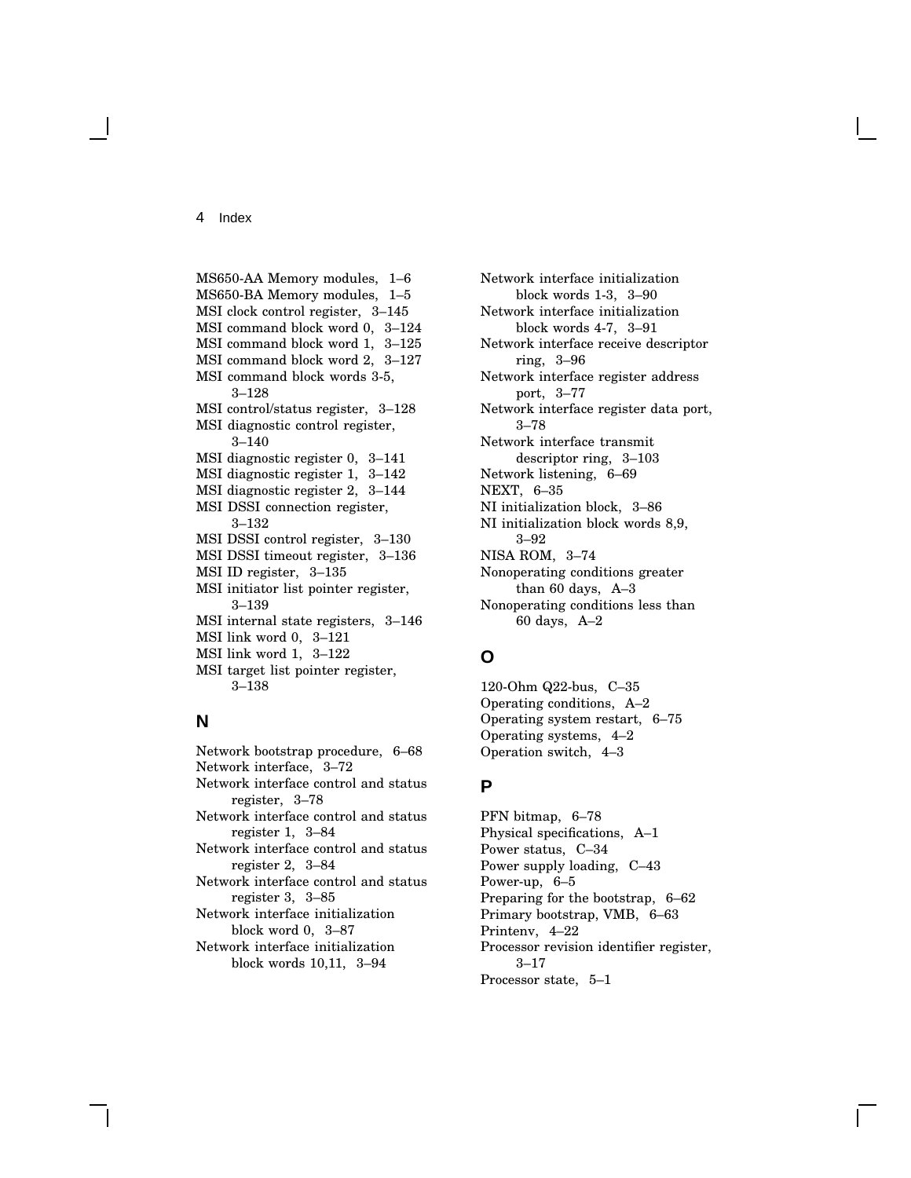MS650-AA Memory modules, 1–6
MS650-BA Memory modules, 1–5
MSI clock control register, 3–145
MSI command block word 0, 3–124
MSI command block word 1, 3–125
MSI command block word 2, 3–127
MSI command block words 3-5, 3–128
MSI control/status register, 3–128
MSI diagnostic control register, 3–140
MSI diagnostic register 0, 3–141
MSI diagnostic register 1, 3–142
MSI diagnostic register 2, 3–144
MSI DSSI connection register, 3–132
MSI DSSI control register, 3–130
MSI DSSI timeout register, 3–136
MSI ID register, 3–135
MSI initiator list pointer register, 3–139
MSI internal state registers, 3–146
MSI link word 0, 3–121
MSI link word 1, 3–122
MSI target list pointer register, 3–138

## N

Network bootstrap procedure, 6–68
Network interface, 3–72
Network interface control and status register, 3–78
Network interface control and status register 1, 3–84
Network interface control and status register 2, 3–84
Network interface control and status register 3, 3–85
Network interface initialization block word 0, 3–87
Network interface initialization block words 10,11, 3–94
Network interface initialization block words 1-3, 3–90
Network interface initialization block words 4-7, 3–91
Network interface receive descriptor ring, 3–96
Network interface register address port, 3–77
Network interface register data port, 3–78
Network interface transmit descriptor ring, 3–103
Network listening, 6–69
NEXT, 6–35
NI initialization block, 3–86
NI initialization block words 8,9, 3–92
NISA ROM, 3–74
Nonoperating conditions greater than 60 days, A–3
Nonoperating conditions less than 60 days, A–2

## O

120-Ohm Q22-bus, C–35
Operating conditions, A–2
Operating system restart, 6–75
Operating systems, 4–2
Operation switch, 4–3

## P

PFN bitmap, 6–78
Physical specifications, A–1
Power status, C–34
Power supply loading, C–43
Power-up, 6–5
Preparing for the bootstrap, 6–62
Primary bootstrap, VMB, 6–63
Printenv, 4–22
Processor revision identifier register, 3–17
Processor state, 5–1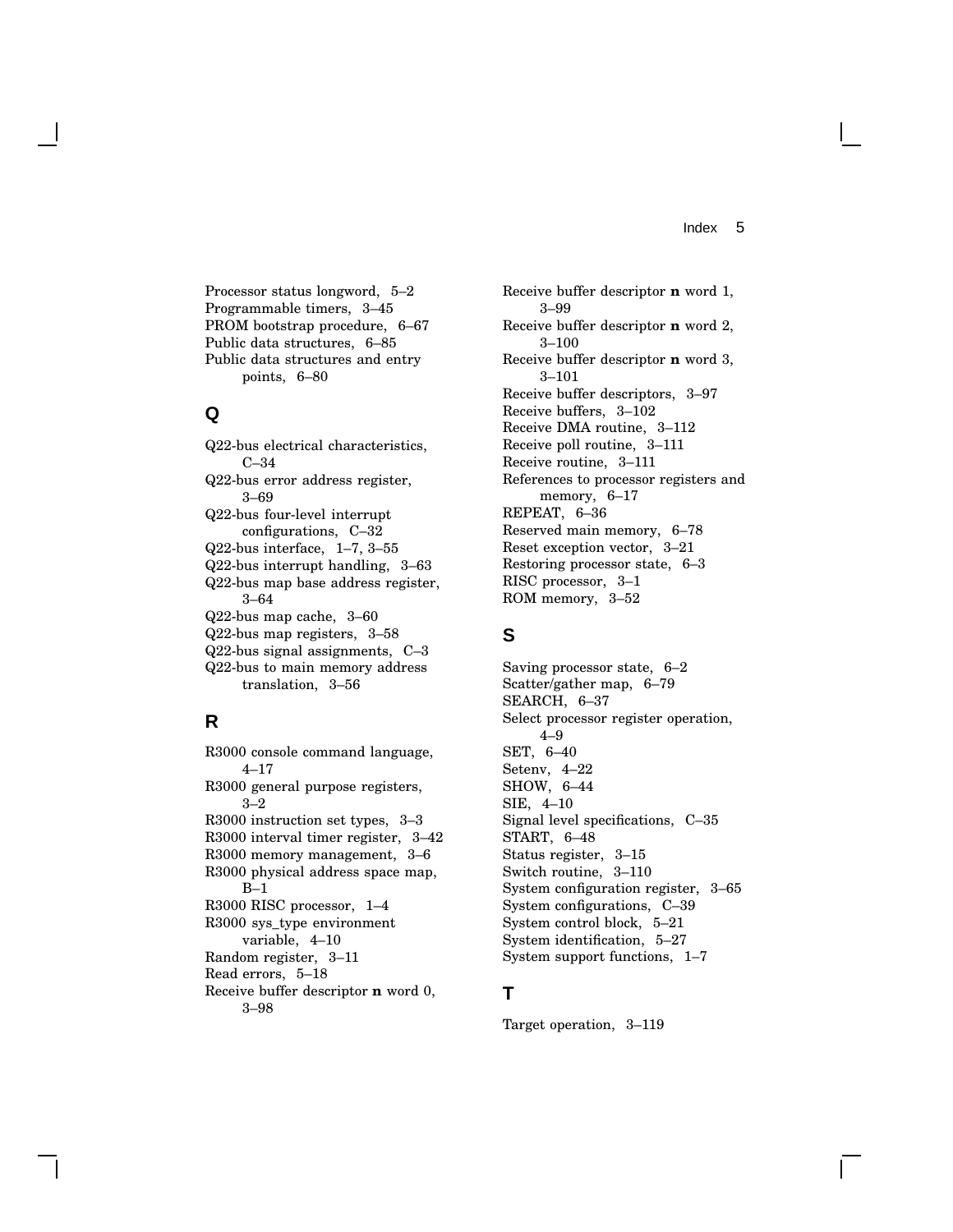Processor status longword, 5–2
Programmable timers, 3–45
PROM bootstrap procedure, 6–67
Public data structures, 6–85
Public data structures and entry points, 6–80

## Q

Q22-bus electrical characteristics, C–34
Q22-bus error address register, 3–69
Q22-bus four-level interrupt configurations, C–32
Q22-bus interface, 1–7, 3–55
Q22-bus interrupt handling, 3–63
Q22-bus map base address register, 3–64
Q22-bus map cache, 3–60
Q22-bus map registers, 3–58
Q22-bus signal assignments, C–3
Q22-bus to main memory address translation, 3–56

## R

R3000 console command language, 4–17
R3000 general purpose registers, 3–2
R3000 instruction set types, 3–3
R3000 interval timer register, 3–42
R3000 memory management, 3–6
R3000 physical address space map, B–1
R3000 RISC processor, 1–4
R3000 sys_type environment variable, 4–10
Random register, 3–11
Read errors, 5–18
Receive buffer descriptor **n** word 0, 3–98
Receive buffer descriptor **n** word 1, 3–99
Receive buffer descriptor **n** word 2, 3–100
Receive buffer descriptor **n** word 3, 3–101
Receive buffer descriptors, 3–97
Receive buffers, 3–102
Receive DMA routine, 3–112
Receive poll routine, 3–111
Receive routine, 3–111
References to processor registers and memory, 6–17
REPEAT, 6–36
Reserved main memory, 6–78
Reset exception vector, 3–21
Restoring processor state, 6–3
RISC processor, 3–1
ROM memory, 3–52

## S

Saving processor state, 6–2
Scatter/gather map, 6–79
SEARCH, 6–37
Select processor register operation, 4–9
SET, 6–40
Setenv, 4–22
SHOW, 6–44
SIE, 4–10
Signal level specifications, C–35
START, 6–48
Status register, 3–15
Switch routine, 3–110
System configuration register, 3–65
System configurations, C–39
System control block, 5–21
System identification, 5–27
System support functions, 1–7

## T

Target operation, 3–119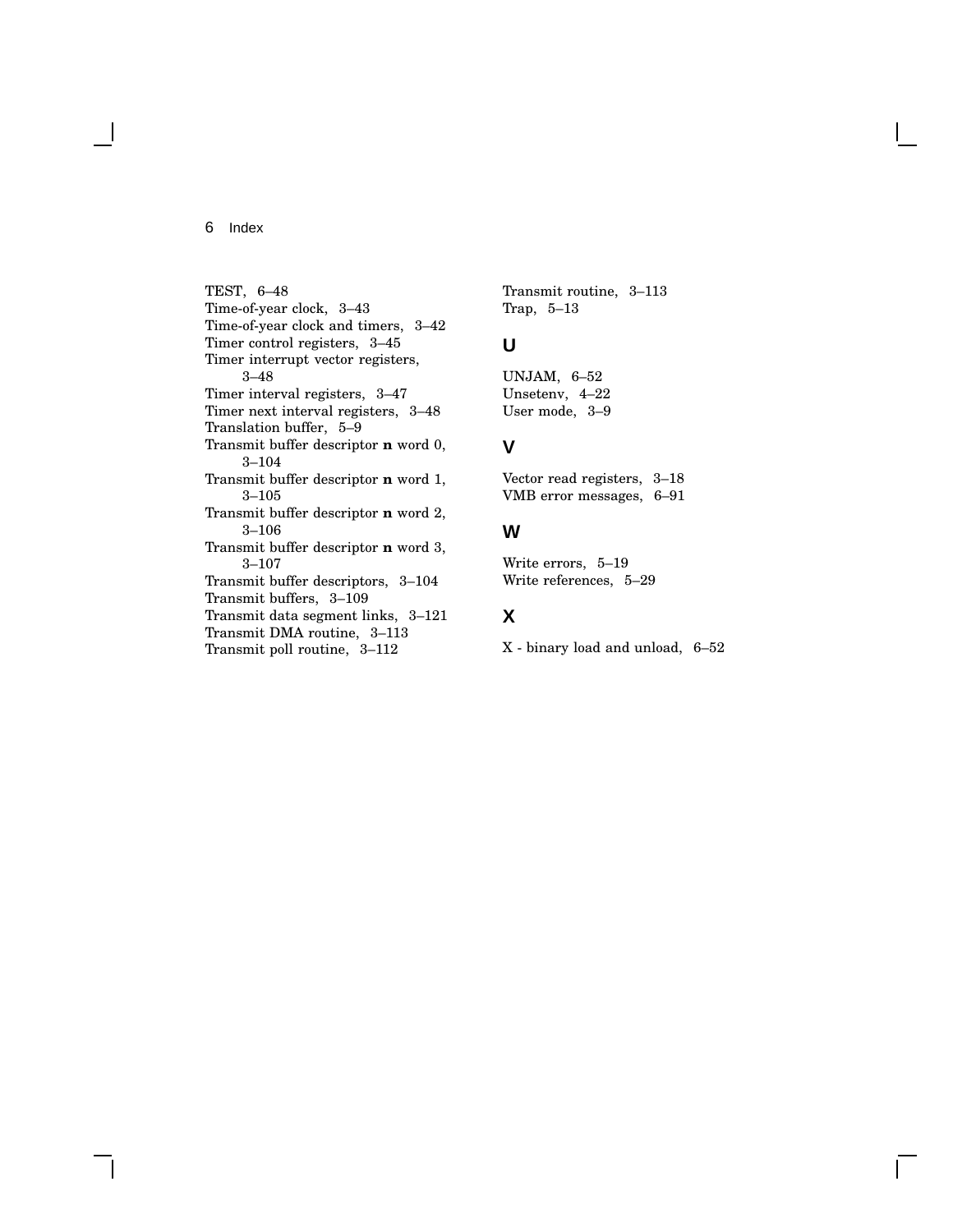TEST, 6–48
Time-of-year clock, 3–43
Time-of-year clock and timers, 3–42
Timer control registers, 3–45
Timer interrupt vector registers, 3–48
Timer interval registers, 3–47
Timer next interval registers, 3–48
Translation buffer, 5–9
Transmit buffer descriptor **n** word 0, 3–104
Transmit buffer descriptor **n** word 1, 3–105
Transmit buffer descriptor **n** word 2, 3–106
Transmit buffer descriptor **n** word 3, 3–107
Transmit buffer descriptors, 3–104
Transmit buffers, 3–109
Transmit data segment links, 3–121
Transmit DMA routine, 3–113
Transmit poll routine, 3–112
Transmit routine, 3–113
Trap, 5–13

## U

UNJAM, 6–52
Unsetenv, 4–22
User mode, 3–9

## V

Vector read registers, 3–18
VMB error messages, 6–91

## W

Write errors, 5–19
Write references, 5–29

## X

X - binary load and unload, 6–52